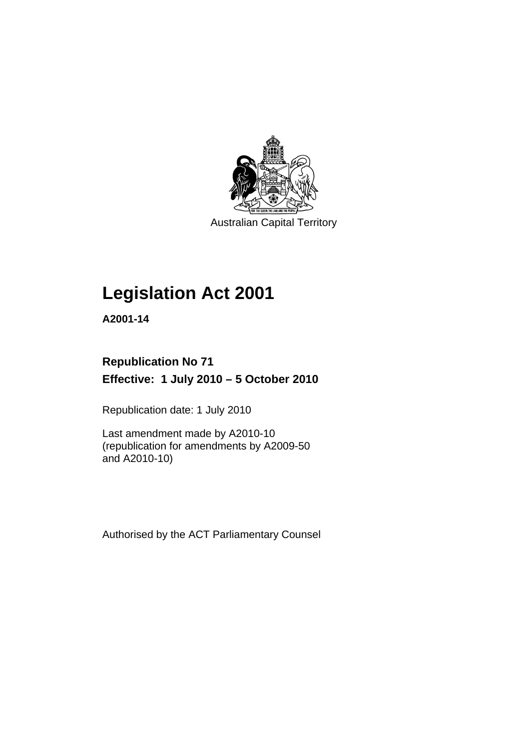Australian Capital Territory

# Legislation Act 2001

**A2001-14**

**Republication No 71**

**Effective: 1 July 2010 – 5 October 2010**

Republication date: 1 July 2010

Last amendment made by A2010-10 (republication for amendments by A2009-50 and A2010-10)

Authorised by the ACT Parliamentary Counsel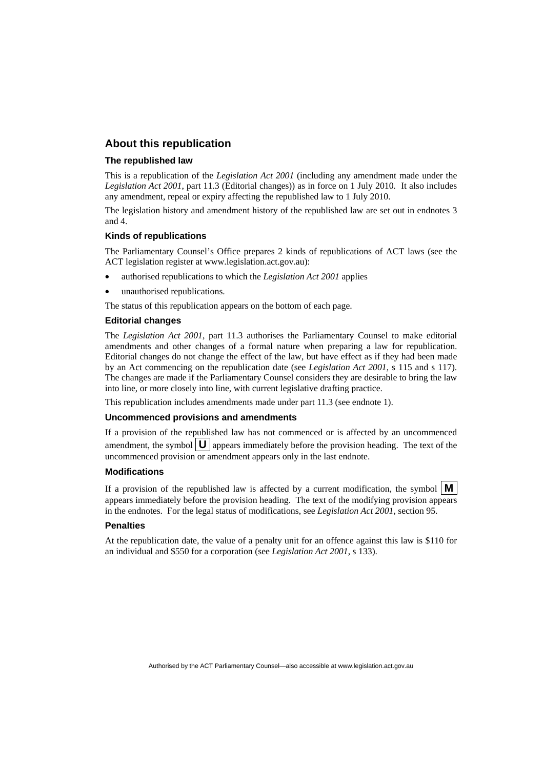## About this republication

### The republished law

This is a republication of the *Legislation Act 2001* (including any amendment made under the *Legislation Act 2001*, part 11.3 (Editorial changes)) as in force on 1 July 2010. It also includes any amendment, repeal or expiry affecting the republished law to 1 July 2010.

The legislation history and amendment history of the republished law are set out in endnotes 3 and 4.

### Kinds of republications

The Parliamentary Counsel's Office prepares 2 kinds of republications of ACT laws (see the ACT legislation register at www.legislation.act.gov.au):

- authorised republications to which the *Legislation Act 2001* applies
- unauthorised republications.

The status of this republication appears on the bottom of each page.

### Editorial changes

The *Legislation Act 2001*, part 11.3 authorises the Parliamentary Counsel to make editorial amendments and other changes of a formal nature when preparing a law for republication. Editorial changes do not change the effect of the law, but have effect as if they had been made by an Act commencing on the republication date (see *Legislation Act 2001*, s 115 and s 117). The changes are made if the Parliamentary Counsel considers they are desirable to bring the law into line, or more closely into line, with current legislative drafting practice.

This republication includes amendments made under part 11.3 (see endnote 1).

### Uncommenced provisions and amendments

If a provision of the republished law has not commenced or is affected by an uncommenced amendment, the symbol **U** appears immediately before the provision heading. The text of the uncommenced provision or amendment appears only in the last endnote.

### Modifications

If a provision of the republished law is affected by a current modification, the symbol **M** appears immediately before the provision heading. The text of the modifying provision appears in the endnotes. For the legal status of modifications, see *Legislation Act 2001*, section 95.

### Penalties

At the republication date, the value of a penalty unit for an offence against this law is $110 for an individual and $550 for a corporation (see *Legislation Act 2001*, s 133).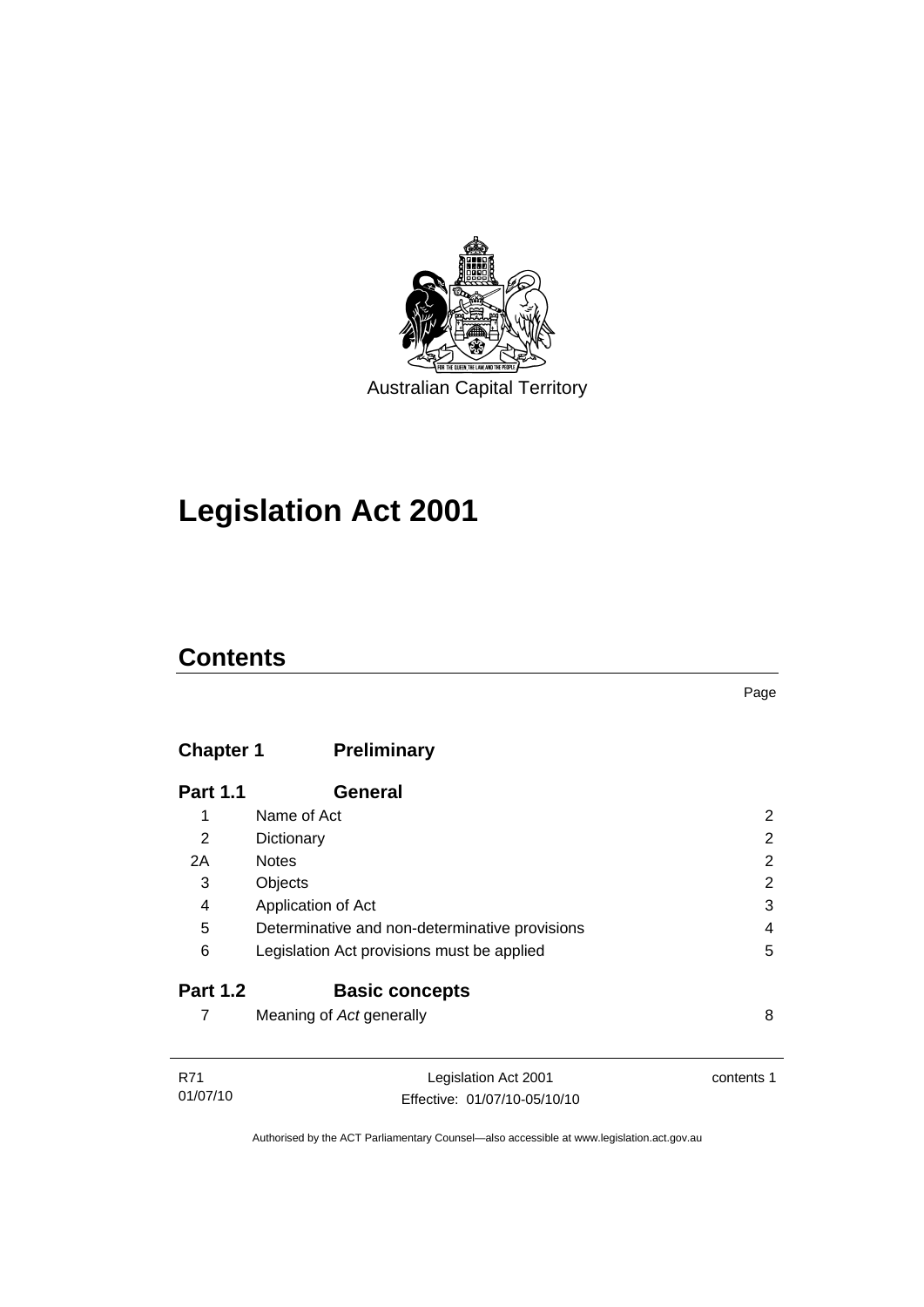Australian Capital Territory

# Legislation Act 2001

## Contents

Page

| | | |
|---|---|---|
| **Chapter 1** | **Preliminary** | |
| **Part 1.1** | **General** | |
| 1 | Name of Act | 2 |
| 2 | Dictionary | 2 |
| 2A | Notes | 2 |
| 3 | Objects | 2 |
| 4 | Application of Act | 3 |
| 5 | Determinative and non-determinative provisions | 4 |
| 6 | Legislation Act provisions must be applied | 5 |
| **Part 1.2** | **Basic concepts** | |
| 7 | Meaning of *Act* generally | 8 |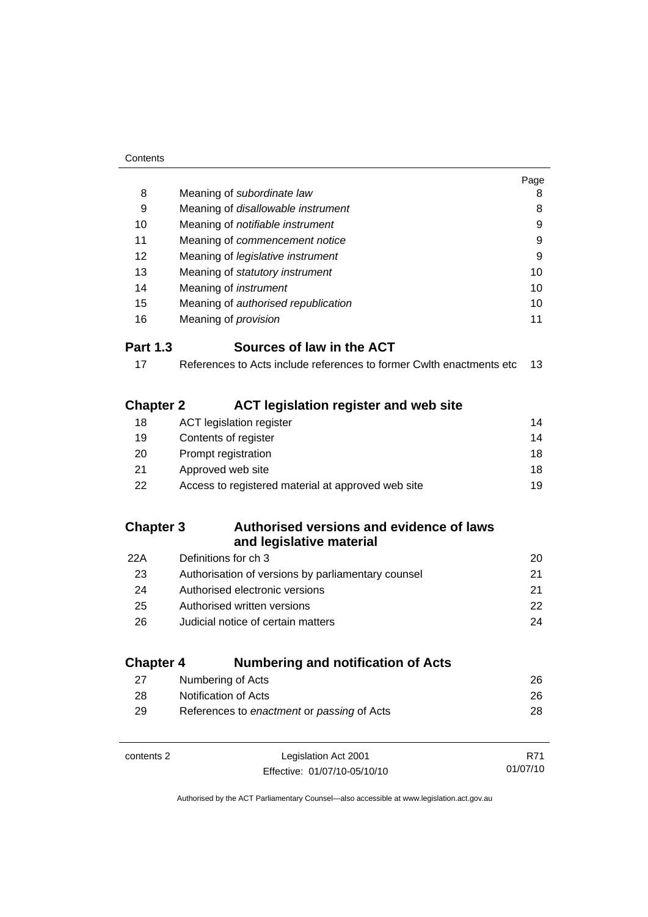| | | Page |
|---|---|---|
| 8 | Meaning of *subordinate law* | 8 |
| 9 | Meaning of *disallowable instrument* | 8 |
| 10 | Meaning of *notifiable instrument* | 9 |
| 11 | Meaning of *commencement notice* | 9 |
| 12 | Meaning of *legislative instrument* | 9 |
| 13 | Meaning of *statutory instrument* | 10 |
| 14 | Meaning of *instrument* | 10 |
| 15 | Meaning of *authorised republication* | 10 |
| 16 | Meaning of *provision* | 11 |

## Part 1.3 Sources of law in the ACT

| | | |
|---|---|---|
| 17 | References to Acts include references to former Cwlth enactments etc | 13 |

## Chapter 2 ACT legislation register and web site

| | | |
|---|---|---|
| 18 | ACT legislation register | 14 |
| 19 | Contents of register | 14 |
| 20 | Prompt registration | 18 |
| 21 | Approved web site | 18 |
| 22 | Access to registered material at approved web site | 19 |

## Chapter 3 Authorised versions and evidence of laws and legislative material

| | | |
|---|---|---|
| 22A | Definitions for ch 3 | 20 |
| 23 | Authorisation of versions by parliamentary counsel | 21 |
| 24 | Authorised electronic versions | 21 |
| 25 | Authorised written versions | 22 |
| 26 | Judicial notice of certain matters | 24 |

## Chapter 4 Numbering and notification of Acts

| | | |
|---|---|---|
| 27 | Numbering of Acts | 26 |
| 28 | Notification of Acts | 26 |
| 29 | References to *enactment* or *passing* of Acts | 28 |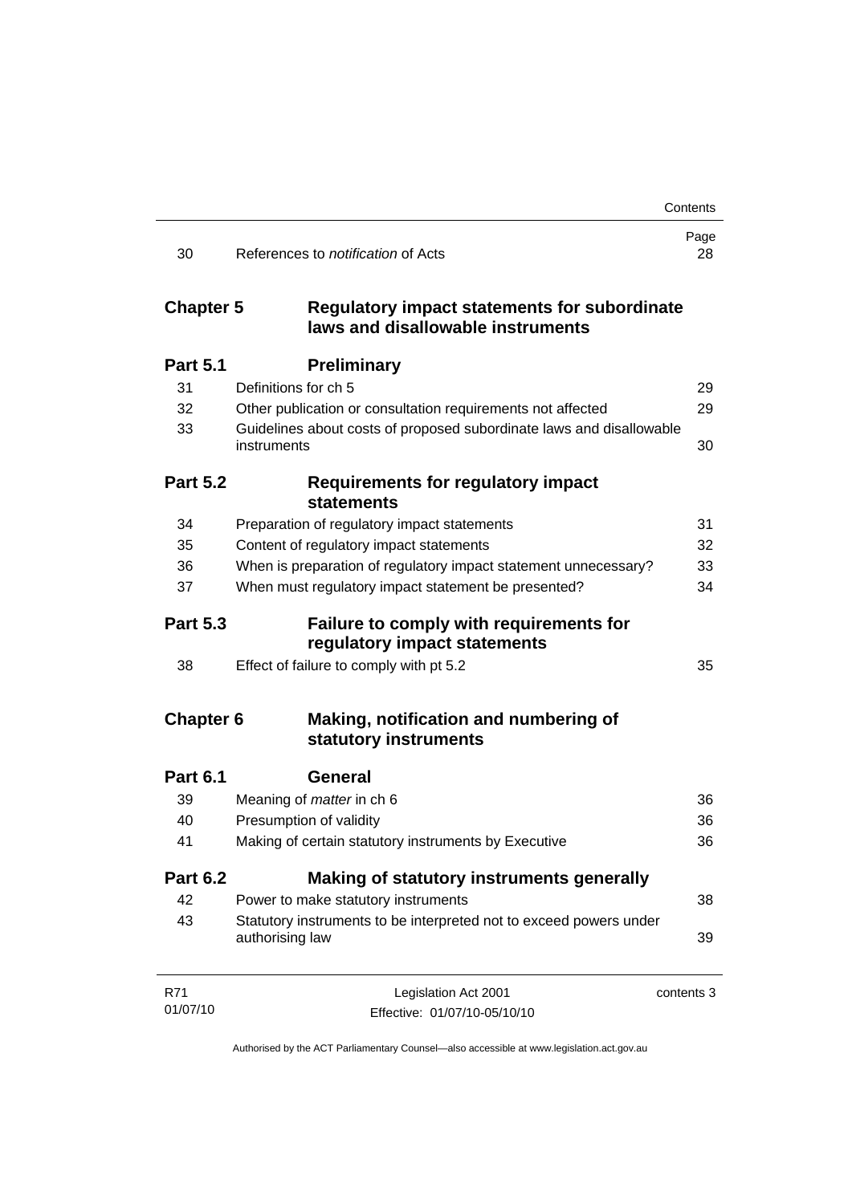| | | Page |
|---|---|---|
| 30 | References to *notification* of Acts | 28 |
| **Chapter 5** | **Regulatory impact statements for subordinate laws and disallowable instruments** | |
| **Part 5.1** | **Preliminary** | |
| 31 | Definitions for ch 5 | 29 |
| 32 | Other publication or consultation requirements not affected | 29 |
| 33 | Guidelines about costs of proposed subordinate laws and disallowable instruments | 30 |
| **Part 5.2** | **Requirements for regulatory impact statements** | |
| 34 | Preparation of regulatory impact statements | 31 |
| 35 | Content of regulatory impact statements | 32 |
| 36 | When is preparation of regulatory impact statement unnecessary? | 33 |
| 37 | When must regulatory impact statement be presented? | 34 |
| **Part 5.3** | **Failure to comply with requirements for regulatory impact statements** | |
| 38 | Effect of failure to comply with pt 5.2 | 35 |
| **Chapter 6** | **Making, notification and numbering of statutory instruments** | |
| **Part 6.1** | **General** | |
| 39 | Meaning of *matter* in ch 6 | 36 |
| 40 | Presumption of validity | 36 |
| 41 | Making of certain statutory instruments by Executive | 36 |
| **Part 6.2** | **Making of statutory instruments generally** | |
| 42 | Power to make statutory instruments | 38 |
| 43 | Statutory instruments to be interpreted not to exceed powers under authorising law | 39 |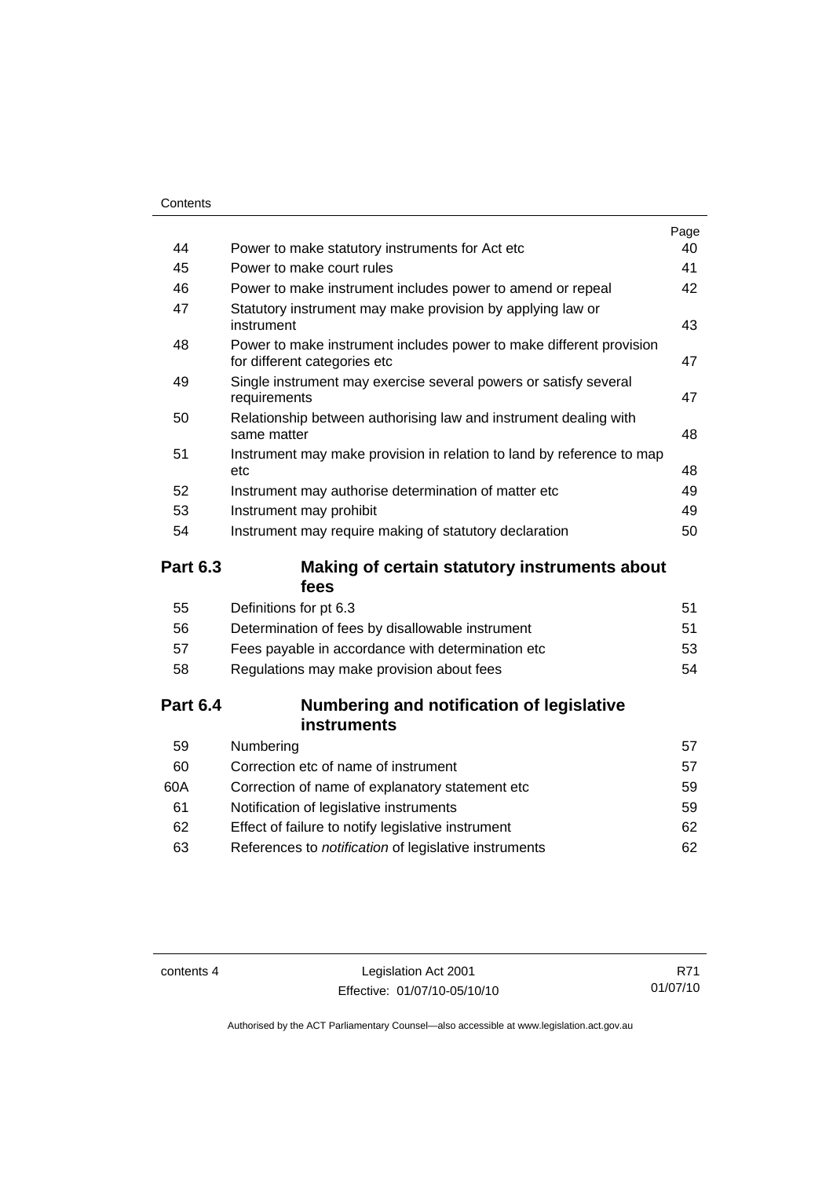| | | Page |
|---|---|---|
| 44 | Power to make statutory instruments for Act etc | 40 |
| 45 | Power to make court rules | 41 |
| 46 | Power to make instrument includes power to amend or repeal | 42 |
| 47 | Statutory instrument may make provision by applying law or instrument | 43 |
| 48 | Power to make instrument includes power to make different provision for different categories etc | 47 |
| 49 | Single instrument may exercise several powers or satisfy several requirements | 47 |
| 50 | Relationship between authorising law and instrument dealing with same matter | 48 |
| 51 | Instrument may make provision in relation to land by reference to map etc | 48 |
| 52 | Instrument may authorise determination of matter etc | 49 |
| 53 | Instrument may prohibit | 49 |
| 54 | Instrument may require making of statutory declaration | 50 |

## Part 6.3 Making of certain statutory instruments about fees

| | | |
|---|---|---|
| 55 | Definitions for pt 6.3 | 51 |
| 56 | Determination of fees by disallowable instrument | 51 |
| 57 | Fees payable in accordance with determination etc | 53 |
| 58 | Regulations may make provision about fees | 54 |

## Part 6.4 Numbering and notification of legislative instruments

| | | |
|---|---|---|
| 59 | Numbering | 57 |
| 60 | Correction etc of name of instrument | 57 |
| 60A | Correction of name of explanatory statement etc | 59 |
| 61 | Notification of legislative instruments | 59 |
| 62 | Effect of failure to notify legislative instrument | 62 |
| 63 | References to *notification* of legislative instruments | 62 |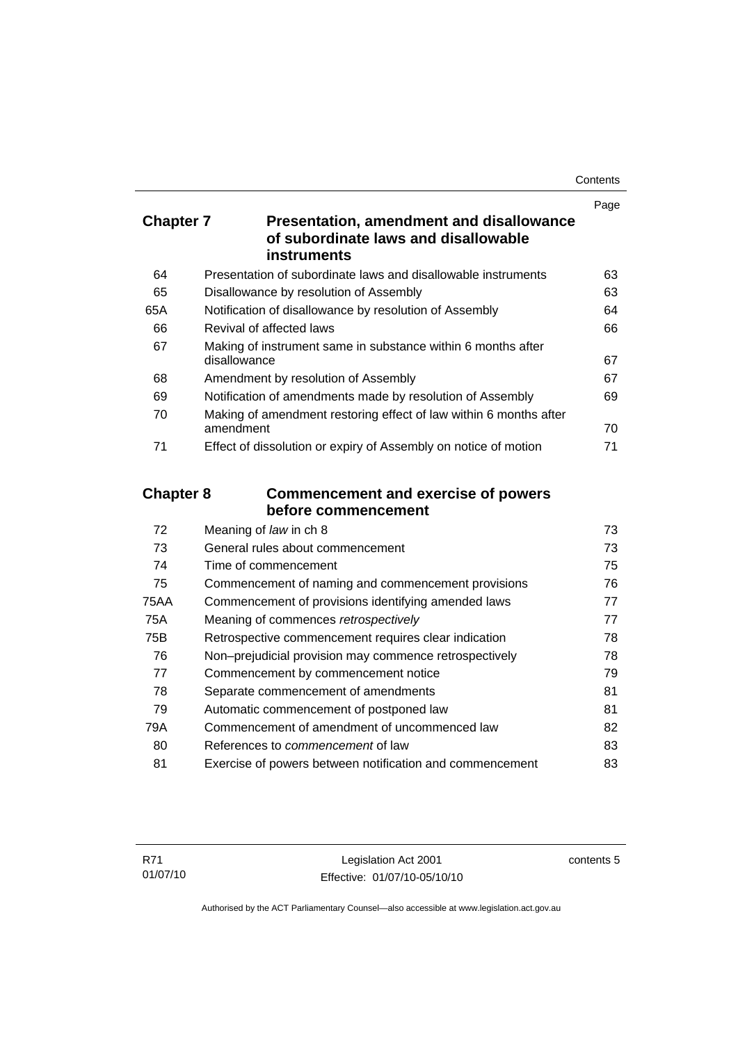| | | Page |
|---|---|---|
| **Chapter 7** | **Presentation, amendment and disallowance of subordinate laws and disallowable instruments** | |
| 64 | Presentation of subordinate laws and disallowable instruments | 63 |
| 65 | Disallowance by resolution of Assembly | 63 |
| 65A | Notification of disallowance by resolution of Assembly | 64 |
| 66 | Revival of affected laws | 66 |
| 67 | Making of instrument same in substance within 6 months after disallowance | 67 |
| 68 | Amendment by resolution of Assembly | 67 |
| 69 | Notification of amendments made by resolution of Assembly | 69 |
| 70 | Making of amendment restoring effect of law within 6 months after amendment | 70 |
| 71 | Effect of dissolution or expiry of Assembly on notice of motion | 71 |
| **Chapter 8** | **Commencement and exercise of powers before commencement** | |
| 72 | Meaning of *law* in ch 8 | 73 |
| 73 | General rules about commencement | 73 |
| 74 | Time of commencement | 75 |
| 75 | Commencement of naming and commencement provisions | 76 |
| 75AA | Commencement of provisions identifying amended laws | 77 |
| 75A | Meaning of commences *retrospectively* | 77 |
| 75B | Retrospective commencement requires clear indication | 78 |
| 76 | Non–prejudicial provision may commence retrospectively | 78 |
| 77 | Commencement by commencement notice | 79 |
| 78 | Separate commencement of amendments | 81 |
| 79 | Automatic commencement of postponed law | 81 |
| 79A | Commencement of amendment of uncommenced law | 82 |
| 80 | References to *commencement* of law | 83 |
| 81 | Exercise of powers between notification and commencement | 83 |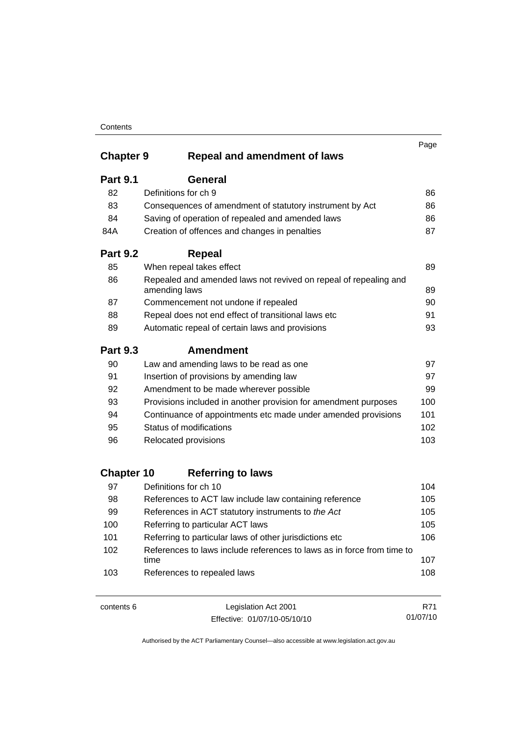| | | Page |
|---|---|---|
| **Chapter 9** | **Repeal and amendment of laws** | |
| **Part 9.1** | **General** | |
| 82 | Definitions for ch 9 | 86 |
| 83 | Consequences of amendment of statutory instrument by Act | 86 |
| 84 | Saving of operation of repealed and amended laws | 86 |
| 84A | Creation of offences and changes in penalties | 87 |
| **Part 9.2** | **Repeal** | |
| 85 | When repeal takes effect | 89 |
| 86 | Repealed and amended laws not revived on repeal of repealing and amending laws | 89 |
| 87 | Commencement not undone if repealed | 90 |
| 88 | Repeal does not end effect of transitional laws etc | 91 |
| 89 | Automatic repeal of certain laws and provisions | 93 |
| **Part 9.3** | **Amendment** | |
| 90 | Law and amending laws to be read as one | 97 |
| 91 | Insertion of provisions by amending law | 97 |
| 92 | Amendment to be made wherever possible | 99 |
| 93 | Provisions included in another provision for amendment purposes | 100 |
| 94 | Continuance of appointments etc made under amended provisions | 101 |
| 95 | Status of modifications | 102 |
| 96 | Relocated provisions | 103 |
| **Chapter 10** | **Referring to laws** | |
| 97 | Definitions for ch 10 | 104 |
| 98 | References to ACT law include law containing reference | 105 |
| 99 | References in ACT statutory instruments to *the Act* | 105 |
| 100 | Referring to particular ACT laws | 105 |
| 101 | Referring to particular laws of other jurisdictions etc | 106 |
| 102 | References to laws include references to laws as in force from time to time | 107 |
| 103 | References to repealed laws | 108 |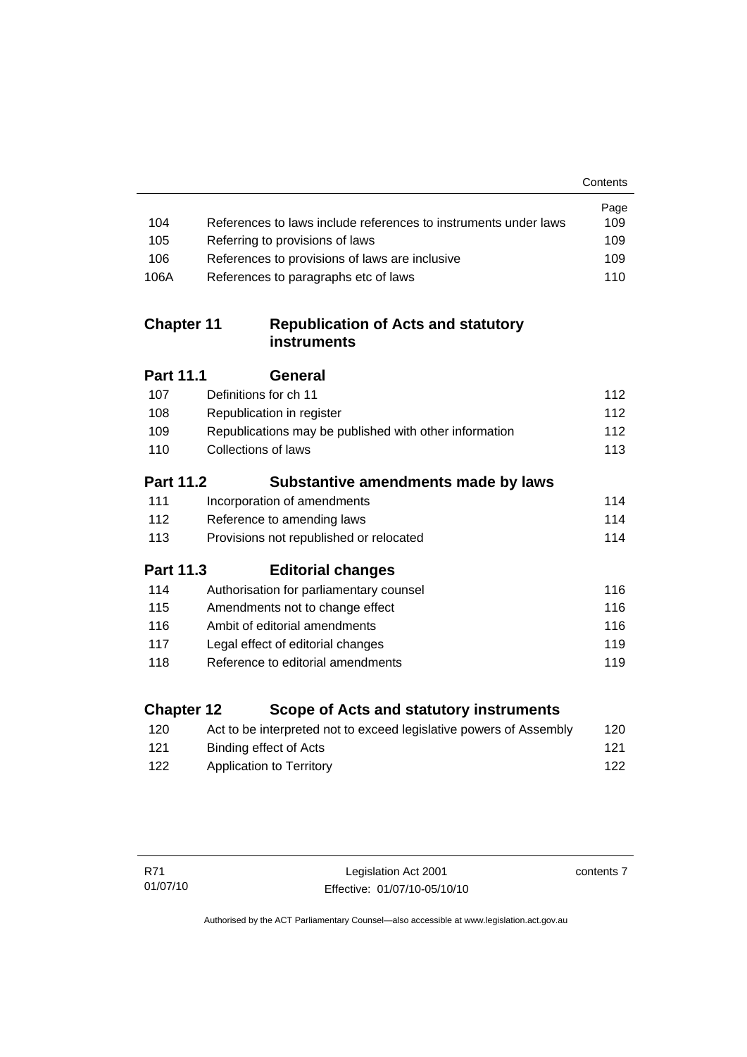| | | Page |
|---|---|---|
| 104 | References to laws include references to instruments under laws | 109 |
| 105 | Referring to provisions of laws | 109 |
| 106 | References to provisions of laws are inclusive | 109 |
| 106A | References to paragraphs etc of laws | 110 |

## Chapter 11 Republication of Acts and statutory instruments

### Part 11.1 General

| | | |
|---|---|---|
| 107 | Definitions for ch 11 | 112 |
| 108 | Republication in register | 112 |
| 109 | Republications may be published with other information | 112 |
| 110 | Collections of laws | 113 |

### Part 11.2 Substantive amendments made by laws

| | | |
|---|---|---|
| 111 | Incorporation of amendments | 114 |
| 112 | Reference to amending laws | 114 |
| 113 | Provisions not republished or relocated | 114 |

### Part 11.3 Editorial changes

| | | |
|---|---|---|
| 114 | Authorisation for parliamentary counsel | 116 |
| 115 | Amendments not to change effect | 116 |
| 116 | Ambit of editorial amendments | 116 |
| 117 | Legal effect of editorial changes | 119 |
| 118 | Reference to editorial amendments | 119 |

## Chapter 12 Scope of Acts and statutory instruments

| | | |
|---|---|---|
| 120 | Act to be interpreted not to exceed legislative powers of Assembly | 120 |
| 121 | Binding effect of Acts | 121 |
| 122 | Application to Territory | 122 |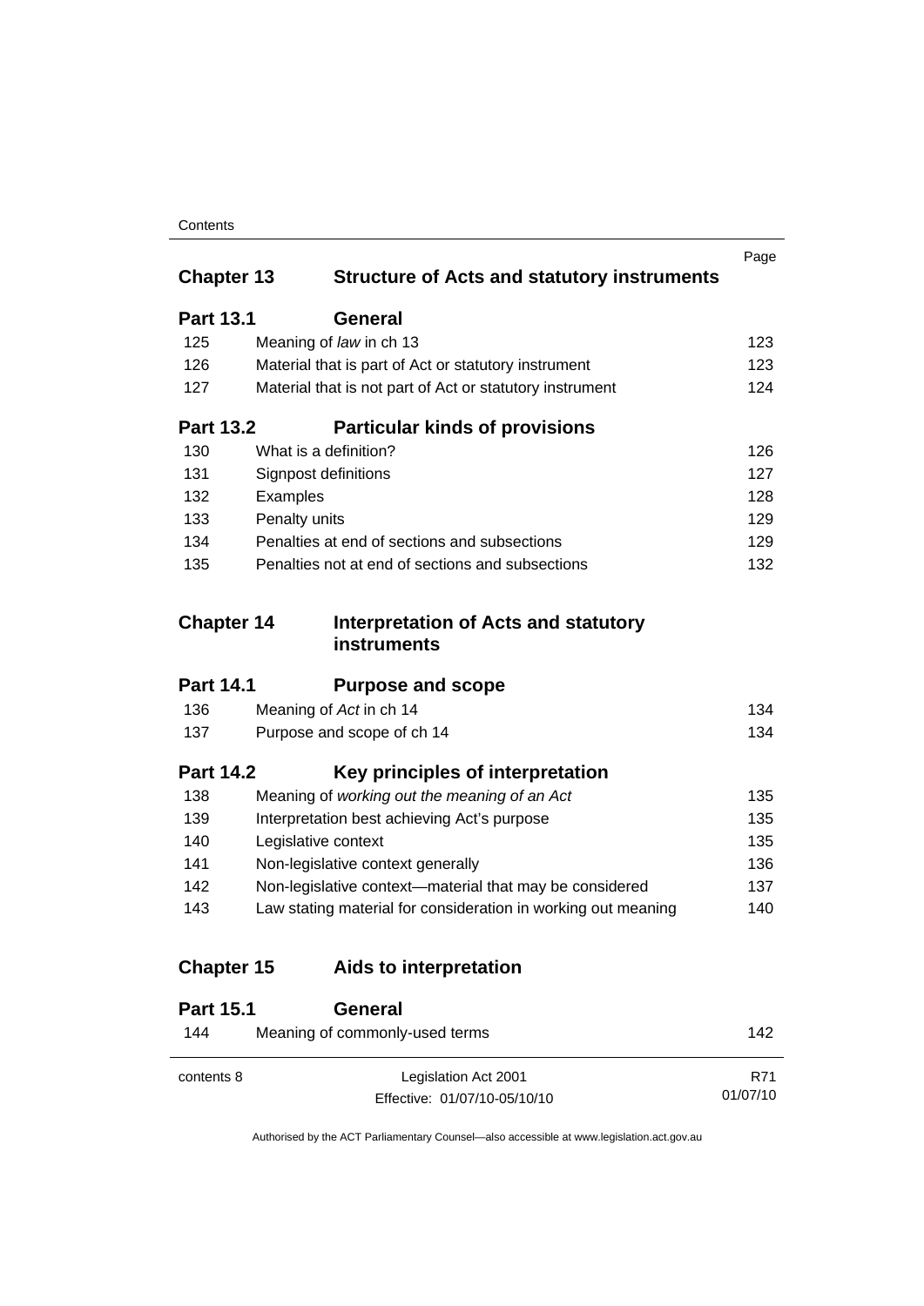| | | Page |
|---|---|---|
| **Chapter 13** | **Structure of Acts and statutory instruments** | |
| **Part 13.1** | **General** | |
| 125 | Meaning of *law* in ch 13 | 123 |
| 126 | Material that is part of Act or statutory instrument | 123 |
| 127 | Material that is not part of Act or statutory instrument | 124 |
| **Part 13.2** | **Particular kinds of provisions** | |
| 130 | What is a definition? | 126 |
| 131 | Signpost definitions | 127 |
| 132 | Examples | 128 |
| 133 | Penalty units | 129 |
| 134 | Penalties at end of sections and subsections | 129 |
| 135 | Penalties not at end of sections and subsections | 132 |
| **Chapter 14** | **Interpretation of Acts and statutory instruments** | |
| **Part 14.1** | **Purpose and scope** | |
| 136 | Meaning of *Act* in ch 14 | 134 |
| 137 | Purpose and scope of ch 14 | 134 |
| **Part 14.2** | **Key principles of interpretation** | |
| 138 | Meaning of *working out the meaning of an Act* | 135 |
| 139 | Interpretation best achieving Act's purpose | 135 |
| 140 | Legislative context | 135 |
| 141 | Non-legislative context generally | 136 |
| 142 | Non-legislative context—material that may be considered | 137 |
| 143 | Law stating material for consideration in working out meaning | 140 |
| **Chapter 15** | **Aids to interpretation** | |
| **Part 15.1** | **General** | |
| 144 | Meaning of commonly-used terms | 142 |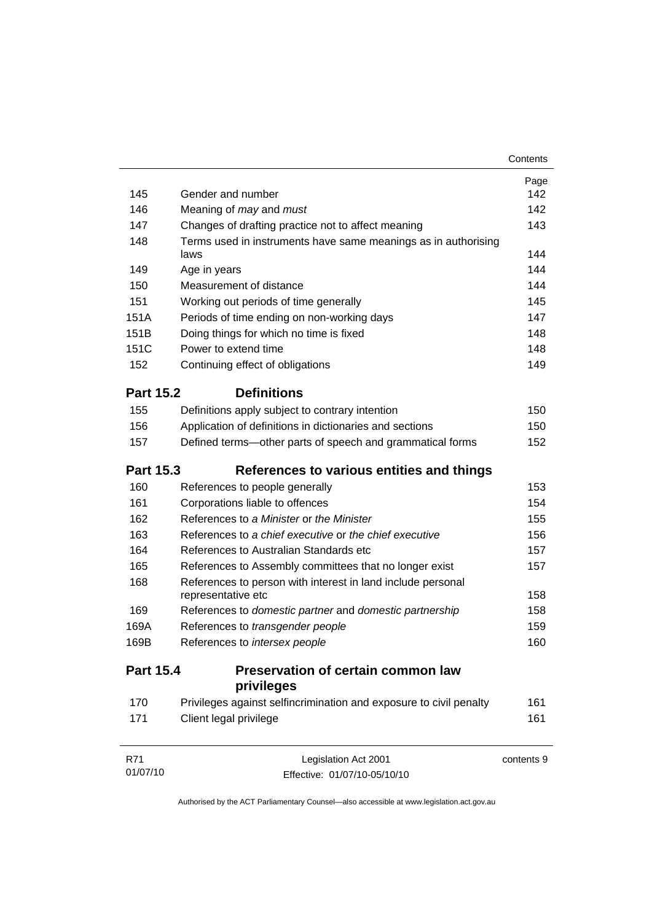| | | Page |
|---|---|---|
| 145 | Gender and number | 142 |
| 146 | Meaning of *may* and *must* | 142 |
| 147 | Changes of drafting practice not to affect meaning | 143 |
| 148 | Terms used in instruments have same meanings as in authorising laws | 144 |
| 149 | Age in years | 144 |
| 150 | Measurement of distance | 144 |
| 151 | Working out periods of time generally | 145 |
| 151A | Periods of time ending on non-working days | 147 |
| 151B | Doing things for which no time is fixed | 148 |
| 151C | Power to extend time | 148 |
| 152 | Continuing effect of obligations | 149 |

## Part 15.2 Definitions

| | | |
|---|---|---|
| 155 | Definitions apply subject to contrary intention | 150 |
| 156 | Application of definitions in dictionaries and sections | 150 |
| 157 | Defined terms—other parts of speech and grammatical forms | 152 |

## Part 15.3 References to various entities and things

| | | |
|---|---|---|
| 160 | References to people generally | 153 |
| 161 | Corporations liable to offences | 154 |
| 162 | References to *a Minister* or *the Minister* | 155 |
| 163 | References to *a chief executive* or *the chief executive* | 156 |
| 164 | References to Australian Standards etc | 157 |
| 165 | References to Assembly committees that no longer exist | 157 |
| 168 | References to person with interest in land include personal representative etc | 158 |
| 169 | References to *domestic partner* and *domestic partnership* | 158 |
| 169A | References to *transgender people* | 159 |
| 169B | References to *intersex people* | 160 |

## Part 15.4 Preservation of certain common law privileges

| | | |
|---|---|---|
| 170 | Privileges against selfincrimination and exposure to civil penalty | 161 |
| 171 | Client legal privilege | 161 |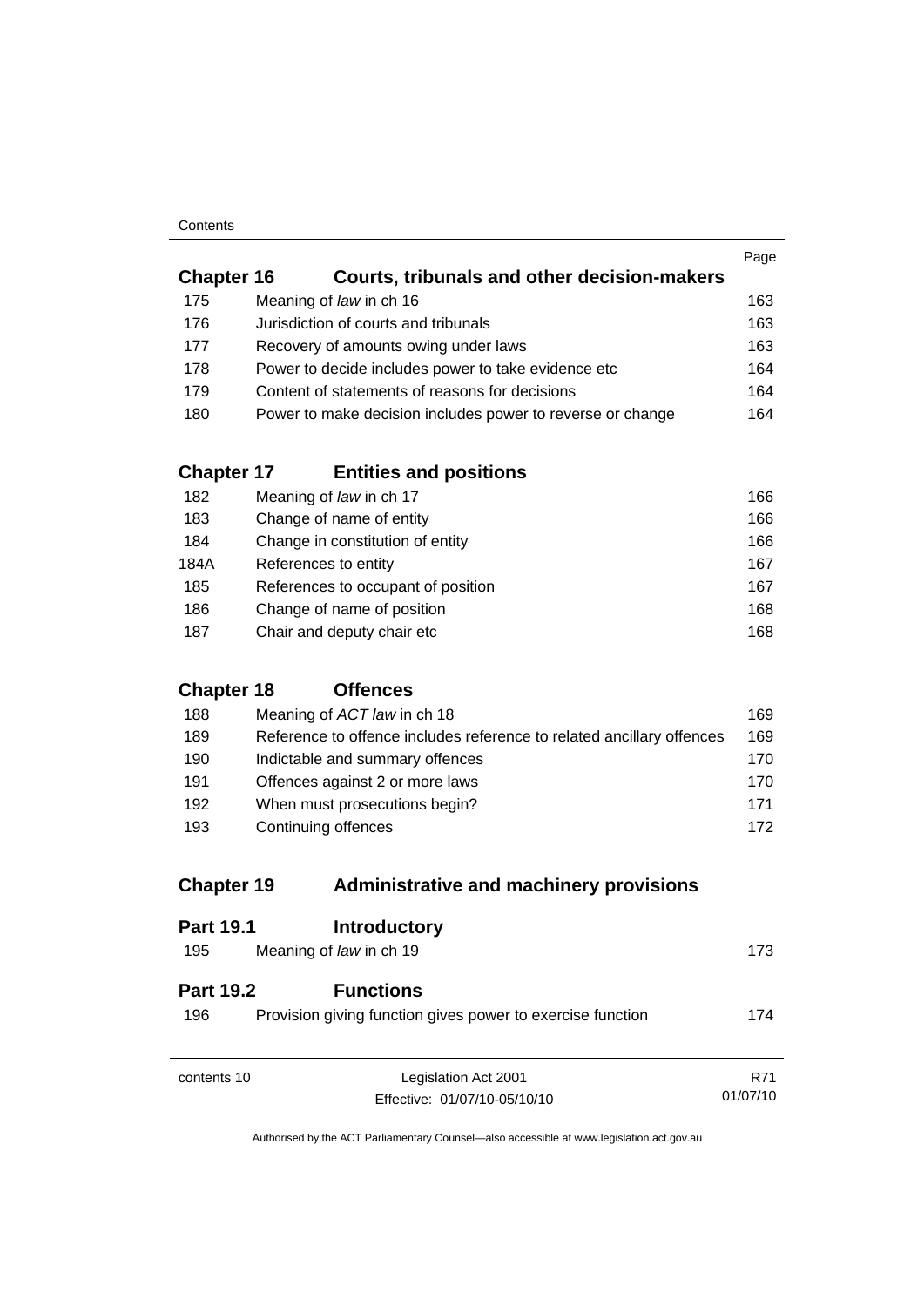| | | Page |
|---|---|---|
| **Chapter 16** | **Courts, tribunals and other decision-makers** | |
| 175 | Meaning of *law* in ch 16 | 163 |
| 176 | Jurisdiction of courts and tribunals | 163 |
| 177 | Recovery of amounts owing under laws | 163 |
| 178 | Power to decide includes power to take evidence etc | 164 |
| 179 | Content of statements of reasons for decisions | 164 |
| 180 | Power to make decision includes power to reverse or change | 164 |
| **Chapter 17** | **Entities and positions** | |
| 182 | Meaning of *law* in ch 17 | 166 |
| 183 | Change of name of entity | 166 |
| 184 | Change in constitution of entity | 166 |
| 184A | References to entity | 167 |
| 185 | References to occupant of position | 167 |
| 186 | Change of name of position | 168 |
| 187 | Chair and deputy chair etc | 168 |
| **Chapter 18** | **Offences** | |
| 188 | Meaning of *ACT law* in ch 18 | 169 |
| 189 | Reference to offence includes reference to related ancillary offences | 169 |
| 190 | Indictable and summary offences | 170 |
| 191 | Offences against 2 or more laws | 170 |
| 192 | When must prosecutions begin? | 171 |
| 193 | Continuing offences | 172 |
| **Chapter 19** | **Administrative and machinery provisions** | |
| **Part 19.1** | **Introductory** | |
| 195 | Meaning of *law* in ch 19 | 173 |
| **Part 19.2** | **Functions** | |
| 196 | Provision giving function gives power to exercise function | 174 |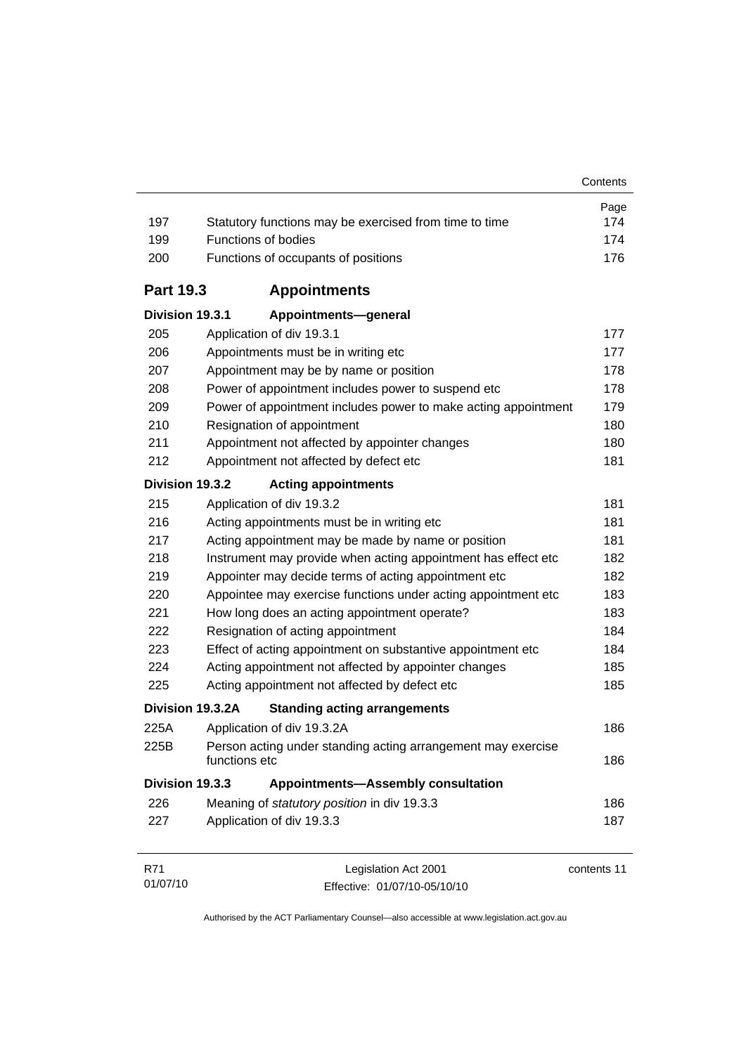| | | Page |
|---|---|---|
| 197 | Statutory functions may be exercised from time to time | 174 |
| 199 | Functions of bodies | 174 |
| 200 | Functions of occupants of positions | 176 |

## Part 19.3 Appointments

### Division 19.3.1 Appointments—general

| | | |
|---|---|---|
| 205 | Application of div 19.3.1 | 177 |
| 206 | Appointments must be in writing etc | 177 |
| 207 | Appointment may be by name or position | 178 |
| 208 | Power of appointment includes power to suspend etc | 178 |
| 209 | Power of appointment includes power to make acting appointment | 179 |
| 210 | Resignation of appointment | 180 |
| 211 | Appointment not affected by appointer changes | 180 |
| 212 | Appointment not affected by defect etc | 181 |

### Division 19.3.2 Acting appointments

| | | |
|---|---|---|
| 215 | Application of div 19.3.2 | 181 |
| 216 | Acting appointments must be in writing etc | 181 |
| 217 | Acting appointment may be made by name or position | 181 |
| 218 | Instrument may provide when acting appointment has effect etc | 182 |
| 219 | Appointer may decide terms of acting appointment etc | 182 |
| 220 | Appointee may exercise functions under acting appointment etc | 183 |
| 221 | How long does an acting appointment operate? | 183 |
| 222 | Resignation of acting appointment | 184 |
| 223 | Effect of acting appointment on substantive appointment etc | 184 |
| 224 | Acting appointment not affected by appointer changes | 185 |
| 225 | Acting appointment not affected by defect etc | 185 |

### Division 19.3.2A Standing acting arrangements

| | | |
|---|---|---|
| 225A | Application of div 19.3.2A | 186 |
| 225B | Person acting under standing acting arrangement may exercise functions etc | 186 |

### Division 19.3.3 Appointments—Assembly consultation

| | | |
|---|---|---|
| 226 | Meaning of *statutory position* in div 19.3.3 | 186 |
| 227 | Application of div 19.3.3 | 187 |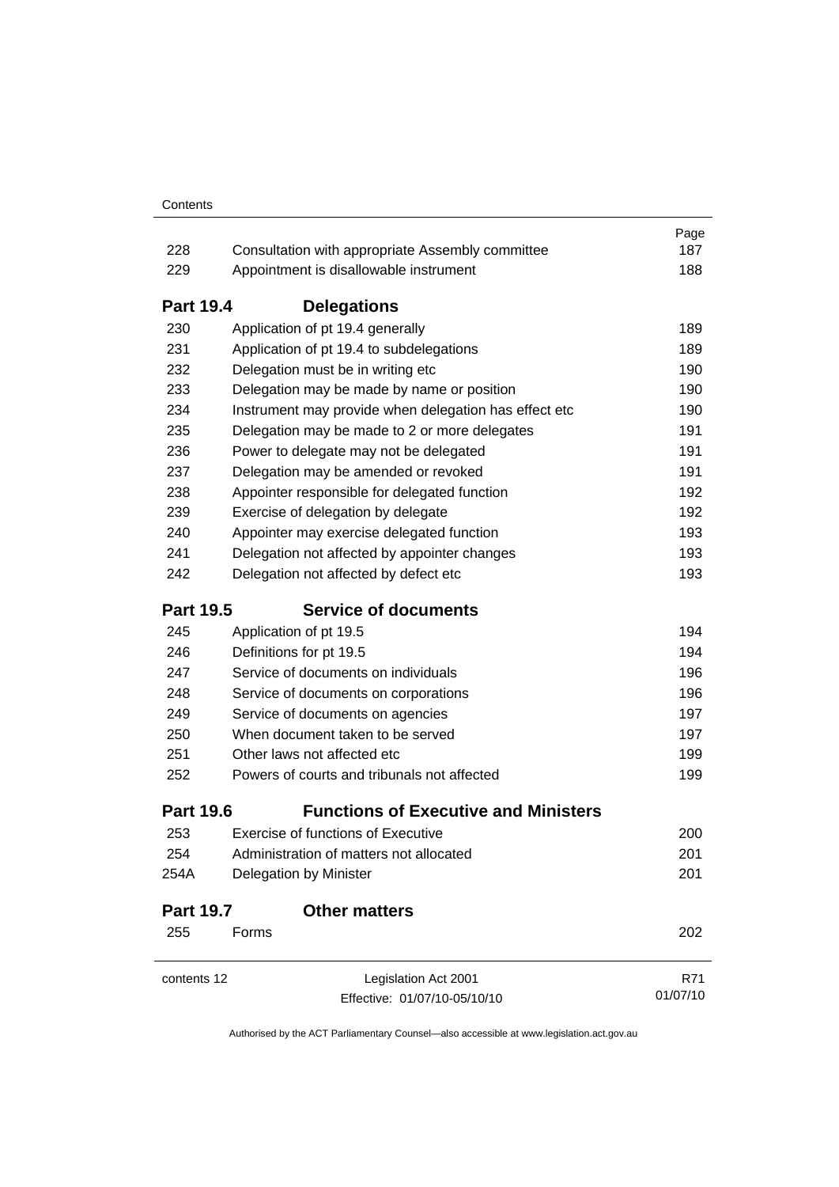| | | Page |
|---|---|---|
| 228 | Consultation with appropriate Assembly committee | 187 |
| 229 | Appointment is disallowable instrument | 188 |
| **Part 19.4** | **Delegations** | |
| 230 | Application of pt 19.4 generally | 189 |
| 231 | Application of pt 19.4 to subdelegations | 189 |
| 232 | Delegation must be in writing etc | 190 |
| 233 | Delegation may be made by name or position | 190 |
| 234 | Instrument may provide when delegation has effect etc | 190 |
| 235 | Delegation may be made to 2 or more delegates | 191 |
| 236 | Power to delegate may not be delegated | 191 |
| 237 | Delegation may be amended or revoked | 191 |
| 238 | Appointer responsible for delegated function | 192 |
| 239 | Exercise of delegation by delegate | 192 |
| 240 | Appointer may exercise delegated function | 193 |
| 241 | Delegation not affected by appointer changes | 193 |
| 242 | Delegation not affected by defect etc | 193 |
| **Part 19.5** | **Service of documents** | |
| 245 | Application of pt 19.5 | 194 |
| 246 | Definitions for pt 19.5 | 194 |
| 247 | Service of documents on individuals | 196 |
| 248 | Service of documents on corporations | 196 |
| 249 | Service of documents on agencies | 197 |
| 250 | When document taken to be served | 197 |
| 251 | Other laws not affected etc | 199 |
| 252 | Powers of courts and tribunals not affected | 199 |
| **Part 19.6** | **Functions of Executive and Ministers** | |
| 253 | Exercise of functions of Executive | 200 |
| 254 | Administration of matters not allocated | 201 |
| 254A | Delegation by Minister | 201 |
| **Part 19.7** | **Other matters** | |
| 255 | Forms | 202 |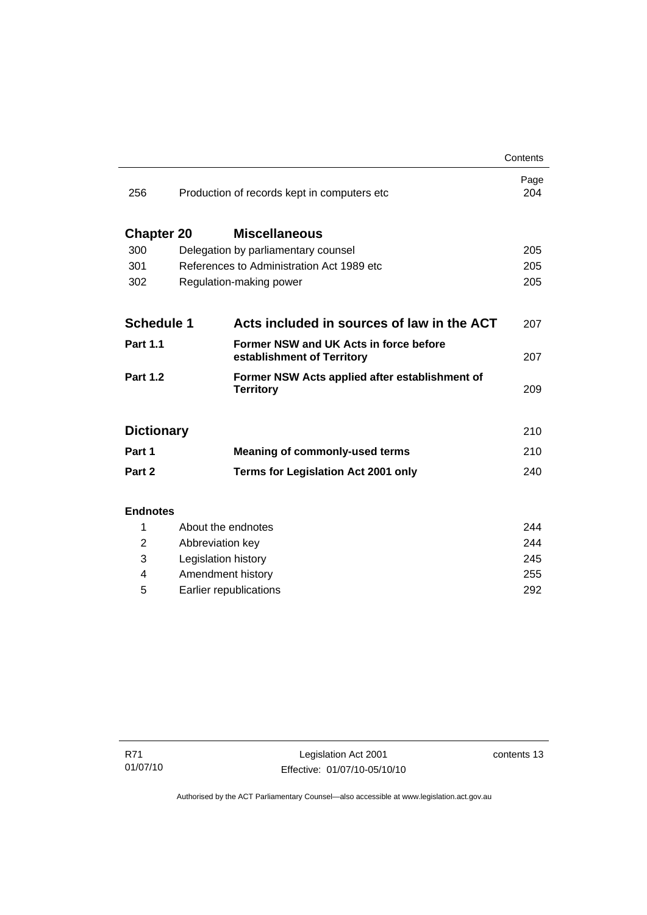| | | Page |
|---|---|---|
| 256 | Production of records kept in computers etc | 204 |
| **Chapter 20** | **Miscellaneous** | |
| 300 | Delegation by parliamentary counsel | 205 |
| 301 | References to Administration Act 1989 etc | 205 |
| 302 | Regulation-making power | 205 |
| **Schedule 1** | **Acts included in sources of law in the ACT** | 207 |
| **Part 1.1** | **Former NSW and UK Acts in force before establishment of Territory** | 207 |
| **Part 1.2** | **Former NSW Acts applied after establishment of Territory** | 209 |
| **Dictionary** | | 210 |
| **Part 1** | **Meaning of commonly-used terms** | 210 |
| **Part 2** | **Terms for Legislation Act 2001 only** | 240 |

**Endnotes**

| | | |
|---|---|---|
| 1 | About the endnotes | 244 |
| 2 | Abbreviation key | 244 |
| 3 | Legislation history | 245 |
| 4 | Amendment history | 255 |
| 5 | Earlier republications | 292 |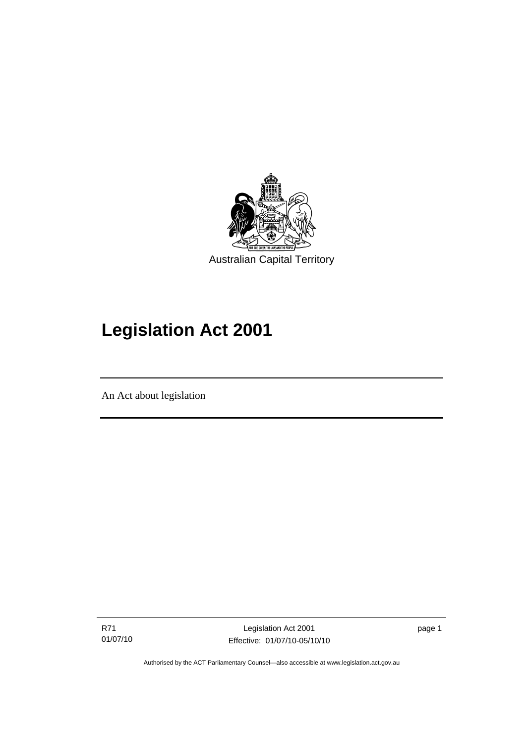Australian Capital Territory

# Legislation Act 2001

An Act about legislation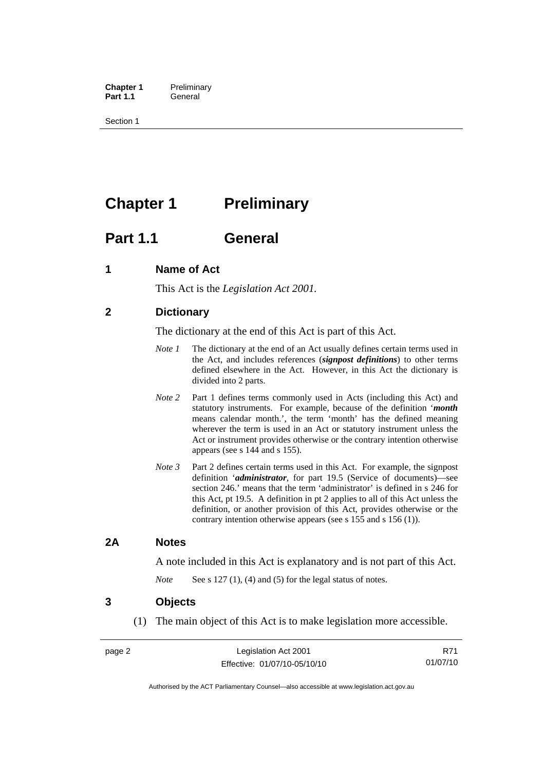# Chapter 1 Preliminary

## Part 1.1 General

### 1 Name of Act

This Act is the *Legislation Act 2001*.

### 2 Dictionary

The dictionary at the end of this Act is part of this Act.

*Note 1* The dictionary at the end of an Act usually defines certain terms used in the Act, and includes references (***signpost definitions***) to other terms defined elsewhere in the Act. However, in this Act the dictionary is divided into 2 parts.

*Note 2* Part 1 defines terms commonly used in Acts (including this Act) and statutory instruments. For example, because of the definition '***month*** means calendar month.', the term 'month' has the defined meaning wherever the term is used in an Act or statutory instrument unless the Act or instrument provides otherwise or the contrary intention otherwise appears (see s 144 and s 155).

*Note 3* Part 2 defines certain terms used in this Act. For example, the signpost definition '***administrator***, for part 19.5 (Service of documents)—see section 246.' means that the term 'administrator' is defined in s 246 for this Act, pt 19.5. A definition in pt 2 applies to all of this Act unless the definition, or another provision of this Act, provides otherwise or the contrary intention otherwise appears (see s 155 and s 156 (1)).

### 2A Notes

A note included in this Act is explanatory and is not part of this Act.

*Note* See s 127 (1), (4) and (5) for the legal status of notes.

### 3 Objects

(1) The main object of this Act is to make legislation more accessible.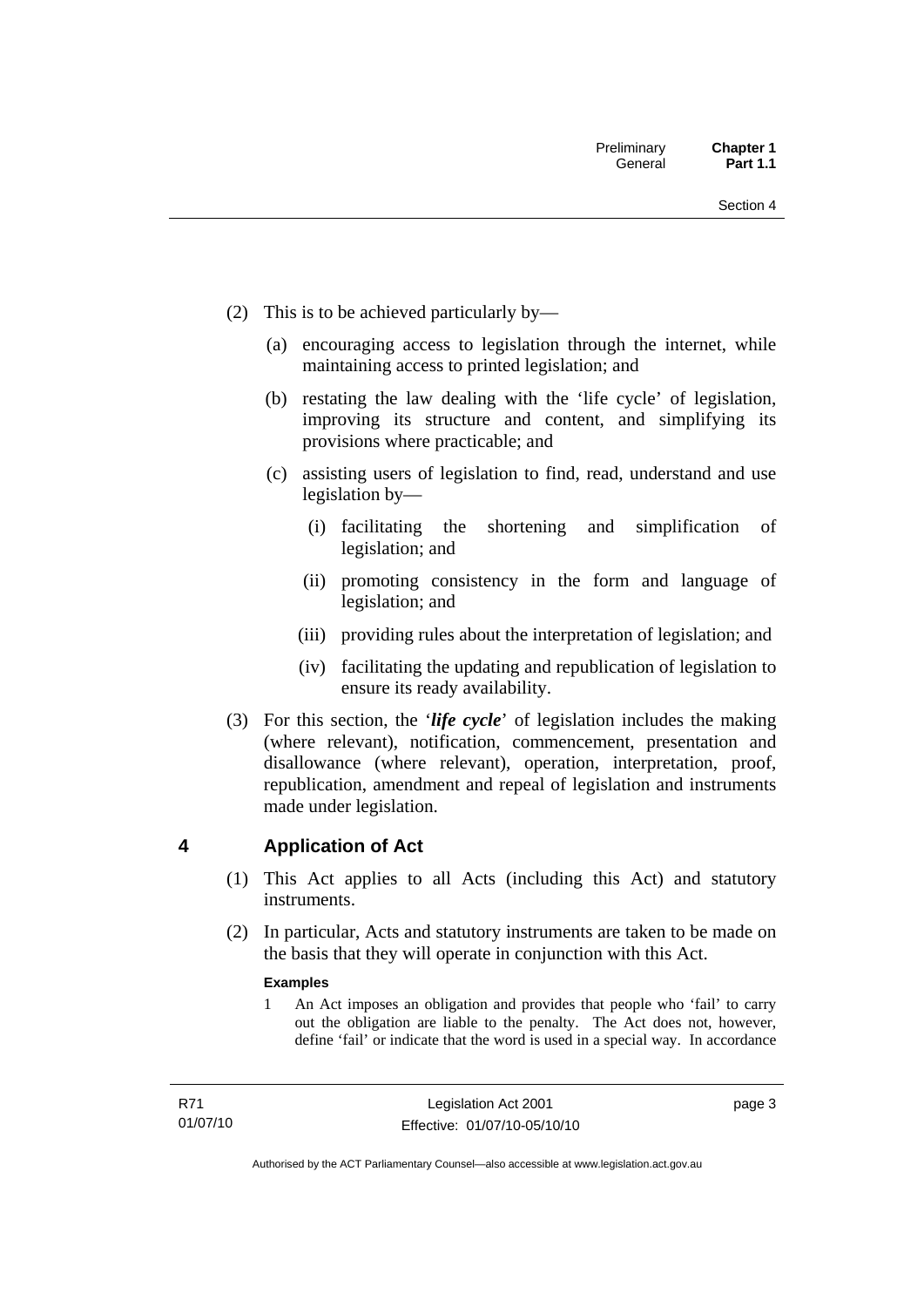(2) This is to be achieved particularly by—

(a) encouraging access to legislation through the internet, while maintaining access to printed legislation; and

(b) restating the law dealing with the 'life cycle' of legislation, improving its structure and content, and simplifying its provisions where practicable; and

(c) assisting users of legislation to find, read, understand and use legislation by—

(i) facilitating the shortening and simplification of legislation; and

(ii) promoting consistency in the form and language of legislation; and

(iii) providing rules about the interpretation of legislation; and

(iv) facilitating the updating and republication of legislation to ensure its ready availability.

(3) For this section, the '***life cycle***' of legislation includes the making (where relevant), notification, commencement, presentation and disallowance (where relevant), operation, interpretation, proof, republication, amendment and repeal of legislation and instruments made under legislation.

## 4 Application of Act

(1) This Act applies to all Acts (including this Act) and statutory instruments.

(2) In particular, Acts and statutory instruments are taken to be made on the basis that they will operate in conjunction with this Act.

**Examples**

1 An Act imposes an obligation and provides that people who 'fail' to carry out the obligation are liable to the penalty. The Act does not, however, define 'fail' or indicate that the word is used in a special way. In accordance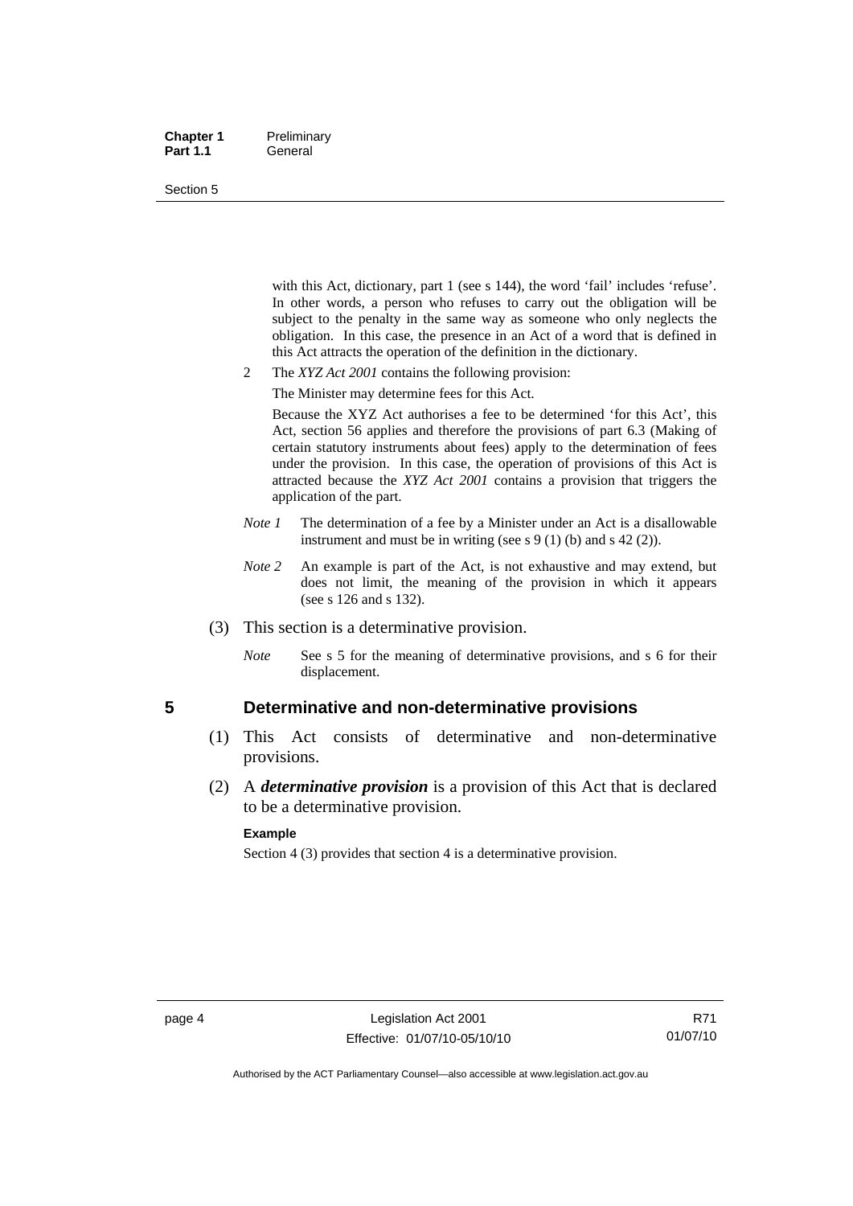with this Act, dictionary, part 1 (see s 144), the word 'fail' includes 'refuse'. In other words, a person who refuses to carry out the obligation will be subject to the penalty in the same way as someone who only neglects the obligation. In this case, the presence in an Act of a word that is defined in this Act attracts the operation of the definition in the dictionary.

2 The *XYZ Act 2001* contains the following provision:

The Minister may determine fees for this Act.

Because the XYZ Act authorises a fee to be determined 'for this Act', this Act, section 56 applies and therefore the provisions of part 6.3 (Making of certain statutory instruments about fees) apply to the determination of fees under the provision. In this case, the operation of provisions of this Act is attracted because the *XYZ Act 2001* contains a provision that triggers the application of the part.

*Note 1* The determination of a fee by a Minister under an Act is a disallowable instrument and must be in writing (see s 9 (1) (b) and s 42 (2)).

*Note 2* An example is part of the Act, is not exhaustive and may extend, but does not limit, the meaning of the provision in which it appears (see s 126 and s 132).

(3) This section is a determinative provision.

*Note* See s 5 for the meaning of determinative provisions, and s 6 for their displacement.

## 5 Determinative and non-determinative provisions

(1) This Act consists of determinative and non-determinative provisions.

(2) A ***determinative provision*** is a provision of this Act that is declared to be a determinative provision.

**Example**

Section 4 (3) provides that section 4 is a determinative provision.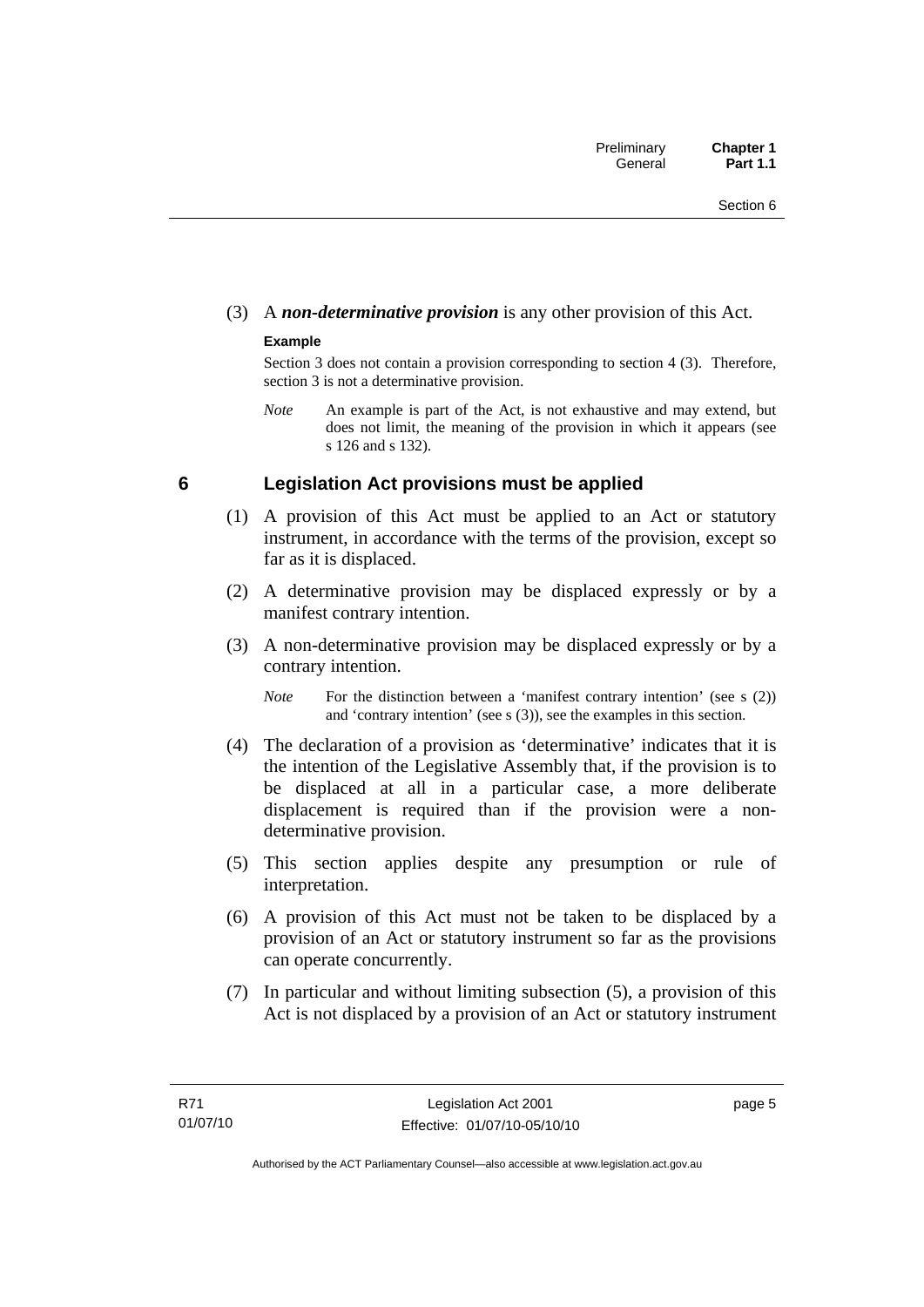(3) A ***non-determinative provision*** is any other provision of this Act.

**Example**

Section 3 does not contain a provision corresponding to section 4 (3). Therefore, section 3 is not a determinative provision.

*Note* An example is part of the Act, is not exhaustive and may extend, but does not limit, the meaning of the provision in which it appears (see s 126 and s 132).

## 6 Legislation Act provisions must be applied

(1) A provision of this Act must be applied to an Act or statutory instrument, in accordance with the terms of the provision, except so far as it is displaced.

(2) A determinative provision may be displaced expressly or by a manifest contrary intention.

(3) A non-determinative provision may be displaced expressly or by a contrary intention.

*Note* For the distinction between a 'manifest contrary intention' (see s (2)) and 'contrary intention' (see s (3)), see the examples in this section.

(4) The declaration of a provision as 'determinative' indicates that it is the intention of the Legislative Assembly that, if the provision is to be displaced at all in a particular case, a more deliberate displacement is required than if the provision were a non-determinative provision.

(5) This section applies despite any presumption or rule of interpretation.

(6) A provision of this Act must not be taken to be displaced by a provision of an Act or statutory instrument so far as the provisions can operate concurrently.

(7) In particular and without limiting subsection (5), a provision of this Act is not displaced by a provision of an Act or statutory instrument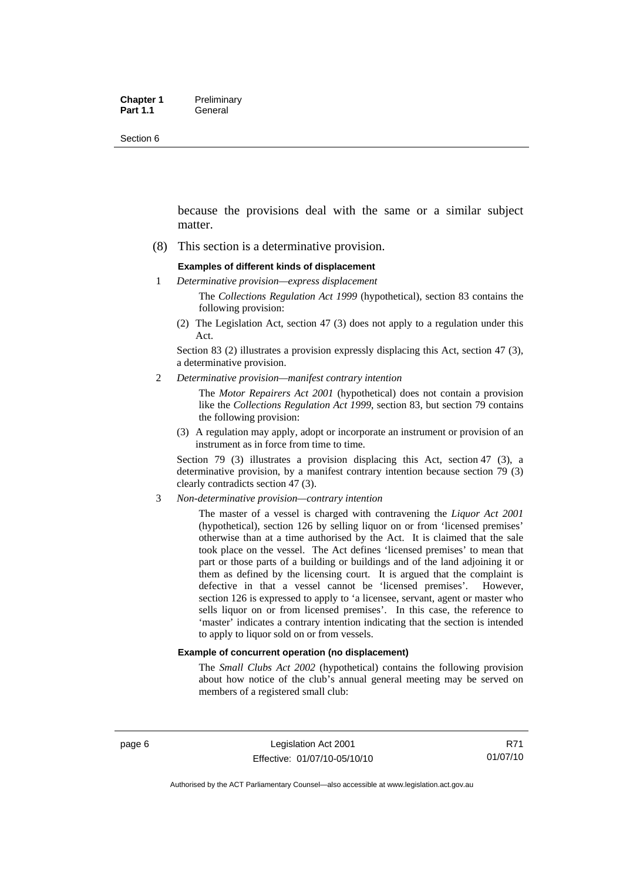because the provisions deal with the same or a similar subject matter.

(8) This section is a determinative provision.

**Examples of different kinds of displacement**

1 *Determinative provision—express displacement*

The *Collections Regulation Act 1999* (hypothetical), section 83 contains the following provision:

(2) The Legislation Act, section 47 (3) does not apply to a regulation under this Act.

Section 83 (2) illustrates a provision expressly displacing this Act, section 47 (3), a determinative provision.

2 *Determinative provision—manifest contrary intention*

The *Motor Repairers Act 2001* (hypothetical) does not contain a provision like the *Collections Regulation Act 1999*, section 83, but section 79 contains the following provision:

(3) A regulation may apply, adopt or incorporate an instrument or provision of an instrument as in force from time to time.

Section 79 (3) illustrates a provision displacing this Act, section 47 (3), a determinative provision, by a manifest contrary intention because section 79 (3) clearly contradicts section 47 (3).

3 *Non-determinative provision—contrary intention*

The master of a vessel is charged with contravening the *Liquor Act 2001* (hypothetical), section 126 by selling liquor on or from 'licensed premises' otherwise than at a time authorised by the Act. It is claimed that the sale took place on the vessel. The Act defines 'licensed premises' to mean that part or those parts of a building or buildings and of the land adjoining it or them as defined by the licensing court. It is argued that the complaint is defective in that a vessel cannot be 'licensed premises'. However, section 126 is expressed to apply to 'a licensee, servant, agent or master who sells liquor on or from licensed premises'. In this case, the reference to 'master' indicates a contrary intention indicating that the section is intended to apply to liquor sold on or from vessels.

**Example of concurrent operation (no displacement)**

The *Small Clubs Act 2002* (hypothetical) contains the following provision about how notice of the club's annual general meeting may be served on members of a registered small club: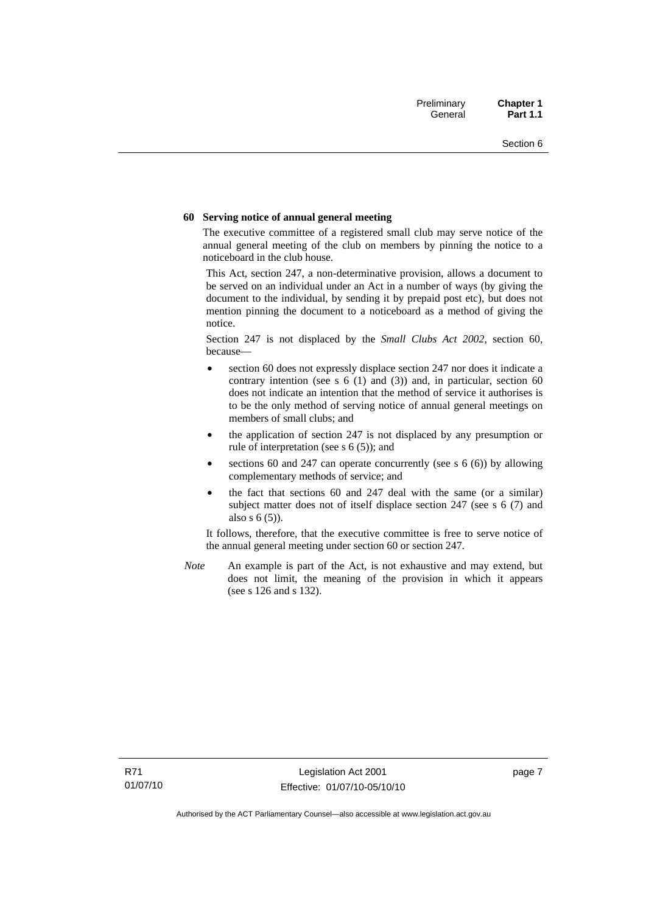**60 Serving notice of annual general meeting**

The executive committee of a registered small club may serve notice of the annual general meeting of the club on members by pinning the notice to a noticeboard in the club house.

This Act, section 247, a non-determinative provision, allows a document to be served on an individual under an Act in a number of ways (by giving the document to the individual, by sending it by prepaid post etc), but does not mention pinning the document to a noticeboard as a method of giving the notice.

Section 247 is not displaced by the *Small Clubs Act 2002*, section 60, because—

- section 60 does not expressly displace section 247 nor does it indicate a contrary intention (see s 6 (1) and (3)) and, in particular, section 60 does not indicate an intention that the method of service it authorises is to be the only method of serving notice of annual general meetings on members of small clubs; and
- the application of section 247 is not displaced by any presumption or rule of interpretation (see s 6 (5)); and
- sections 60 and 247 can operate concurrently (see s 6 (6)) by allowing complementary methods of service; and
- the fact that sections 60 and 247 deal with the same (or a similar) subject matter does not of itself displace section 247 (see s 6 (7) and also s 6 (5)).

It follows, therefore, that the executive committee is free to serve notice of the annual general meeting under section 60 or section 247.

*Note* An example is part of the Act, is not exhaustive and may extend, but does not limit, the meaning of the provision in which it appears (see s 126 and s 132).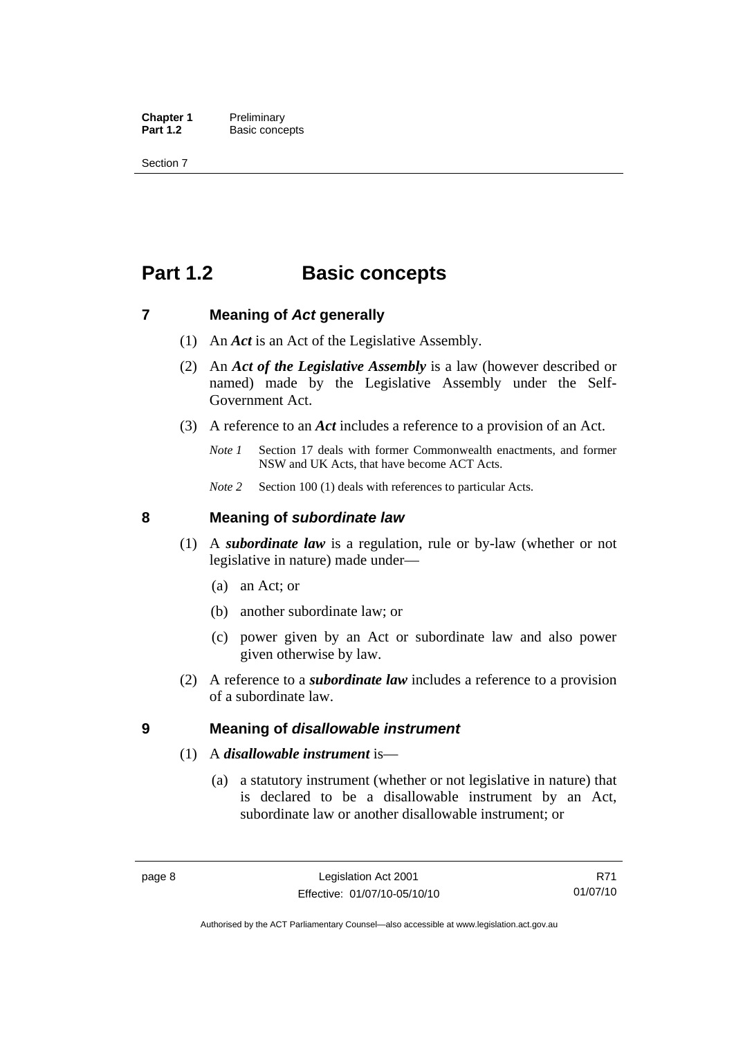# Part 1.2 Basic concepts

## 7 Meaning of *Act* generally

(1) An ***Act*** is an Act of the Legislative Assembly.

(2) An ***Act of the Legislative Assembly*** is a law (however described or named) made by the Legislative Assembly under the Self-Government Act.

(3) A reference to an ***Act*** includes a reference to a provision of an Act.

*Note 1* Section 17 deals with former Commonwealth enactments, and former NSW and UK Acts, that have become ACT Acts.

*Note 2* Section 100 (1) deals with references to particular Acts.

## 8 Meaning of *subordinate law*

(1) A ***subordinate law*** is a regulation, rule or by-law (whether or not legislative in nature) made under—

(a) an Act; or

(b) another subordinate law; or

(c) power given by an Act or subordinate law and also power given otherwise by law.

(2) A reference to a ***subordinate law*** includes a reference to a provision of a subordinate law.

## 9 Meaning of *disallowable instrument*

(1) A ***disallowable instrument*** is—

(a) a statutory instrument (whether or not legislative in nature) that is declared to be a disallowable instrument by an Act, subordinate law or another disallowable instrument; or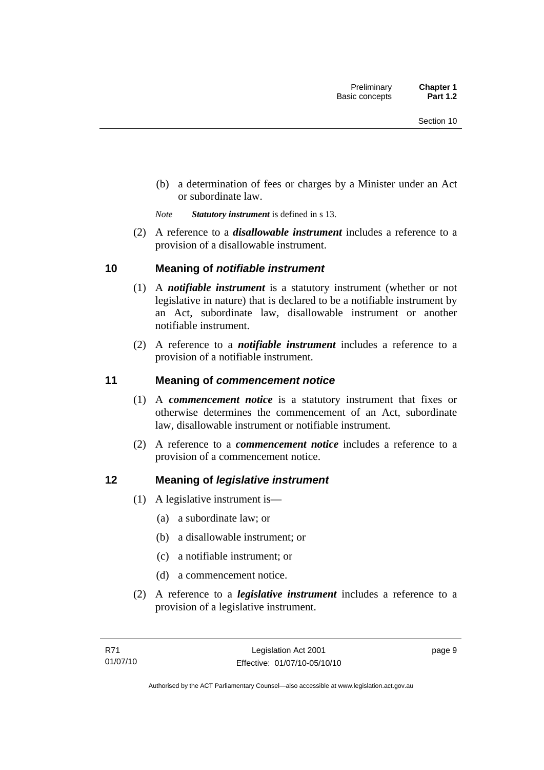(b) a determination of fees or charges by a Minister under an Act or subordinate law.

*Note* ***Statutory instrument*** is defined in s 13.

(2) A reference to a ***disallowable instrument*** includes a reference to a provision of a disallowable instrument.

## 10 Meaning of *notifiable instrument*

(1) A ***notifiable instrument*** is a statutory instrument (whether or not legislative in nature) that is declared to be a notifiable instrument by an Act, subordinate law, disallowable instrument or another notifiable instrument.

(2) A reference to a ***notifiable instrument*** includes a reference to a provision of a notifiable instrument.

## 11 Meaning of *commencement notice*

(1) A ***commencement notice*** is a statutory instrument that fixes or otherwise determines the commencement of an Act, subordinate law, disallowable instrument or notifiable instrument.

(2) A reference to a ***commencement notice*** includes a reference to a provision of a commencement notice.

## 12 Meaning of *legislative instrument*

(1) A legislative instrument is—

(a) a subordinate law; or

(b) a disallowable instrument; or

(c) a notifiable instrument; or

(d) a commencement notice.

(2) A reference to a ***legislative instrument*** includes a reference to a provision of a legislative instrument.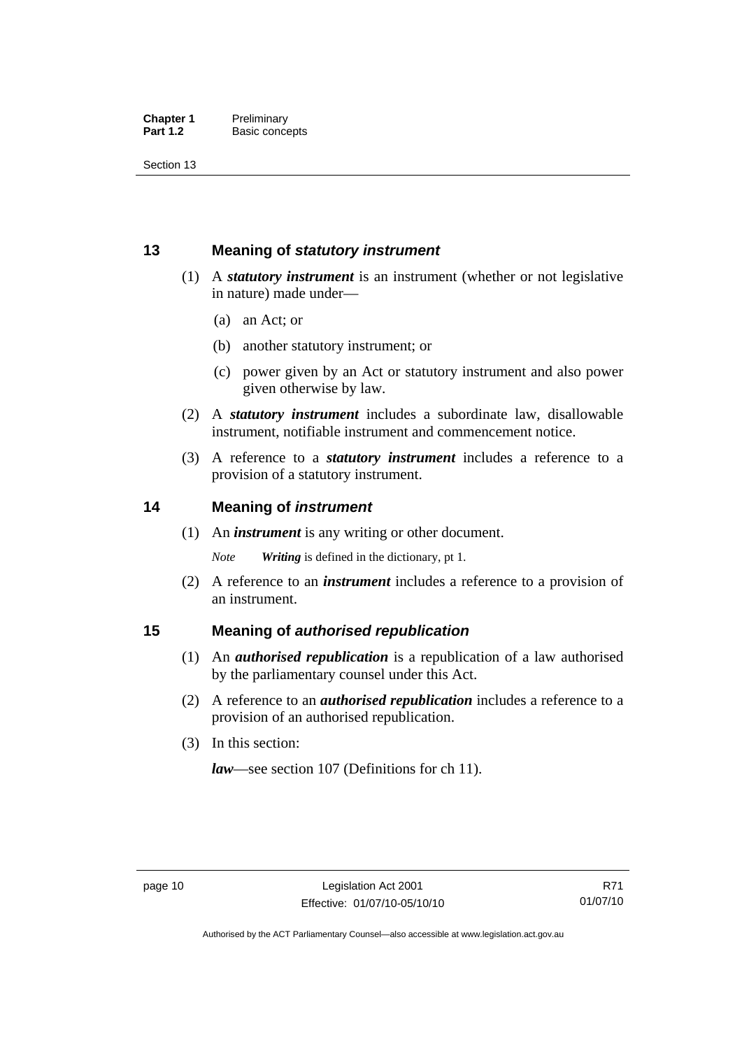## 13 Meaning of *statutory instrument*

(1) A ***statutory instrument*** is an instrument (whether or not legislative in nature) made under—

(a) an Act; or

(b) another statutory instrument; or

(c) power given by an Act or statutory instrument and also power given otherwise by law.

(2) A ***statutory instrument*** includes a subordinate law, disallowable instrument, notifiable instrument and commencement notice.

(3) A reference to a ***statutory instrument*** includes a reference to a provision of a statutory instrument.

## 14 Meaning of *instrument*

(1) An ***instrument*** is any writing or other document.

*Note* ***Writing*** is defined in the dictionary, pt 1.

(2) A reference to an ***instrument*** includes a reference to a provision of an instrument.

## 15 Meaning of *authorised republication*

(1) An ***authorised republication*** is a republication of a law authorised by the parliamentary counsel under this Act.

(2) A reference to an ***authorised republication*** includes a reference to a provision of an authorised republication.

(3) In this section:

***law***—see section 107 (Definitions for ch 11).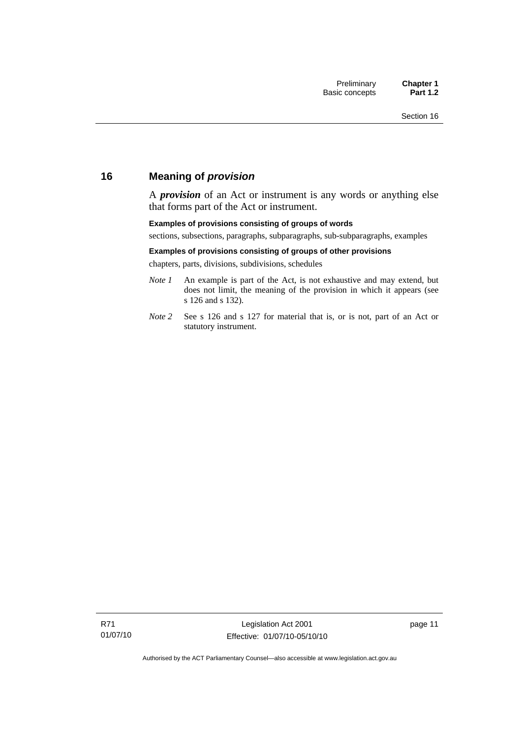## 16 Meaning of *provision*

A ***provision*** of an Act or instrument is any words or anything else that forms part of the Act or instrument.

**Examples of provisions consisting of groups of words**

sections, subsections, paragraphs, subparagraphs, sub-subparagraphs, examples

**Examples of provisions consisting of groups of other provisions**

chapters, parts, divisions, subdivisions, schedules

*Note 1* An example is part of the Act, is not exhaustive and may extend, but does not limit, the meaning of the provision in which it appears (see s 126 and s 132).

*Note 2* See s 126 and s 127 for material that is, or is not, part of an Act or statutory instrument.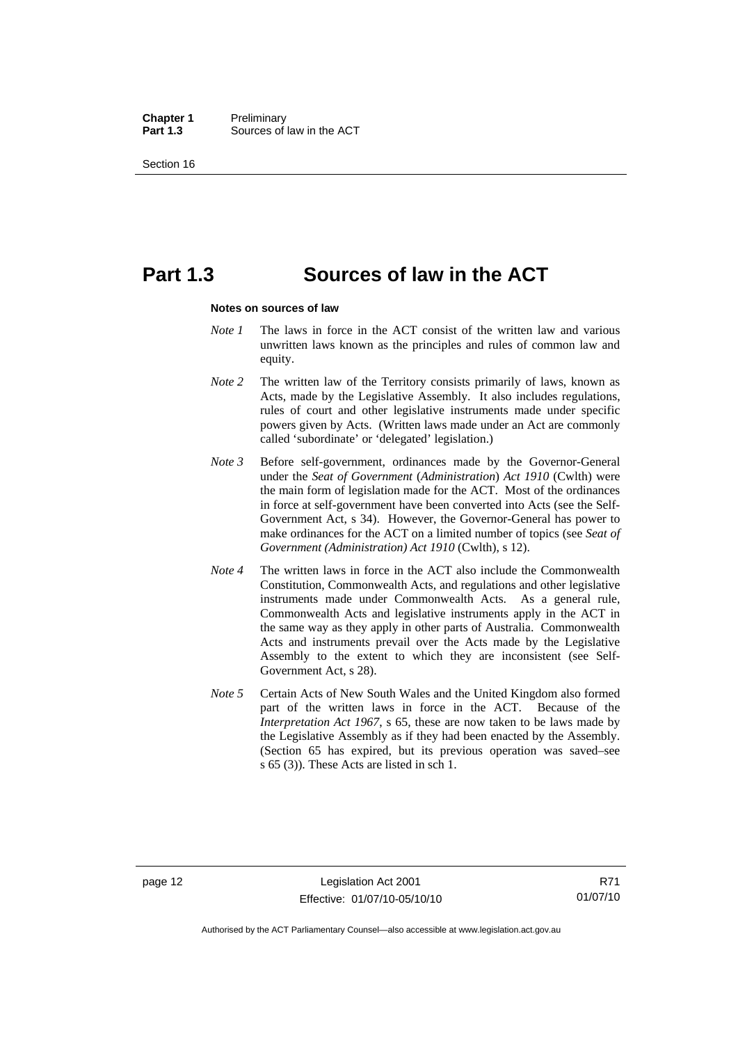# Part 1.3 Sources of law in the ACT

**Notes on sources of law**

*Note 1* The laws in force in the ACT consist of the written law and various unwritten laws known as the principles and rules of common law and equity.

*Note 2* The written law of the Territory consists primarily of laws, known as Acts, made by the Legislative Assembly. It also includes regulations, rules of court and other legislative instruments made under specific powers given by Acts. (Written laws made under an Act are commonly called 'subordinate' or 'delegated' legislation.)

*Note 3* Before self-government, ordinances made by the Governor-General under the *Seat of Government* (*Administration*) *Act 1910* (Cwlth) were the main form of legislation made for the ACT. Most of the ordinances in force at self-government have been converted into Acts (see the Self-Government Act, s 34). However, the Governor-General has power to make ordinances for the ACT on a limited number of topics (see *Seat of Government (Administration) Act 1910* (Cwlth), s 12).

*Note 4* The written laws in force in the ACT also include the Commonwealth Constitution, Commonwealth Acts, and regulations and other legislative instruments made under Commonwealth Acts. As a general rule, Commonwealth Acts and legislative instruments apply in the ACT in the same way as they apply in other parts of Australia. Commonwealth Acts and instruments prevail over the Acts made by the Legislative Assembly to the extent to which they are inconsistent (see Self-Government Act, s 28).

*Note 5* Certain Acts of New South Wales and the United Kingdom also formed part of the written laws in force in the ACT. Because of the *Interpretation Act 1967*, s 65, these are now taken to be laws made by the Legislative Assembly as if they had been enacted by the Assembly. (Section 65 has expired, but its previous operation was saved–see s 65 (3)). These Acts are listed in sch 1.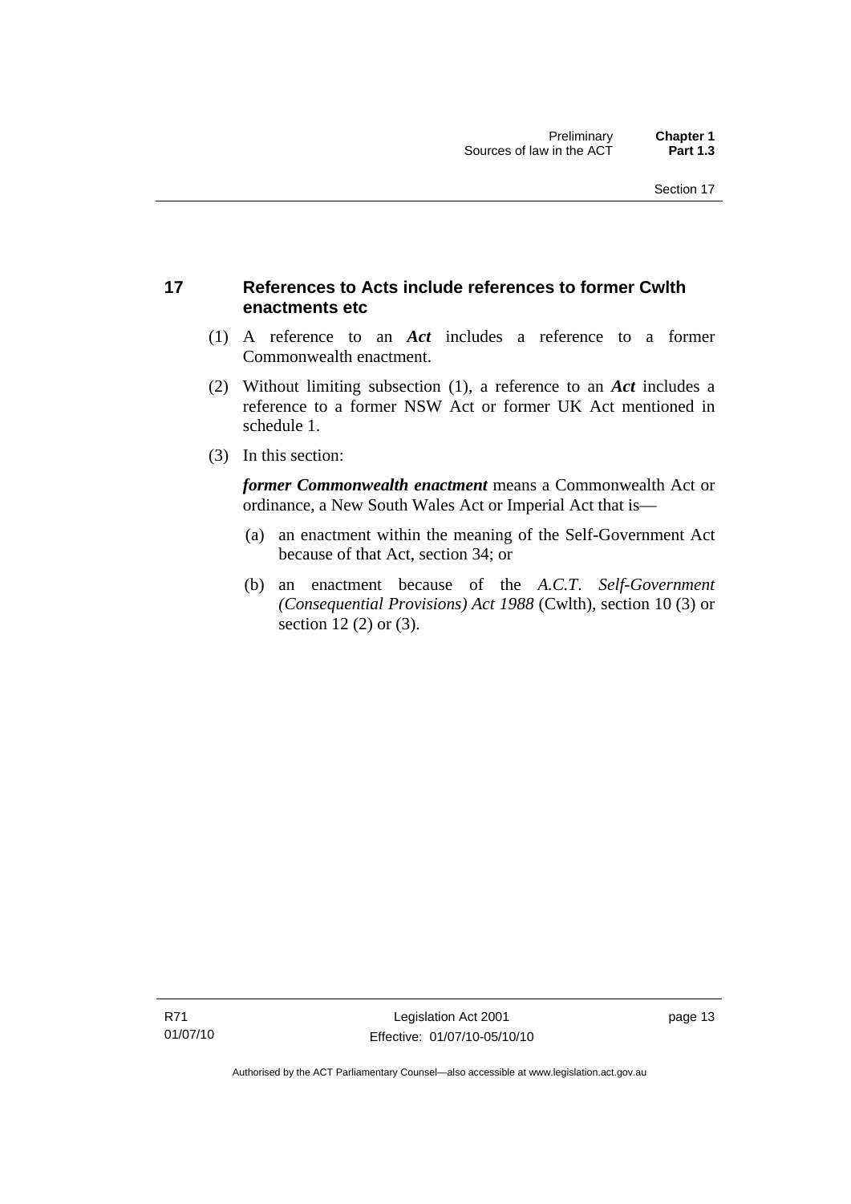## 17 References to Acts include references to former Cwlth enactments etc

(1) A reference to an ***Act*** includes a reference to a former Commonwealth enactment.

(2) Without limiting subsection (1), a reference to an ***Act*** includes a reference to a former NSW Act or former UK Act mentioned in schedule 1.

(3) In this section:

***former Commonwealth enactment*** means a Commonwealth Act or ordinance, a New South Wales Act or Imperial Act that is—

(a) an enactment within the meaning of the Self-Government Act because of that Act, section 34; or

(b) an enactment because of the *A.C.T. Self-Government (Consequential Provisions) Act 1988* (Cwlth), section 10 (3) or section 12 (2) or (3).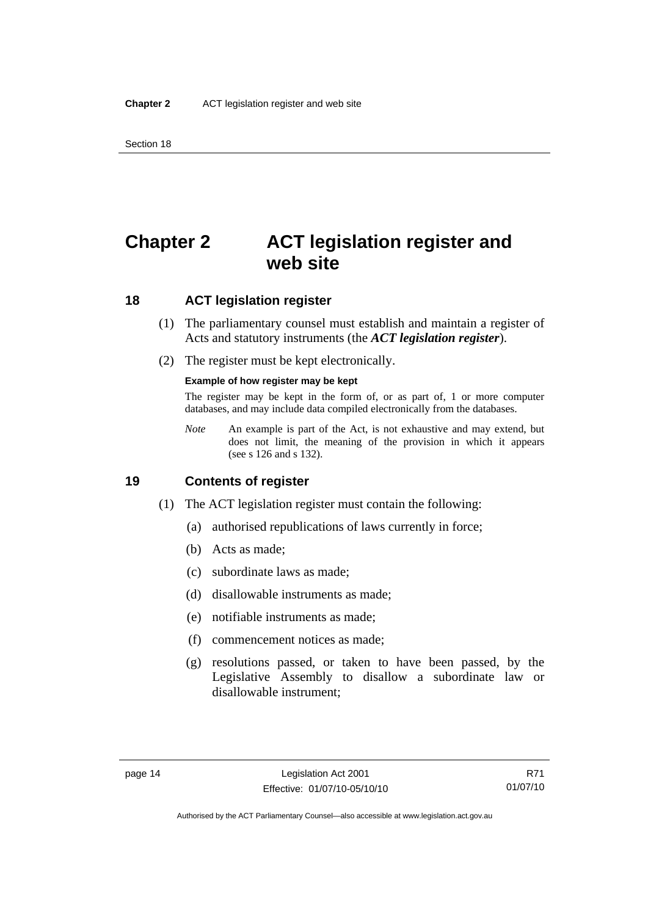# Chapter 2 ACT legislation register and web site

## 18 ACT legislation register

(1) The parliamentary counsel must establish and maintain a register of Acts and statutory instruments (the ***ACT legislation register***).

(2) The register must be kept electronically.

**Example of how register may be kept**

The register may be kept in the form of, or as part of, 1 or more computer databases, and may include data compiled electronically from the databases.

*Note* An example is part of the Act, is not exhaustive and may extend, but does not limit, the meaning of the provision in which it appears (see s 126 and s 132).

## 19 Contents of register

(1) The ACT legislation register must contain the following:

(a) authorised republications of laws currently in force;

(b) Acts as made;

(c) subordinate laws as made;

(d) disallowable instruments as made;

(e) notifiable instruments as made;

(f) commencement notices as made;

(g) resolutions passed, or taken to have been passed, by the Legislative Assembly to disallow a subordinate law or disallowable instrument;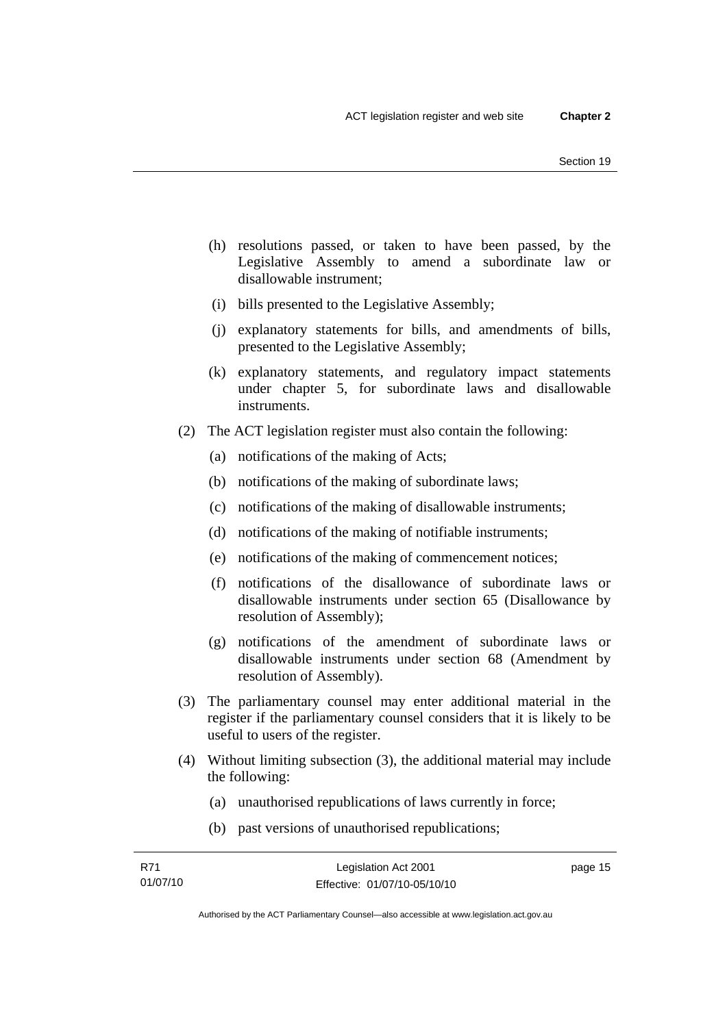(h) resolutions passed, or taken to have been passed, by the Legislative Assembly to amend a subordinate law or disallowable instrument;

(i) bills presented to the Legislative Assembly;

(j) explanatory statements for bills, and amendments of bills, presented to the Legislative Assembly;

(k) explanatory statements, and regulatory impact statements under chapter 5, for subordinate laws and disallowable instruments.

(2) The ACT legislation register must also contain the following:

(a) notifications of the making of Acts;

(b) notifications of the making of subordinate laws;

(c) notifications of the making of disallowable instruments;

(d) notifications of the making of notifiable instruments;

(e) notifications of the making of commencement notices;

(f) notifications of the disallowance of subordinate laws or disallowable instruments under section 65 (Disallowance by resolution of Assembly);

(g) notifications of the amendment of subordinate laws or disallowable instruments under section 68 (Amendment by resolution of Assembly).

(3) The parliamentary counsel may enter additional material in the register if the parliamentary counsel considers that it is likely to be useful to users of the register.

(4) Without limiting subsection (3), the additional material may include the following:

(a) unauthorised republications of laws currently in force;

(b) past versions of unauthorised republications;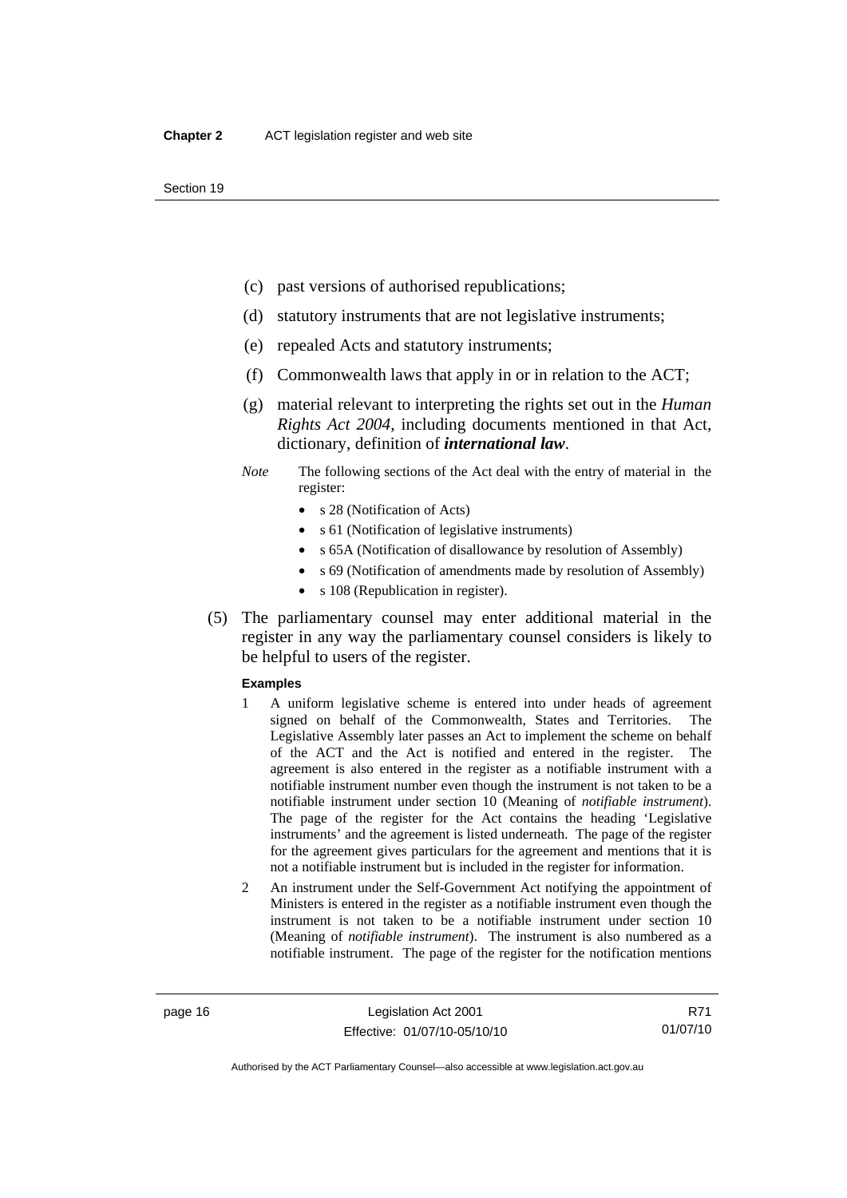(c) past versions of authorised republications;

(d) statutory instruments that are not legislative instruments;

(e) repealed Acts and statutory instruments;

(f) Commonwealth laws that apply in or in relation to the ACT;

(g) material relevant to interpreting the rights set out in the *Human Rights Act 2004*, including documents mentioned in that Act, dictionary, definition of ***international law***.

*Note* The following sections of the Act deal with the entry of material in the register:

- s 28 (Notification of Acts)
- s 61 (Notification of legislative instruments)
- s 65A (Notification of disallowance by resolution of Assembly)
- s 69 (Notification of amendments made by resolution of Assembly)
- s 108 (Republication in register).

(5) The parliamentary counsel may enter additional material in the register in any way the parliamentary counsel considers is likely to be helpful to users of the register.

**Examples**

1 A uniform legislative scheme is entered into under heads of agreement signed on behalf of the Commonwealth, States and Territories. The Legislative Assembly later passes an Act to implement the scheme on behalf of the ACT and the Act is notified and entered in the register. The agreement is also entered in the register as a notifiable instrument with a notifiable instrument number even though the instrument is not taken to be a notifiable instrument under section 10 (Meaning of *notifiable instrument*). The page of the register for the Act contains the heading 'Legislative instruments' and the agreement is listed underneath. The page of the register for the agreement gives particulars for the agreement and mentions that it is not a notifiable instrument but is included in the register for information.

2 An instrument under the Self-Government Act notifying the appointment of Ministers is entered in the register as a notifiable instrument even though the instrument is not taken to be a notifiable instrument under section 10 (Meaning of *notifiable instrument*). The instrument is also numbered as a notifiable instrument. The page of the register for the notification mentions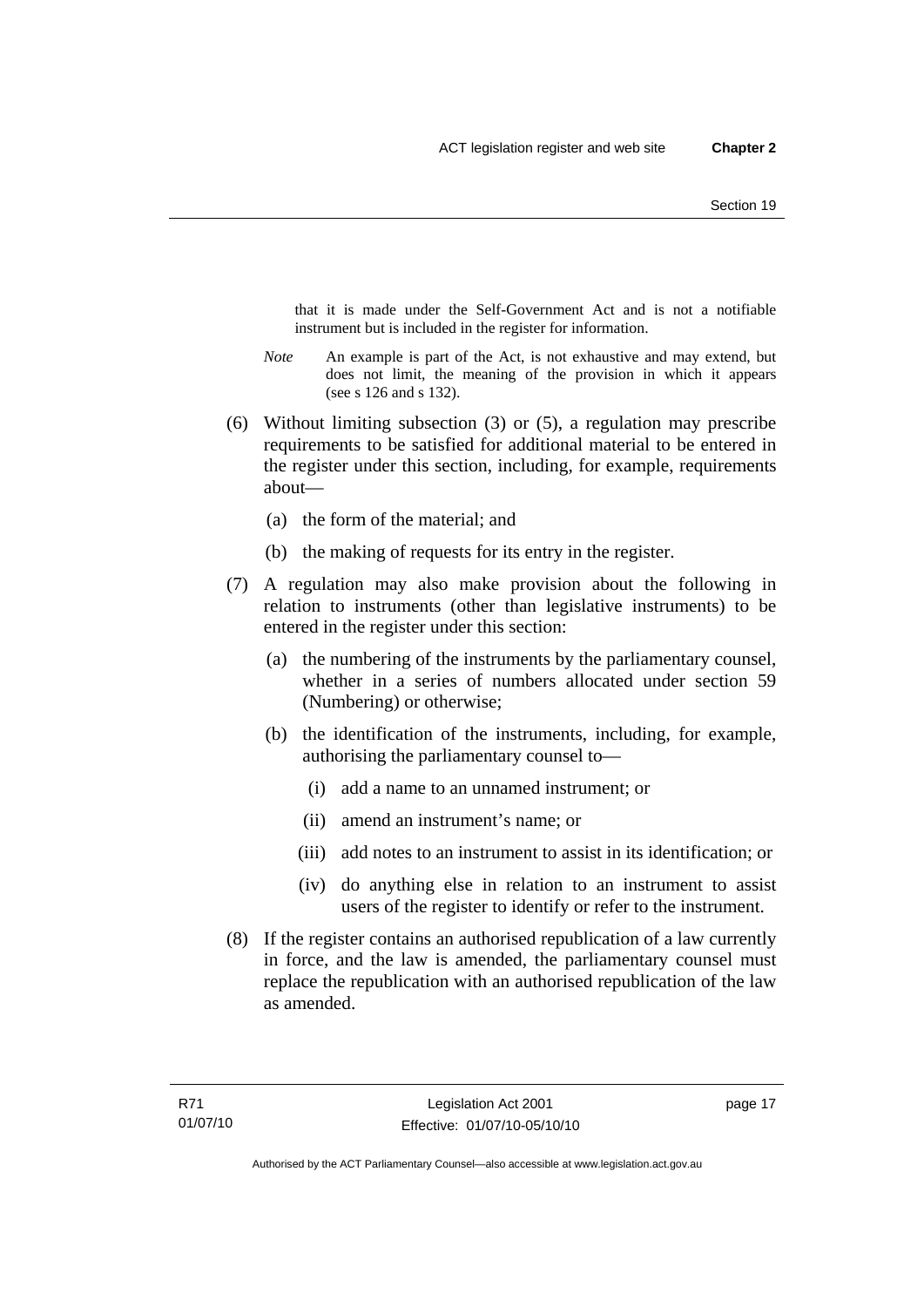that it is made under the Self-Government Act and is not a notifiable instrument but is included in the register for information.

*Note* An example is part of the Act, is not exhaustive and may extend, but does not limit, the meaning of the provision in which it appears (see s 126 and s 132).

(6) Without limiting subsection (3) or (5), a regulation may prescribe requirements to be satisfied for additional material to be entered in the register under this section, including, for example, requirements about—

(a) the form of the material; and

(b) the making of requests for its entry in the register.

(7) A regulation may also make provision about the following in relation to instruments (other than legislative instruments) to be entered in the register under this section:

(a) the numbering of the instruments by the parliamentary counsel, whether in a series of numbers allocated under section 59 (Numbering) or otherwise;

(b) the identification of the instruments, including, for example, authorising the parliamentary counsel to—

(i) add a name to an unnamed instrument; or

(ii) amend an instrument's name; or

(iii) add notes to an instrument to assist in its identification; or

(iv) do anything else in relation to an instrument to assist users of the register to identify or refer to the instrument.

(8) If the register contains an authorised republication of a law currently in force, and the law is amended, the parliamentary counsel must replace the republication with an authorised republication of the law as amended.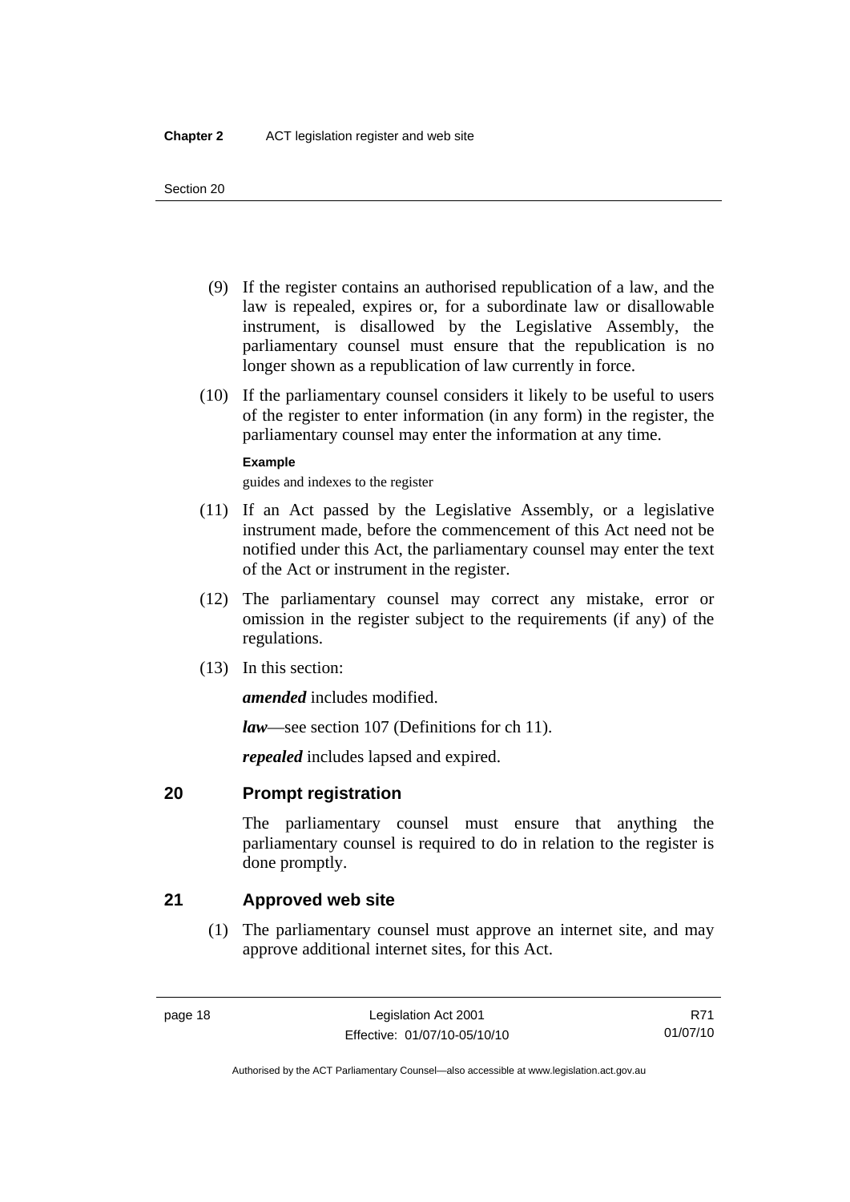(9) If the register contains an authorised republication of a law, and the law is repealed, expires or, for a subordinate law or disallowable instrument, is disallowed by the Legislative Assembly, the parliamentary counsel must ensure that the republication is no longer shown as a republication of law currently in force.

(10) If the parliamentary counsel considers it likely to be useful to users of the register to enter information (in any form) in the register, the parliamentary counsel may enter the information at any time.

**Example**

guides and indexes to the register

(11) If an Act passed by the Legislative Assembly, or a legislative instrument made, before the commencement of this Act need not be notified under this Act, the parliamentary counsel may enter the text of the Act or instrument in the register.

(12) The parliamentary counsel may correct any mistake, error or omission in the register subject to the requirements (if any) of the regulations.

(13) In this section:

***amended*** includes modified.

***law***—see section 107 (Definitions for ch 11).

***repealed*** includes lapsed and expired.

## 20 Prompt registration

The parliamentary counsel must ensure that anything the parliamentary counsel is required to do in relation to the register is done promptly.

## 21 Approved web site

(1) The parliamentary counsel must approve an internet site, and may approve additional internet sites, for this Act.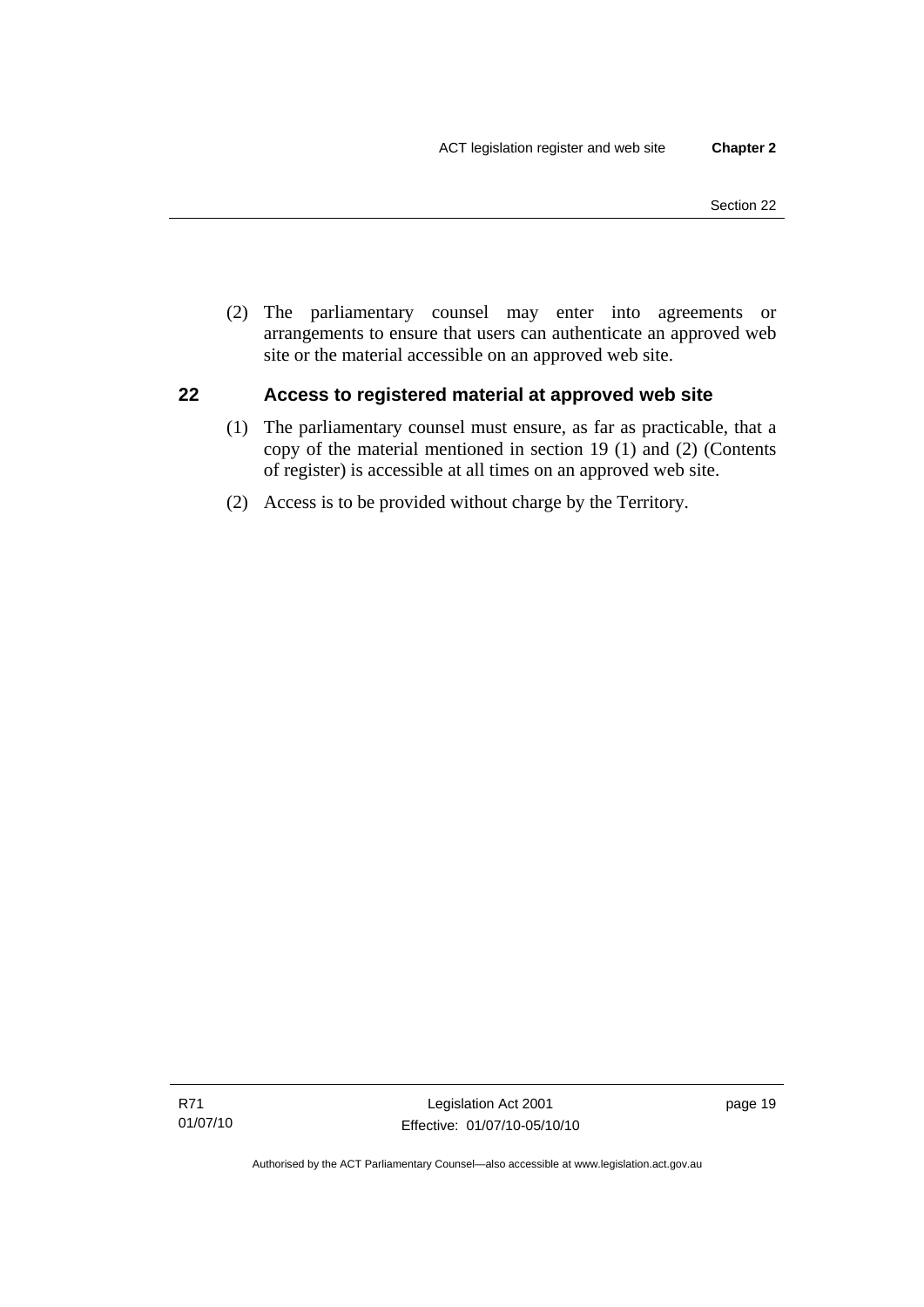(2) The parliamentary counsel may enter into agreements or arrangements to ensure that users can authenticate an approved web site or the material accessible on an approved web site.

## 22 Access to registered material at approved web site

(1) The parliamentary counsel must ensure, as far as practicable, that a copy of the material mentioned in section 19 (1) and (2) (Contents of register) is accessible at all times on an approved web site.

(2) Access is to be provided without charge by the Territory.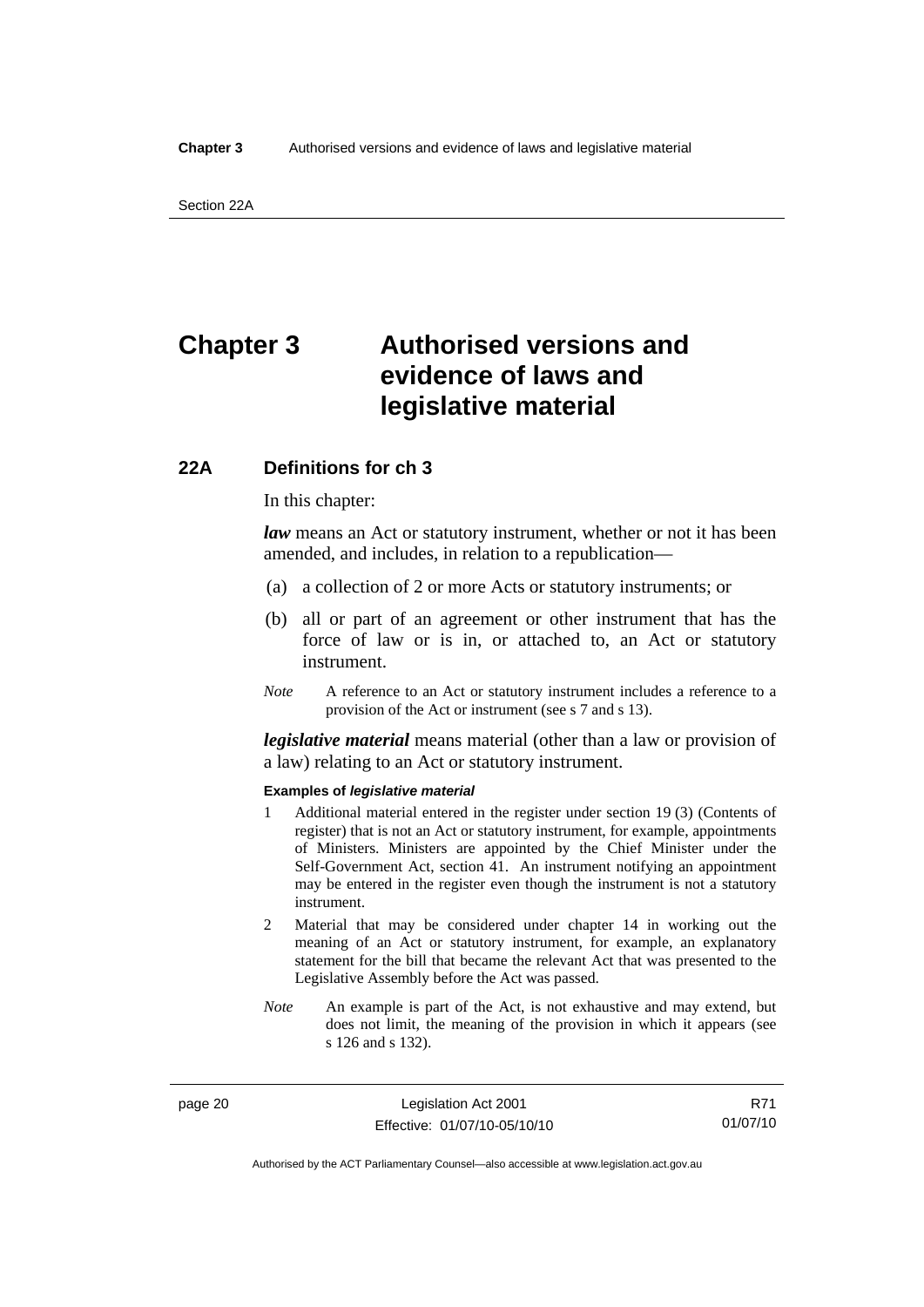# Chapter 3 Authorised versions and evidence of laws and legislative material

## 22A Definitions for ch 3

In this chapter:

***law*** means an Act or statutory instrument, whether or not it has been amended, and includes, in relation to a republication—

(a) a collection of 2 or more Acts or statutory instruments; or

(b) all or part of an agreement or other instrument that has the force of law or is in, or attached to, an Act or statutory instrument.

*Note* A reference to an Act or statutory instrument includes a reference to a provision of the Act or instrument (see s 7 and s 13).

***legislative material*** means material (other than a law or provision of a law) relating to an Act or statutory instrument.

**Examples of *legislative material***

1 Additional material entered in the register under section 19 (3) (Contents of register) that is not an Act or statutory instrument, for example, appointments of Ministers. Ministers are appointed by the Chief Minister under the Self-Government Act, section 41. An instrument notifying an appointment may be entered in the register even though the instrument is not a statutory instrument.

2 Material that may be considered under chapter 14 in working out the meaning of an Act or statutory instrument, for example, an explanatory statement for the bill that became the relevant Act that was presented to the Legislative Assembly before the Act was passed.

*Note* An example is part of the Act, is not exhaustive and may extend, but does not limit, the meaning of the provision in which it appears (see s 126 and s 132).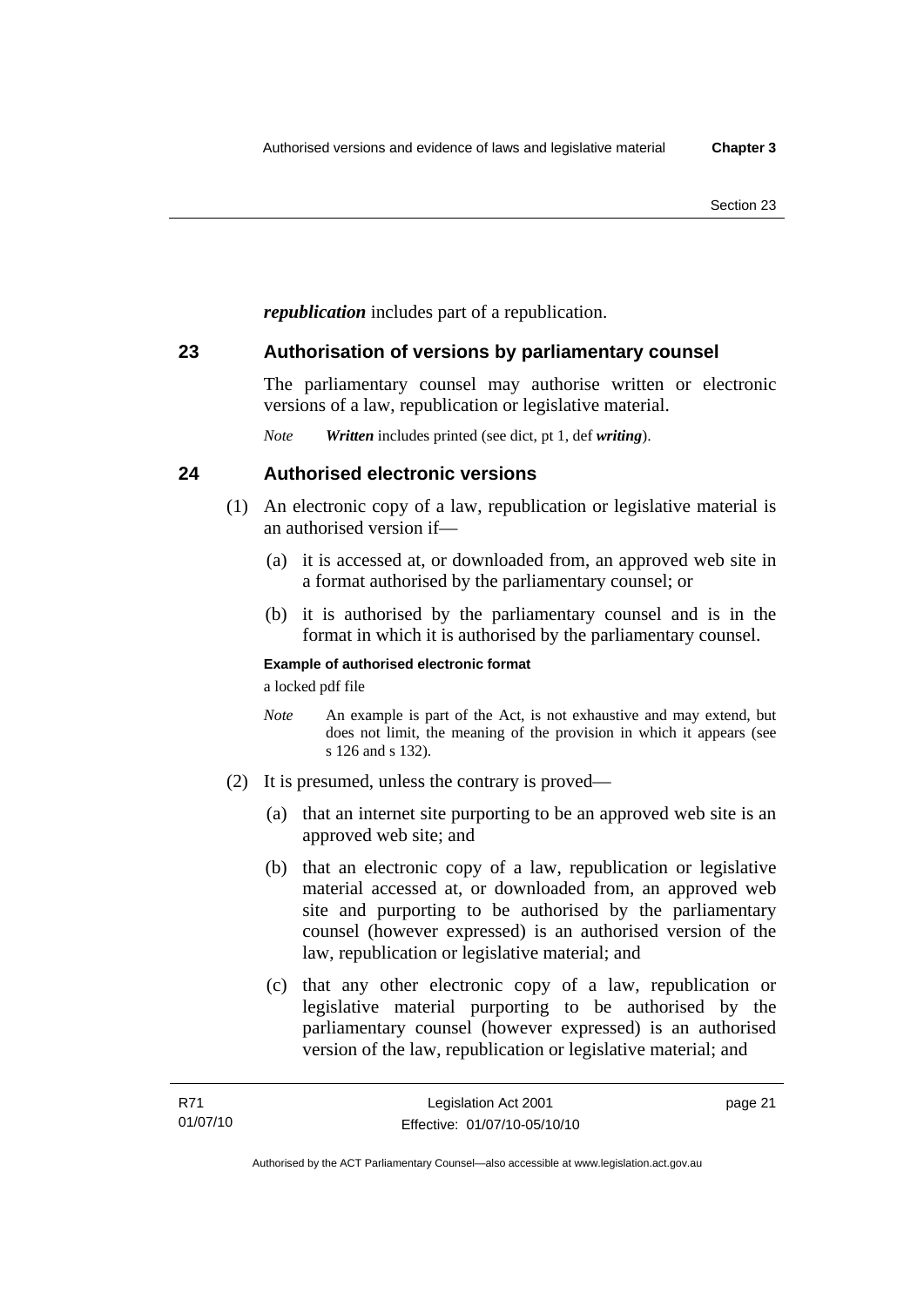***republication*** includes part of a republication.

## 23 Authorisation of versions by parliamentary counsel

The parliamentary counsel may authorise written or electronic versions of a law, republication or legislative material.

*Note* ***Written*** includes printed (see dict, pt 1, def ***writing***).

## 24 Authorised electronic versions

(1) An electronic copy of a law, republication or legislative material is an authorised version if—

(a) it is accessed at, or downloaded from, an approved web site in a format authorised by the parliamentary counsel; or

(b) it is authorised by the parliamentary counsel and is in the format in which it is authorised by the parliamentary counsel.

**Example of authorised electronic format**

a locked pdf file

*Note* An example is part of the Act, is not exhaustive and may extend, but does not limit, the meaning of the provision in which it appears (see s 126 and s 132).

(2) It is presumed, unless the contrary is proved—

(a) that an internet site purporting to be an approved web site is an approved web site; and

(b) that an electronic copy of a law, republication or legislative material accessed at, or downloaded from, an approved web site and purporting to be authorised by the parliamentary counsel (however expressed) is an authorised version of the law, republication or legislative material; and

(c) that any other electronic copy of a law, republication or legislative material purporting to be authorised by the parliamentary counsel (however expressed) is an authorised version of the law, republication or legislative material; and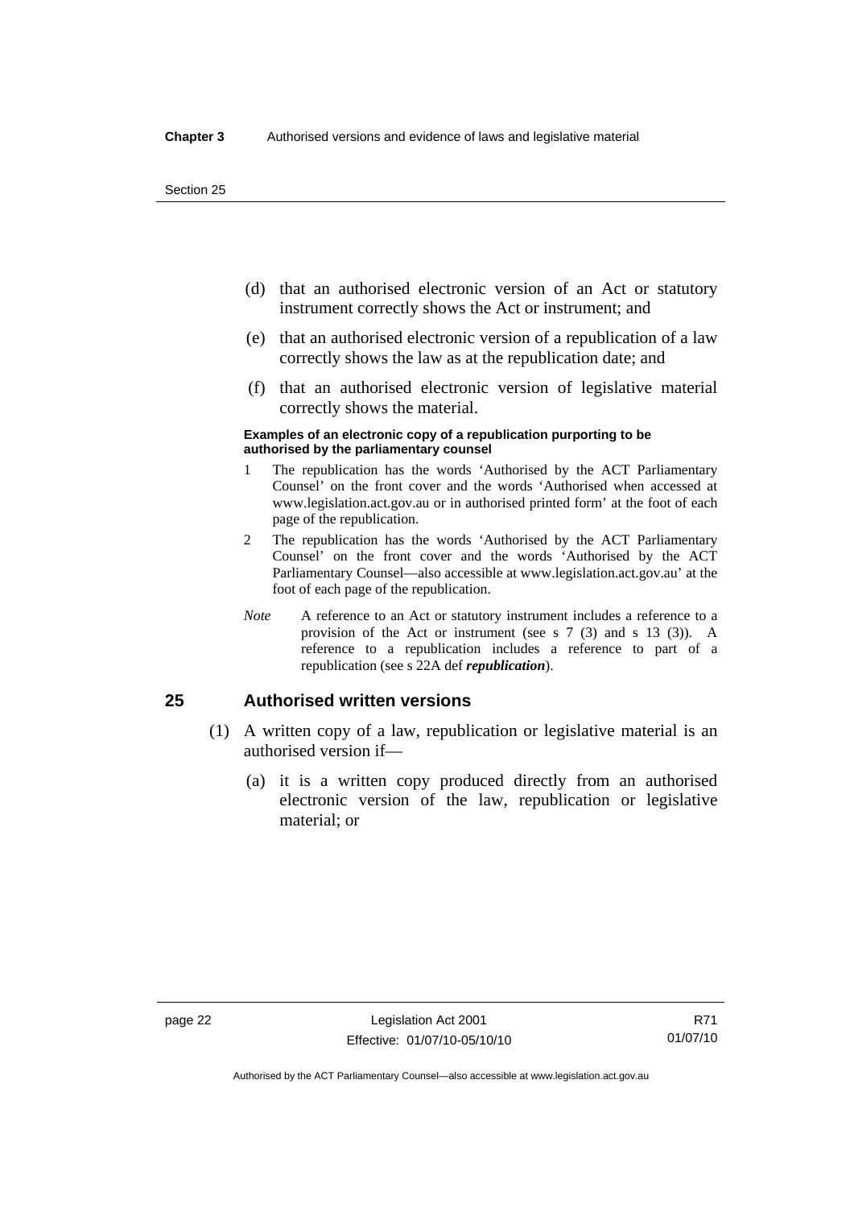(d) that an authorised electronic version of an Act or statutory instrument correctly shows the Act or instrument; and

(e) that an authorised electronic version of a republication of a law correctly shows the law as at the republication date; and

(f) that an authorised electronic version of legislative material correctly shows the material.

**Examples of an electronic copy of a republication purporting to be authorised by the parliamentary counsel**

1. The republication has the words 'Authorised by the ACT Parliamentary Counsel' on the front cover and the words 'Authorised when accessed at www.legislation.act.gov.au or in authorised printed form' at the foot of each page of the republication.
2. The republication has the words 'Authorised by the ACT Parliamentary Counsel' on the front cover and the words 'Authorised by the ACT Parliamentary Counsel—also accessible at www.legislation.act.gov.au' at the foot of each page of the republication.

*Note* A reference to an Act or statutory instrument includes a reference to a provision of the Act or instrument (see s 7 (3) and s 13 (3)). A reference to a republication includes a reference to part of a republication (see s 22A def ***republication***).

## 25 Authorised written versions

(1) A written copy of a law, republication or legislative material is an authorised version if—

(a) it is a written copy produced directly from an authorised electronic version of the law, republication or legislative material; or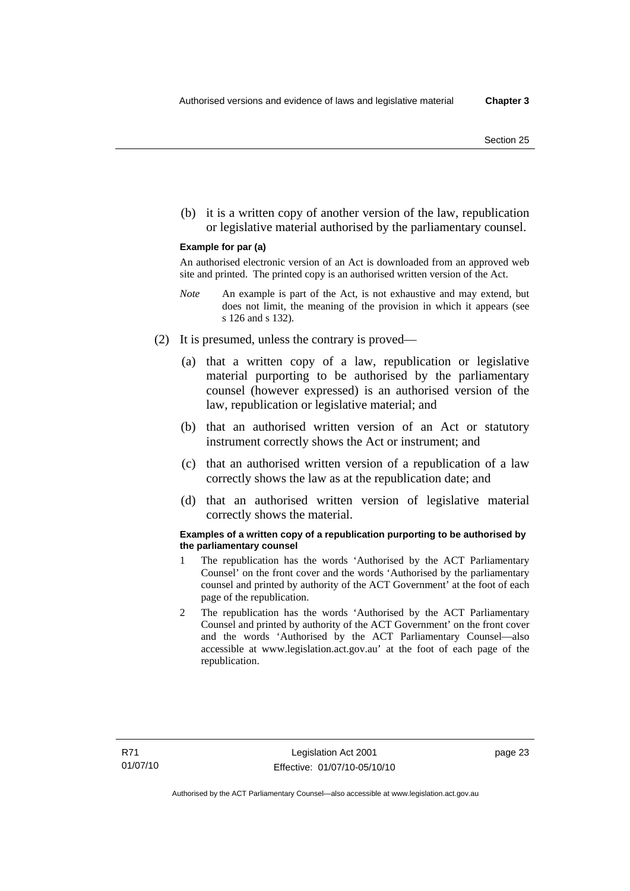(b) it is a written copy of another version of the law, republication or legislative material authorised by the parliamentary counsel.

**Example for par (a)**

An authorised electronic version of an Act is downloaded from an approved web site and printed. The printed copy is an authorised written version of the Act.

*Note* An example is part of the Act, is not exhaustive and may extend, but does not limit, the meaning of the provision in which it appears (see s 126 and s 132).

(2) It is presumed, unless the contrary is proved—

(a) that a written copy of a law, republication or legislative material purporting to be authorised by the parliamentary counsel (however expressed) is an authorised version of the law, republication or legislative material; and

(b) that an authorised written version of an Act or statutory instrument correctly shows the Act or instrument; and

(c) that an authorised written version of a republication of a law correctly shows the law as at the republication date; and

(d) that an authorised written version of legislative material correctly shows the material.

**Examples of a written copy of a republication purporting to be authorised by the parliamentary counsel**

1 The republication has the words 'Authorised by the ACT Parliamentary Counsel' on the front cover and the words 'Authorised by the parliamentary counsel and printed by authority of the ACT Government' at the foot of each page of the republication.

2 The republication has the words 'Authorised by the ACT Parliamentary Counsel and printed by authority of the ACT Government' on the front cover and the words 'Authorised by the ACT Parliamentary Counsel—also accessible at www.legislation.act.gov.au' at the foot of each page of the republication.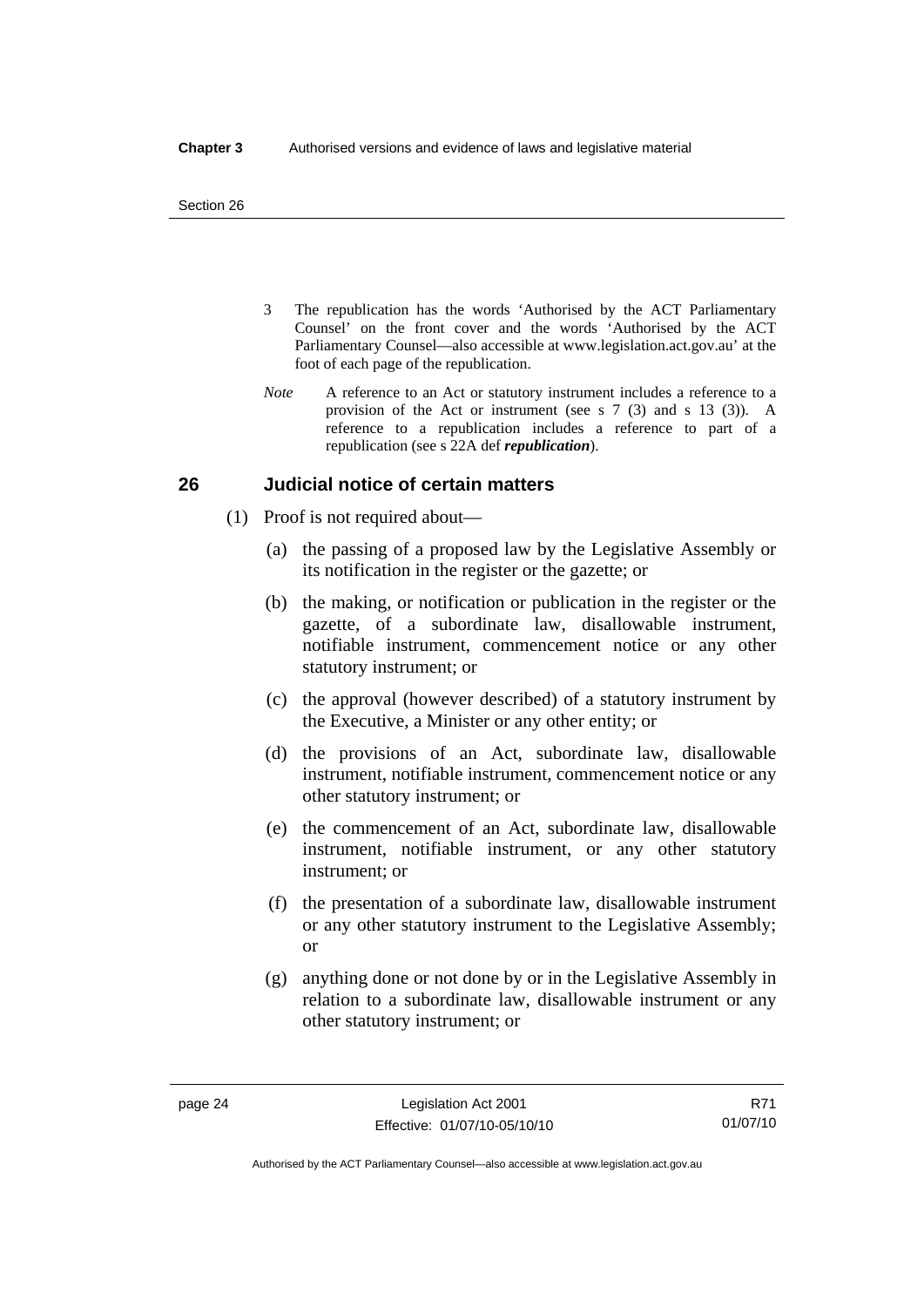3 The republication has the words 'Authorised by the ACT Parliamentary Counsel' on the front cover and the words 'Authorised by the ACT Parliamentary Counsel—also accessible at www.legislation.act.gov.au' at the foot of each page of the republication.

*Note* A reference to an Act or statutory instrument includes a reference to a provision of the Act or instrument (see s 7 (3) and s 13 (3)). A reference to a republication includes a reference to part of a republication (see s 22A def ***republication***).

## 26 Judicial notice of certain matters

(1) Proof is not required about—

(a) the passing of a proposed law by the Legislative Assembly or its notification in the register or the gazette; or

(b) the making, or notification or publication in the register or the gazette, of a subordinate law, disallowable instrument, notifiable instrument, commencement notice or any other statutory instrument; or

(c) the approval (however described) of a statutory instrument by the Executive, a Minister or any other entity; or

(d) the provisions of an Act, subordinate law, disallowable instrument, notifiable instrument, commencement notice or any other statutory instrument; or

(e) the commencement of an Act, subordinate law, disallowable instrument, notifiable instrument, or any other statutory instrument; or

(f) the presentation of a subordinate law, disallowable instrument or any other statutory instrument to the Legislative Assembly; or

(g) anything done or not done by or in the Legislative Assembly in relation to a subordinate law, disallowable instrument or any other statutory instrument; or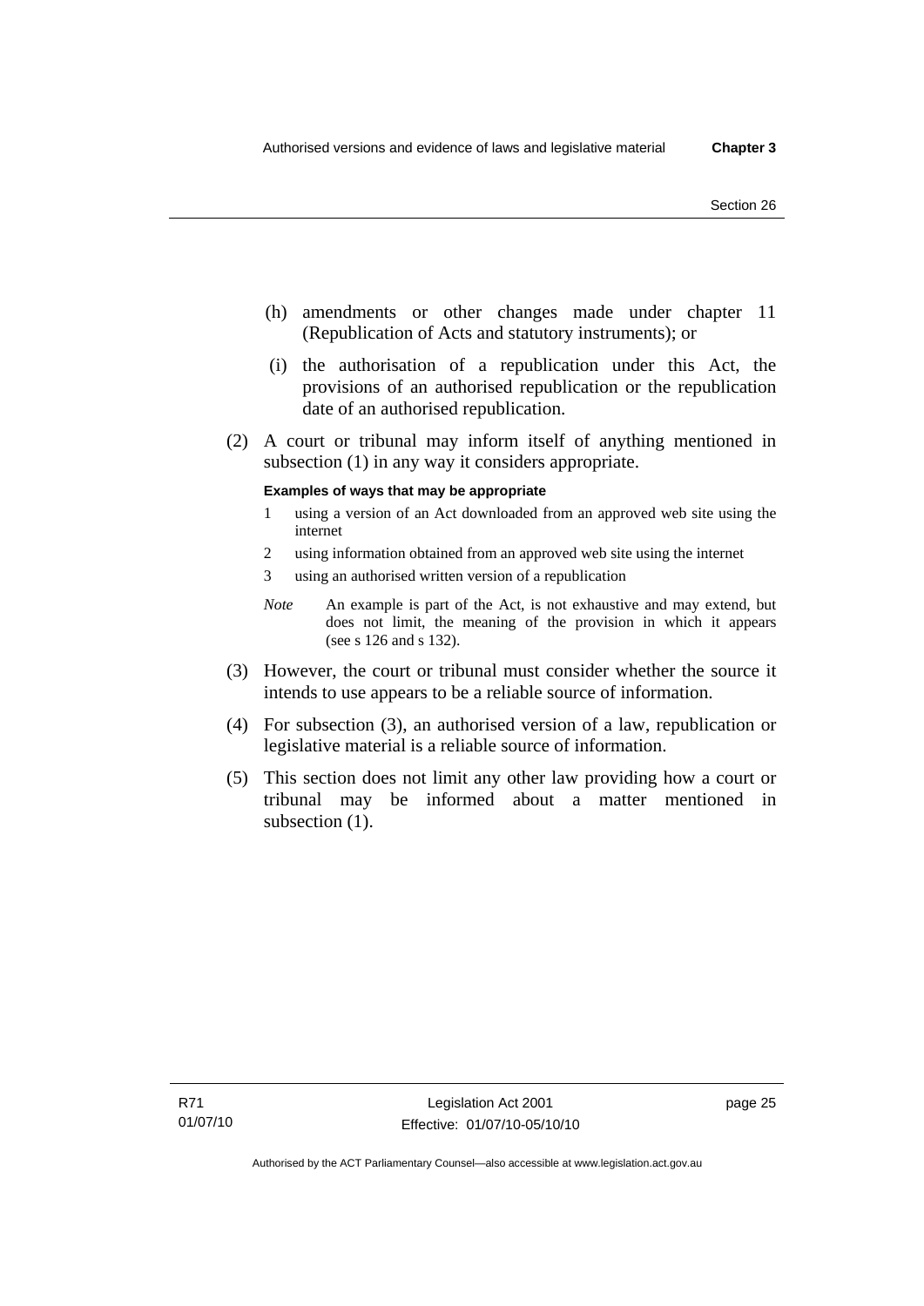(h) amendments or other changes made under chapter 11 (Republication of Acts and statutory instruments); or

(i) the authorisation of a republication under this Act, the provisions of an authorised republication or the republication date of an authorised republication.

(2) A court or tribunal may inform itself of anything mentioned in subsection (1) in any way it considers appropriate.

**Examples of ways that may be appropriate**

1 using a version of an Act downloaded from an approved web site using the internet

2 using information obtained from an approved web site using the internet

3 using an authorised written version of a republication

*Note* An example is part of the Act, is not exhaustive and may extend, but does not limit, the meaning of the provision in which it appears (see s 126 and s 132).

(3) However, the court or tribunal must consider whether the source it intends to use appears to be a reliable source of information.

(4) For subsection (3), an authorised version of a law, republication or legislative material is a reliable source of information.

(5) This section does not limit any other law providing how a court or tribunal may be informed about a matter mentioned in subsection (1).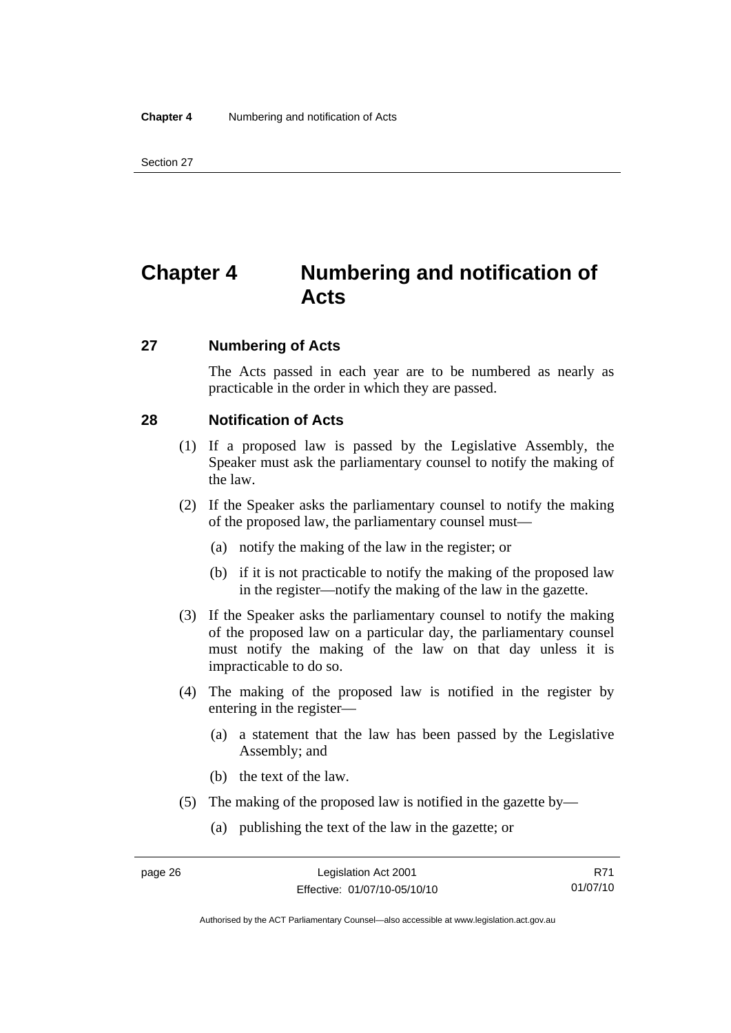# Chapter 4 Numbering and notification of Acts

## 27 Numbering of Acts

The Acts passed in each year are to be numbered as nearly as practicable in the order in which they are passed.

## 28 Notification of Acts

(1) If a proposed law is passed by the Legislative Assembly, the Speaker must ask the parliamentary counsel to notify the making of the law.

(2) If the Speaker asks the parliamentary counsel to notify the making of the proposed law, the parliamentary counsel must—

(a) notify the making of the law in the register; or

(b) if it is not practicable to notify the making of the proposed law in the register—notify the making of the law in the gazette.

(3) If the Speaker asks the parliamentary counsel to notify the making of the proposed law on a particular day, the parliamentary counsel must notify the making of the law on that day unless it is impracticable to do so.

(4) The making of the proposed law is notified in the register by entering in the register—

(a) a statement that the law has been passed by the Legislative Assembly; and

(b) the text of the law.

(5) The making of the proposed law is notified in the gazette by—

(a) publishing the text of the law in the gazette; or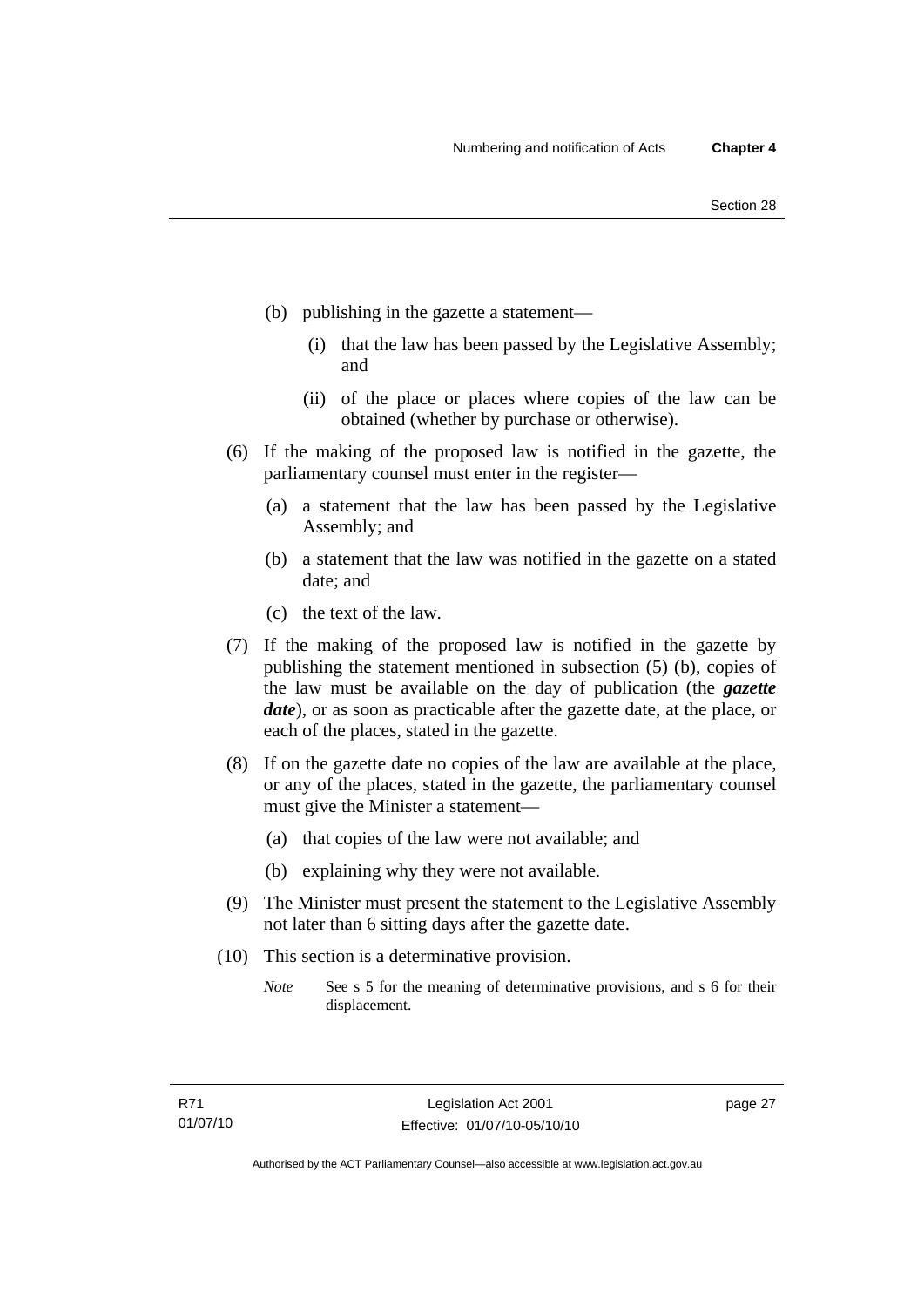(b) publishing in the gazette a statement—

   (i) that the law has been passed by the Legislative Assembly; and

   (ii) of the place or places where copies of the law can be obtained (whether by purchase or otherwise).

(6) If the making of the proposed law is notified in the gazette, the parliamentary counsel must enter in the register—

   (a) a statement that the law has been passed by the Legislative Assembly; and

   (b) a statement that the law was notified in the gazette on a stated date; and

   (c) the text of the law.

(7) If the making of the proposed law is notified in the gazette by publishing the statement mentioned in subsection (5) (b), copies of the law must be available on the day of publication (the ***gazette date***), or as soon as practicable after the gazette date, at the place, or each of the places, stated in the gazette.

(8) If on the gazette date no copies of the law are available at the place, or any of the places, stated in the gazette, the parliamentary counsel must give the Minister a statement—

   (a) that copies of the law were not available; and

   (b) explaining why they were not available.

(9) The Minister must present the statement to the Legislative Assembly not later than 6 sitting days after the gazette date.

(10) This section is a determinative provision.

*Note* See s 5 for the meaning of determinative provisions, and s 6 for their displacement.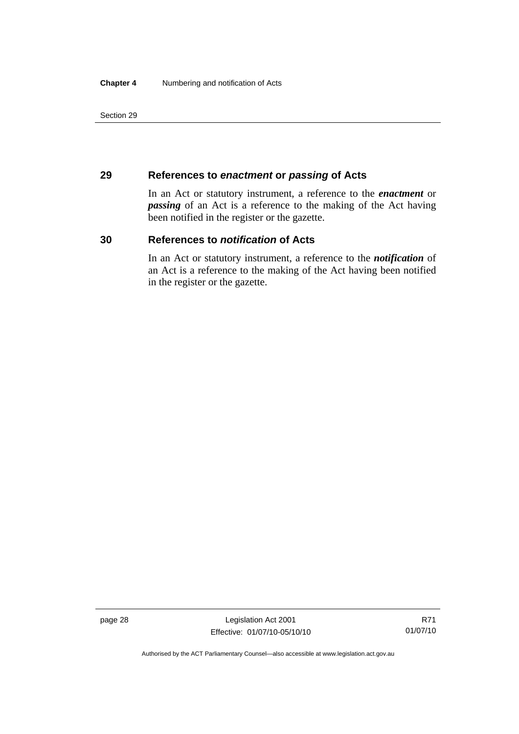## 29 References to *enactment* or *passing* of Acts

In an Act or statutory instrument, a reference to the ***enactment*** or ***passing*** of an Act is a reference to the making of the Act having been notified in the register or the gazette.

## 30 References to *notification* of Acts

In an Act or statutory instrument, a reference to the ***notification*** of an Act is a reference to the making of the Act having been notified in the register or the gazette.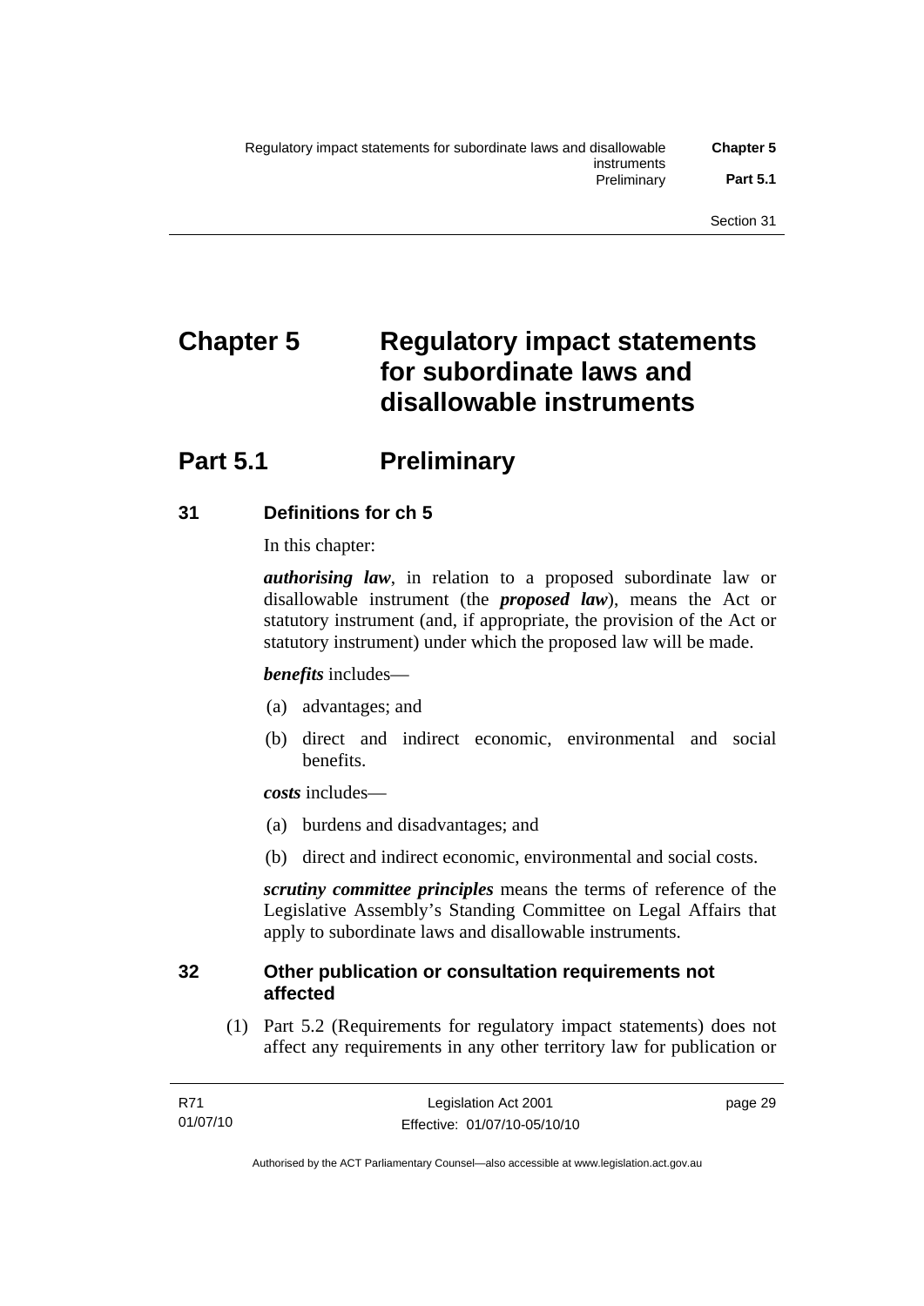# Chapter 5 Regulatory impact statements for subordinate laws and disallowable instruments

## Part 5.1 Preliminary

### 31 Definitions for ch 5

In this chapter:

***authorising law***, in relation to a proposed subordinate law or disallowable instrument (the ***proposed law***), means the Act or statutory instrument (and, if appropriate, the provision of the Act or statutory instrument) under which the proposed law will be made.

***benefits*** includes—

(a) advantages; and

(b) direct and indirect economic, environmental and social benefits.

***costs*** includes—

(a) burdens and disadvantages; and

(b) direct and indirect economic, environmental and social costs.

***scrutiny committee principles*** means the terms of reference of the Legislative Assembly's Standing Committee on Legal Affairs that apply to subordinate laws and disallowable instruments.

### 32 Other publication or consultation requirements not affected

(1) Part 5.2 (Requirements for regulatory impact statements) does not affect any requirements in any other territory law for publication or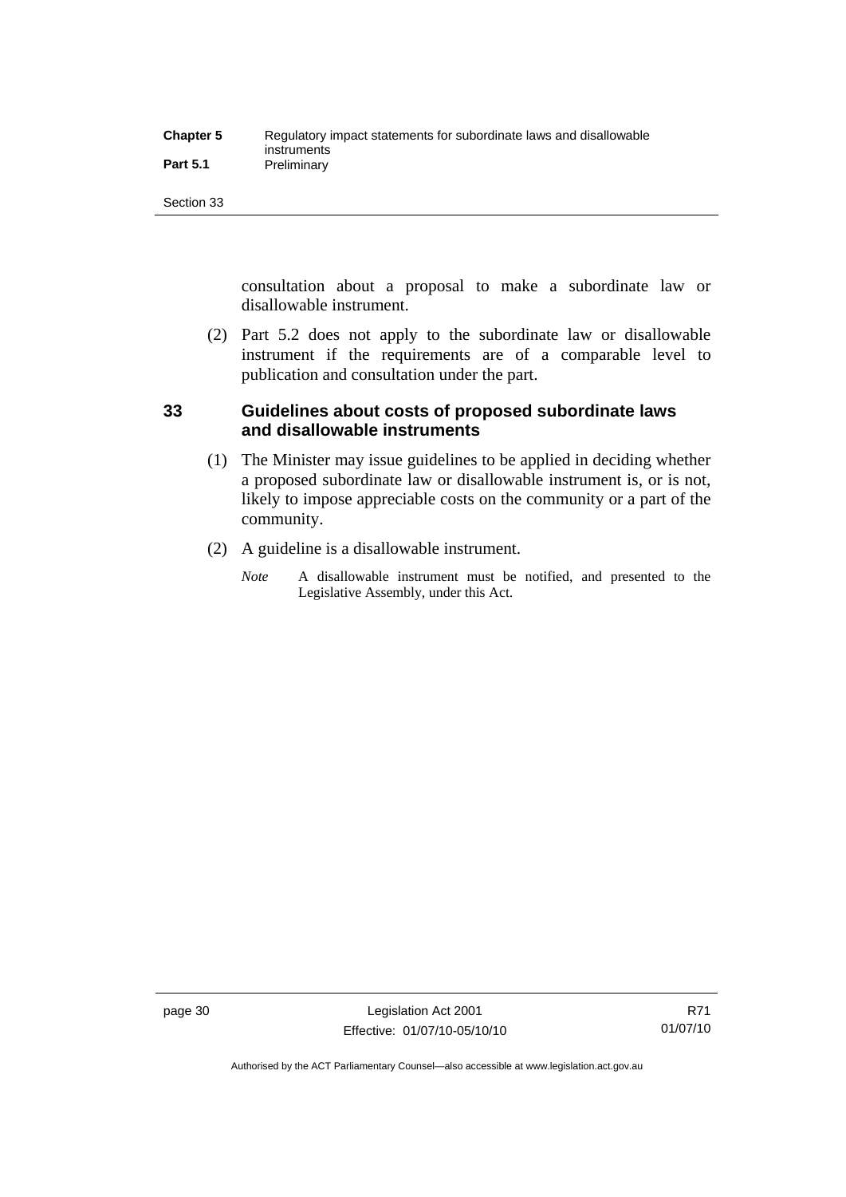consultation about a proposal to make a subordinate law or disallowable instrument.

(2) Part 5.2 does not apply to the subordinate law or disallowable instrument if the requirements are of a comparable level to publication and consultation under the part.

### 33 Guidelines about costs of proposed subordinate laws and disallowable instruments

(1) The Minister may issue guidelines to be applied in deciding whether a proposed subordinate law or disallowable instrument is, or is not, likely to impose appreciable costs on the community or a part of the community.

(2) A guideline is a disallowable instrument.

*Note* A disallowable instrument must be notified, and presented to the Legislative Assembly, under this Act.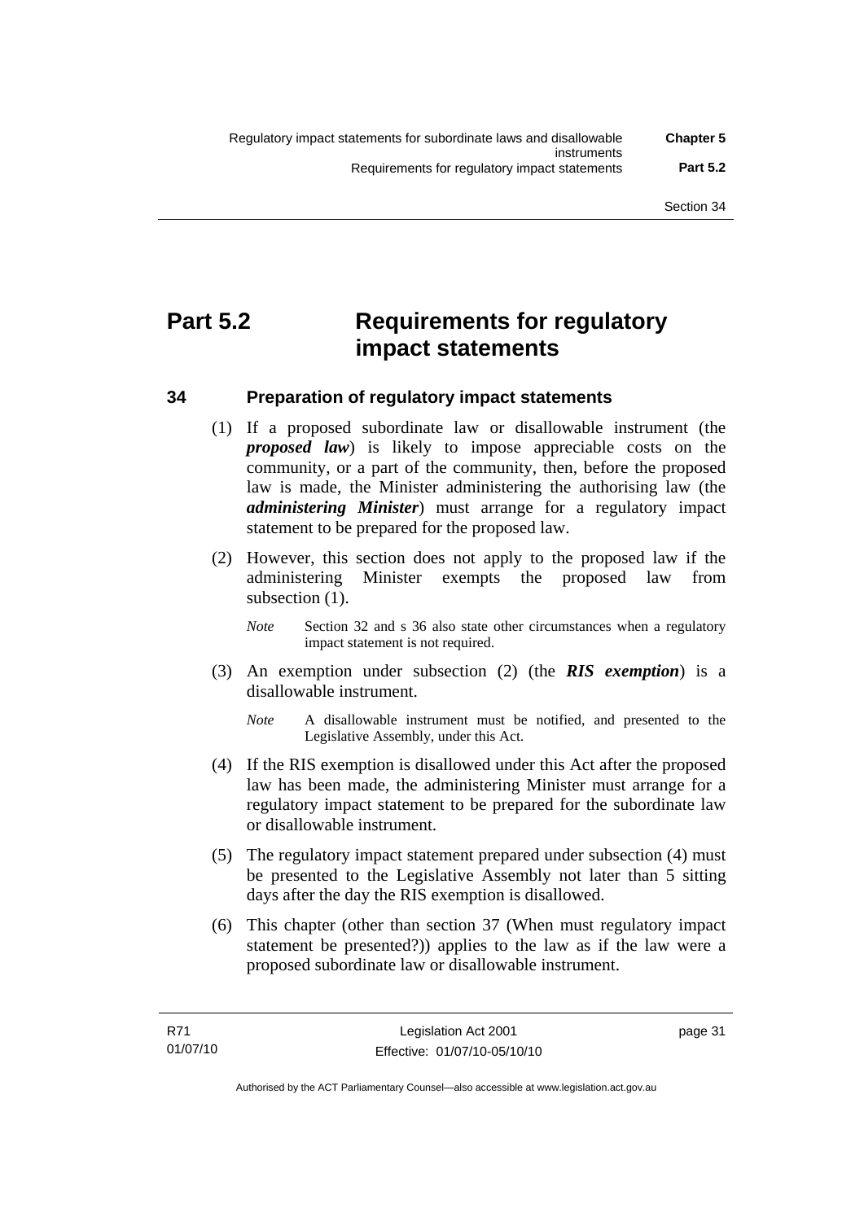# Part 5.2 Requirements for regulatory impact statements

## 34 Preparation of regulatory impact statements

(1) If a proposed subordinate law or disallowable instrument (the ***proposed law***) is likely to impose appreciable costs on the community, or a part of the community, then, before the proposed law is made, the Minister administering the authorising law (the ***administering Minister***) must arrange for a regulatory impact statement to be prepared for the proposed law.

(2) However, this section does not apply to the proposed law if the administering Minister exempts the proposed law from subsection (1).

*Note* Section 32 and s 36 also state other circumstances when a regulatory impact statement is not required.

(3) An exemption under subsection (2) (the ***RIS exemption***) is a disallowable instrument.

*Note* A disallowable instrument must be notified, and presented to the Legislative Assembly, under this Act.

(4) If the RIS exemption is disallowed under this Act after the proposed law has been made, the administering Minister must arrange for a regulatory impact statement to be prepared for the subordinate law or disallowable instrument.

(5) The regulatory impact statement prepared under subsection (4) must be presented to the Legislative Assembly not later than 5 sitting days after the day the RIS exemption is disallowed.

(6) This chapter (other than section 37 (When must regulatory impact statement be presented?)) applies to the law as if the law were a proposed subordinate law or disallowable instrument.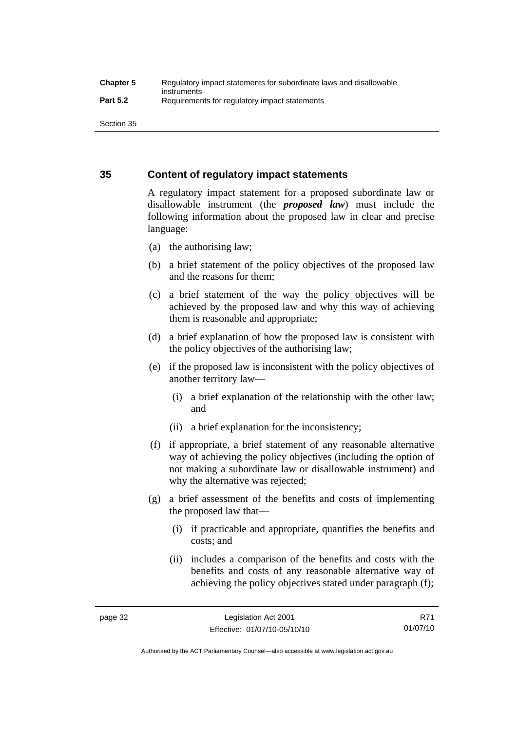## 35 Content of regulatory impact statements

A regulatory impact statement for a proposed subordinate law or disallowable instrument (the ***proposed law***) must include the following information about the proposed law in clear and precise language:

(a) the authorising law;

(b) a brief statement of the policy objectives of the proposed law and the reasons for them;

(c) a brief statement of the way the policy objectives will be achieved by the proposed law and why this way of achieving them is reasonable and appropriate;

(d) a brief explanation of how the proposed law is consistent with the policy objectives of the authorising law;

(e) if the proposed law is inconsistent with the policy objectives of another territory law—

(i) a brief explanation of the relationship with the other law; and

(ii) a brief explanation for the inconsistency;

(f) if appropriate, a brief statement of any reasonable alternative way of achieving the policy objectives (including the option of not making a subordinate law or disallowable instrument) and why the alternative was rejected;

(g) a brief assessment of the benefits and costs of implementing the proposed law that—

(i) if practicable and appropriate, quantifies the benefits and costs; and

(ii) includes a comparison of the benefits and costs with the benefits and costs of any reasonable alternative way of achieving the policy objectives stated under paragraph (f);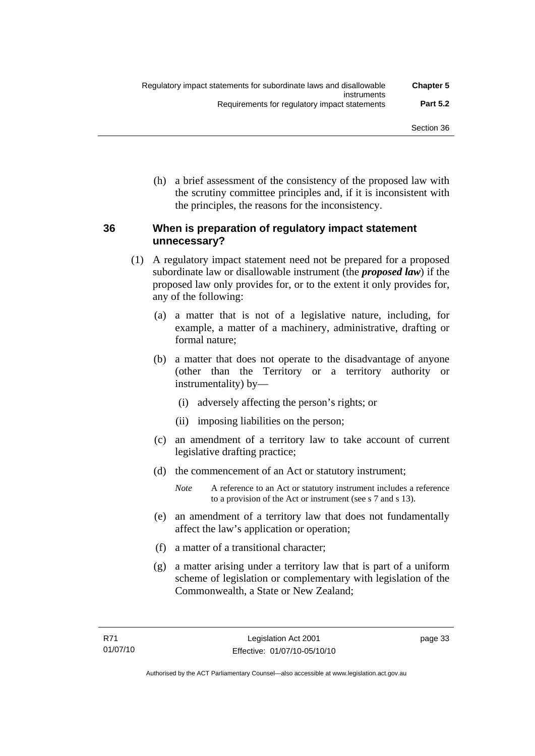(h) a brief assessment of the consistency of the proposed law with the scrutiny committee principles and, if it is inconsistent with the principles, the reasons for the inconsistency.

## 36 When is preparation of regulatory impact statement unnecessary?

(1) A regulatory impact statement need not be prepared for a proposed subordinate law or disallowable instrument (the ***proposed law***) if the proposed law only provides for, or to the extent it only provides for, any of the following:

(a) a matter that is not of a legislative nature, including, for example, a matter of a machinery, administrative, drafting or formal nature;

(b) a matter that does not operate to the disadvantage of anyone (other than the Territory or a territory authority or instrumentality) by—

(i) adversely affecting the person's rights; or

(ii) imposing liabilities on the person;

(c) an amendment of a territory law to take account of current legislative drafting practice;

(d) the commencement of an Act or statutory instrument;

*Note* A reference to an Act or statutory instrument includes a reference to a provision of the Act or instrument (see s 7 and s 13).

(e) an amendment of a territory law that does not fundamentally affect the law's application or operation;

(f) a matter of a transitional character;

(g) a matter arising under a territory law that is part of a uniform scheme of legislation or complementary with legislation of the Commonwealth, a State or New Zealand;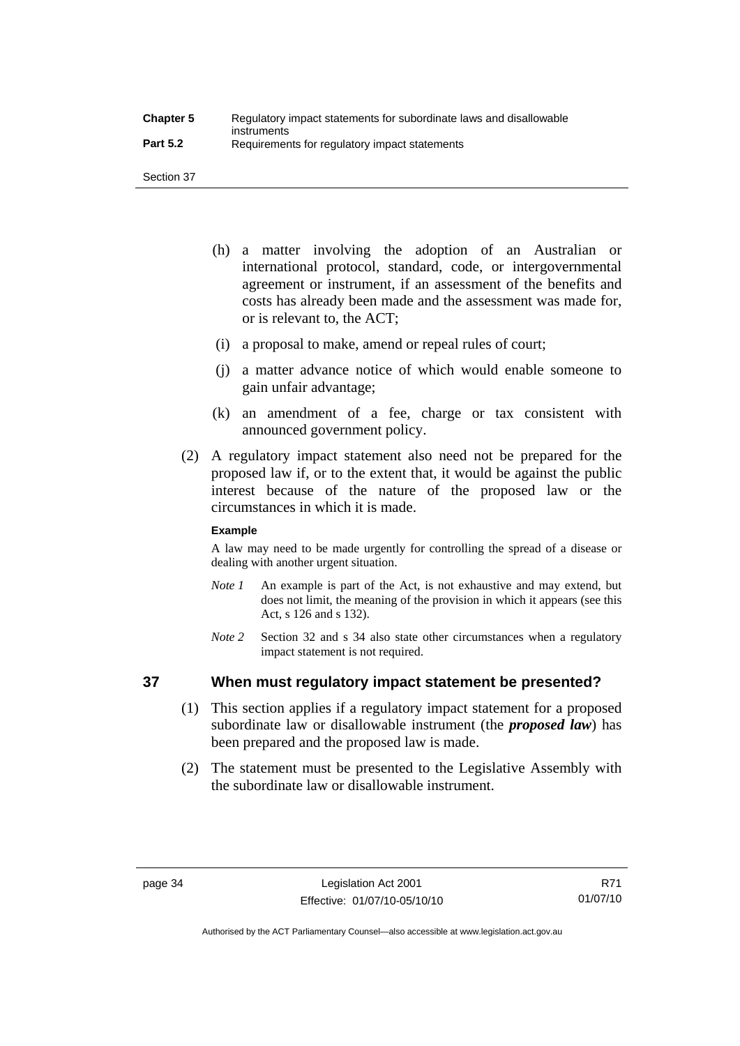(h) a matter involving the adoption of an Australian or international protocol, standard, code, or intergovernmental agreement or instrument, if an assessment of the benefits and costs has already been made and the assessment was made for, or is relevant to, the ACT;

(i) a proposal to make, amend or repeal rules of court;

(j) a matter advance notice of which would enable someone to gain unfair advantage;

(k) an amendment of a fee, charge or tax consistent with announced government policy.

(2) A regulatory impact statement also need not be prepared for the proposed law if, or to the extent that, it would be against the public interest because of the nature of the proposed law or the circumstances in which it is made.

**Example**

A law may need to be made urgently for controlling the spread of a disease or dealing with another urgent situation.

*Note 1* An example is part of the Act, is not exhaustive and may extend, but does not limit, the meaning of the provision in which it appears (see this Act, s 126 and s 132).

*Note 2* Section 32 and s 34 also state other circumstances when a regulatory impact statement is not required.

## 37 When must regulatory impact statement be presented?

(1) This section applies if a regulatory impact statement for a proposed subordinate law or disallowable instrument (the ***proposed law***) has been prepared and the proposed law is made.

(2) The statement must be presented to the Legislative Assembly with the subordinate law or disallowable instrument.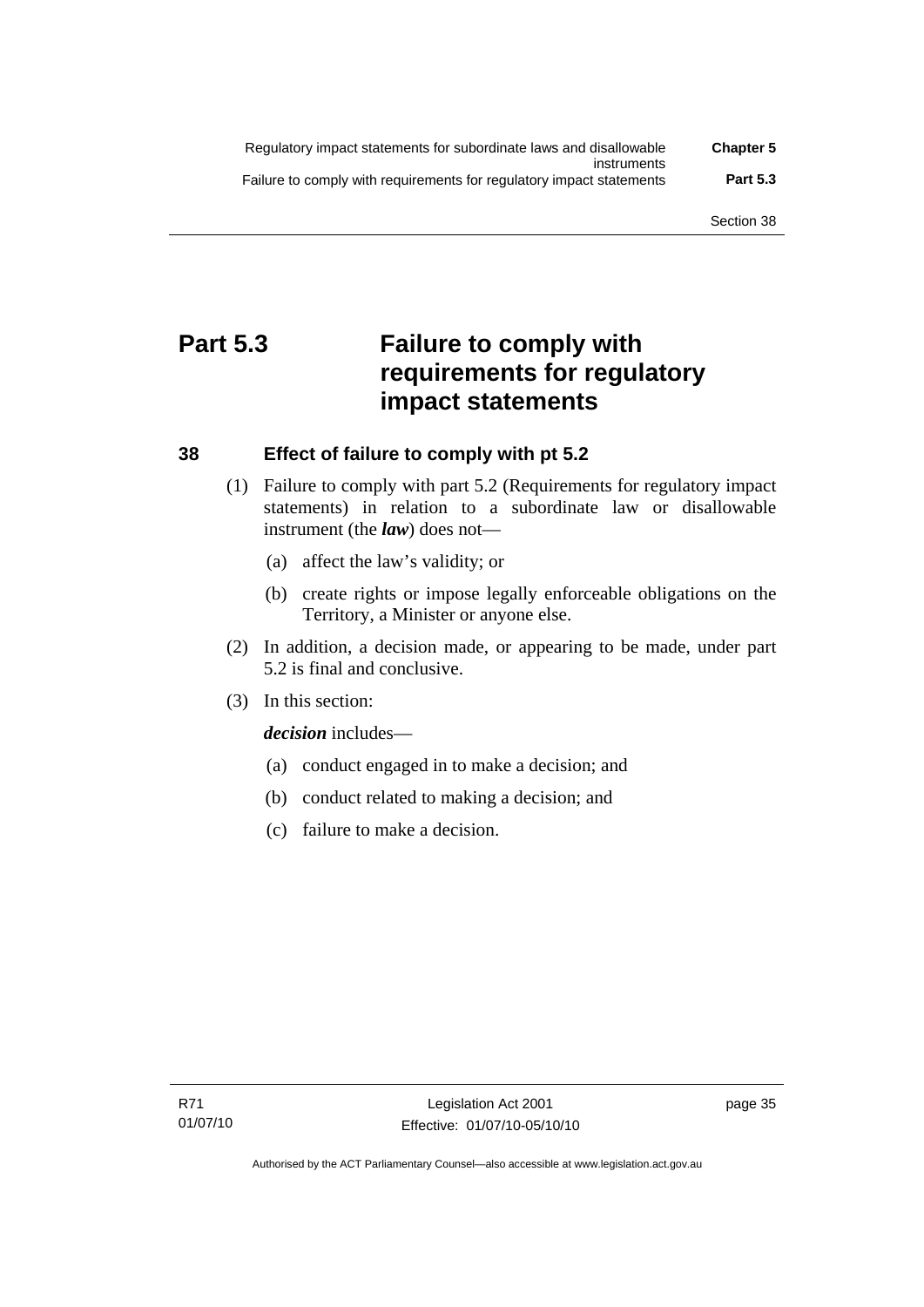# Part 5.3 Failure to comply with requirements for regulatory impact statements

## 38 Effect of failure to comply with pt 5.2

(1) Failure to comply with part 5.2 (Requirements for regulatory impact statements) in relation to a subordinate law or disallowable instrument (the ***law***) does not—

(a) affect the law's validity; or

(b) create rights or impose legally enforceable obligations on the Territory, a Minister or anyone else.

(2) In addition, a decision made, or appearing to be made, under part 5.2 is final and conclusive.

(3) In this section:

***decision*** includes—

(a) conduct engaged in to make a decision; and

(b) conduct related to making a decision; and

(c) failure to make a decision.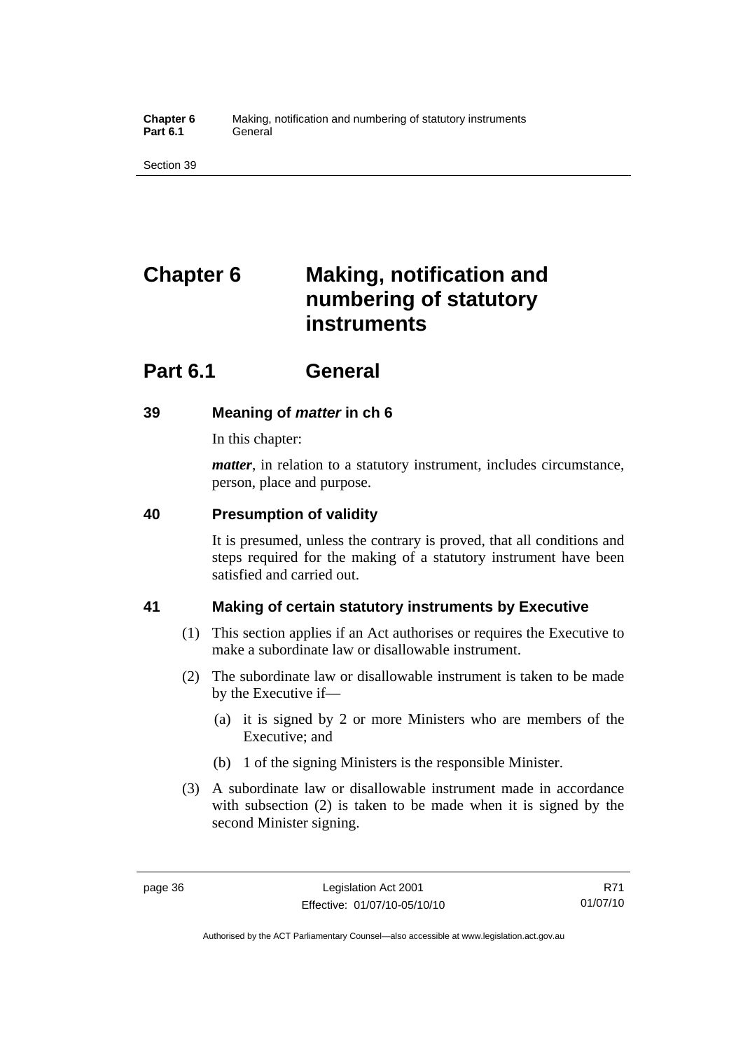# Chapter 6 Making, notification and numbering of statutory instruments

## Part 6.1 General

### 39 Meaning of *matter* in ch 6

In this chapter:

***matter***, in relation to a statutory instrument, includes circumstance, person, place and purpose.

### 40 Presumption of validity

It is presumed, unless the contrary is proved, that all conditions and steps required for the making of a statutory instrument have been satisfied and carried out.

### 41 Making of certain statutory instruments by Executive

(1) This section applies if an Act authorises or requires the Executive to make a subordinate law or disallowable instrument.

(2) The subordinate law or disallowable instrument is taken to be made by the Executive if—

- (a) it is signed by 2 or more Ministers who are members of the Executive; and
- (b) 1 of the signing Ministers is the responsible Minister.

(3) A subordinate law or disallowable instrument made in accordance with subsection (2) is taken to be made when it is signed by the second Minister signing.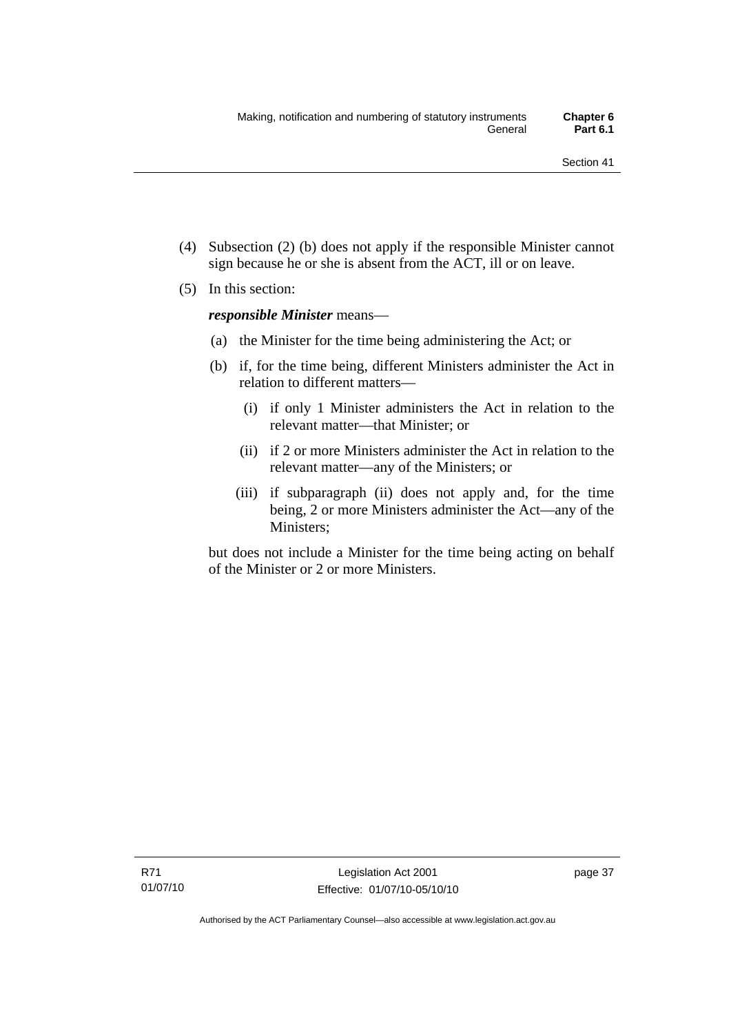(4) Subsection (2) (b) does not apply if the responsible Minister cannot sign because he or she is absent from the ACT, ill or on leave.

(5) In this section:

***responsible Minister*** means—

(a) the Minister for the time being administering the Act; or

(b) if, for the time being, different Ministers administer the Act in relation to different matters—

(i) if only 1 Minister administers the Act in relation to the relevant matter—that Minister; or

(ii) if 2 or more Ministers administer the Act in relation to the relevant matter—any of the Ministers; or

(iii) if subparagraph (ii) does not apply and, for the time being, 2 or more Ministers administer the Act—any of the Ministers;

but does not include a Minister for the time being acting on behalf of the Minister or 2 or more Ministers.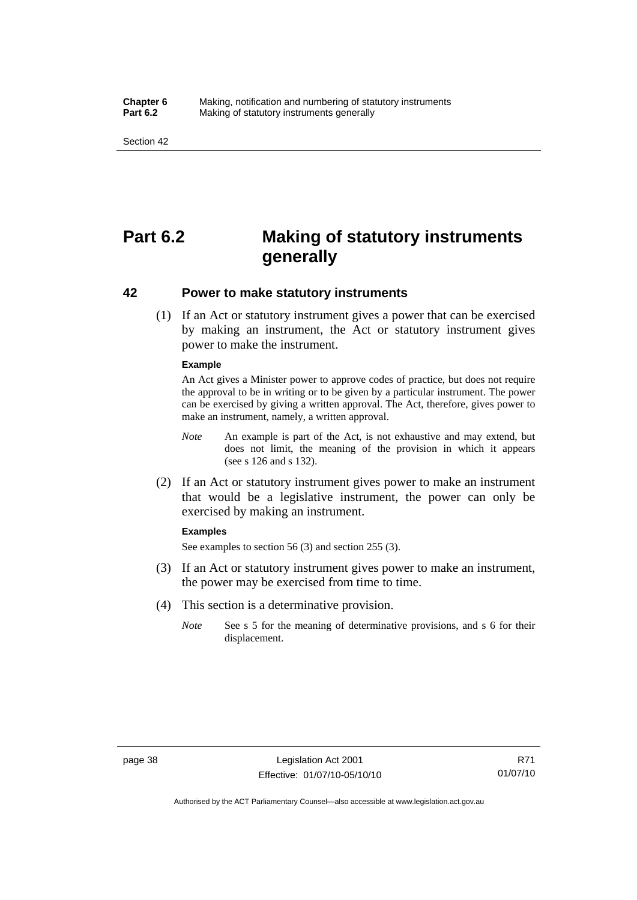# Part 6.2 Making of statutory instruments generally

## 42 Power to make statutory instruments

(1) If an Act or statutory instrument gives a power that can be exercised by making an instrument, the Act or statutory instrument gives power to make the instrument.

**Example**

An Act gives a Minister power to approve codes of practice, but does not require the approval to be in writing or to be given by a particular instrument. The power can be exercised by giving a written approval. The Act, therefore, gives power to make an instrument, namely, a written approval.

*Note* An example is part of the Act, is not exhaustive and may extend, but does not limit, the meaning of the provision in which it appears (see s 126 and s 132).

(2) If an Act or statutory instrument gives power to make an instrument that would be a legislative instrument, the power can only be exercised by making an instrument.

**Examples**

See examples to section 56 (3) and section 255 (3).

(3) If an Act or statutory instrument gives power to make an instrument, the power may be exercised from time to time.

(4) This section is a determinative provision.

*Note* See s 5 for the meaning of determinative provisions, and s 6 for their displacement.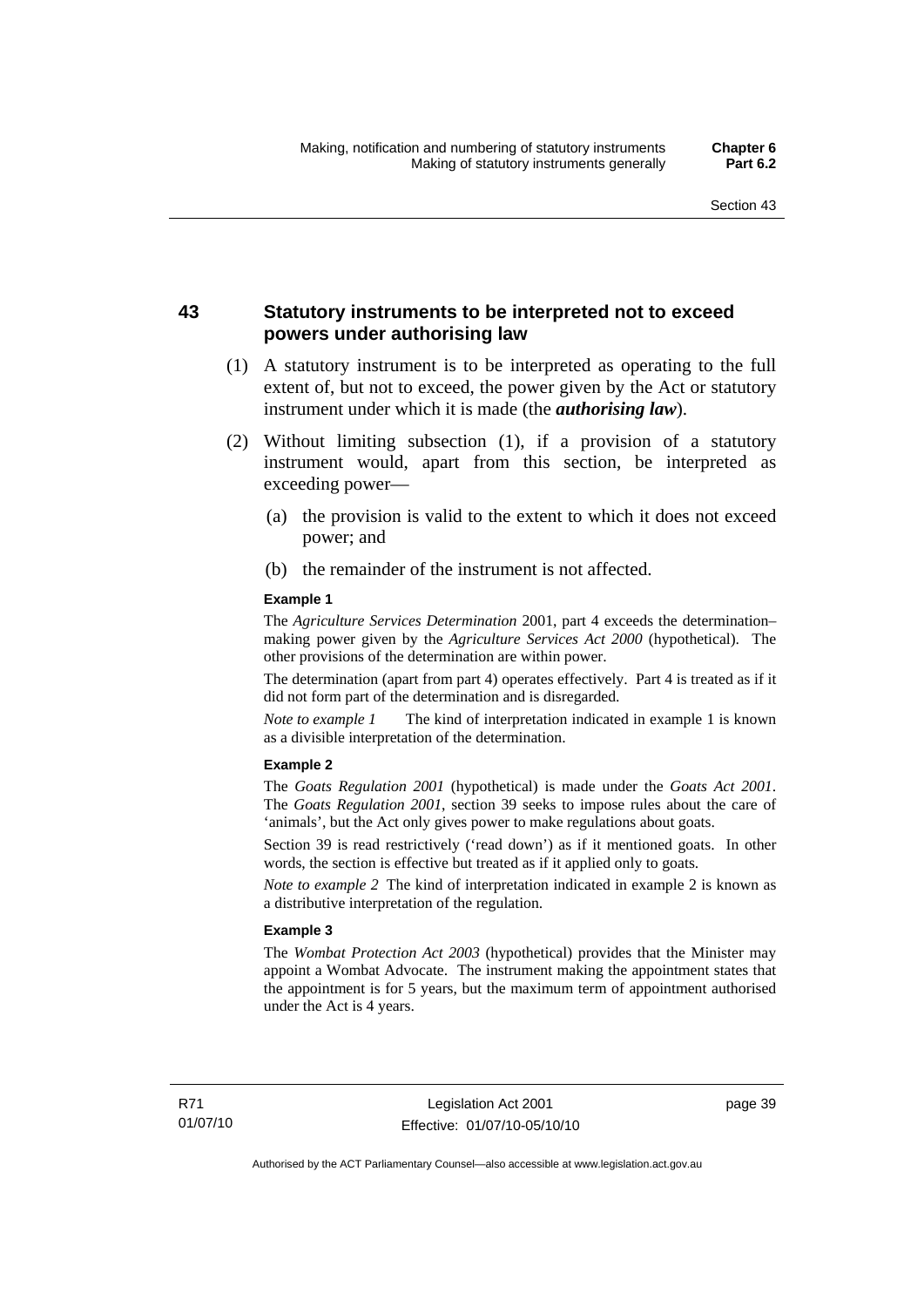## 43 Statutory instruments to be interpreted not to exceed powers under authorising law

(1) A statutory instrument is to be interpreted as operating to the full extent of, but not to exceed, the power given by the Act or statutory instrument under which it is made (the ***authorising law***).

(2) Without limiting subsection (1), if a provision of a statutory instrument would, apart from this section, be interpreted as exceeding power—

(a) the provision is valid to the extent to which it does not exceed power; and

(b) the remainder of the instrument is not affected.

**Example 1**

The *Agriculture Services Determination* 2001, part 4 exceeds the determination–making power given by the *Agriculture Services Act 2000* (hypothetical). The other provisions of the determination are within power.

The determination (apart from part 4) operates effectively. Part 4 is treated as if it did not form part of the determination and is disregarded.

*Note to example 1* The kind of interpretation indicated in example 1 is known as a divisible interpretation of the determination.

**Example 2**

The *Goats Regulation 2001* (hypothetical) is made under the *Goats Act 2001*. The *Goats Regulation 2001*, section 39 seeks to impose rules about the care of 'animals', but the Act only gives power to make regulations about goats.

Section 39 is read restrictively ('read down') as if it mentioned goats. In other words, the section is effective but treated as if it applied only to goats.

*Note to example 2* The kind of interpretation indicated in example 2 is known as a distributive interpretation of the regulation.

**Example 3**

The *Wombat Protection Act 2003* (hypothetical) provides that the Minister may appoint a Wombat Advocate. The instrument making the appointment states that the appointment is for 5 years, but the maximum term of appointment authorised under the Act is 4 years.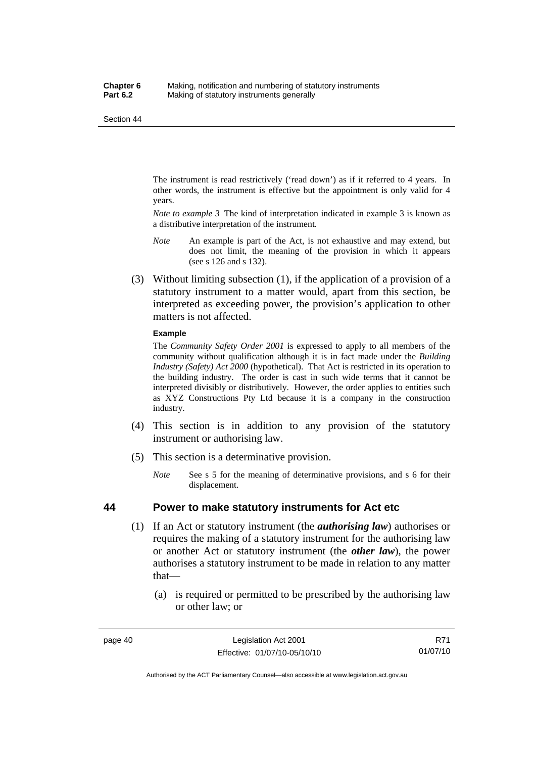The instrument is read restrictively ('read down') as if it referred to 4 years. In other words, the instrument is effective but the appointment is only valid for 4 years.

*Note to example 3* The kind of interpretation indicated in example 3 is known as a distributive interpretation of the instrument.

*Note* An example is part of the Act, is not exhaustive and may extend, but does not limit, the meaning of the provision in which it appears (see s 126 and s 132).

(3) Without limiting subsection (1), if the application of a provision of a statutory instrument to a matter would, apart from this section, be interpreted as exceeding power, the provision's application to other matters is not affected.

**Example**

The *Community Safety Order 2001* is expressed to apply to all members of the community without qualification although it is in fact made under the *Building Industry (Safety) Act 2000* (hypothetical). That Act is restricted in its operation to the building industry. The order is cast in such wide terms that it cannot be interpreted divisibly or distributively. However, the order applies to entities such as XYZ Constructions Pty Ltd because it is a company in the construction industry.

(4) This section is in addition to any provision of the statutory instrument or authorising law.

(5) This section is a determinative provision.

*Note* See s 5 for the meaning of determinative provisions, and s 6 for their displacement.

## 44 Power to make statutory instruments for Act etc

(1) If an Act or statutory instrument (the ***authorising law***) authorises or requires the making of a statutory instrument for the authorising law or another Act or statutory instrument (the ***other law***), the power authorises a statutory instrument to be made in relation to any matter that—

(a) is required or permitted to be prescribed by the authorising law or other law; or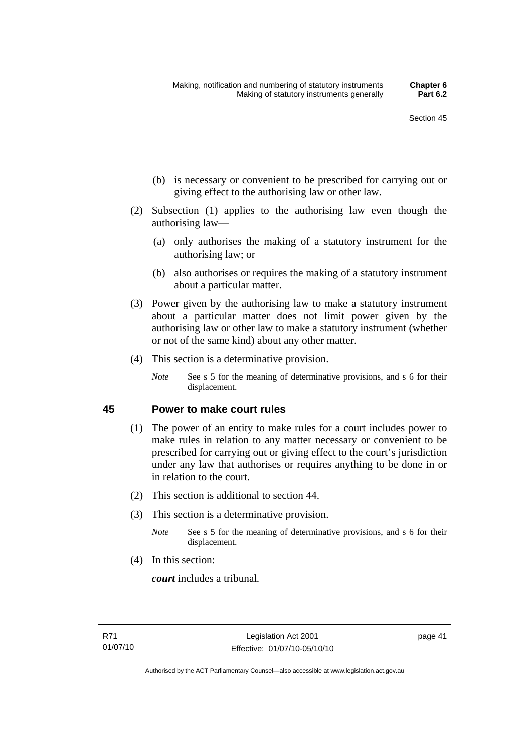(b) is necessary or convenient to be prescribed for carrying out or giving effect to the authorising law or other law.

(2) Subsection (1) applies to the authorising law even though the authorising law—

(a) only authorises the making of a statutory instrument for the authorising law; or

(b) also authorises or requires the making of a statutory instrument about a particular matter.

(3) Power given by the authorising law to make a statutory instrument about a particular matter does not limit power given by the authorising law or other law to make a statutory instrument (whether or not of the same kind) about any other matter.

(4) This section is a determinative provision.

*Note* See s 5 for the meaning of determinative provisions, and s 6 for their displacement.

## 45 Power to make court rules

(1) The power of an entity to make rules for a court includes power to make rules in relation to any matter necessary or convenient to be prescribed for carrying out or giving effect to the court's jurisdiction under any law that authorises or requires anything to be done in or in relation to the court.

(2) This section is additional to section 44.

(3) This section is a determinative provision.

*Note* See s 5 for the meaning of determinative provisions, and s 6 for their displacement.

(4) In this section:

***court*** includes a tribunal.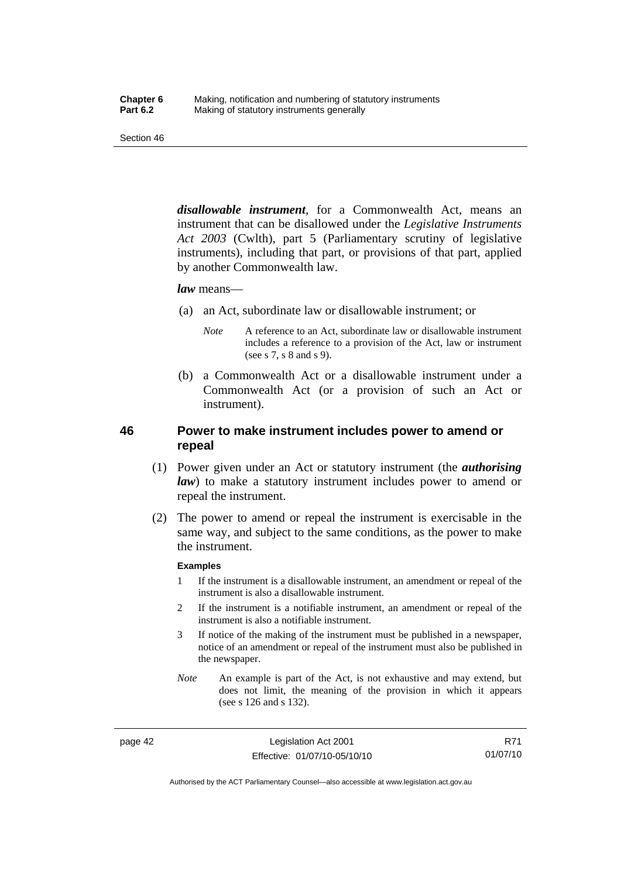***disallowable instrument***, for a Commonwealth Act, means an instrument that can be disallowed under the *Legislative Instruments Act 2003* (Cwlth), part 5 (Parliamentary scrutiny of legislative instruments), including that part, or provisions of that part, applied by another Commonwealth law.

***law*** means—

(a) an Act, subordinate law or disallowable instrument; or

*Note* A reference to an Act, subordinate law or disallowable instrument includes a reference to a provision of the Act, law or instrument (see s 7, s 8 and s 9).

(b) a Commonwealth Act or a disallowable instrument under a Commonwealth Act (or a provision of such an Act or instrument).

## 46 Power to make instrument includes power to amend or repeal

(1) Power given under an Act or statutory instrument (the ***authorising law***) to make a statutory instrument includes power to amend or repeal the instrument.

(2) The power to amend or repeal the instrument is exercisable in the same way, and subject to the same conditions, as the power to make the instrument.

**Examples**

1 If the instrument is a disallowable instrument, an amendment or repeal of the instrument is also a disallowable instrument.

2 If the instrument is a notifiable instrument, an amendment or repeal of the instrument is also a notifiable instrument.

3 If notice of the making of the instrument must be published in a newspaper, notice of an amendment or repeal of the instrument must also be published in the newspaper.

*Note* An example is part of the Act, is not exhaustive and may extend, but does not limit, the meaning of the provision in which it appears (see s 126 and s 132).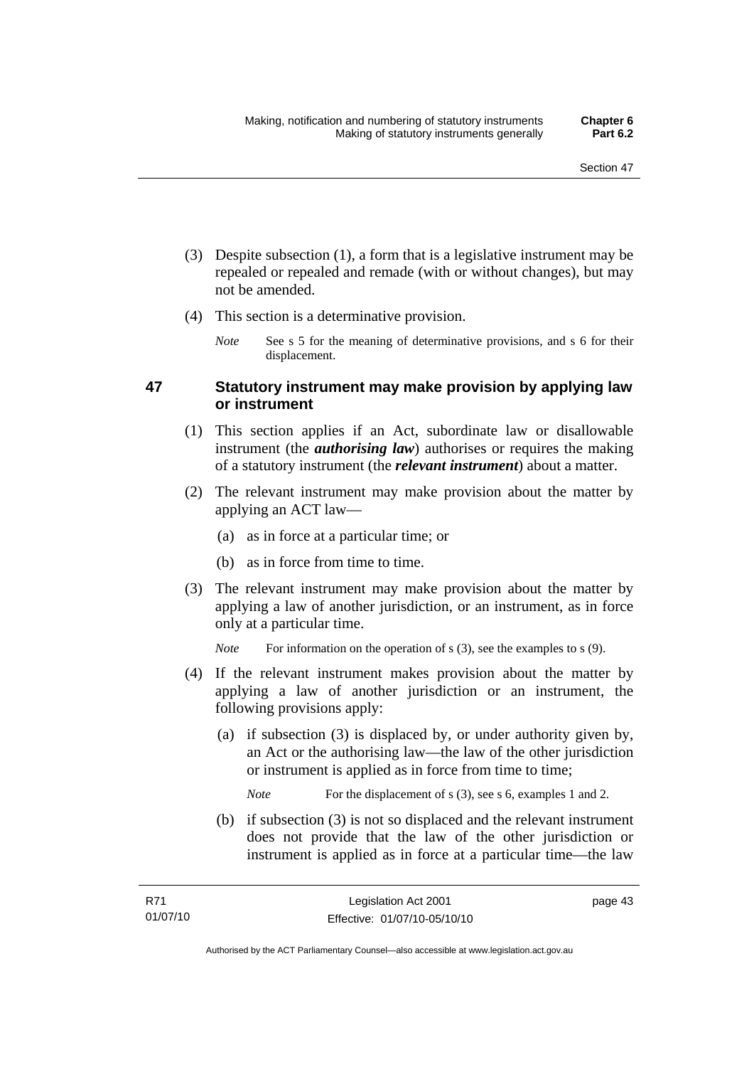(3) Despite subsection (1), a form that is a legislative instrument may be repealed or repealed and remade (with or without changes), but may not be amended.

(4) This section is a determinative provision.

*Note* See s 5 for the meaning of determinative provisions, and s 6 for their displacement.

## 47 Statutory instrument may make provision by applying law or instrument

(1) This section applies if an Act, subordinate law or disallowable instrument (the ***authorising law***) authorises or requires the making of a statutory instrument (the ***relevant instrument***) about a matter.

(2) The relevant instrument may make provision about the matter by applying an ACT law—

(a) as in force at a particular time; or

(b) as in force from time to time.

(3) The relevant instrument may make provision about the matter by applying a law of another jurisdiction, or an instrument, as in force only at a particular time.

*Note* For information on the operation of s (3), see the examples to s (9).

(4) If the relevant instrument makes provision about the matter by applying a law of another jurisdiction or an instrument, the following provisions apply:

(a) if subsection (3) is displaced by, or under authority given by, an Act or the authorising law—the law of the other jurisdiction or instrument is applied as in force from time to time;

*Note* For the displacement of s (3), see s 6, examples 1 and 2.

(b) if subsection (3) is not so displaced and the relevant instrument does not provide that the law of the other jurisdiction or instrument is applied as in force at a particular time—the law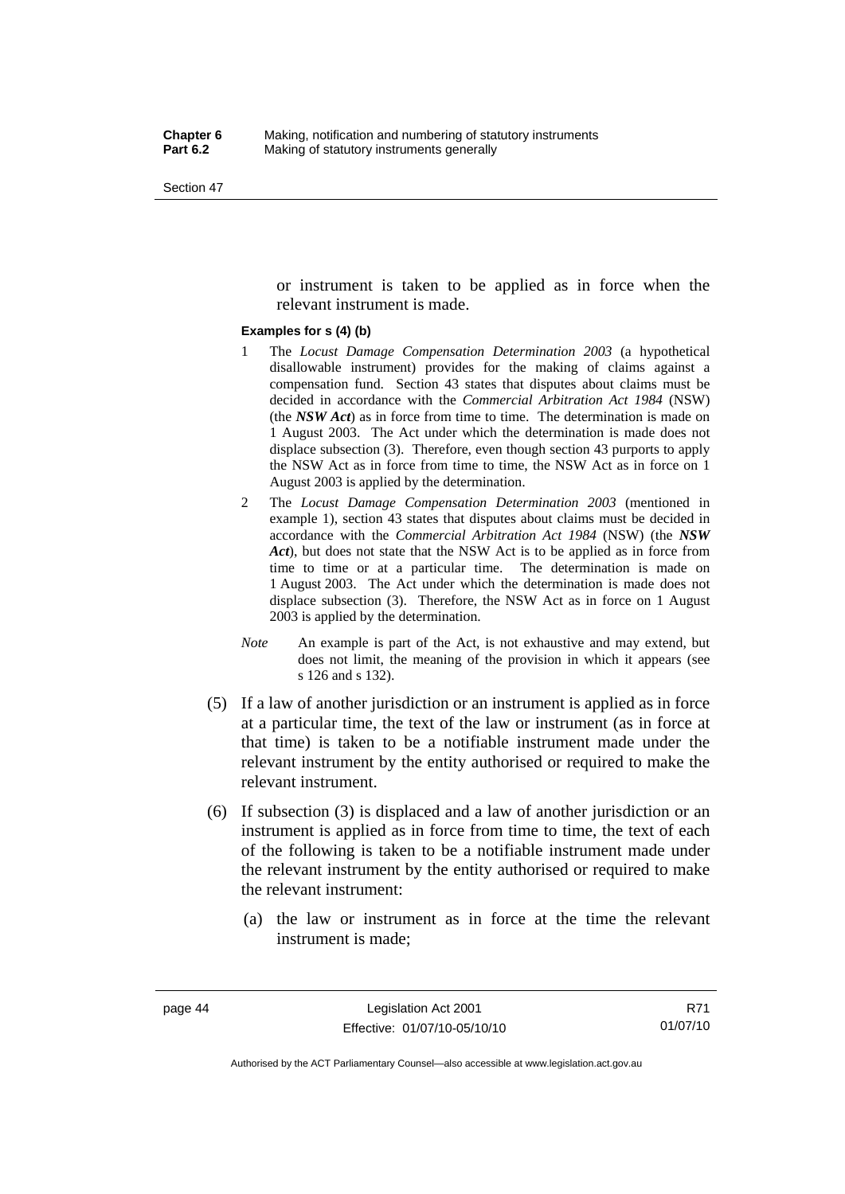or instrument is taken to be applied as in force when the relevant instrument is made.

**Examples for s (4) (b)**

1 The *Locust Damage Compensation Determination 2003* (a hypothetical disallowable instrument) provides for the making of claims against a compensation fund. Section 43 states that disputes about claims must be decided in accordance with the *Commercial Arbitration Act 1984* (NSW) (the ***NSW Act***) as in force from time to time. The determination is made on 1 August 2003. The Act under which the determination is made does not displace subsection (3). Therefore, even though section 43 purports to apply the NSW Act as in force from time to time, the NSW Act as in force on 1 August 2003 is applied by the determination.

2 The *Locust Damage Compensation Determination 2003* (mentioned in example 1), section 43 states that disputes about claims must be decided in accordance with the *Commercial Arbitration Act 1984* (NSW) (the ***NSW Act***), but does not state that the NSW Act is to be applied as in force from time to time or at a particular time. The determination is made on 1 August 2003. The Act under which the determination is made does not displace subsection (3). Therefore, the NSW Act as in force on 1 August 2003 is applied by the determination.

*Note* An example is part of the Act, is not exhaustive and may extend, but does not limit, the meaning of the provision in which it appears (see s 126 and s 132).

(5) If a law of another jurisdiction or an instrument is applied as in force at a particular time, the text of the law or instrument (as in force at that time) is taken to be a notifiable instrument made under the relevant instrument by the entity authorised or required to make the relevant instrument.

(6) If subsection (3) is displaced and a law of another jurisdiction or an instrument is applied as in force from time to time, the text of each of the following is taken to be a notifiable instrument made under the relevant instrument by the entity authorised or required to make the relevant instrument:

(a) the law or instrument as in force at the time the relevant instrument is made;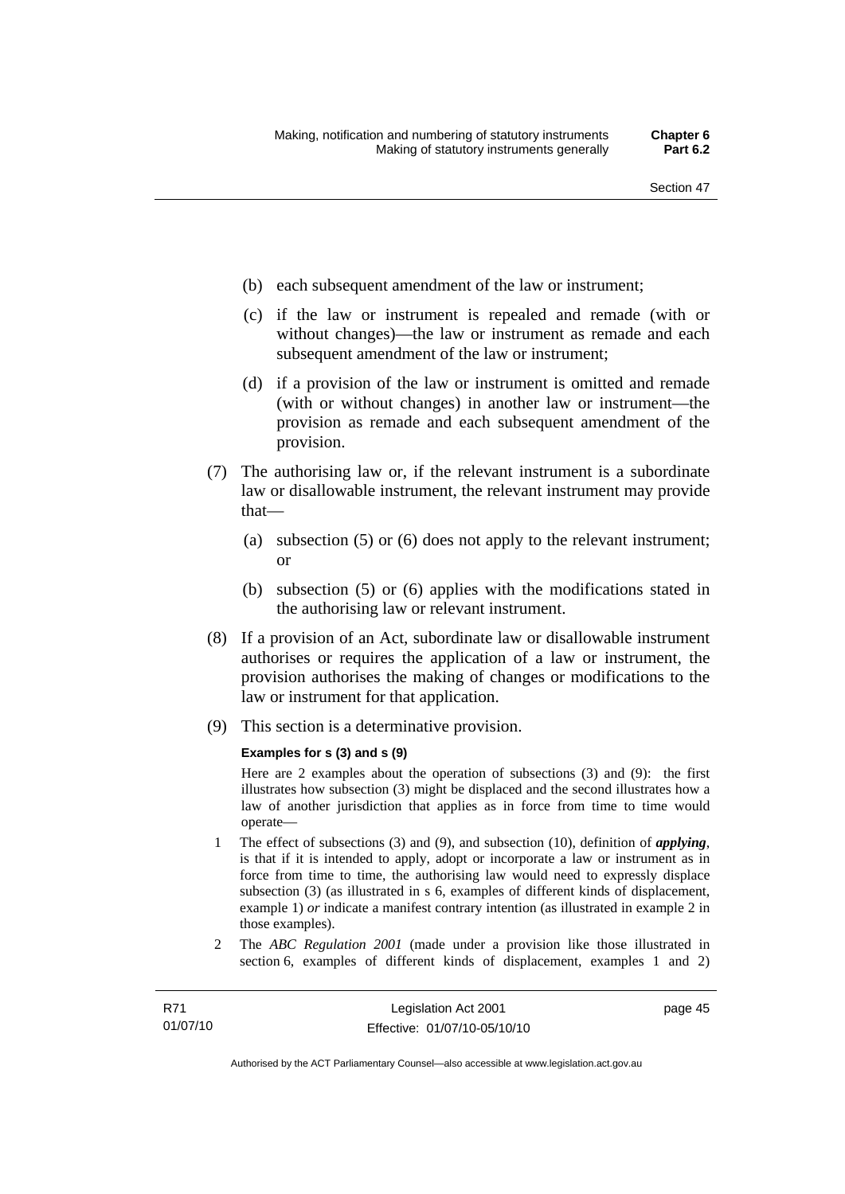(b) each subsequent amendment of the law or instrument;

(c) if the law or instrument is repealed and remade (with or without changes)—the law or instrument as remade and each subsequent amendment of the law or instrument;

(d) if a provision of the law or instrument is omitted and remade (with or without changes) in another law or instrument—the provision as remade and each subsequent amendment of the provision.

(7) The authorising law or, if the relevant instrument is a subordinate law or disallowable instrument, the relevant instrument may provide that—

(a) subsection (5) or (6) does not apply to the relevant instrument; or

(b) subsection (5) or (6) applies with the modifications stated in the authorising law or relevant instrument.

(8) If a provision of an Act, subordinate law or disallowable instrument authorises or requires the application of a law or instrument, the provision authorises the making of changes or modifications to the law or instrument for that application.

(9) This section is a determinative provision.

**Examples for s (3) and s (9)**

Here are 2 examples about the operation of subsections (3) and (9): the first illustrates how subsection (3) might be displaced and the second illustrates how a law of another jurisdiction that applies as in force from time to time would operate—

1 The effect of subsections (3) and (9), and subsection (10), definition of ***applying***, is that if it is intended to apply, adopt or incorporate a law or instrument as in force from time to time, the authorising law would need to expressly displace subsection (3) (as illustrated in s 6, examples of different kinds of displacement, example 1) *or* indicate a manifest contrary intention (as illustrated in example 2 in those examples).

2 The *ABC Regulation 2001* (made under a provision like those illustrated in section 6, examples of different kinds of displacement, examples 1 and 2)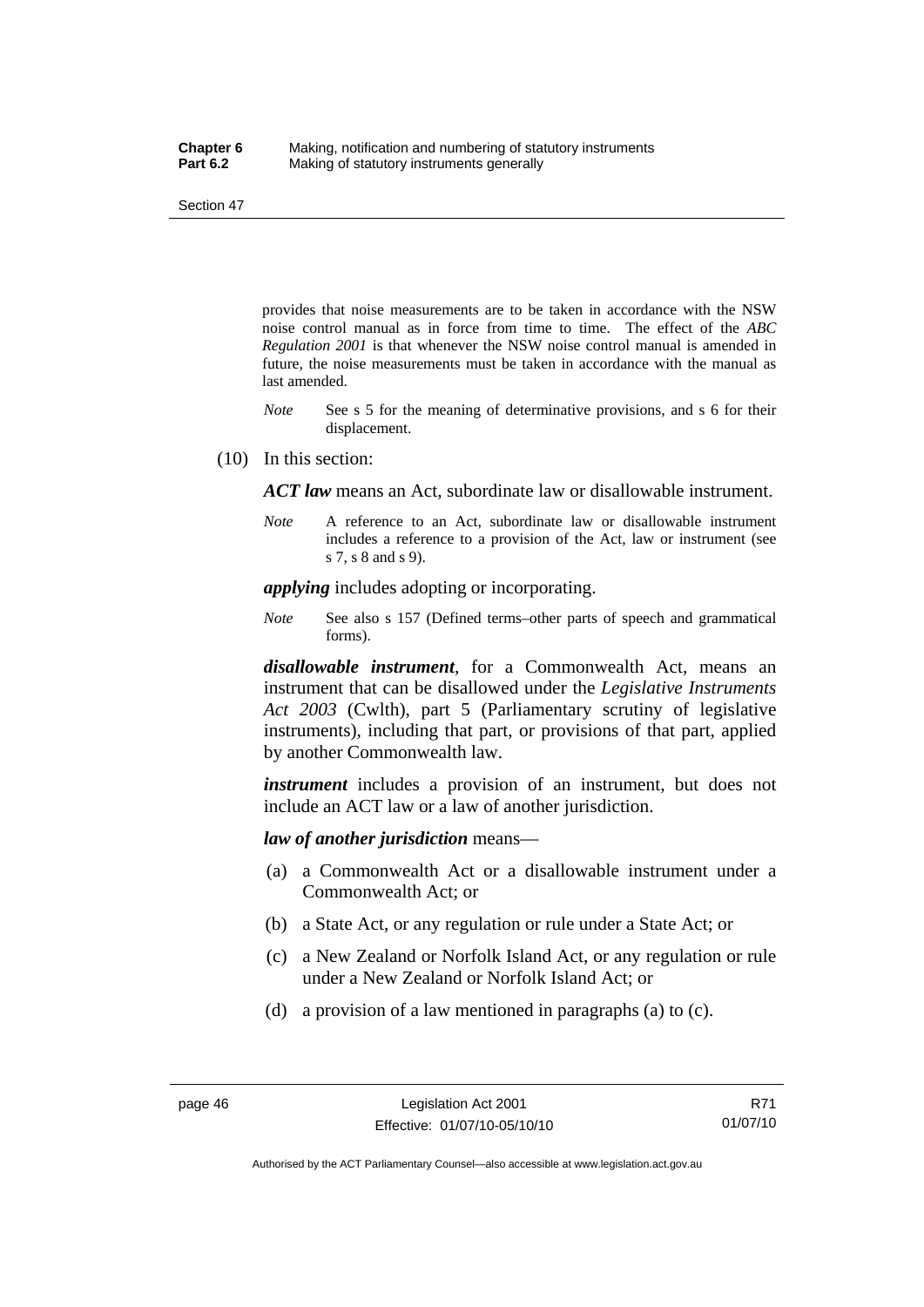provides that noise measurements are to be taken in accordance with the NSW noise control manual as in force from time to time. The effect of the *ABC Regulation 2001* is that whenever the NSW noise control manual is amended in future, the noise measurements must be taken in accordance with the manual as last amended.

*Note* See s 5 for the meaning of determinative provisions, and s 6 for their displacement.

(10) In this section:

***ACT law*** means an Act, subordinate law or disallowable instrument.

*Note* A reference to an Act, subordinate law or disallowable instrument includes a reference to a provision of the Act, law or instrument (see s 7, s 8 and s 9).

***applying*** includes adopting or incorporating.

*Note* See also s 157 (Defined terms–other parts of speech and grammatical forms).

***disallowable instrument***, for a Commonwealth Act, means an instrument that can be disallowed under the *Legislative Instruments Act 2003* (Cwlth), part 5 (Parliamentary scrutiny of legislative instruments), including that part, or provisions of that part, applied by another Commonwealth law.

***instrument*** includes a provision of an instrument, but does not include an ACT law or a law of another jurisdiction.

***law of another jurisdiction*** means—

(a) a Commonwealth Act or a disallowable instrument under a Commonwealth Act; or

(b) a State Act, or any regulation or rule under a State Act; or

(c) a New Zealand or Norfolk Island Act, or any regulation or rule under a New Zealand or Norfolk Island Act; or

(d) a provision of a law mentioned in paragraphs (a) to (c).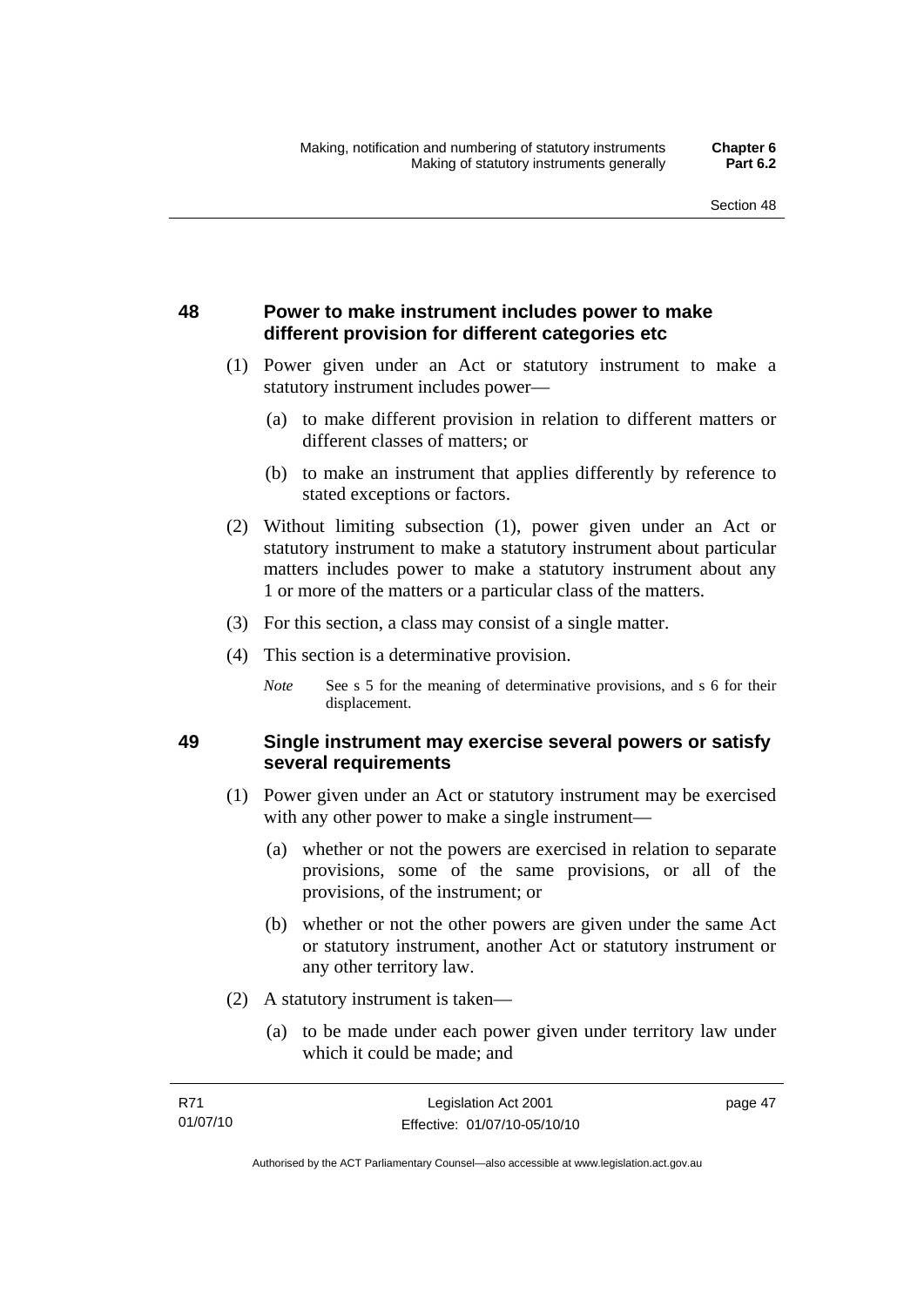## 48 Power to make instrument includes power to make different provision for different categories etc

(1) Power given under an Act or statutory instrument to make a statutory instrument includes power—

(a) to make different provision in relation to different matters or different classes of matters; or

(b) to make an instrument that applies differently by reference to stated exceptions or factors.

(2) Without limiting subsection (1), power given under an Act or statutory instrument to make a statutory instrument about particular matters includes power to make a statutory instrument about any 1 or more of the matters or a particular class of the matters.

(3) For this section, a class may consist of a single matter.

(4) This section is a determinative provision.

*Note* See s 5 for the meaning of determinative provisions, and s 6 for their displacement.

## 49 Single instrument may exercise several powers or satisfy several requirements

(1) Power given under an Act or statutory instrument may be exercised with any other power to make a single instrument—

(a) whether or not the powers are exercised in relation to separate provisions, some of the same provisions, or all of the provisions, of the instrument; or

(b) whether or not the other powers are given under the same Act or statutory instrument, another Act or statutory instrument or any other territory law.

(2) A statutory instrument is taken—

(a) to be made under each power given under territory law under which it could be made; and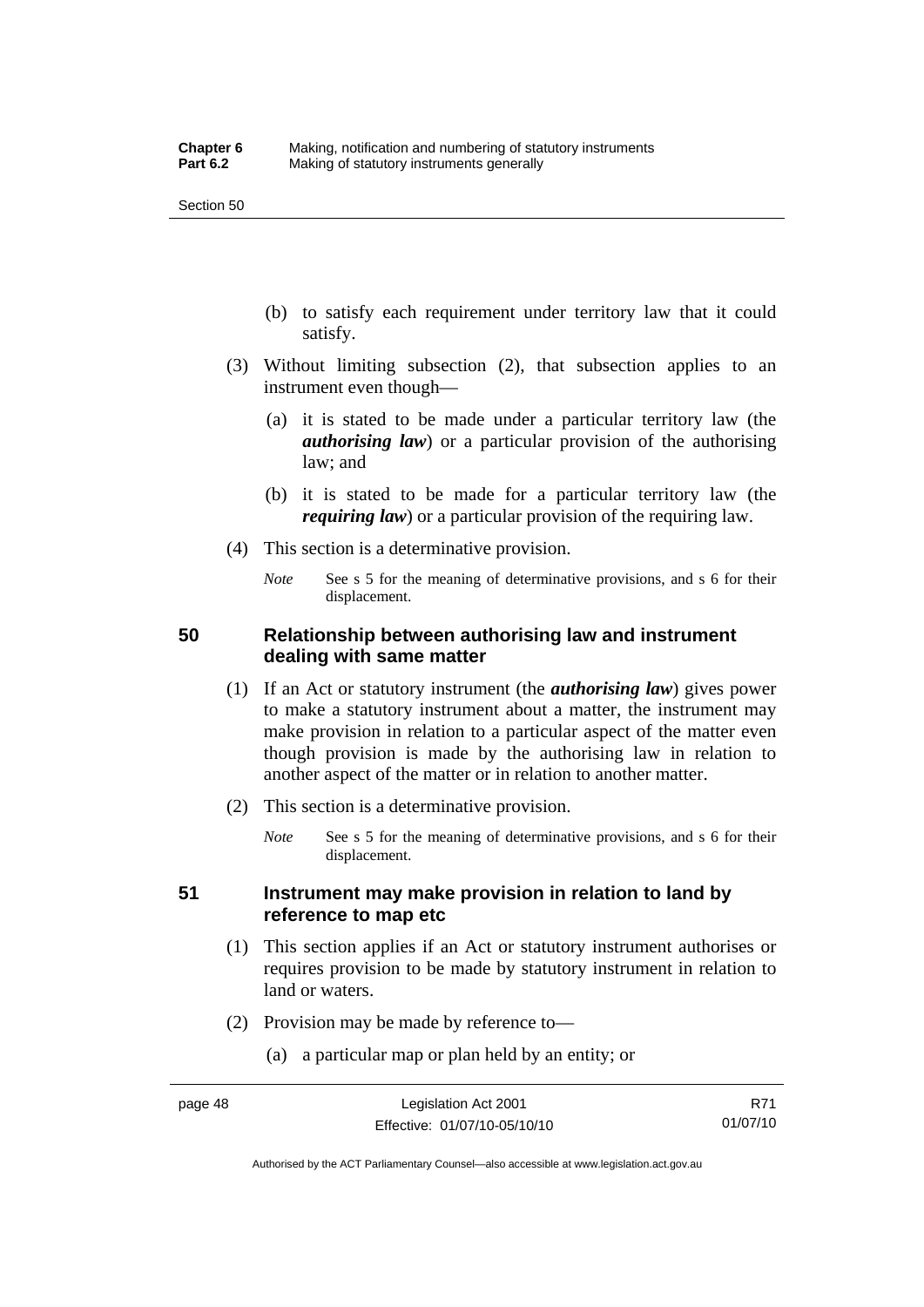(b) to satisfy each requirement under territory law that it could satisfy.

(3) Without limiting subsection (2), that subsection applies to an instrument even though—

(a) it is stated to be made under a particular territory law (the ***authorising law***) or a particular provision of the authorising law; and

(b) it is stated to be made for a particular territory law (the ***requiring law***) or a particular provision of the requiring law.

(4) This section is a determinative provision.

*Note* See s 5 for the meaning of determinative provisions, and s 6 for their displacement.

## 50 Relationship between authorising law and instrument dealing with same matter

(1) If an Act or statutory instrument (the ***authorising law***) gives power to make a statutory instrument about a matter, the instrument may make provision in relation to a particular aspect of the matter even though provision is made by the authorising law in relation to another aspect of the matter or in relation to another matter.

(2) This section is a determinative provision.

*Note* See s 5 for the meaning of determinative provisions, and s 6 for their displacement.

## 51 Instrument may make provision in relation to land by reference to map etc

(1) This section applies if an Act or statutory instrument authorises or requires provision to be made by statutory instrument in relation to land or waters.

(2) Provision may be made by reference to—

(a) a particular map or plan held by an entity; or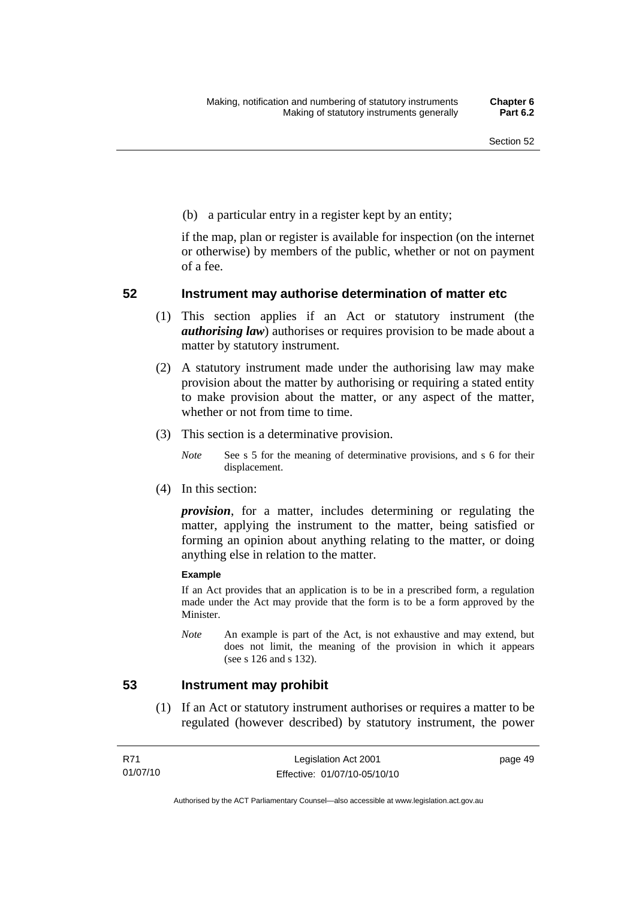(b) a particular entry in a register kept by an entity;

if the map, plan or register is available for inspection (on the internet or otherwise) by members of the public, whether or not on payment of a fee.

## 52 Instrument may authorise determination of matter etc

(1) This section applies if an Act or statutory instrument (the ***authorising law***) authorises or requires provision to be made about a matter by statutory instrument.

(2) A statutory instrument made under the authorising law may make provision about the matter by authorising or requiring a stated entity to make provision about the matter, or any aspect of the matter, whether or not from time to time.

(3) This section is a determinative provision.

*Note* See s 5 for the meaning of determinative provisions, and s 6 for their displacement.

(4) In this section:

***provision***, for a matter, includes determining or regulating the matter, applying the instrument to the matter, being satisfied or forming an opinion about anything relating to the matter, or doing anything else in relation to the matter.

**Example**

If an Act provides that an application is to be in a prescribed form, a regulation made under the Act may provide that the form is to be a form approved by the Minister.

*Note* An example is part of the Act, is not exhaustive and may extend, but does not limit, the meaning of the provision in which it appears (see s 126 and s 132).

## 53 Instrument may prohibit

(1) If an Act or statutory instrument authorises or requires a matter to be regulated (however described) by statutory instrument, the power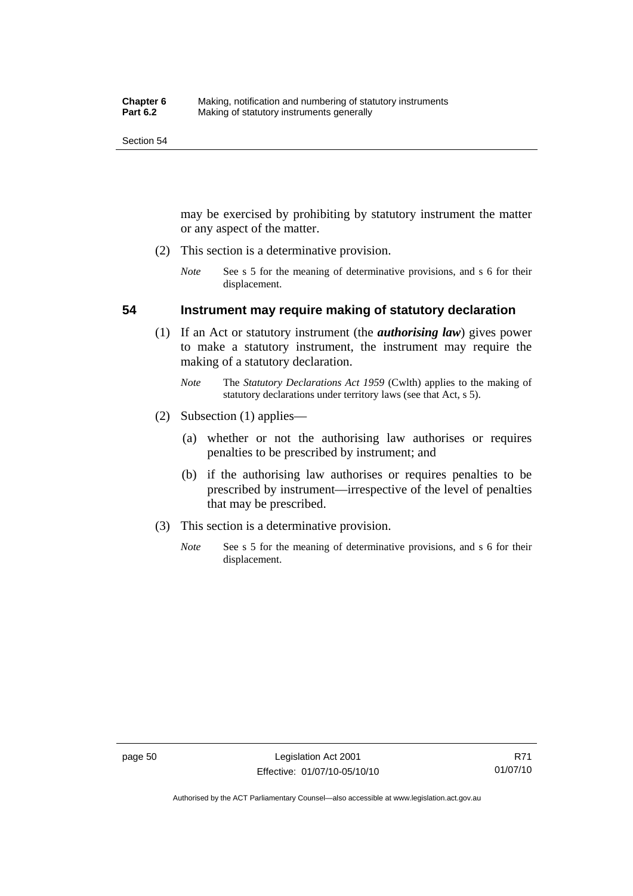may be exercised by prohibiting by statutory instrument the matter or any aspect of the matter.

(2) This section is a determinative provision.

*Note* See s 5 for the meaning of determinative provisions, and s 6 for their displacement.

## 54 Instrument may require making of statutory declaration

(1) If an Act or statutory instrument (the ***authorising law***) gives power to make a statutory instrument, the instrument may require the making of a statutory declaration.

*Note* The *Statutory Declarations Act 1959* (Cwlth) applies to the making of statutory declarations under territory laws (see that Act, s 5).

(2) Subsection (1) applies—

(a) whether or not the authorising law authorises or requires penalties to be prescribed by instrument; and

(b) if the authorising law authorises or requires penalties to be prescribed by instrument—irrespective of the level of penalties that may be prescribed.

(3) This section is a determinative provision.

*Note* See s 5 for the meaning of determinative provisions, and s 6 for their displacement.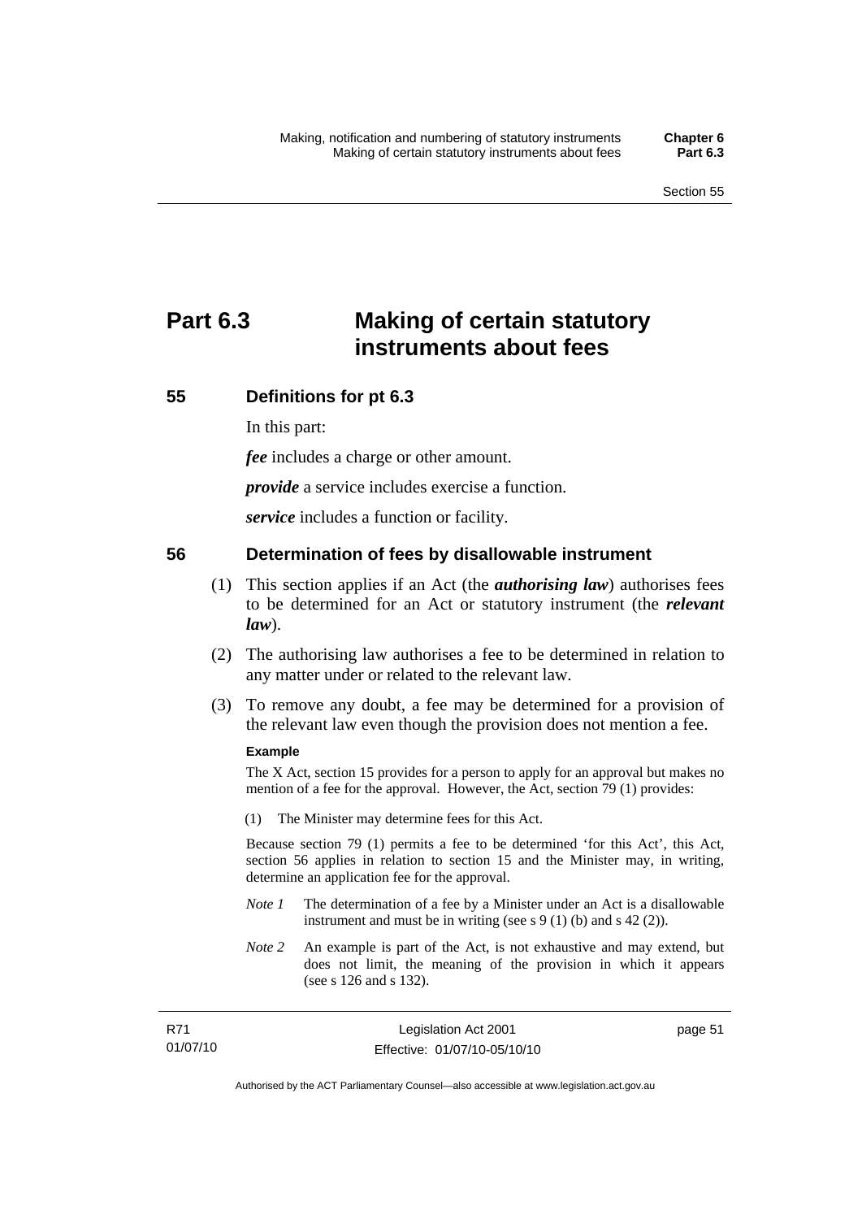# Part 6.3 Making of certain statutory instruments about fees

## 55 Definitions for pt 6.3

In this part:

***fee*** includes a charge or other amount.

***provide*** a service includes exercise a function.

***service*** includes a function or facility.

## 56 Determination of fees by disallowable instrument

(1) This section applies if an Act (the ***authorising law***) authorises fees to be determined for an Act or statutory instrument (the ***relevant law***).

(2) The authorising law authorises a fee to be determined in relation to any matter under or related to the relevant law.

(3) To remove any doubt, a fee may be determined for a provision of the relevant law even though the provision does not mention a fee.

**Example**

The X Act, section 15 provides for a person to apply for an approval but makes no mention of a fee for the approval. However, the Act, section 79 (1) provides:

(1) The Minister may determine fees for this Act.

Because section 79 (1) permits a fee to be determined 'for this Act', this Act, section 56 applies in relation to section 15 and the Minister may, in writing, determine an application fee for the approval.

*Note 1* The determination of a fee by a Minister under an Act is a disallowable instrument and must be in writing (see s 9 (1) (b) and s 42 (2)).

*Note 2* An example is part of the Act, is not exhaustive and may extend, but does not limit, the meaning of the provision in which it appears (see s 126 and s 132).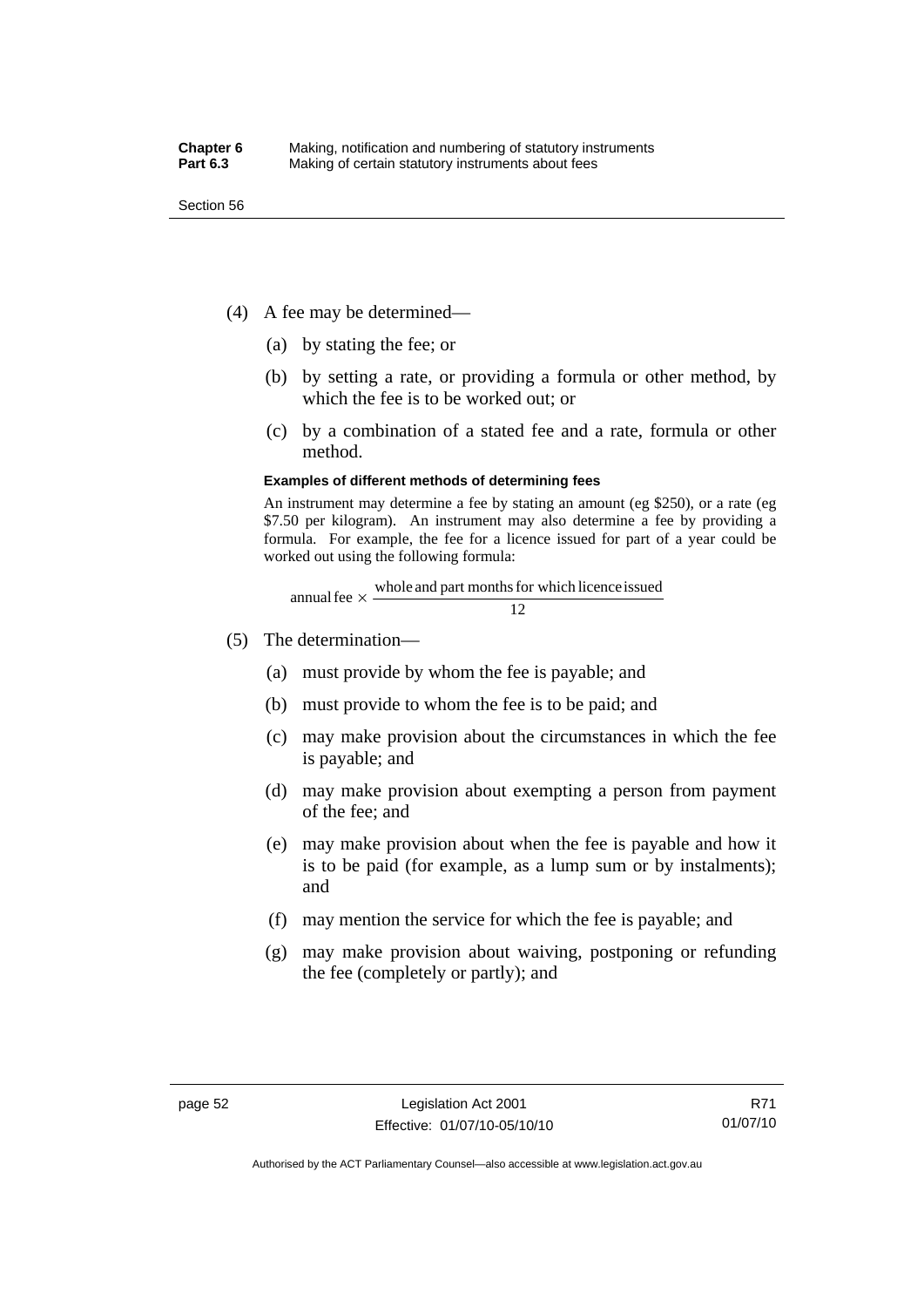(4) A fee may be determined—

  (a) by stating the fee; or

  (b) by setting a rate, or providing a formula or other method, by which the fee is to be worked out; or

  (c) by a combination of a stated fee and a rate, formula or other method.

**Examples of different methods of determining fees**

An instrument may determine a fee by stating an amount (eg $250), or a rate (eg $7.50 per kilogram). An instrument may also determine a fee by providing a formula. For example, the fee for a licence issued for part of a year could be worked out using the following formula:

$$\text{annual fee} \times \frac{\text{whole and part months for which licence issued}}{12}$$

(5) The determination—

  (a) must provide by whom the fee is payable; and

  (b) must provide to whom the fee is to be paid; and

  (c) may make provision about the circumstances in which the fee is payable; and

  (d) may make provision about exempting a person from payment of the fee; and

  (e) may make provision about when the fee is payable and how it is to be paid (for example, as a lump sum or by instalments); and

  (f) may mention the service for which the fee is payable; and

  (g) may make provision about waiving, postponing or refunding the fee (completely or partly); and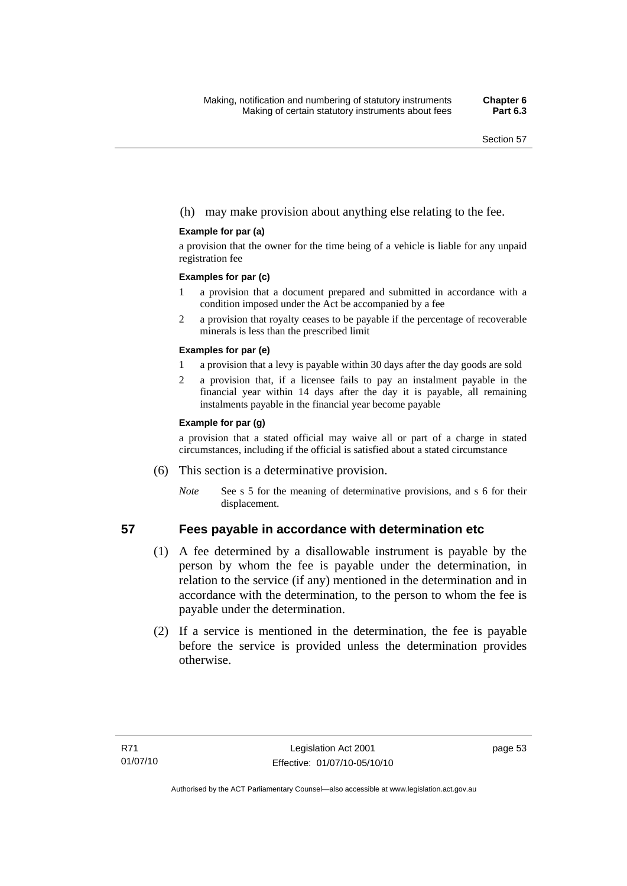(h) may make provision about anything else relating to the fee.

**Example for par (a)**

a provision that the owner for the time being of a vehicle is liable for any unpaid registration fee

**Examples for par (c)**

1. a provision that a document prepared and submitted in accordance with a condition imposed under the Act be accompanied by a fee
2. a provision that royalty ceases to be payable if the percentage of recoverable minerals is less than the prescribed limit

**Examples for par (e)**

1. a provision that a levy is payable within 30 days after the day goods are sold
2. a provision that, if a licensee fails to pay an instalment payable in the financial year within 14 days after the day it is payable, all remaining instalments payable in the financial year become payable

**Example for par (g)**

a provision that a stated official may waive all or part of a charge in stated circumstances, including if the official is satisfied about a stated circumstance

(6) This section is a determinative provision.

*Note* See s 5 for the meaning of determinative provisions, and s 6 for their displacement.

## 57 Fees payable in accordance with determination etc

(1) A fee determined by a disallowable instrument is payable by the person by whom the fee is payable under the determination, in relation to the service (if any) mentioned in the determination and in accordance with the determination, to the person to whom the fee is payable under the determination.

(2) If a service is mentioned in the determination, the fee is payable before the service is provided unless the determination provides otherwise.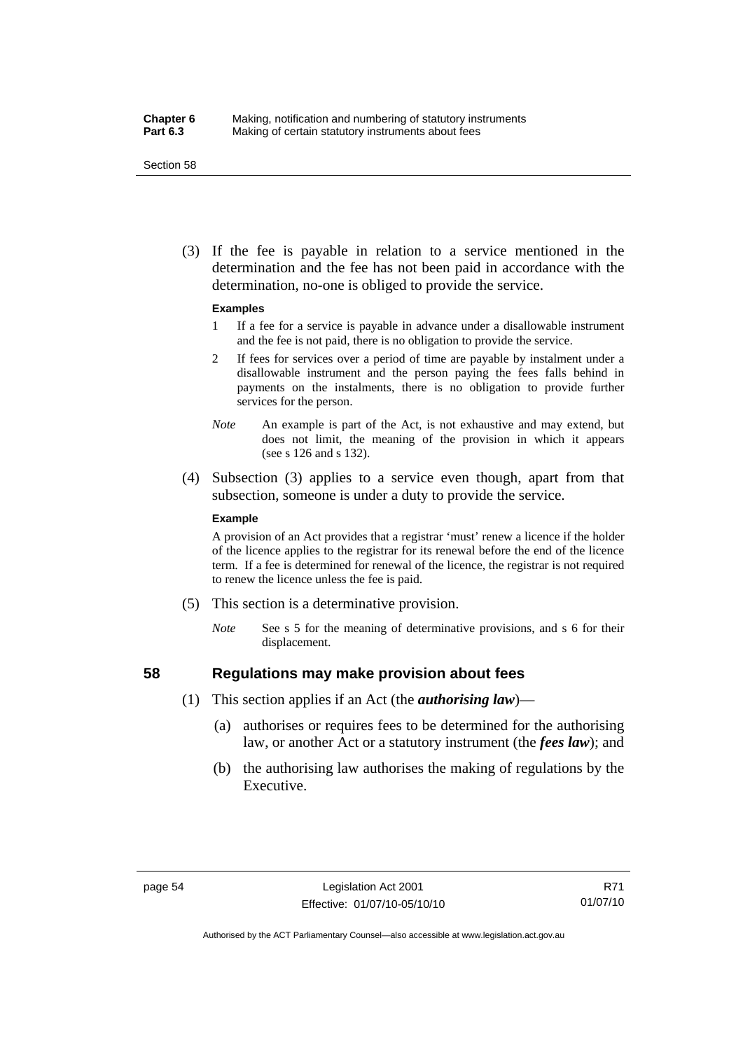(3) If the fee is payable in relation to a service mentioned in the determination and the fee has not been paid in accordance with the determination, no-one is obliged to provide the service.

**Examples**

1 If a fee for a service is payable in advance under a disallowable instrument and the fee is not paid, there is no obligation to provide the service.

2 If fees for services over a period of time are payable by instalment under a disallowable instrument and the person paying the fees falls behind in payments on the instalments, there is no obligation to provide further services for the person.

*Note* An example is part of the Act, is not exhaustive and may extend, but does not limit, the meaning of the provision in which it appears (see s 126 and s 132).

(4) Subsection (3) applies to a service even though, apart from that subsection, someone is under a duty to provide the service.

**Example**

A provision of an Act provides that a registrar 'must' renew a licence if the holder of the licence applies to the registrar for its renewal before the end of the licence term. If a fee is determined for renewal of the licence, the registrar is not required to renew the licence unless the fee is paid.

(5) This section is a determinative provision.

*Note* See s 5 for the meaning of determinative provisions, and s 6 for their displacement.

## 58 Regulations may make provision about fees

(1) This section applies if an Act (the ***authorising law***)—

(a) authorises or requires fees to be determined for the authorising law, or another Act or a statutory instrument (the ***fees law***); and

(b) the authorising law authorises the making of regulations by the Executive.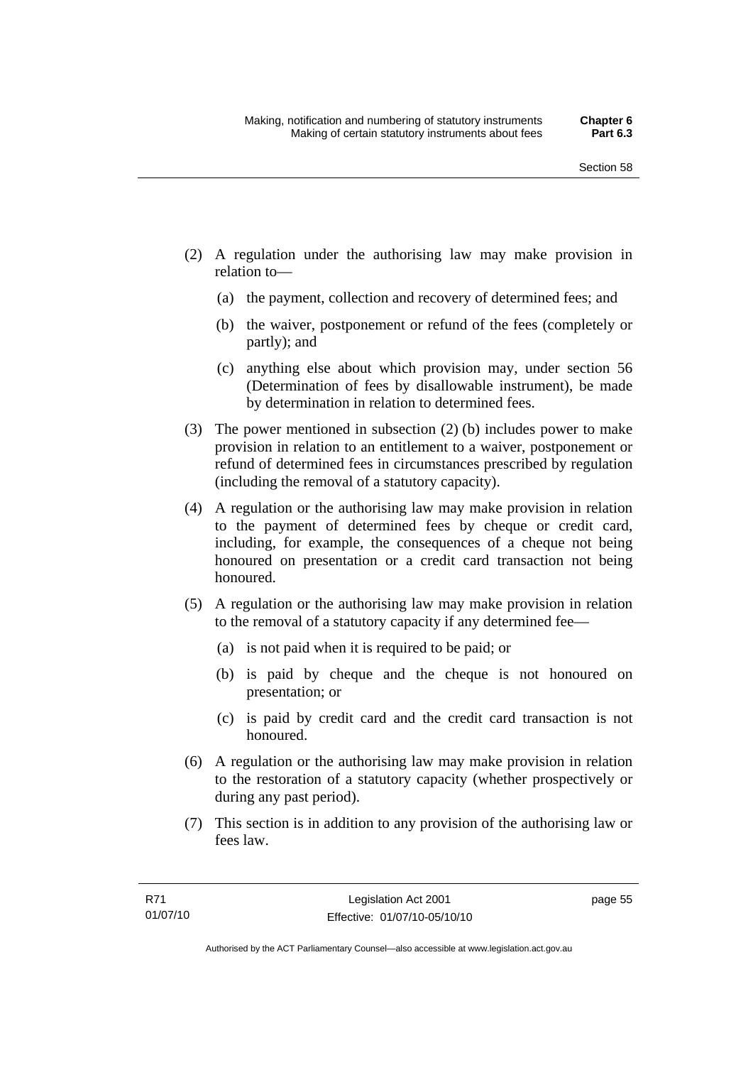(2) A regulation under the authorising law may make provision in relation to—

  (a) the payment, collection and recovery of determined fees; and

  (b) the waiver, postponement or refund of the fees (completely or partly); and

  (c) anything else about which provision may, under section 56 (Determination of fees by disallowable instrument), be made by determination in relation to determined fees.

(3) The power mentioned in subsection (2) (b) includes power to make provision in relation to an entitlement to a waiver, postponement or refund of determined fees in circumstances prescribed by regulation (including the removal of a statutory capacity).

(4) A regulation or the authorising law may make provision in relation to the payment of determined fees by cheque or credit card, including, for example, the consequences of a cheque not being honoured on presentation or a credit card transaction not being honoured.

(5) A regulation or the authorising law may make provision in relation to the removal of a statutory capacity if any determined fee—

  (a) is not paid when it is required to be paid; or

  (b) is paid by cheque and the cheque is not honoured on presentation; or

  (c) is paid by credit card and the credit card transaction is not honoured.

(6) A regulation or the authorising law may make provision in relation to the restoration of a statutory capacity (whether prospectively or during any past period).

(7) This section is in addition to any provision of the authorising law or fees law.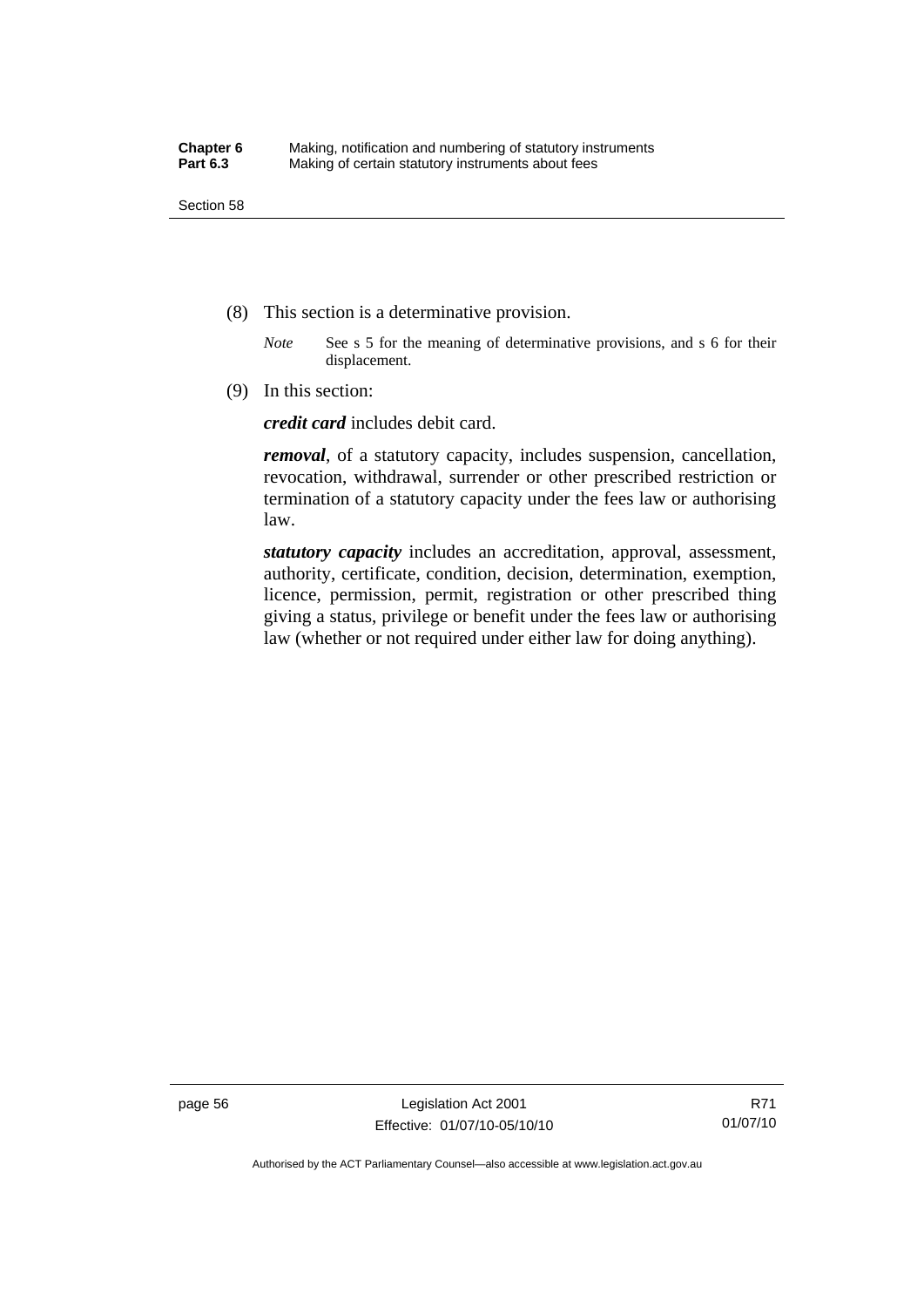(8) This section is a determinative provision.

*Note* See s 5 for the meaning of determinative provisions, and s 6 for their displacement.

(9) In this section:

***credit card*** includes debit card.

***removal***, of a statutory capacity, includes suspension, cancellation, revocation, withdrawal, surrender or other prescribed restriction or termination of a statutory capacity under the fees law or authorising law.

***statutory capacity*** includes an accreditation, approval, assessment, authority, certificate, condition, decision, determination, exemption, licence, permission, permit, registration or other prescribed thing giving a status, privilege or benefit under the fees law or authorising law (whether or not required under either law for doing anything).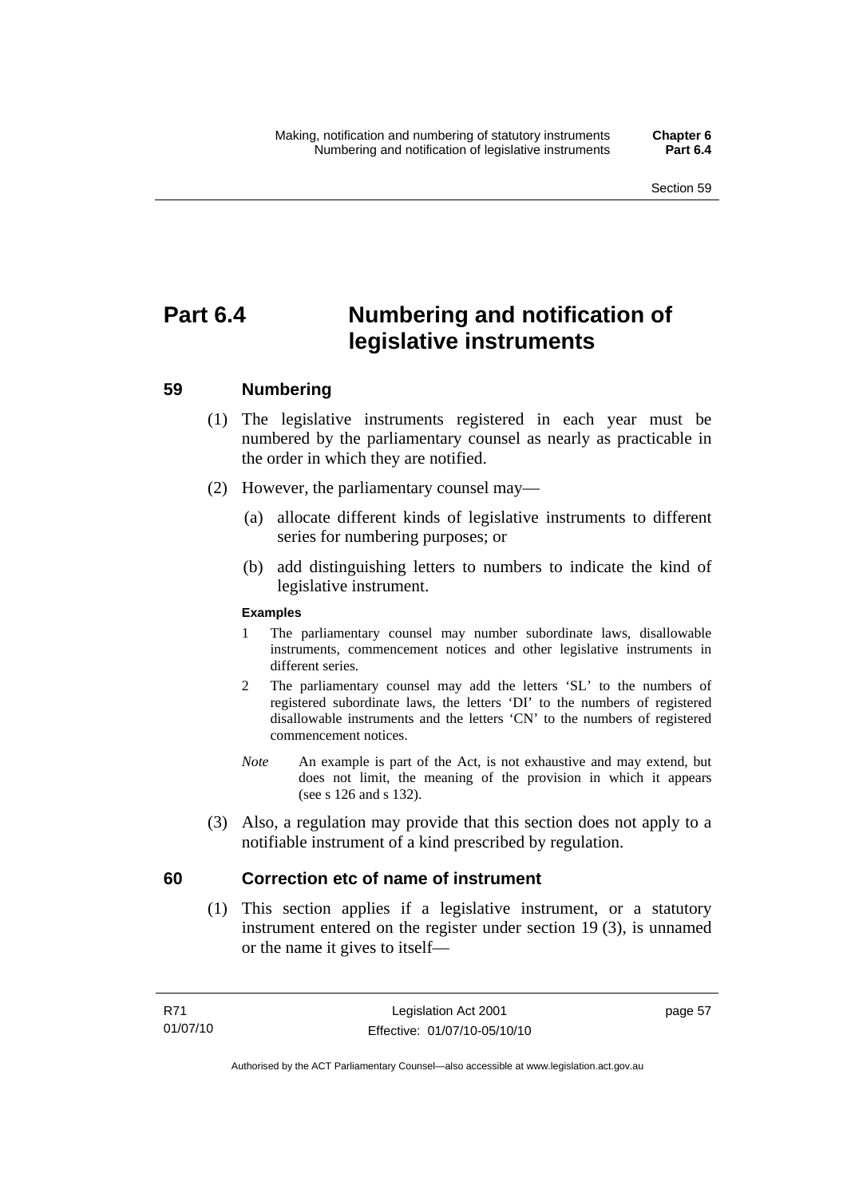# Part 6.4 Numbering and notification of legislative instruments

## 59 Numbering

(1) The legislative instruments registered in each year must be numbered by the parliamentary counsel as nearly as practicable in the order in which they are notified.

(2) However, the parliamentary counsel may—

(a) allocate different kinds of legislative instruments to different series for numbering purposes; or

(b) add distinguishing letters to numbers to indicate the kind of legislative instrument.

**Examples**

1 The parliamentary counsel may number subordinate laws, disallowable instruments, commencement notices and other legislative instruments in different series.

2 The parliamentary counsel may add the letters 'SL' to the numbers of registered subordinate laws, the letters 'DI' to the numbers of registered disallowable instruments and the letters 'CN' to the numbers of registered commencement notices.

*Note* An example is part of the Act, is not exhaustive and may extend, but does not limit, the meaning of the provision in which it appears (see s 126 and s 132).

(3) Also, a regulation may provide that this section does not apply to a notifiable instrument of a kind prescribed by regulation.

## 60 Correction etc of name of instrument

(1) This section applies if a legislative instrument, or a statutory instrument entered on the register under section 19 (3), is unnamed or the name it gives to itself—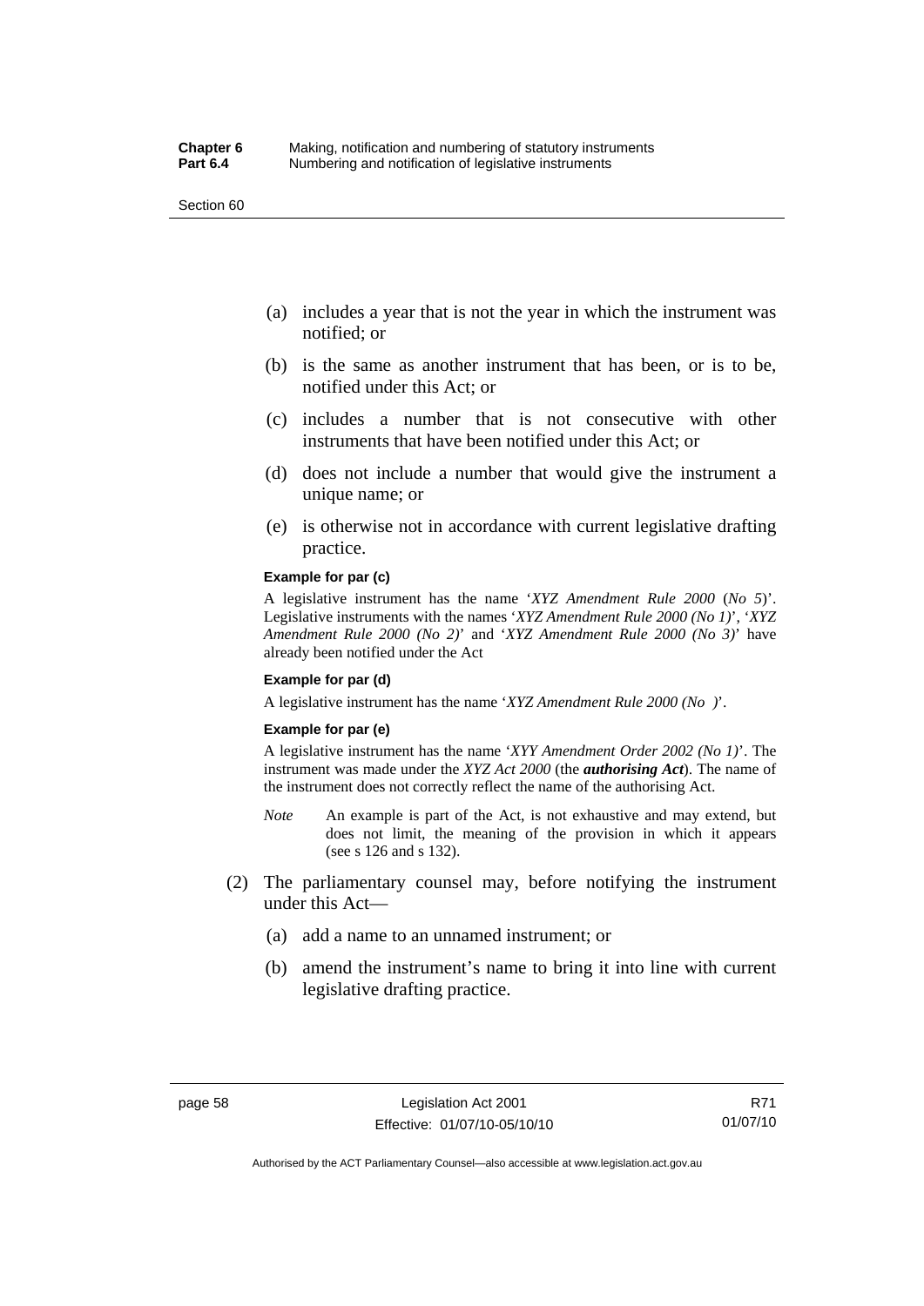(a) includes a year that is not the year in which the instrument was notified; or

(b) is the same as another instrument that has been, or is to be, notified under this Act; or

(c) includes a number that is not consecutive with other instruments that have been notified under this Act; or

(d) does not include a number that would give the instrument a unique name; or

(e) is otherwise not in accordance with current legislative drafting practice.

**Example for par (c)**

A legislative instrument has the name '*XYZ Amendment Rule 2000* (*No 5*)'. Legislative instruments with the names '*XYZ Amendment Rule 2000 (No 1)*', '*XYZ Amendment Rule 2000 (No 2)*' and '*XYZ Amendment Rule 2000 (No 3)*' have already been notified under the Act

**Example for par (d)**

A legislative instrument has the name '*XYZ Amendment Rule 2000 (No )*'.

**Example for par (e)**

A legislative instrument has the name '*XYY Amendment Order 2002 (No 1)*'. The instrument was made under the *XYZ Act 2000* (the ***authorising Act***). The name of the instrument does not correctly reflect the name of the authorising Act.

*Note* An example is part of the Act, is not exhaustive and may extend, but does not limit, the meaning of the provision in which it appears (see s 126 and s 132).

(2) The parliamentary counsel may, before notifying the instrument under this Act—

(a) add a name to an unnamed instrument; or

(b) amend the instrument's name to bring it into line with current legislative drafting practice.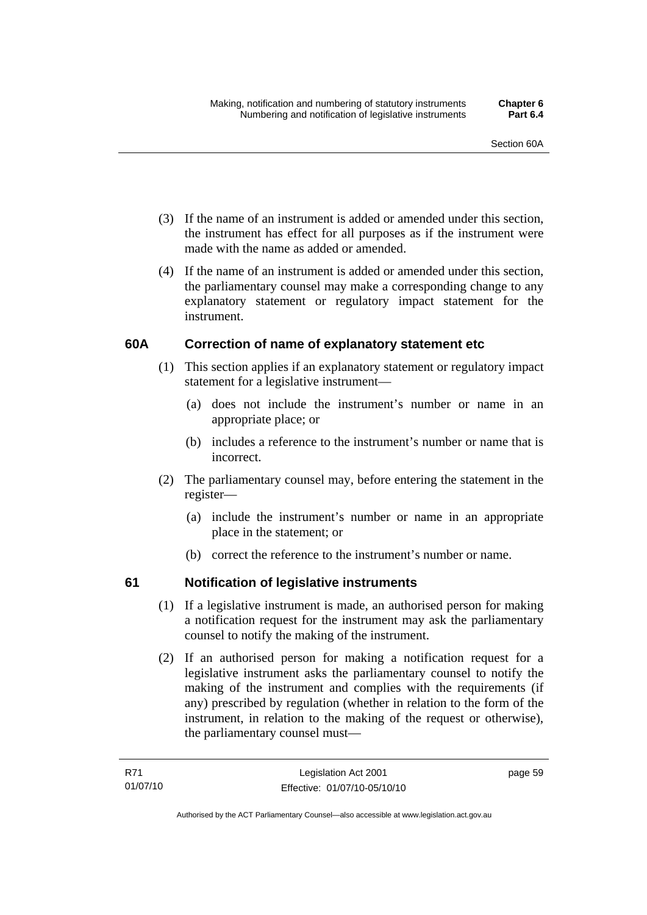(3) If the name of an instrument is added or amended under this section, the instrument has effect for all purposes as if the instrument were made with the name as added or amended.

(4) If the name of an instrument is added or amended under this section, the parliamentary counsel may make a corresponding change to any explanatory statement or regulatory impact statement for the instrument.

### 60A Correction of name of explanatory statement etc

(1) This section applies if an explanatory statement or regulatory impact statement for a legislative instrument—

(a) does not include the instrument's number or name in an appropriate place; or

(b) includes a reference to the instrument's number or name that is incorrect.

(2) The parliamentary counsel may, before entering the statement in the register—

(a) include the instrument's number or name in an appropriate place in the statement; or

(b) correct the reference to the instrument's number or name.

### 61 Notification of legislative instruments

(1) If a legislative instrument is made, an authorised person for making a notification request for the instrument may ask the parliamentary counsel to notify the making of the instrument.

(2) If an authorised person for making a notification request for a legislative instrument asks the parliamentary counsel to notify the making of the instrument and complies with the requirements (if any) prescribed by regulation (whether in relation to the form of the instrument, in relation to the making of the request or otherwise), the parliamentary counsel must—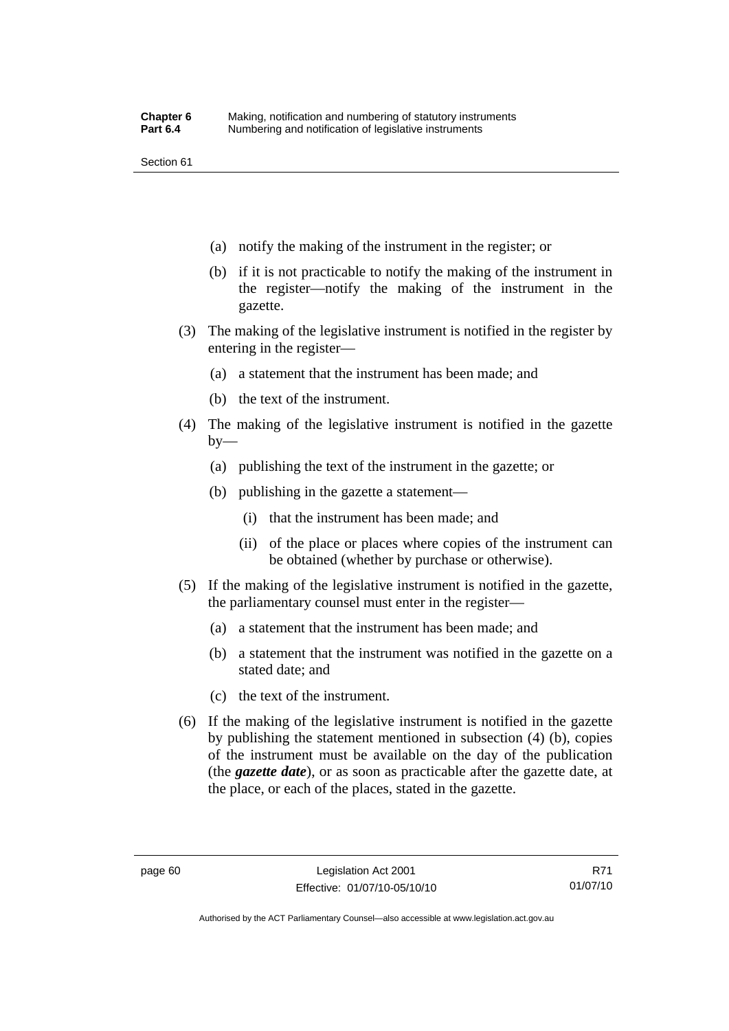(a) notify the making of the instrument in the register; or

(b) if it is not practicable to notify the making of the instrument in the register—notify the making of the instrument in the gazette.

(3) The making of the legislative instrument is notified in the register by entering in the register—

(a) a statement that the instrument has been made; and

(b) the text of the instrument.

(4) The making of the legislative instrument is notified in the gazette by—

(a) publishing the text of the instrument in the gazette; or

(b) publishing in the gazette a statement—

(i) that the instrument has been made; and

(ii) of the place or places where copies of the instrument can be obtained (whether by purchase or otherwise).

(5) If the making of the legislative instrument is notified in the gazette, the parliamentary counsel must enter in the register—

(a) a statement that the instrument has been made; and

(b) a statement that the instrument was notified in the gazette on a stated date; and

(c) the text of the instrument.

(6) If the making of the legislative instrument is notified in the gazette by publishing the statement mentioned in subsection (4) (b), copies of the instrument must be available on the day of the publication (the ***gazette date***), or as soon as practicable after the gazette date, at the place, or each of the places, stated in the gazette.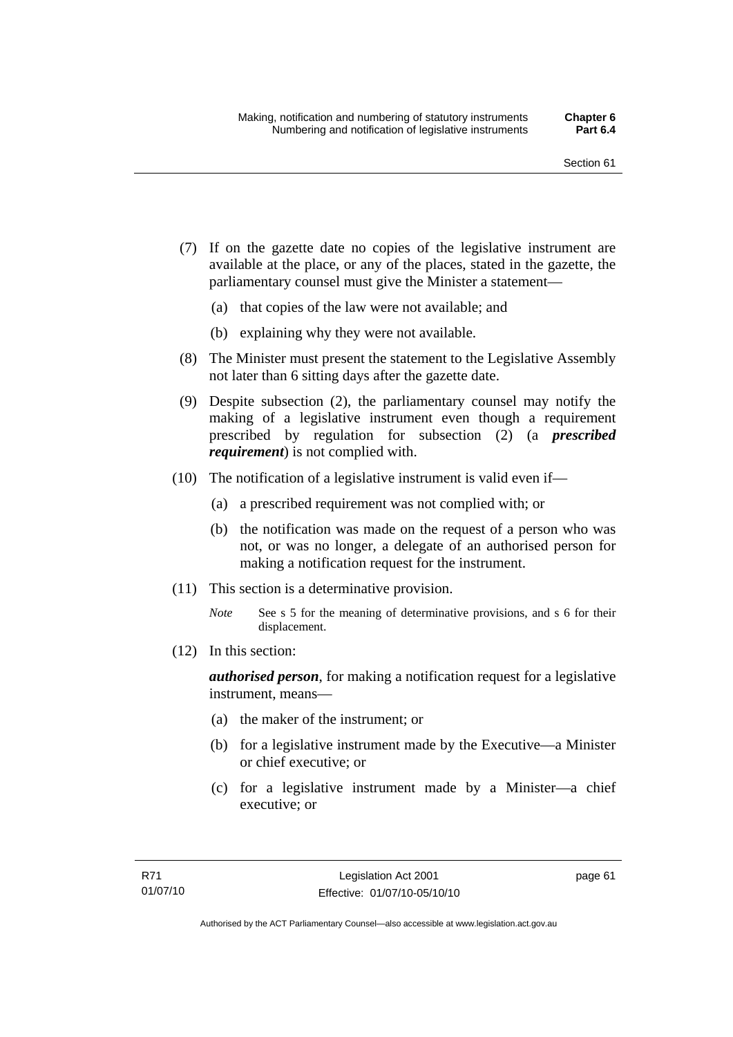(7) If on the gazette date no copies of the legislative instrument are available at the place, or any of the places, stated in the gazette, the parliamentary counsel must give the Minister a statement—

  (a) that copies of the law were not available; and

  (b) explaining why they were not available.

(8) The Minister must present the statement to the Legislative Assembly not later than 6 sitting days after the gazette date.

(9) Despite subsection (2), the parliamentary counsel may notify the making of a legislative instrument even though a requirement prescribed by regulation for subsection (2) (a ***prescribed requirement***) is not complied with.

(10) The notification of a legislative instrument is valid even if—

  (a) a prescribed requirement was not complied with; or

  (b) the notification was made on the request of a person who was not, or was no longer, a delegate of an authorised person for making a notification request for the instrument.

(11) This section is a determinative provision.

*Note* See s 5 for the meaning of determinative provisions, and s 6 for their displacement.

(12) In this section:

***authorised person***, for making a notification request for a legislative instrument, means—

  (a) the maker of the instrument; or

  (b) for a legislative instrument made by the Executive—a Minister or chief executive; or

  (c) for a legislative instrument made by a Minister—a chief executive; or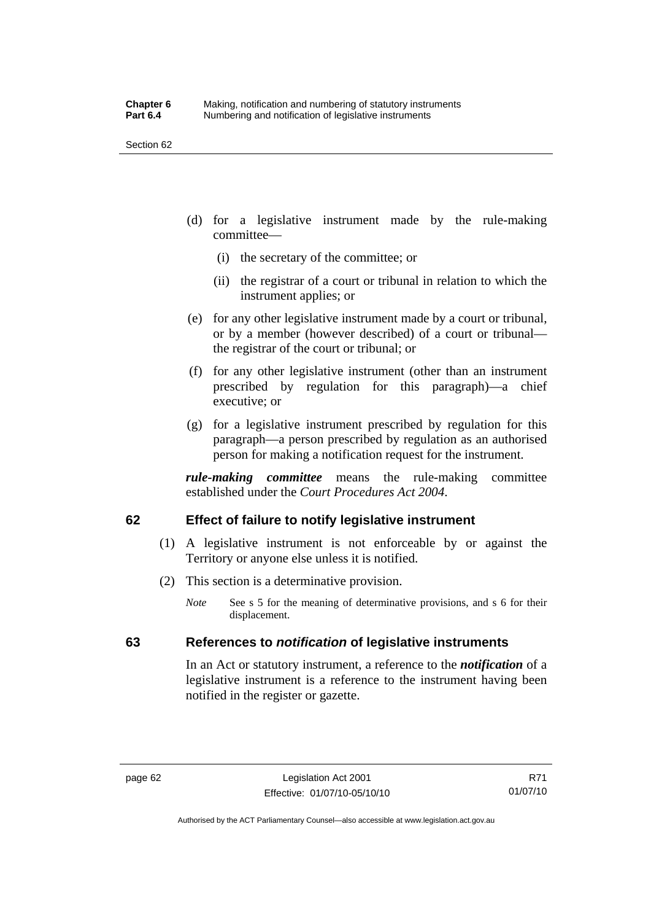(d) for a legislative instrument made by the rule-making committee—

   (i) the secretary of the committee; or

   (ii) the registrar of a court or tribunal in relation to which the instrument applies; or

(e) for any other legislative instrument made by a court or tribunal, or by a member (however described) of a court or tribunal—the registrar of the court or tribunal; or

(f) for any other legislative instrument (other than an instrument prescribed by regulation for this paragraph)—a chief executive; or

(g) for a legislative instrument prescribed by regulation for this paragraph—a person prescribed by regulation as an authorised person for making a notification request for the instrument.

***rule-making committee*** means the rule-making committee established under the *Court Procedures Act 2004*.

## 62 Effect of failure to notify legislative instrument

(1) A legislative instrument is not enforceable by or against the Territory or anyone else unless it is notified.

(2) This section is a determinative provision.

*Note* See s 5 for the meaning of determinative provisions, and s 6 for their displacement.

## 63 References to *notification* of legislative instruments

In an Act or statutory instrument, a reference to the ***notification*** of a legislative instrument is a reference to the instrument having been notified in the register or gazette.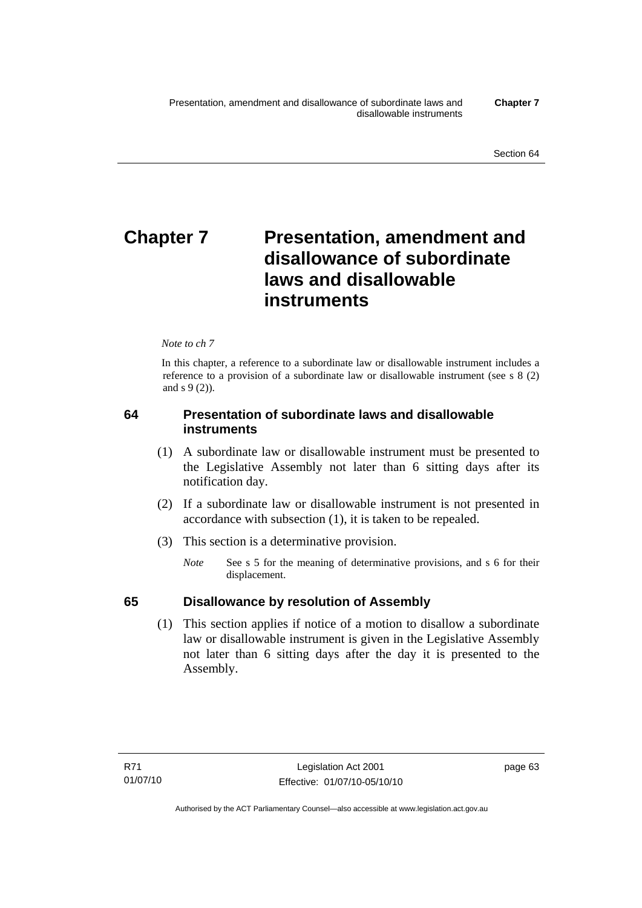# Chapter 7 Presentation, amendment and disallowance of subordinate laws and disallowable instruments

*Note to ch 7*

In this chapter, a reference to a subordinate law or disallowable instrument includes a reference to a provision of a subordinate law or disallowable instrument (see s 8 (2) and s 9 (2)).

### 64 Presentation of subordinate laws and disallowable instruments

(1) A subordinate law or disallowable instrument must be presented to the Legislative Assembly not later than 6 sitting days after its notification day.

(2) If a subordinate law or disallowable instrument is not presented in accordance with subsection (1), it is taken to be repealed.

(3) This section is a determinative provision.

*Note* See s 5 for the meaning of determinative provisions, and s 6 for their displacement.

### 65 Disallowance by resolution of Assembly

(1) This section applies if notice of a motion to disallow a subordinate law or disallowable instrument is given in the Legislative Assembly not later than 6 sitting days after the day it is presented to the Assembly.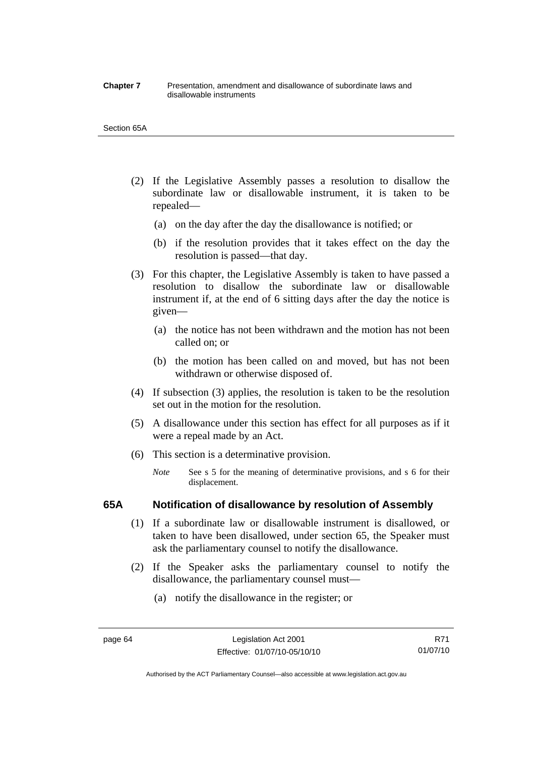(2) If the Legislative Assembly passes a resolution to disallow the subordinate law or disallowable instrument, it is taken to be repealed—

(a) on the day after the day the disallowance is notified; or

(b) if the resolution provides that it takes effect on the day the resolution is passed—that day.

(3) For this chapter, the Legislative Assembly is taken to have passed a resolution to disallow the subordinate law or disallowable instrument if, at the end of 6 sitting days after the day the notice is given—

(a) the notice has not been withdrawn and the motion has not been called on; or

(b) the motion has been called on and moved, but has not been withdrawn or otherwise disposed of.

(4) If subsection (3) applies, the resolution is taken to be the resolution set out in the motion for the resolution.

(5) A disallowance under this section has effect for all purposes as if it were a repeal made by an Act.

(6) This section is a determinative provision.

*Note* See s 5 for the meaning of determinative provisions, and s 6 for their displacement.

### 65A Notification of disallowance by resolution of Assembly

(1) If a subordinate law or disallowable instrument is disallowed, or taken to have been disallowed, under section 65, the Speaker must ask the parliamentary counsel to notify the disallowance.

(2) If the Speaker asks the parliamentary counsel to notify the disallowance, the parliamentary counsel must—

(a) notify the disallowance in the register; or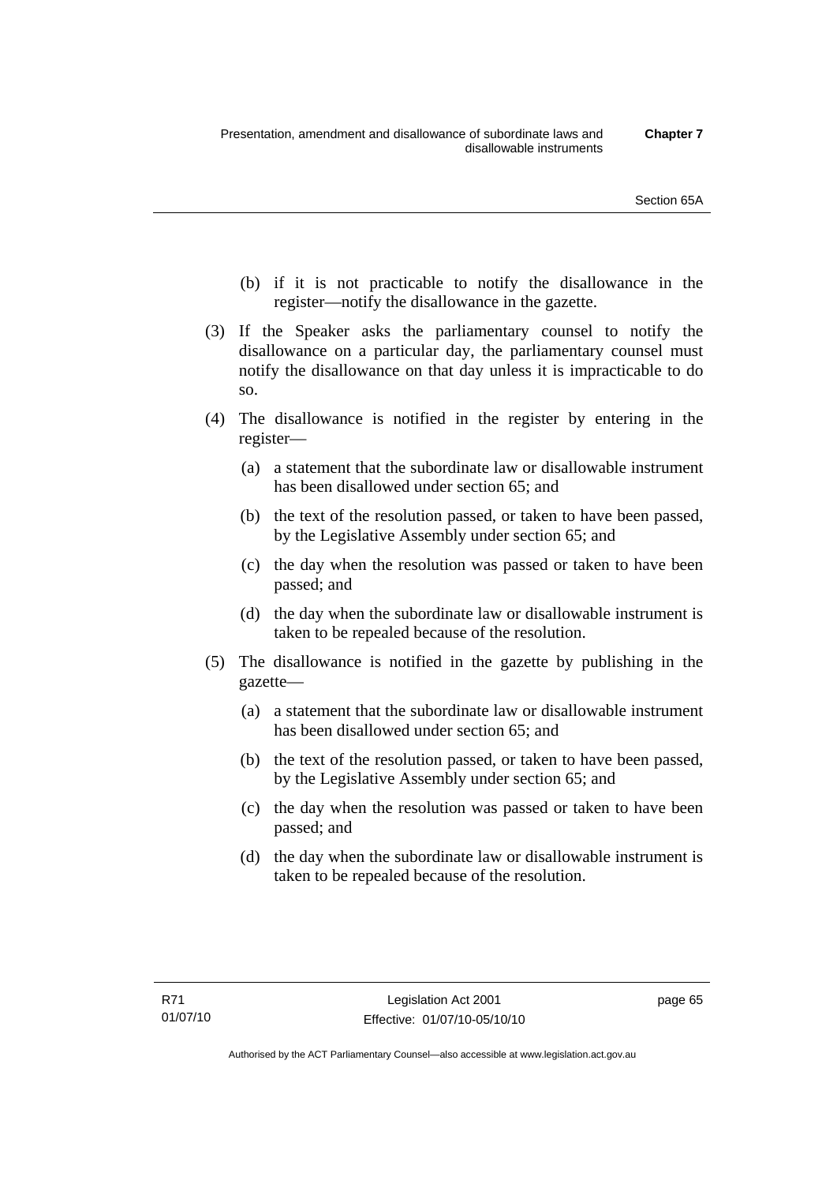(b) if it is not practicable to notify the disallowance in the register—notify the disallowance in the gazette.

(3) If the Speaker asks the parliamentary counsel to notify the disallowance on a particular day, the parliamentary counsel must notify the disallowance on that day unless it is impracticable to do so.

(4) The disallowance is notified in the register by entering in the register—

(a) a statement that the subordinate law or disallowable instrument has been disallowed under section 65; and

(b) the text of the resolution passed, or taken to have been passed, by the Legislative Assembly under section 65; and

(c) the day when the resolution was passed or taken to have been passed; and

(d) the day when the subordinate law or disallowable instrument is taken to be repealed because of the resolution.

(5) The disallowance is notified in the gazette by publishing in the gazette—

(a) a statement that the subordinate law or disallowable instrument has been disallowed under section 65; and

(b) the text of the resolution passed, or taken to have been passed, by the Legislative Assembly under section 65; and

(c) the day when the resolution was passed or taken to have been passed; and

(d) the day when the subordinate law or disallowable instrument is taken to be repealed because of the resolution.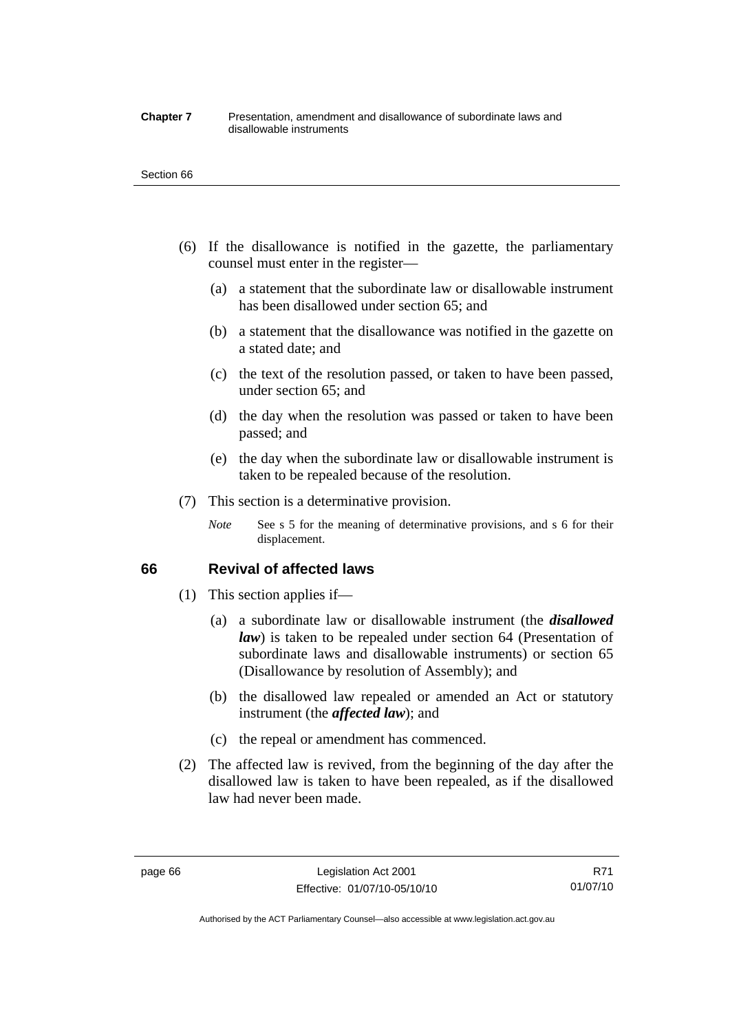(6) If the disallowance is notified in the gazette, the parliamentary counsel must enter in the register—

(a) a statement that the subordinate law or disallowable instrument has been disallowed under section 65; and

(b) a statement that the disallowance was notified in the gazette on a stated date; and

(c) the text of the resolution passed, or taken to have been passed, under section 65; and

(d) the day when the resolution was passed or taken to have been passed; and

(e) the day when the subordinate law or disallowable instrument is taken to be repealed because of the resolution.

(7) This section is a determinative provision.

*Note* See s 5 for the meaning of determinative provisions, and s 6 for their displacement.

## 66 Revival of affected laws

(1) This section applies if—

(a) a subordinate law or disallowable instrument (the ***disallowed law***) is taken to be repealed under section 64 (Presentation of subordinate laws and disallowable instruments) or section 65 (Disallowance by resolution of Assembly); and

(b) the disallowed law repealed or amended an Act or statutory instrument (the ***affected law***); and

(c) the repeal or amendment has commenced.

(2) The affected law is revived, from the beginning of the day after the disallowed law is taken to have been repealed, as if the disallowed law had never been made.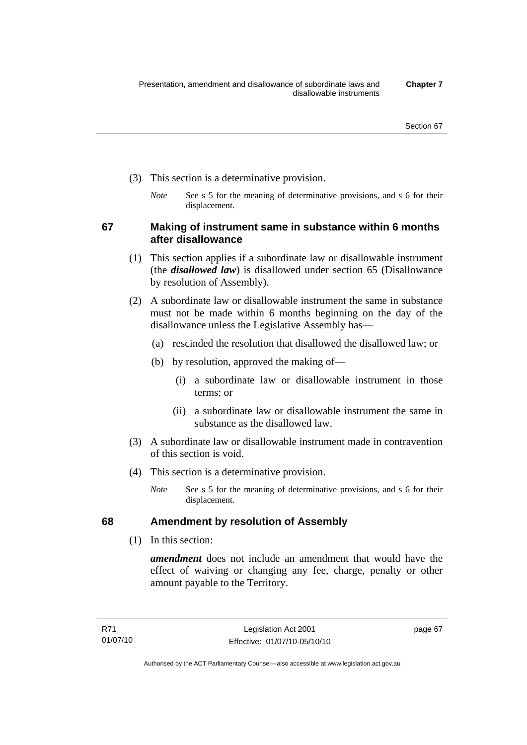(3) This section is a determinative provision.

*Note* See s 5 for the meaning of determinative provisions, and s 6 for their displacement.

## 67 Making of instrument same in substance within 6 months after disallowance

(1) This section applies if a subordinate law or disallowable instrument (the ***disallowed law***) is disallowed under section 65 (Disallowance by resolution of Assembly).

(2) A subordinate law or disallowable instrument the same in substance must not be made within 6 months beginning on the day of the disallowance unless the Legislative Assembly has—

(a) rescinded the resolution that disallowed the disallowed law; or

(b) by resolution, approved the making of—

(i) a subordinate law or disallowable instrument in those terms; or

(ii) a subordinate law or disallowable instrument the same in substance as the disallowed law.

(3) A subordinate law or disallowable instrument made in contravention of this section is void.

(4) This section is a determinative provision.

*Note* See s 5 for the meaning of determinative provisions, and s 6 for their displacement.

## 68 Amendment by resolution of Assembly

(1) In this section:

***amendment*** does not include an amendment that would have the effect of waiving or changing any fee, charge, penalty or other amount payable to the Territory.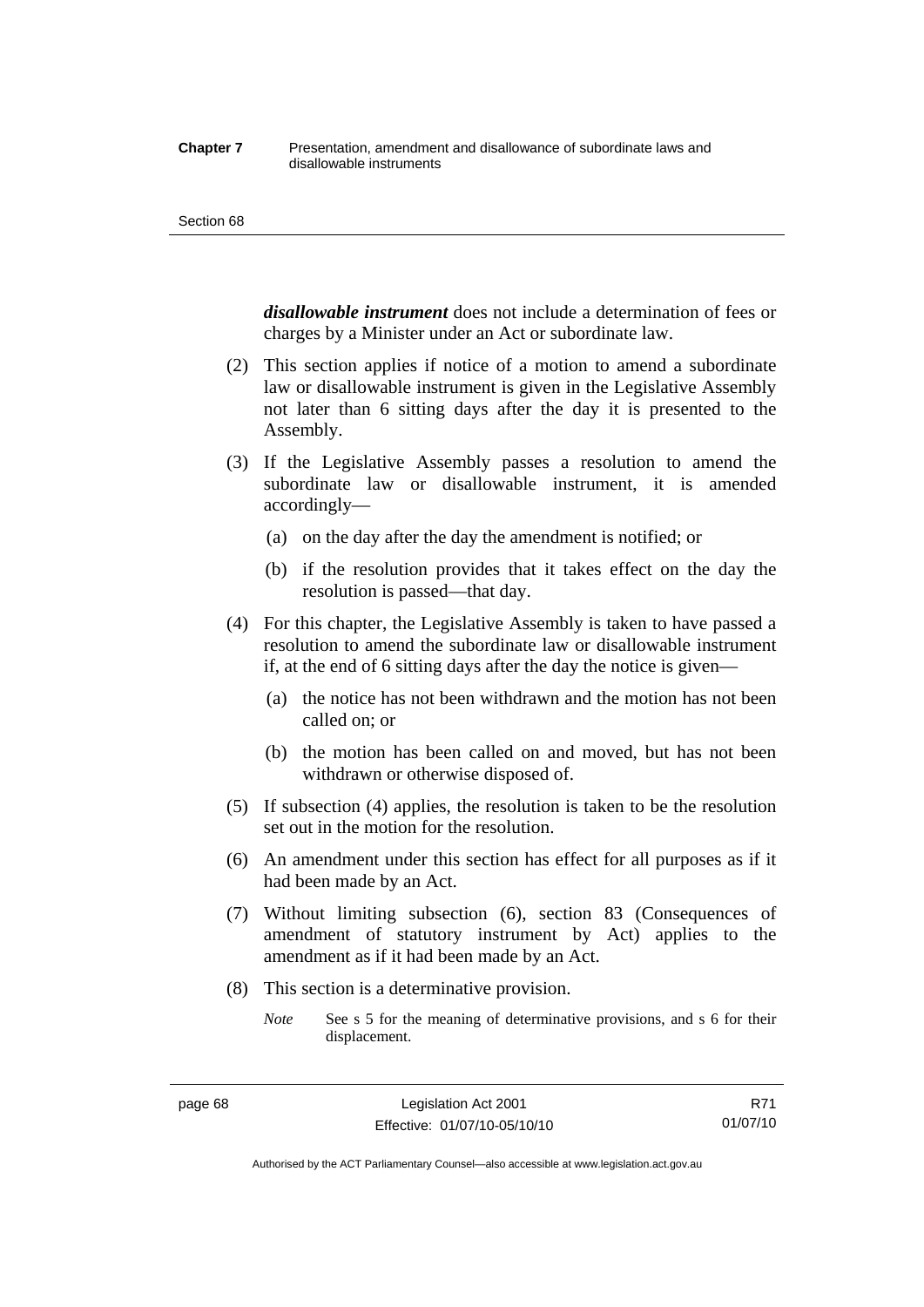***disallowable instrument*** does not include a determination of fees or charges by a Minister under an Act or subordinate law.

(2) This section applies if notice of a motion to amend a subordinate law or disallowable instrument is given in the Legislative Assembly not later than 6 sitting days after the day it is presented to the Assembly.

(3) If the Legislative Assembly passes a resolution to amend the subordinate law or disallowable instrument, it is amended accordingly—

(a) on the day after the day the amendment is notified; or

(b) if the resolution provides that it takes effect on the day the resolution is passed—that day.

(4) For this chapter, the Legislative Assembly is taken to have passed a resolution to amend the subordinate law or disallowable instrument if, at the end of 6 sitting days after the day the notice is given—

(a) the notice has not been withdrawn and the motion has not been called on; or

(b) the motion has been called on and moved, but has not been withdrawn or otherwise disposed of.

(5) If subsection (4) applies, the resolution is taken to be the resolution set out in the motion for the resolution.

(6) An amendment under this section has effect for all purposes as if it had been made by an Act.

(7) Without limiting subsection (6), section 83 (Consequences of amendment of statutory instrument by Act) applies to the amendment as if it had been made by an Act.

(8) This section is a determinative provision.

*Note* See s 5 for the meaning of determinative provisions, and s 6 for their displacement.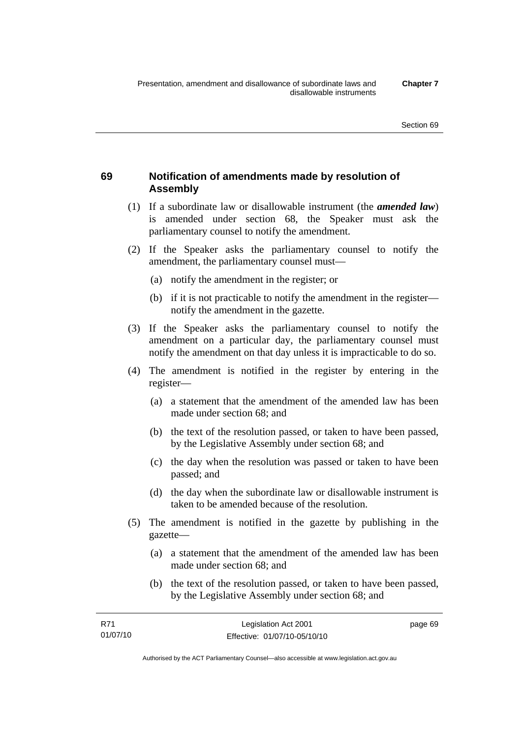## 69 Notification of amendments made by resolution of Assembly

(1) If a subordinate law or disallowable instrument (the ***amended law***) is amended under section 68, the Speaker must ask the parliamentary counsel to notify the amendment.

(2) If the Speaker asks the parliamentary counsel to notify the amendment, the parliamentary counsel must—

(a) notify the amendment in the register; or

(b) if it is not practicable to notify the amendment in the register—notify the amendment in the gazette.

(3) If the Speaker asks the parliamentary counsel to notify the amendment on a particular day, the parliamentary counsel must notify the amendment on that day unless it is impracticable to do so.

(4) The amendment is notified in the register by entering in the register—

(a) a statement that the amendment of the amended law has been made under section 68; and

(b) the text of the resolution passed, or taken to have been passed, by the Legislative Assembly under section 68; and

(c) the day when the resolution was passed or taken to have been passed; and

(d) the day when the subordinate law or disallowable instrument is taken to be amended because of the resolution.

(5) The amendment is notified in the gazette by publishing in the gazette—

(a) a statement that the amendment of the amended law has been made under section 68; and

(b) the text of the resolution passed, or taken to have been passed, by the Legislative Assembly under section 68; and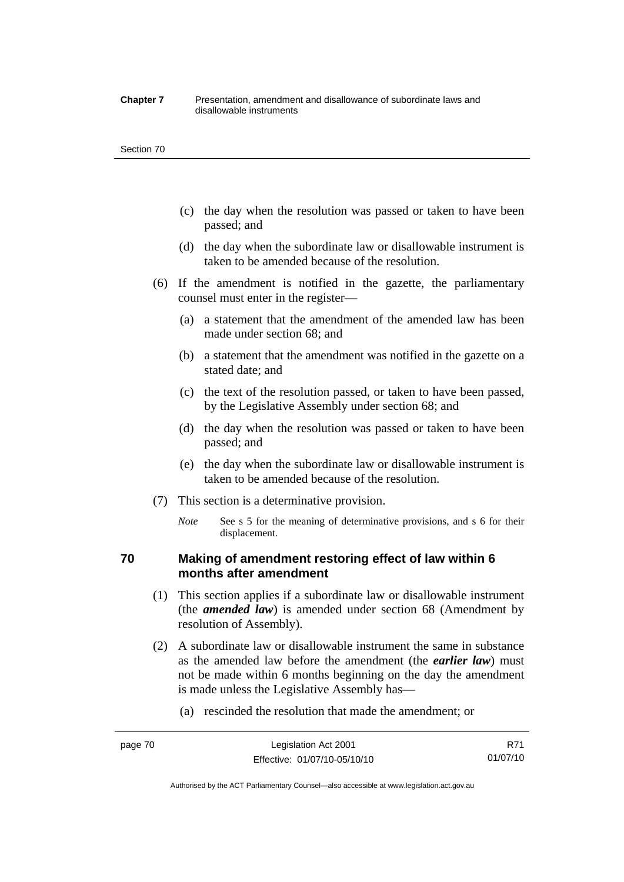(c) the day when the resolution was passed or taken to have been passed; and

(d) the day when the subordinate law or disallowable instrument is taken to be amended because of the resolution.

(6) If the amendment is notified in the gazette, the parliamentary counsel must enter in the register—

(a) a statement that the amendment of the amended law has been made under section 68; and

(b) a statement that the amendment was notified in the gazette on a stated date; and

(c) the text of the resolution passed, or taken to have been passed, by the Legislative Assembly under section 68; and

(d) the day when the resolution was passed or taken to have been passed; and

(e) the day when the subordinate law or disallowable instrument is taken to be amended because of the resolution.

(7) This section is a determinative provision.

*Note* See s 5 for the meaning of determinative provisions, and s 6 for their displacement.

### 70 Making of amendment restoring effect of law within 6 months after amendment

(1) This section applies if a subordinate law or disallowable instrument (the ***amended law***) is amended under section 68 (Amendment by resolution of Assembly).

(2) A subordinate law or disallowable instrument the same in substance as the amended law before the amendment (the ***earlier law***) must not be made within 6 months beginning on the day the amendment is made unless the Legislative Assembly has—

(a) rescinded the resolution that made the amendment; or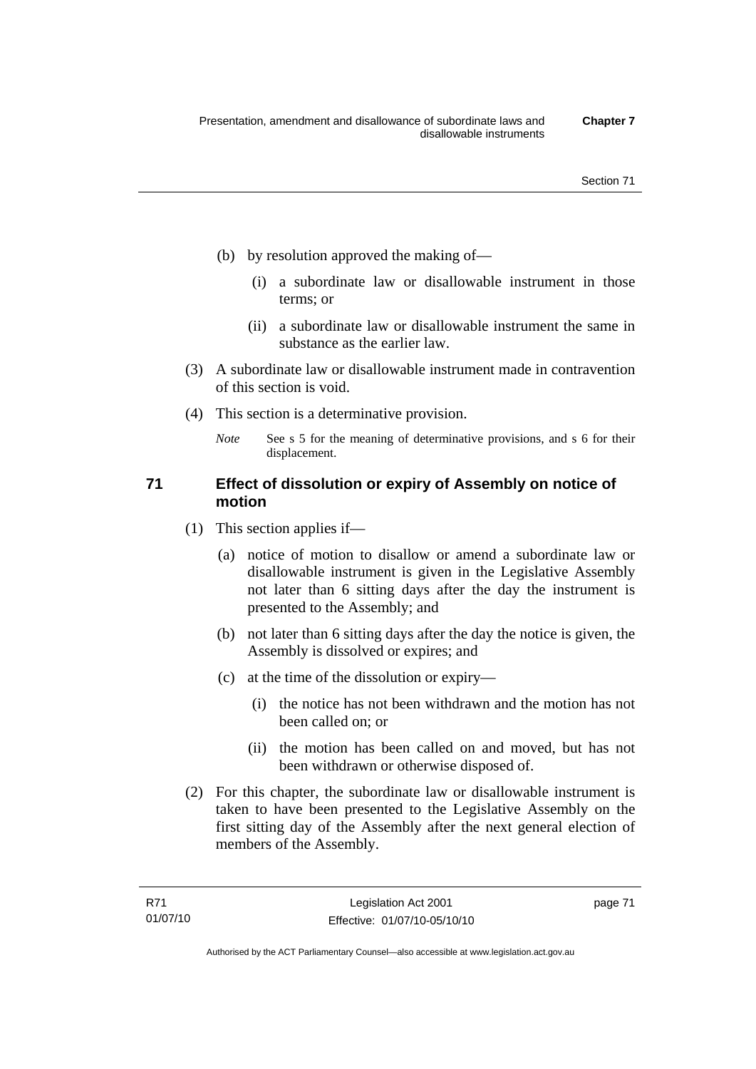(b) by resolution approved the making of—

   (i) a subordinate law or disallowable instrument in those terms; or

   (ii) a subordinate law or disallowable instrument the same in substance as the earlier law.

(3) A subordinate law or disallowable instrument made in contravention of this section is void.

(4) This section is a determinative provision.

*Note* See s 5 for the meaning of determinative provisions, and s 6 for their displacement.

### 71 Effect of dissolution or expiry of Assembly on notice of motion

(1) This section applies if—

   (a) notice of motion to disallow or amend a subordinate law or disallowable instrument is given in the Legislative Assembly not later than 6 sitting days after the day the instrument is presented to the Assembly; and

   (b) not later than 6 sitting days after the day the notice is given, the Assembly is dissolved or expires; and

   (c) at the time of the dissolution or expiry—

      (i) the notice has not been withdrawn and the motion has not been called on; or

      (ii) the motion has been called on and moved, but has not been withdrawn or otherwise disposed of.

(2) For this chapter, the subordinate law or disallowable instrument is taken to have been presented to the Legislative Assembly on the first sitting day of the Assembly after the next general election of members of the Assembly.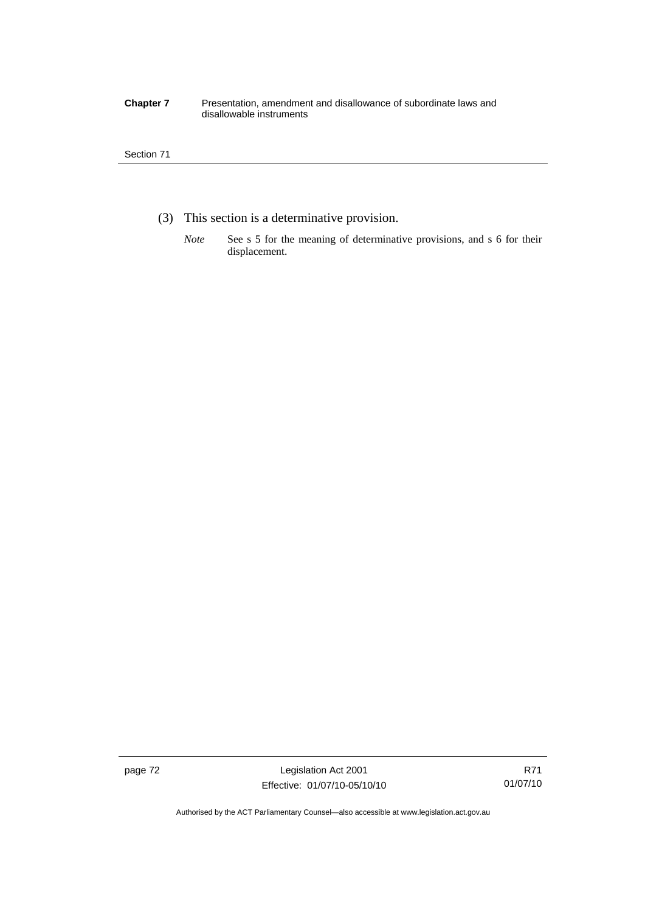(3) This section is a determinative provision.

*Note* See s 5 for the meaning of determinative provisions, and s 6 for their displacement.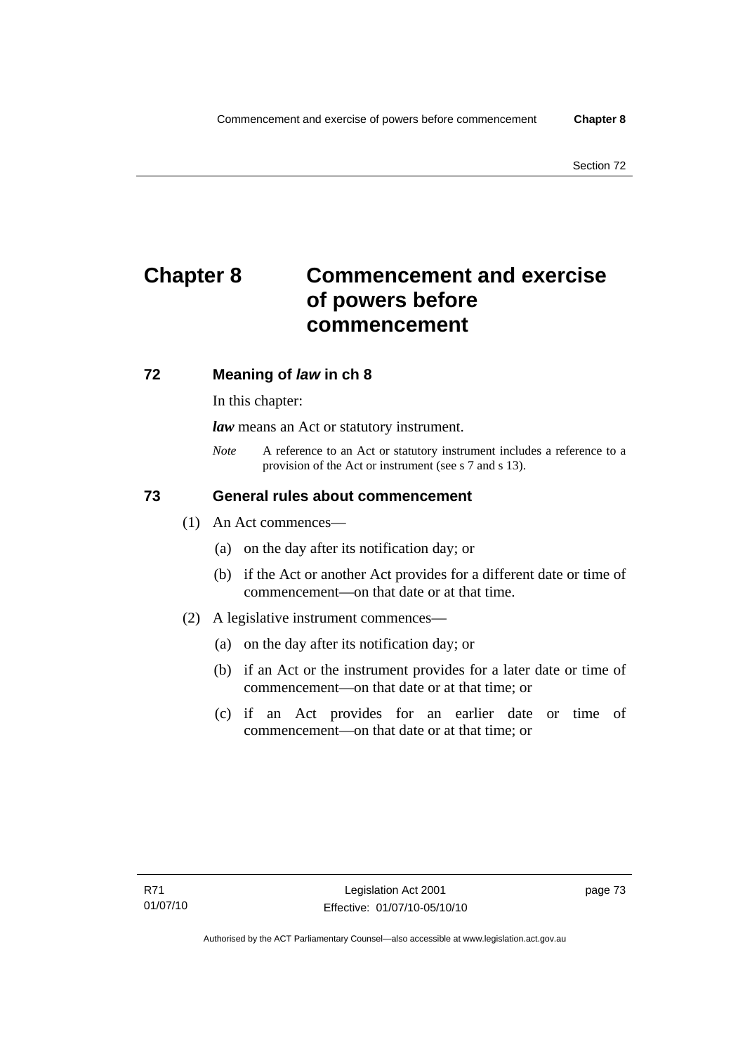# Chapter 8 Commencement and exercise of powers before commencement

## 72 Meaning of *law* in ch 8

In this chapter:

***law*** means an Act or statutory instrument.

*Note* A reference to an Act or statutory instrument includes a reference to a provision of the Act or instrument (see s 7 and s 13).

## 73 General rules about commencement

(1) An Act commences—

(a) on the day after its notification day; or

(b) if the Act or another Act provides for a different date or time of commencement—on that date or at that time.

(2) A legislative instrument commences—

(a) on the day after its notification day; or

(b) if an Act or the instrument provides for a later date or time of commencement—on that date or at that time; or

(c) if an Act provides for an earlier date or time of commencement—on that date or at that time; or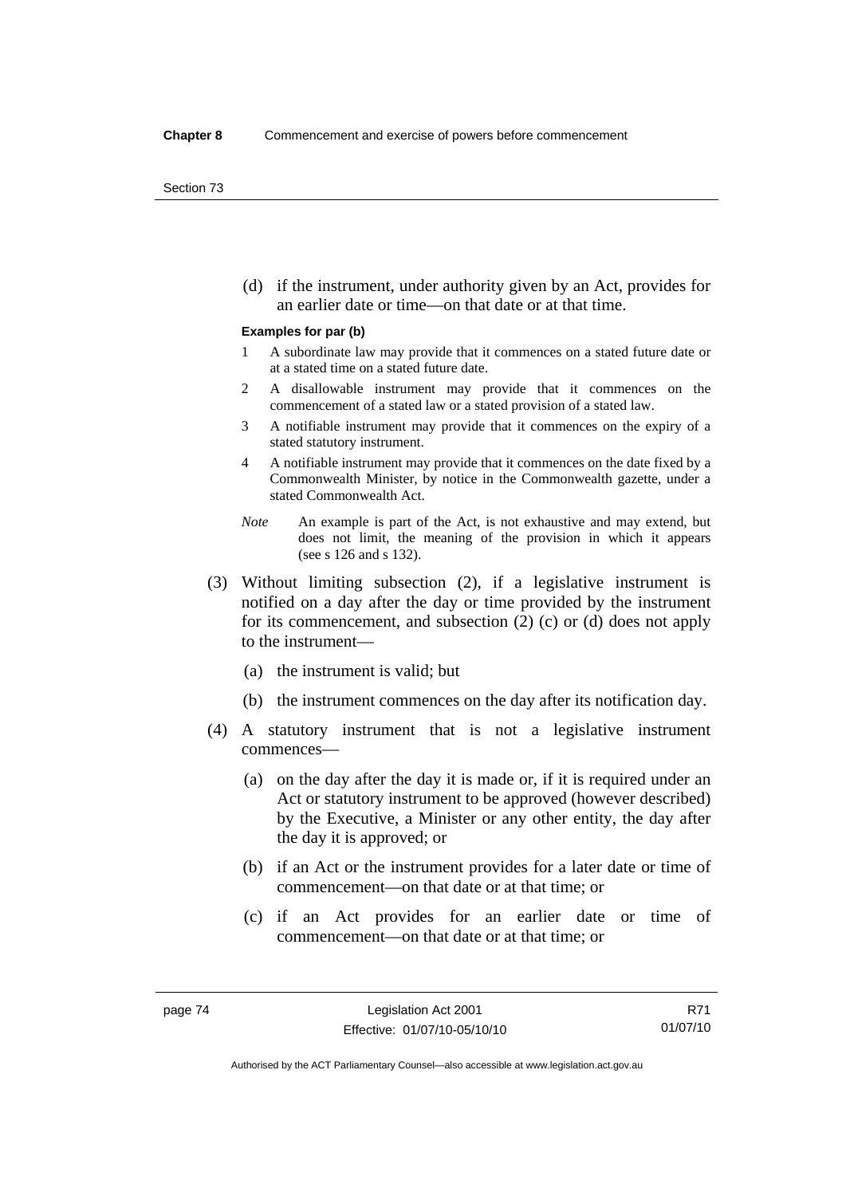(d) if the instrument, under authority given by an Act, provides for an earlier date or time—on that date or at that time.

**Examples for par (b)**

1 A subordinate law may provide that it commences on a stated future date or at a stated time on a stated future date.

2 A disallowable instrument may provide that it commences on the commencement of a stated law or a stated provision of a stated law.

3 A notifiable instrument may provide that it commences on the expiry of a stated statutory instrument.

4 A notifiable instrument may provide that it commences on the date fixed by a Commonwealth Minister, by notice in the Commonwealth gazette, under a stated Commonwealth Act.

*Note* An example is part of the Act, is not exhaustive and may extend, but does not limit, the meaning of the provision in which it appears (see s 126 and s 132).

(3) Without limiting subsection (2), if a legislative instrument is notified on a day after the day or time provided by the instrument for its commencement, and subsection (2) (c) or (d) does not apply to the instrument—

(a) the instrument is valid; but

(b) the instrument commences on the day after its notification day.

(4) A statutory instrument that is not a legislative instrument commences—

(a) on the day after the day it is made or, if it is required under an Act or statutory instrument to be approved (however described) by the Executive, a Minister or any other entity, the day after the day it is approved; or

(b) if an Act or the instrument provides for a later date or time of commencement—on that date or at that time; or

(c) if an Act provides for an earlier date or time of commencement—on that date or at that time; or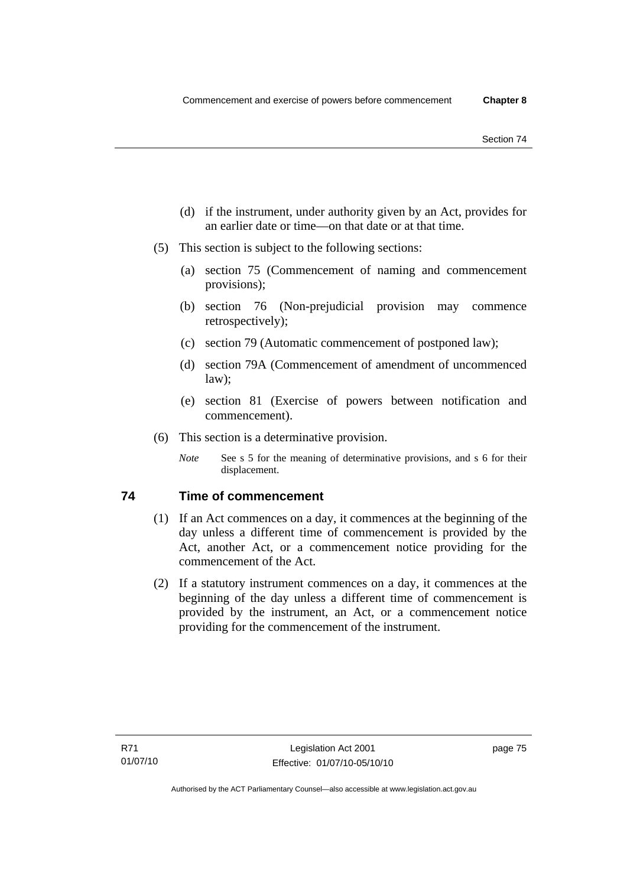(d) if the instrument, under authority given by an Act, provides for an earlier date or time—on that date or at that time.

(5) This section is subject to the following sections:

(a) section 75 (Commencement of naming and commencement provisions);

(b) section 76 (Non-prejudicial provision may commence retrospectively);

(c) section 79 (Automatic commencement of postponed law);

(d) section 79A (Commencement of amendment of uncommenced law);

(e) section 81 (Exercise of powers between notification and commencement).

(6) This section is a determinative provision.

*Note* See s 5 for the meaning of determinative provisions, and s 6 for their displacement.

## 74 Time of commencement

(1) If an Act commences on a day, it commences at the beginning of the day unless a different time of commencement is provided by the Act, another Act, or a commencement notice providing for the commencement of the Act.

(2) If a statutory instrument commences on a day, it commences at the beginning of the day unless a different time of commencement is provided by the instrument, an Act, or a commencement notice providing for the commencement of the instrument.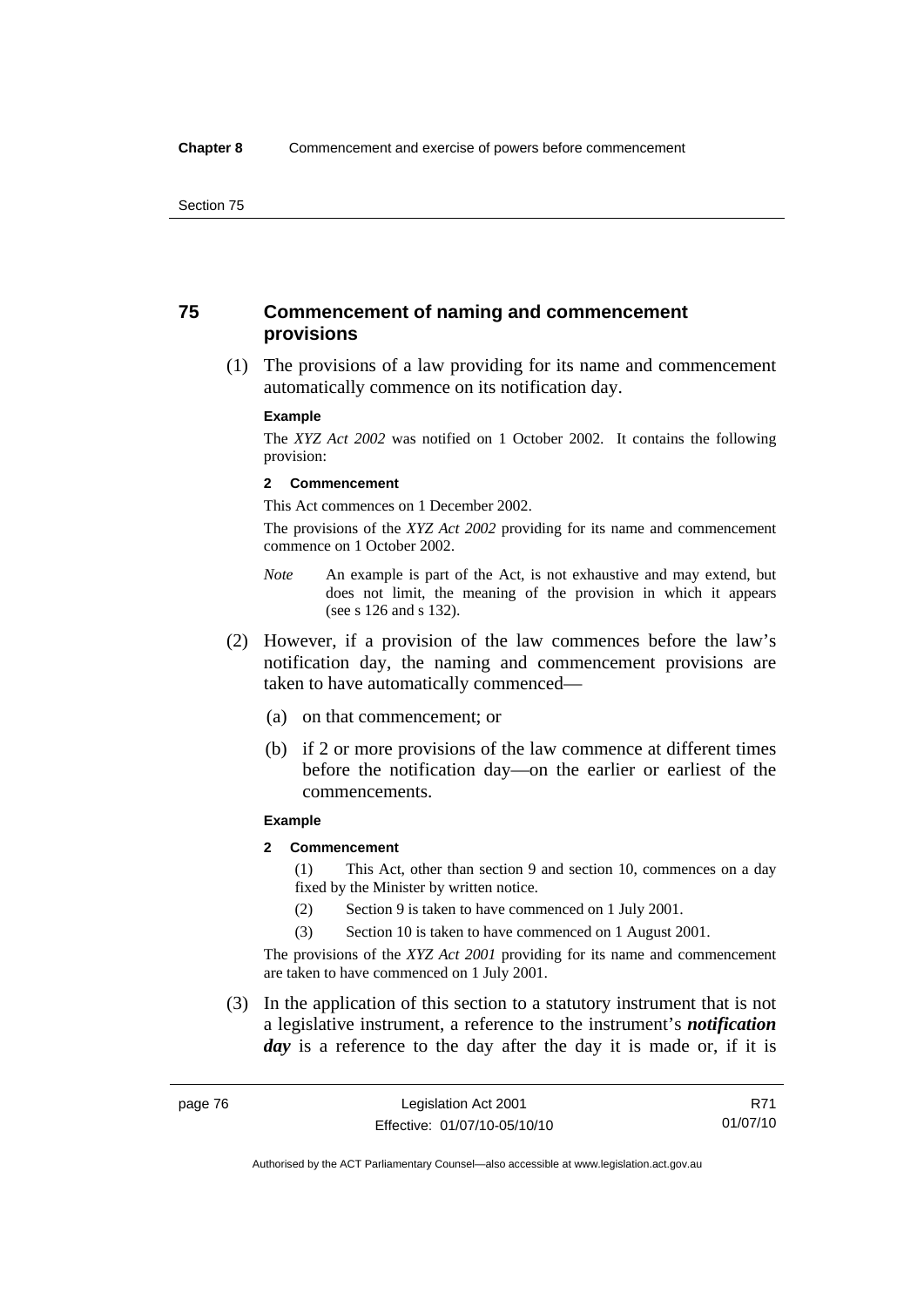## 75 Commencement of naming and commencement provisions

(1) The provisions of a law providing for its name and commencement automatically commence on its notification day.

**Example**

The *XYZ Act 2002* was notified on 1 October 2002. It contains the following provision:

**2 Commencement**

This Act commences on 1 December 2002.

The provisions of the *XYZ Act 2002* providing for its name and commencement commence on 1 October 2002.

*Note* An example is part of the Act, is not exhaustive and may extend, but does not limit, the meaning of the provision in which it appears (see s 126 and s 132).

(2) However, if a provision of the law commences before the law's notification day, the naming and commencement provisions are taken to have automatically commenced—

(a) on that commencement; or

(b) if 2 or more provisions of the law commence at different times before the notification day—on the earlier or earliest of the commencements.

**Example**

**2 Commencement**

(1) This Act, other than section 9 and section 10, commences on a day fixed by the Minister by written notice.

(2) Section 9 is taken to have commenced on 1 July 2001.

(3) Section 10 is taken to have commenced on 1 August 2001.

The provisions of the *XYZ Act 2001* providing for its name and commencement are taken to have commenced on 1 July 2001.

(3) In the application of this section to a statutory instrument that is not a legislative instrument, a reference to the instrument's ***notification day*** is a reference to the day after the day it is made or, if it is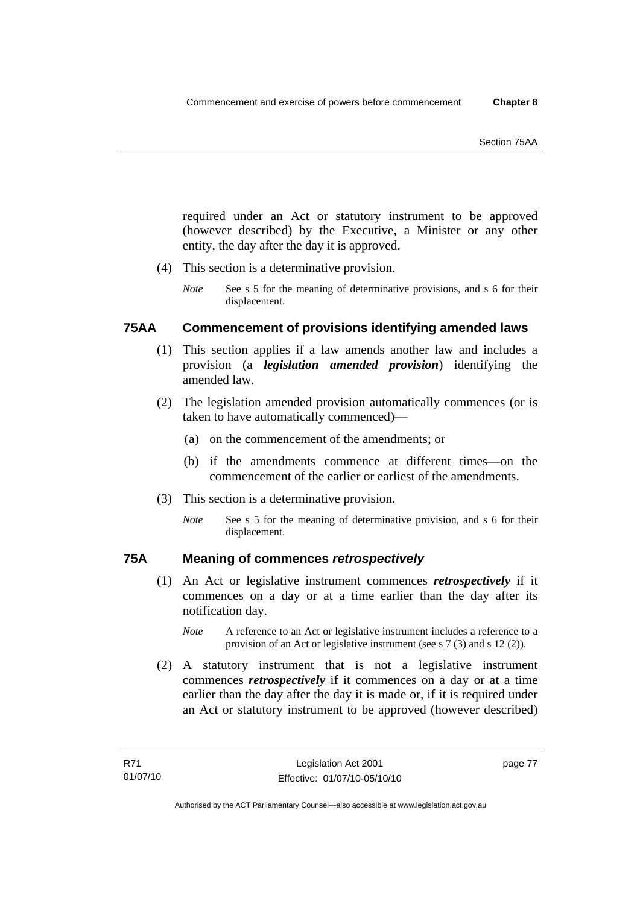required under an Act or statutory instrument to be approved (however described) by the Executive, a Minister or any other entity, the day after the day it is approved.

(4) This section is a determinative provision.

*Note* See s 5 for the meaning of determinative provisions, and s 6 for their displacement.

### 75AA Commencement of provisions identifying amended laws

(1) This section applies if a law amends another law and includes a provision (a ***legislation amended provision***) identifying the amended law.

(2) The legislation amended provision automatically commences (or is taken to have automatically commenced)—

(a) on the commencement of the amendments; or

(b) if the amendments commence at different times—on the commencement of the earlier or earliest of the amendments.

(3) This section is a determinative provision.

*Note* See s 5 for the meaning of determinative provision, and s 6 for their displacement.

### 75A Meaning of commences *retrospectively*

(1) An Act or legislative instrument commences ***retrospectively*** if it commences on a day or at a time earlier than the day after its notification day.

*Note* A reference to an Act or legislative instrument includes a reference to a provision of an Act or legislative instrument (see s 7 (3) and s 12 (2)).

(2) A statutory instrument that is not a legislative instrument commences ***retrospectively*** if it commences on a day or at a time earlier than the day after the day it is made or, if it is required under an Act or statutory instrument to be approved (however described)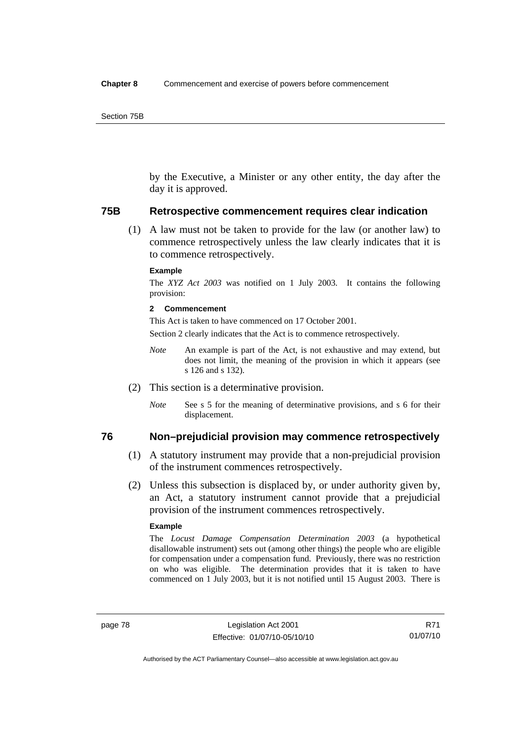by the Executive, a Minister or any other entity, the day after the day it is approved.

## 75B Retrospective commencement requires clear indication

(1) A law must not be taken to provide for the law (or another law) to commence retrospectively unless the law clearly indicates that it is to commence retrospectively.

**Example**

The *XYZ Act 2003* was notified on 1 July 2003. It contains the following provision:

**2 Commencement**

This Act is taken to have commenced on 17 October 2001.

Section 2 clearly indicates that the Act is to commence retrospectively.

*Note* An example is part of the Act, is not exhaustive and may extend, but does not limit, the meaning of the provision in which it appears (see s 126 and s 132).

(2) This section is a determinative provision.

*Note* See s 5 for the meaning of determinative provisions, and s 6 for their displacement.

## 76 Non–prejudicial provision may commence retrospectively

(1) A statutory instrument may provide that a non-prejudicial provision of the instrument commences retrospectively.

(2) Unless this subsection is displaced by, or under authority given by, an Act, a statutory instrument cannot provide that a prejudicial provision of the instrument commences retrospectively.

**Example**

The *Locust Damage Compensation Determination 2003* (a hypothetical disallowable instrument) sets out (among other things) the people who are eligible for compensation under a compensation fund. Previously, there was no restriction on who was eligible. The determination provides that it is taken to have commenced on 1 July 2003, but it is not notified until 15 August 2003. There is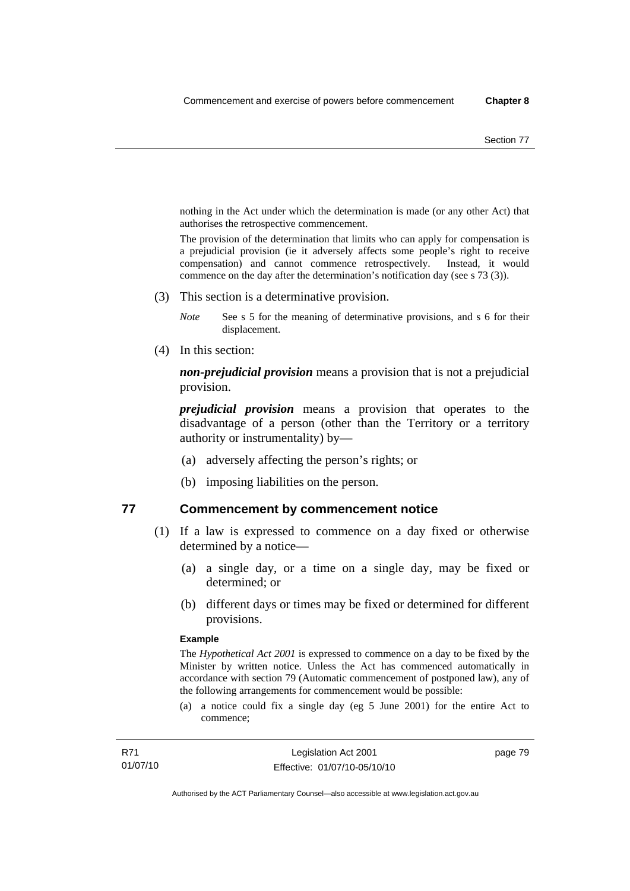nothing in the Act under which the determination is made (or any other Act) that authorises the retrospective commencement.

The provision of the determination that limits who can apply for compensation is a prejudicial provision (ie it adversely affects some people's right to receive compensation) and cannot commence retrospectively. Instead, it would commence on the day after the determination's notification day (see s 73 (3)).

(3) This section is a determinative provision.

*Note* See s 5 for the meaning of determinative provisions, and s 6 for their displacement.

(4) In this section:

***non-prejudicial provision*** means a provision that is not a prejudicial provision.

***prejudicial provision*** means a provision that operates to the disadvantage of a person (other than the Territory or a territory authority or instrumentality) by—

(a) adversely affecting the person's rights; or

(b) imposing liabilities on the person.

## 77 Commencement by commencement notice

(1) If a law is expressed to commence on a day fixed or otherwise determined by a notice—

(a) a single day, or a time on a single day, may be fixed or determined; or

(b) different days or times may be fixed or determined for different provisions.

**Example**

The *Hypothetical Act 2001* is expressed to commence on a day to be fixed by the Minister by written notice. Unless the Act has commenced automatically in accordance with section 79 (Automatic commencement of postponed law), any of the following arrangements for commencement would be possible:

(a) a notice could fix a single day (eg 5 June 2001) for the entire Act to commence;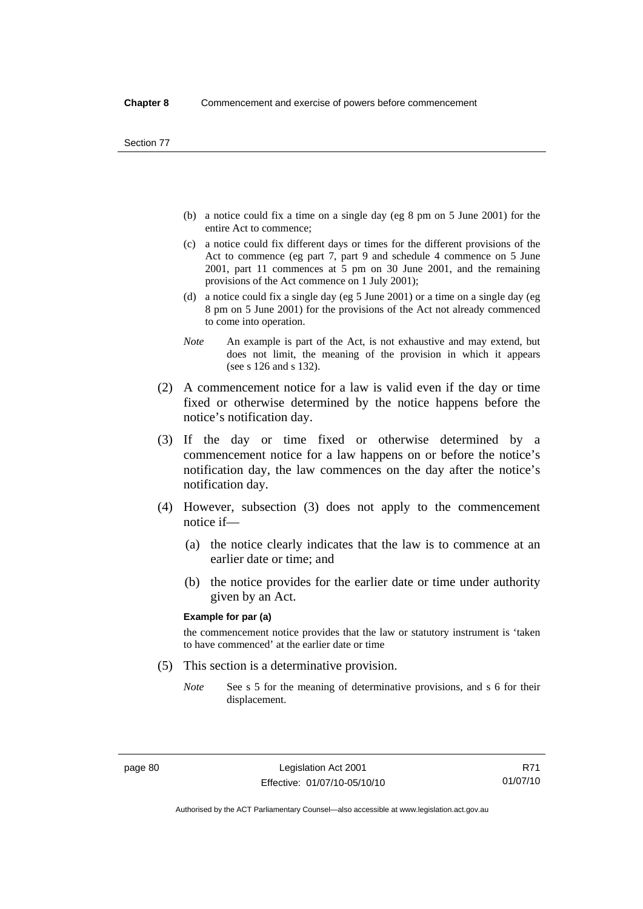(b) a notice could fix a time on a single day (eg 8 pm on 5 June 2001) for the entire Act to commence;

(c) a notice could fix different days or times for the different provisions of the Act to commence (eg part 7, part 9 and schedule 4 commence on 5 June 2001, part 11 commences at 5 pm on 30 June 2001, and the remaining provisions of the Act commence on 1 July 2001);

(d) a notice could fix a single day (eg 5 June 2001) or a time on a single day (eg 8 pm on 5 June 2001) for the provisions of the Act not already commenced to come into operation.

*Note* An example is part of the Act, is not exhaustive and may extend, but does not limit, the meaning of the provision in which it appears (see s 126 and s 132).

(2) A commencement notice for a law is valid even if the day or time fixed or otherwise determined by the notice happens before the notice's notification day.

(3) If the day or time fixed or otherwise determined by a commencement notice for a law happens on or before the notice's notification day, the law commences on the day after the notice's notification day.

(4) However, subsection (3) does not apply to the commencement notice if—

(a) the notice clearly indicates that the law is to commence at an earlier date or time; and

(b) the notice provides for the earlier date or time under authority given by an Act.

**Example for par (a)**

the commencement notice provides that the law or statutory instrument is 'taken to have commenced' at the earlier date or time

(5) This section is a determinative provision.

*Note* See s 5 for the meaning of determinative provisions, and s 6 for their displacement.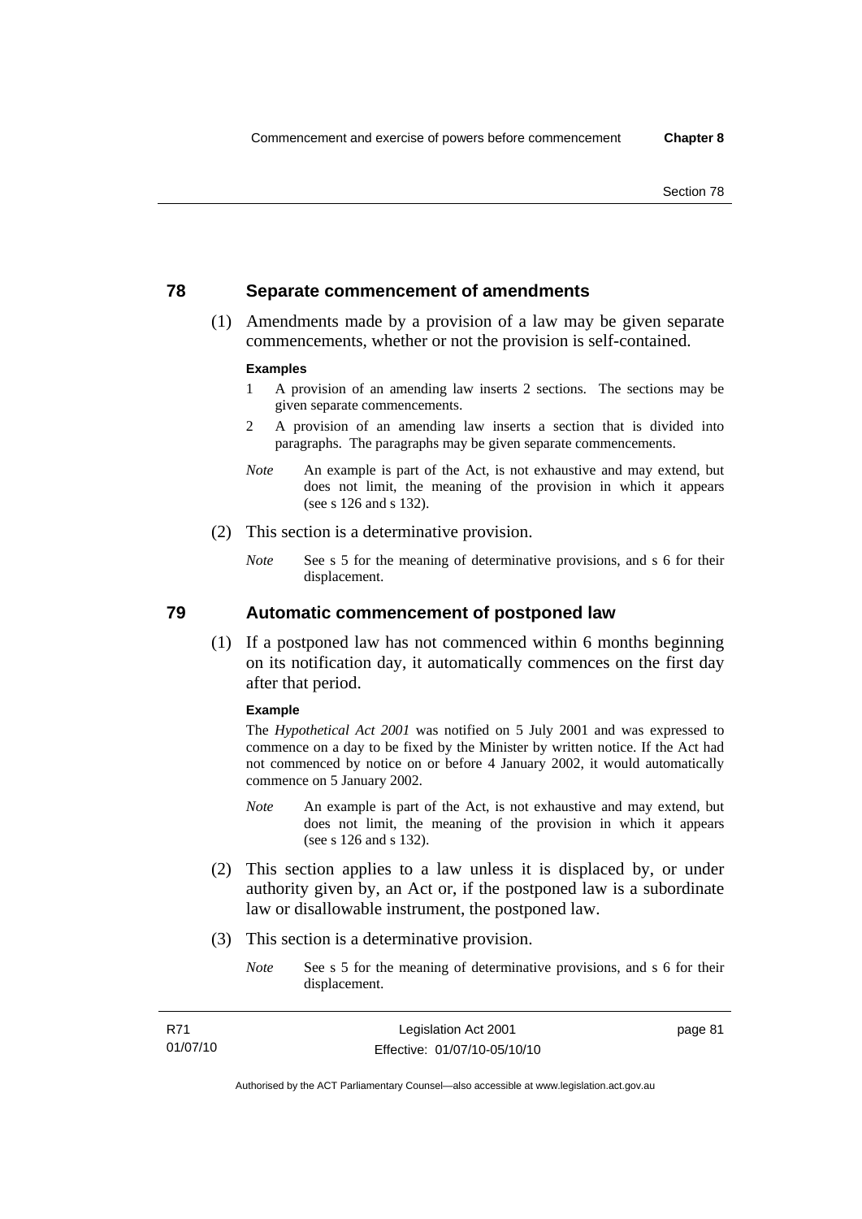## 78 Separate commencement of amendments

(1) Amendments made by a provision of a law may be given separate commencements, whether or not the provision is self-contained.

**Examples**

1. A provision of an amending law inserts 2 sections. The sections may be given separate commencements.
2. A provision of an amending law inserts a section that is divided into paragraphs. The paragraphs may be given separate commencements.

*Note* An example is part of the Act, is not exhaustive and may extend, but does not limit, the meaning of the provision in which it appears (see s 126 and s 132).

(2) This section is a determinative provision.

*Note* See s 5 for the meaning of determinative provisions, and s 6 for their displacement.

## 79 Automatic commencement of postponed law

(1) If a postponed law has not commenced within 6 months beginning on its notification day, it automatically commences on the first day after that period.

**Example**

The *Hypothetical Act 2001* was notified on 5 July 2001 and was expressed to commence on a day to be fixed by the Minister by written notice. If the Act had not commenced by notice on or before 4 January 2002, it would automatically commence on 5 January 2002.

*Note* An example is part of the Act, is not exhaustive and may extend, but does not limit, the meaning of the provision in which it appears (see s 126 and s 132).

(2) This section applies to a law unless it is displaced by, or under authority given by, an Act or, if the postponed law is a subordinate law or disallowable instrument, the postponed law.

(3) This section is a determinative provision.

*Note* See s 5 for the meaning of determinative provisions, and s 6 for their displacement.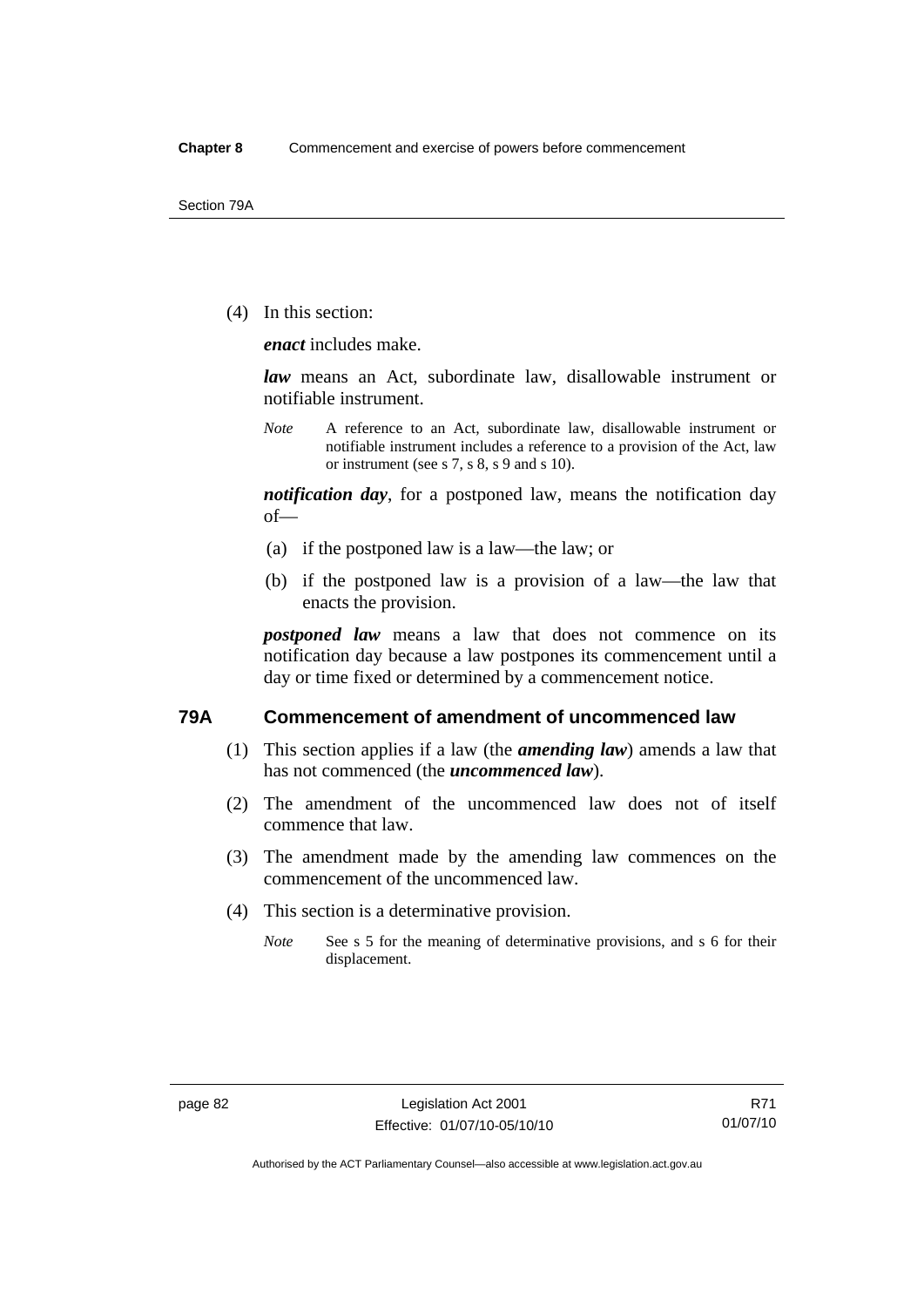(4) In this section:

***enact*** includes make.

***law*** means an Act, subordinate law, disallowable instrument or notifiable instrument.

*Note* A reference to an Act, subordinate law, disallowable instrument or notifiable instrument includes a reference to a provision of the Act, law or instrument (see s 7, s 8, s 9 and s 10).

***notification day***, for a postponed law, means the notification day of—

(a) if the postponed law is a law—the law; or

(b) if the postponed law is a provision of a law—the law that enacts the provision.

***postponed law*** means a law that does not commence on its notification day because a law postpones its commencement until a day or time fixed or determined by a commencement notice.

## 79A Commencement of amendment of uncommenced law

(1) This section applies if a law (the ***amending law***) amends a law that has not commenced (the ***uncommenced law***).

(2) The amendment of the uncommenced law does not of itself commence that law.

(3) The amendment made by the amending law commences on the commencement of the uncommenced law.

(4) This section is a determinative provision.

*Note* See s 5 for the meaning of determinative provisions, and s 6 for their displacement.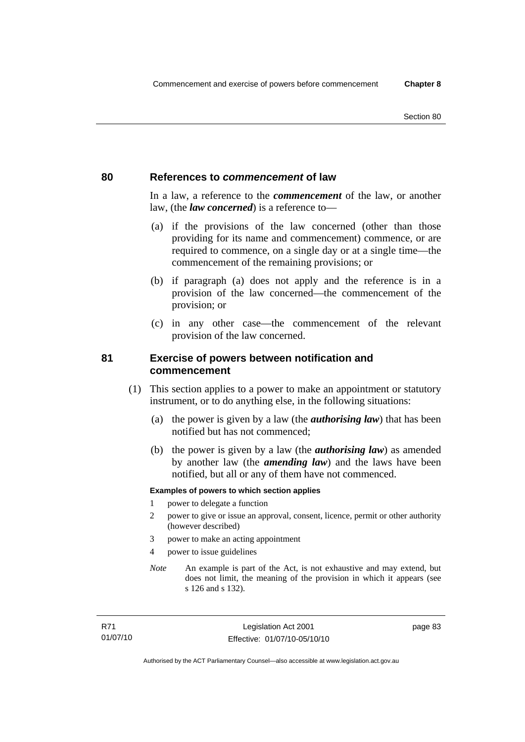## 80 References to *commencement* of law

In a law, a reference to the ***commencement*** of the law, or another law, (the ***law concerned***) is a reference to—

(a) if the provisions of the law concerned (other than those providing for its name and commencement) commence, or are required to commence, on a single day or at a single time—the commencement of the remaining provisions; or

(b) if paragraph (a) does not apply and the reference is in a provision of the law concerned—the commencement of the provision; or

(c) in any other case—the commencement of the relevant provision of the law concerned.

## 81 Exercise of powers between notification and commencement

(1) This section applies to a power to make an appointment or statutory instrument, or to do anything else, in the following situations:

(a) the power is given by a law (the ***authorising law***) that has been notified but has not commenced;

(b) the power is given by a law (the ***authorising law***) as amended by another law (the ***amending law***) and the laws have been notified, but all or any of them have not commenced.

**Examples of powers to which section applies**

1 power to delegate a function

2 power to give or issue an approval, consent, licence, permit or other authority (however described)

3 power to make an acting appointment

4 power to issue guidelines

*Note* An example is part of the Act, is not exhaustive and may extend, but does not limit, the meaning of the provision in which it appears (see s 126 and s 132).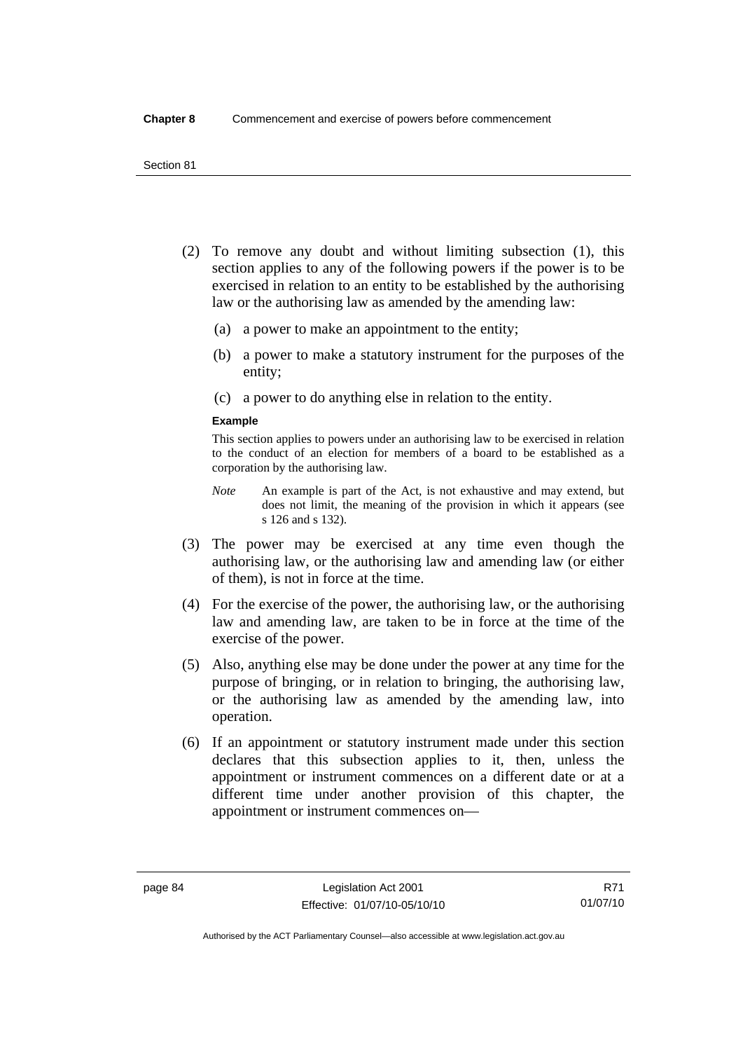(2) To remove any doubt and without limiting subsection (1), this section applies to any of the following powers if the power is to be exercised in relation to an entity to be established by the authorising law or the authorising law as amended by the amending law:

(a) a power to make an appointment to the entity;

(b) a power to make a statutory instrument for the purposes of the entity;

(c) a power to do anything else in relation to the entity.

**Example**

This section applies to powers under an authorising law to be exercised in relation to the conduct of an election for members of a board to be established as a corporation by the authorising law.

*Note* An example is part of the Act, is not exhaustive and may extend, but does not limit, the meaning of the provision in which it appears (see s 126 and s 132).

(3) The power may be exercised at any time even though the authorising law, or the authorising law and amending law (or either of them), is not in force at the time.

(4) For the exercise of the power, the authorising law, or the authorising law and amending law, are taken to be in force at the time of the exercise of the power.

(5) Also, anything else may be done under the power at any time for the purpose of bringing, or in relation to bringing, the authorising law, or the authorising law as amended by the amending law, into operation.

(6) If an appointment or statutory instrument made under this section declares that this subsection applies to it, then, unless the appointment or instrument commences on a different date or at a different time under another provision of this chapter, the appointment or instrument commences on—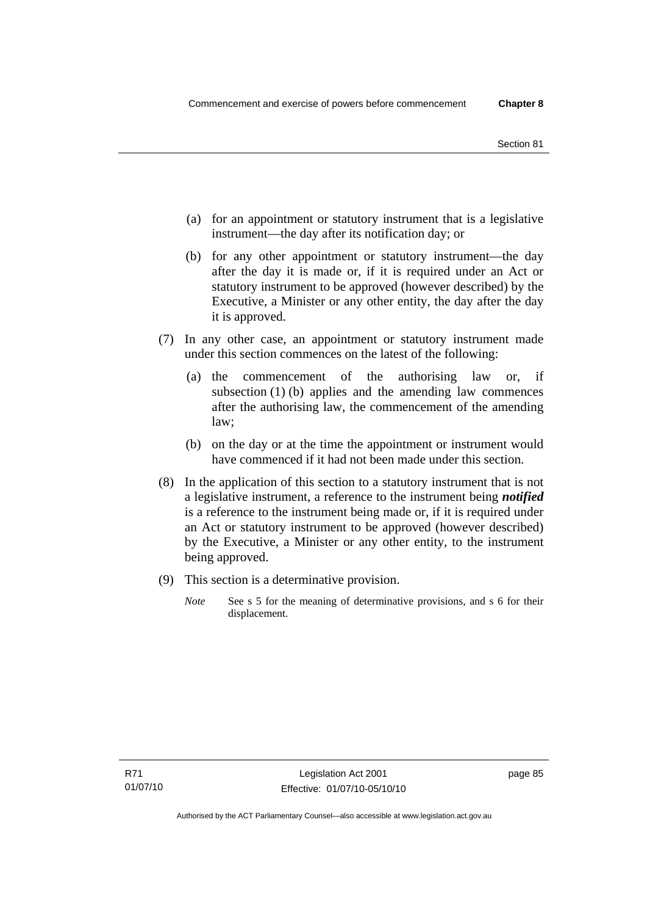(a) for an appointment or statutory instrument that is a legislative instrument—the day after its notification day; or

(b) for any other appointment or statutory instrument—the day after the day it is made or, if it is required under an Act or statutory instrument to be approved (however described) by the Executive, a Minister or any other entity, the day after the day it is approved.

(7) In any other case, an appointment or statutory instrument made under this section commences on the latest of the following:

(a) the commencement of the authorising law or, if subsection (1) (b) applies and the amending law commences after the authorising law, the commencement of the amending law;

(b) on the day or at the time the appointment or instrument would have commenced if it had not been made under this section.

(8) In the application of this section to a statutory instrument that is not a legislative instrument, a reference to the instrument being ***notified*** is a reference to the instrument being made or, if it is required under an Act or statutory instrument to be approved (however described) by the Executive, a Minister or any other entity, to the instrument being approved.

(9) This section is a determinative provision.

*Note* See s 5 for the meaning of determinative provisions, and s 6 for their displacement.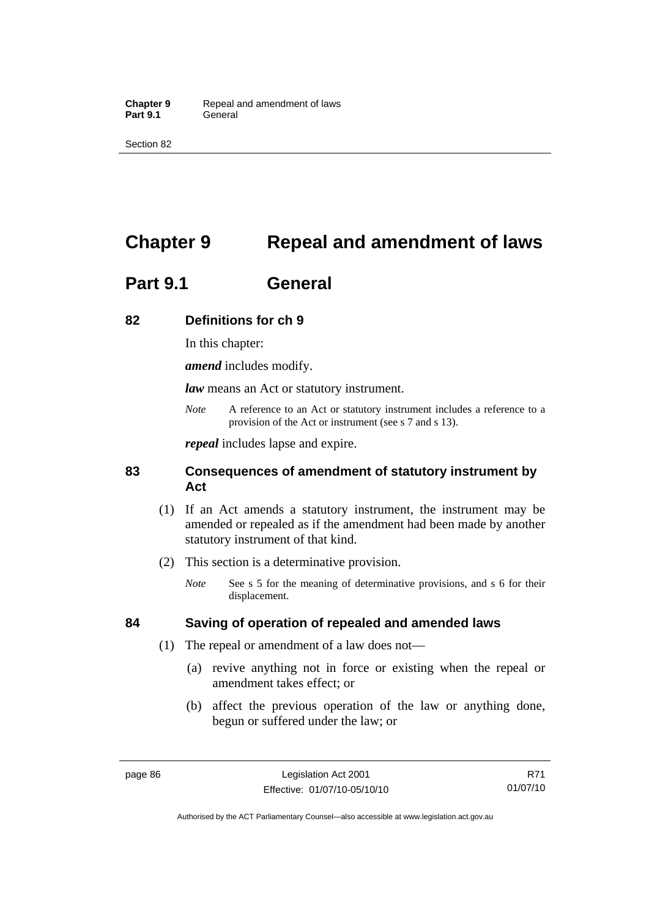# Chapter 9 Repeal and amendment of laws

## Part 9.1 General

### 82 Definitions for ch 9

In this chapter:

***amend*** includes modify.

***law*** means an Act or statutory instrument.

*Note* A reference to an Act or statutory instrument includes a reference to a provision of the Act or instrument (see s 7 and s 13).

***repeal*** includes lapse and expire.

### 83 Consequences of amendment of statutory instrument by Act

(1) If an Act amends a statutory instrument, the instrument may be amended or repealed as if the amendment had been made by another statutory instrument of that kind.

(2) This section is a determinative provision.

*Note* See s 5 for the meaning of determinative provisions, and s 6 for their displacement.

### 84 Saving of operation of repealed and amended laws

(1) The repeal or amendment of a law does not—

(a) revive anything not in force or existing when the repeal or amendment takes effect; or

(b) affect the previous operation of the law or anything done, begun or suffered under the law; or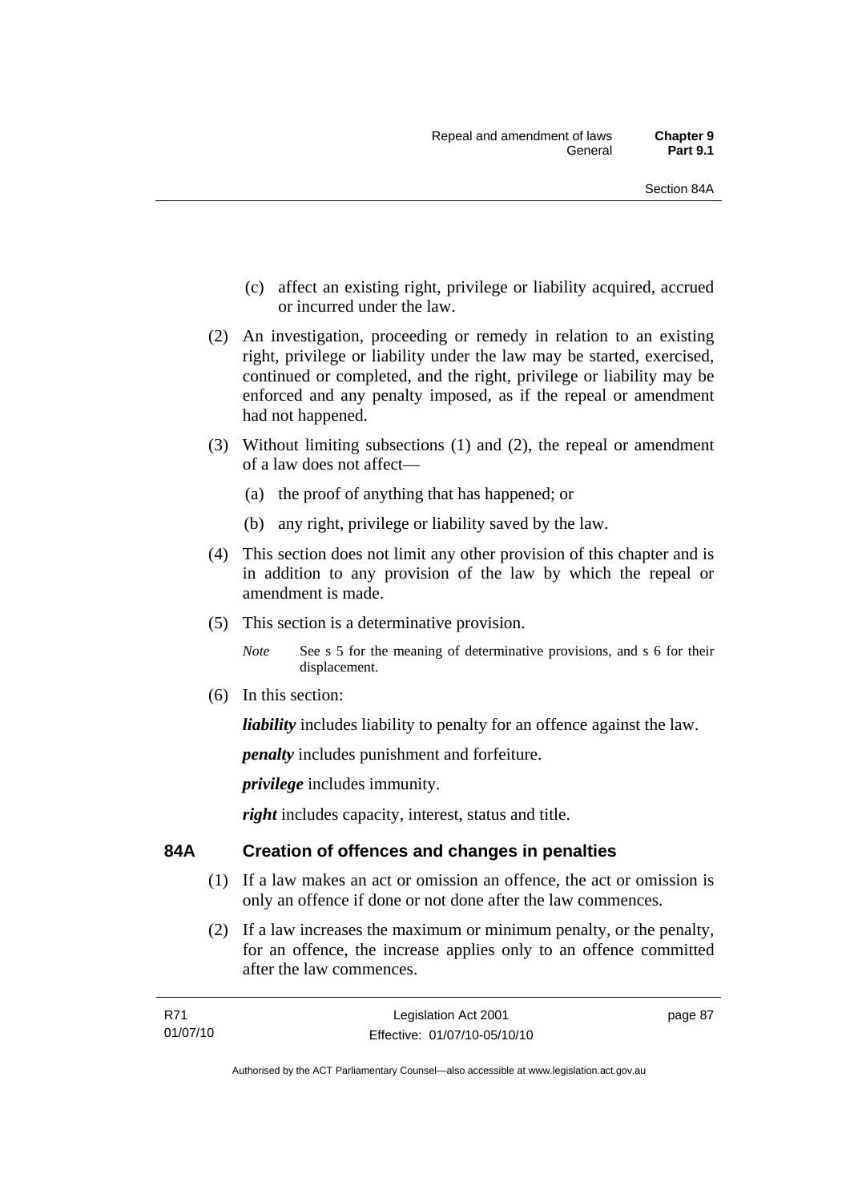(c) affect an existing right, privilege or liability acquired, accrued or incurred under the law.

(2) An investigation, proceeding or remedy in relation to an existing right, privilege or liability under the law may be started, exercised, continued or completed, and the right, privilege or liability may be enforced and any penalty imposed, as if the repeal or amendment had not happened.

(3) Without limiting subsections (1) and (2), the repeal or amendment of a law does not affect—

(a) the proof of anything that has happened; or

(b) any right, privilege or liability saved by the law.

(4) This section does not limit any other provision of this chapter and is in addition to any provision of the law by which the repeal or amendment is made.

(5) This section is a determinative provision.

*Note* See s 5 for the meaning of determinative provisions, and s 6 for their displacement.

(6) In this section:

***liability*** includes liability to penalty for an offence against the law.

***penalty*** includes punishment and forfeiture.

***privilege*** includes immunity.

***right*** includes capacity, interest, status and title.

## 84A Creation of offences and changes in penalties

(1) If a law makes an act or omission an offence, the act or omission is only an offence if done or not done after the law commences.

(2) If a law increases the maximum or minimum penalty, or the penalty, for an offence, the increase applies only to an offence committed after the law commences.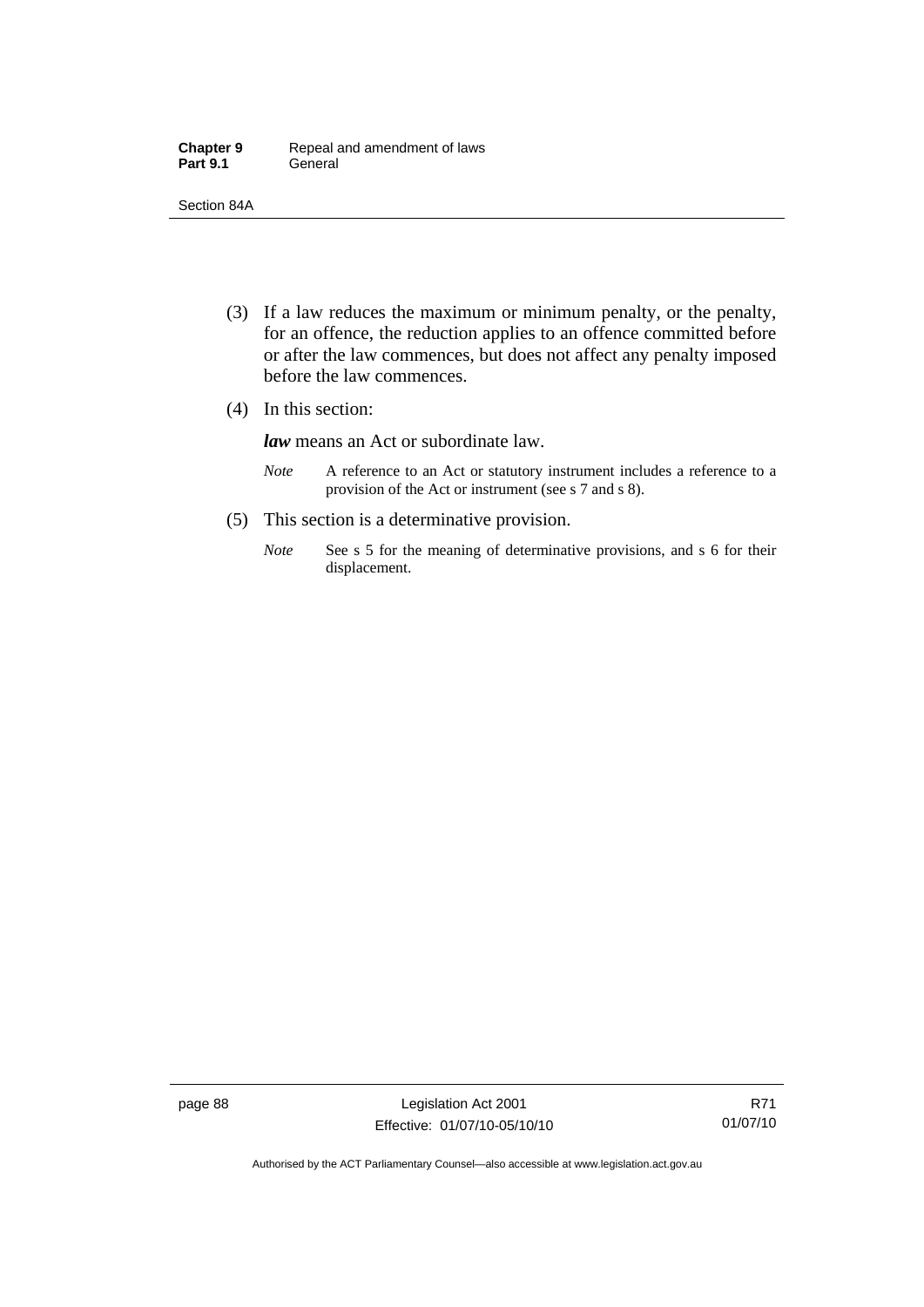(3) If a law reduces the maximum or minimum penalty, or the penalty, for an offence, the reduction applies to an offence committed before or after the law commences, but does not affect any penalty imposed before the law commences.

(4) In this section:

***law*** means an Act or subordinate law.

*Note* A reference to an Act or statutory instrument includes a reference to a provision of the Act or instrument (see s 7 and s 8).

(5) This section is a determinative provision.

*Note* See s 5 for the meaning of determinative provisions, and s 6 for their displacement.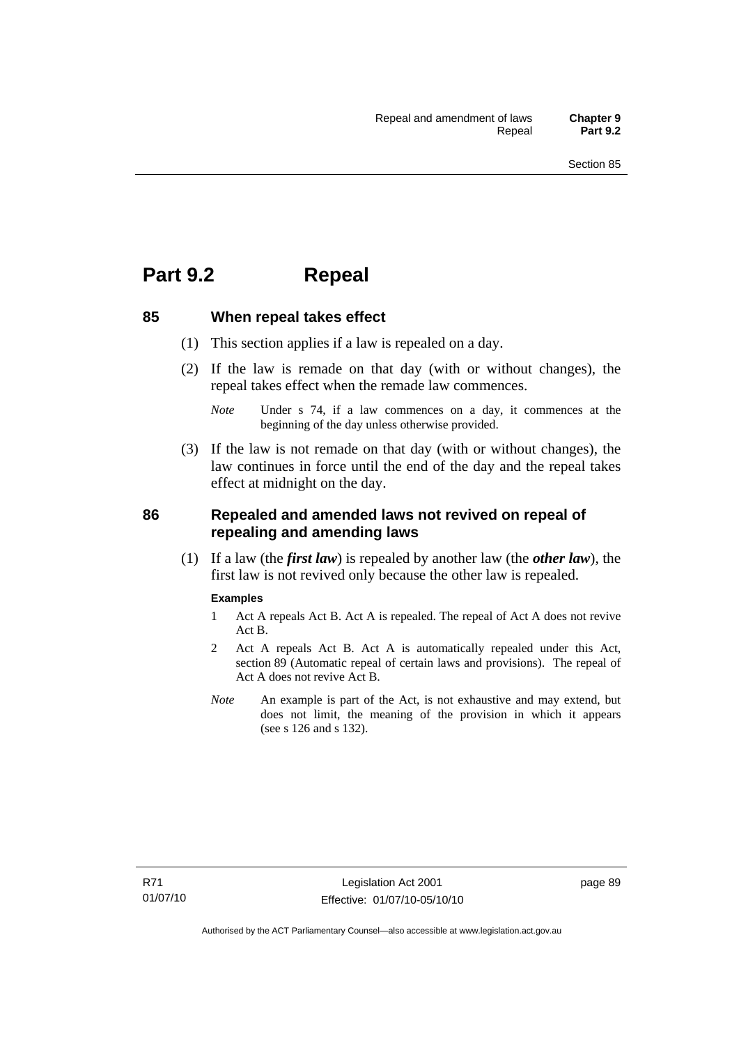# Part 9.2 Repeal

## 85 When repeal takes effect

(1) This section applies if a law is repealed on a day.

(2) If the law is remade on that day (with or without changes), the repeal takes effect when the remade law commences.

*Note* Under s 74, if a law commences on a day, it commences at the beginning of the day unless otherwise provided.

(3) If the law is not remade on that day (with or without changes), the law continues in force until the end of the day and the repeal takes effect at midnight on the day.

## 86 Repealed and amended laws not revived on repeal of repealing and amending laws

(1) If a law (the ***first law***) is repealed by another law (the ***other law***), the first law is not revived only because the other law is repealed.

**Examples**

1 Act A repeals Act B. Act A is repealed. The repeal of Act A does not revive Act B.

2 Act A repeals Act B. Act A is automatically repealed under this Act, section 89 (Automatic repeal of certain laws and provisions). The repeal of Act A does not revive Act B.

*Note* An example is part of the Act, is not exhaustive and may extend, but does not limit, the meaning of the provision in which it appears (see s 126 and s 132).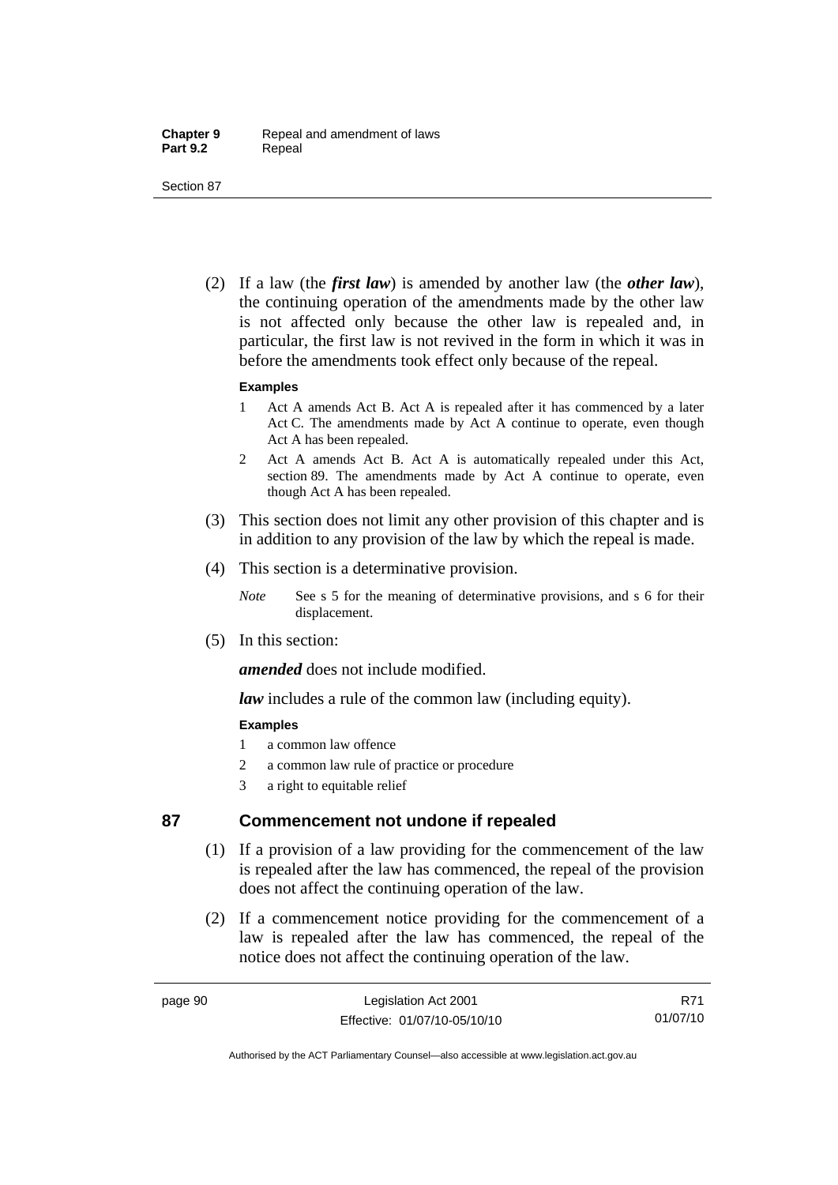(2) If a law (the ***first law***) is amended by another law (the ***other law***), the continuing operation of the amendments made by the other law is not affected only because the other law is repealed and, in particular, the first law is not revived in the form in which it was in before the amendments took effect only because of the repeal.

**Examples**

1 Act A amends Act B. Act A is repealed after it has commenced by a later Act C. The amendments made by Act A continue to operate, even though Act A has been repealed.

2 Act A amends Act B. Act A is automatically repealed under this Act, section 89. The amendments made by Act A continue to operate, even though Act A has been repealed.

(3) This section does not limit any other provision of this chapter and is in addition to any provision of the law by which the repeal is made.

(4) This section is a determinative provision.

*Note* See s 5 for the meaning of determinative provisions, and s 6 for their displacement.

(5) In this section:

***amended*** does not include modified.

***law*** includes a rule of the common law (including equity).

**Examples**

1 a common law offence

2 a common law rule of practice or procedure

3 a right to equitable relief

## 87 Commencement not undone if repealed

(1) If a provision of a law providing for the commencement of the law is repealed after the law has commenced, the repeal of the provision does not affect the continuing operation of the law.

(2) If a commencement notice providing for the commencement of a law is repealed after the law has commenced, the repeal of the notice does not affect the continuing operation of the law.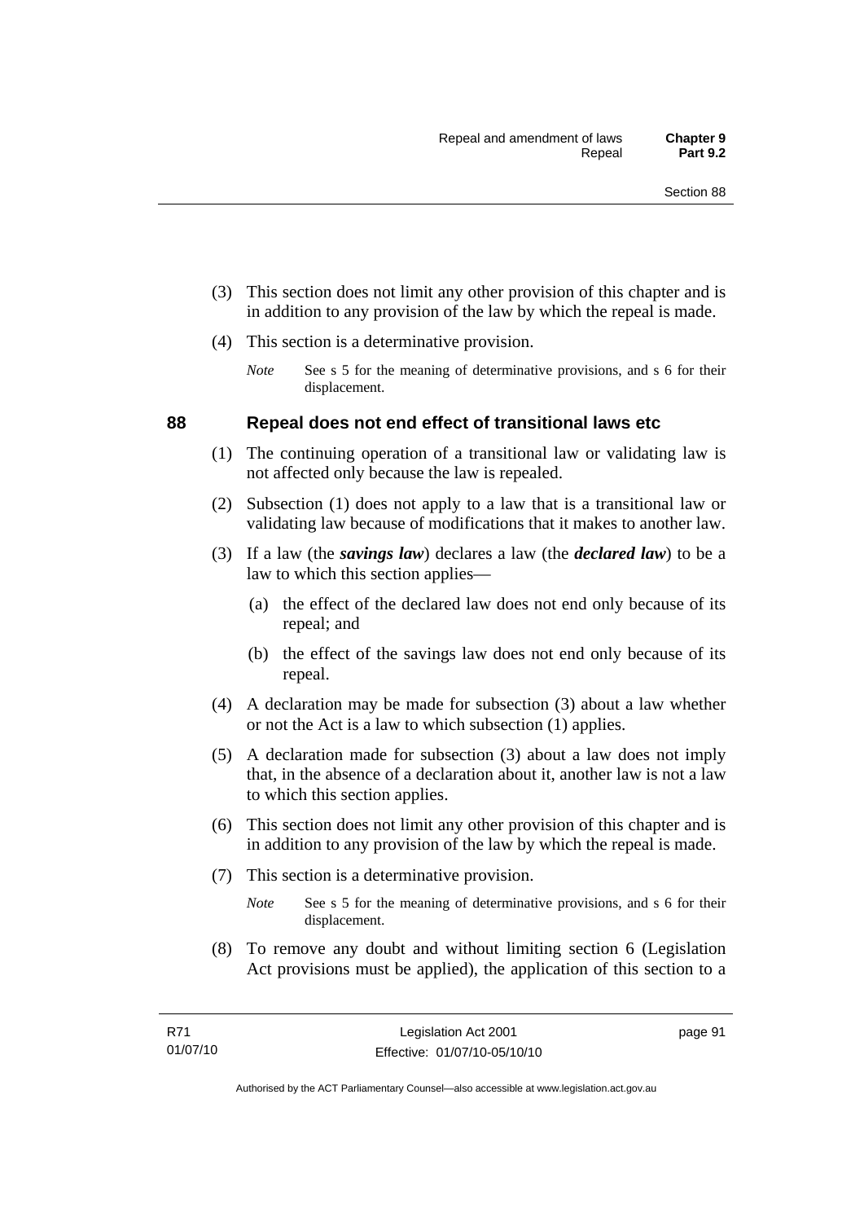(3) This section does not limit any other provision of this chapter and is in addition to any provision of the law by which the repeal is made.

(4) This section is a determinative provision.

*Note* See s 5 for the meaning of determinative provisions, and s 6 for their displacement.

## 88 Repeal does not end effect of transitional laws etc

(1) The continuing operation of a transitional law or validating law is not affected only because the law is repealed.

(2) Subsection (1) does not apply to a law that is a transitional law or validating law because of modifications that it makes to another law.

(3) If a law (the ***savings law***) declares a law (the ***declared law***) to be a law to which this section applies—

(a) the effect of the declared law does not end only because of its repeal; and

(b) the effect of the savings law does not end only because of its repeal.

(4) A declaration may be made for subsection (3) about a law whether or not the Act is a law to which subsection (1) applies.

(5) A declaration made for subsection (3) about a law does not imply that, in the absence of a declaration about it, another law is not a law to which this section applies.

(6) This section does not limit any other provision of this chapter and is in addition to any provision of the law by which the repeal is made.

(7) This section is a determinative provision.

*Note* See s 5 for the meaning of determinative provisions, and s 6 for their displacement.

(8) To remove any doubt and without limiting section 6 (Legislation Act provisions must be applied), the application of this section to a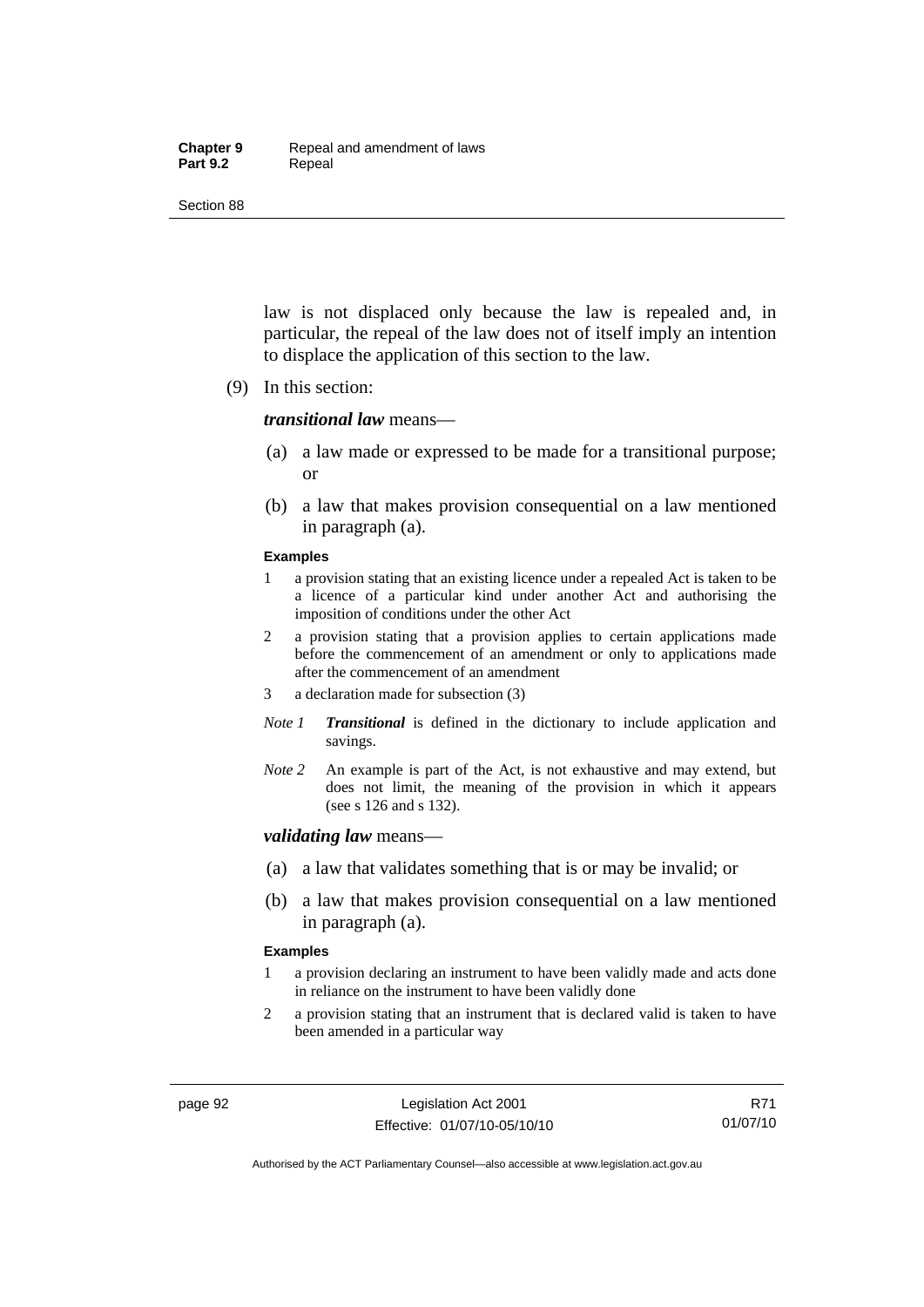law is not displaced only because the law is repealed and, in particular, the repeal of the law does not of itself imply an intention to displace the application of this section to the law.

(9) In this section:

***transitional law*** means—

(a) a law made or expressed to be made for a transitional purpose; or

(b) a law that makes provision consequential on a law mentioned in paragraph (a).

**Examples**

1 a provision stating that an existing licence under a repealed Act is taken to be a licence of a particular kind under another Act and authorising the imposition of conditions under the other Act

2 a provision stating that a provision applies to certain applications made before the commencement of an amendment or only to applications made after the commencement of an amendment

3 a declaration made for subsection (3)

*Note 1* ***Transitional*** is defined in the dictionary to include application and savings.

*Note 2* An example is part of the Act, is not exhaustive and may extend, but does not limit, the meaning of the provision in which it appears (see s 126 and s 132).

***validating law*** means—

(a) a law that validates something that is or may be invalid; or

(b) a law that makes provision consequential on a law mentioned in paragraph (a).

**Examples**

1 a provision declaring an instrument to have been validly made and acts done in reliance on the instrument to have been validly done

2 a provision stating that an instrument that is declared valid is taken to have been amended in a particular way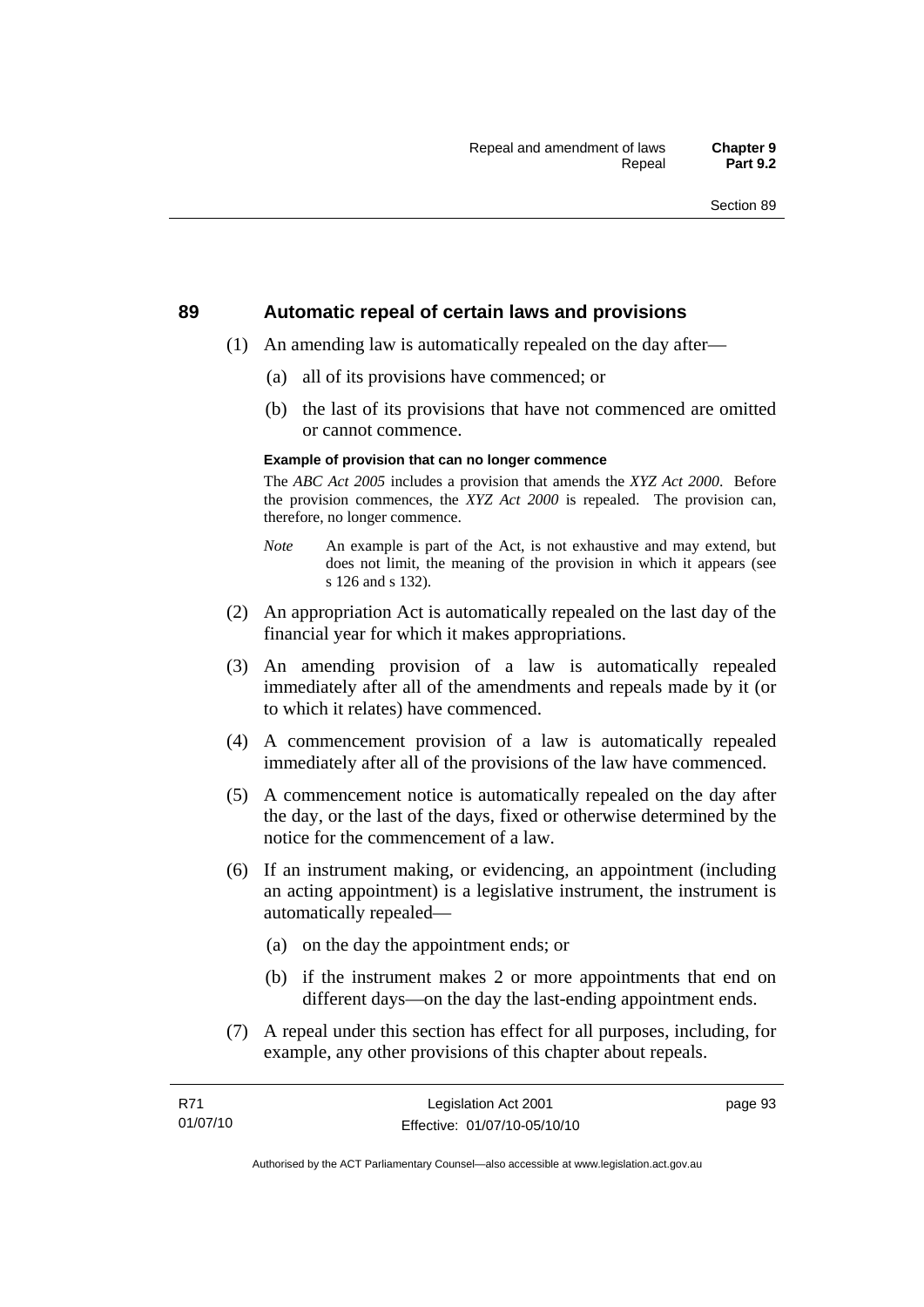## 89 Automatic repeal of certain laws and provisions

(1) An amending law is automatically repealed on the day after—

(a) all of its provisions have commenced; or

(b) the last of its provisions that have not commenced are omitted or cannot commence.

**Example of provision that can no longer commence**

The *ABC Act 2005* includes a provision that amends the *XYZ Act 2000*. Before the provision commences, the *XYZ Act 2000* is repealed. The provision can, therefore, no longer commence.

*Note* An example is part of the Act, is not exhaustive and may extend, but does not limit, the meaning of the provision in which it appears (see s 126 and s 132).

(2) An appropriation Act is automatically repealed on the last day of the financial year for which it makes appropriations.

(3) An amending provision of a law is automatically repealed immediately after all of the amendments and repeals made by it (or to which it relates) have commenced.

(4) A commencement provision of a law is automatically repealed immediately after all of the provisions of the law have commenced.

(5) A commencement notice is automatically repealed on the day after the day, or the last of the days, fixed or otherwise determined by the notice for the commencement of a law.

(6) If an instrument making, or evidencing, an appointment (including an acting appointment) is a legislative instrument, the instrument is automatically repealed—

(a) on the day the appointment ends; or

(b) if the instrument makes 2 or more appointments that end on different days—on the day the last-ending appointment ends.

(7) A repeal under this section has effect for all purposes, including, for example, any other provisions of this chapter about repeals.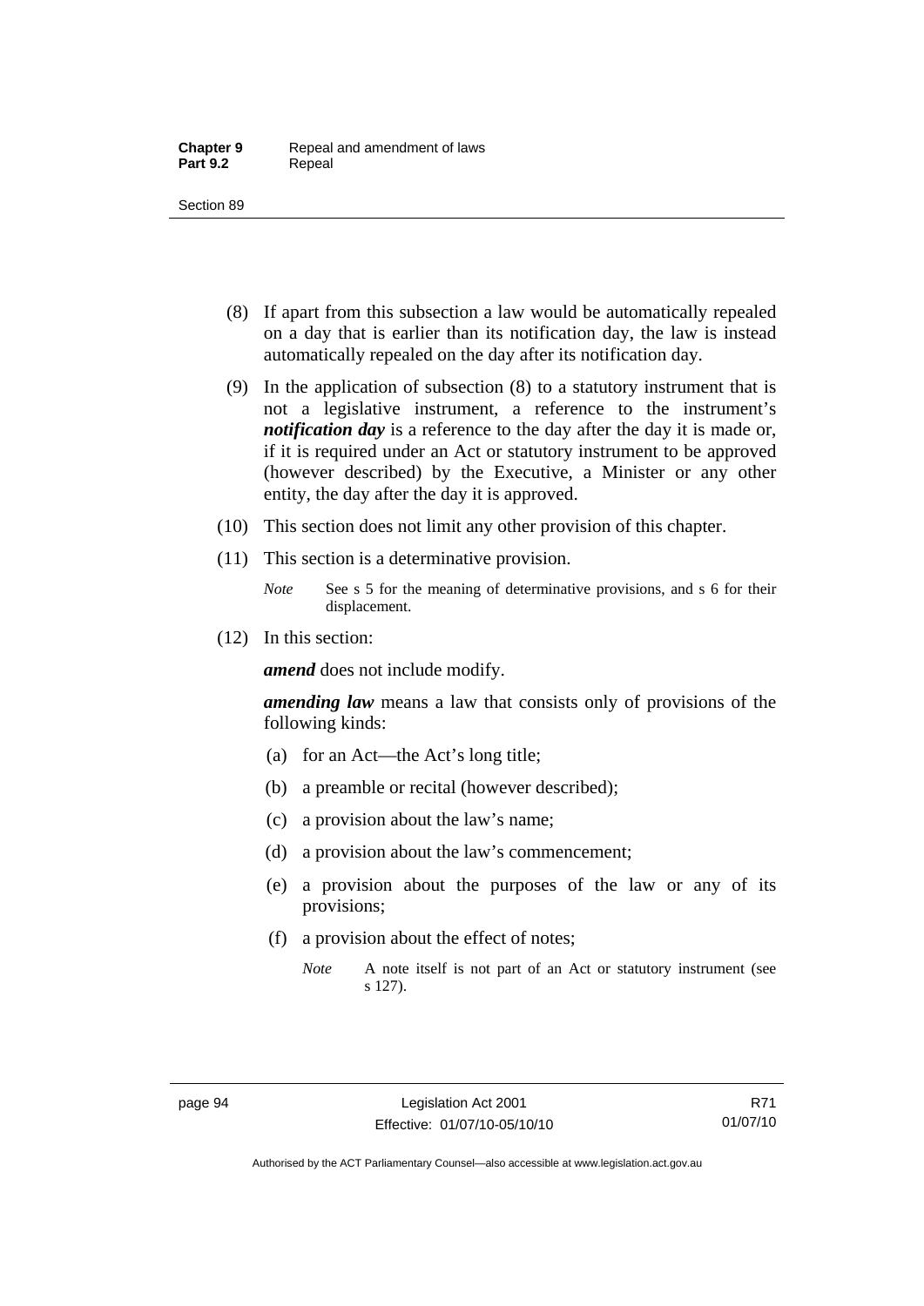(8) If apart from this subsection a law would be automatically repealed on a day that is earlier than its notification day, the law is instead automatically repealed on the day after its notification day.

(9) In the application of subsection (8) to a statutory instrument that is not a legislative instrument, a reference to the instrument's ***notification day*** is a reference to the day after the day it is made or, if it is required under an Act or statutory instrument to be approved (however described) by the Executive, a Minister or any other entity, the day after the day it is approved.

(10) This section does not limit any other provision of this chapter.

(11) This section is a determinative provision.

*Note* See s 5 for the meaning of determinative provisions, and s 6 for their displacement.

(12) In this section:

***amend*** does not include modify.

***amending law*** means a law that consists only of provisions of the following kinds:

(a) for an Act—the Act's long title;

(b) a preamble or recital (however described);

(c) a provision about the law's name;

(d) a provision about the law's commencement;

(e) a provision about the purposes of the law or any of its provisions;

(f) a provision about the effect of notes;

*Note* A note itself is not part of an Act or statutory instrument (see s 127).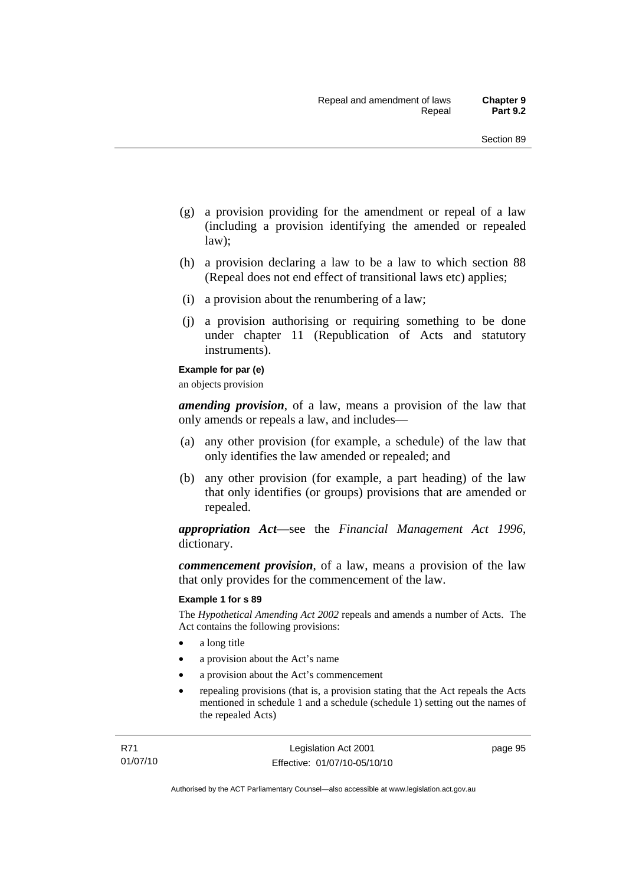(g) a provision providing for the amendment or repeal of a law (including a provision identifying the amended or repealed law);

(h) a provision declaring a law to be a law to which section 88 (Repeal does not end effect of transitional laws etc) applies;

(i) a provision about the renumbering of a law;

(j) a provision authorising or requiring something to be done under chapter 11 (Republication of Acts and statutory instruments).

**Example for par (e)**

an objects provision

***amending provision***, of a law, means a provision of the law that only amends or repeals a law, and includes—

(a) any other provision (for example, a schedule) of the law that only identifies the law amended or repealed; and

(b) any other provision (for example, a part heading) of the law that only identifies (or groups) provisions that are amended or repealed.

***appropriation Act***—see the *Financial Management Act 1996*, dictionary.

***commencement provision***, of a law, means a provision of the law that only provides for the commencement of the law.

**Example 1 for s 89**

The *Hypothetical Amending Act 2002* repeals and amends a number of Acts. The Act contains the following provisions:

- a long title
- a provision about the Act's name
- a provision about the Act's commencement
- repealing provisions (that is, a provision stating that the Act repeals the Acts mentioned in schedule 1 and a schedule (schedule 1) setting out the names of the repealed Acts)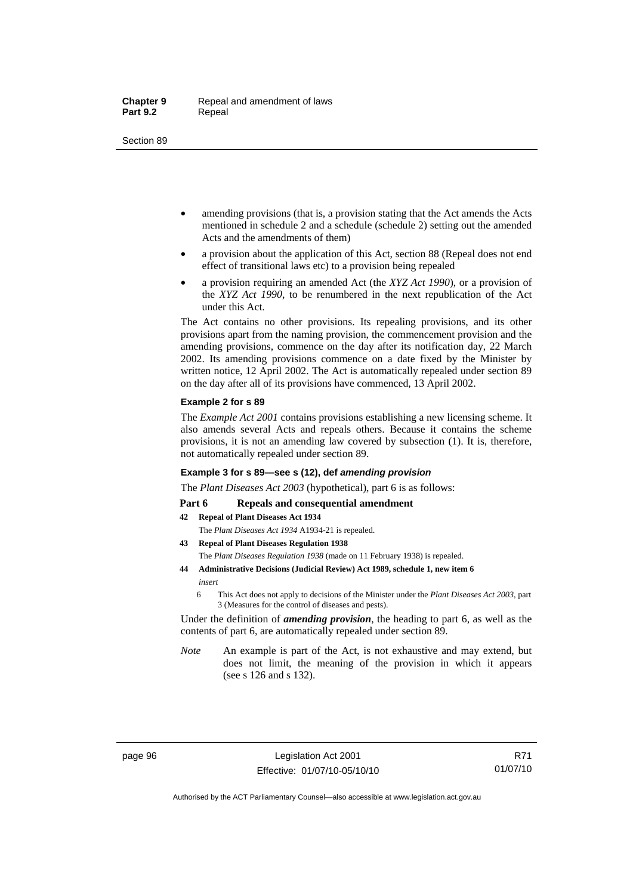- amending provisions (that is, a provision stating that the Act amends the Acts mentioned in schedule 2 and a schedule (schedule 2) setting out the amended Acts and the amendments of them)
- a provision about the application of this Act, section 88 (Repeal does not end effect of transitional laws etc) to a provision being repealed
- a provision requiring an amended Act (the *XYZ Act 1990*), or a provision of the *XYZ Act 1990*, to be renumbered in the next republication of the Act under this Act.

The Act contains no other provisions. Its repealing provisions, and its other provisions apart from the naming provision, the commencement provision and the amending provisions, commence on the day after its notification day, 22 March 2002. Its amending provisions commence on a date fixed by the Minister by written notice, 12 April 2002. The Act is automatically repealed under section 89 on the day after all of its provisions have commenced, 13 April 2002.

**Example 2 for s 89**

The *Example Act 2001* contains provisions establishing a new licensing scheme. It also amends several Acts and repeals others. Because it contains the scheme provisions, it is not an amending law covered by subsection (1). It is, therefore, not automatically repealed under section 89.

**Example 3 for s 89—see s (12), def *amending provision***

The *Plant Diseases Act 2003* (hypothetical), part 6 is as follows:

**Part 6 Repeals and consequential amendment**

**42 Repeal of Plant Diseases Act 1934**

The *Plant Diseases Act 1934* A1934-21 is repealed.

**43 Repeal of Plant Diseases Regulation 1938**

The *Plant Diseases Regulation 1938* (made on 11 February 1938) is repealed.

**44 Administrative Decisions (Judicial Review) Act 1989, schedule 1, new item 6**

*insert*

6 This Act does not apply to decisions of the Minister under the *Plant Diseases Act 2003*, part 3 (Measures for the control of diseases and pests).

Under the definition of ***amending provision***, the heading to part 6, as well as the contents of part 6, are automatically repealed under section 89.

*Note* An example is part of the Act, is not exhaustive and may extend, but does not limit, the meaning of the provision in which it appears (see s 126 and s 132).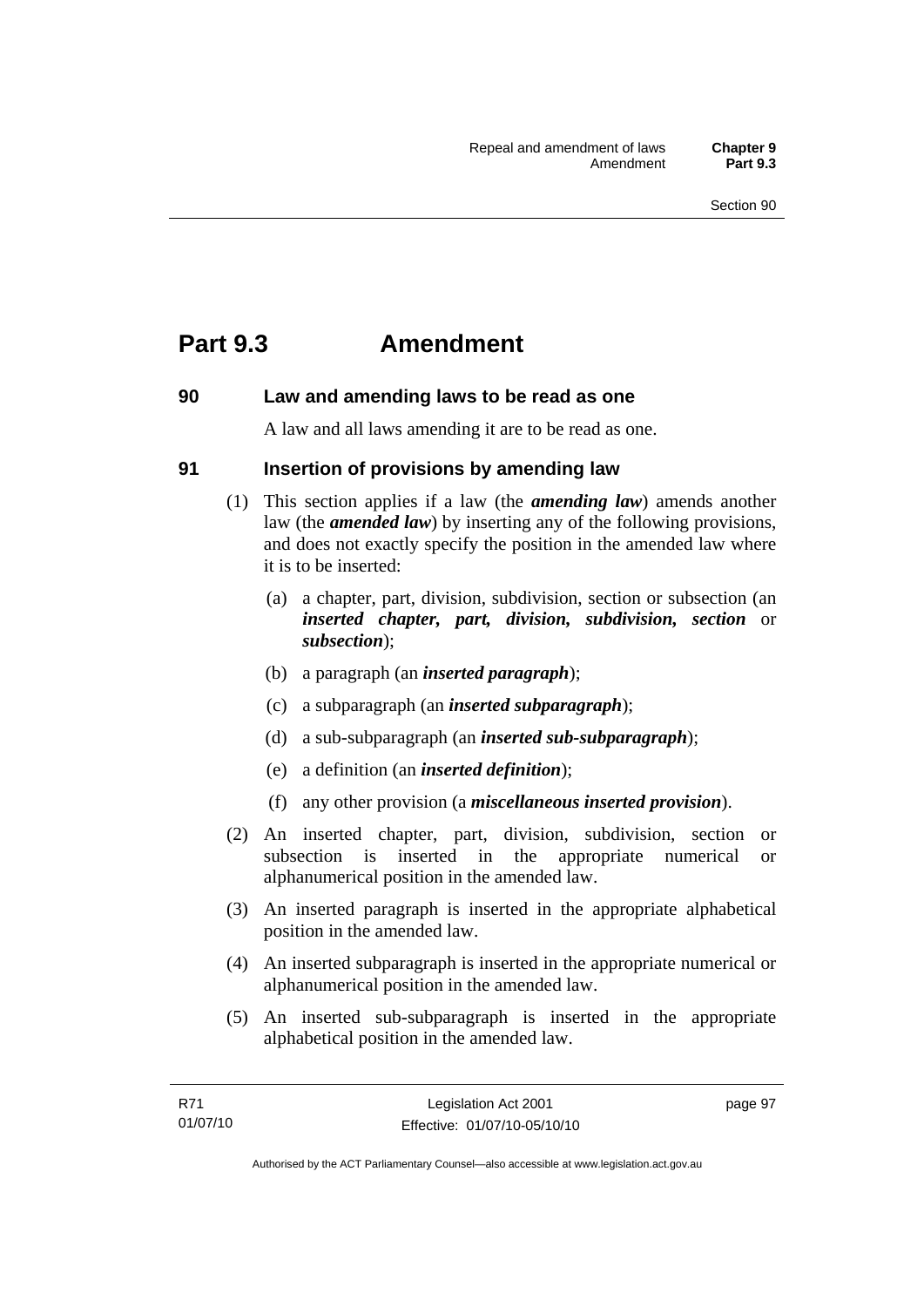# Part 9.3 Amendment

## 90 Law and amending laws to be read as one

A law and all laws amending it are to be read as one.

## 91 Insertion of provisions by amending law

(1) This section applies if a law (the ***amending law***) amends another law (the ***amended law***) by inserting any of the following provisions, and does not exactly specify the position in the amended law where it is to be inserted:

(a) a chapter, part, division, subdivision, section or subsection (an ***inserted chapter, part, division, subdivision, section*** or ***subsection***);

(b) a paragraph (an ***inserted paragraph***);

(c) a subparagraph (an ***inserted subparagraph***);

(d) a sub-subparagraph (an ***inserted sub-subparagraph***);

(e) a definition (an ***inserted definition***);

(f) any other provision (a ***miscellaneous inserted provision***).

(2) An inserted chapter, part, division, subdivision, section or subsection is inserted in the appropriate numerical or alphanumerical position in the amended law.

(3) An inserted paragraph is inserted in the appropriate alphabetical position in the amended law.

(4) An inserted subparagraph is inserted in the appropriate numerical or alphanumerical position in the amended law.

(5) An inserted sub-subparagraph is inserted in the appropriate alphabetical position in the amended law.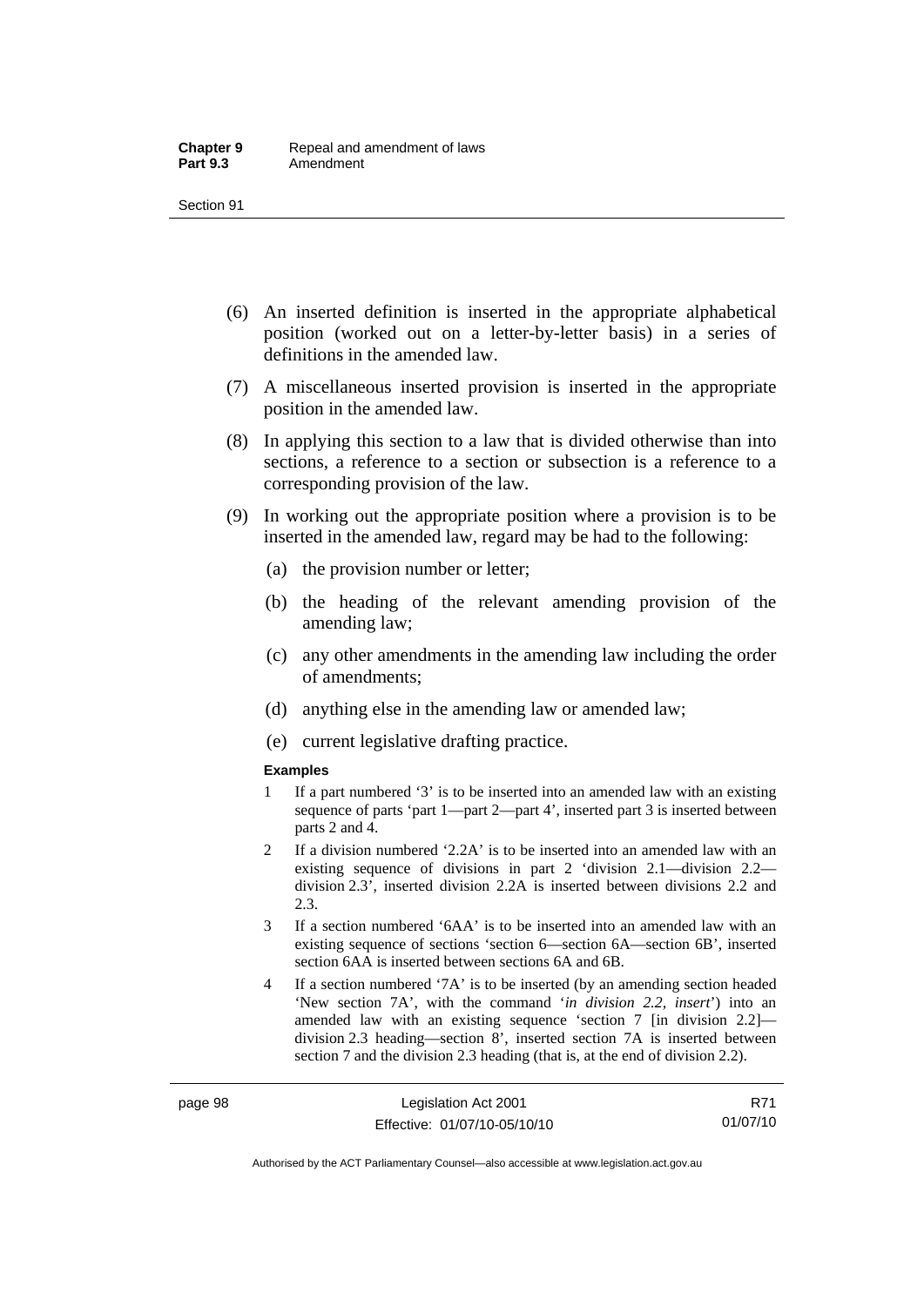(6) An inserted definition is inserted in the appropriate alphabetical position (worked out on a letter-by-letter basis) in a series of definitions in the amended law.

(7) A miscellaneous inserted provision is inserted in the appropriate position in the amended law.

(8) In applying this section to a law that is divided otherwise than into sections, a reference to a section or subsection is a reference to a corresponding provision of the law.

(9) In working out the appropriate position where a provision is to be inserted in the amended law, regard may be had to the following:

(a) the provision number or letter;

(b) the heading of the relevant amending provision of the amending law;

(c) any other amendments in the amending law including the order of amendments;

(d) anything else in the amending law or amended law;

(e) current legislative drafting practice.

**Examples**

1 If a part numbered '3' is to be inserted into an amended law with an existing sequence of parts 'part 1—part 2—part 4', inserted part 3 is inserted between parts 2 and 4.

2 If a division numbered '2.2A' is to be inserted into an amended law with an existing sequence of divisions in part 2 'division 2.1—division 2.2—division 2.3', inserted division 2.2A is inserted between divisions 2.2 and 2.3.

3 If a section numbered '6AA' is to be inserted into an amended law with an existing sequence of sections 'section 6—section 6A—section 6B', inserted section 6AA is inserted between sections 6A and 6B.

4 If a section numbered '7A' is to be inserted (by an amending section headed 'New section 7A', with the command '*in division 2.2, insert*') into an amended law with an existing sequence 'section 7 [in division 2.2]—division 2.3 heading—section 8', inserted section 7A is inserted between section 7 and the division 2.3 heading (that is, at the end of division 2.2).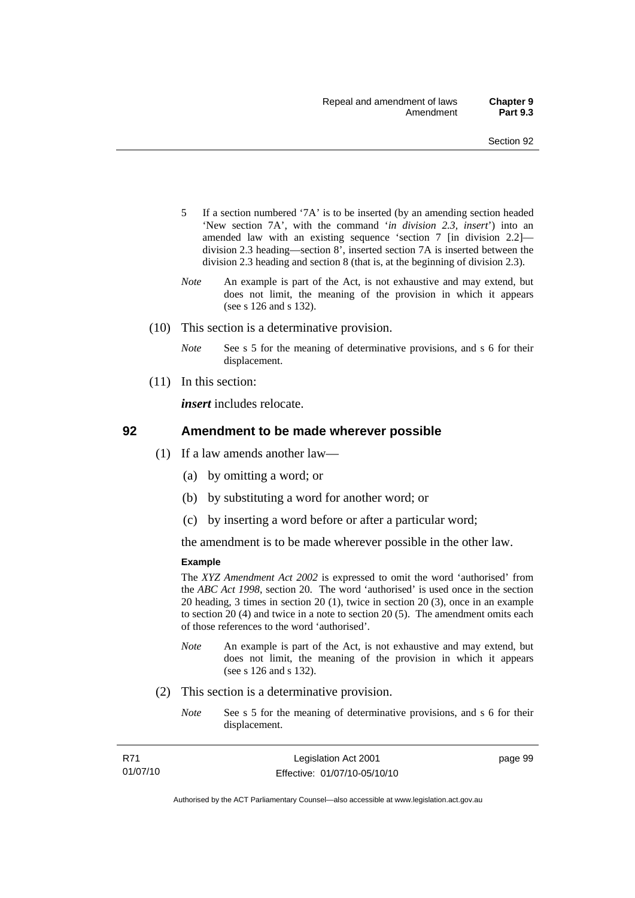5 If a section numbered '7A' is to be inserted (by an amending section headed 'New section 7A', with the command '*in division 2.3, insert*') into an amended law with an existing sequence 'section 7 [in division 2.2]—division 2.3 heading—section 8', inserted section 7A is inserted between the division 2.3 heading and section 8 (that is, at the beginning of division 2.3).

*Note* An example is part of the Act, is not exhaustive and may extend, but does not limit, the meaning of the provision in which it appears (see s 126 and s 132).

(10) This section is a determinative provision.

*Note* See s 5 for the meaning of determinative provisions, and s 6 for their displacement.

(11) In this section:

***insert*** includes relocate.

## 92 Amendment to be made wherever possible

(1) If a law amends another law—

(a) by omitting a word; or

(b) by substituting a word for another word; or

(c) by inserting a word before or after a particular word;

the amendment is to be made wherever possible in the other law.

**Example**

The *XYZ Amendment Act 2002* is expressed to omit the word 'authorised' from the *ABC Act 1998*, section 20. The word 'authorised' is used once in the section 20 heading, 3 times in section 20 (1), twice in section 20 (3), once in an example to section 20 (4) and twice in a note to section 20 (5). The amendment omits each of those references to the word 'authorised'.

*Note* An example is part of the Act, is not exhaustive and may extend, but does not limit, the meaning of the provision in which it appears (see s 126 and s 132).

(2) This section is a determinative provision.

*Note* See s 5 for the meaning of determinative provisions, and s 6 for their displacement.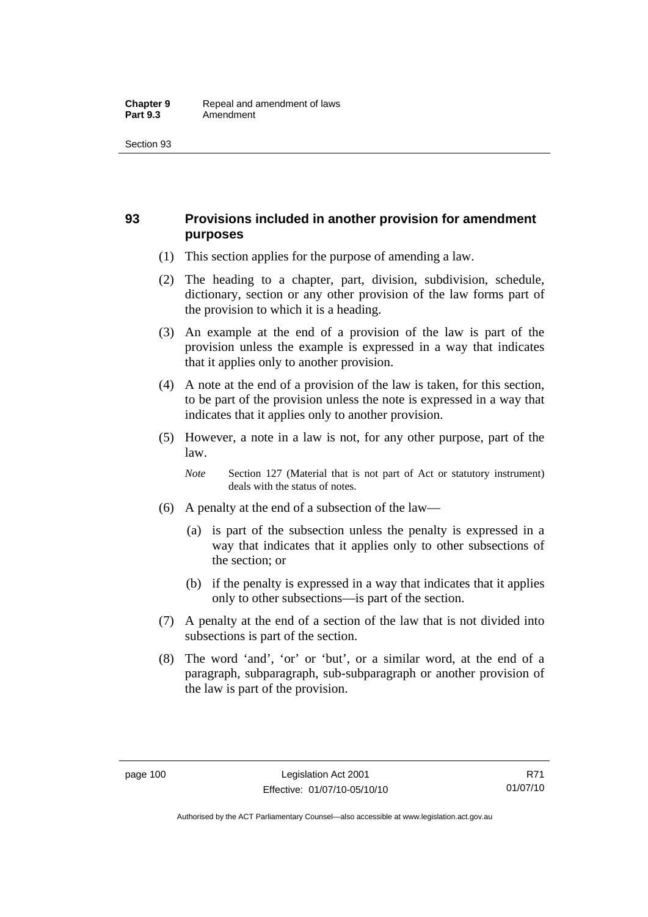## 93 Provisions included in another provision for amendment purposes

(1) This section applies for the purpose of amending a law.

(2) The heading to a chapter, part, division, subdivision, schedule, dictionary, section or any other provision of the law forms part of the provision to which it is a heading.

(3) An example at the end of a provision of the law is part of the provision unless the example is expressed in a way that indicates that it applies only to another provision.

(4) A note at the end of a provision of the law is taken, for this section, to be part of the provision unless the note is expressed in a way that indicates that it applies only to another provision.

(5) However, a note in a law is not, for any other purpose, part of the law.

*Note* Section 127 (Material that is not part of Act or statutory instrument) deals with the status of notes.

(6) A penalty at the end of a subsection of the law—

(a) is part of the subsection unless the penalty is expressed in a way that indicates that it applies only to other subsections of the section; or

(b) if the penalty is expressed in a way that indicates that it applies only to other subsections—is part of the section.

(7) A penalty at the end of a section of the law that is not divided into subsections is part of the section.

(8) The word 'and', 'or' or 'but', or a similar word, at the end of a paragraph, subparagraph, sub-subparagraph or another provision of the law is part of the provision.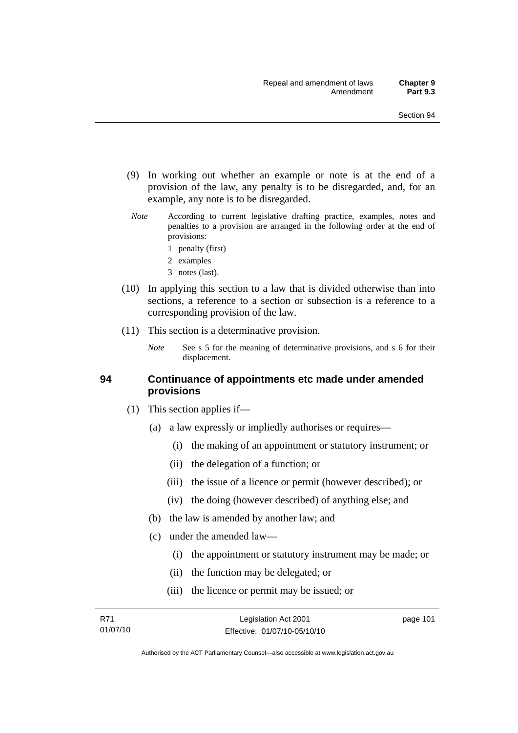(9) In working out whether an example or note is at the end of a provision of the law, any penalty is to be disregarded, and, for an example, any note is to be disregarded.

*Note* According to current legislative drafting practice, examples, notes and penalties to a provision are arranged in the following order at the end of provisions:

1 penalty (first)

2 examples

3 notes (last).

(10) In applying this section to a law that is divided otherwise than into sections, a reference to a section or subsection is a reference to a corresponding provision of the law.

(11) This section is a determinative provision.

*Note* See s 5 for the meaning of determinative provisions, and s 6 for their displacement.

### 94 Continuance of appointments etc made under amended provisions

(1) This section applies if—

(a) a law expressly or impliedly authorises or requires—

(i) the making of an appointment or statutory instrument; or

(ii) the delegation of a function; or

(iii) the issue of a licence or permit (however described); or

(iv) the doing (however described) of anything else; and

(b) the law is amended by another law; and

(c) under the amended law—

(i) the appointment or statutory instrument may be made; or

(ii) the function may be delegated; or

(iii) the licence or permit may be issued; or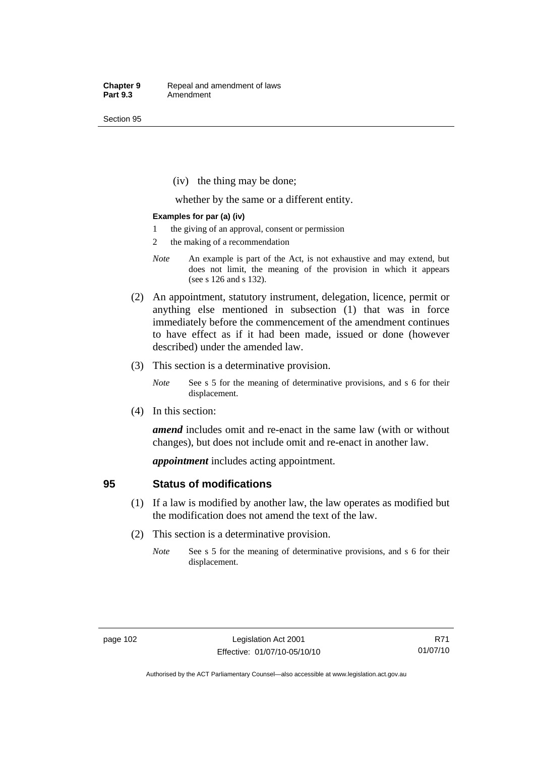(iv) the thing may be done;

whether by the same or a different entity.

**Examples for par (a) (iv)**

1 the giving of an approval, consent or permission

2 the making of a recommendation

*Note* An example is part of the Act, is not exhaustive and may extend, but does not limit, the meaning of the provision in which it appears (see s 126 and s 132).

(2) An appointment, statutory instrument, delegation, licence, permit or anything else mentioned in subsection (1) that was in force immediately before the commencement of the amendment continues to have effect as if it had been made, issued or done (however described) under the amended law.

(3) This section is a determinative provision.

*Note* See s 5 for the meaning of determinative provisions, and s 6 for their displacement.

(4) In this section:

***amend*** includes omit and re-enact in the same law (with or without changes), but does not include omit and re-enact in another law.

***appointment*** includes acting appointment.

## 95 Status of modifications

(1) If a law is modified by another law, the law operates as modified but the modification does not amend the text of the law.

(2) This section is a determinative provision.

*Note* See s 5 for the meaning of determinative provisions, and s 6 for their displacement.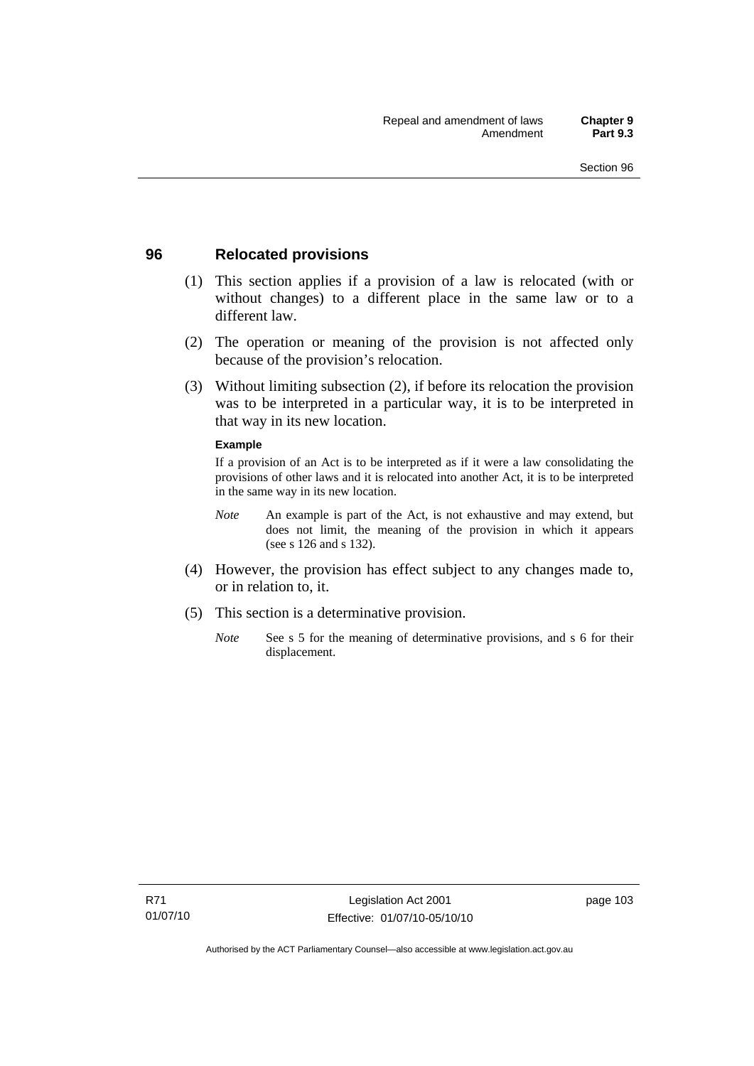## 96 Relocated provisions

(1) This section applies if a provision of a law is relocated (with or without changes) to a different place in the same law or to a different law.

(2) The operation or meaning of the provision is not affected only because of the provision's relocation.

(3) Without limiting subsection (2), if before its relocation the provision was to be interpreted in a particular way, it is to be interpreted in that way in its new location.

**Example**

If a provision of an Act is to be interpreted as if it were a law consolidating the provisions of other laws and it is relocated into another Act, it is to be interpreted in the same way in its new location.

*Note* An example is part of the Act, is not exhaustive and may extend, but does not limit, the meaning of the provision in which it appears (see s 126 and s 132).

(4) However, the provision has effect subject to any changes made to, or in relation to, it.

(5) This section is a determinative provision.

*Note* See s 5 for the meaning of determinative provisions, and s 6 for their displacement.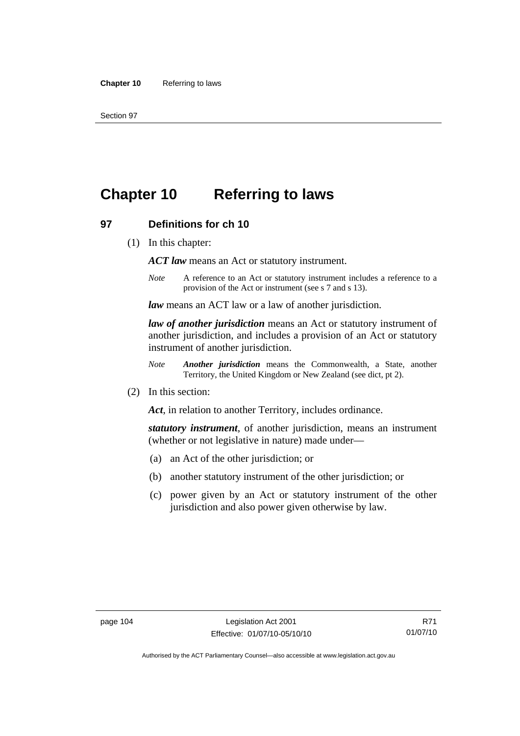# Chapter 10 Referring to laws

## 97 Definitions for ch 10

(1) In this chapter:

***ACT law*** means an Act or statutory instrument.

*Note* A reference to an Act or statutory instrument includes a reference to a provision of the Act or instrument (see s 7 and s 13).

***law*** means an ACT law or a law of another jurisdiction.

***law of another jurisdiction*** means an Act or statutory instrument of another jurisdiction, and includes a provision of an Act or statutory instrument of another jurisdiction.

*Note* ***Another jurisdiction*** means the Commonwealth, a State, another Territory, the United Kingdom or New Zealand (see dict, pt 2).

(2) In this section:

***Act***, in relation to another Territory, includes ordinance.

***statutory instrument***, of another jurisdiction, means an instrument (whether or not legislative in nature) made under—

(a) an Act of the other jurisdiction; or

(b) another statutory instrument of the other jurisdiction; or

(c) power given by an Act or statutory instrument of the other jurisdiction and also power given otherwise by law.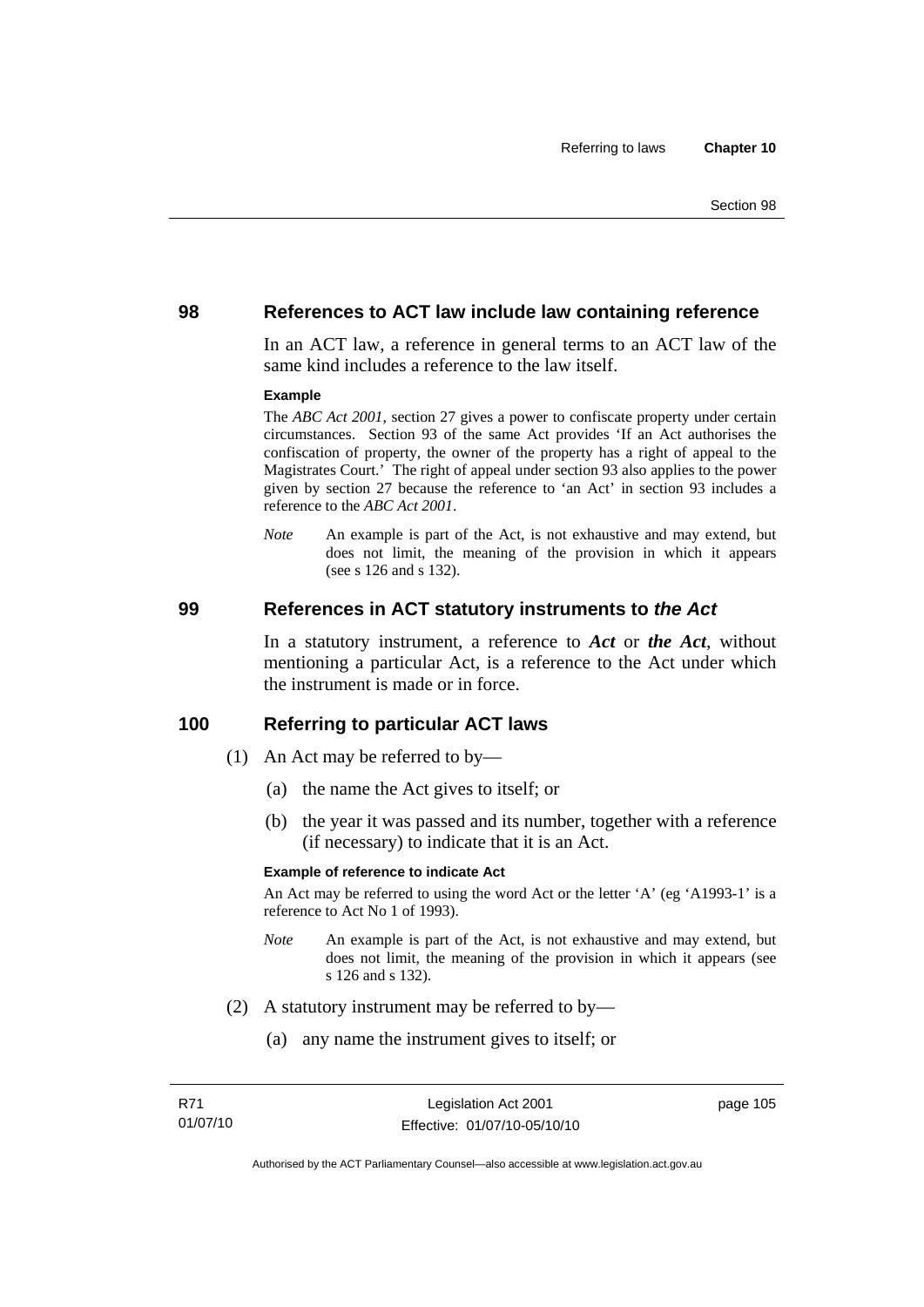## 98 References to ACT law include law containing reference

In an ACT law, a reference in general terms to an ACT law of the same kind includes a reference to the law itself.

**Example**

The *ABC Act 2001*, section 27 gives a power to confiscate property under certain circumstances. Section 93 of the same Act provides 'If an Act authorises the confiscation of property, the owner of the property has a right of appeal to the Magistrates Court.' The right of appeal under section 93 also applies to the power given by section 27 because the reference to 'an Act' in section 93 includes a reference to the *ABC Act 2001*.

*Note* An example is part of the Act, is not exhaustive and may extend, but does not limit, the meaning of the provision in which it appears (see s 126 and s 132).

## 99 References in ACT statutory instruments to *the Act*

In a statutory instrument, a reference to ***Act*** or ***the Act***, without mentioning a particular Act, is a reference to the Act under which the instrument is made or in force.

## 100 Referring to particular ACT laws

(1) An Act may be referred to by—

(a) the name the Act gives to itself; or

(b) the year it was passed and its number, together with a reference (if necessary) to indicate that it is an Act.

**Example of reference to indicate Act**

An Act may be referred to using the word Act or the letter 'A' (eg 'A1993-1' is a reference to Act No 1 of 1993).

*Note* An example is part of the Act, is not exhaustive and may extend, but does not limit, the meaning of the provision in which it appears (see s 126 and s 132).

(2) A statutory instrument may be referred to by—

(a) any name the instrument gives to itself; or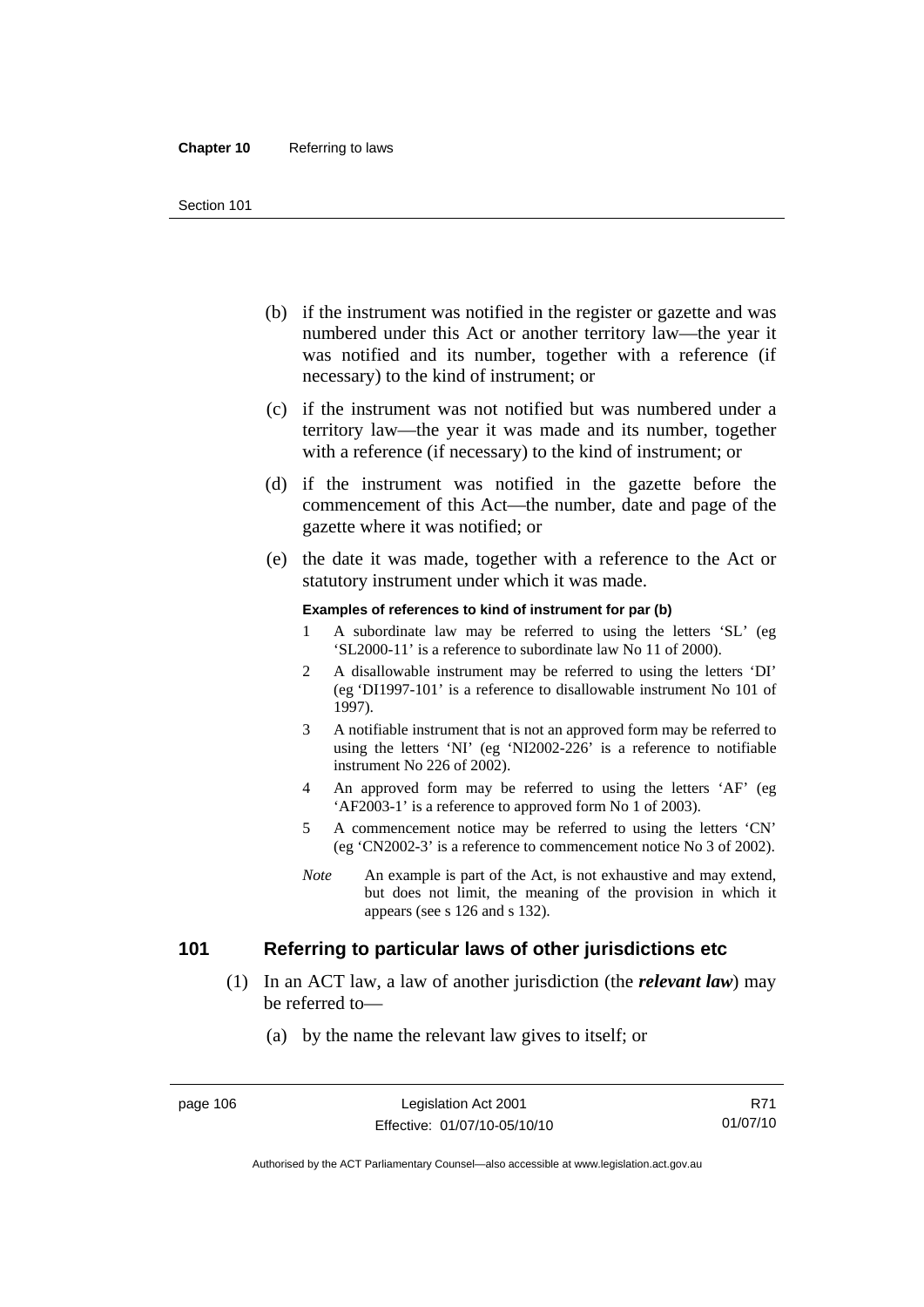(b) if the instrument was notified in the register or gazette and was numbered under this Act or another territory law—the year it was notified and its number, together with a reference (if necessary) to the kind of instrument; or

(c) if the instrument was not notified but was numbered under a territory law—the year it was made and its number, together with a reference (if necessary) to the kind of instrument; or

(d) if the instrument was notified in the gazette before the commencement of this Act—the number, date and page of the gazette where it was notified; or

(e) the date it was made, together with a reference to the Act or statutory instrument under which it was made.

**Examples of references to kind of instrument for par (b)**

1. A subordinate law may be referred to using the letters 'SL' (eg 'SL2000-11' is a reference to subordinate law No 11 of 2000).
2. A disallowable instrument may be referred to using the letters 'DI' (eg 'DI1997-101' is a reference to disallowable instrument No 101 of 1997).
3. A notifiable instrument that is not an approved form may be referred to using the letters 'NI' (eg 'NI2002-226' is a reference to notifiable instrument No 226 of 2002).
4. An approved form may be referred to using the letters 'AF' (eg 'AF2003-1' is a reference to approved form No 1 of 2003).
5. A commencement notice may be referred to using the letters 'CN' (eg 'CN2002-3' is a reference to commencement notice No 3 of 2002).

*Note* An example is part of the Act, is not exhaustive and may extend, but does not limit, the meaning of the provision in which it appears (see s 126 and s 132).

## 101 Referring to particular laws of other jurisdictions etc

(1) In an ACT law, a law of another jurisdiction (the ***relevant law***) may be referred to—

(a) by the name the relevant law gives to itself; or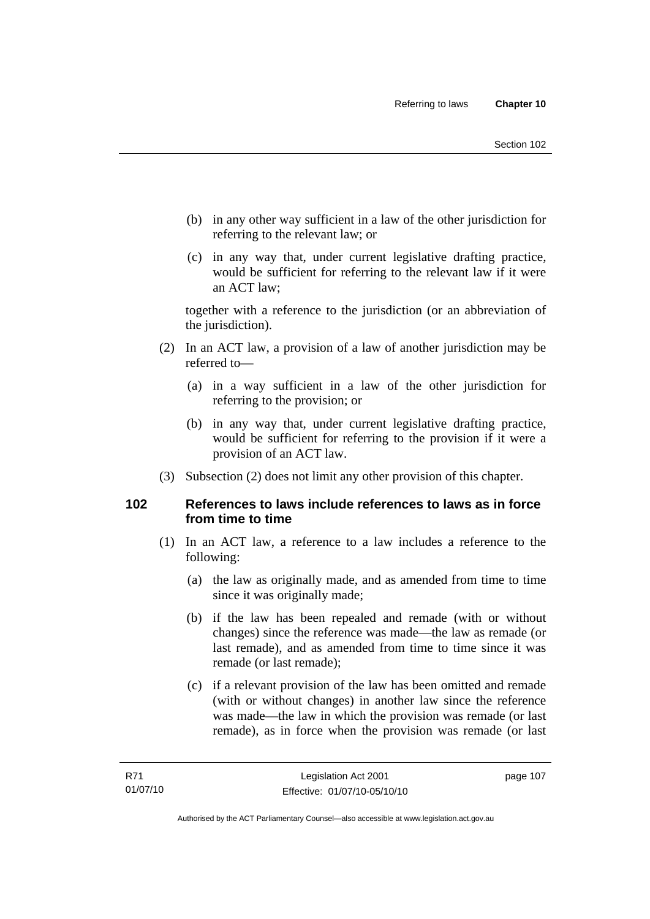(b) in any other way sufficient in a law of the other jurisdiction for referring to the relevant law; or

(c) in any way that, under current legislative drafting practice, would be sufficient for referring to the relevant law if it were an ACT law;

together with a reference to the jurisdiction (or an abbreviation of the jurisdiction).

(2) In an ACT law, a provision of a law of another jurisdiction may be referred to—

(a) in a way sufficient in a law of the other jurisdiction for referring to the provision; or

(b) in any way that, under current legislative drafting practice, would be sufficient for referring to the provision if it were a provision of an ACT law.

(3) Subsection (2) does not limit any other provision of this chapter.

### 102 References to laws include references to laws as in force from time to time

(1) In an ACT law, a reference to a law includes a reference to the following:

(a) the law as originally made, and as amended from time to time since it was originally made;

(b) if the law has been repealed and remade (with or without changes) since the reference was made—the law as remade (or last remade), and as amended from time to time since it was remade (or last remade);

(c) if a relevant provision of the law has been omitted and remade (with or without changes) in another law since the reference was made—the law in which the provision was remade (or last remade), as in force when the provision was remade (or last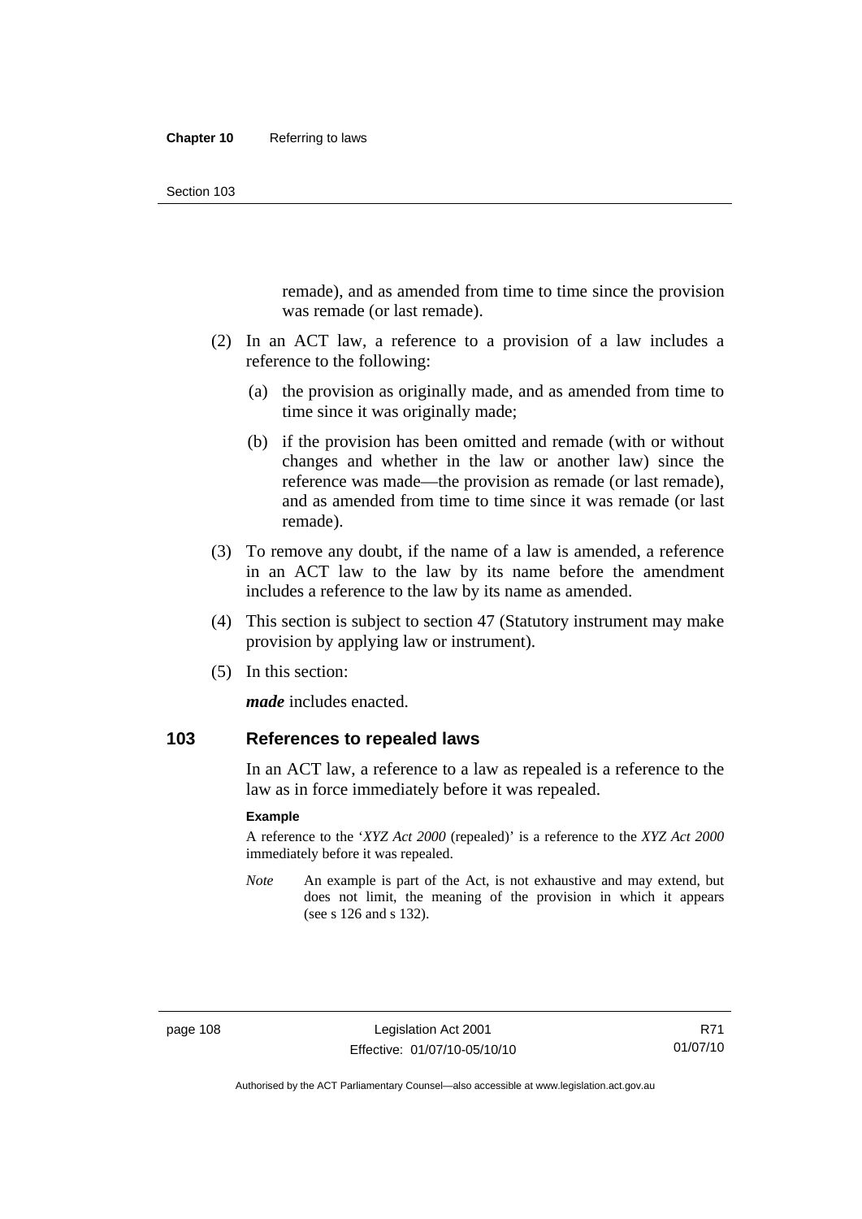remade), and as amended from time to time since the provision was remade (or last remade).

(2) In an ACT law, a reference to a provision of a law includes a reference to the following:

(a) the provision as originally made, and as amended from time to time since it was originally made;

(b) if the provision has been omitted and remade (with or without changes and whether in the law or another law) since the reference was made—the provision as remade (or last remade), and as amended from time to time since it was remade (or last remade).

(3) To remove any doubt, if the name of a law is amended, a reference in an ACT law to the law by its name before the amendment includes a reference to the law by its name as amended.

(4) This section is subject to section 47 (Statutory instrument may make provision by applying law or instrument).

(5) In this section:

***made*** includes enacted.

## 103 References to repealed laws

In an ACT law, a reference to a law as repealed is a reference to the law as in force immediately before it was repealed.

**Example**

A reference to the '*XYZ Act 2000* (repealed)' is a reference to the *XYZ Act 2000* immediately before it was repealed.

*Note* An example is part of the Act, is not exhaustive and may extend, but does not limit, the meaning of the provision in which it appears (see s 126 and s 132).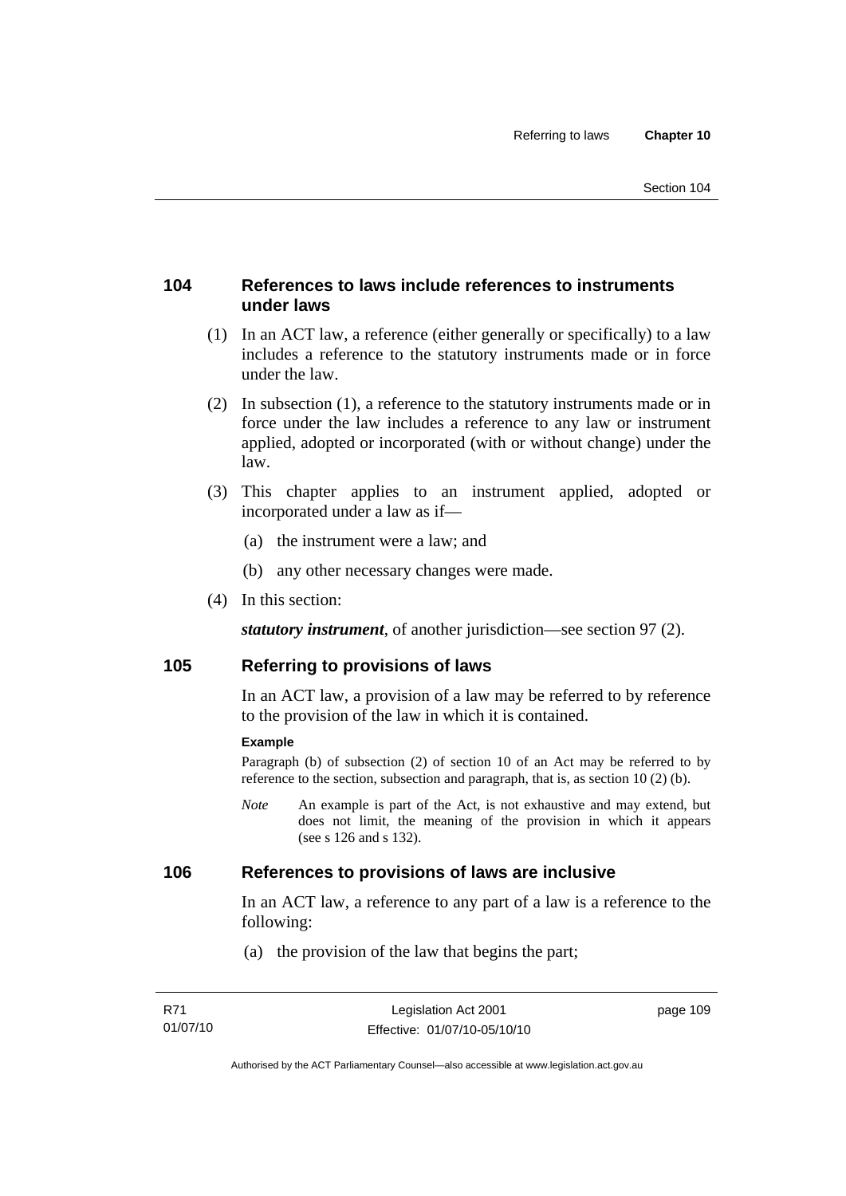## 104 References to laws include references to instruments under laws

(1) In an ACT law, a reference (either generally or specifically) to a law includes a reference to the statutory instruments made or in force under the law.

(2) In subsection (1), a reference to the statutory instruments made or in force under the law includes a reference to any law or instrument applied, adopted or incorporated (with or without change) under the law.

(3) This chapter applies to an instrument applied, adopted or incorporated under a law as if—

(a) the instrument were a law; and

(b) any other necessary changes were made.

(4) In this section:

***statutory instrument***, of another jurisdiction—see section 97 (2).

## 105 Referring to provisions of laws

In an ACT law, a provision of a law may be referred to by reference to the provision of the law in which it is contained.

**Example**

Paragraph (b) of subsection (2) of section 10 of an Act may be referred to by reference to the section, subsection and paragraph, that is, as section 10 (2) (b).

*Note* An example is part of the Act, is not exhaustive and may extend, but does not limit, the meaning of the provision in which it appears (see s 126 and s 132).

## 106 References to provisions of laws are inclusive

In an ACT law, a reference to any part of a law is a reference to the following:

(a) the provision of the law that begins the part;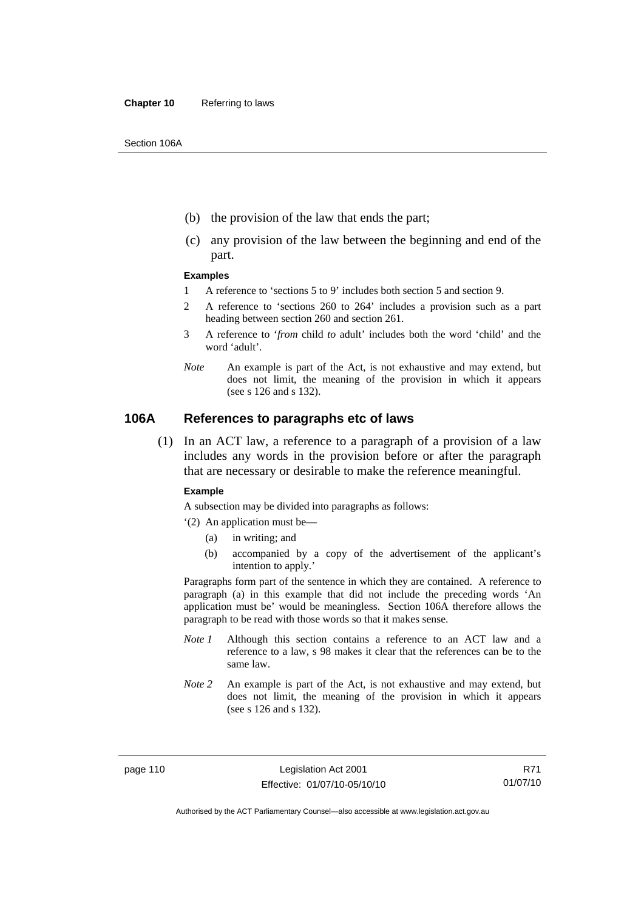(b) the provision of the law that ends the part;

(c) any provision of the law between the beginning and end of the part.

**Examples**

1 A reference to 'sections 5 to 9' includes both section 5 and section 9.

2 A reference to 'sections 260 to 264' includes a provision such as a part heading between section 260 and section 261.

3 A reference to '*from* child *to* adult' includes both the word 'child' and the word 'adult'.

*Note* An example is part of the Act, is not exhaustive and may extend, but does not limit, the meaning of the provision in which it appears (see s 126 and s 132).

## 106A References to paragraphs etc of laws

(1) In an ACT law, a reference to a paragraph of a provision of a law includes any words in the provision before or after the paragraph that are necessary or desirable to make the reference meaningful.

**Example**

A subsection may be divided into paragraphs as follows:

'(2) An application must be—

(a) in writing; and

(b) accompanied by a copy of the advertisement of the applicant's intention to apply.'

Paragraphs form part of the sentence in which they are contained. A reference to paragraph (a) in this example that did not include the preceding words 'An application must be' would be meaningless. Section 106A therefore allows the paragraph to be read with those words so that it makes sense.

*Note 1* Although this section contains a reference to an ACT law and a reference to a law, s 98 makes it clear that the references can be to the same law.

*Note 2* An example is part of the Act, is not exhaustive and may extend, but does not limit, the meaning of the provision in which it appears (see s 126 and s 132).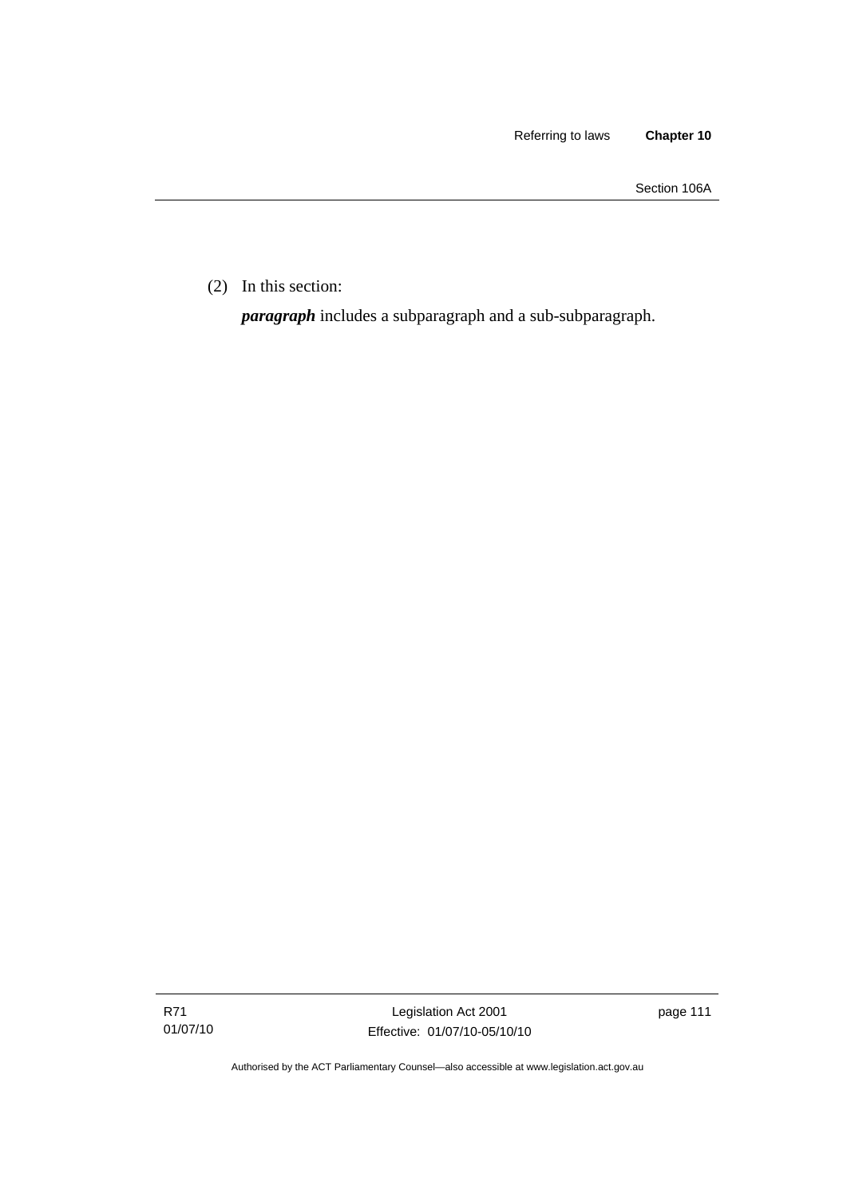(2) In this section:

***paragraph*** includes a subparagraph and a sub-subparagraph.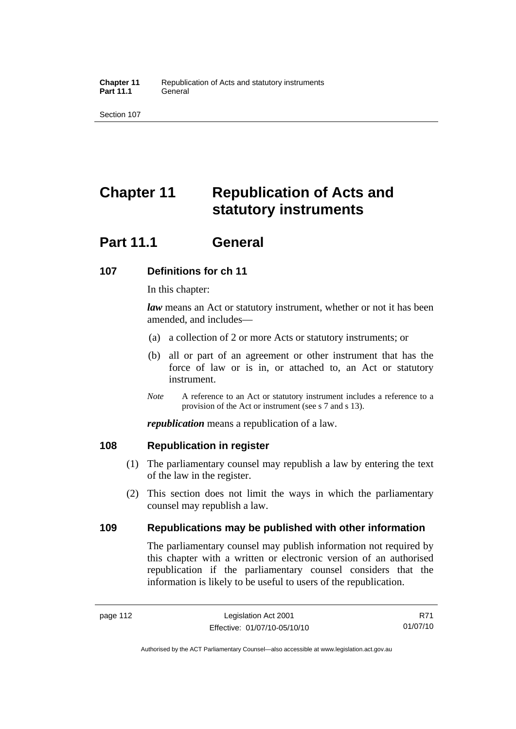# Chapter 11 Republication of Acts and statutory instruments

## Part 11.1 General

### 107 Definitions for ch 11

In this chapter:

***law*** means an Act or statutory instrument, whether or not it has been amended, and includes—

(a) a collection of 2 or more Acts or statutory instruments; or

(b) all or part of an agreement or other instrument that has the force of law or is in, or attached to, an Act or statutory instrument.

*Note* A reference to an Act or statutory instrument includes a reference to a provision of the Act or instrument (see s 7 and s 13).

***republication*** means a republication of a law.

### 108 Republication in register

(1) The parliamentary counsel may republish a law by entering the text of the law in the register.

(2) This section does not limit the ways in which the parliamentary counsel may republish a law.

### 109 Republications may be published with other information

The parliamentary counsel may publish information not required by this chapter with a written or electronic version of an authorised republication if the parliamentary counsel considers that the information is likely to be useful to users of the republication.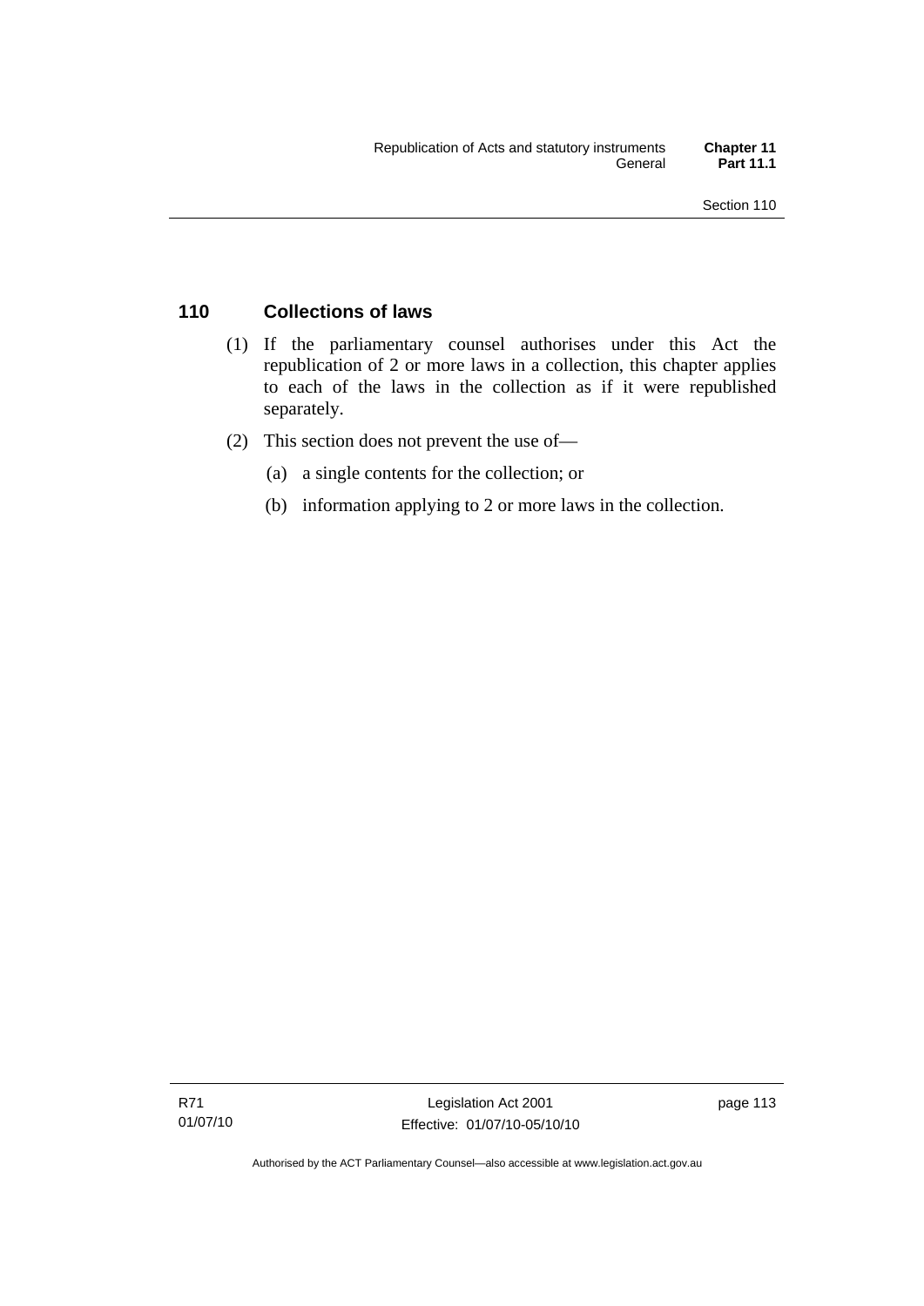## 110 Collections of laws

(1) If the parliamentary counsel authorises under this Act the republication of 2 or more laws in a collection, this chapter applies to each of the laws in the collection as if it were republished separately.

(2) This section does not prevent the use of—

(a) a single contents for the collection; or

(b) information applying to 2 or more laws in the collection.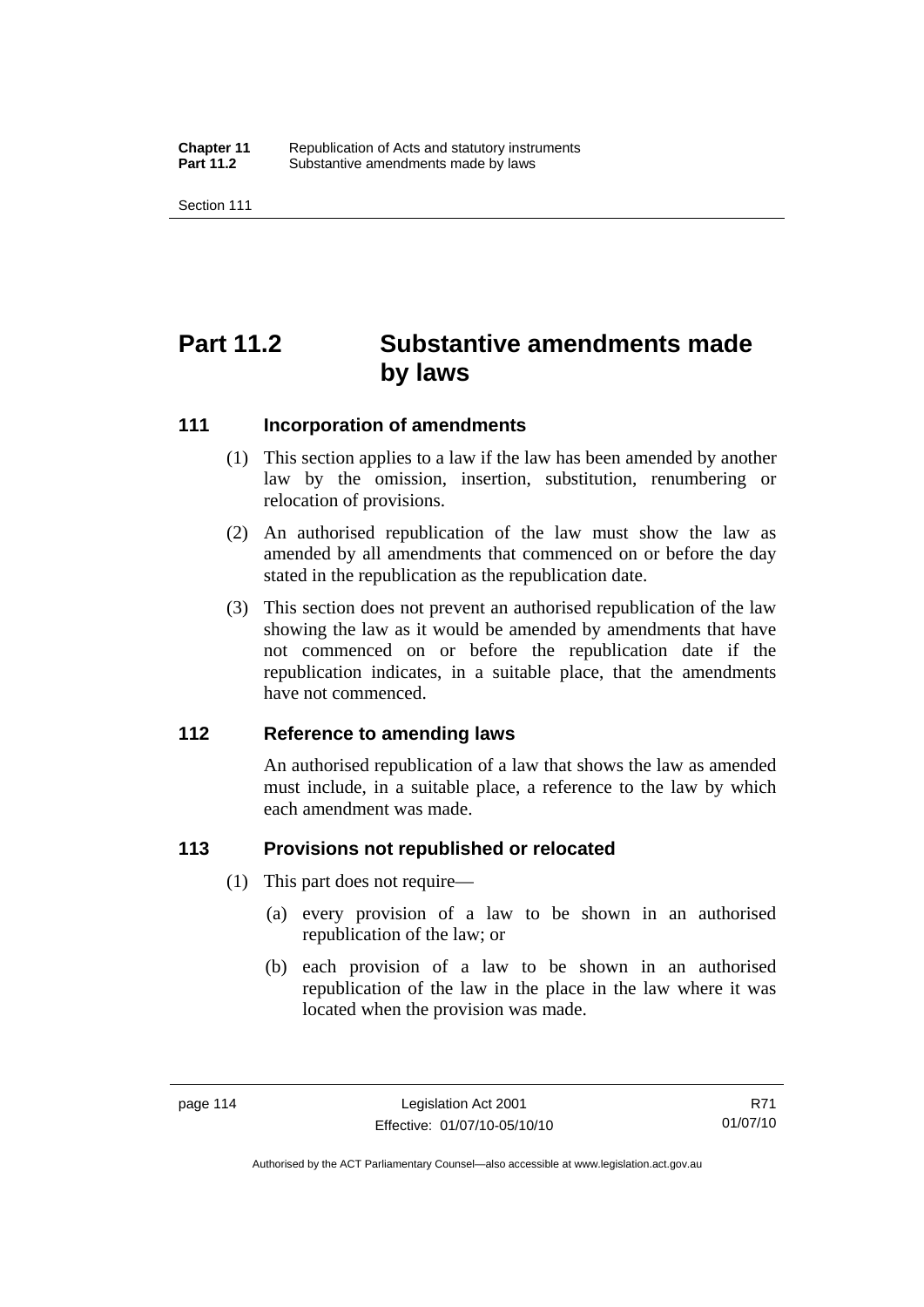# Part 11.2 Substantive amendments made by laws

## 111 Incorporation of amendments

(1) This section applies to a law if the law has been amended by another law by the omission, insertion, substitution, renumbering or relocation of provisions.

(2) An authorised republication of the law must show the law as amended by all amendments that commenced on or before the day stated in the republication as the republication date.

(3) This section does not prevent an authorised republication of the law showing the law as it would be amended by amendments that have not commenced on or before the republication date if the republication indicates, in a suitable place, that the amendments have not commenced.

## 112 Reference to amending laws

An authorised republication of a law that shows the law as amended must include, in a suitable place, a reference to the law by which each amendment was made.

## 113 Provisions not republished or relocated

(1) This part does not require—

(a) every provision of a law to be shown in an authorised republication of the law; or

(b) each provision of a law to be shown in an authorised republication of the law in the place in the law where it was located when the provision was made.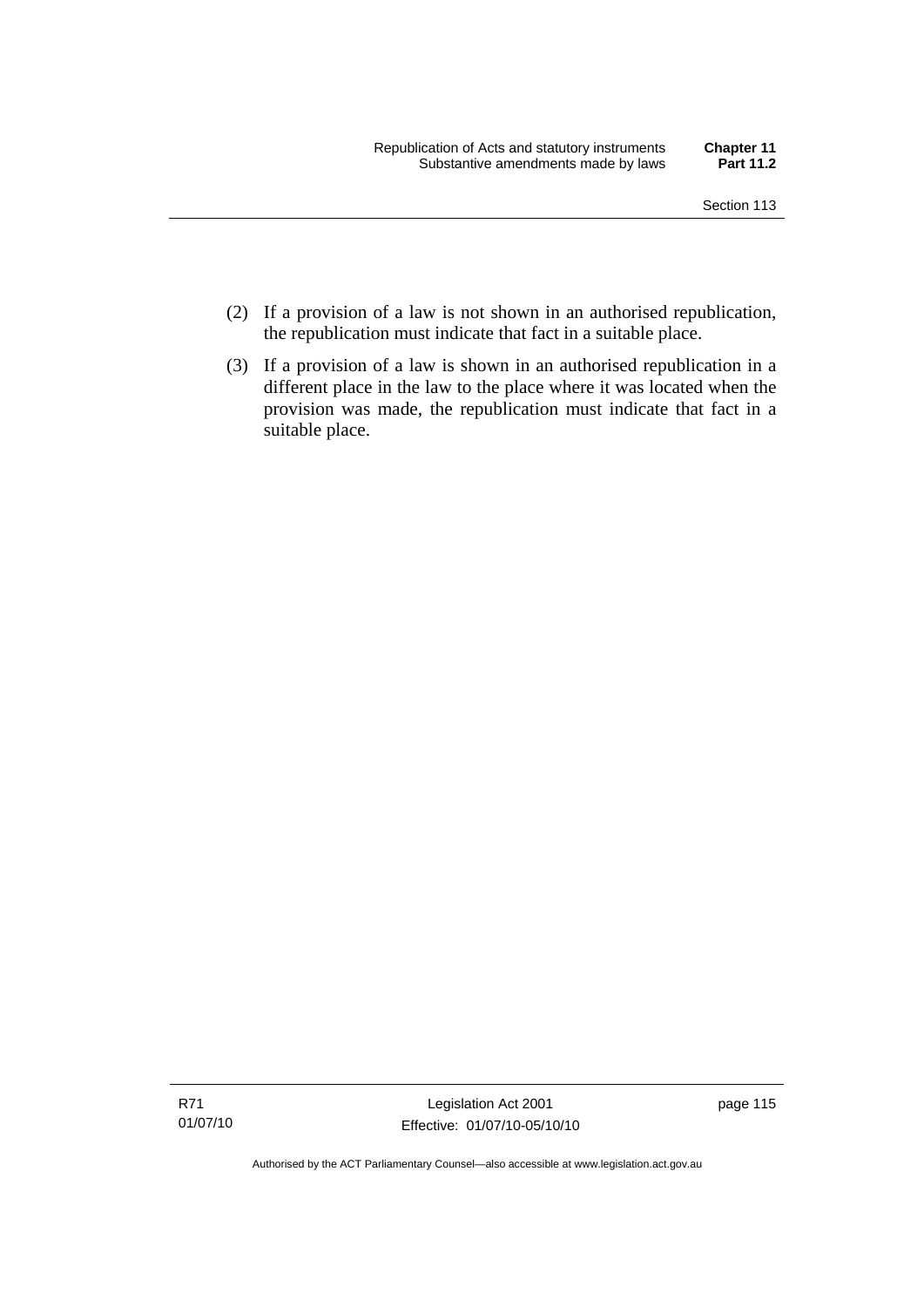(2) If a provision of a law is not shown in an authorised republication, the republication must indicate that fact in a suitable place.

(3) If a provision of a law is shown in an authorised republication in a different place in the law to the place where it was located when the provision was made, the republication must indicate that fact in a suitable place.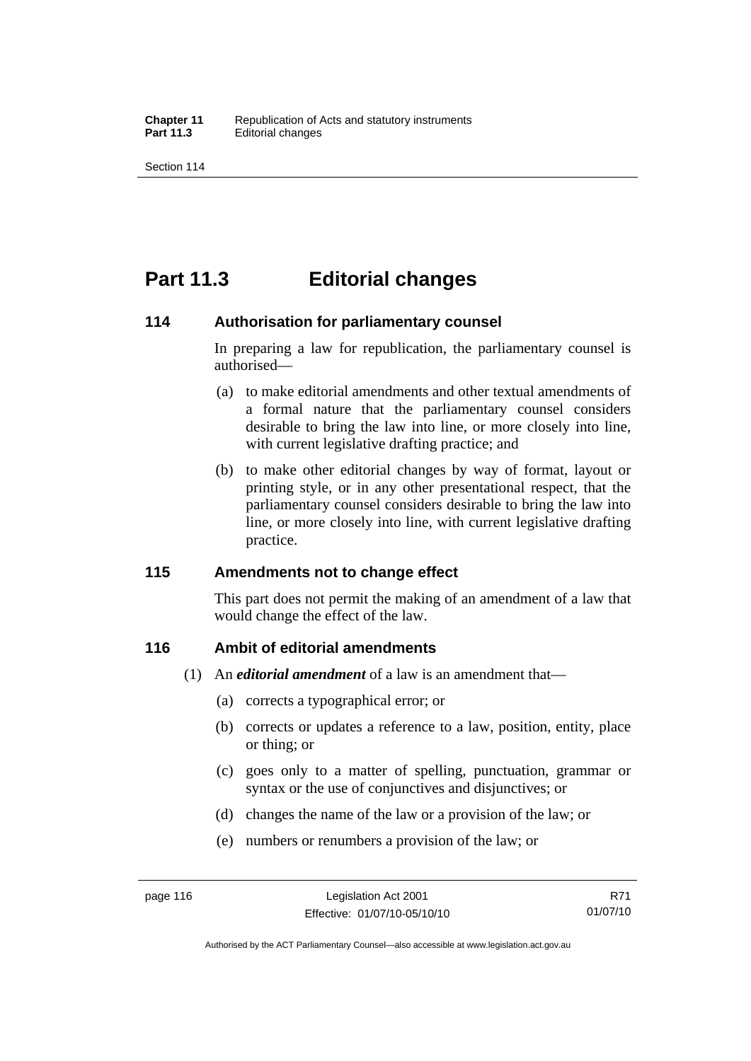# Part 11.3 Editorial changes

## 114 Authorisation for parliamentary counsel

In preparing a law for republication, the parliamentary counsel is authorised—

(a) to make editorial amendments and other textual amendments of a formal nature that the parliamentary counsel considers desirable to bring the law into line, or more closely into line, with current legislative drafting practice; and

(b) to make other editorial changes by way of format, layout or printing style, or in any other presentational respect, that the parliamentary counsel considers desirable to bring the law into line, or more closely into line, with current legislative drafting practice.

## 115 Amendments not to change effect

This part does not permit the making of an amendment of a law that would change the effect of the law.

## 116 Ambit of editorial amendments

(1) An ***editorial amendment*** of a law is an amendment that—

(a) corrects a typographical error; or

(b) corrects or updates a reference to a law, position, entity, place or thing; or

(c) goes only to a matter of spelling, punctuation, grammar or syntax or the use of conjunctives and disjunctives; or

(d) changes the name of the law or a provision of the law; or

(e) numbers or renumbers a provision of the law; or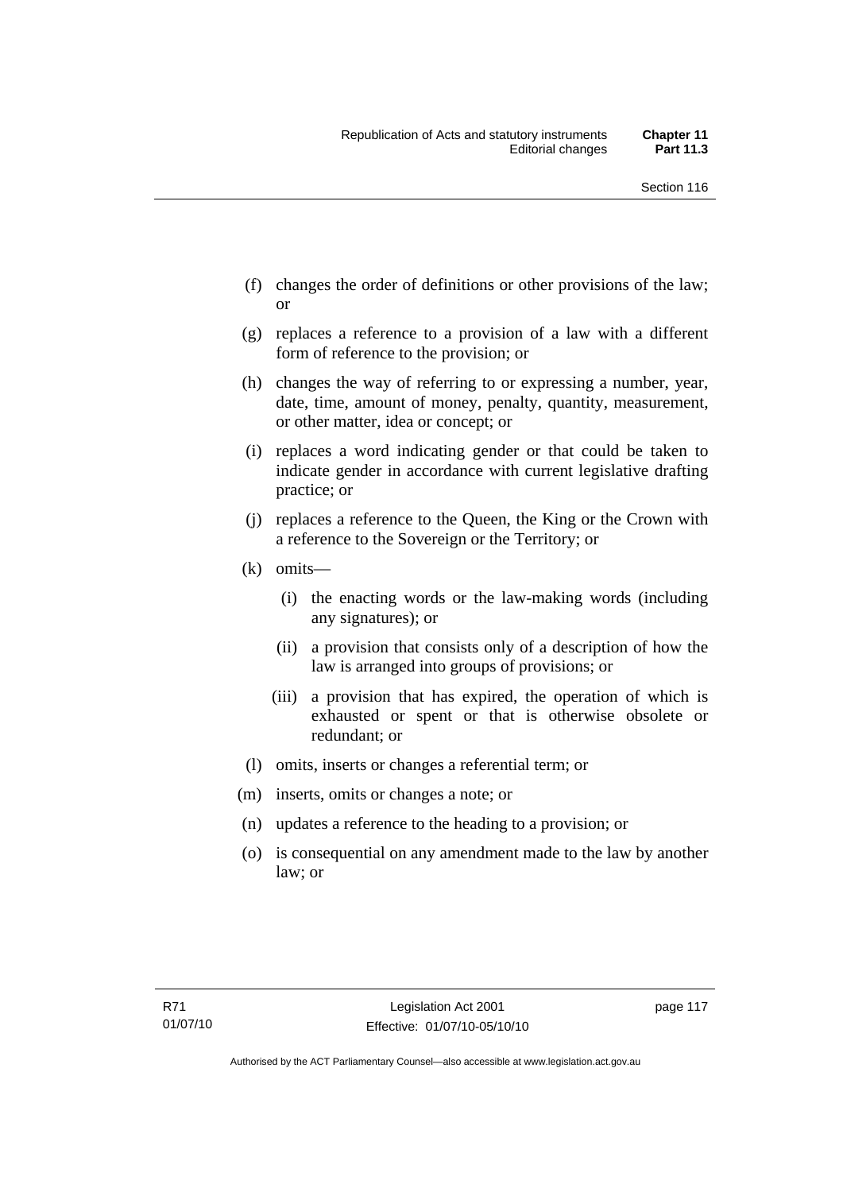(f) changes the order of definitions or other provisions of the law; or

(g) replaces a reference to a provision of a law with a different form of reference to the provision; or

(h) changes the way of referring to or expressing a number, year, date, time, amount of money, penalty, quantity, measurement, or other matter, idea or concept; or

(i) replaces a word indicating gender or that could be taken to indicate gender in accordance with current legislative drafting practice; or

(j) replaces a reference to the Queen, the King or the Crown with a reference to the Sovereign or the Territory; or

(k) omits—

  (i) the enacting words or the law-making words (including any signatures); or

  (ii) a provision that consists only of a description of how the law is arranged into groups of provisions; or

  (iii) a provision that has expired, the operation of which is exhausted or spent or that is otherwise obsolete or redundant; or

(l) omits, inserts or changes a referential term; or

(m) inserts, omits or changes a note; or

(n) updates a reference to the heading to a provision; or

(o) is consequential on any amendment made to the law by another law; or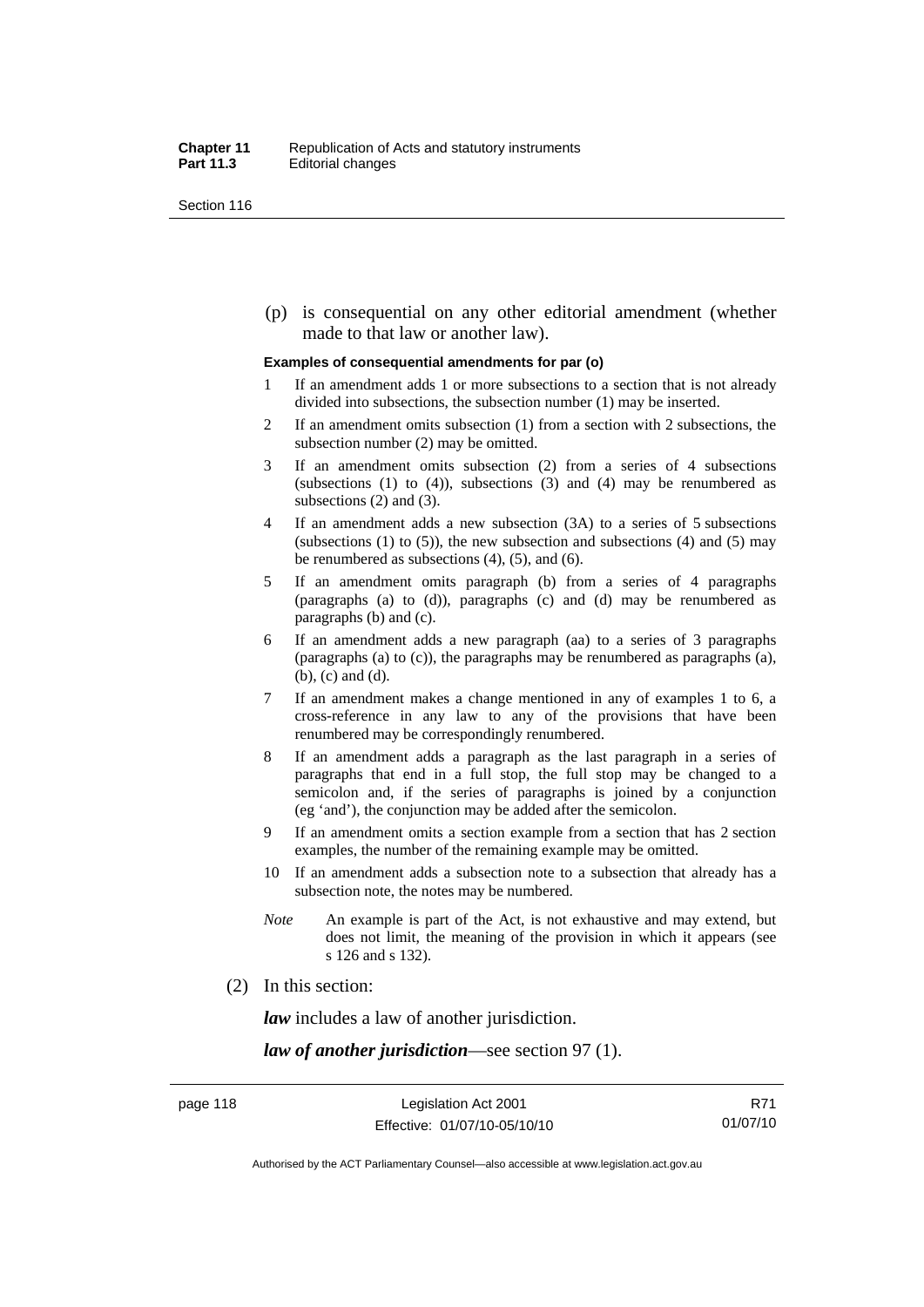(p) is consequential on any other editorial amendment (whether made to that law or another law).

**Examples of consequential amendments for par (o)**

1. If an amendment adds 1 or more subsections to a section that is not already divided into subsections, the subsection number (1) may be inserted.
2. If an amendment omits subsection (1) from a section with 2 subsections, the subsection number (2) may be omitted.
3. If an amendment omits subsection (2) from a series of 4 subsections (subsections (1) to (4)), subsections (3) and (4) may be renumbered as subsections (2) and (3).
4. If an amendment adds a new subsection (3A) to a series of 5 subsections (subsections (1) to (5)), the new subsection and subsections (4) and (5) may be renumbered as subsections (4), (5), and (6).
5. If an amendment omits paragraph (b) from a series of 4 paragraphs (paragraphs (a) to (d)), paragraphs (c) and (d) may be renumbered as paragraphs (b) and (c).
6. If an amendment adds a new paragraph (aa) to a series of 3 paragraphs (paragraphs (a) to (c)), the paragraphs may be renumbered as paragraphs (a), (b), (c) and (d).
7. If an amendment makes a change mentioned in any of examples 1 to 6, a cross-reference in any law to any of the provisions that have been renumbered may be correspondingly renumbered.
8. If an amendment adds a paragraph as the last paragraph in a series of paragraphs that end in a full stop, the full stop may be changed to a semicolon and, if the series of paragraphs is joined by a conjunction (eg 'and'), the conjunction may be added after the semicolon.
9. If an amendment omits a section example from a section that has 2 section examples, the number of the remaining example may be omitted.
10. If an amendment adds a subsection note to a subsection that already has a subsection note, the notes may be numbered.

*Note* An example is part of the Act, is not exhaustive and may extend, but does not limit, the meaning of the provision in which it appears (see s 126 and s 132).

(2) In this section:

***law*** includes a law of another jurisdiction.

***law of another jurisdiction***—see section 97 (1).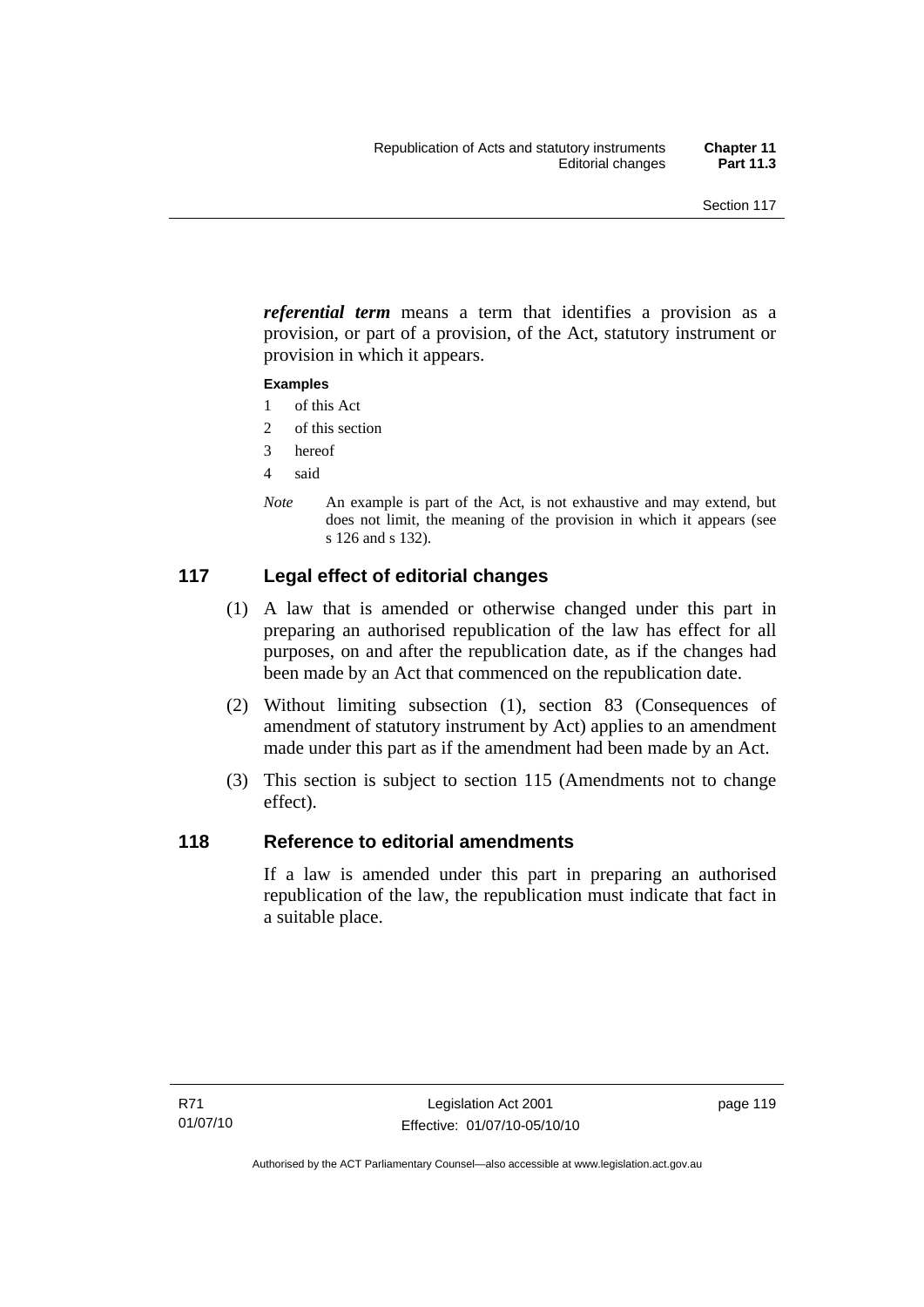***referential term*** means a term that identifies a provision as a provision, or part of a provision, of the Act, statutory instrument or provision in which it appears.

**Examples**

1 of this Act

2 of this section

3 hereof

4 said

*Note* An example is part of the Act, is not exhaustive and may extend, but does not limit, the meaning of the provision in which it appears (see s 126 and s 132).

## 117 Legal effect of editorial changes

(1) A law that is amended or otherwise changed under this part in preparing an authorised republication of the law has effect for all purposes, on and after the republication date, as if the changes had been made by an Act that commenced on the republication date.

(2) Without limiting subsection (1), section 83 (Consequences of amendment of statutory instrument by Act) applies to an amendment made under this part as if the amendment had been made by an Act.

(3) This section is subject to section 115 (Amendments not to change effect).

## 118 Reference to editorial amendments

If a law is amended under this part in preparing an authorised republication of the law, the republication must indicate that fact in a suitable place.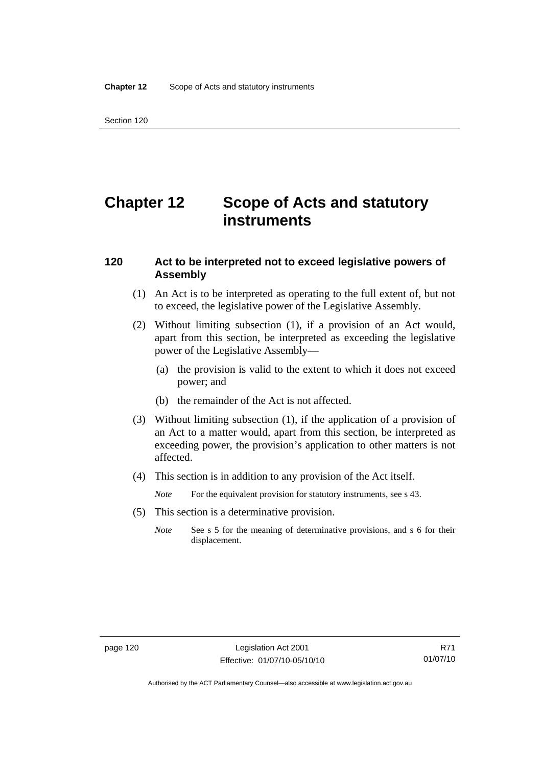# Chapter 12 Scope of Acts and statutory instruments

## 120 Act to be interpreted not to exceed legislative powers of Assembly

(1) An Act is to be interpreted as operating to the full extent of, but not to exceed, the legislative power of the Legislative Assembly.

(2) Without limiting subsection (1), if a provision of an Act would, apart from this section, be interpreted as exceeding the legislative power of the Legislative Assembly—

(a) the provision is valid to the extent to which it does not exceed power; and

(b) the remainder of the Act is not affected.

(3) Without limiting subsection (1), if the application of a provision of an Act to a matter would, apart from this section, be interpreted as exceeding power, the provision's application to other matters is not affected.

(4) This section is in addition to any provision of the Act itself.

*Note* For the equivalent provision for statutory instruments, see s 43.

(5) This section is a determinative provision.

*Note* See s 5 for the meaning of determinative provisions, and s 6 for their displacement.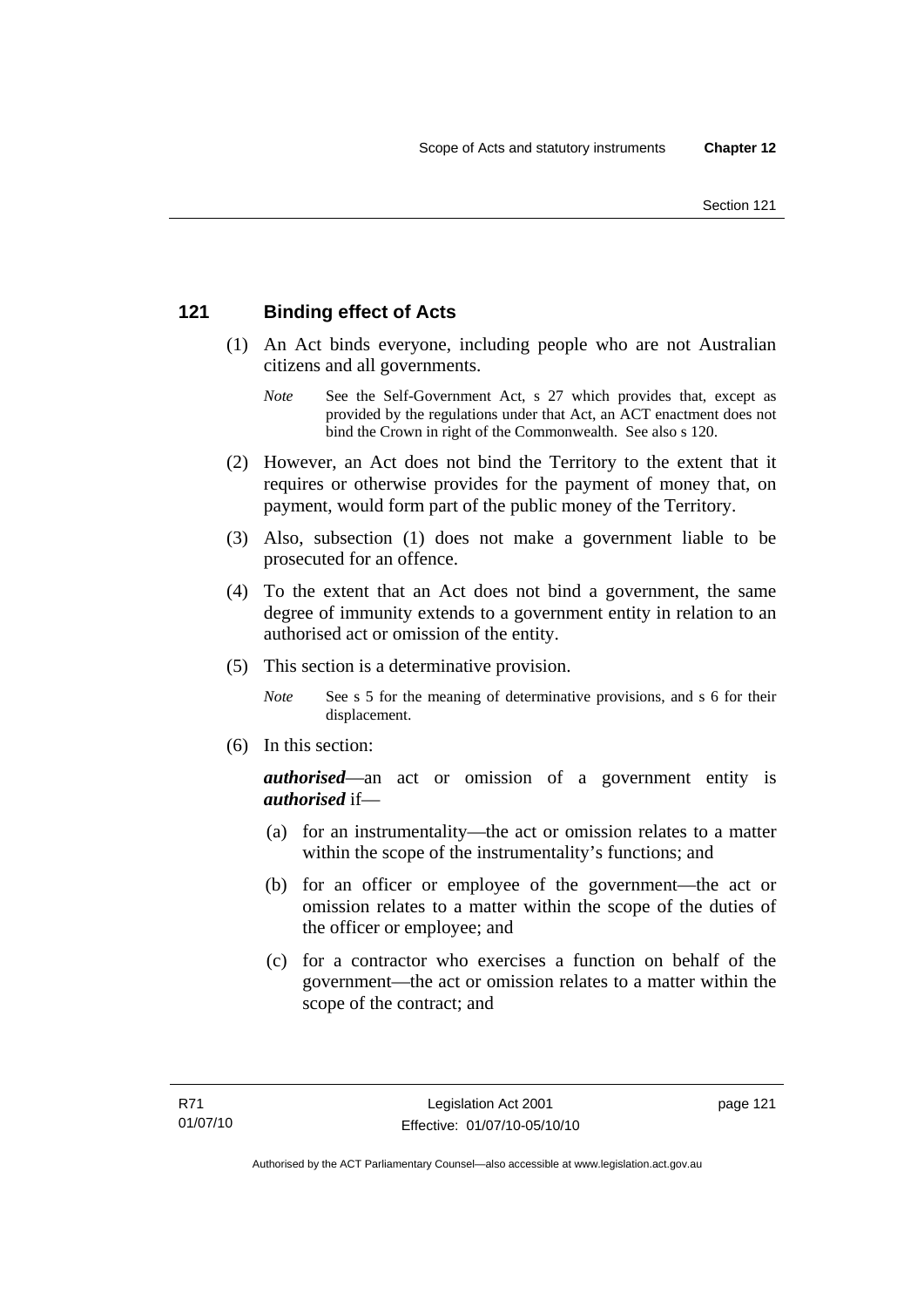## 121 Binding effect of Acts

(1) An Act binds everyone, including people who are not Australian citizens and all governments.

*Note* See the Self-Government Act, s 27 which provides that, except as provided by the regulations under that Act, an ACT enactment does not bind the Crown in right of the Commonwealth. See also s 120.

(2) However, an Act does not bind the Territory to the extent that it requires or otherwise provides for the payment of money that, on payment, would form part of the public money of the Territory.

(3) Also, subsection (1) does not make a government liable to be prosecuted for an offence.

(4) To the extent that an Act does not bind a government, the same degree of immunity extends to a government entity in relation to an authorised act or omission of the entity.

(5) This section is a determinative provision.

*Note* See s 5 for the meaning of determinative provisions, and s 6 for their displacement.

(6) In this section:

***authorised***—an act or omission of a government entity is ***authorised*** if—

(a) for an instrumentality—the act or omission relates to a matter within the scope of the instrumentality's functions; and

(b) for an officer or employee of the government—the act or omission relates to a matter within the scope of the duties of the officer or employee; and

(c) for a contractor who exercises a function on behalf of the government—the act or omission relates to a matter within the scope of the contract; and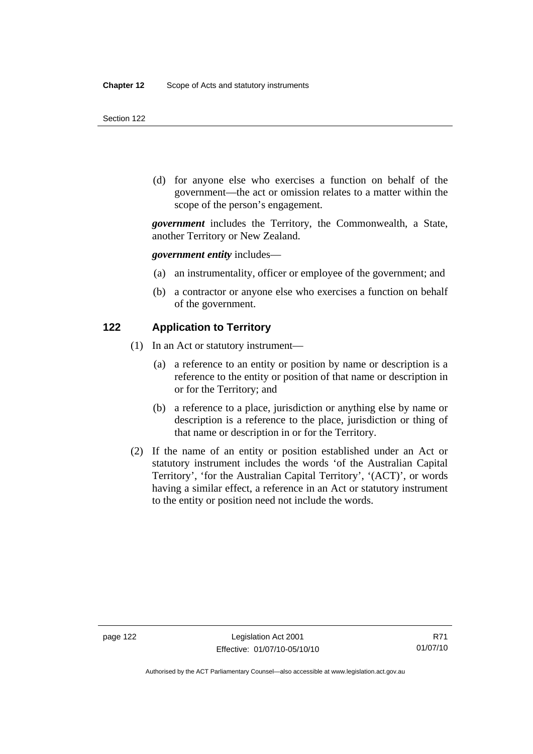(d) for anyone else who exercises a function on behalf of the government—the act or omission relates to a matter within the scope of the person's engagement.

***government*** includes the Territory, the Commonwealth, a State, another Territory or New Zealand.

***government entity*** includes—

(a) an instrumentality, officer or employee of the government; and

(b) a contractor or anyone else who exercises a function on behalf of the government.

## 122 Application to Territory

(1) In an Act or statutory instrument—

(a) a reference to an entity or position by name or description is a reference to the entity or position of that name or description in or for the Territory; and

(b) a reference to a place, jurisdiction or anything else by name or description is a reference to the place, jurisdiction or thing of that name or description in or for the Territory.

(2) If the name of an entity or position established under an Act or statutory instrument includes the words 'of the Australian Capital Territory', 'for the Australian Capital Territory', '(ACT)', or words having a similar effect, a reference in an Act or statutory instrument to the entity or position need not include the words.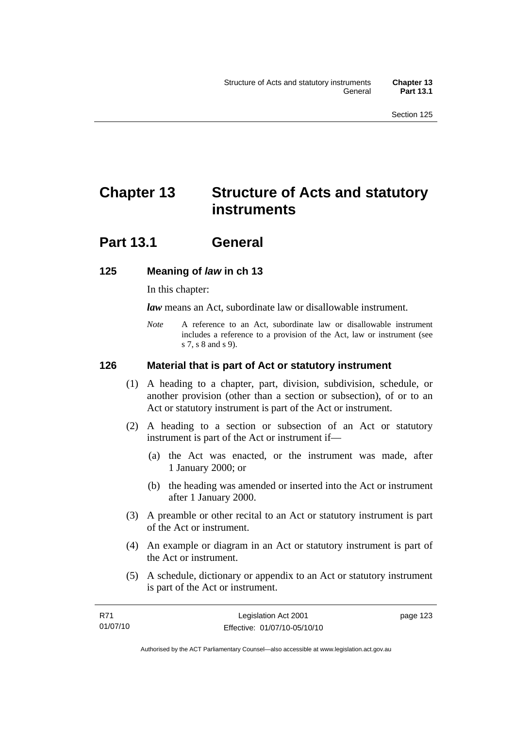# Chapter 13 Structure of Acts and statutory instruments

## Part 13.1 General

### 125 Meaning of *law* in ch 13

In this chapter:

***law*** means an Act, subordinate law or disallowable instrument.

*Note* A reference to an Act, subordinate law or disallowable instrument includes a reference to a provision of the Act, law or instrument (see s 7, s 8 and s 9).

### 126 Material that is part of Act or statutory instrument

(1) A heading to a chapter, part, division, subdivision, schedule, or another provision (other than a section or subsection), of or to an Act or statutory instrument is part of the Act or instrument.

(2) A heading to a section or subsection of an Act or statutory instrument is part of the Act or instrument if—

(a) the Act was enacted, or the instrument was made, after 1 January 2000; or

(b) the heading was amended or inserted into the Act or instrument after 1 January 2000.

(3) A preamble or other recital to an Act or statutory instrument is part of the Act or instrument.

(4) An example or diagram in an Act or statutory instrument is part of the Act or instrument.

(5) A schedule, dictionary or appendix to an Act or statutory instrument is part of the Act or instrument.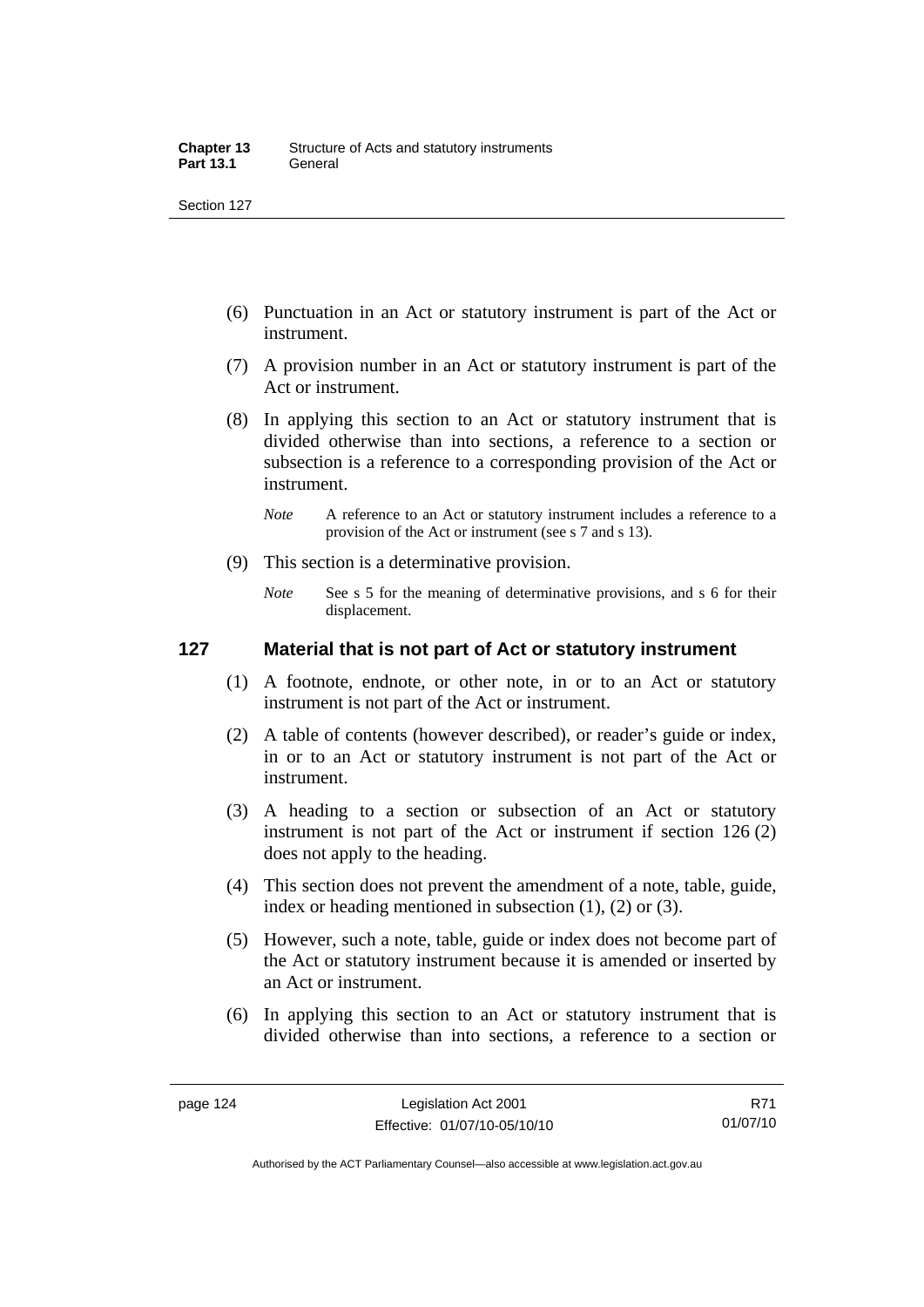(6) Punctuation in an Act or statutory instrument is part of the Act or instrument.

(7) A provision number in an Act or statutory instrument is part of the Act or instrument.

(8) In applying this section to an Act or statutory instrument that is divided otherwise than into sections, a reference to a section or subsection is a reference to a corresponding provision of the Act or instrument.

*Note* A reference to an Act or statutory instrument includes a reference to a provision of the Act or instrument (see s 7 and s 13).

(9) This section is a determinative provision.

*Note* See s 5 for the meaning of determinative provisions, and s 6 for their displacement.

### 127 Material that is not part of Act or statutory instrument

(1) A footnote, endnote, or other note, in or to an Act or statutory instrument is not part of the Act or instrument.

(2) A table of contents (however described), or reader's guide or index, in or to an Act or statutory instrument is not part of the Act or instrument.

(3) A heading to a section or subsection of an Act or statutory instrument is not part of the Act or instrument if section 126 (2) does not apply to the heading.

(4) This section does not prevent the amendment of a note, table, guide, index or heading mentioned in subsection (1), (2) or (3).

(5) However, such a note, table, guide or index does not become part of the Act or statutory instrument because it is amended or inserted by an Act or instrument.

(6) In applying this section to an Act or statutory instrument that is divided otherwise than into sections, a reference to a section or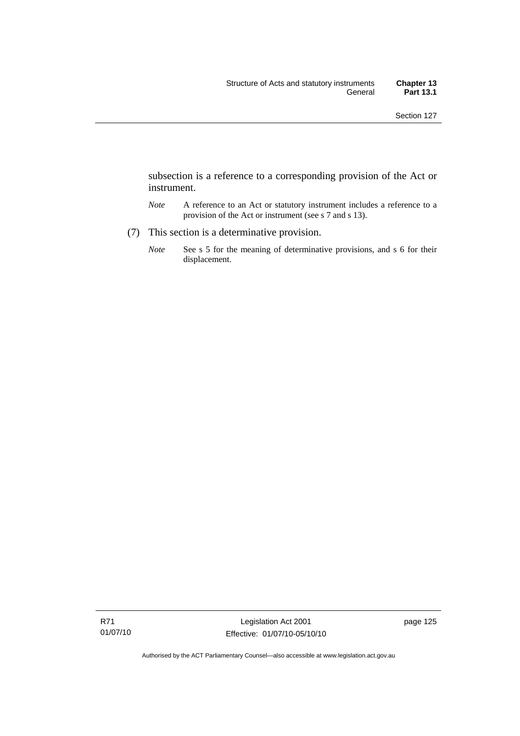subsection is a reference to a corresponding provision of the Act or instrument.

*Note* A reference to an Act or statutory instrument includes a reference to a provision of the Act or instrument (see s 7 and s 13).

(7) This section is a determinative provision.

*Note* See s 5 for the meaning of determinative provisions, and s 6 for their displacement.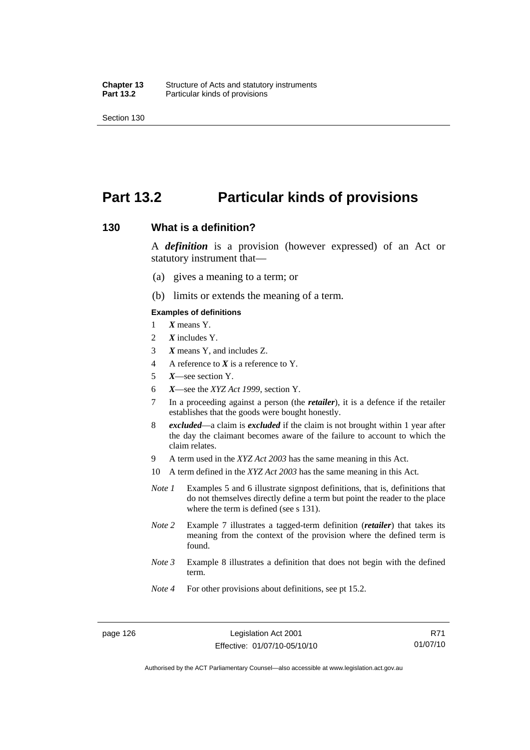# Part 13.2 Particular kinds of provisions

## 130 What is a definition?

A ***definition*** is a provision (however expressed) of an Act or statutory instrument that—

(a) gives a meaning to a term; or

(b) limits or extends the meaning of a term.

**Examples of definitions**

1 ***X*** means Y.

2 ***X*** includes Y.

3 ***X*** means Y, and includes Z.

4 A reference to ***X*** is a reference to Y.

5 ***X***—see section Y.

6 ***X***—see the *XYZ Act 1999*, section Y.

7 In a proceeding against a person (the ***retailer***), it is a defence if the retailer establishes that the goods were bought honestly.

8 ***excluded***—a claim is ***excluded*** if the claim is not brought within 1 year after the day the claimant becomes aware of the failure to account to which the claim relates.

9 A term used in the *XYZ Act 2003* has the same meaning in this Act.

10 A term defined in the *XYZ Act 2003* has the same meaning in this Act.

*Note 1* Examples 5 and 6 illustrate signpost definitions, that is, definitions that do not themselves directly define a term but point the reader to the place where the term is defined (see s 131).

*Note 2* Example 7 illustrates a tagged-term definition (***retailer***) that takes its meaning from the context of the provision where the defined term is found.

*Note 3* Example 8 illustrates a definition that does not begin with the defined term.

*Note 4* For other provisions about definitions, see pt 15.2.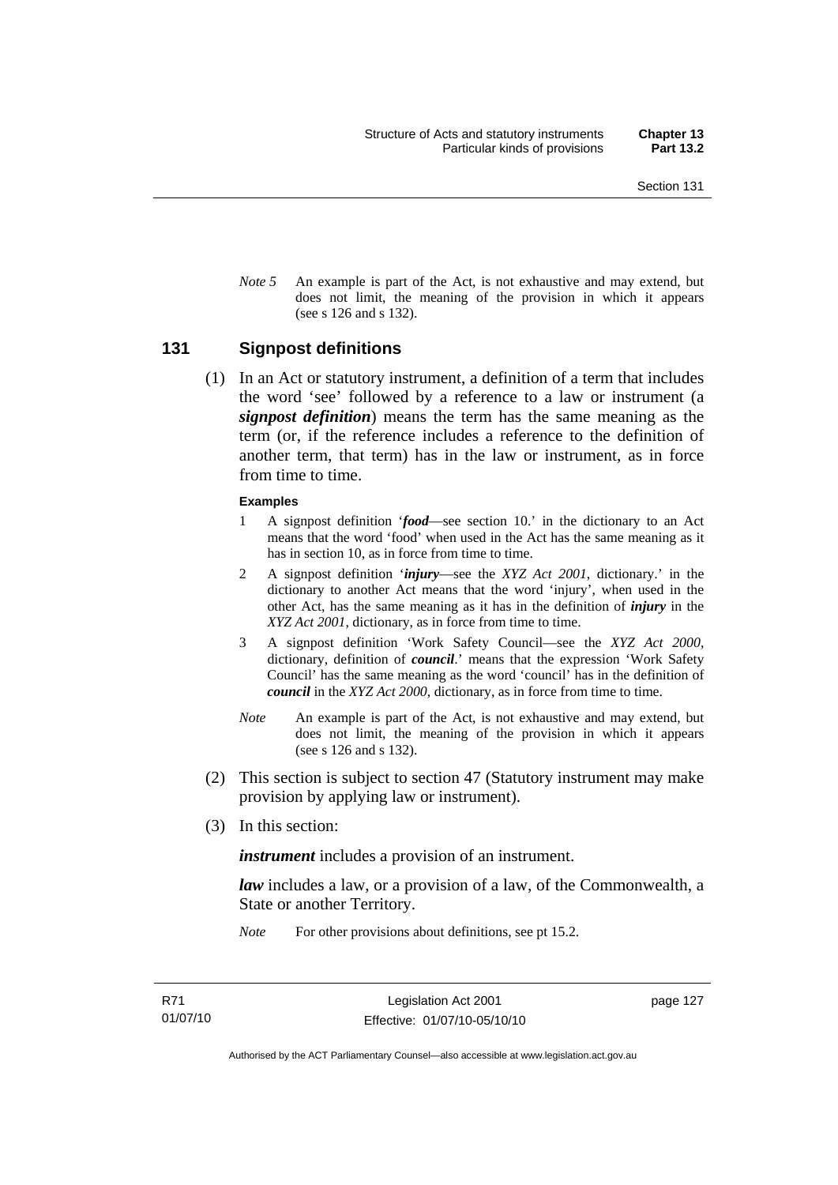*Note 5* An example is part of the Act, is not exhaustive and may extend, but does not limit, the meaning of the provision in which it appears (see s 126 and s 132).

## 131 Signpost definitions

(1) In an Act or statutory instrument, a definition of a term that includes the word 'see' followed by a reference to a law or instrument (a ***signpost definition***) means the term has the same meaning as the term (or, if the reference includes a reference to the definition of another term, that term) has in the law or instrument, as in force from time to time.

**Examples**

1 A signpost definition '***food***—see section 10.' in the dictionary to an Act means that the word 'food' when used in the Act has the same meaning as it has in section 10, as in force from time to time.

2 A signpost definition '***injury***—see the *XYZ Act 2001*, dictionary.' in the dictionary to another Act means that the word 'injury', when used in the other Act, has the same meaning as it has in the definition of ***injury*** in the *XYZ Act 2001*, dictionary, as in force from time to time.

3 A signpost definition 'Work Safety Council—see the *XYZ Act 2000*, dictionary, definition of ***council***.' means that the expression 'Work Safety Council' has the same meaning as the word 'council' has in the definition of ***council*** in the *XYZ Act 2000*, dictionary, as in force from time to time.

*Note* An example is part of the Act, is not exhaustive and may extend, but does not limit, the meaning of the provision in which it appears (see s 126 and s 132).

(2) This section is subject to section 47 (Statutory instrument may make provision by applying law or instrument).

(3) In this section:

***instrument*** includes a provision of an instrument.

***law*** includes a law, or a provision of a law, of the Commonwealth, a State or another Territory.

*Note* For other provisions about definitions, see pt 15.2.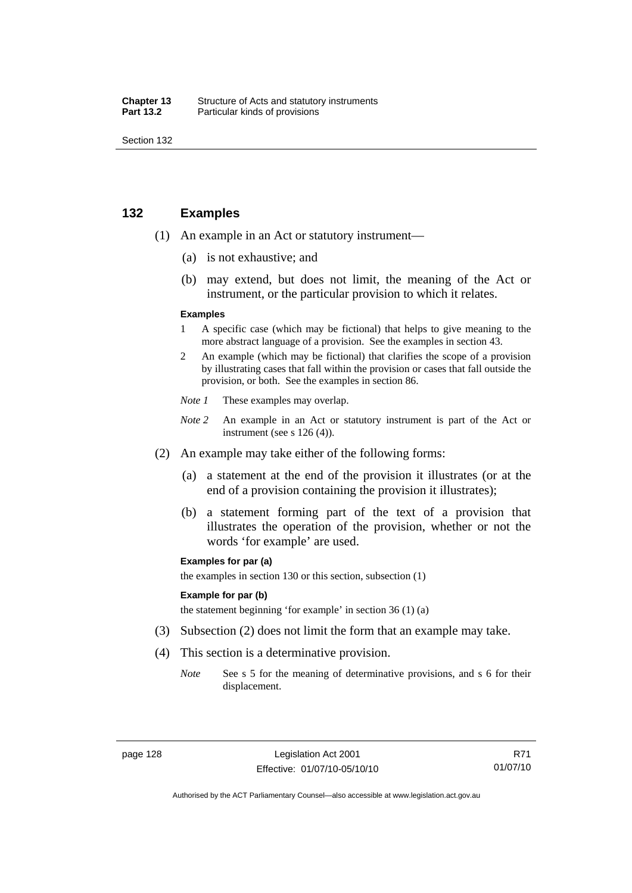## 132 Examples

(1) An example in an Act or statutory instrument—

  (a) is not exhaustive; and

  (b) may extend, but does not limit, the meaning of the Act or instrument, or the particular provision to which it relates.

**Examples**

1 A specific case (which may be fictional) that helps to give meaning to the more abstract language of a provision. See the examples in section 43.

2 An example (which may be fictional) that clarifies the scope of a provision by illustrating cases that fall within the provision or cases that fall outside the provision, or both. See the examples in section 86.

*Note 1* These examples may overlap.

*Note 2* An example in an Act or statutory instrument is part of the Act or instrument (see s 126 (4)).

(2) An example may take either of the following forms:

  (a) a statement at the end of the provision it illustrates (or at the end of a provision containing the provision it illustrates);

  (b) a statement forming part of the text of a provision that illustrates the operation of the provision, whether or not the words 'for example' are used.

**Examples for par (a)**

the examples in section 130 or this section, subsection (1)

**Example for par (b)**

the statement beginning 'for example' in section 36 (1) (a)

(3) Subsection (2) does not limit the form that an example may take.

(4) This section is a determinative provision.

*Note* See s 5 for the meaning of determinative provisions, and s 6 for their displacement.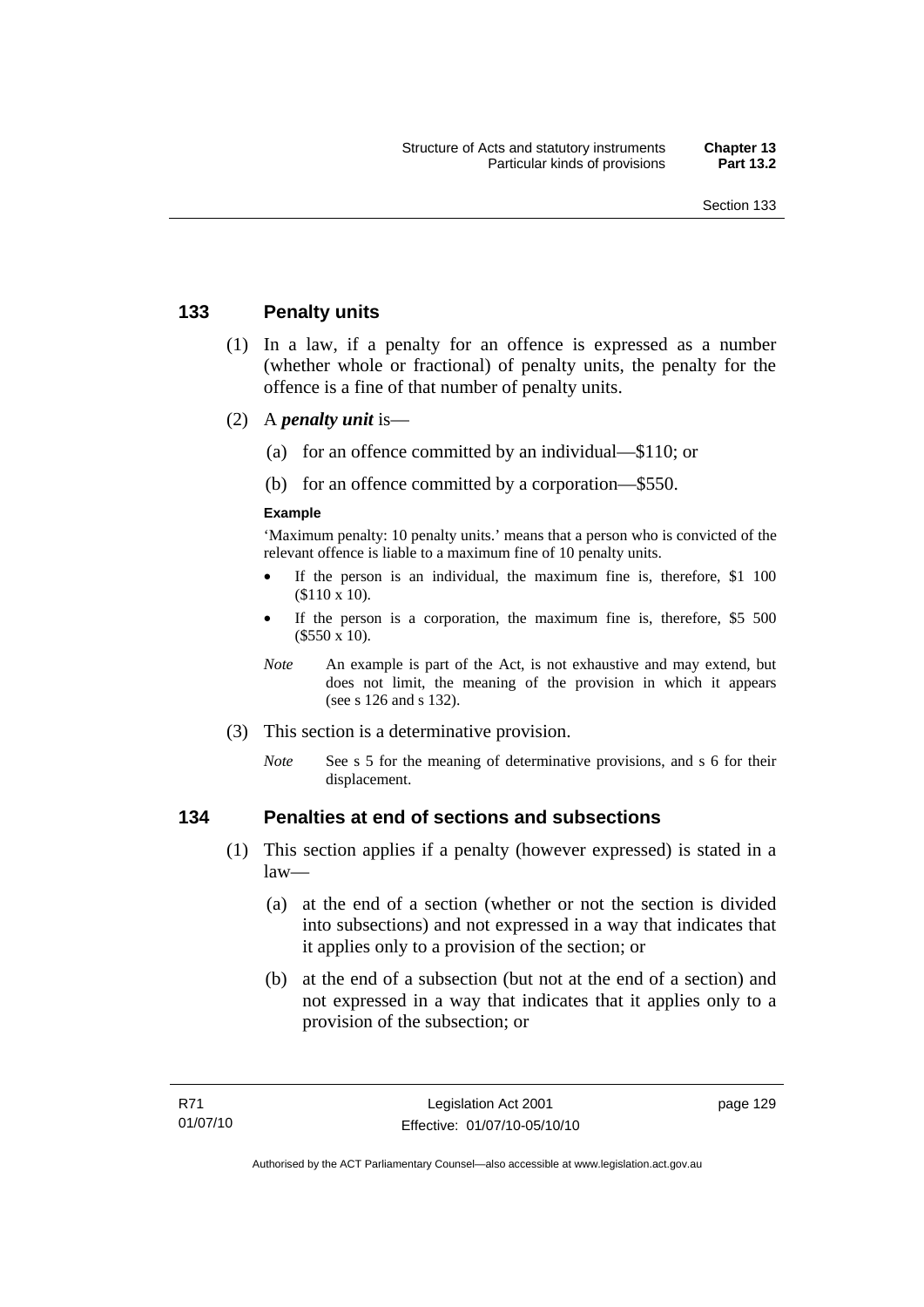## 133 Penalty units

(1) In a law, if a penalty for an offence is expressed as a number (whether whole or fractional) of penalty units, the penalty for the offence is a fine of that number of penalty units.

(2) A ***penalty unit*** is—

(a) for an offence committed by an individual—$110; or

(b) for an offence committed by a corporation—$550.

**Example**

'Maximum penalty: 10 penalty units.' means that a person who is convicted of the relevant offence is liable to a maximum fine of 10 penalty units.

- If the person is an individual, the maximum fine is, therefore, $1 100 ($110 x 10).
- If the person is a corporation, the maximum fine is, therefore, $5 500 ($550 x 10).

*Note* An example is part of the Act, is not exhaustive and may extend, but does not limit, the meaning of the provision in which it appears (see s 126 and s 132).

(3) This section is a determinative provision.

*Note* See s 5 for the meaning of determinative provisions, and s 6 for their displacement.

## 134 Penalties at end of sections and subsections

(1) This section applies if a penalty (however expressed) is stated in a law—

(a) at the end of a section (whether or not the section is divided into subsections) and not expressed in a way that indicates that it applies only to a provision of the section; or

(b) at the end of a subsection (but not at the end of a section) and not expressed in a way that indicates that it applies only to a provision of the subsection; or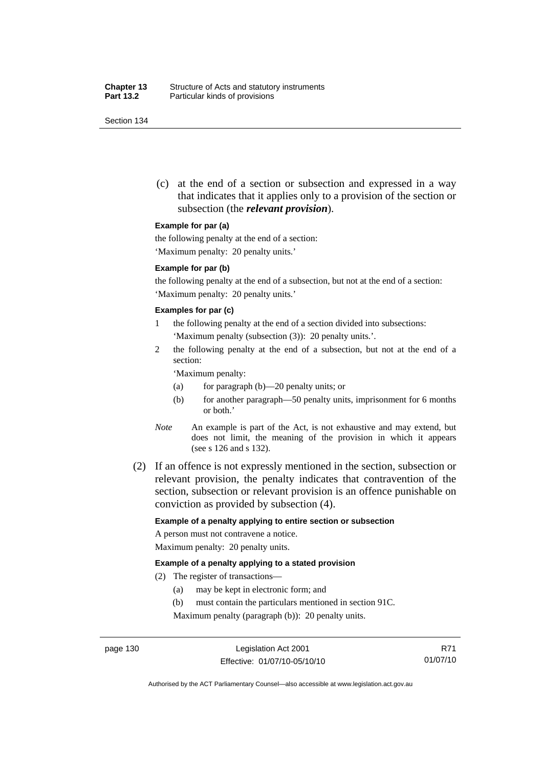(c) at the end of a section or subsection and expressed in a way that indicates that it applies only to a provision of the section or subsection (the ***relevant provision***).

**Example for par (a)**

the following penalty at the end of a section:

'Maximum penalty: 20 penalty units.'

**Example for par (b)**

the following penalty at the end of a subsection, but not at the end of a section:

'Maximum penalty: 20 penalty units.'

**Examples for par (c)**

1 the following penalty at the end of a section divided into subsections: 'Maximum penalty (subsection (3)): 20 penalty units.'.

2 the following penalty at the end of a subsection, but not at the end of a section:

'Maximum penalty:

(a) for paragraph (b)—20 penalty units; or

(b) for another paragraph—50 penalty units, imprisonment for 6 months or both.'

*Note* An example is part of the Act, is not exhaustive and may extend, but does not limit, the meaning of the provision in which it appears (see s 126 and s 132).

(2) If an offence is not expressly mentioned in the section, subsection or relevant provision, the penalty indicates that contravention of the section, subsection or relevant provision is an offence punishable on conviction as provided by subsection (4).

**Example of a penalty applying to entire section or subsection**

A person must not contravene a notice.

Maximum penalty: 20 penalty units.

**Example of a penalty applying to a stated provision**

(2) The register of transactions—

(a) may be kept in electronic form; and

(b) must contain the particulars mentioned in section 91C.

Maximum penalty (paragraph (b)): 20 penalty units.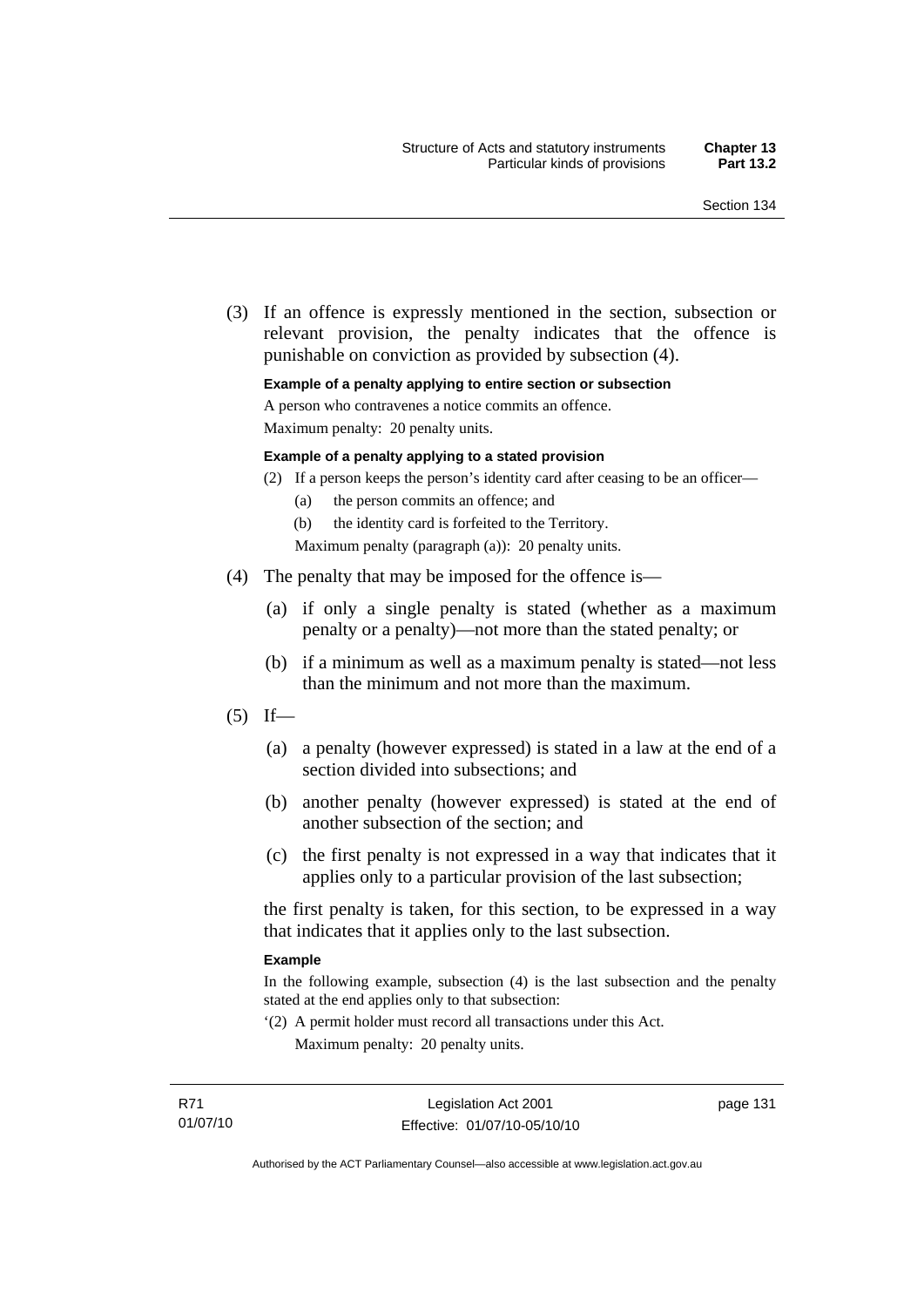(3) If an offence is expressly mentioned in the section, subsection or relevant provision, the penalty indicates that the offence is punishable on conviction as provided by subsection (4).

**Example of a penalty applying to entire section or subsection**

A person who contravenes a notice commits an offence.

Maximum penalty: 20 penalty units.

**Example of a penalty applying to a stated provision**

(2) If a person keeps the person's identity card after ceasing to be an officer—

(a) the person commits an offence; and

(b) the identity card is forfeited to the Territory.

Maximum penalty (paragraph (a)): 20 penalty units.

(4) The penalty that may be imposed for the offence is—

(a) if only a single penalty is stated (whether as a maximum penalty or a penalty)—not more than the stated penalty; or

(b) if a minimum as well as a maximum penalty is stated—not less than the minimum and not more than the maximum.

(5) If—

(a) a penalty (however expressed) is stated in a law at the end of a section divided into subsections; and

(b) another penalty (however expressed) is stated at the end of another subsection of the section; and

(c) the first penalty is not expressed in a way that indicates that it applies only to a particular provision of the last subsection;

the first penalty is taken, for this section, to be expressed in a way that indicates that it applies only to the last subsection.

**Example**

In the following example, subsection (4) is the last subsection and the penalty stated at the end applies only to that subsection:

'(2) A permit holder must record all transactions under this Act.

Maximum penalty: 20 penalty units.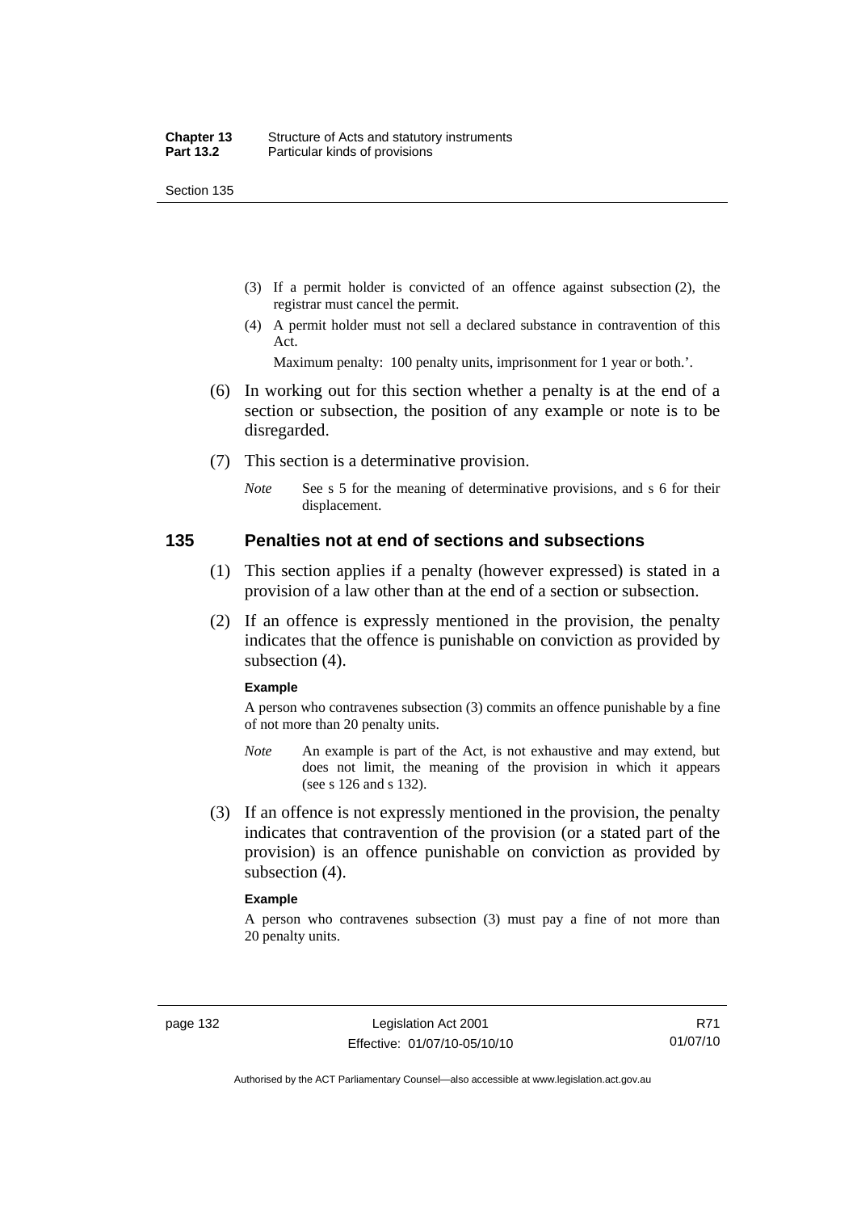(3) If a permit holder is convicted of an offence against subsection (2), the registrar must cancel the permit.

(4) A permit holder must not sell a declared substance in contravention of this Act.

Maximum penalty: 100 penalty units, imprisonment for 1 year or both.'.

(6) In working out for this section whether a penalty is at the end of a section or subsection, the position of any example or note is to be disregarded.

(7) This section is a determinative provision.

*Note* See s 5 for the meaning of determinative provisions, and s 6 for their displacement.

## 135 Penalties not at end of sections and subsections

(1) This section applies if a penalty (however expressed) is stated in a provision of a law other than at the end of a section or subsection.

(2) If an offence is expressly mentioned in the provision, the penalty indicates that the offence is punishable on conviction as provided by subsection (4).

**Example**

A person who contravenes subsection (3) commits an offence punishable by a fine of not more than 20 penalty units.

*Note* An example is part of the Act, is not exhaustive and may extend, but does not limit, the meaning of the provision in which it appears (see s 126 and s 132).

(3) If an offence is not expressly mentioned in the provision, the penalty indicates that contravention of the provision (or a stated part of the provision) is an offence punishable on conviction as provided by subsection (4).

**Example**

A person who contravenes subsection (3) must pay a fine of not more than 20 penalty units.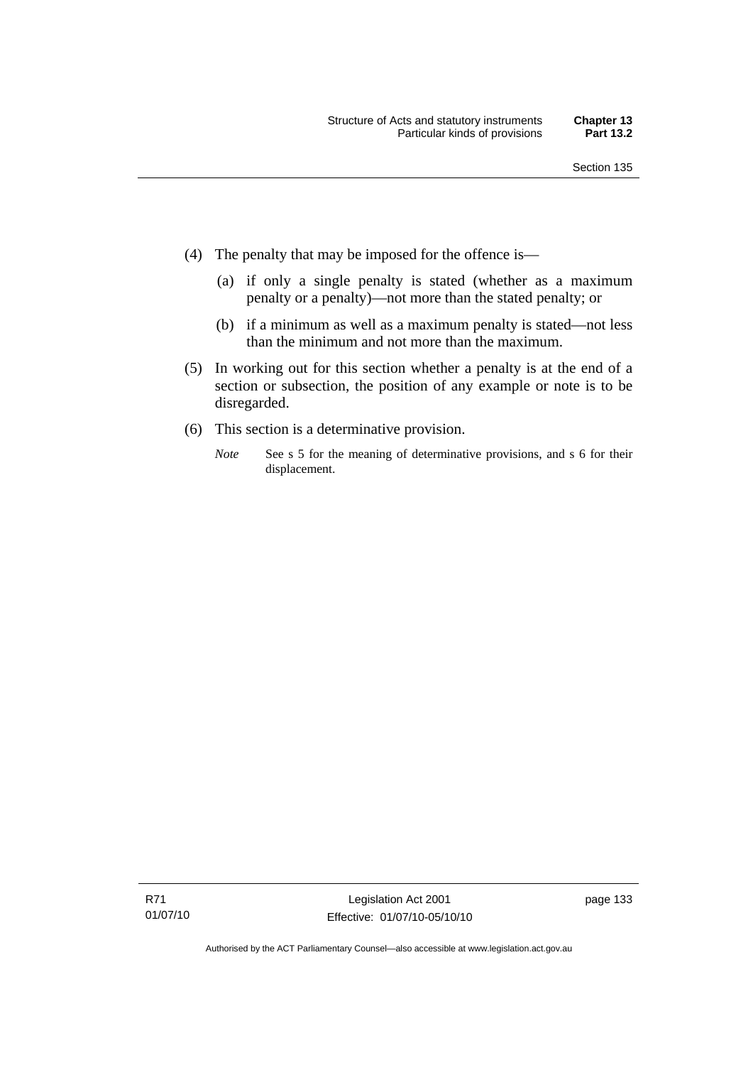(4) The penalty that may be imposed for the offence is—

(a) if only a single penalty is stated (whether as a maximum penalty or a penalty)—not more than the stated penalty; or

(b) if a minimum as well as a maximum penalty is stated—not less than the minimum and not more than the maximum.

(5) In working out for this section whether a penalty is at the end of a section or subsection, the position of any example or note is to be disregarded.

(6) This section is a determinative provision.

*Note* See s 5 for the meaning of determinative provisions, and s 6 for their displacement.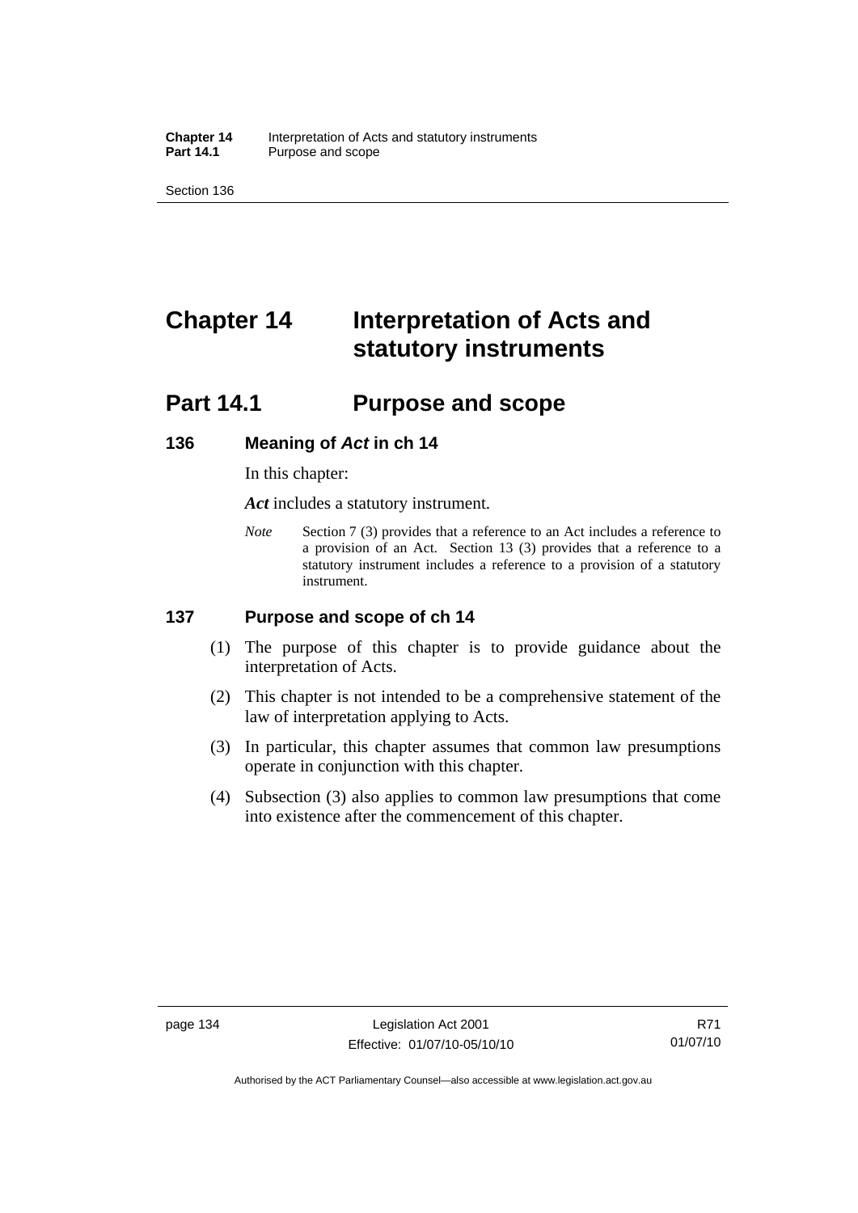# Chapter 14 Interpretation of Acts and statutory instruments

## Part 14.1 Purpose and scope

### 136 Meaning of *Act* in ch 14

In this chapter:

***Act*** includes a statutory instrument.

*Note* Section 7 (3) provides that a reference to an Act includes a reference to a provision of an Act. Section 13 (3) provides that a reference to a statutory instrument includes a reference to a provision of a statutory instrument.

### 137 Purpose and scope of ch 14

(1) The purpose of this chapter is to provide guidance about the interpretation of Acts.

(2) This chapter is not intended to be a comprehensive statement of the law of interpretation applying to Acts.

(3) In particular, this chapter assumes that common law presumptions operate in conjunction with this chapter.

(4) Subsection (3) also applies to common law presumptions that come into existence after the commencement of this chapter.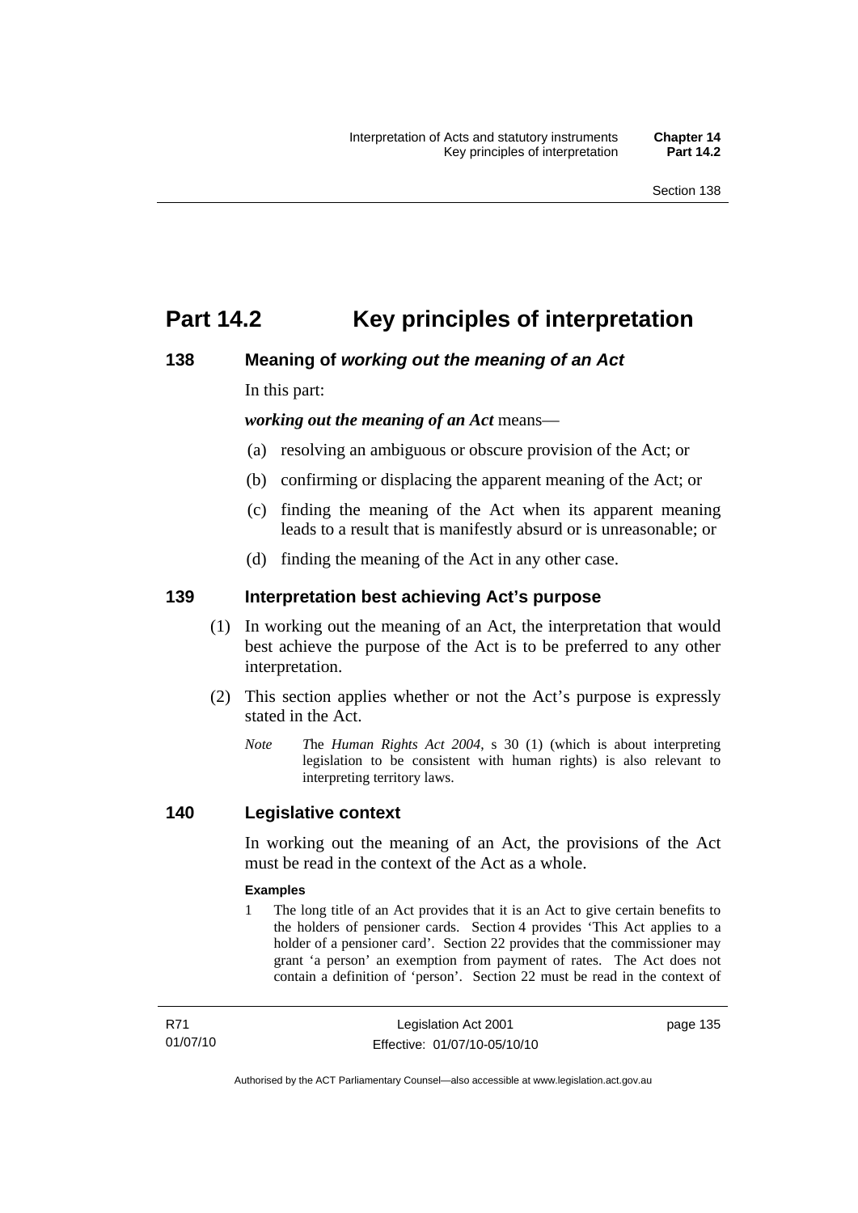# Part 14.2 Key principles of interpretation

## 138 Meaning of *working out the meaning of an Act*

In this part:

***working out the meaning of an Act*** means—

(a) resolving an ambiguous or obscure provision of the Act; or

(b) confirming or displacing the apparent meaning of the Act; or

(c) finding the meaning of the Act when its apparent meaning leads to a result that is manifestly absurd or is unreasonable; or

(d) finding the meaning of the Act in any other case.

## 139 Interpretation best achieving Act's purpose

(1) In working out the meaning of an Act, the interpretation that would best achieve the purpose of the Act is to be preferred to any other interpretation.

(2) This section applies whether or not the Act's purpose is expressly stated in the Act.

*Note* The *Human Rights Act 2004*, s 30 (1) (which is about interpreting legislation to be consistent with human rights) is also relevant to interpreting territory laws.

## 140 Legislative context

In working out the meaning of an Act, the provisions of the Act must be read in the context of the Act as a whole.

**Examples**

1 The long title of an Act provides that it is an Act to give certain benefits to the holders of pensioner cards. Section 4 provides 'This Act applies to a holder of a pensioner card'. Section 22 provides that the commissioner may grant 'a person' an exemption from payment of rates. The Act does not contain a definition of 'person'. Section 22 must be read in the context of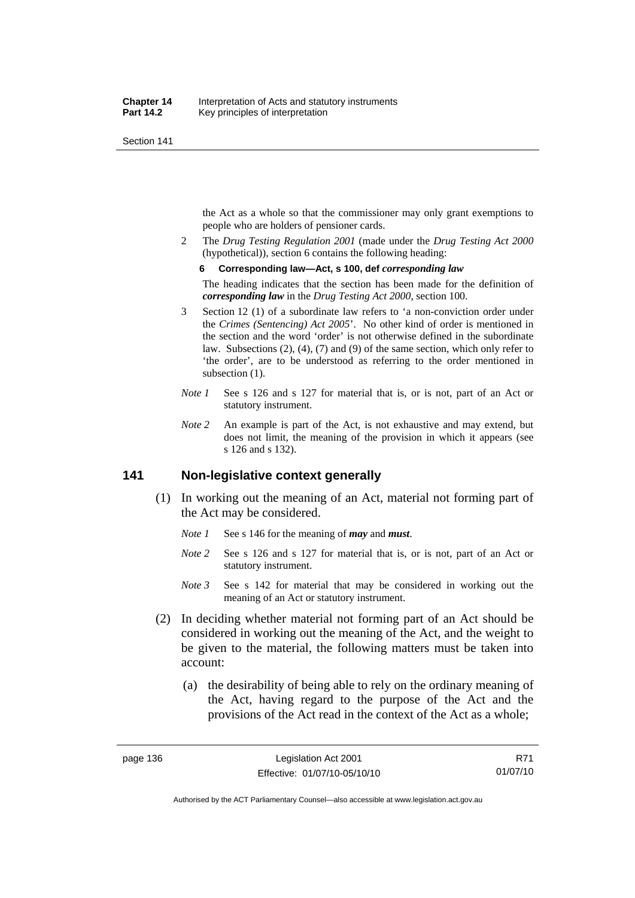the Act as a whole so that the commissioner may only grant exemptions to people who are holders of pensioner cards.

2 The *Drug Testing Regulation 2001* (made under the *Drug Testing Act 2000* (hypothetical)), section 6 contains the following heading:

**6 Corresponding law—Act, s 100, def *corresponding law***

The heading indicates that the section has been made for the definition of ***corresponding law*** in the *Drug Testing Act 2000*, section 100.

3 Section 12 (1) of a subordinate law refers to 'a non-conviction order under the *Crimes (Sentencing) Act 2005*'. No other kind of order is mentioned in the section and the word 'order' is not otherwise defined in the subordinate law. Subsections (2), (4), (7) and (9) of the same section, which only refer to 'the order', are to be understood as referring to the order mentioned in subsection (1).

*Note 1* See s 126 and s 127 for material that is, or is not, part of an Act or statutory instrument.

*Note 2* An example is part of the Act, is not exhaustive and may extend, but does not limit, the meaning of the provision in which it appears (see s 126 and s 132).

## 141 Non-legislative context generally

(1) In working out the meaning of an Act, material not forming part of the Act may be considered.

*Note 1* See s 146 for the meaning of ***may*** and ***must***.

*Note 2* See s 126 and s 127 for material that is, or is not, part of an Act or statutory instrument.

*Note 3* See s 142 for material that may be considered in working out the meaning of an Act or statutory instrument.

(2) In deciding whether material not forming part of an Act should be considered in working out the meaning of the Act, and the weight to be given to the material, the following matters must be taken into account:

(a) the desirability of being able to rely on the ordinary meaning of the Act, having regard to the purpose of the Act and the provisions of the Act read in the context of the Act as a whole;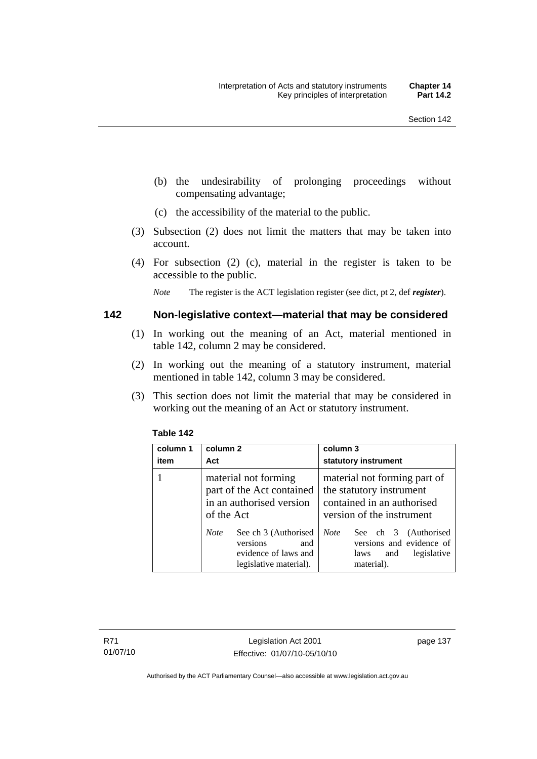(b) the undesirability of prolonging proceedings without compensating advantage;

(c) the accessibility of the material to the public.

(3) Subsection (2) does not limit the matters that may be taken into account.

(4) For subsection (2) (c), material in the register is taken to be accessible to the public.

*Note* The register is the ACT legislation register (see dict, pt 2, def ***register***).

## 142 Non-legislative context—material that may be considered

(1) In working out the meaning of an Act, material mentioned in table 142, column 2 may be considered.

(2) In working out the meaning of a statutory instrument, material mentioned in table 142, column 3 may be considered.

(3) This section does not limit the material that may be considered in working out the meaning of an Act or statutory instrument.

**Table 142**

| column 1 item | column 2 Act | column 3 statutory instrument |
|---|---|---|
| 1 | material not forming part of the Act contained in an authorised version of the Act<br><br>*Note* See ch 3 (Authorised versions and evidence of laws and legislative material). | material not forming part of the statutory instrument contained in an authorised version of the instrument<br><br>*Note* See ch 3 (Authorised versions and evidence of laws and legislative material). |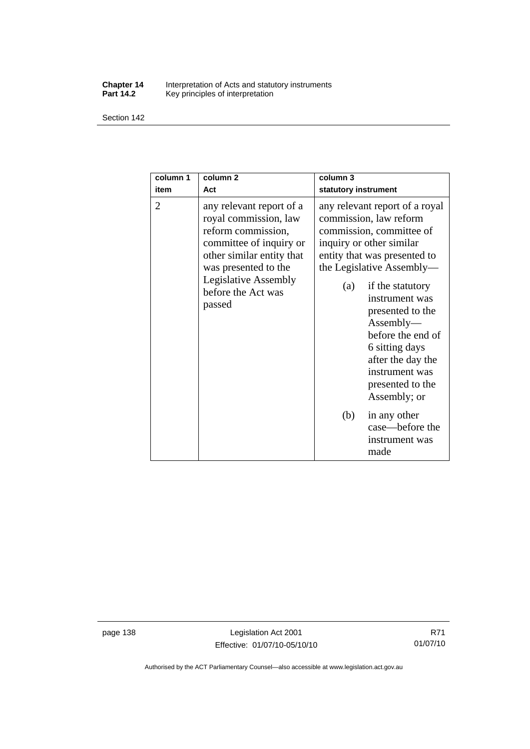| column 1 item | column 2 Act | column 3 statutory instrument |
| --- | --- | --- |
| 2 | any relevant report of a royal commission, law reform commission, committee of inquiry or other similar entity that was presented to the Legislative Assembly before the Act was passed | any relevant report of a royal commission, law reform commission, committee of inquiry or other similar entity that was presented to the Legislative Assembly— (a) if the statutory instrument was presented to the Assembly—before the end of 6 sitting days after the day the instrument was presented to the Assembly; or (b) in any other case—before the instrument was made |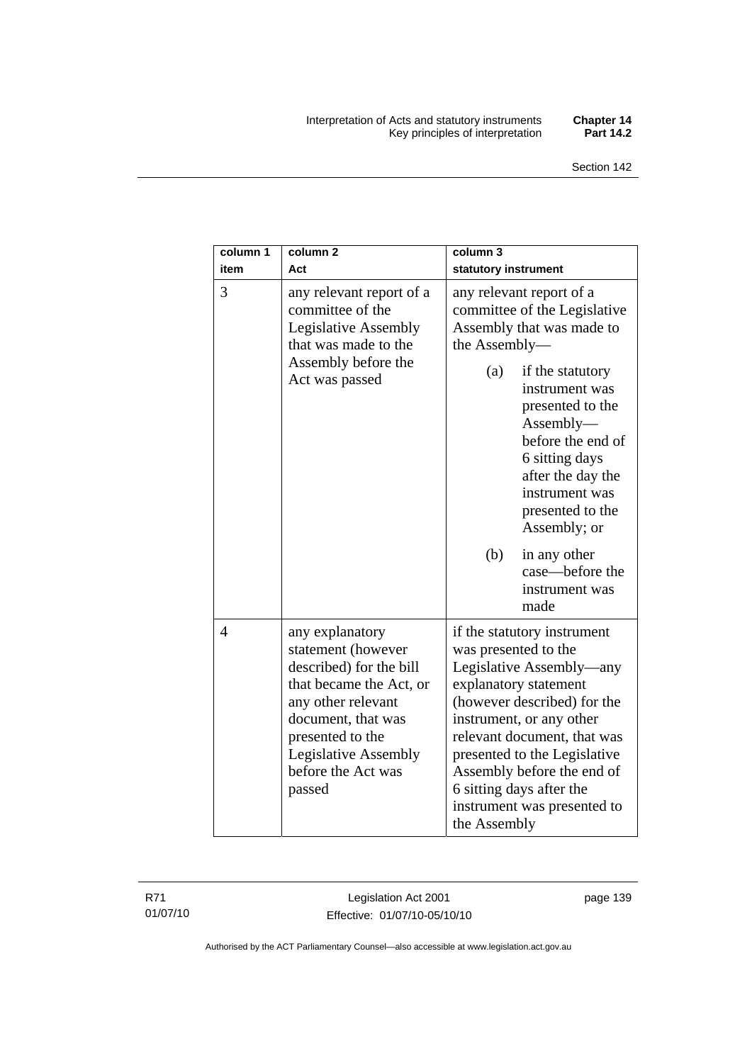| column 1<br>item | column 2<br>Act | column 3<br>statutory instrument |
|---|---|---|
| 3 | any relevant report of a committee of the Legislative Assembly that was made to the Assembly before the Act was passed | any relevant report of a committee of the Legislative Assembly that was made to the Assembly—<br>(a) if the statutory instrument was presented to the Assembly—before the end of 6 sitting days after the day the instrument was presented to the Assembly; or<br>(b) in any other case—before the instrument was made |
| 4 | any explanatory statement (however described) for the bill that became the Act, or any other relevant document, that was presented to the Legislative Assembly before the Act was passed | if the statutory instrument was presented to the Legislative Assembly—any explanatory statement (however described) for the instrument, or any other relevant document, that was presented to the Legislative Assembly before the end of 6 sitting days after the instrument was presented to the Assembly |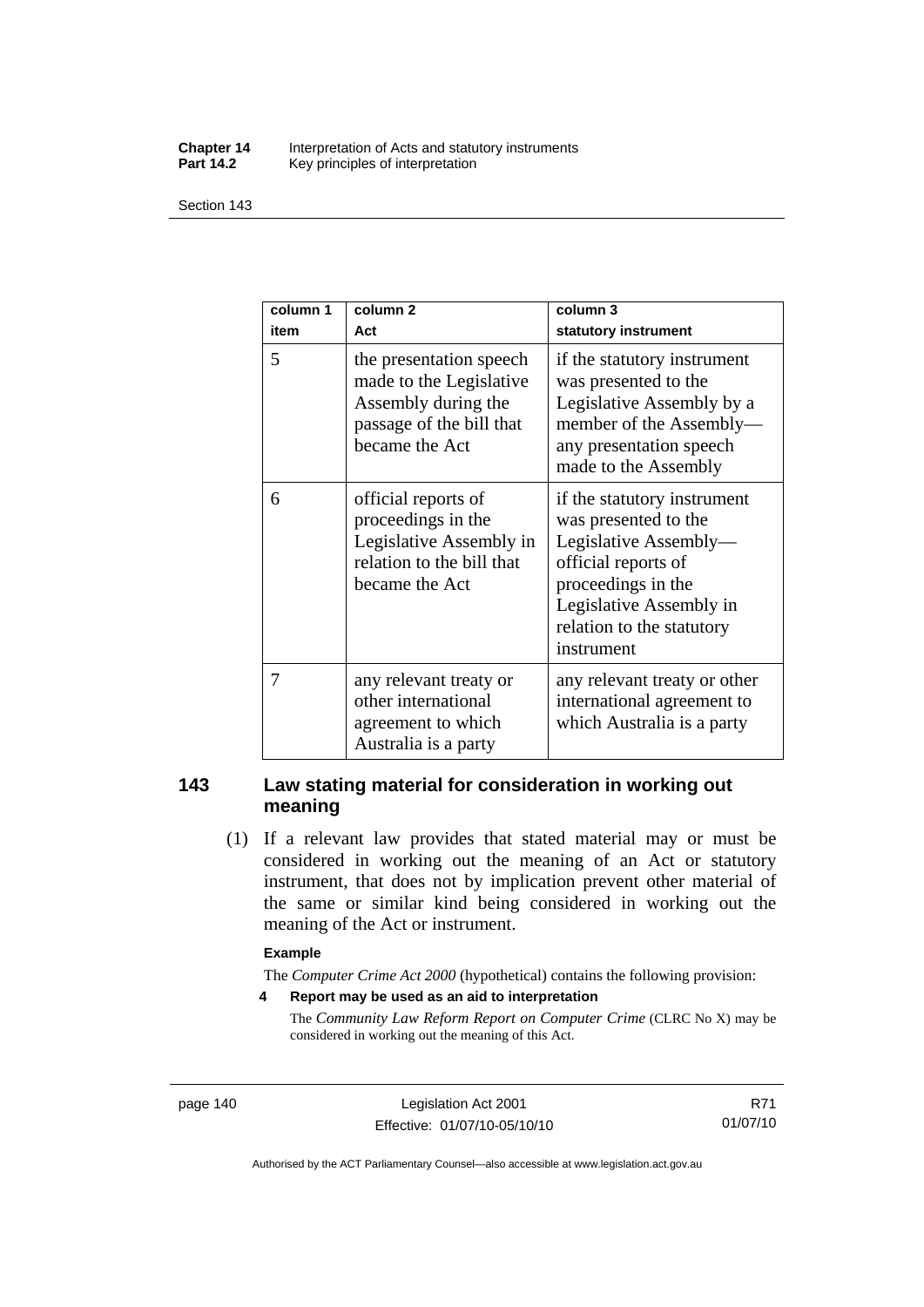| column 1<br>item | column 2<br>Act | column 3<br>statutory instrument |
|---|---|---|
| 5 | the presentation speech made to the Legislative Assembly during the passage of the bill that became the Act | if the statutory instrument was presented to the Legislative Assembly by a member of the Assembly—any presentation speech made to the Assembly |
| 6 | official reports of proceedings in the Legislative Assembly in relation to the bill that became the Act | if the statutory instrument was presented to the Legislative Assembly—official reports of proceedings in the Legislative Assembly in relation to the statutory instrument |
| 7 | any relevant treaty or other international agreement to which Australia is a party | any relevant treaty or other international agreement to which Australia is a party |

## 143 Law stating material for consideration in working out meaning

(1) If a relevant law provides that stated material may or must be considered in working out the meaning of an Act or statutory instrument, that does not by implication prevent other material of the same or similar kind being considered in working out the meaning of the Act or instrument.

**Example**

The *Computer Crime Act 2000* (hypothetical) contains the following provision:

**4 Report may be used as an aid to interpretation**

The *Community Law Reform Report on Computer Crime* (CLRC No X) may be considered in working out the meaning of this Act.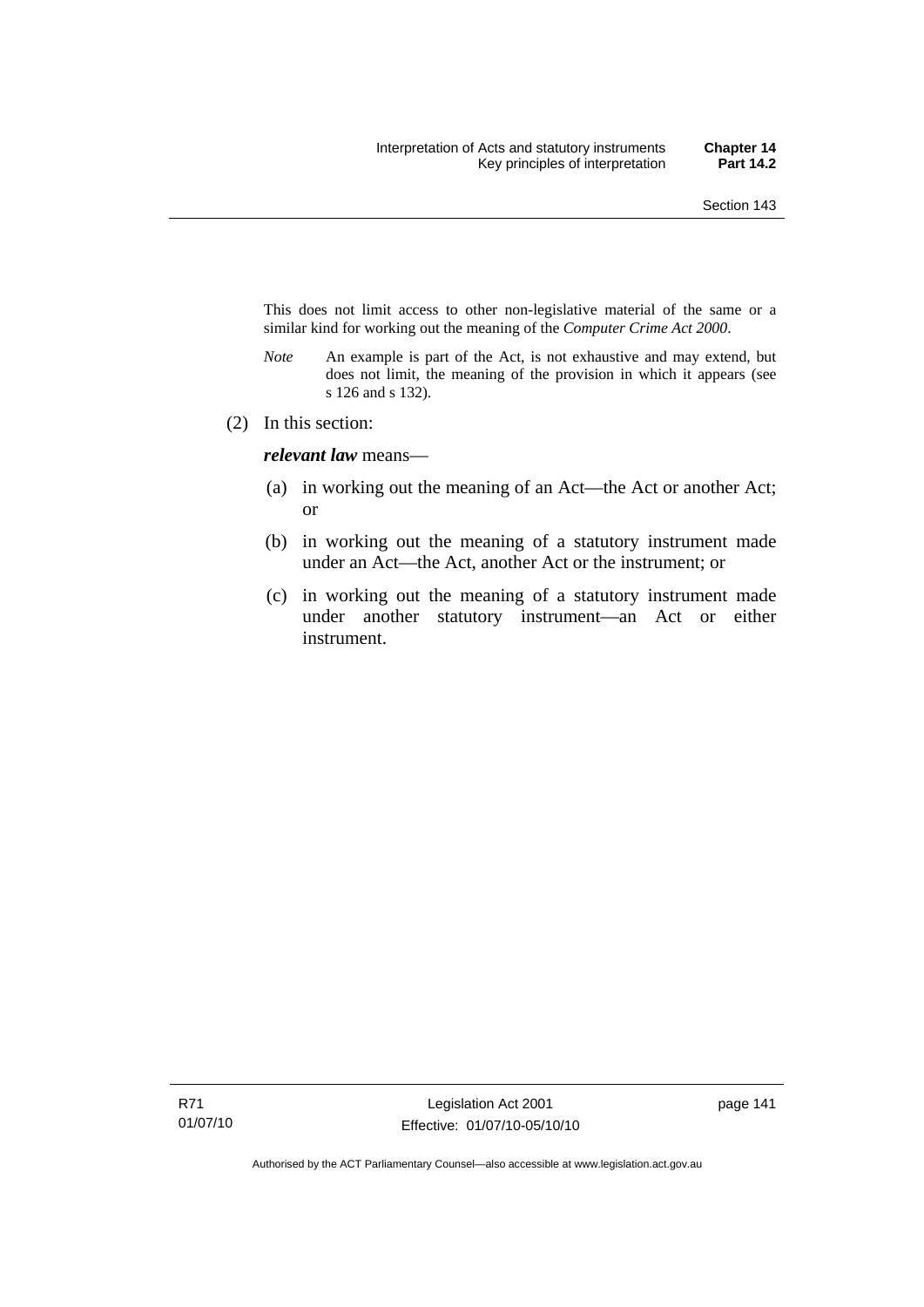This does not limit access to other non-legislative material of the same or a similar kind for working out the meaning of the *Computer Crime Act 2000*.

*Note* An example is part of the Act, is not exhaustive and may extend, but does not limit, the meaning of the provision in which it appears (see s 126 and s 132).

(2) In this section:

***relevant law*** means—

(a) in working out the meaning of an Act—the Act or another Act; or

(b) in working out the meaning of a statutory instrument made under an Act—the Act, another Act or the instrument; or

(c) in working out the meaning of a statutory instrument made under another statutory instrument—an Act or either instrument.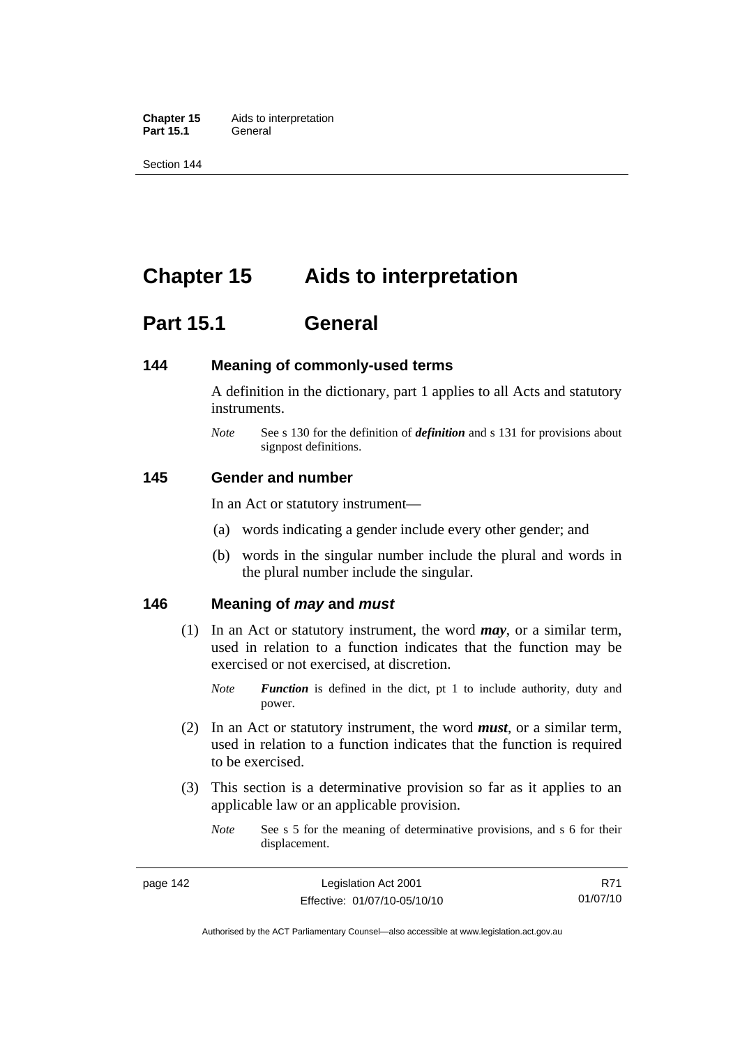# Chapter 15 Aids to interpretation

## Part 15.1 General

### 144 Meaning of commonly-used terms

A definition in the dictionary, part 1 applies to all Acts and statutory instruments.

*Note* See s 130 for the definition of ***definition*** and s 131 for provisions about signpost definitions.

### 145 Gender and number

In an Act or statutory instrument—

(a) words indicating a gender include every other gender; and

(b) words in the singular number include the plural and words in the plural number include the singular.

### 146 Meaning of *may* and *must*

(1) In an Act or statutory instrument, the word ***may***, or a similar term, used in relation to a function indicates that the function may be exercised or not exercised, at discretion.

*Note* ***Function*** is defined in the dict, pt 1 to include authority, duty and power.

(2) In an Act or statutory instrument, the word ***must***, or a similar term, used in relation to a function indicates that the function is required to be exercised.

(3) This section is a determinative provision so far as it applies to an applicable law or an applicable provision.

*Note* See s 5 for the meaning of determinative provisions, and s 6 for their displacement.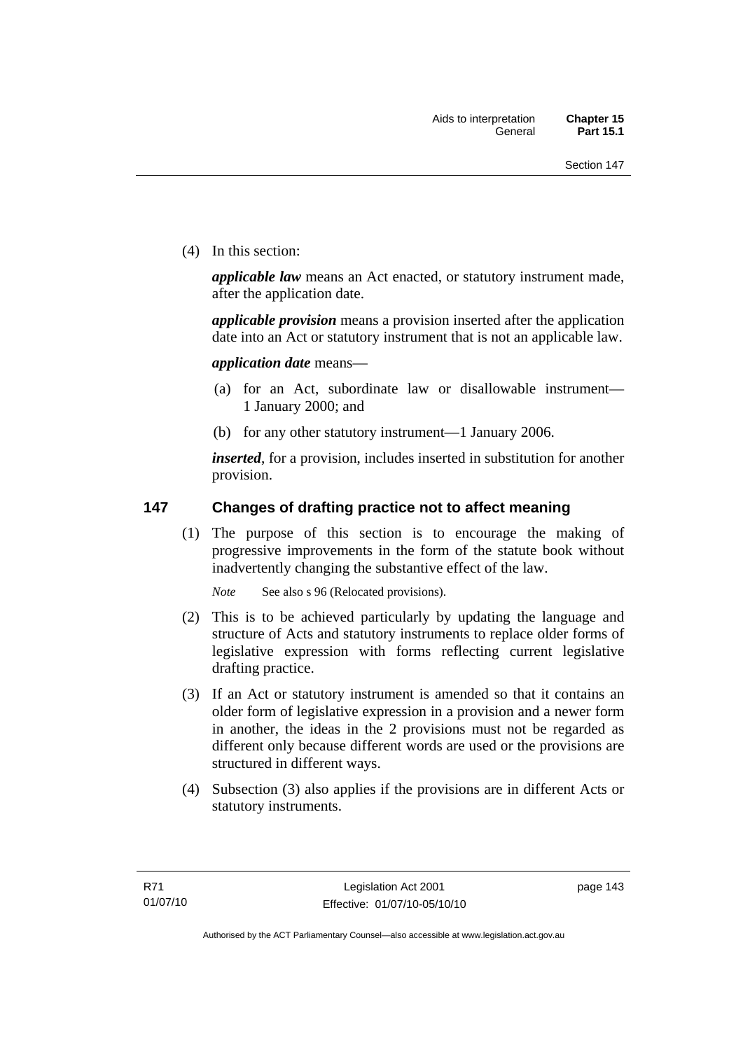(4) In this section:

***applicable law*** means an Act enacted, or statutory instrument made, after the application date.

***applicable provision*** means a provision inserted after the application date into an Act or statutory instrument that is not an applicable law.

***application date*** means—

(a) for an Act, subordinate law or disallowable instrument—1 January 2000; and

(b) for any other statutory instrument—1 January 2006.

***inserted***, for a provision, includes inserted in substitution for another provision.

## 147 Changes of drafting practice not to affect meaning

(1) The purpose of this section is to encourage the making of progressive improvements in the form of the statute book without inadvertently changing the substantive effect of the law.

*Note* See also s 96 (Relocated provisions).

(2) This is to be achieved particularly by updating the language and structure of Acts and statutory instruments to replace older forms of legislative expression with forms reflecting current legislative drafting practice.

(3) If an Act or statutory instrument is amended so that it contains an older form of legislative expression in a provision and a newer form in another, the ideas in the 2 provisions must not be regarded as different only because different words are used or the provisions are structured in different ways.

(4) Subsection (3) also applies if the provisions are in different Acts or statutory instruments.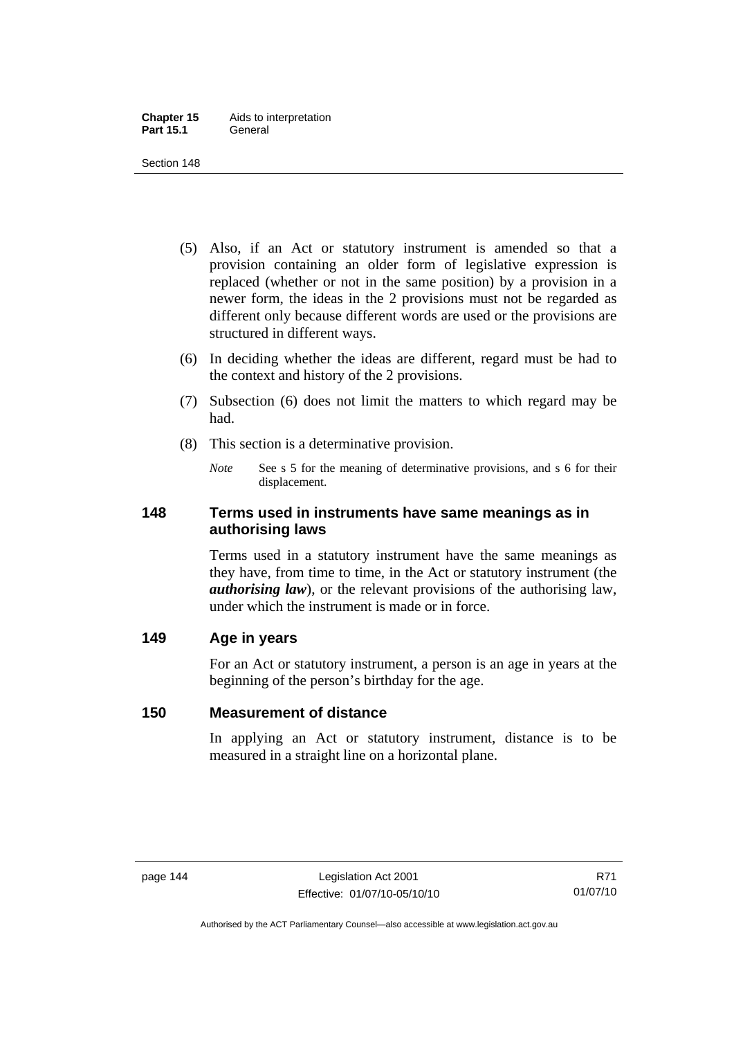(5) Also, if an Act or statutory instrument is amended so that a provision containing an older form of legislative expression is replaced (whether or not in the same position) by a provision in a newer form, the ideas in the 2 provisions must not be regarded as different only because different words are used or the provisions are structured in different ways.

(6) In deciding whether the ideas are different, regard must be had to the context and history of the 2 provisions.

(7) Subsection (6) does not limit the matters to which regard may be had.

(8) This section is a determinative provision.

*Note* See s 5 for the meaning of determinative provisions, and s 6 for their displacement.

## 148 Terms used in instruments have same meanings as in authorising laws

Terms used in a statutory instrument have the same meanings as they have, from time to time, in the Act or statutory instrument (the ***authorising law***), or the relevant provisions of the authorising law, under which the instrument is made or in force.

## 149 Age in years

For an Act or statutory instrument, a person is an age in years at the beginning of the person's birthday for the age.

## 150 Measurement of distance

In applying an Act or statutory instrument, distance is to be measured in a straight line on a horizontal plane.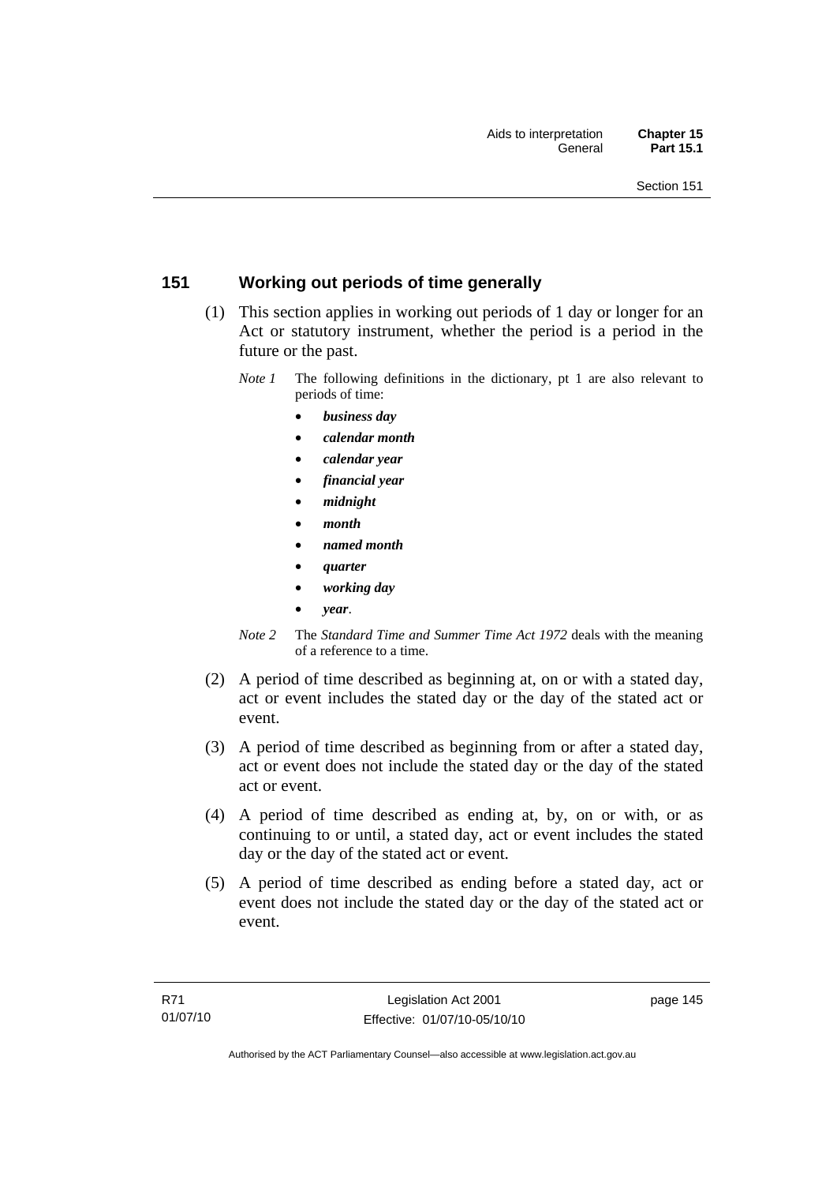## 151 Working out periods of time generally

(1) This section applies in working out periods of 1 day or longer for an Act or statutory instrument, whether the period is a period in the future or the past.

*Note 1* The following definitions in the dictionary, pt 1 are also relevant to periods of time:

- ***business day***
- ***calendar month***
- ***calendar year***
- ***financial year***
- ***midnight***
- ***month***
- ***named month***
- ***quarter***
- ***working day***
- ***year***.

*Note 2* The *Standard Time and Summer Time Act 1972* deals with the meaning of a reference to a time.

(2) A period of time described as beginning at, on or with a stated day, act or event includes the stated day or the day of the stated act or event.

(3) A period of time described as beginning from or after a stated day, act or event does not include the stated day or the day of the stated act or event.

(4) A period of time described as ending at, by, on or with, or as continuing to or until, a stated day, act or event includes the stated day or the day of the stated act or event.

(5) A period of time described as ending before a stated day, act or event does not include the stated day or the day of the stated act or event.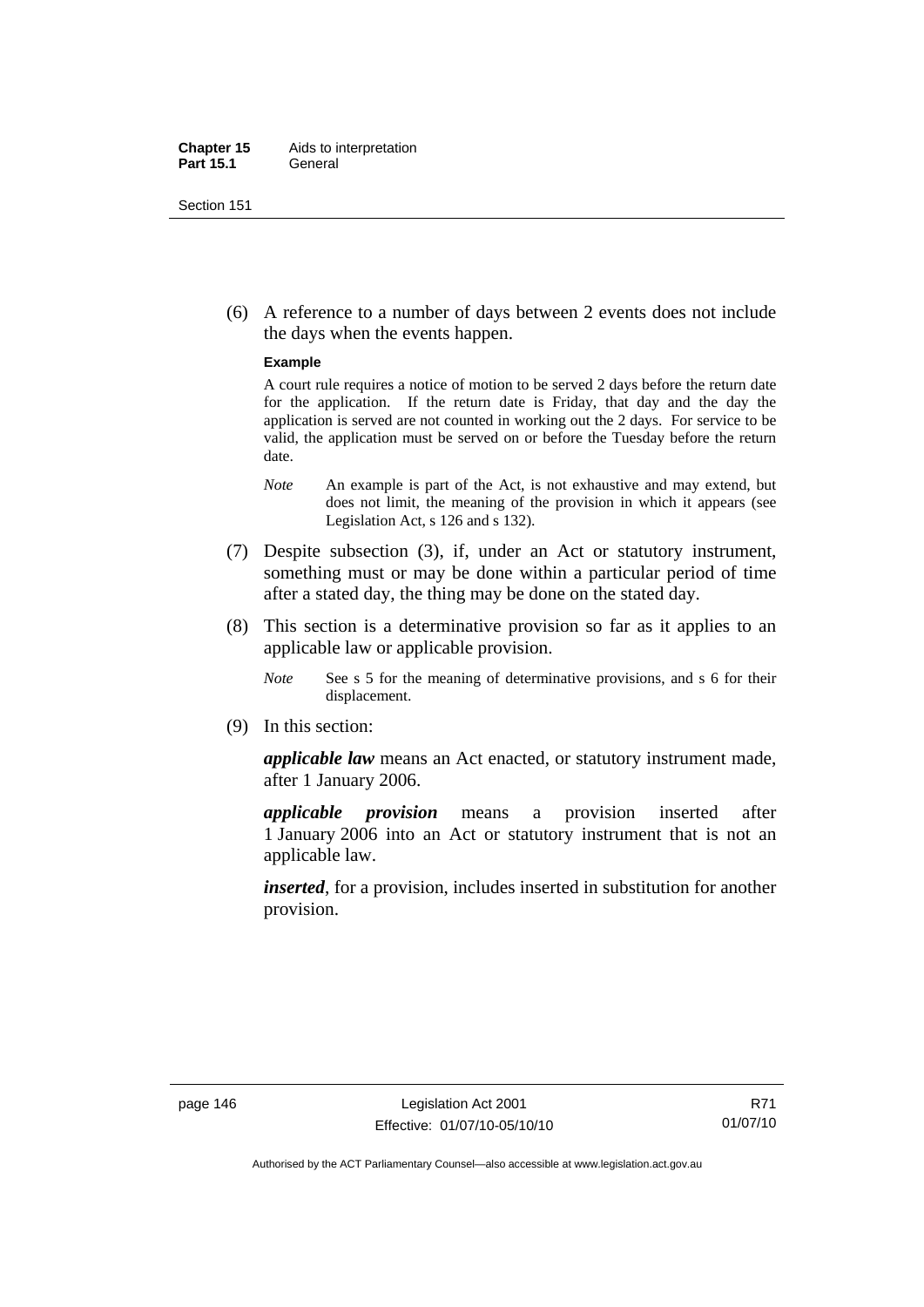(6) A reference to a number of days between 2 events does not include the days when the events happen.

**Example**

A court rule requires a notice of motion to be served 2 days before the return date for the application. If the return date is Friday, that day and the day the application is served are not counted in working out the 2 days. For service to be valid, the application must be served on or before the Tuesday before the return date.

*Note* An example is part of the Act, is not exhaustive and may extend, but does not limit, the meaning of the provision in which it appears (see Legislation Act, s 126 and s 132).

(7) Despite subsection (3), if, under an Act or statutory instrument, something must or may be done within a particular period of time after a stated day, the thing may be done on the stated day.

(8) This section is a determinative provision so far as it applies to an applicable law or applicable provision.

*Note* See s 5 for the meaning of determinative provisions, and s 6 for their displacement.

(9) In this section:

***applicable law*** means an Act enacted, or statutory instrument made, after 1 January 2006.

***applicable provision*** means a provision inserted after 1 January 2006 into an Act or statutory instrument that is not an applicable law.

***inserted***, for a provision, includes inserted in substitution for another provision.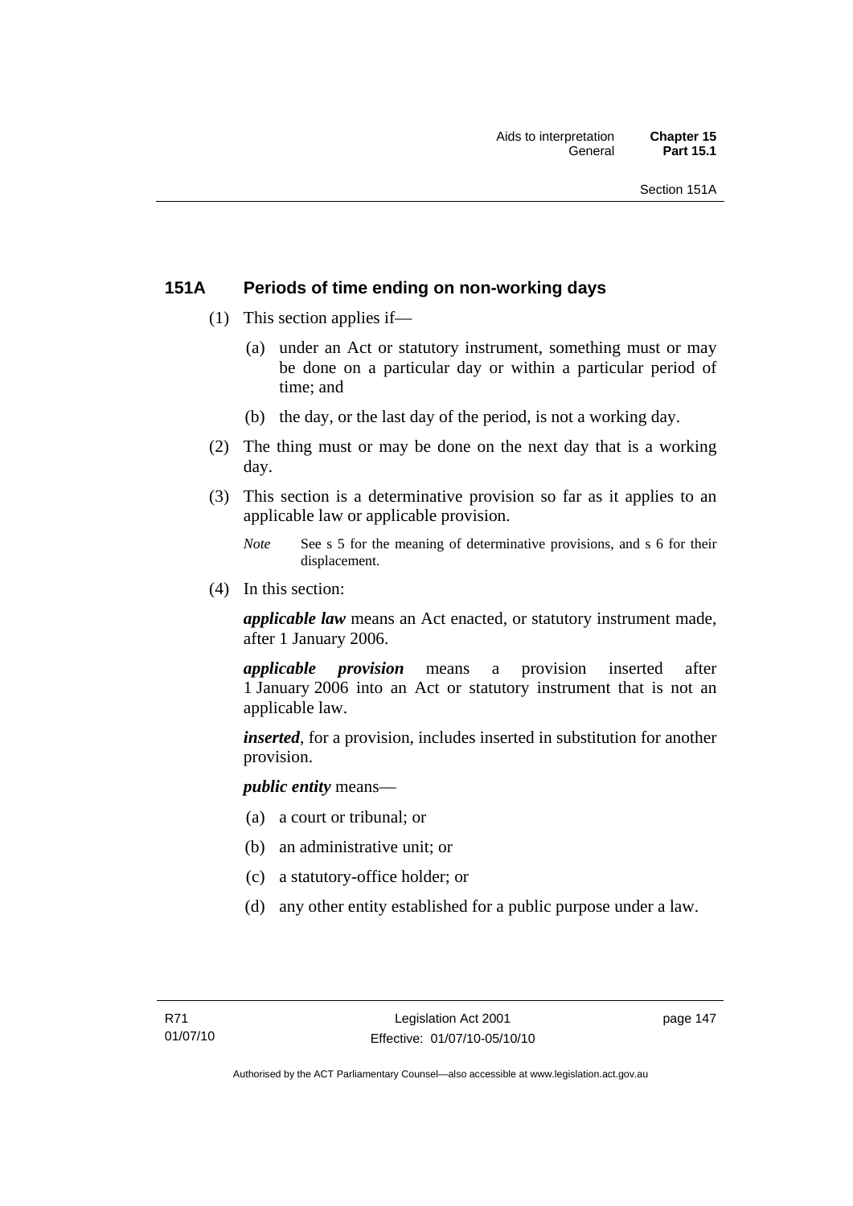## 151A Periods of time ending on non-working days

(1) This section applies if—

(a) under an Act or statutory instrument, something must or may be done on a particular day or within a particular period of time; and

(b) the day, or the last day of the period, is not a working day.

(2) The thing must or may be done on the next day that is a working day.

(3) This section is a determinative provision so far as it applies to an applicable law or applicable provision.

*Note* See s 5 for the meaning of determinative provisions, and s 6 for their displacement.

(4) In this section:

***applicable law*** means an Act enacted, or statutory instrument made, after 1 January 2006.

***applicable provision*** means a provision inserted after 1 January 2006 into an Act or statutory instrument that is not an applicable law.

***inserted***, for a provision, includes inserted in substitution for another provision.

***public entity*** means—

(a) a court or tribunal; or

(b) an administrative unit; or

(c) a statutory-office holder; or

(d) any other entity established for a public purpose under a law.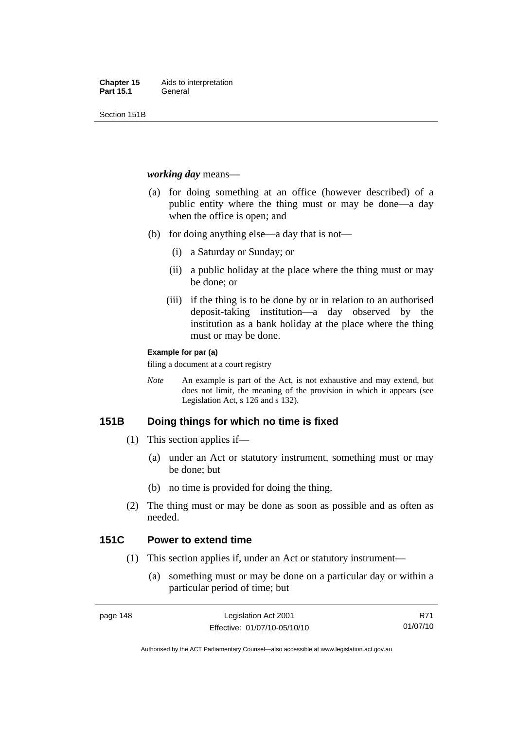***working day*** means—

(a) for doing something at an office (however described) of a public entity where the thing must or may be done—a day when the office is open; and

(b) for doing anything else—a day that is not—

   (i) a Saturday or Sunday; or

   (ii) a public holiday at the place where the thing must or may be done; or

   (iii) if the thing is to be done by or in relation to an authorised deposit-taking institution—a day observed by the institution as a bank holiday at the place where the thing must or may be done.

**Example for par (a)**

filing a document at a court registry

*Note* An example is part of the Act, is not exhaustive and may extend, but does not limit, the meaning of the provision in which it appears (see Legislation Act, s 126 and s 132).

## 151B Doing things for which no time is fixed

(1) This section applies if—

   (a) under an Act or statutory instrument, something must or may be done; but

   (b) no time is provided for doing the thing.

(2) The thing must or may be done as soon as possible and as often as needed.

## 151C Power to extend time

(1) This section applies if, under an Act or statutory instrument—

   (a) something must or may be done on a particular day or within a particular period of time; but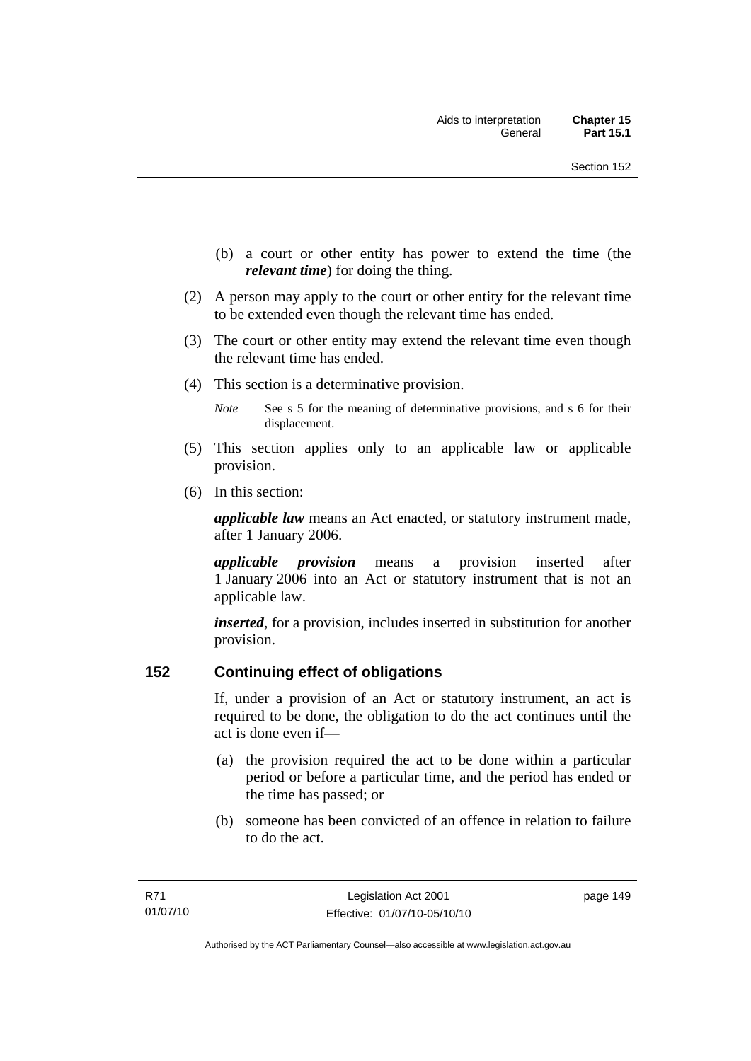(b) a court or other entity has power to extend the time (the ***relevant time***) for doing the thing.

(2) A person may apply to the court or other entity for the relevant time to be extended even though the relevant time has ended.

(3) The court or other entity may extend the relevant time even though the relevant time has ended.

(4) This section is a determinative provision.

*Note* See s 5 for the meaning of determinative provisions, and s 6 for their displacement.

(5) This section applies only to an applicable law or applicable provision.

(6) In this section:

***applicable law*** means an Act enacted, or statutory instrument made, after 1 January 2006.

***applicable provision*** means a provision inserted after 1 January 2006 into an Act or statutory instrument that is not an applicable law.

***inserted***, for a provision, includes inserted in substitution for another provision.

## 152 Continuing effect of obligations

If, under a provision of an Act or statutory instrument, an act is required to be done, the obligation to do the act continues until the act is done even if—

(a) the provision required the act to be done within a particular period or before a particular time, and the period has ended or the time has passed; or

(b) someone has been convicted of an offence in relation to failure to do the act.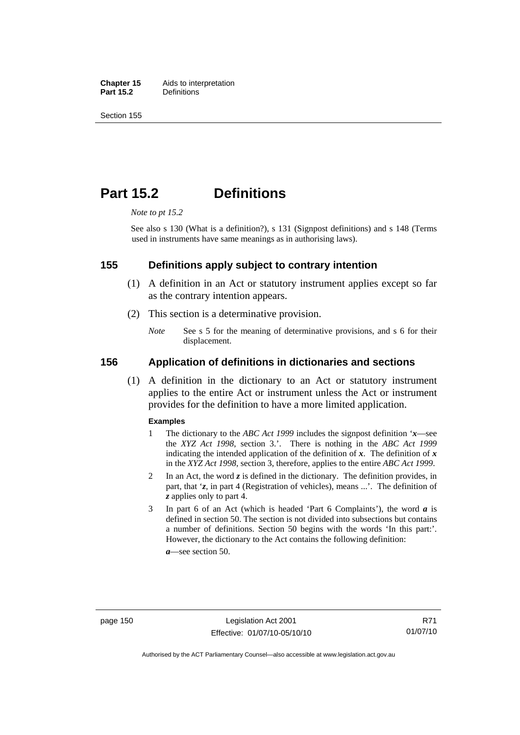# Part 15.2 Definitions

*Note to pt 15.2*

See also s 130 (What is a definition?), s 131 (Signpost definitions) and s 148 (Terms used in instruments have same meanings as in authorising laws).

## 155 Definitions apply subject to contrary intention

(1) A definition in an Act or statutory instrument applies except so far as the contrary intention appears.

(2) This section is a determinative provision.

*Note* See s 5 for the meaning of determinative provisions, and s 6 for their displacement.

## 156 Application of definitions in dictionaries and sections

(1) A definition in the dictionary to an Act or statutory instrument applies to the entire Act or instrument unless the Act or instrument provides for the definition to have a more limited application.

**Examples**

1 The dictionary to the *ABC Act 1999* includes the signpost definition '***x***—see the *XYZ Act 1998*, section 3.'. There is nothing in the *ABC Act 1999* indicating the intended application of the definition of ***x***. The definition of ***x*** in the *XYZ Act 1998*, section 3, therefore, applies to the entire *ABC Act 1999*.

2 In an Act, the word ***z*** is defined in the dictionary. The definition provides, in part, that '***z***, in part 4 (Registration of vehicles), means ...'. The definition of ***z*** applies only to part 4.

3 In part 6 of an Act (which is headed 'Part 6 Complaints'), the word ***a*** is defined in section 50. The section is not divided into subsections but contains a number of definitions. Section 50 begins with the words 'In this part:'. However, the dictionary to the Act contains the following definition:

***a***—see section 50.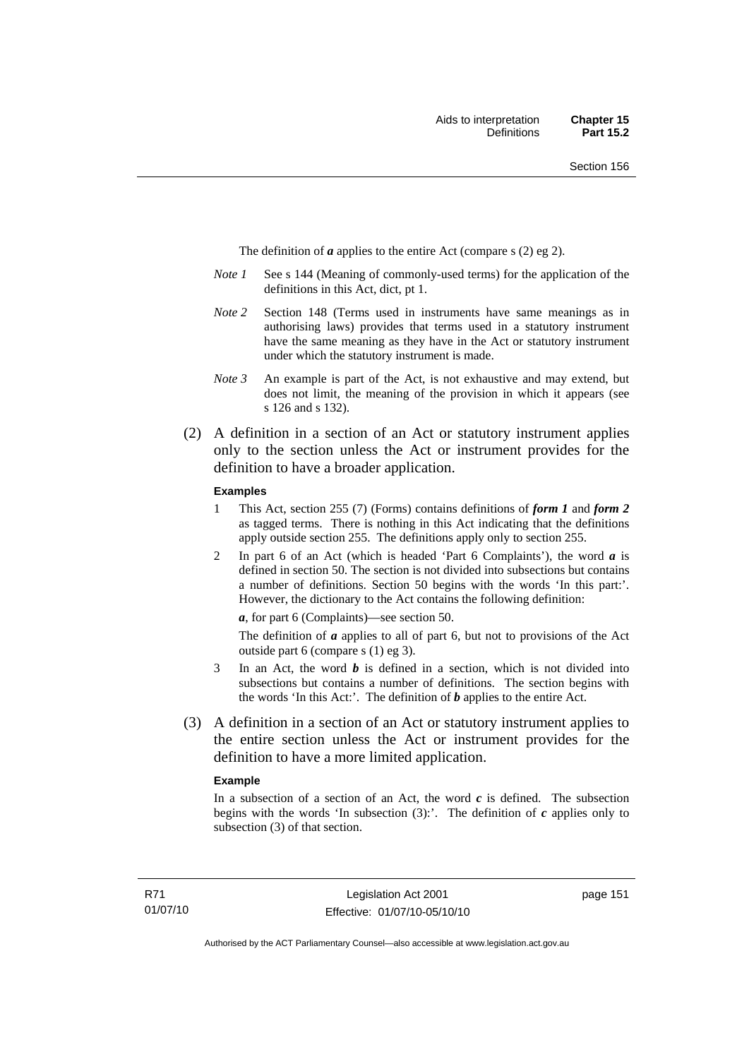The definition of ***a*** applies to the entire Act (compare s (2) eg 2).

*Note 1* See s 144 (Meaning of commonly-used terms) for the application of the definitions in this Act, dict, pt 1.

*Note 2* Section 148 (Terms used in instruments have same meanings as in authorising laws) provides that terms used in a statutory instrument have the same meaning as they have in the Act or statutory instrument under which the statutory instrument is made.

*Note 3* An example is part of the Act, is not exhaustive and may extend, but does not limit, the meaning of the provision in which it appears (see s 126 and s 132).

(2) A definition in a section of an Act or statutory instrument applies only to the section unless the Act or instrument provides for the definition to have a broader application.

**Examples**

1 This Act, section 255 (7) (Forms) contains definitions of ***form 1*** and ***form 2*** as tagged terms. There is nothing in this Act indicating that the definitions apply outside section 255. The definitions apply only to section 255.

2 In part 6 of an Act (which is headed 'Part 6 Complaints'), the word ***a*** is defined in section 50. The section is not divided into subsections but contains a number of definitions. Section 50 begins with the words 'In this part:'. However, the dictionary to the Act contains the following definition:

***a***, for part 6 (Complaints)—see section 50.

The definition of ***a*** applies to all of part 6, but not to provisions of the Act outside part 6 (compare s (1) eg 3).

3 In an Act, the word ***b*** is defined in a section, which is not divided into subsections but contains a number of definitions. The section begins with the words 'In this Act:'. The definition of ***b*** applies to the entire Act.

(3) A definition in a section of an Act or statutory instrument applies to the entire section unless the Act or instrument provides for the definition to have a more limited application.

**Example**

In a subsection of a section of an Act, the word ***c*** is defined. The subsection begins with the words 'In subsection (3):'. The definition of ***c*** applies only to subsection (3) of that section.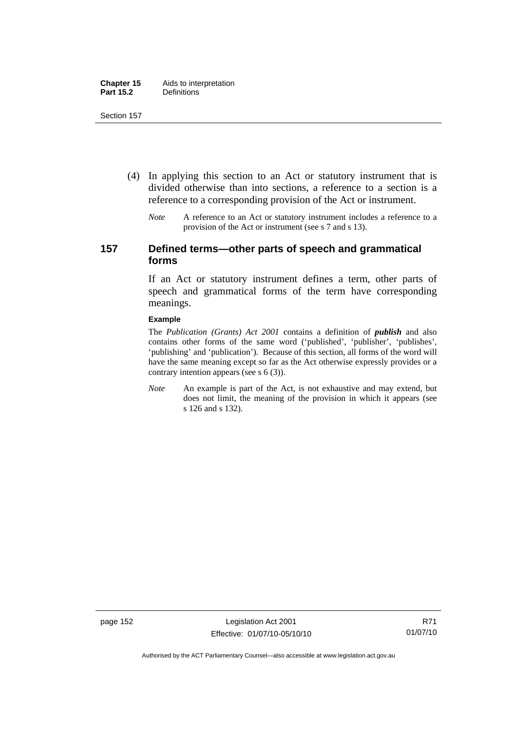(4) In applying this section to an Act or statutory instrument that is divided otherwise than into sections, a reference to a section is a reference to a corresponding provision of the Act or instrument.

*Note* A reference to an Act or statutory instrument includes a reference to a provision of the Act or instrument (see s 7 and s 13).

## 157 Defined terms—other parts of speech and grammatical forms

If an Act or statutory instrument defines a term, other parts of speech and grammatical forms of the term have corresponding meanings.

**Example**

The *Publication (Grants) Act 2001* contains a definition of ***publish*** and also contains other forms of the same word ('published', 'publisher', 'publishes', 'publishing' and 'publication'). Because of this section, all forms of the word will have the same meaning except so far as the Act otherwise expressly provides or a contrary intention appears (see s 6 (3)).

*Note* An example is part of the Act, is not exhaustive and may extend, but does not limit, the meaning of the provision in which it appears (see s 126 and s 132).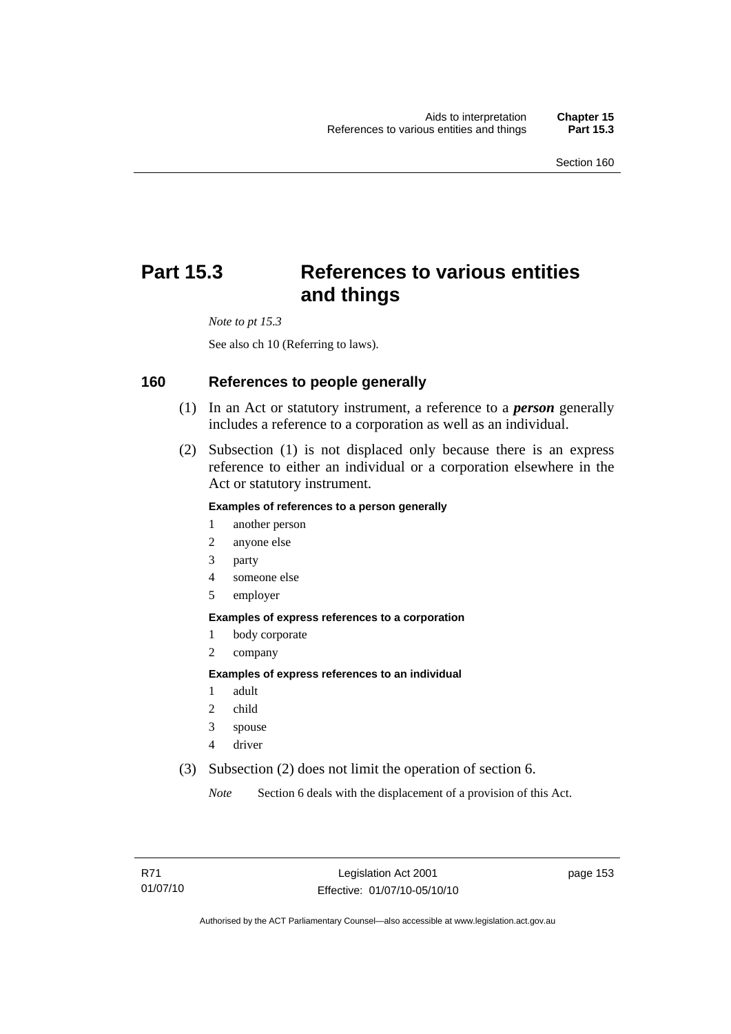# Part 15.3 References to various entities and things

*Note to pt 15.3*

See also ch 10 (Referring to laws).

## 160 References to people generally

(1) In an Act or statutory instrument, a reference to a ***person*** generally includes a reference to a corporation as well as an individual.

(2) Subsection (1) is not displaced only because there is an express reference to either an individual or a corporation elsewhere in the Act or statutory instrument.

**Examples of references to a person generally**

1 another person
2 anyone else
3 party
4 someone else
5 employer

**Examples of express references to a corporation**

1 body corporate
2 company

**Examples of express references to an individual**

1 adult
2 child
3 spouse
4 driver

(3) Subsection (2) does not limit the operation of section 6.

*Note* Section 6 deals with the displacement of a provision of this Act.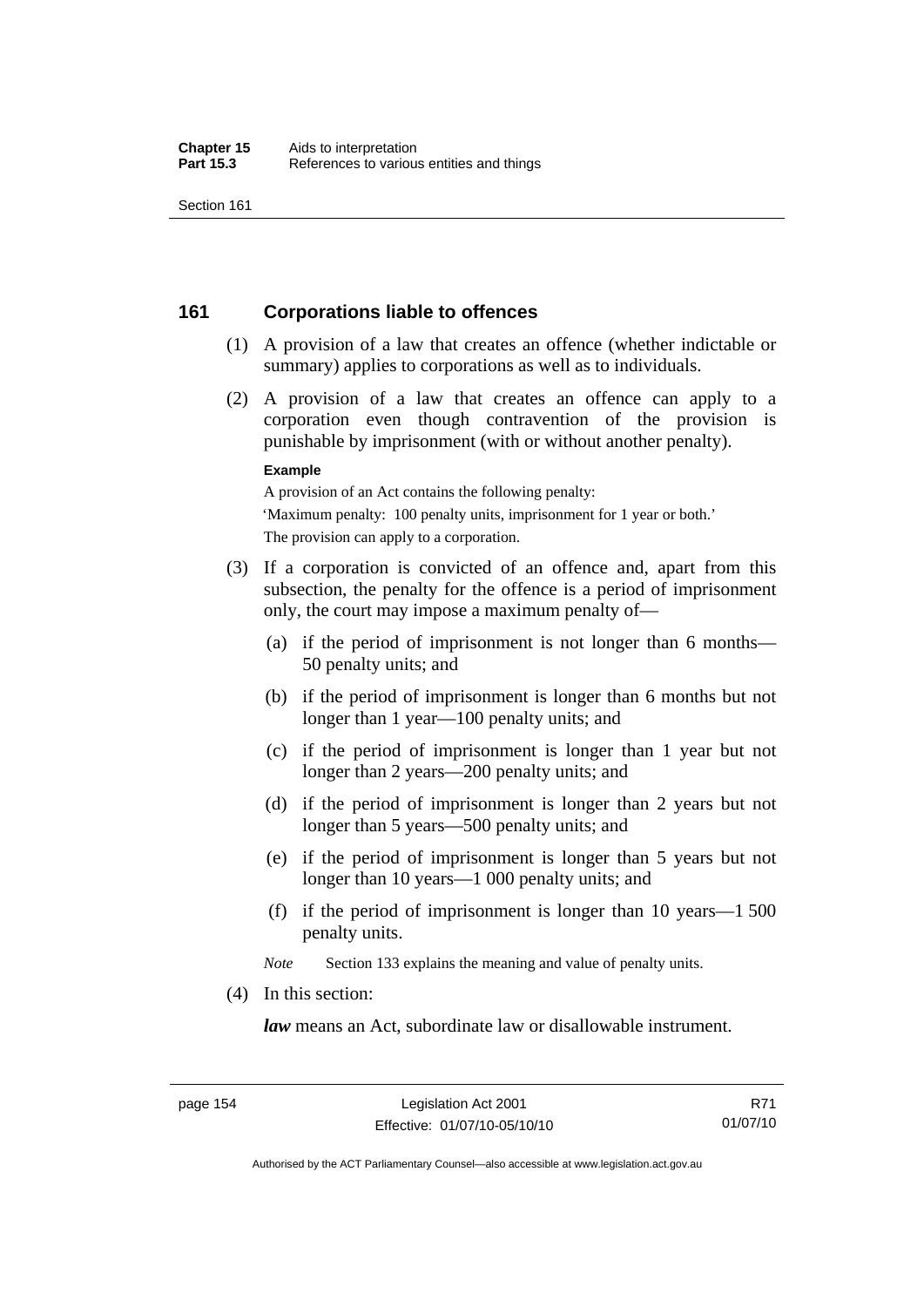## 161 Corporations liable to offences

(1) A provision of a law that creates an offence (whether indictable or summary) applies to corporations as well as to individuals.

(2) A provision of a law that creates an offence can apply to a corporation even though contravention of the provision is punishable by imprisonment (with or without another penalty).

**Example**

A provision of an Act contains the following penalty:

'Maximum penalty: 100 penalty units, imprisonment for 1 year or both.'

The provision can apply to a corporation.

(3) If a corporation is convicted of an offence and, apart from this subsection, the penalty for the offence is a period of imprisonment only, the court may impose a maximum penalty of—

(a) if the period of imprisonment is not longer than 6 months—50 penalty units; and

(b) if the period of imprisonment is longer than 6 months but not longer than 1 year—100 penalty units; and

(c) if the period of imprisonment is longer than 1 year but not longer than 2 years—200 penalty units; and

(d) if the period of imprisonment is longer than 2 years but not longer than 5 years—500 penalty units; and

(e) if the period of imprisonment is longer than 5 years but not longer than 10 years—1 000 penalty units; and

(f) if the period of imprisonment is longer than 10 years—1 500 penalty units.

*Note* Section 133 explains the meaning and value of penalty units.

(4) In this section:

***law*** means an Act, subordinate law or disallowable instrument.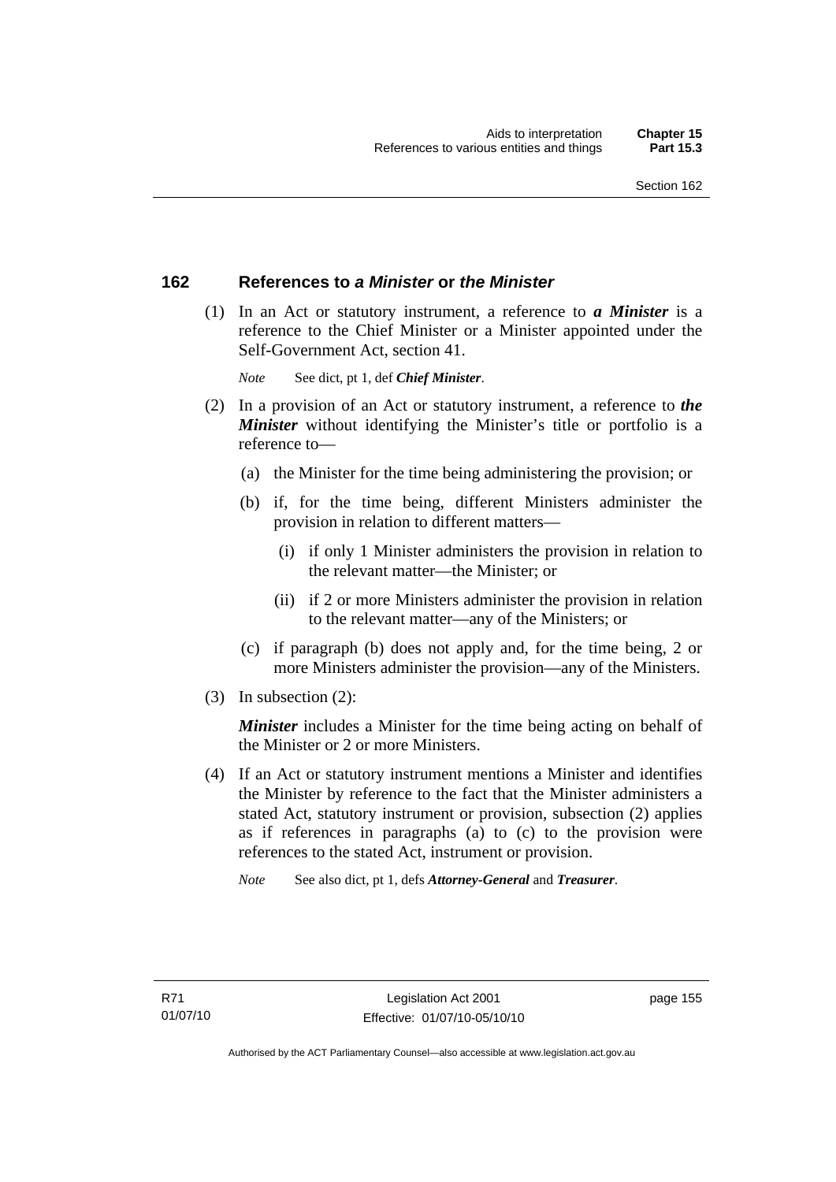## 162 References to *a Minister* or *the Minister*

(1) In an Act or statutory instrument, a reference to ***a Minister*** is a reference to the Chief Minister or a Minister appointed under the Self-Government Act, section 41.

*Note* See dict, pt 1, def ***Chief Minister***.

(2) In a provision of an Act or statutory instrument, a reference to ***the Minister*** without identifying the Minister's title or portfolio is a reference to—

(a) the Minister for the time being administering the provision; or

(b) if, for the time being, different Ministers administer the provision in relation to different matters—

(i) if only 1 Minister administers the provision in relation to the relevant matter—the Minister; or

(ii) if 2 or more Ministers administer the provision in relation to the relevant matter—any of the Ministers; or

(c) if paragraph (b) does not apply and, for the time being, 2 or more Ministers administer the provision—any of the Ministers.

(3) In subsection (2):

***Minister*** includes a Minister for the time being acting on behalf of the Minister or 2 or more Ministers.

(4) If an Act or statutory instrument mentions a Minister and identifies the Minister by reference to the fact that the Minister administers a stated Act, statutory instrument or provision, subsection (2) applies as if references in paragraphs (a) to (c) to the provision were references to the stated Act, instrument or provision.

*Note* See also dict, pt 1, defs ***Attorney-General*** and ***Treasurer***.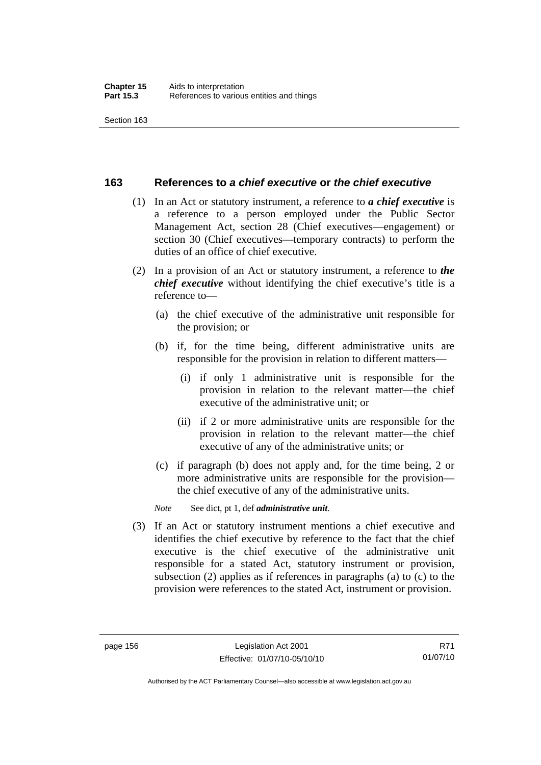## 163 References to *a chief executive* or *the chief executive*

(1) In an Act or statutory instrument, a reference to ***a chief executive*** is a reference to a person employed under the Public Sector Management Act, section 28 (Chief executives—engagement) or section 30 (Chief executives—temporary contracts) to perform the duties of an office of chief executive.

(2) In a provision of an Act or statutory instrument, a reference to ***the chief executive*** without identifying the chief executive's title is a reference to—

(a) the chief executive of the administrative unit responsible for the provision; or

(b) if, for the time being, different administrative units are responsible for the provision in relation to different matters—

(i) if only 1 administrative unit is responsible for the provision in relation to the relevant matter—the chief executive of the administrative unit; or

(ii) if 2 or more administrative units are responsible for the provision in relation to the relevant matter—the chief executive of any of the administrative units; or

(c) if paragraph (b) does not apply and, for the time being, 2 or more administrative units are responsible for the provision—the chief executive of any of the administrative units.

*Note* See dict, pt 1, def ***administrative unit***.

(3) If an Act or statutory instrument mentions a chief executive and identifies the chief executive by reference to the fact that the chief executive is the chief executive of the administrative unit responsible for a stated Act, statutory instrument or provision, subsection (2) applies as if references in paragraphs (a) to (c) to the provision were references to the stated Act, instrument or provision.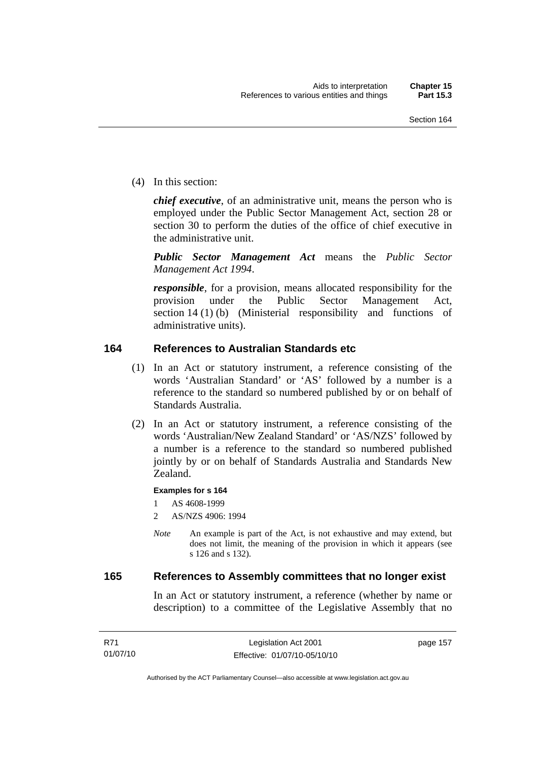(4) In this section:

*chief executive*, of an administrative unit, means the person who is employed under the Public Sector Management Act, section 28 or section 30 to perform the duties of the office of chief executive in the administrative unit.

*Public Sector Management Act* means the *Public Sector Management Act 1994*.

*responsible*, for a provision, means allocated responsibility for the provision under the Public Sector Management Act, section 14 (1) (b) (Ministerial responsibility and functions of administrative units).

## 164 References to Australian Standards etc

(1) In an Act or statutory instrument, a reference consisting of the words 'Australian Standard' or 'AS' followed by a number is a reference to the standard so numbered published by or on behalf of Standards Australia.

(2) In an Act or statutory instrument, a reference consisting of the words 'Australian/New Zealand Standard' or 'AS/NZS' followed by a number is a reference to the standard so numbered published jointly by or on behalf of Standards Australia and Standards New Zealand.

**Examples for s 164**

1 AS 4608-1999

2 AS/NZS 4906: 1994

*Note* An example is part of the Act, is not exhaustive and may extend, but does not limit, the meaning of the provision in which it appears (see s 126 and s 132).

## 165 References to Assembly committees that no longer exist

In an Act or statutory instrument, a reference (whether by name or description) to a committee of the Legislative Assembly that no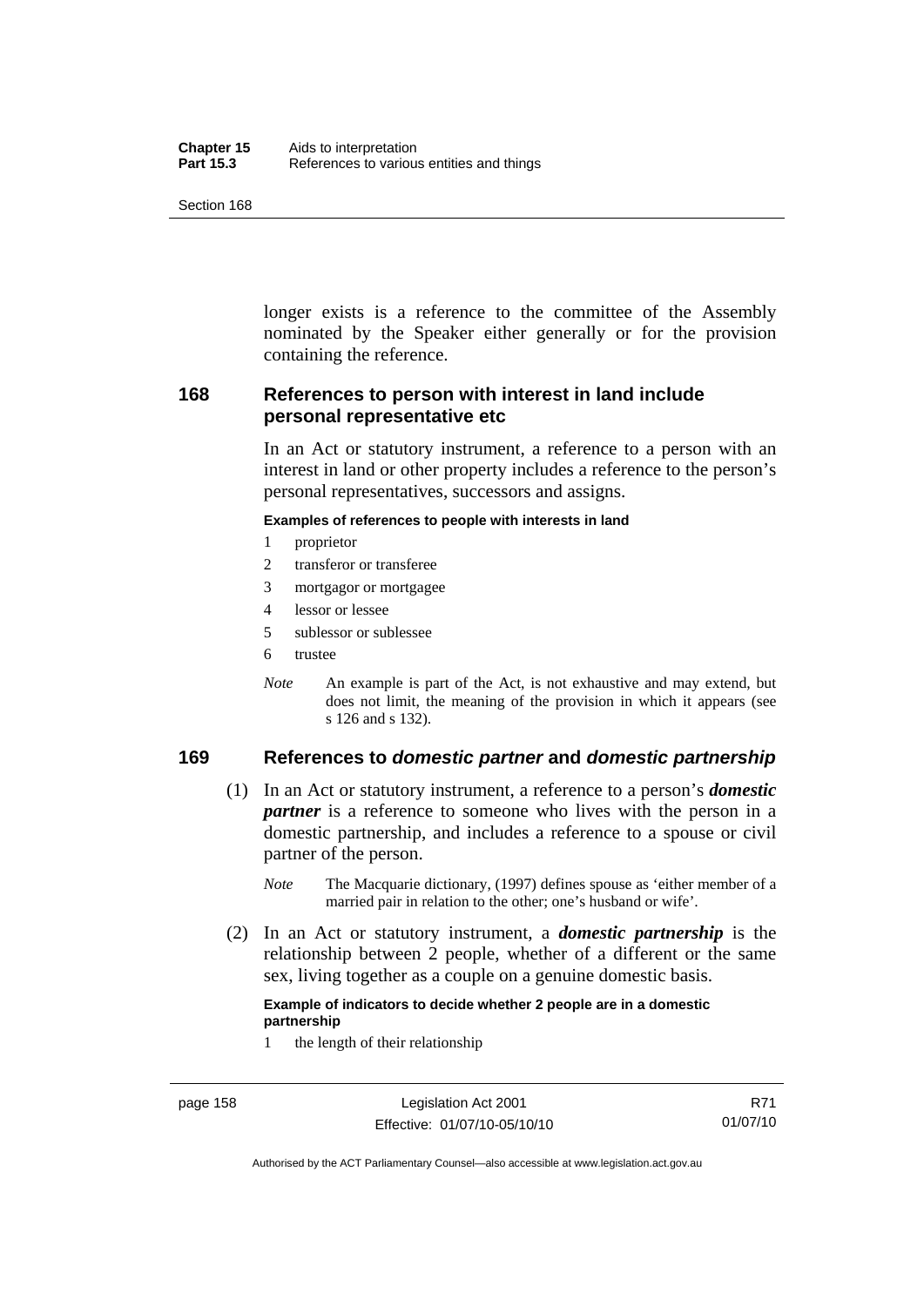longer exists is a reference to the committee of the Assembly nominated by the Speaker either generally or for the provision containing the reference.

### 168 References to person with interest in land include personal representative etc

In an Act or statutory instrument, a reference to a person with an interest in land or other property includes a reference to the person's personal representatives, successors and assigns.

**Examples of references to people with interests in land**

1 proprietor
2 transferor or transferee
3 mortgagor or mortgagee
4 lessor or lessee
5 sublessor or sublessee
6 trustee

*Note* An example is part of the Act, is not exhaustive and may extend, but does not limit, the meaning of the provision in which it appears (see s 126 and s 132).

### 169 References to *domestic partner* and *domestic partnership*

(1) In an Act or statutory instrument, a reference to a person's ***domestic partner*** is a reference to someone who lives with the person in a domestic partnership, and includes a reference to a spouse or civil partner of the person.

*Note* The Macquarie dictionary, (1997) defines spouse as 'either member of a married pair in relation to the other; one's husband or wife'.

(2) In an Act or statutory instrument, a ***domestic partnership*** is the relationship between 2 people, whether of a different or the same sex, living together as a couple on a genuine domestic basis.

**Example of indicators to decide whether 2 people are in a domestic partnership**

1 the length of their relationship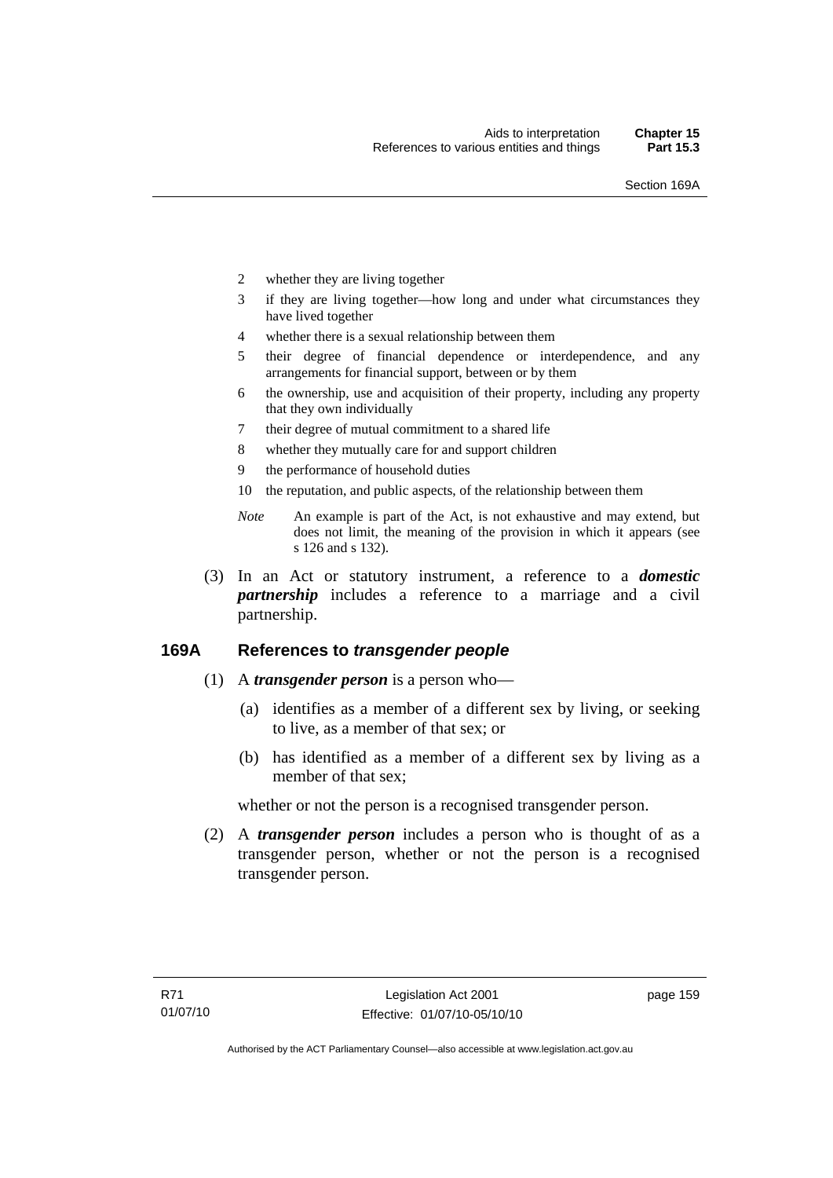2 whether they are living together

3 if they are living together—how long and under what circumstances they have lived together

4 whether there is a sexual relationship between them

5 their degree of financial dependence or interdependence, and any arrangements for financial support, between or by them

6 the ownership, use and acquisition of their property, including any property that they own individually

7 their degree of mutual commitment to a shared life

8 whether they mutually care for and support children

9 the performance of household duties

10 the reputation, and public aspects, of the relationship between them

*Note* An example is part of the Act, is not exhaustive and may extend, but does not limit, the meaning of the provision in which it appears (see s 126 and s 132).

(3) In an Act or statutory instrument, a reference to a ***domestic partnership*** includes a reference to a marriage and a civil partnership.

## 169A References to *transgender people*

(1) A ***transgender person*** is a person who—

(a) identifies as a member of a different sex by living, or seeking to live, as a member of that sex; or

(b) has identified as a member of a different sex by living as a member of that sex;

whether or not the person is a recognised transgender person.

(2) A ***transgender person*** includes a person who is thought of as a transgender person, whether or not the person is a recognised transgender person.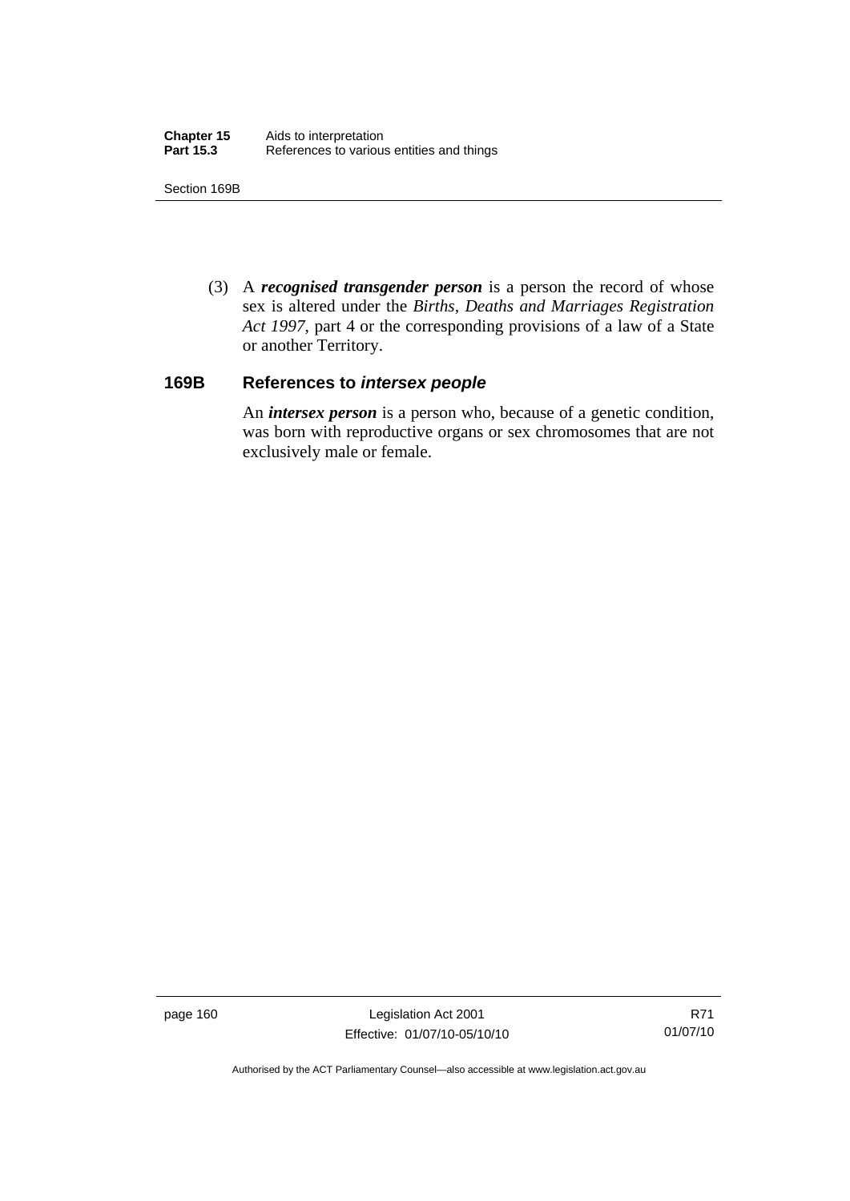(3) A ***recognised transgender person*** is a person the record of whose sex is altered under the *Births, Deaths and Marriages Registration Act 1997*, part 4 or the corresponding provisions of a law of a State or another Territory.

## 169B References to *intersex people*

An ***intersex person*** is a person who, because of a genetic condition, was born with reproductive organs or sex chromosomes that are not exclusively male or female.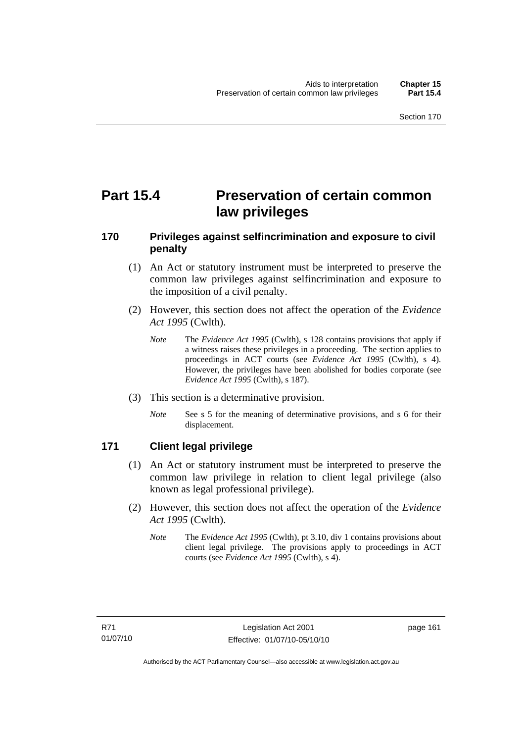# Part 15.4 Preservation of certain common law privileges

## 170 Privileges against selfincrimination and exposure to civil penalty

(1) An Act or statutory instrument must be interpreted to preserve the common law privileges against selfincrimination and exposure to the imposition of a civil penalty.

(2) However, this section does not affect the operation of the *Evidence Act 1995* (Cwlth).

*Note* The *Evidence Act 1995* (Cwlth), s 128 contains provisions that apply if a witness raises these privileges in a proceeding. The section applies to proceedings in ACT courts (see *Evidence Act 1995* (Cwlth), s 4). However, the privileges have been abolished for bodies corporate (see *Evidence Act 1995* (Cwlth), s 187).

(3) This section is a determinative provision.

*Note* See s 5 for the meaning of determinative provisions, and s 6 for their displacement.

## 171 Client legal privilege

(1) An Act or statutory instrument must be interpreted to preserve the common law privilege in relation to client legal privilege (also known as legal professional privilege).

(2) However, this section does not affect the operation of the *Evidence Act 1995* (Cwlth).

*Note* The *Evidence Act 1995* (Cwlth), pt 3.10, div 1 contains provisions about client legal privilege. The provisions apply to proceedings in ACT courts (see *Evidence Act 1995* (Cwlth), s 4).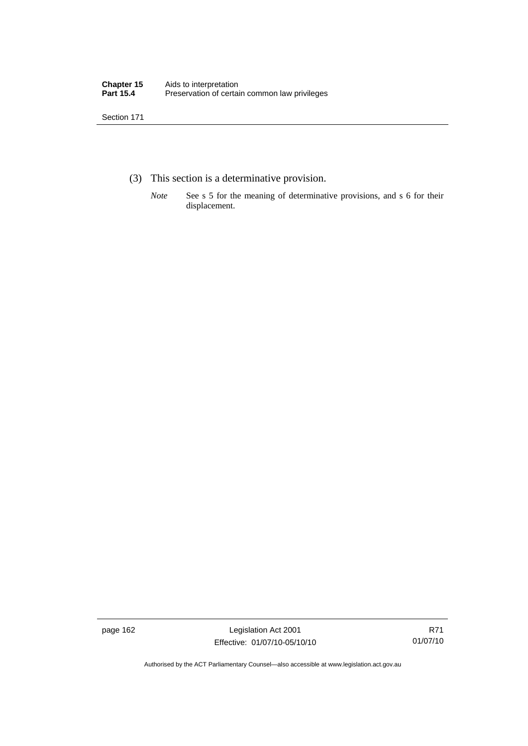(3) This section is a determinative provision.

*Note* See s 5 for the meaning of determinative provisions, and s 6 for their displacement.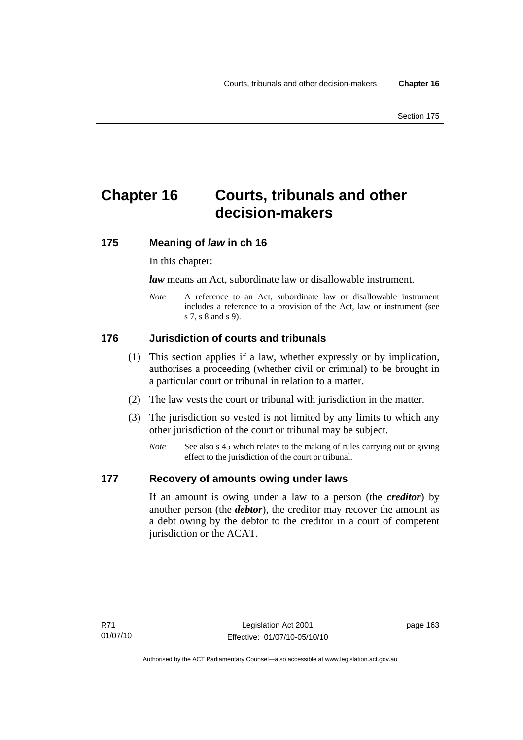# Chapter 16 Courts, tribunals and other decision-makers

## 175 Meaning of *law* in ch 16

In this chapter:

***law*** means an Act, subordinate law or disallowable instrument.

*Note* A reference to an Act, subordinate law or disallowable instrument includes a reference to a provision of the Act, law or instrument (see s 7, s 8 and s 9).

## 176 Jurisdiction of courts and tribunals

(1) This section applies if a law, whether expressly or by implication, authorises a proceeding (whether civil or criminal) to be brought in a particular court or tribunal in relation to a matter.

(2) The law vests the court or tribunal with jurisdiction in the matter.

(3) The jurisdiction so vested is not limited by any limits to which any other jurisdiction of the court or tribunal may be subject.

*Note* See also s 45 which relates to the making of rules carrying out or giving effect to the jurisdiction of the court or tribunal.

## 177 Recovery of amounts owing under laws

If an amount is owing under a law to a person (the ***creditor***) by another person (the ***debtor***), the creditor may recover the amount as a debt owing by the debtor to the creditor in a court of competent jurisdiction or the ACAT.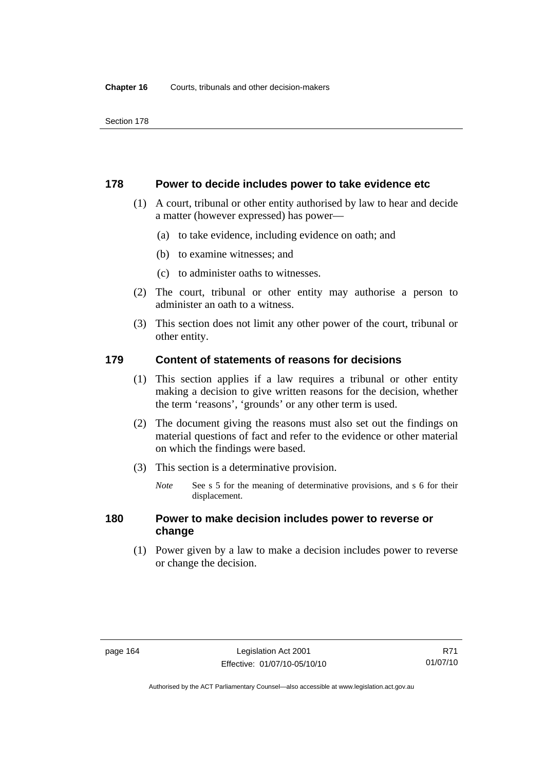## 178 Power to decide includes power to take evidence etc

(1) A court, tribunal or other entity authorised by law to hear and decide a matter (however expressed) has power—

- (a) to take evidence, including evidence on oath; and
- (b) to examine witnesses; and
- (c) to administer oaths to witnesses.

(2) The court, tribunal or other entity may authorise a person to administer an oath to a witness.

(3) This section does not limit any other power of the court, tribunal or other entity.

## 179 Content of statements of reasons for decisions

(1) This section applies if a law requires a tribunal or other entity making a decision to give written reasons for the decision, whether the term 'reasons', 'grounds' or any other term is used.

(2) The document giving the reasons must also set out the findings on material questions of fact and refer to the evidence or other material on which the findings were based.

(3) This section is a determinative provision.

*Note* See s 5 for the meaning of determinative provisions, and s 6 for their displacement.

## 180 Power to make decision includes power to reverse or change

(1) Power given by a law to make a decision includes power to reverse or change the decision.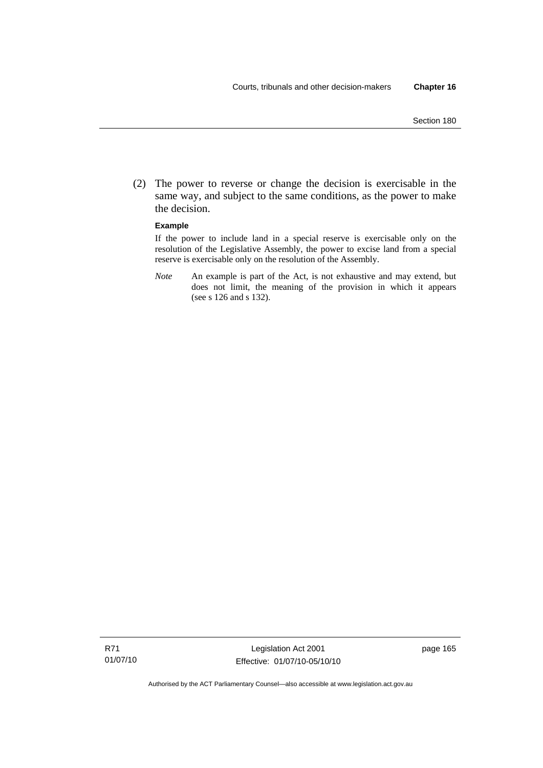(2) The power to reverse or change the decision is exercisable in the same way, and subject to the same conditions, as the power to make the decision.

**Example**

If the power to include land in a special reserve is exercisable only on the resolution of the Legislative Assembly, the power to excise land from a special reserve is exercisable only on the resolution of the Assembly.

*Note* An example is part of the Act, is not exhaustive and may extend, but does not limit, the meaning of the provision in which it appears (see s 126 and s 132).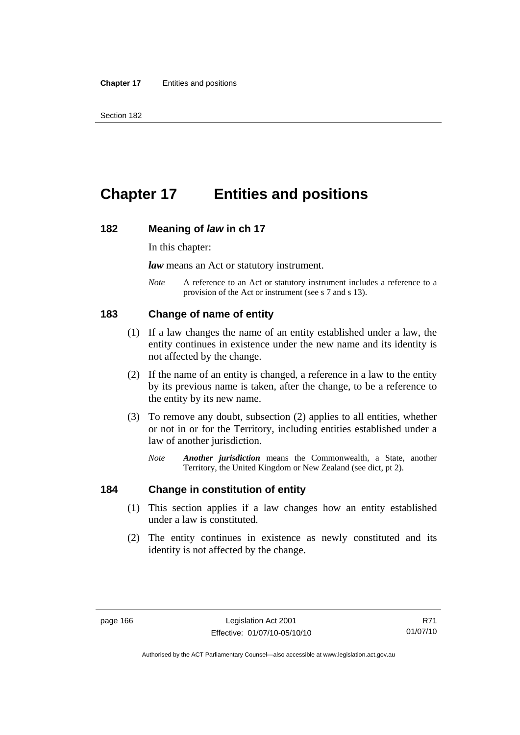# Chapter 17 Entities and positions

## 182 Meaning of *law* in ch 17

In this chapter:

***law*** means an Act or statutory instrument.

*Note* A reference to an Act or statutory instrument includes a reference to a provision of the Act or instrument (see s 7 and s 13).

## 183 Change of name of entity

(1) If a law changes the name of an entity established under a law, the entity continues in existence under the new name and its identity is not affected by the change.

(2) If the name of an entity is changed, a reference in a law to the entity by its previous name is taken, after the change, to be a reference to the entity by its new name.

(3) To remove any doubt, subsection (2) applies to all entities, whether or not in or for the Territory, including entities established under a law of another jurisdiction.

*Note* ***Another jurisdiction*** means the Commonwealth, a State, another Territory, the United Kingdom or New Zealand (see dict, pt 2).

## 184 Change in constitution of entity

(1) This section applies if a law changes how an entity established under a law is constituted.

(2) The entity continues in existence as newly constituted and its identity is not affected by the change.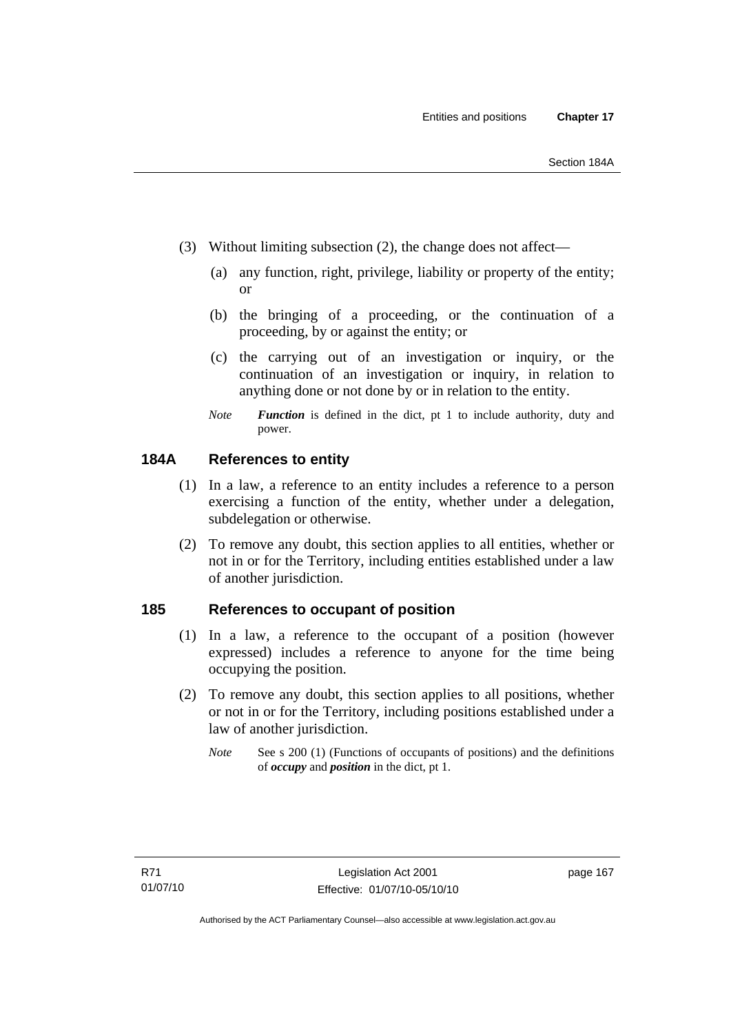(3) Without limiting subsection (2), the change does not affect—

(a) any function, right, privilege, liability or property of the entity; or

(b) the bringing of a proceeding, or the continuation of a proceeding, by or against the entity; or

(c) the carrying out of an investigation or inquiry, or the continuation of an investigation or inquiry, in relation to anything done or not done by or in relation to the entity.

*Note* ***Function*** is defined in the dict, pt 1 to include authority, duty and power.

## 184A References to entity

(1) In a law, a reference to an entity includes a reference to a person exercising a function of the entity, whether under a delegation, subdelegation or otherwise.

(2) To remove any doubt, this section applies to all entities, whether or not in or for the Territory, including entities established under a law of another jurisdiction.

## 185 References to occupant of position

(1) In a law, a reference to the occupant of a position (however expressed) includes a reference to anyone for the time being occupying the position.

(2) To remove any doubt, this section applies to all positions, whether or not in or for the Territory, including positions established under a law of another jurisdiction.

*Note* See s 200 (1) (Functions of occupants of positions) and the definitions of ***occupy*** and ***position*** in the dict, pt 1.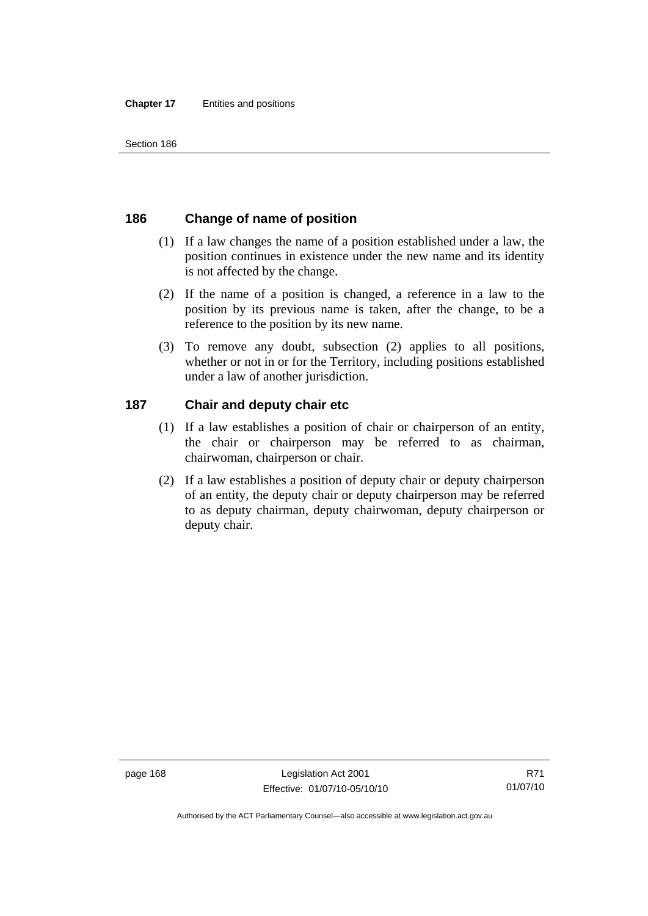## 186 Change of name of position

(1) If a law changes the name of a position established under a law, the position continues in existence under the new name and its identity is not affected by the change.

(2) If the name of a position is changed, a reference in a law to the position by its previous name is taken, after the change, to be a reference to the position by its new name.

(3) To remove any doubt, subsection (2) applies to all positions, whether or not in or for the Territory, including positions established under a law of another jurisdiction.

## 187 Chair and deputy chair etc

(1) If a law establishes a position of chair or chairperson of an entity, the chair or chairperson may be referred to as chairman, chairwoman, chairperson or chair.

(2) If a law establishes a position of deputy chair or deputy chairperson of an entity, the deputy chair or deputy chairperson may be referred to as deputy chairman, deputy chairwoman, deputy chairperson or deputy chair.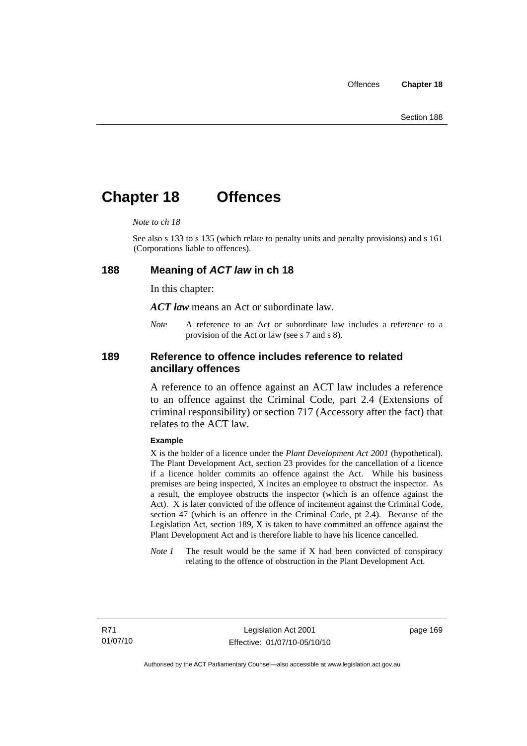# Chapter 18 Offences

*Note to ch 18*

See also s 133 to s 135 (which relate to penalty units and penalty provisions) and s 161 (Corporations liable to offences).

## 188 Meaning of *ACT law* in ch 18

In this chapter:

***ACT law*** means an Act or subordinate law.

*Note* A reference to an Act or subordinate law includes a reference to a provision of the Act or law (see s 7 and s 8).

## 189 Reference to offence includes reference to related ancillary offences

A reference to an offence against an ACT law includes a reference to an offence against the Criminal Code, part 2.4 (Extensions of criminal responsibility) or section 717 (Accessory after the fact) that relates to the ACT law.

**Example**

X is the holder of a licence under the *Plant Development Act 2001* (hypothetical). The Plant Development Act, section 23 provides for the cancellation of a licence if a licence holder commits an offence against the Act. While his business premises are being inspected, X incites an employee to obstruct the inspector. As a result, the employee obstructs the inspector (which is an offence against the Act). X is later convicted of the offence of incitement against the Criminal Code, section 47 (which is an offence in the Criminal Code, pt 2.4). Because of the Legislation Act, section 189, X is taken to have committed an offence against the Plant Development Act and is therefore liable to have his licence cancelled.

*Note 1* The result would be the same if X had been convicted of conspiracy relating to the offence of obstruction in the Plant Development Act.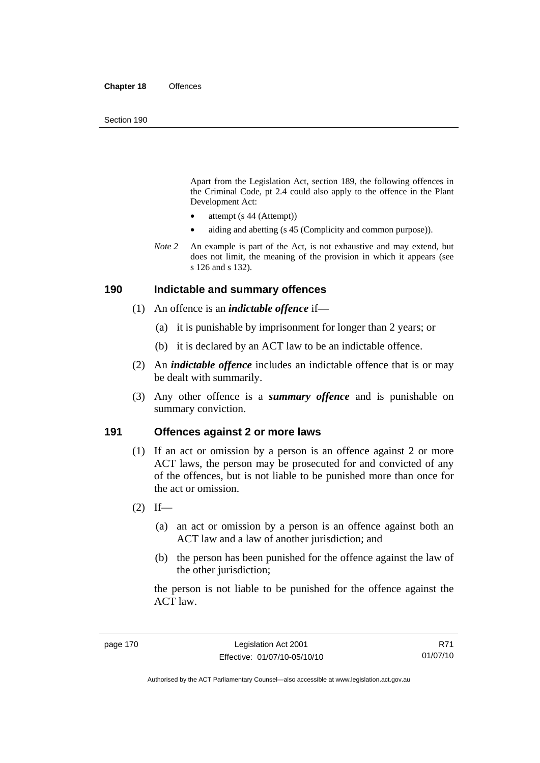Apart from the Legislation Act, section 189, the following offences in the Criminal Code, pt 2.4 could also apply to the offence in the Plant Development Act:

- attempt (s 44 (Attempt))
- aiding and abetting (s 45 (Complicity and common purpose)).

*Note 2* An example is part of the Act, is not exhaustive and may extend, but does not limit, the meaning of the provision in which it appears (see s 126 and s 132).

## 190 Indictable and summary offences

(1) An offence is an ***indictable offence*** if—

(a) it is punishable by imprisonment for longer than 2 years; or

(b) it is declared by an ACT law to be an indictable offence.

(2) An ***indictable offence*** includes an indictable offence that is or may be dealt with summarily.

(3) Any other offence is a ***summary offence*** and is punishable on summary conviction.

## 191 Offences against 2 or more laws

(1) If an act or omission by a person is an offence against 2 or more ACT laws, the person may be prosecuted for and convicted of any of the offences, but is not liable to be punished more than once for the act or omission.

(2) If—

(a) an act or omission by a person is an offence against both an ACT law and a law of another jurisdiction; and

(b) the person has been punished for the offence against the law of the other jurisdiction;

the person is not liable to be punished for the offence against the ACT law.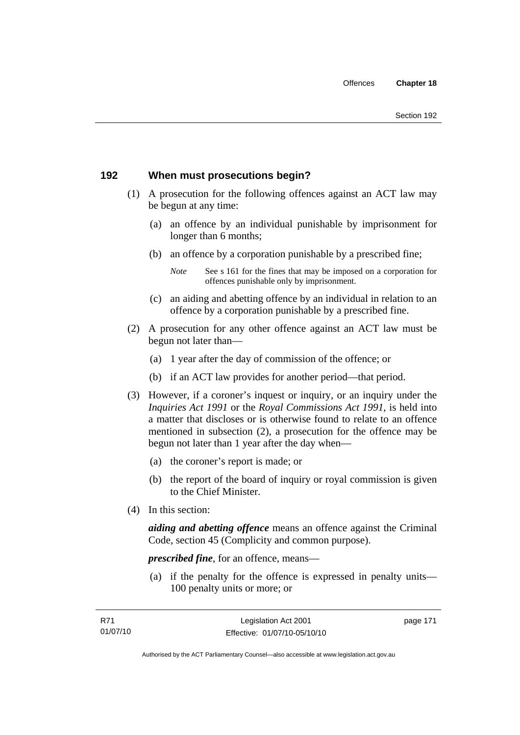## 192 When must prosecutions begin?

(1) A prosecution for the following offences against an ACT law may be begun at any time:

(a) an offence by an individual punishable by imprisonment for longer than 6 months;

(b) an offence by a corporation punishable by a prescribed fine;

*Note* See s 161 for the fines that may be imposed on a corporation for offences punishable only by imprisonment.

(c) an aiding and abetting offence by an individual in relation to an offence by a corporation punishable by a prescribed fine.

(2) A prosecution for any other offence against an ACT law must be begun not later than—

(a) 1 year after the day of commission of the offence; or

(b) if an ACT law provides for another period—that period.

(3) However, if a coroner's inquest or inquiry, or an inquiry under the *Inquiries Act 1991* or the *Royal Commissions Act 1991*, is held into a matter that discloses or is otherwise found to relate to an offence mentioned in subsection (2), a prosecution for the offence may be begun not later than 1 year after the day when—

(a) the coroner's report is made; or

(b) the report of the board of inquiry or royal commission is given to the Chief Minister.

(4) In this section:

***aiding and abetting offence*** means an offence against the Criminal Code, section 45 (Complicity and common purpose).

***prescribed fine***, for an offence, means—

(a) if the penalty for the offence is expressed in penalty units—100 penalty units or more; or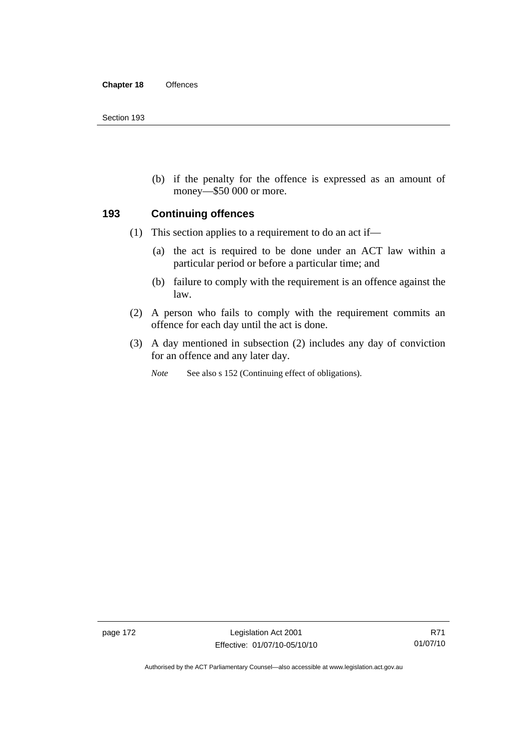(b) if the penalty for the offence is expressed as an amount of money—$50 000 or more.

## 193 Continuing offences

(1) This section applies to a requirement to do an act if—

(a) the act is required to be done under an ACT law within a particular period or before a particular time; and

(b) failure to comply with the requirement is an offence against the law.

(2) A person who fails to comply with the requirement commits an offence for each day until the act is done.

(3) A day mentioned in subsection (2) includes any day of conviction for an offence and any later day.

*Note* See also s 152 (Continuing effect of obligations).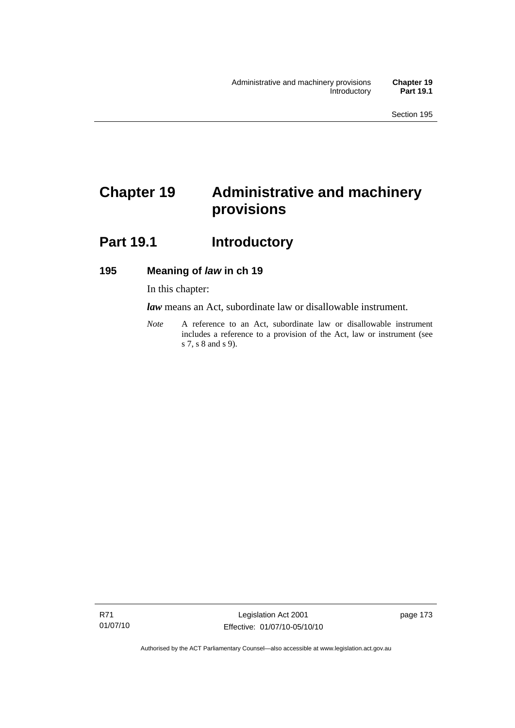# Chapter 19 Administrative and machinery provisions

## Part 19.1 Introductory

### 195 Meaning of *law* in ch 19

In this chapter:

***law*** means an Act, subordinate law or disallowable instrument.

*Note* A reference to an Act, subordinate law or disallowable instrument includes a reference to a provision of the Act, law or instrument (see s 7, s 8 and s 9).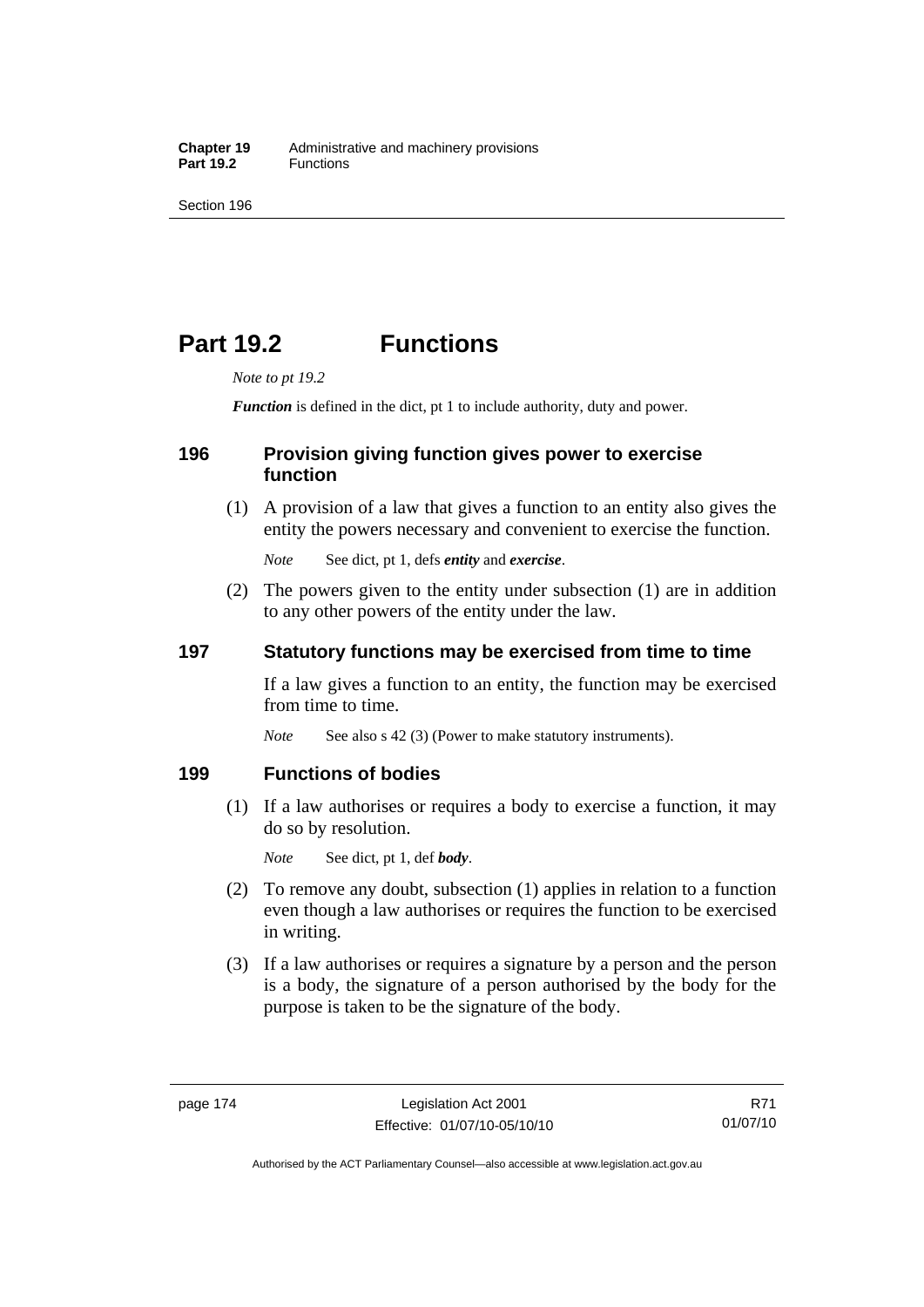# Part 19.2 Functions

*Note to pt 19.2*

***Function*** is defined in the dict, pt 1 to include authority, duty and power.

## 196 Provision giving function gives power to exercise function

(1) A provision of a law that gives a function to an entity also gives the entity the powers necessary and convenient to exercise the function.

*Note* See dict, pt 1, defs ***entity*** and ***exercise***.

(2) The powers given to the entity under subsection (1) are in addition to any other powers of the entity under the law.

## 197 Statutory functions may be exercised from time to time

If a law gives a function to an entity, the function may be exercised from time to time.

*Note* See also s 42 (3) (Power to make statutory instruments).

## 199 Functions of bodies

(1) If a law authorises or requires a body to exercise a function, it may do so by resolution.

*Note* See dict, pt 1, def ***body***.

(2) To remove any doubt, subsection (1) applies in relation to a function even though a law authorises or requires the function to be exercised in writing.

(3) If a law authorises or requires a signature by a person and the person is a body, the signature of a person authorised by the body for the purpose is taken to be the signature of the body.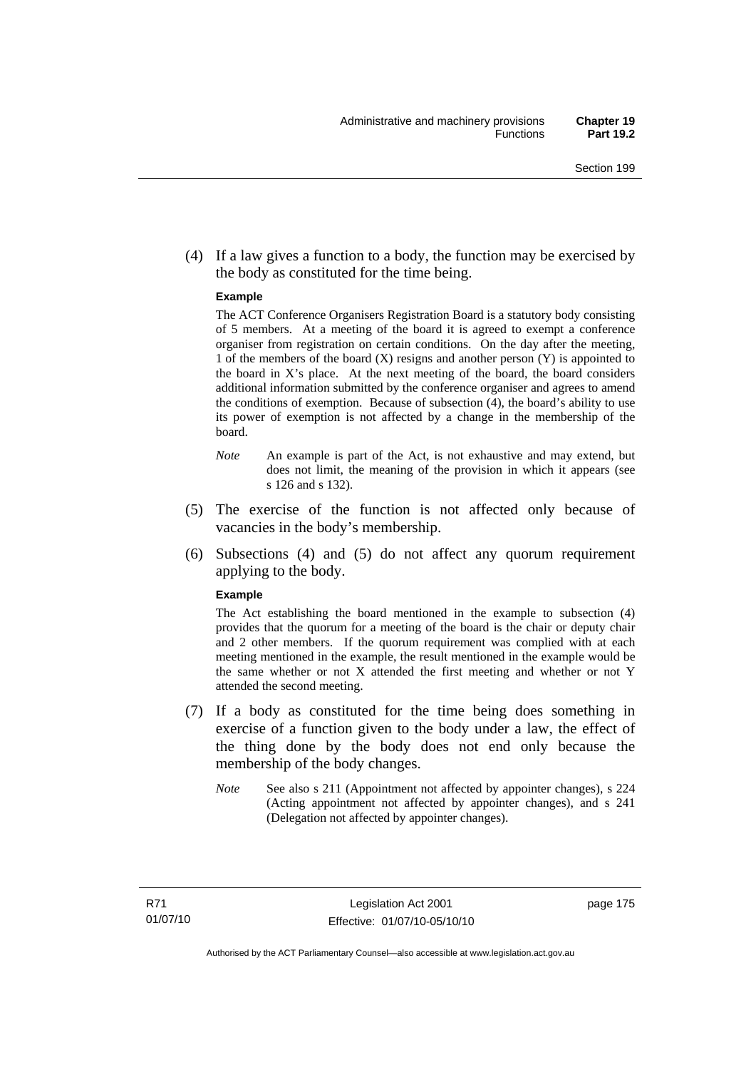(4) If a law gives a function to a body, the function may be exercised by the body as constituted for the time being.

**Example**

The ACT Conference Organisers Registration Board is a statutory body consisting of 5 members. At a meeting of the board it is agreed to exempt a conference organiser from registration on certain conditions. On the day after the meeting, 1 of the members of the board (X) resigns and another person (Y) is appointed to the board in X's place. At the next meeting of the board, the board considers additional information submitted by the conference organiser and agrees to amend the conditions of exemption. Because of subsection (4), the board's ability to use its power of exemption is not affected by a change in the membership of the board.

*Note* An example is part of the Act, is not exhaustive and may extend, but does not limit, the meaning of the provision in which it appears (see s 126 and s 132).

(5) The exercise of the function is not affected only because of vacancies in the body's membership.

(6) Subsections (4) and (5) do not affect any quorum requirement applying to the body.

**Example**

The Act establishing the board mentioned in the example to subsection (4) provides that the quorum for a meeting of the board is the chair or deputy chair and 2 other members. If the quorum requirement was complied with at each meeting mentioned in the example, the result mentioned in the example would be the same whether or not X attended the first meeting and whether or not Y attended the second meeting.

(7) If a body as constituted for the time being does something in exercise of a function given to the body under a law, the effect of the thing done by the body does not end only because the membership of the body changes.

*Note* See also s 211 (Appointment not affected by appointer changes), s 224 (Acting appointment not affected by appointer changes), and s 241 (Delegation not affected by appointer changes).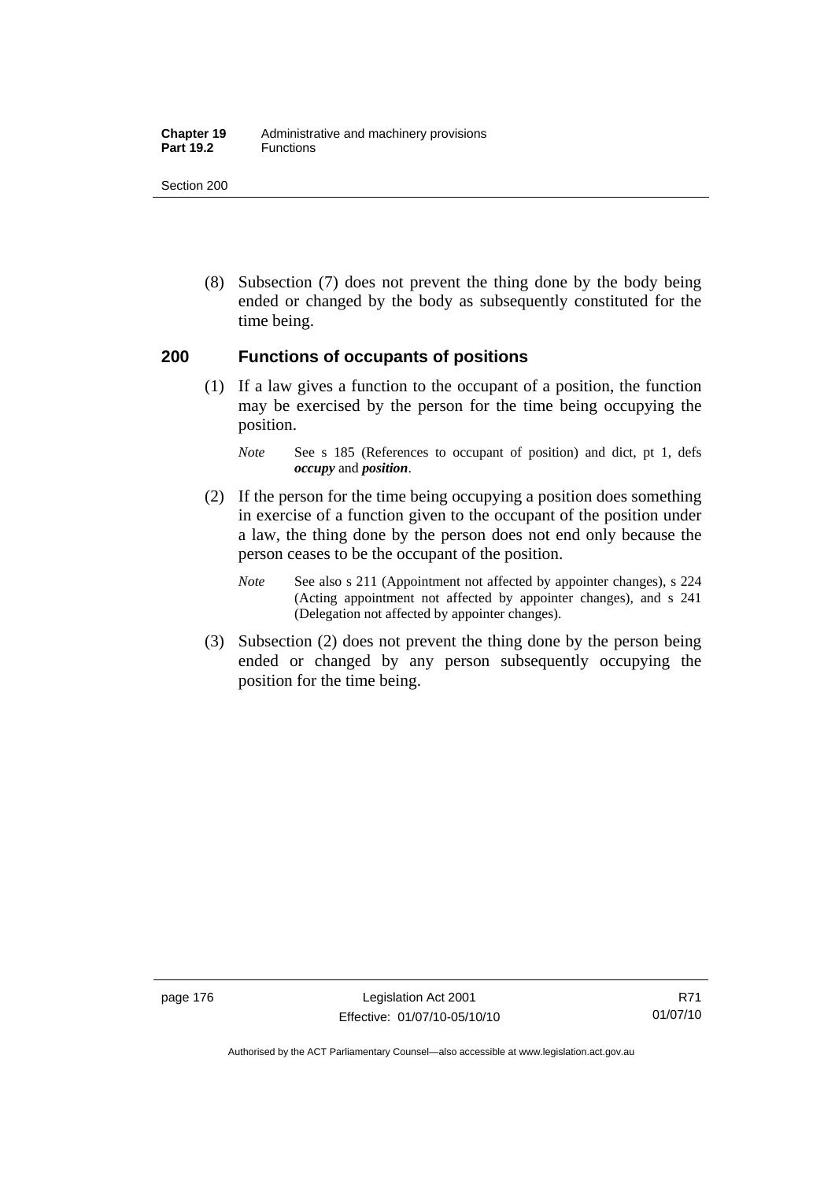(8) Subsection (7) does not prevent the thing done by the body being ended or changed by the body as subsequently constituted for the time being.

## 200 Functions of occupants of positions

(1) If a law gives a function to the occupant of a position, the function may be exercised by the person for the time being occupying the position.

*Note* See s 185 (References to occupant of position) and dict, pt 1, defs ***occupy*** and ***position***.

(2) If the person for the time being occupying a position does something in exercise of a function given to the occupant of the position under a law, the thing done by the person does not end only because the person ceases to be the occupant of the position.

*Note* See also s 211 (Appointment not affected by appointer changes), s 224 (Acting appointment not affected by appointer changes), and s 241 (Delegation not affected by appointer changes).

(3) Subsection (2) does not prevent the thing done by the person being ended or changed by any person subsequently occupying the position for the time being.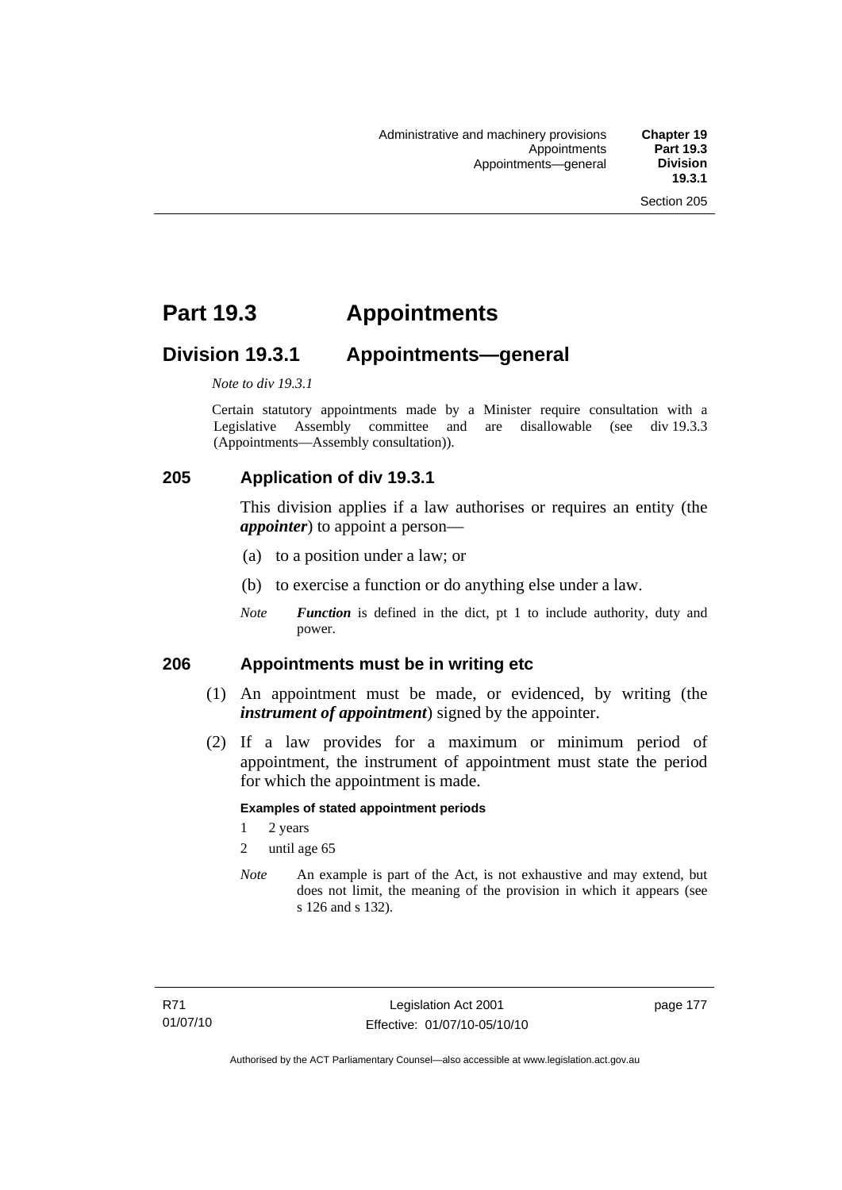# Part 19.3 Appointments

## Division 19.3.1 Appointments—general

*Note to div 19.3.1*

Certain statutory appointments made by a Minister require consultation with a Legislative Assembly committee and are disallowable (see div 19.3.3 (Appointments—Assembly consultation)).

### 205 Application of div 19.3.1

This division applies if a law authorises or requires an entity (the ***appointer***) to appoint a person—

(a) to a position under a law; or

(b) to exercise a function or do anything else under a law.

*Note* ***Function*** is defined in the dict, pt 1 to include authority, duty and power.

### 206 Appointments must be in writing etc

(1) An appointment must be made, or evidenced, by writing (the ***instrument of appointment***) signed by the appointer.

(2) If a law provides for a maximum or minimum period of appointment, the instrument of appointment must state the period for which the appointment is made.

**Examples of stated appointment periods**

1 2 years

2 until age 65

*Note* An example is part of the Act, is not exhaustive and may extend, but does not limit, the meaning of the provision in which it appears (see s 126 and s 132).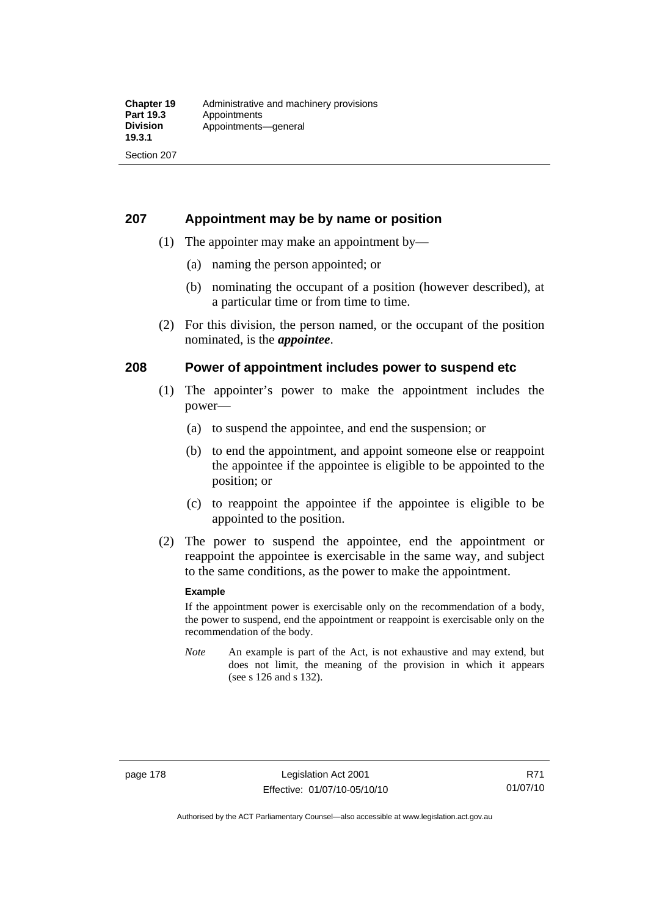## 207 Appointment may be by name or position

(1) The appointer may make an appointment by—

(a) naming the person appointed; or

(b) nominating the occupant of a position (however described), at a particular time or from time to time.

(2) For this division, the person named, or the occupant of the position nominated, is the ***appointee***.

## 208 Power of appointment includes power to suspend etc

(1) The appointer's power to make the appointment includes the power—

(a) to suspend the appointee, and end the suspension; or

(b) to end the appointment, and appoint someone else or reappoint the appointee if the appointee is eligible to be appointed to the position; or

(c) to reappoint the appointee if the appointee is eligible to be appointed to the position.

(2) The power to suspend the appointee, end the appointment or reappoint the appointee is exercisable in the same way, and subject to the same conditions, as the power to make the appointment.

**Example**

If the appointment power is exercisable only on the recommendation of a body, the power to suspend, end the appointment or reappoint is exercisable only on the recommendation of the body.

*Note* An example is part of the Act, is not exhaustive and may extend, but does not limit, the meaning of the provision in which it appears (see s 126 and s 132).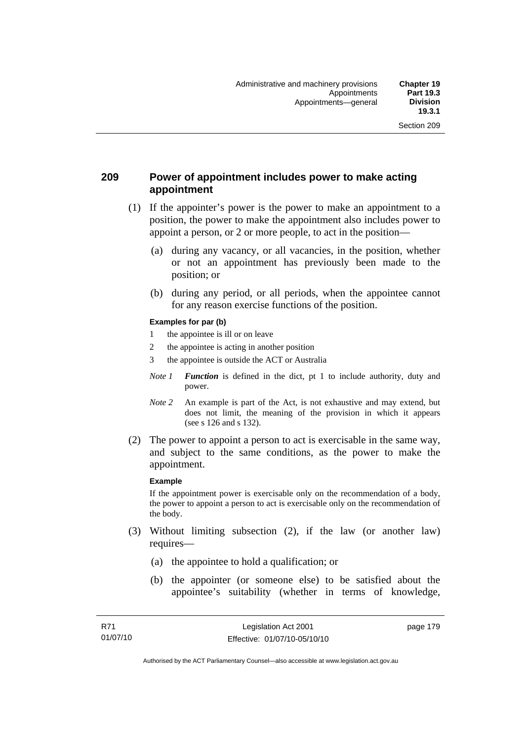## 209 Power of appointment includes power to make acting appointment

(1) If the appointer's power is the power to make an appointment to a position, the power to make the appointment also includes power to appoint a person, or 2 or more people, to act in the position—

(a) during any vacancy, or all vacancies, in the position, whether or not an appointment has previously been made to the position; or

(b) during any period, or all periods, when the appointee cannot for any reason exercise functions of the position.

**Examples for par (b)**

1 the appointee is ill or on leave

2 the appointee is acting in another position

3 the appointee is outside the ACT or Australia

*Note 1* ***Function*** is defined in the dict, pt 1 to include authority, duty and power.

*Note 2* An example is part of the Act, is not exhaustive and may extend, but does not limit, the meaning of the provision in which it appears (see s 126 and s 132).

(2) The power to appoint a person to act is exercisable in the same way, and subject to the same conditions, as the power to make the appointment.

**Example**

If the appointment power is exercisable only on the recommendation of a body, the power to appoint a person to act is exercisable only on the recommendation of the body.

(3) Without limiting subsection (2), if the law (or another law) requires—

(a) the appointee to hold a qualification; or

(b) the appointer (or someone else) to be satisfied about the appointee's suitability (whether in terms of knowledge,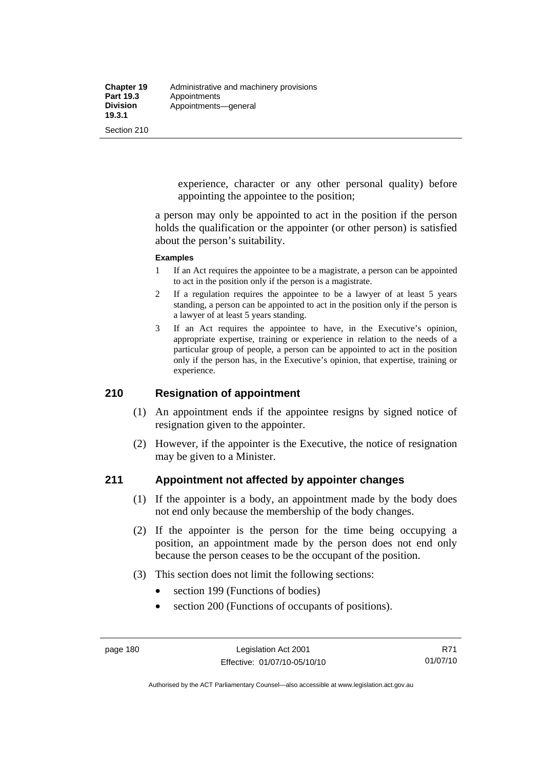experience, character or any other personal quality) before appointing the appointee to the position;

a person may only be appointed to act in the position if the person holds the qualification or the appointer (or other person) is satisfied about the person's suitability.

**Examples**

1 If an Act requires the appointee to be a magistrate, a person can be appointed to act in the position only if the person is a magistrate.

2 If a regulation requires the appointee to be a lawyer of at least 5 years standing, a person can be appointed to act in the position only if the person is a lawyer of at least 5 years standing.

3 If an Act requires the appointee to have, in the Executive's opinion, appropriate expertise, training or experience in relation to the needs of a particular group of people, a person can be appointed to act in the position only if the person has, in the Executive's opinion, that expertise, training or experience.

## 210 Resignation of appointment

(1) An appointment ends if the appointee resigns by signed notice of resignation given to the appointer.

(2) However, if the appointer is the Executive, the notice of resignation may be given to a Minister.

## 211 Appointment not affected by appointer changes

(1) If the appointer is a body, an appointment made by the body does not end only because the membership of the body changes.

(2) If the appointer is the person for the time being occupying a position, an appointment made by the person does not end only because the person ceases to be the occupant of the position.

(3) This section does not limit the following sections:

- section 199 (Functions of bodies)
- section 200 (Functions of occupants of positions).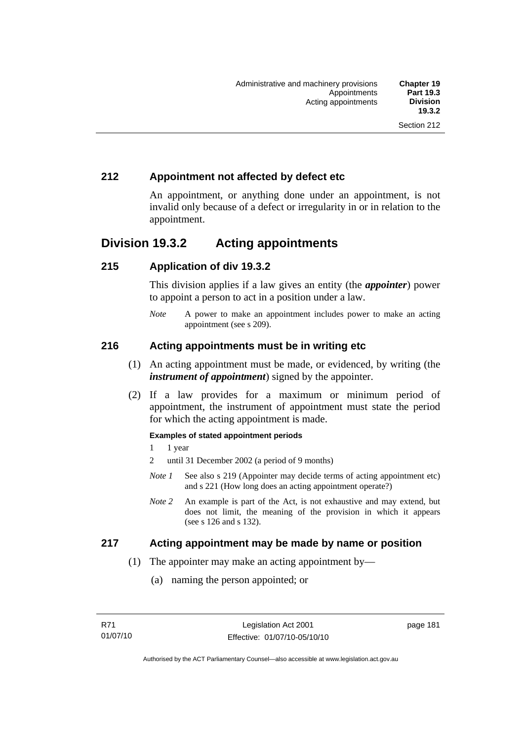## 212 Appointment not affected by defect etc

An appointment, or anything done under an appointment, is not invalid only because of a defect or irregularity in or in relation to the appointment.

# Division 19.3.2 Acting appointments

## 215 Application of div 19.3.2

This division applies if a law gives an entity (the ***appointer***) power to appoint a person to act in a position under a law.

*Note* A power to make an appointment includes power to make an acting appointment (see s 209).

## 216 Acting appointments must be in writing etc

(1) An acting appointment must be made, or evidenced, by writing (the ***instrument of appointment***) signed by the appointer.

(2) If a law provides for a maximum or minimum period of appointment, the instrument of appointment must state the period for which the acting appointment is made.

**Examples of stated appointment periods**

1 1 year

2 until 31 December 2002 (a period of 9 months)

*Note 1* See also s 219 (Appointer may decide terms of acting appointment etc) and s 221 (How long does an acting appointment operate?)

*Note 2* An example is part of the Act, is not exhaustive and may extend, but does not limit, the meaning of the provision in which it appears (see s 126 and s 132).

## 217 Acting appointment may be made by name or position

(1) The appointer may make an acting appointment by—

(a) naming the person appointed; or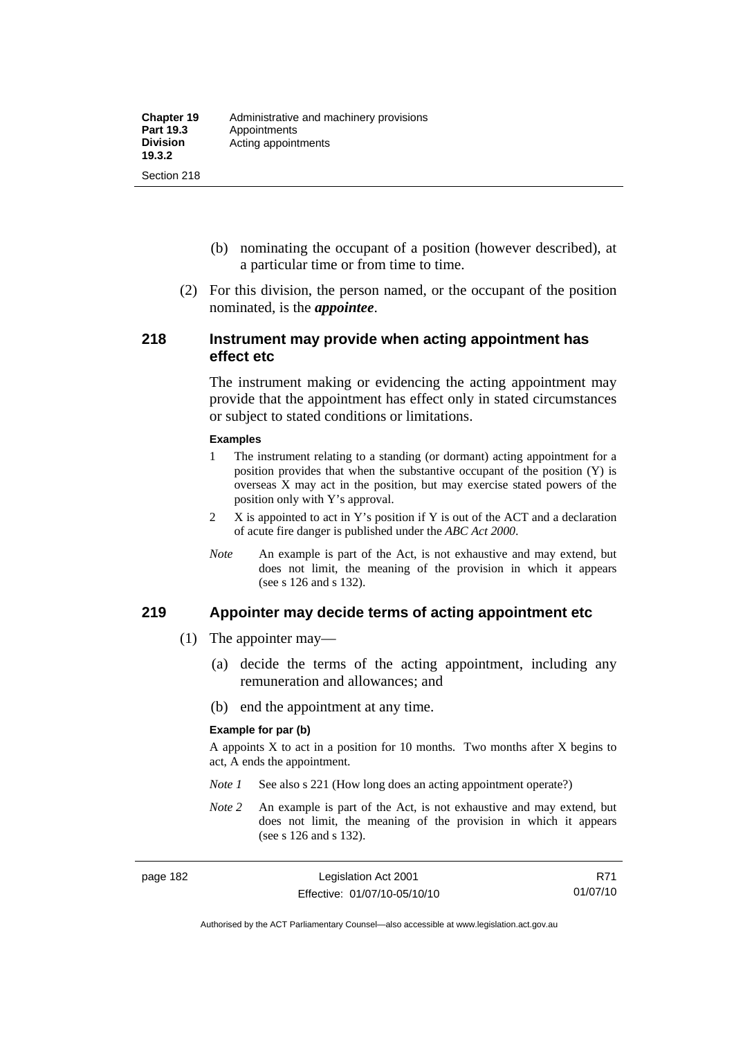(b) nominating the occupant of a position (however described), at a particular time or from time to time.

(2) For this division, the person named, or the occupant of the position nominated, is the ***appointee***.

## 218 Instrument may provide when acting appointment has effect etc

The instrument making or evidencing the acting appointment may provide that the appointment has effect only in stated circumstances or subject to stated conditions or limitations.

**Examples**

1. The instrument relating to a standing (or dormant) acting appointment for a position provides that when the substantive occupant of the position (Y) is overseas X may act in the position, but may exercise stated powers of the position only with Y's approval.
2. X is appointed to act in Y's position if Y is out of the ACT and a declaration of acute fire danger is published under the *ABC Act 2000*.

*Note* An example is part of the Act, is not exhaustive and may extend, but does not limit, the meaning of the provision in which it appears (see s 126 and s 132).

## 219 Appointer may decide terms of acting appointment etc

(1) The appointer may—

(a) decide the terms of the acting appointment, including any remuneration and allowances; and

(b) end the appointment at any time.

**Example for par (b)**

A appoints X to act in a position for 10 months. Two months after X begins to act, A ends the appointment.

*Note 1* See also s 221 (How long does an acting appointment operate?)

*Note 2* An example is part of the Act, is not exhaustive and may extend, but does not limit, the meaning of the provision in which it appears (see s 126 and s 132).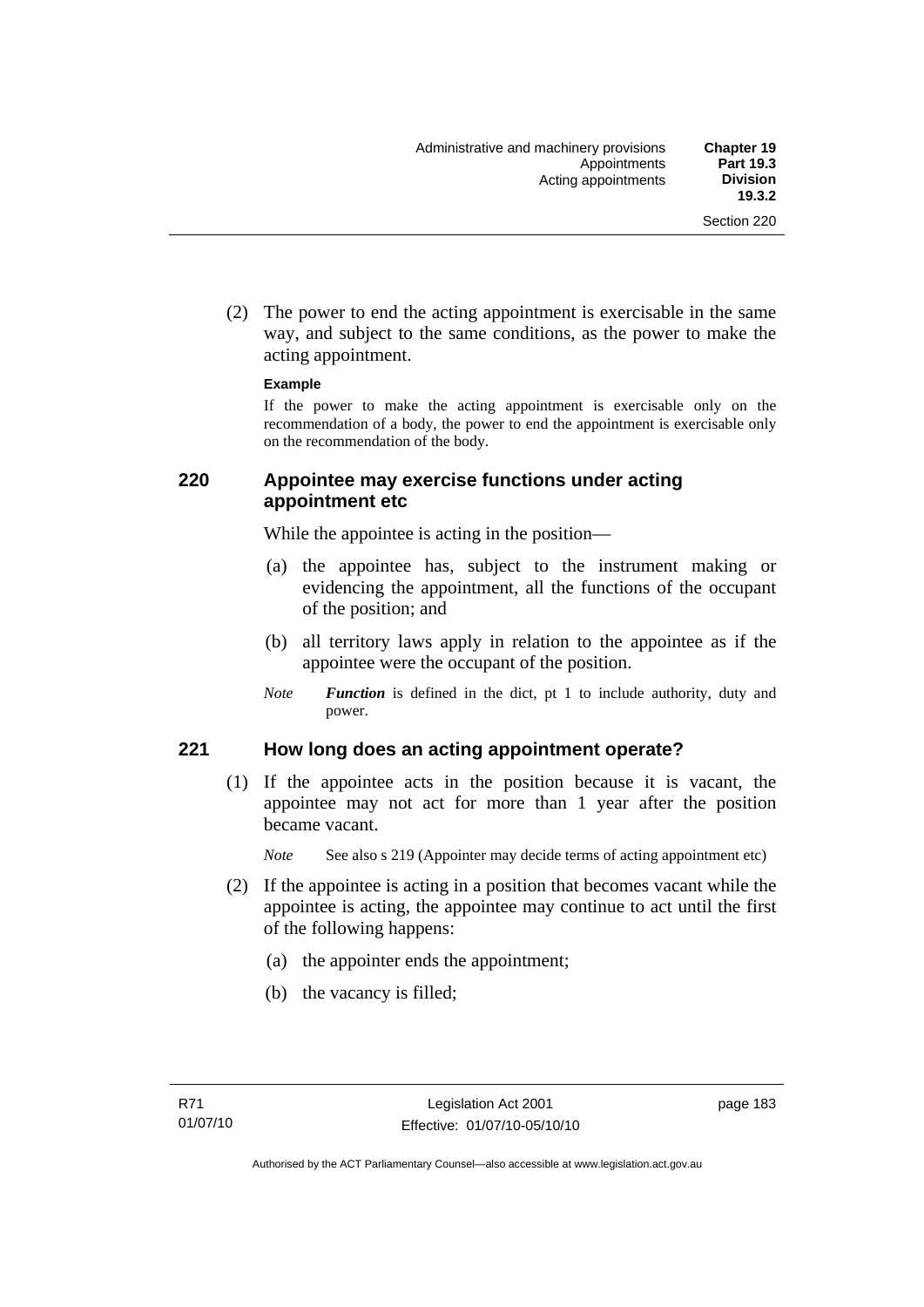(2) The power to end the acting appointment is exercisable in the same way, and subject to the same conditions, as the power to make the acting appointment.

**Example**

If the power to make the acting appointment is exercisable only on the recommendation of a body, the power to end the appointment is exercisable only on the recommendation of the body.

## 220 Appointee may exercise functions under acting appointment etc

While the appointee is acting in the position—

(a) the appointee has, subject to the instrument making or evidencing the appointment, all the functions of the occupant of the position; and

(b) all territory laws apply in relation to the appointee as if the appointee were the occupant of the position.

*Note* ***Function*** is defined in the dict, pt 1 to include authority, duty and power.

## 221 How long does an acting appointment operate?

(1) If the appointee acts in the position because it is vacant, the appointee may not act for more than 1 year after the position became vacant.

*Note* See also s 219 (Appointer may decide terms of acting appointment etc)

(2) If the appointee is acting in a position that becomes vacant while the appointee is acting, the appointee may continue to act until the first of the following happens:

(a) the appointer ends the appointment;

(b) the vacancy is filled;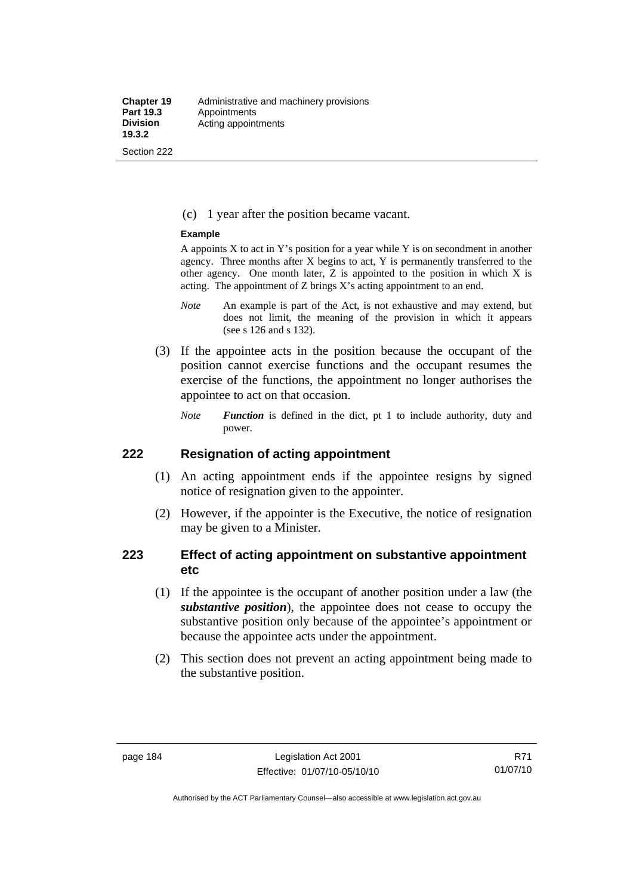(c) 1 year after the position became vacant.

**Example**

A appoints X to act in Y's position for a year while Y is on secondment in another agency. Three months after X begins to act, Y is permanently transferred to the other agency. One month later, Z is appointed to the position in which X is acting. The appointment of Z brings X's acting appointment to an end.

*Note* An example is part of the Act, is not exhaustive and may extend, but does not limit, the meaning of the provision in which it appears (see s 126 and s 132).

(3) If the appointee acts in the position because the occupant of the position cannot exercise functions and the occupant resumes the exercise of the functions, the appointment no longer authorises the appointee to act on that occasion.

*Note* ***Function*** is defined in the dict, pt 1 to include authority, duty and power.

## 222 Resignation of acting appointment

(1) An acting appointment ends if the appointee resigns by signed notice of resignation given to the appointer.

(2) However, if the appointer is the Executive, the notice of resignation may be given to a Minister.

## 223 Effect of acting appointment on substantive appointment etc

(1) If the appointee is the occupant of another position under a law (the ***substantive position***), the appointee does not cease to occupy the substantive position only because of the appointee's appointment or because the appointee acts under the appointment.

(2) This section does not prevent an acting appointment being made to the substantive position.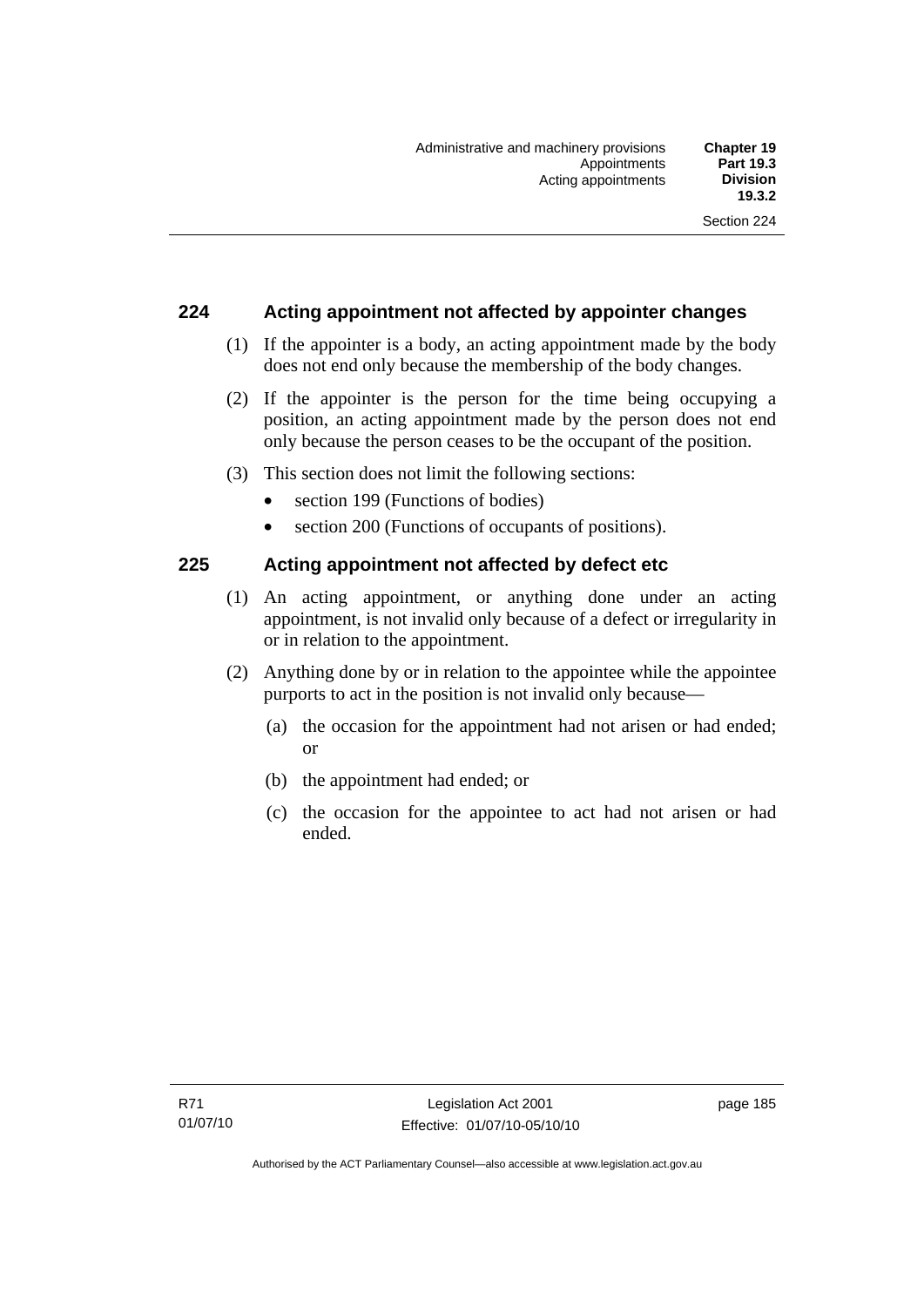## 224 Acting appointment not affected by appointer changes

(1) If the appointer is a body, an acting appointment made by the body does not end only because the membership of the body changes.

(2) If the appointer is the person for the time being occupying a position, an acting appointment made by the person does not end only because the person ceases to be the occupant of the position.

(3) This section does not limit the following sections:

- section 199 (Functions of bodies)
- section 200 (Functions of occupants of positions).

## 225 Acting appointment not affected by defect etc

(1) An acting appointment, or anything done under an acting appointment, is not invalid only because of a defect or irregularity in or in relation to the appointment.

(2) Anything done by or in relation to the appointee while the appointee purports to act in the position is not invalid only because—

(a) the occasion for the appointment had not arisen or had ended; or

(b) the appointment had ended; or

(c) the occasion for the appointee to act had not arisen or had ended.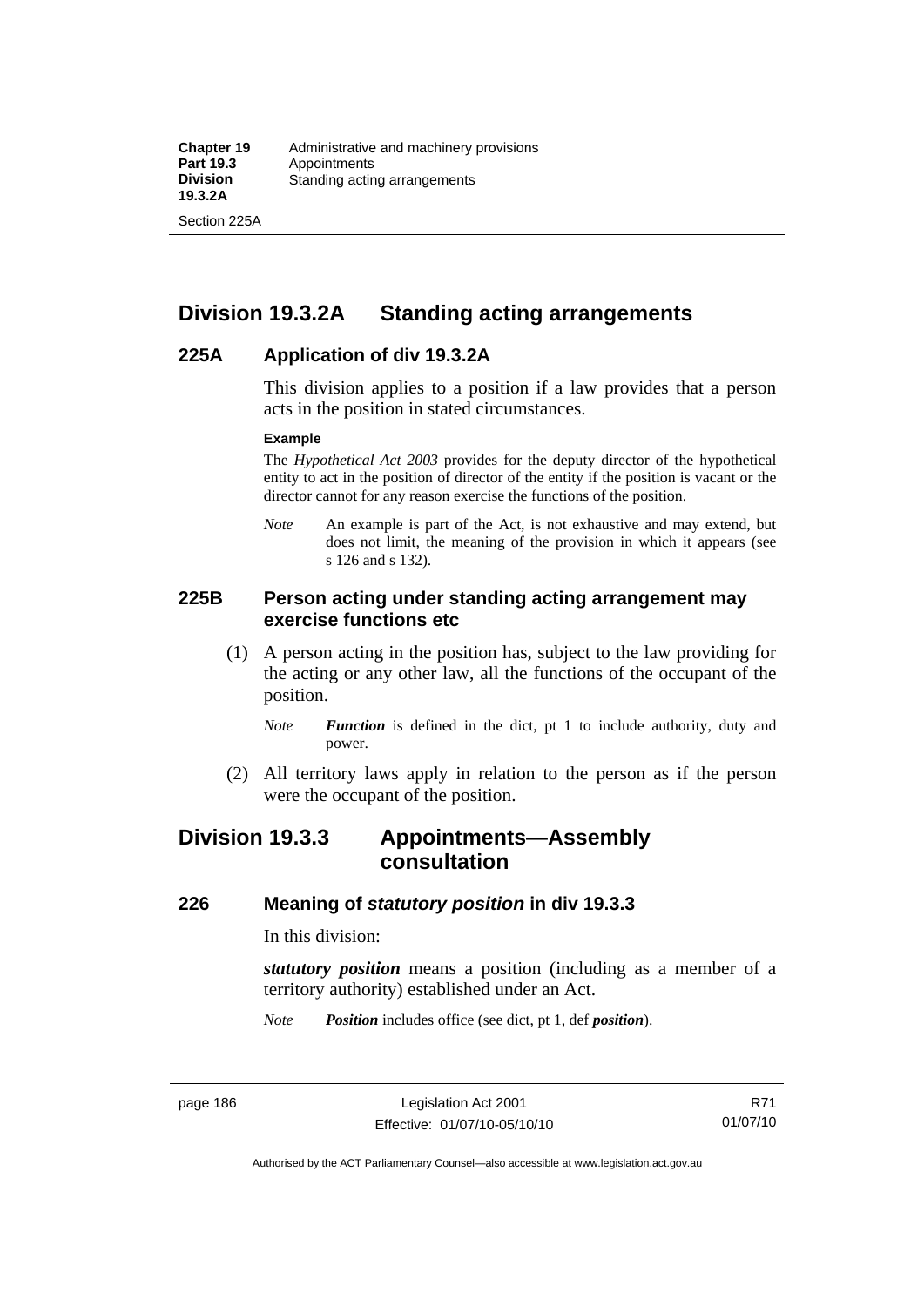## Division 19.3.2A Standing acting arrangements

### 225A Application of div 19.3.2A

This division applies to a position if a law provides that a person acts in the position in stated circumstances.

**Example**

The *Hypothetical Act 2003* provides for the deputy director of the hypothetical entity to act in the position of director of the entity if the position is vacant or the director cannot for any reason exercise the functions of the position.

*Note* An example is part of the Act, is not exhaustive and may extend, but does not limit, the meaning of the provision in which it appears (see s 126 and s 132).

### 225B Person acting under standing acting arrangement may exercise functions etc

(1) A person acting in the position has, subject to the law providing for the acting or any other law, all the functions of the occupant of the position.

*Note* ***Function*** is defined in the dict, pt 1 to include authority, duty and power.

(2) All territory laws apply in relation to the person as if the person were the occupant of the position.

## Division 19.3.3 Appointments—Assembly consultation

### 226 Meaning of *statutory position* in div 19.3.3

In this division:

***statutory position*** means a position (including as a member of a territory authority) established under an Act.

*Note* ***Position*** includes office (see dict, pt 1, def ***position***).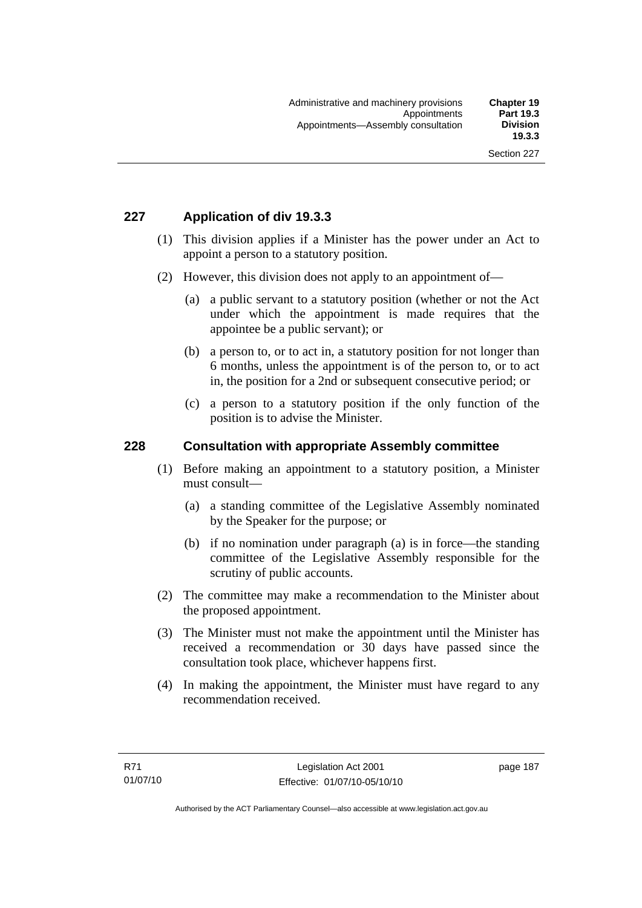## 227 Application of div 19.3.3

(1) This division applies if a Minister has the power under an Act to appoint a person to a statutory position.

(2) However, this division does not apply to an appointment of—

(a) a public servant to a statutory position (whether or not the Act under which the appointment is made requires that the appointee be a public servant); or

(b) a person to, or to act in, a statutory position for not longer than 6 months, unless the appointment is of the person to, or to act in, the position for a 2nd or subsequent consecutive period; or

(c) a person to a statutory position if the only function of the position is to advise the Minister.

## 228 Consultation with appropriate Assembly committee

(1) Before making an appointment to a statutory position, a Minister must consult—

(a) a standing committee of the Legislative Assembly nominated by the Speaker for the purpose; or

(b) if no nomination under paragraph (a) is in force—the standing committee of the Legislative Assembly responsible for the scrutiny of public accounts.

(2) The committee may make a recommendation to the Minister about the proposed appointment.

(3) The Minister must not make the appointment until the Minister has received a recommendation or 30 days have passed since the consultation took place, whichever happens first.

(4) In making the appointment, the Minister must have regard to any recommendation received.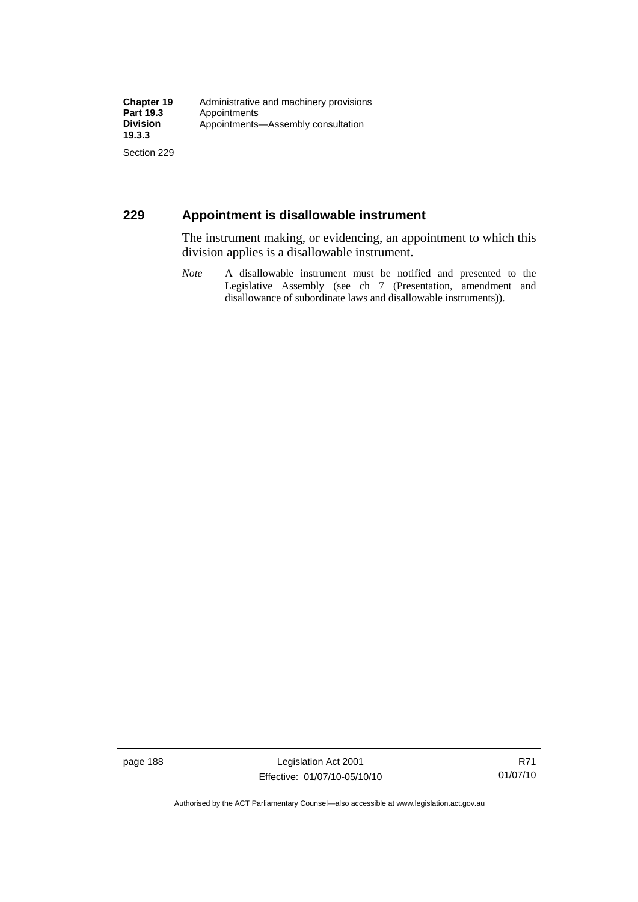## 229 Appointment is disallowable instrument

The instrument making, or evidencing, an appointment to which this division applies is a disallowable instrument.

*Note* A disallowable instrument must be notified and presented to the Legislative Assembly (see ch 7 (Presentation, amendment and disallowance of subordinate laws and disallowable instruments)).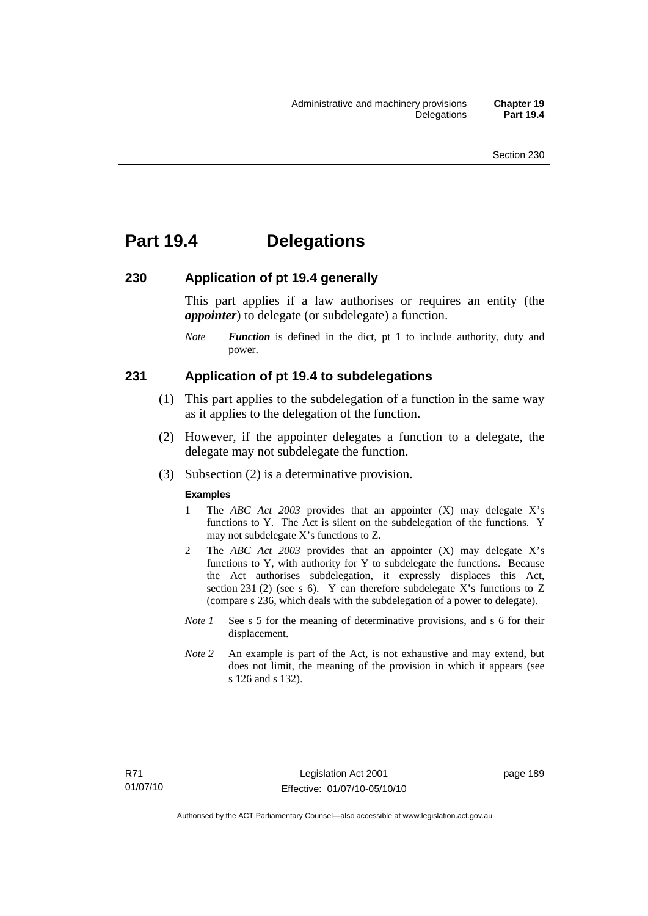# Part 19.4 Delegations

## 230 Application of pt 19.4 generally

This part applies if a law authorises or requires an entity (the ***appointer***) to delegate (or subdelegate) a function.

*Note* ***Function*** is defined in the dict, pt 1 to include authority, duty and power.

## 231 Application of pt 19.4 to subdelegations

(1) This part applies to the subdelegation of a function in the same way as it applies to the delegation of the function.

(2) However, if the appointer delegates a function to a delegate, the delegate may not subdelegate the function.

(3) Subsection (2) is a determinative provision.

**Examples**

1 The *ABC Act 2003* provides that an appointer (X) may delegate X's functions to Y. The Act is silent on the subdelegation of the functions. Y may not subdelegate X's functions to Z.

2 The *ABC Act 2003* provides that an appointer (X) may delegate X's functions to Y, with authority for Y to subdelegate the functions. Because the Act authorises subdelegation, it expressly displaces this Act, section 231 (2) (see s 6). Y can therefore subdelegate X's functions to Z (compare s 236, which deals with the subdelegation of a power to delegate).

*Note 1* See s 5 for the meaning of determinative provisions, and s 6 for their displacement.

*Note 2* An example is part of the Act, is not exhaustive and may extend, but does not limit, the meaning of the provision in which it appears (see s 126 and s 132).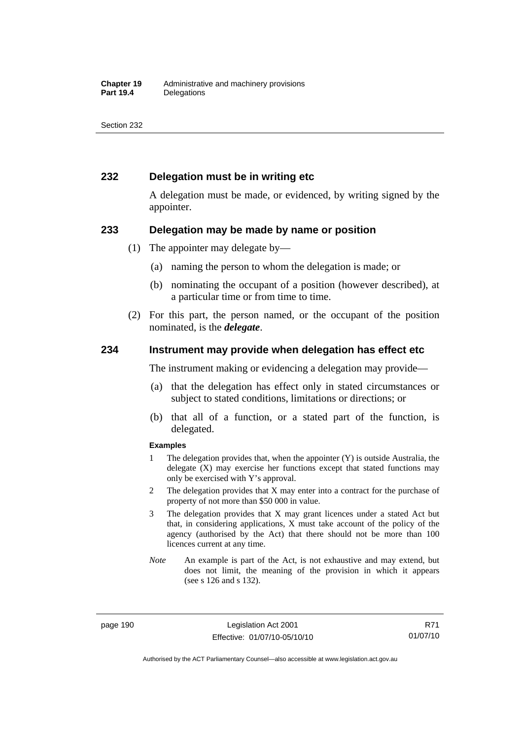## 232 Delegation must be in writing etc

A delegation must be made, or evidenced, by writing signed by the appointer.

## 233 Delegation may be made by name or position

(1) The appointer may delegate by—

(a) naming the person to whom the delegation is made; or

(b) nominating the occupant of a position (however described), at a particular time or from time to time.

(2) For this part, the person named, or the occupant of the position nominated, is the ***delegate***.

## 234 Instrument may provide when delegation has effect etc

The instrument making or evidencing a delegation may provide—

(a) that the delegation has effect only in stated circumstances or subject to stated conditions, limitations or directions; or

(b) that all of a function, or a stated part of the function, is delegated.

**Examples**

1 The delegation provides that, when the appointer (Y) is outside Australia, the delegate (X) may exercise her functions except that stated functions may only be exercised with Y's approval.

2 The delegation provides that X may enter into a contract for the purchase of property of not more than $50 000 in value.

3 The delegation provides that X may grant licences under a stated Act but that, in considering applications, X must take account of the policy of the agency (authorised by the Act) that there should not be more than 100 licences current at any time.

*Note* An example is part of the Act, is not exhaustive and may extend, but does not limit, the meaning of the provision in which it appears (see s 126 and s 132).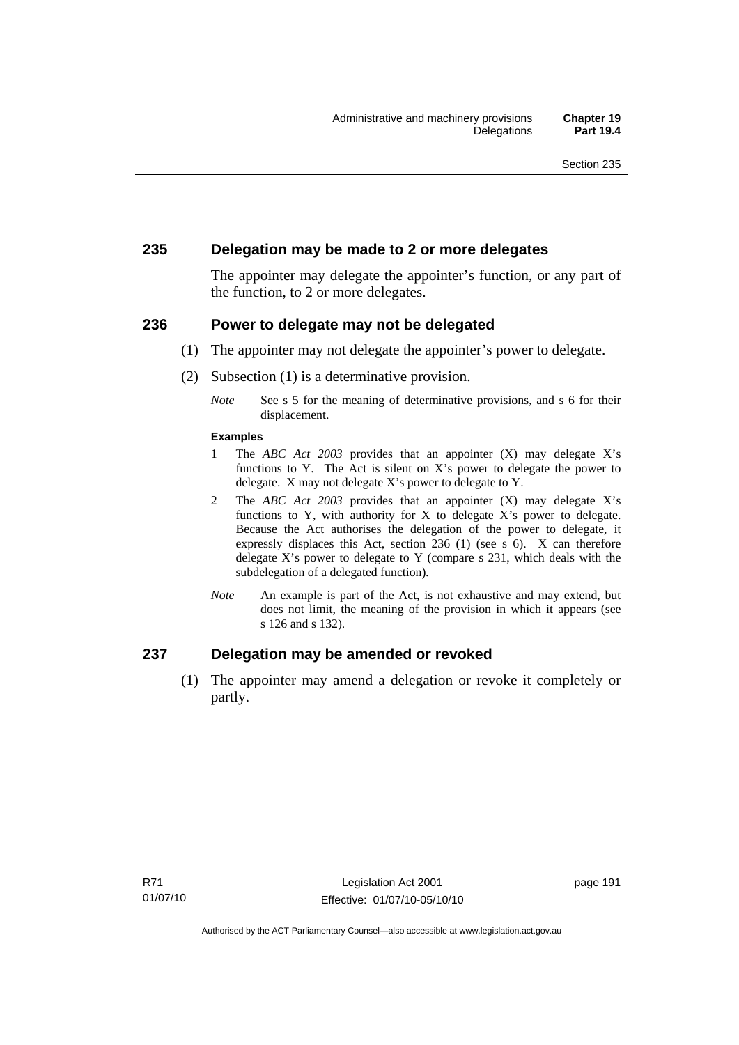## 235 Delegation may be made to 2 or more delegates

The appointer may delegate the appointer's function, or any part of the function, to 2 or more delegates.

## 236 Power to delegate may not be delegated

(1) The appointer may not delegate the appointer's power to delegate.

(2) Subsection (1) is a determinative provision.

*Note* See s 5 for the meaning of determinative provisions, and s 6 for their displacement.

**Examples**

1 The *ABC Act 2003* provides that an appointer (X) may delegate X's functions to Y. The Act is silent on X's power to delegate the power to delegate. X may not delegate X's power to delegate to Y.

2 The *ABC Act 2003* provides that an appointer (X) may delegate X's functions to Y, with authority for X to delegate X's power to delegate. Because the Act authorises the delegation of the power to delegate, it expressly displaces this Act, section 236 (1) (see s 6). X can therefore delegate X's power to delegate to Y (compare s 231, which deals with the subdelegation of a delegated function).

*Note* An example is part of the Act, is not exhaustive and may extend, but does not limit, the meaning of the provision in which it appears (see s 126 and s 132).

## 237 Delegation may be amended or revoked

(1) The appointer may amend a delegation or revoke it completely or partly.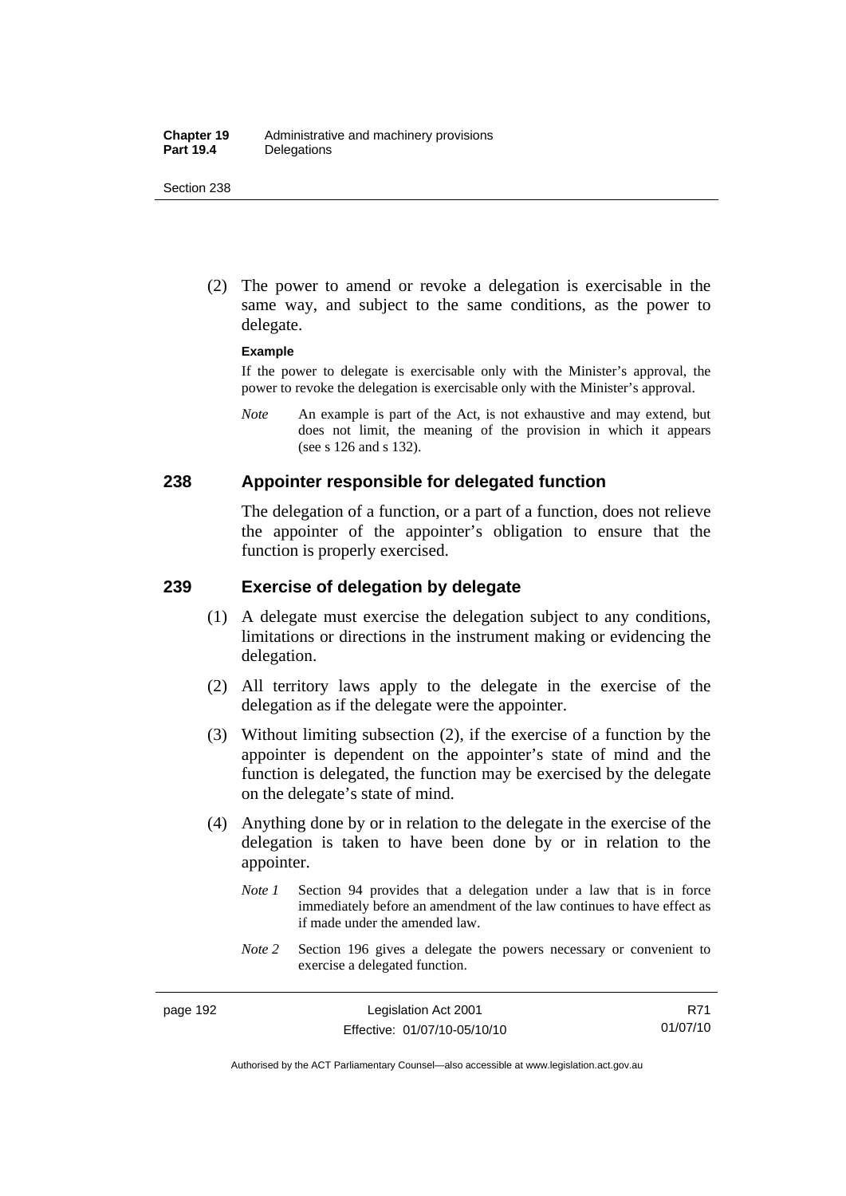(2) The power to amend or revoke a delegation is exercisable in the same way, and subject to the same conditions, as the power to delegate.

**Example**

If the power to delegate is exercisable only with the Minister's approval, the power to revoke the delegation is exercisable only with the Minister's approval.

*Note* An example is part of the Act, is not exhaustive and may extend, but does not limit, the meaning of the provision in which it appears (see s 126 and s 132).

## 238 Appointer responsible for delegated function

The delegation of a function, or a part of a function, does not relieve the appointer of the appointer's obligation to ensure that the function is properly exercised.

## 239 Exercise of delegation by delegate

(1) A delegate must exercise the delegation subject to any conditions, limitations or directions in the instrument making or evidencing the delegation.

(2) All territory laws apply to the delegate in the exercise of the delegation as if the delegate were the appointer.

(3) Without limiting subsection (2), if the exercise of a function by the appointer is dependent on the appointer's state of mind and the function is delegated, the function may be exercised by the delegate on the delegate's state of mind.

(4) Anything done by or in relation to the delegate in the exercise of the delegation is taken to have been done by or in relation to the appointer.

*Note 1* Section 94 provides that a delegation under a law that is in force immediately before an amendment of the law continues to have effect as if made under the amended law.

*Note 2* Section 196 gives a delegate the powers necessary or convenient to exercise a delegated function.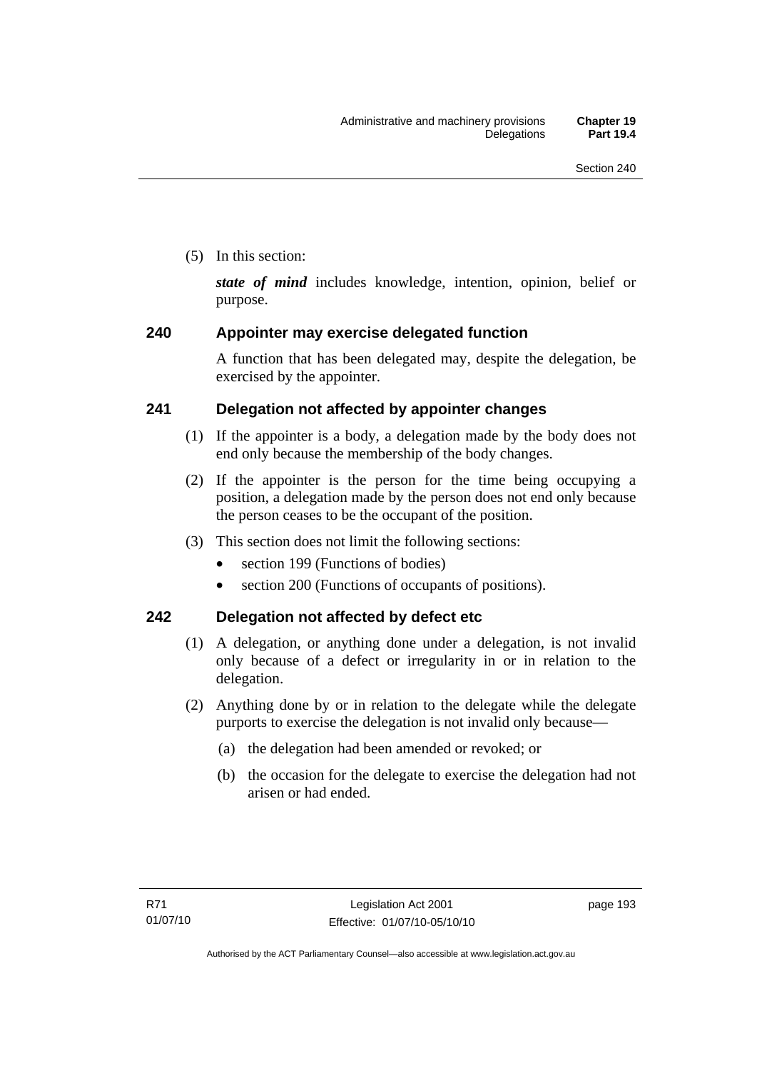(5) In this section:

***state of mind*** includes knowledge, intention, opinion, belief or purpose.

## 240 Appointer may exercise delegated function

A function that has been delegated may, despite the delegation, be exercised by the appointer.

## 241 Delegation not affected by appointer changes

(1) If the appointer is a body, a delegation made by the body does not end only because the membership of the body changes.

(2) If the appointer is the person for the time being occupying a position, a delegation made by the person does not end only because the person ceases to be the occupant of the position.

(3) This section does not limit the following sections:

- section 199 (Functions of bodies)
- section 200 (Functions of occupants of positions).

## 242 Delegation not affected by defect etc

(1) A delegation, or anything done under a delegation, is not invalid only because of a defect or irregularity in or in relation to the delegation.

(2) Anything done by or in relation to the delegate while the delegate purports to exercise the delegation is not invalid only because—

(a) the delegation had been amended or revoked; or

(b) the occasion for the delegate to exercise the delegation had not arisen or had ended.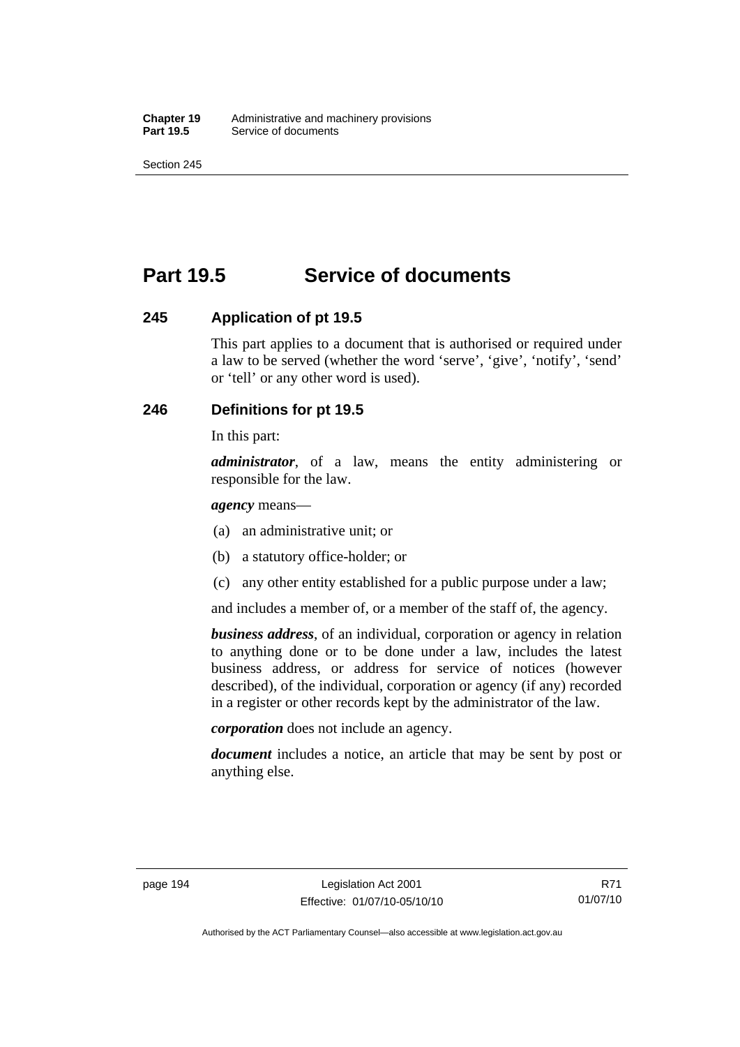# Part 19.5 Service of documents

## 245 Application of pt 19.5

This part applies to a document that is authorised or required under a law to be served (whether the word 'serve', 'give', 'notify', 'send' or 'tell' or any other word is used).

## 246 Definitions for pt 19.5

In this part:

***administrator***, of a law, means the entity administering or responsible for the law.

***agency*** means—

(a) an administrative unit; or

(b) a statutory office-holder; or

(c) any other entity established for a public purpose under a law;

and includes a member of, or a member of the staff of, the agency.

***business address***, of an individual, corporation or agency in relation to anything done or to be done under a law, includes the latest business address, or address for service of notices (however described), of the individual, corporation or agency (if any) recorded in a register or other records kept by the administrator of the law.

***corporation*** does not include an agency.

***document*** includes a notice, an article that may be sent by post or anything else.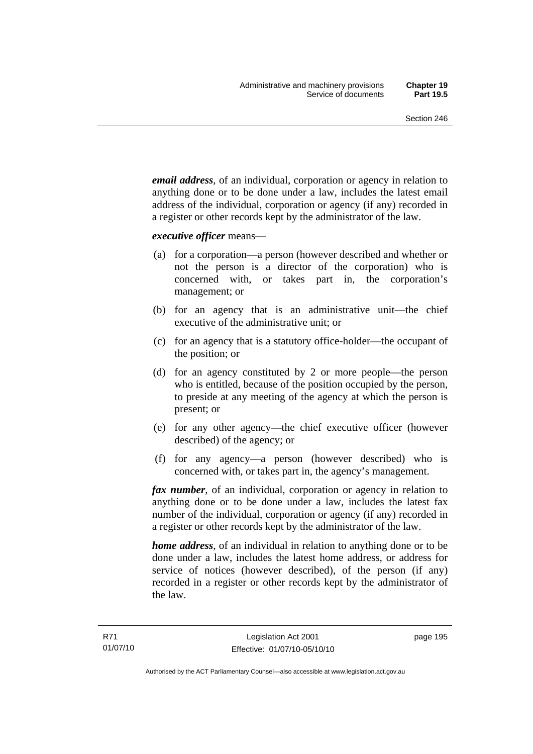***email address***, of an individual, corporation or agency in relation to anything done or to be done under a law, includes the latest email address of the individual, corporation or agency (if any) recorded in a register or other records kept by the administrator of the law.

***executive officer*** means—

(a) for a corporation—a person (however described and whether or not the person is a director of the corporation) who is concerned with, or takes part in, the corporation's management; or

(b) for an agency that is an administrative unit—the chief executive of the administrative unit; or

(c) for an agency that is a statutory office-holder—the occupant of the position; or

(d) for an agency constituted by 2 or more people—the person who is entitled, because of the position occupied by the person, to preside at any meeting of the agency at which the person is present; or

(e) for any other agency—the chief executive officer (however described) of the agency; or

(f) for any agency—a person (however described) who is concerned with, or takes part in, the agency's management.

***fax number***, of an individual, corporation or agency in relation to anything done or to be done under a law, includes the latest fax number of the individual, corporation or agency (if any) recorded in a register or other records kept by the administrator of the law.

***home address***, of an individual in relation to anything done or to be done under a law, includes the latest home address, or address for service of notices (however described), of the person (if any) recorded in a register or other records kept by the administrator of the law.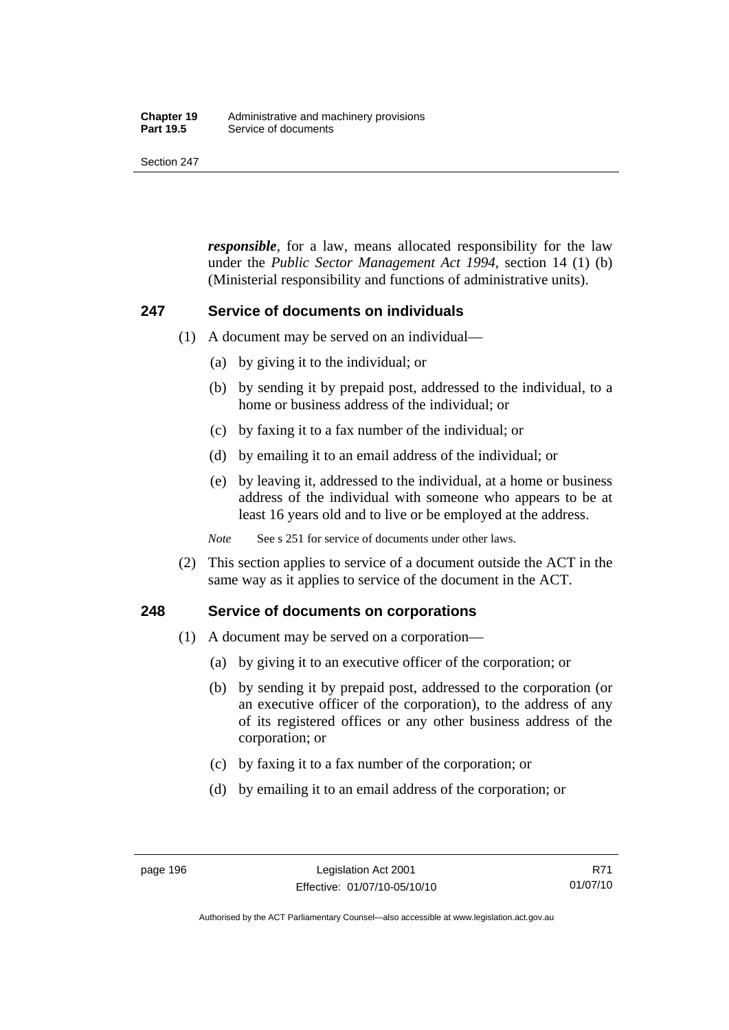***responsible***, for a law, means allocated responsibility for the law under the *Public Sector Management Act 1994*, section 14 (1) (b) (Ministerial responsibility and functions of administrative units).

## 247 Service of documents on individuals

(1) A document may be served on an individual—

(a) by giving it to the individual; or

(b) by sending it by prepaid post, addressed to the individual, to a home or business address of the individual; or

(c) by faxing it to a fax number of the individual; or

(d) by emailing it to an email address of the individual; or

(e) by leaving it, addressed to the individual, at a home or business address of the individual with someone who appears to be at least 16 years old and to live or be employed at the address.

*Note* See s 251 for service of documents under other laws.

(2) This section applies to service of a document outside the ACT in the same way as it applies to service of the document in the ACT.

## 248 Service of documents on corporations

(1) A document may be served on a corporation—

(a) by giving it to an executive officer of the corporation; or

(b) by sending it by prepaid post, addressed to the corporation (or an executive officer of the corporation), to the address of any of its registered offices or any other business address of the corporation; or

(c) by faxing it to a fax number of the corporation; or

(d) by emailing it to an email address of the corporation; or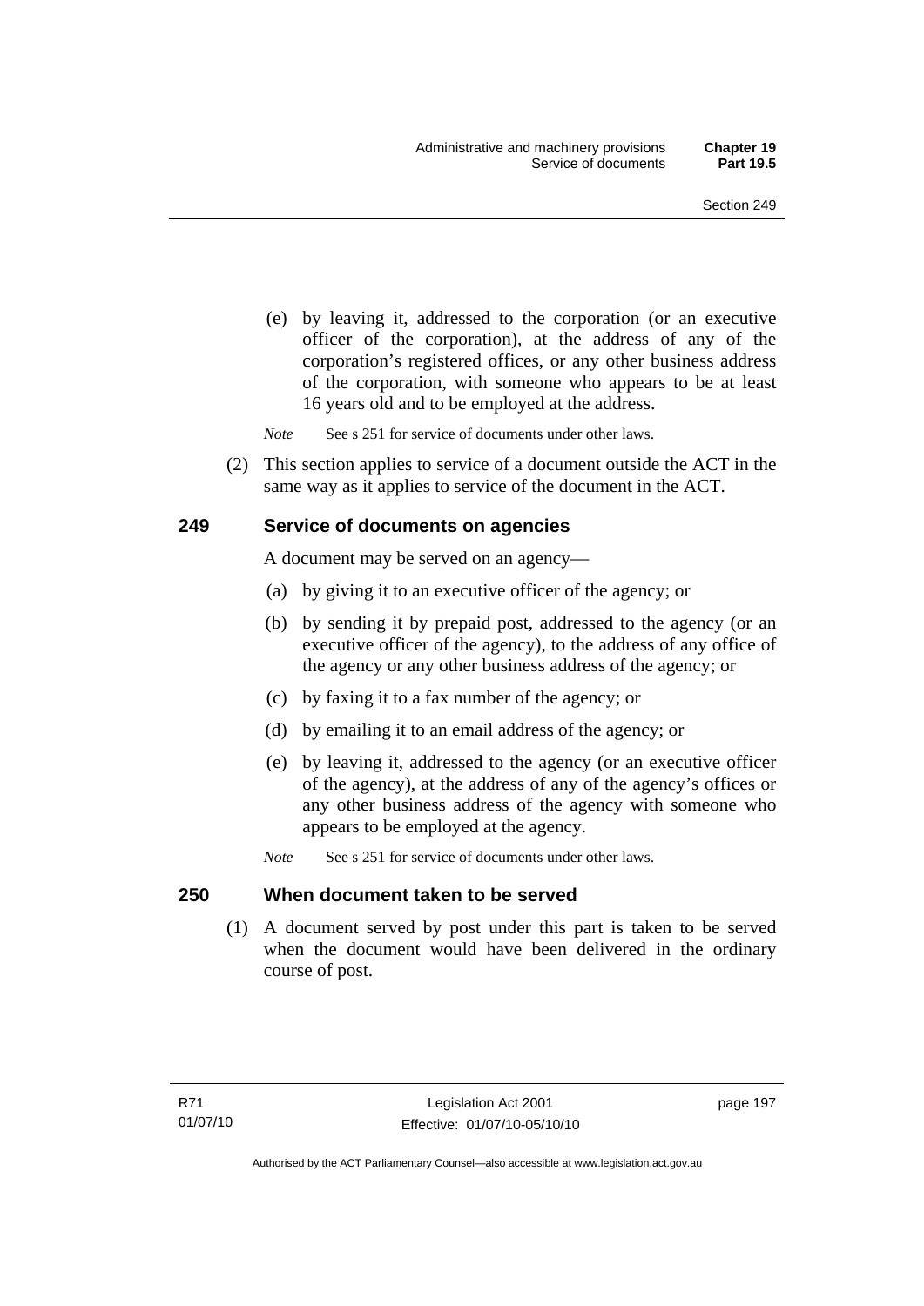(e) by leaving it, addressed to the corporation (or an executive officer of the corporation), at the address of any of the corporation's registered offices, or any other business address of the corporation, with someone who appears to be at least 16 years old and to be employed at the address.

*Note* See s 251 for service of documents under other laws.

(2) This section applies to service of a document outside the ACT in the same way as it applies to service of the document in the ACT.

## 249 Service of documents on agencies

A document may be served on an agency—

(a) by giving it to an executive officer of the agency; or

(b) by sending it by prepaid post, addressed to the agency (or an executive officer of the agency), to the address of any office of the agency or any other business address of the agency; or

(c) by faxing it to a fax number of the agency; or

(d) by emailing it to an email address of the agency; or

(e) by leaving it, addressed to the agency (or an executive officer of the agency), at the address of any of the agency's offices or any other business address of the agency with someone who appears to be employed at the agency.

*Note* See s 251 for service of documents under other laws.

## 250 When document taken to be served

(1) A document served by post under this part is taken to be served when the document would have been delivered in the ordinary course of post.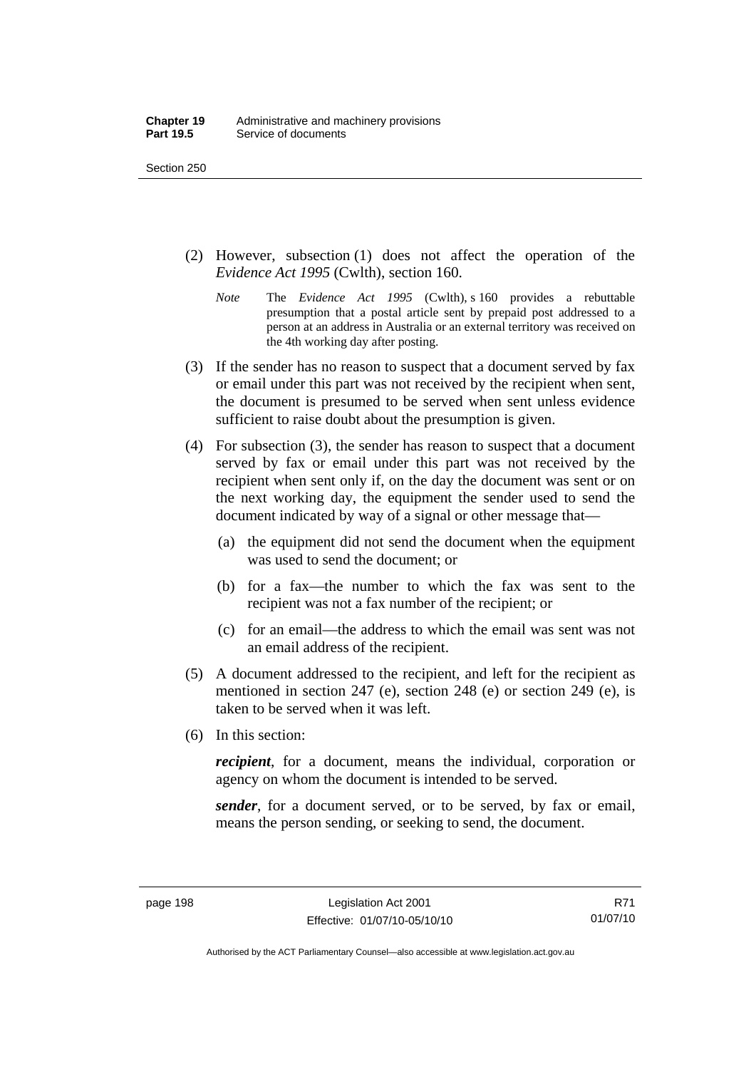(2) However, subsection (1) does not affect the operation of the *Evidence Act 1995* (Cwlth), section 160.

> *Note* The *Evidence Act 1995* (Cwlth), s 160 provides a rebuttable presumption that a postal article sent by prepaid post addressed to a person at an address in Australia or an external territory was received on the 4th working day after posting.

(3) If the sender has no reason to suspect that a document served by fax or email under this part was not received by the recipient when sent, the document is presumed to be served when sent unless evidence sufficient to raise doubt about the presumption is given.

(4) For subsection (3), the sender has reason to suspect that a document served by fax or email under this part was not received by the recipient when sent only if, on the day the document was sent or on the next working day, the equipment the sender used to send the document indicated by way of a signal or other message that—

(a) the equipment did not send the document when the equipment was used to send the document; or

(b) for a fax—the number to which the fax was sent to the recipient was not a fax number of the recipient; or

(c) for an email—the address to which the email was sent was not an email address of the recipient.

(5) A document addressed to the recipient, and left for the recipient as mentioned in section 247 (e), section 248 (e) or section 249 (e), is taken to be served when it was left.

(6) In this section:

***recipient***, for a document, means the individual, corporation or agency on whom the document is intended to be served.

***sender***, for a document served, or to be served, by fax or email, means the person sending, or seeking to send, the document.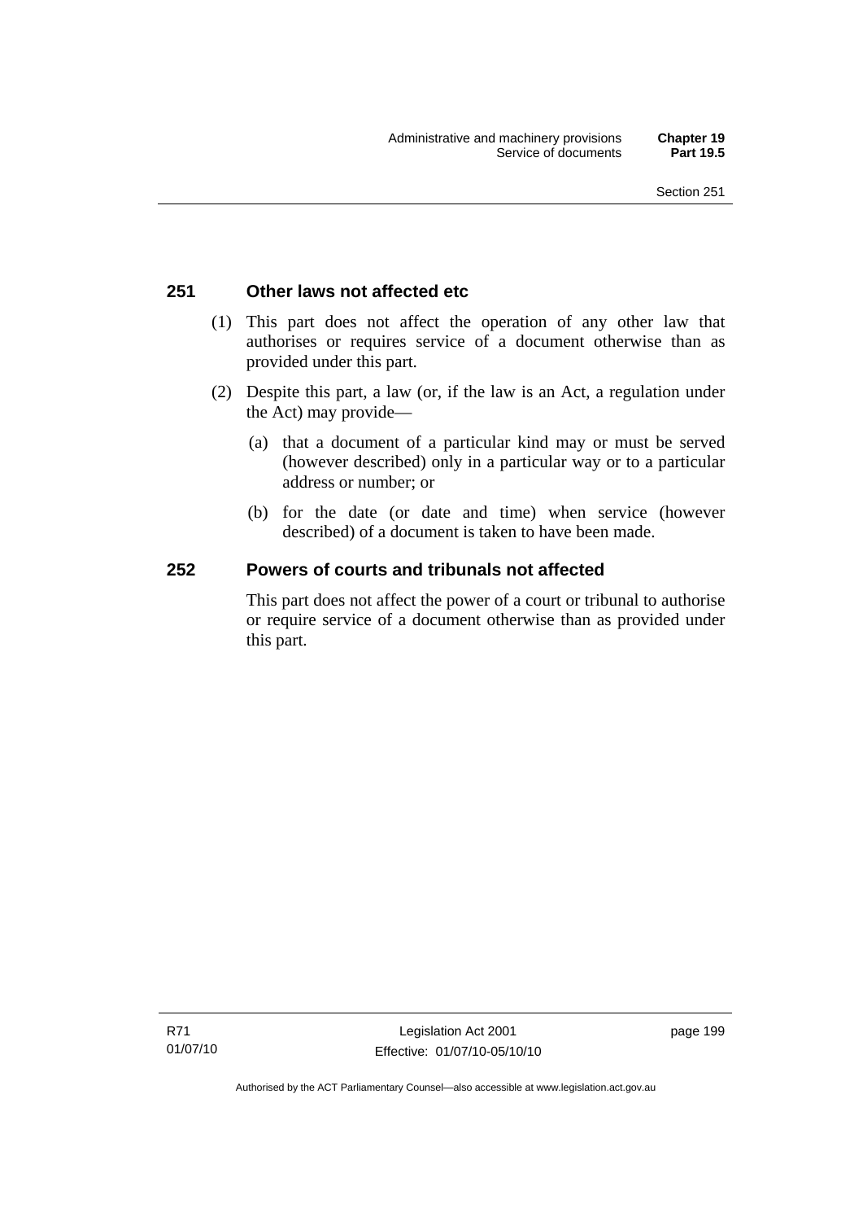## 251 Other laws not affected etc

(1) This part does not affect the operation of any other law that authorises or requires service of a document otherwise than as provided under this part.

(2) Despite this part, a law (or, if the law is an Act, a regulation under the Act) may provide—

(a) that a document of a particular kind may or must be served (however described) only in a particular way or to a particular address or number; or

(b) for the date (or date and time) when service (however described) of a document is taken to have been made.

## 252 Powers of courts and tribunals not affected

This part does not affect the power of a court or tribunal to authorise or require service of a document otherwise than as provided under this part.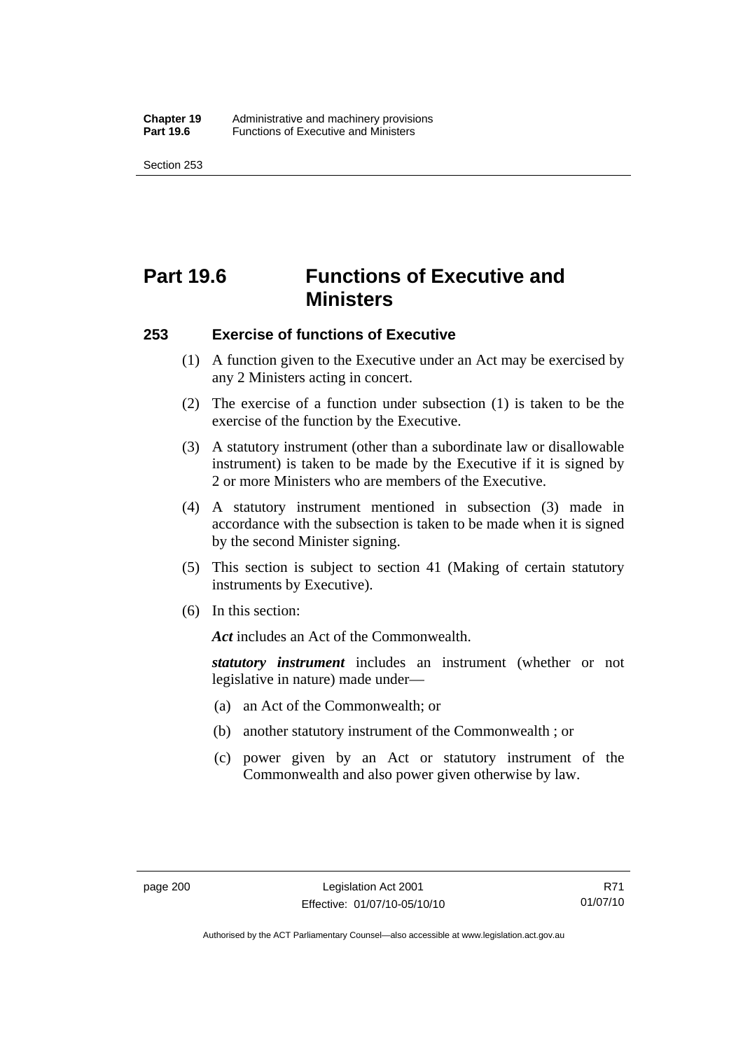# Part 19.6 Functions of Executive and Ministers

## 253 Exercise of functions of Executive

(1) A function given to the Executive under an Act may be exercised by any 2 Ministers acting in concert.

(2) The exercise of a function under subsection (1) is taken to be the exercise of the function by the Executive.

(3) A statutory instrument (other than a subordinate law or disallowable instrument) is taken to be made by the Executive if it is signed by 2 or more Ministers who are members of the Executive.

(4) A statutory instrument mentioned in subsection (3) made in accordance with the subsection is taken to be made when it is signed by the second Minister signing.

(5) This section is subject to section 41 (Making of certain statutory instruments by Executive).

(6) In this section:

***Act*** includes an Act of the Commonwealth.

***statutory instrument*** includes an instrument (whether or not legislative in nature) made under—

(a) an Act of the Commonwealth; or

(b) another statutory instrument of the Commonwealth ; or

(c) power given by an Act or statutory instrument of the Commonwealth and also power given otherwise by law.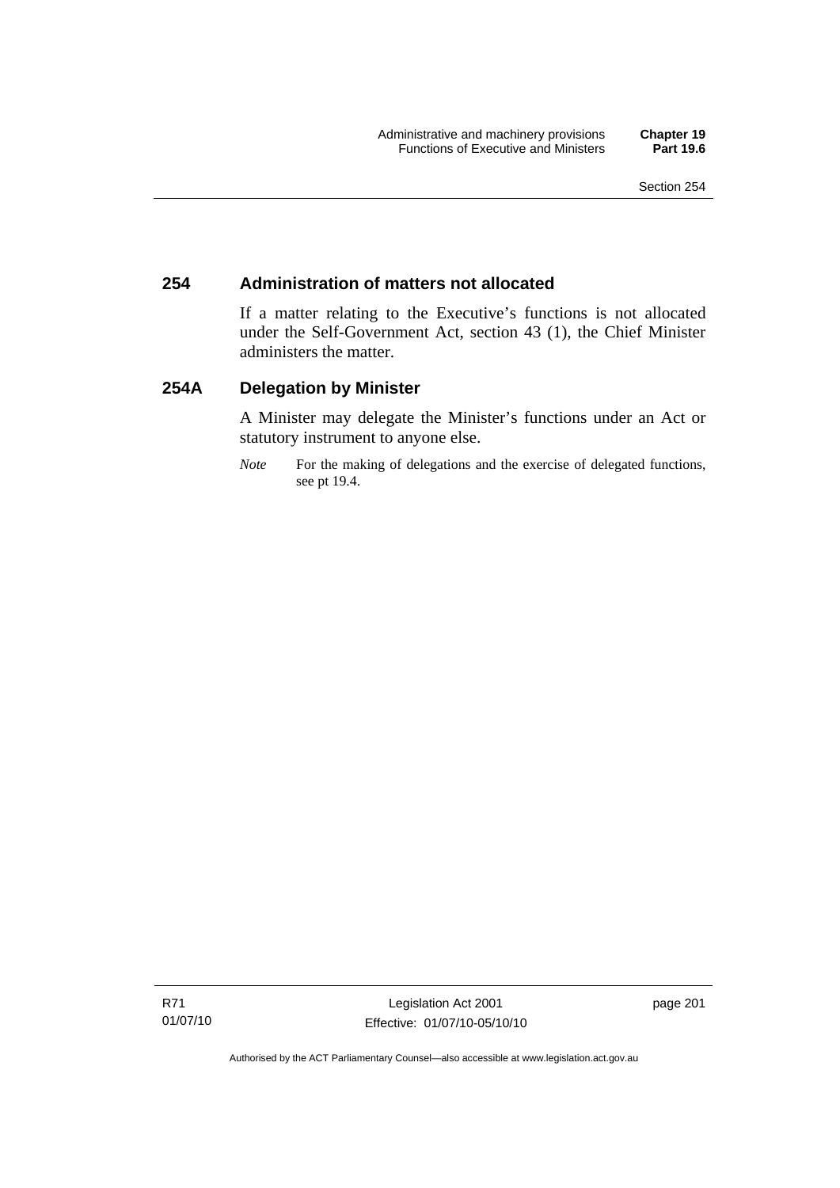## 254 Administration of matters not allocated

If a matter relating to the Executive's functions is not allocated under the Self-Government Act, section 43 (1), the Chief Minister administers the matter.

## 254A Delegation by Minister

A Minister may delegate the Minister's functions under an Act or statutory instrument to anyone else.

*Note* For the making of delegations and the exercise of delegated functions, see pt 19.4.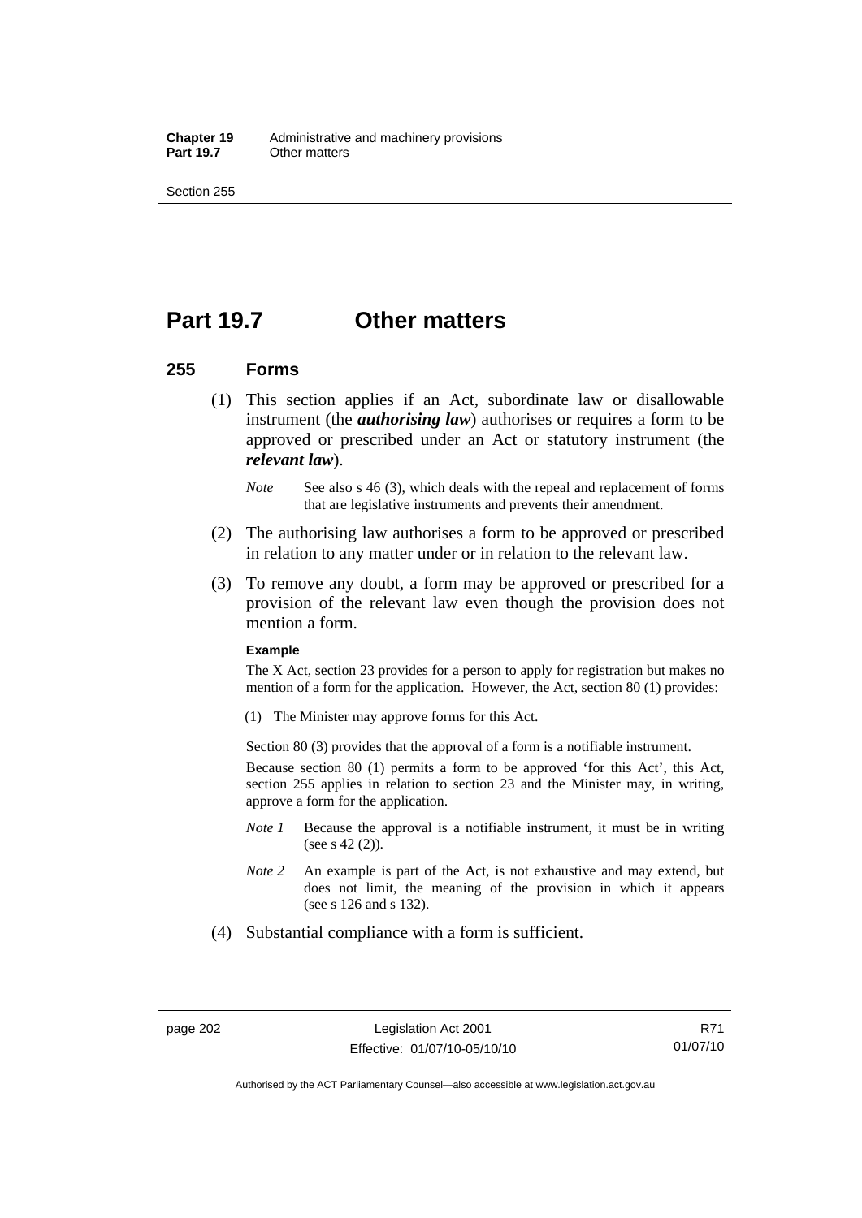# Part 19.7 Other matters

## 255 Forms

(1) This section applies if an Act, subordinate law or disallowable instrument (the ***authorising law***) authorises or requires a form to be approved or prescribed under an Act or statutory instrument (the ***relevant law***).

*Note* See also s 46 (3), which deals with the repeal and replacement of forms that are legislative instruments and prevents their amendment.

(2) The authorising law authorises a form to be approved or prescribed in relation to any matter under or in relation to the relevant law.

(3) To remove any doubt, a form may be approved or prescribed for a provision of the relevant law even though the provision does not mention a form.

**Example**

The X Act, section 23 provides for a person to apply for registration but makes no mention of a form for the application. However, the Act, section 80 (1) provides:

(1) The Minister may approve forms for this Act.

Section 80 (3) provides that the approval of a form is a notifiable instrument.

Because section 80 (1) permits a form to be approved 'for this Act', this Act, section 255 applies in relation to section 23 and the Minister may, in writing, approve a form for the application.

*Note 1* Because the approval is a notifiable instrument, it must be in writing (see s 42 (2)).

*Note 2* An example is part of the Act, is not exhaustive and may extend, but does not limit, the meaning of the provision in which it appears (see s 126 and s 132).

(4) Substantial compliance with a form is sufficient.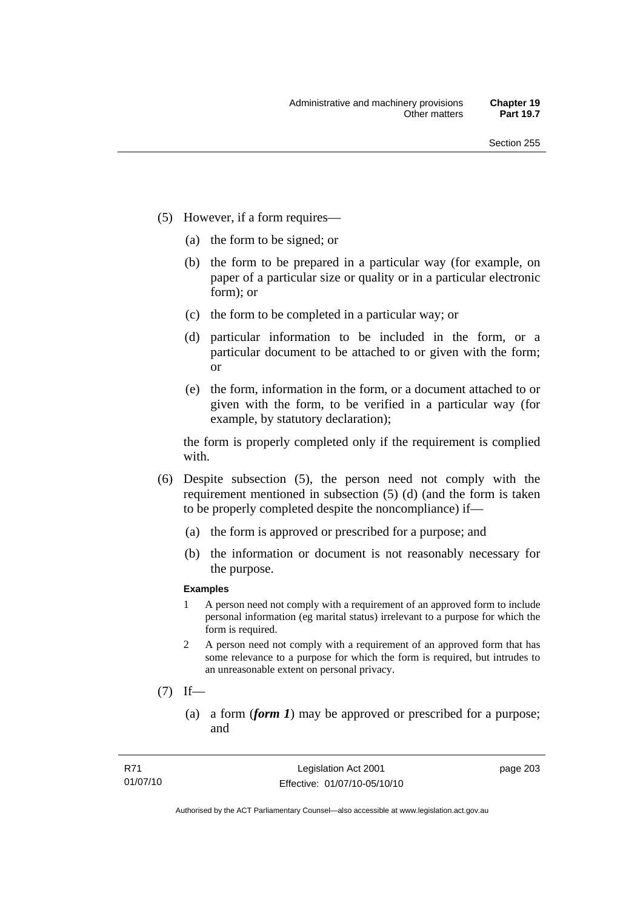(5) However, if a form requires—

(a) the form to be signed; or

(b) the form to be prepared in a particular way (for example, on paper of a particular size or quality or in a particular electronic form); or

(c) the form to be completed in a particular way; or

(d) particular information to be included in the form, or a particular document to be attached to or given with the form; or

(e) the form, information in the form, or a document attached to or given with the form, to be verified in a particular way (for example, by statutory declaration);

the form is properly completed only if the requirement is complied with.

(6) Despite subsection (5), the person need not comply with the requirement mentioned in subsection (5) (d) (and the form is taken to be properly completed despite the noncompliance) if—

(a) the form is approved or prescribed for a purpose; and

(b) the information or document is not reasonably necessary for the purpose.

**Examples**

1 A person need not comply with a requirement of an approved form to include personal information (eg marital status) irrelevant to a purpose for which the form is required.

2 A person need not comply with a requirement of an approved form that has some relevance to a purpose for which the form is required, but intrudes to an unreasonable extent on personal privacy.

(7) If—

(a) a form (***form 1***) may be approved or prescribed for a purpose; and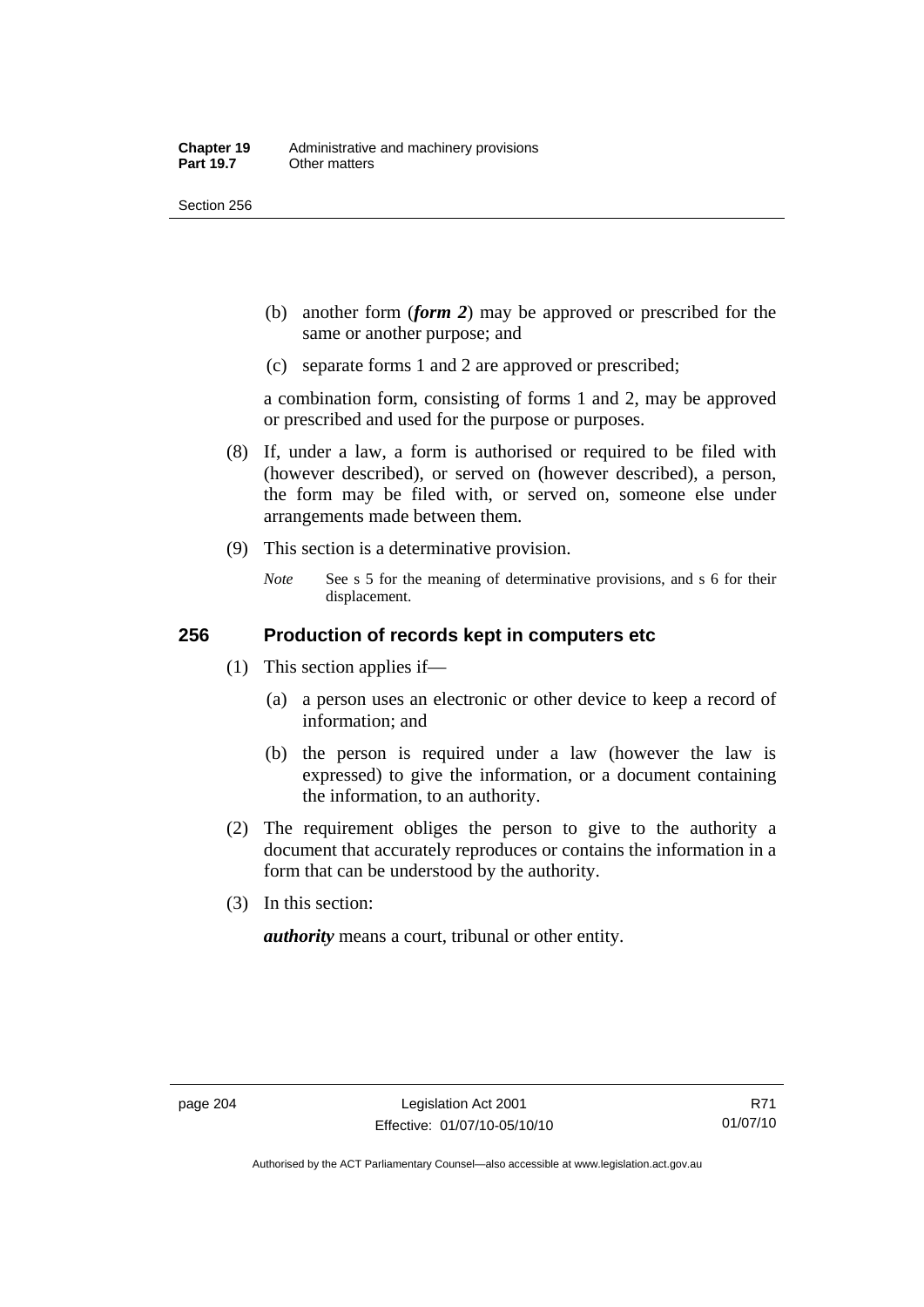(b) another form (***form 2***) may be approved or prescribed for the same or another purpose; and

(c) separate forms 1 and 2 are approved or prescribed;

a combination form, consisting of forms 1 and 2, may be approved or prescribed and used for the purpose or purposes.

(8) If, under a law, a form is authorised or required to be filed with (however described), or served on (however described), a person, the form may be filed with, or served on, someone else under arrangements made between them.

(9) This section is a determinative provision.

*Note* See s 5 for the meaning of determinative provisions, and s 6 for their displacement.

## 256 Production of records kept in computers etc

(1) This section applies if—

(a) a person uses an electronic or other device to keep a record of information; and

(b) the person is required under a law (however the law is expressed) to give the information, or a document containing the information, to an authority.

(2) The requirement obliges the person to give to the authority a document that accurately reproduces or contains the information in a form that can be understood by the authority.

(3) In this section:

***authority*** means a court, tribunal or other entity.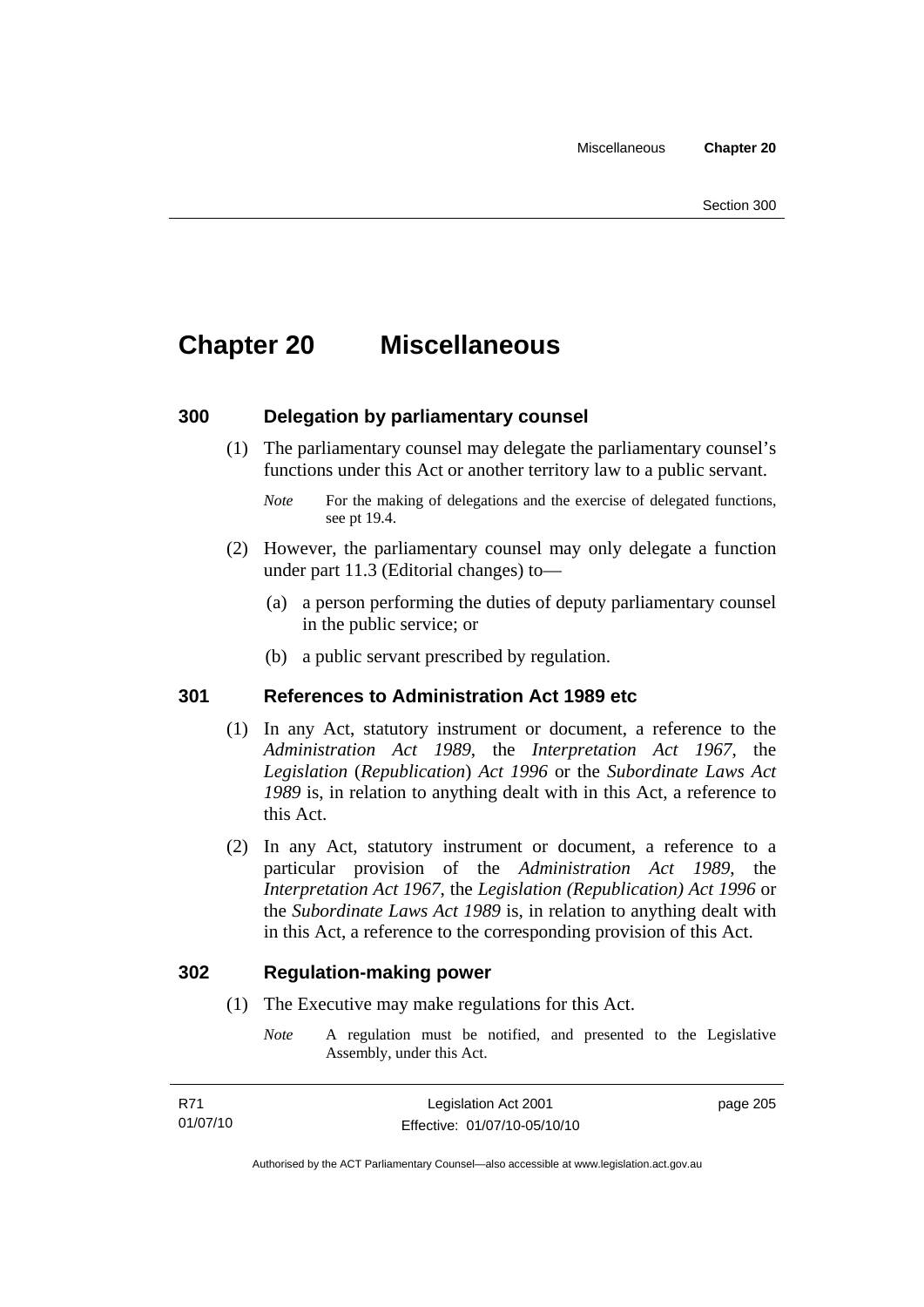# Chapter 20 Miscellaneous

## 300 Delegation by parliamentary counsel

(1) The parliamentary counsel may delegate the parliamentary counsel's functions under this Act or another territory law to a public servant.

*Note* For the making of delegations and the exercise of delegated functions, see pt 19.4.

(2) However, the parliamentary counsel may only delegate a function under part 11.3 (Editorial changes) to—

(a) a person performing the duties of deputy parliamentary counsel in the public service; or

(b) a public servant prescribed by regulation.

## 301 References to Administration Act 1989 etc

(1) In any Act, statutory instrument or document, a reference to the *Administration Act 1989*, the *Interpretation Act 1967*, the *Legislation* (*Republication*) *Act 1996* or the *Subordinate Laws Act 1989* is, in relation to anything dealt with in this Act, a reference to this Act.

(2) In any Act, statutory instrument or document, a reference to a particular provision of the *Administration Act 1989*, the *Interpretation Act 1967*, the *Legislation (Republication) Act 1996* or the *Subordinate Laws Act 1989* is, in relation to anything dealt with in this Act, a reference to the corresponding provision of this Act.

## 302 Regulation-making power

(1) The Executive may make regulations for this Act.

*Note* A regulation must be notified, and presented to the Legislative Assembly, under this Act.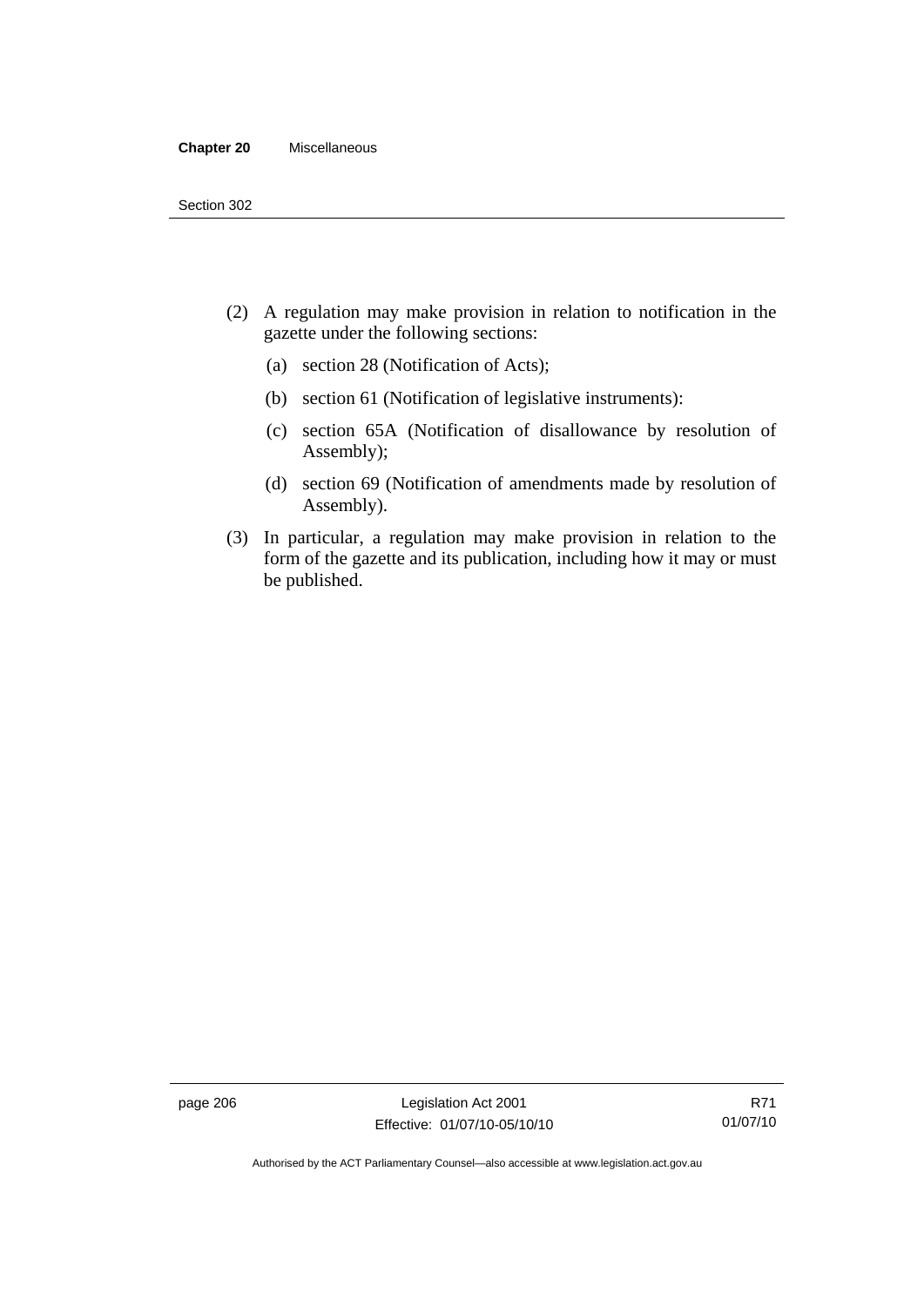(2) A regulation may make provision in relation to notification in the gazette under the following sections:

(a) section 28 (Notification of Acts);

(b) section 61 (Notification of legislative instruments):

(c) section 65A (Notification of disallowance by resolution of Assembly);

(d) section 69 (Notification of amendments made by resolution of Assembly).

(3) In particular, a regulation may make provision in relation to the form of the gazette and its publication, including how it may or must be published.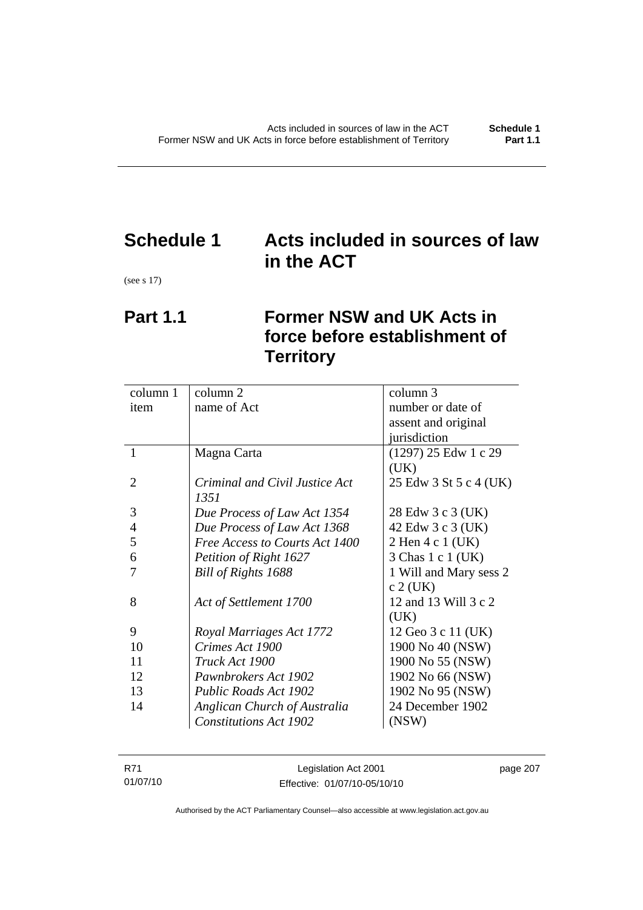# Schedule 1 Acts included in sources of law in the ACT

(see s 17)

## Part 1.1 Former NSW and UK Acts in force before establishment of Territory

| column 1 item | column 2 name of Act | column 3 number or date of assent and original jurisdiction |
|---|---|---|
| 1 | Magna Carta | (1297) 25 Edw 1 c 29 (UK) |
| 2 | *Criminal and Civil Justice Act 1351* | 25 Edw 3 St 5 c 4 (UK) |
| 3 | *Due Process of Law Act 1354* | 28 Edw 3 c 3 (UK) |
| 4 | *Due Process of Law Act 1368* | 42 Edw 3 c 3 (UK) |
| 5 | *Free Access to Courts Act 1400* | 2 Hen 4 c 1 (UK) |
| 6 | *Petition of Right 1627* | 3 Chas 1 c 1 (UK) |
| 7 | *Bill of Rights 1688* | 1 Will and Mary sess 2 c 2 (UK) |
| 8 | *Act of Settlement 1700* | 12 and 13 Will 3 c 2 (UK) |
| 9 | *Royal Marriages Act 1772* | 12 Geo 3 c 11 (UK) |
| 10 | *Crimes Act 1900* | 1900 No 40 (NSW) |
| 11 | *Truck Act 1900* | 1900 No 55 (NSW) |
| 12 | *Pawnbrokers Act 1902* | 1902 No 66 (NSW) |
| 13 | *Public Roads Act 1902* | 1902 No 95 (NSW) |
| 14 | *Anglican Church of Australia Constitutions Act 1902* | 24 December 1902 (NSW) |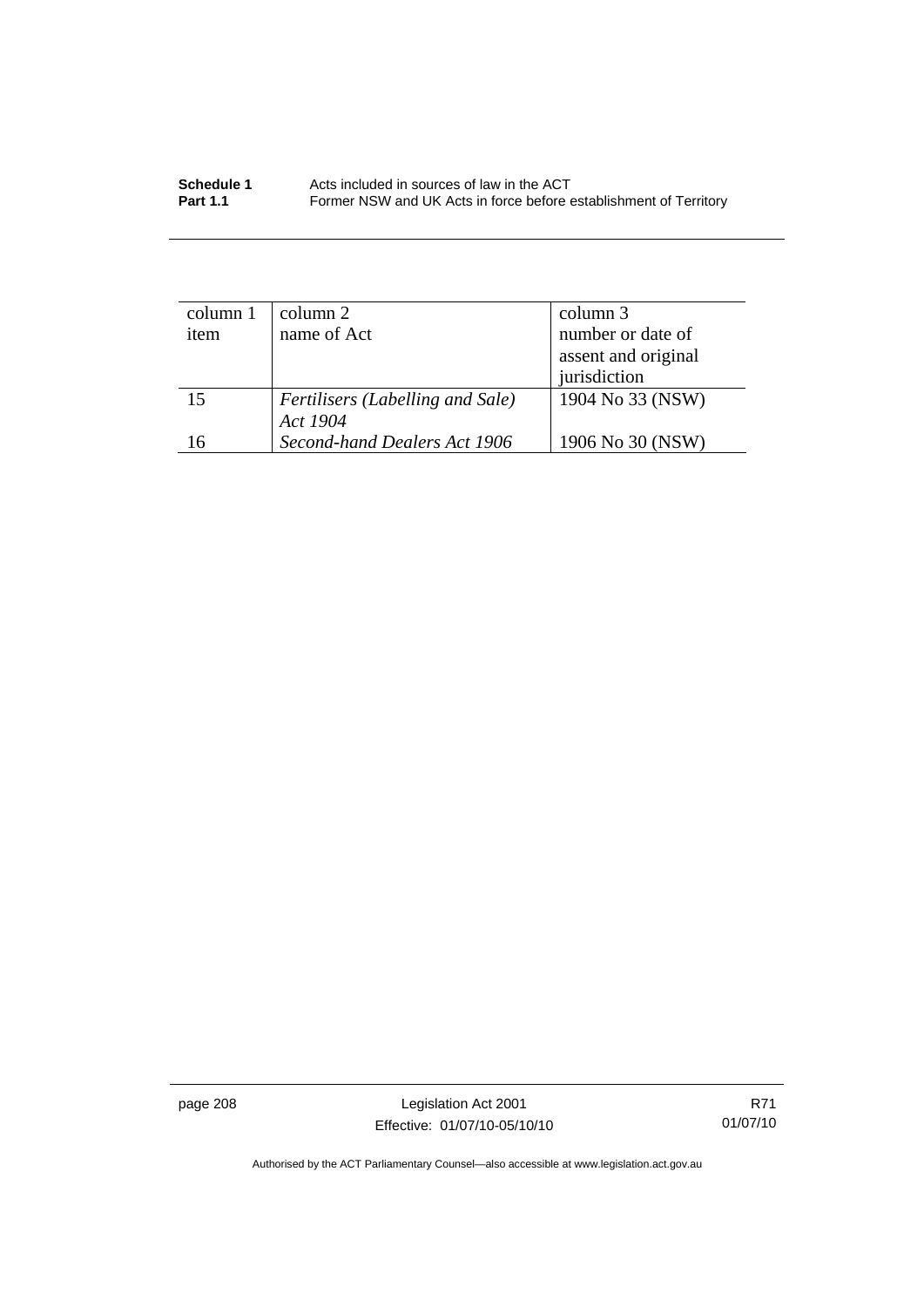| column 1 item | column 2 name of Act | column 3 number or date of assent and original jurisdiction |
| --- | --- | --- |
| 15 | *Fertilisers (Labelling and Sale) Act 1904* | 1904 No 33 (NSW) |
| 16 | *Second-hand Dealers Act 1906* | 1906 No 30 (NSW) |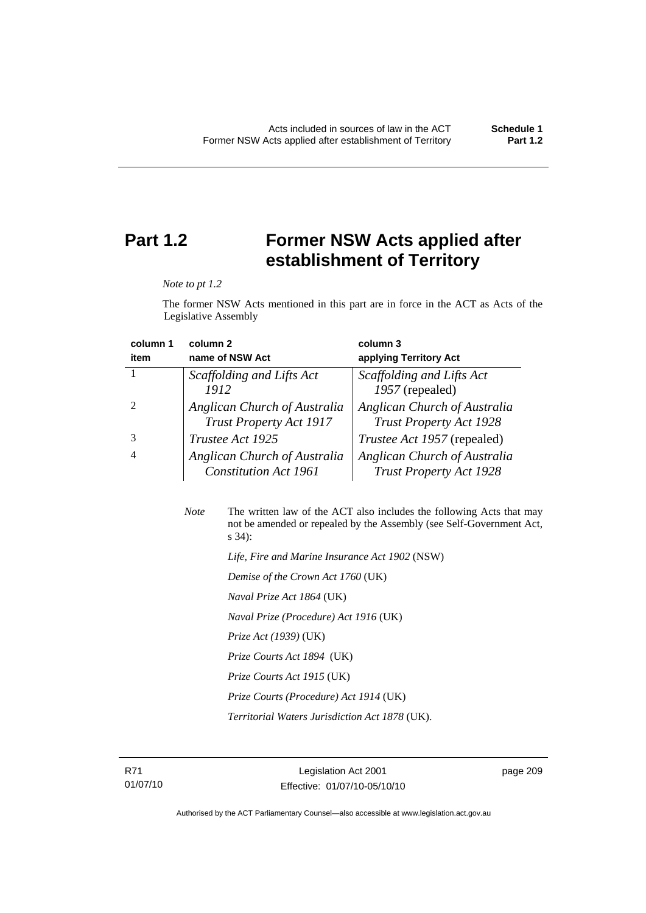## Part 1.2 Former NSW Acts applied after establishment of Territory

*Note to pt 1.2*

The former NSW Acts mentioned in this part are in force in the ACT as Acts of the Legislative Assembly

| column 1<br>item | column 2<br>name of NSW Act | column 3<br>applying Territory Act |
|---|---|---|
| 1 | *Scaffolding and Lifts Act 1912* | *Scaffolding and Lifts Act 1957* (repealed) |
| 2 | *Anglican Church of Australia Trust Property Act 1917* | *Anglican Church of Australia Trust Property Act 1928* |
| 3 | *Trustee Act 1925* | *Trustee Act 1957* (repealed) |
| 4 | *Anglican Church of Australia Constitution Act 1961* | *Anglican Church of Australia Trust Property Act 1928* |

*Note* The written law of the ACT also includes the following Acts that may not be amended or repealed by the Assembly (see Self-Government Act, s 34):

*Life, Fire and Marine Insurance Act 1902* (NSW)

*Demise of the Crown Act 1760* (UK)

*Naval Prize Act 1864* (UK)

*Naval Prize (Procedure) Act 1916* (UK)

*Prize Act (1939)* (UK)

*Prize Courts Act 1894* (UK)

*Prize Courts Act 1915* (UK)

*Prize Courts (Procedure) Act 1914* (UK)

*Territorial Waters Jurisdiction Act 1878* (UK).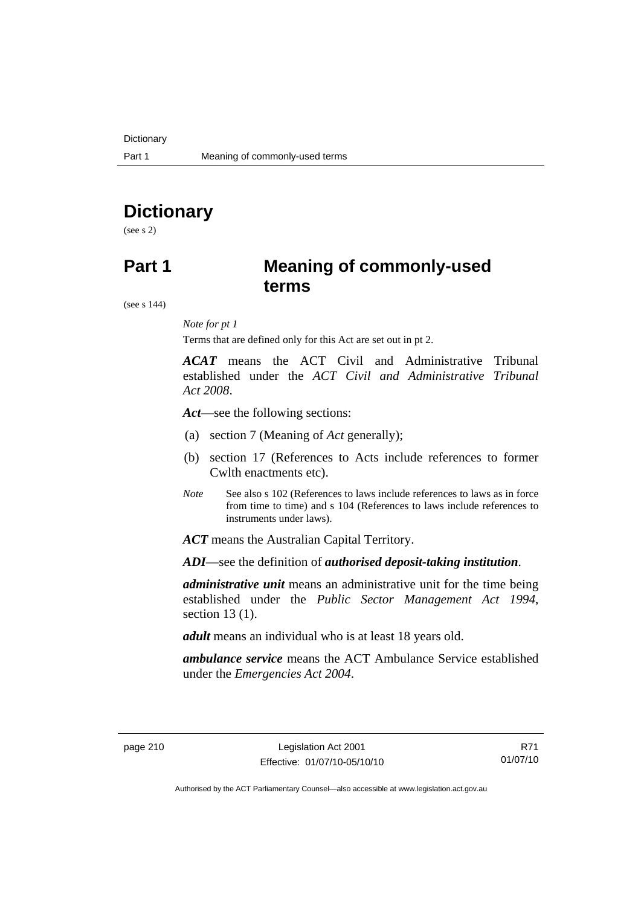# Dictionary

(see s 2)

# Part 1 Meaning of commonly-used terms

(see s 144)

*Note for pt 1*

Terms that are defined only for this Act are set out in pt 2.

***ACAT*** means the ACT Civil and Administrative Tribunal established under the *ACT Civil and Administrative Tribunal Act 2008*.

***Act***—see the following sections:

(a) section 7 (Meaning of *Act* generally);

(b) section 17 (References to Acts include references to former Cwlth enactments etc).

*Note* See also s 102 (References to laws include references to laws as in force from time to time) and s 104 (References to laws include references to instruments under laws).

***ACT*** means the Australian Capital Territory.

***ADI***—see the definition of ***authorised deposit-taking institution***.

***administrative unit*** means an administrative unit for the time being established under the *Public Sector Management Act 1994*, section 13 (1).

***adult*** means an individual who is at least 18 years old.

***ambulance service*** means the ACT Ambulance Service established under the *Emergencies Act 2004*.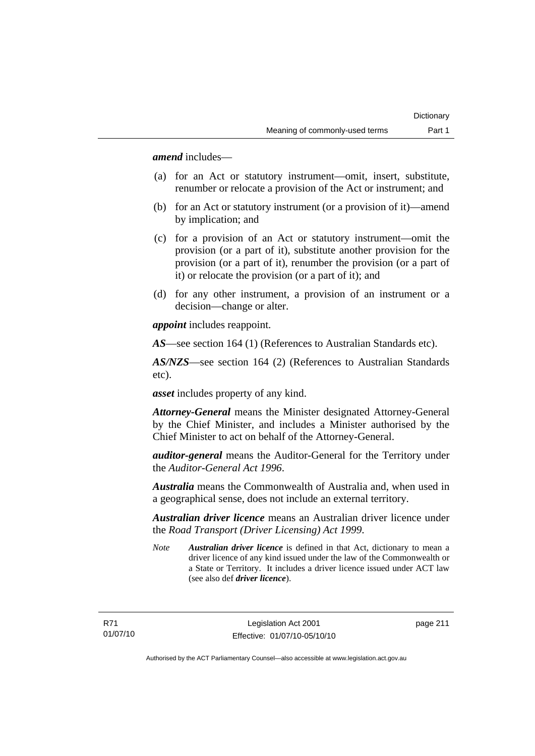***amend*** includes—

(a) for an Act or statutory instrument—omit, insert, substitute, renumber or relocate a provision of the Act or instrument; and

(b) for an Act or statutory instrument (or a provision of it)—amend by implication; and

(c) for a provision of an Act or statutory instrument—omit the provision (or a part of it), substitute another provision for the provision (or a part of it), renumber the provision (or a part of it) or relocate the provision (or a part of it); and

(d) for any other instrument, a provision of an instrument or a decision—change or alter.

***appoint*** includes reappoint.

***AS***—see section 164 (1) (References to Australian Standards etc).

***AS/NZS***—see section 164 (2) (References to Australian Standards etc).

***asset*** includes property of any kind.

***Attorney-General*** means the Minister designated Attorney-General by the Chief Minister, and includes a Minister authorised by the Chief Minister to act on behalf of the Attorney-General.

***auditor-general*** means the Auditor-General for the Territory under the *Auditor-General Act 1996*.

***Australia*** means the Commonwealth of Australia and, when used in a geographical sense, does not include an external territory.

***Australian driver licence*** means an Australian driver licence under the *Road Transport (Driver Licensing) Act 1999*.

*Note* ***Australian driver licence*** is defined in that Act, dictionary to mean a driver licence of any kind issued under the law of the Commonwealth or a State or Territory. It includes a driver licence issued under ACT law (see also def ***driver licence***).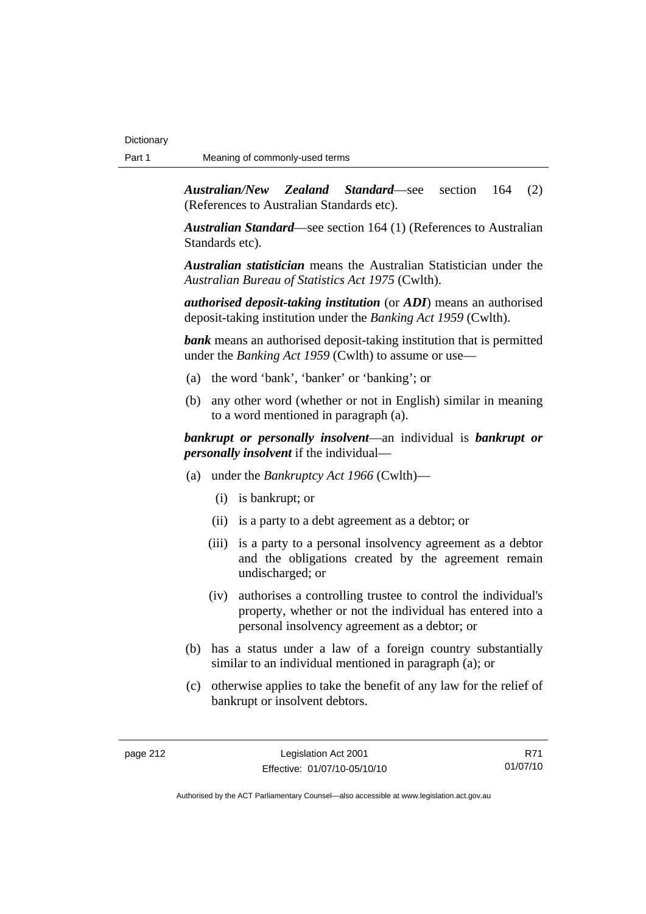***Australian/New Zealand Standard***—see section 164 (2) (References to Australian Standards etc).

***Australian Standard***—see section 164 (1) (References to Australian Standards etc).

***Australian statistician*** means the Australian Statistician under the *Australian Bureau of Statistics Act 1975* (Cwlth).

***authorised deposit-taking institution*** (or ***ADI***) means an authorised deposit-taking institution under the *Banking Act 1959* (Cwlth).

***bank*** means an authorised deposit-taking institution that is permitted under the *Banking Act 1959* (Cwlth) to assume or use—

(a) the word 'bank', 'banker' or 'banking'; or

(b) any other word (whether or not in English) similar in meaning to a word mentioned in paragraph (a).

***bankrupt or personally insolvent***—an individual is ***bankrupt or personally insolvent*** if the individual—

(a) under the *Bankruptcy Act 1966* (Cwlth)—

   (i) is bankrupt; or

   (ii) is a party to a debt agreement as a debtor; or

   (iii) is a party to a personal insolvency agreement as a debtor and the obligations created by the agreement remain undischarged; or

   (iv) authorises a controlling trustee to control the individual's property, whether or not the individual has entered into a personal insolvency agreement as a debtor; or

(b) has a status under a law of a foreign country substantially similar to an individual mentioned in paragraph (a); or

(c) otherwise applies to take the benefit of any law for the relief of bankrupt or insolvent debtors.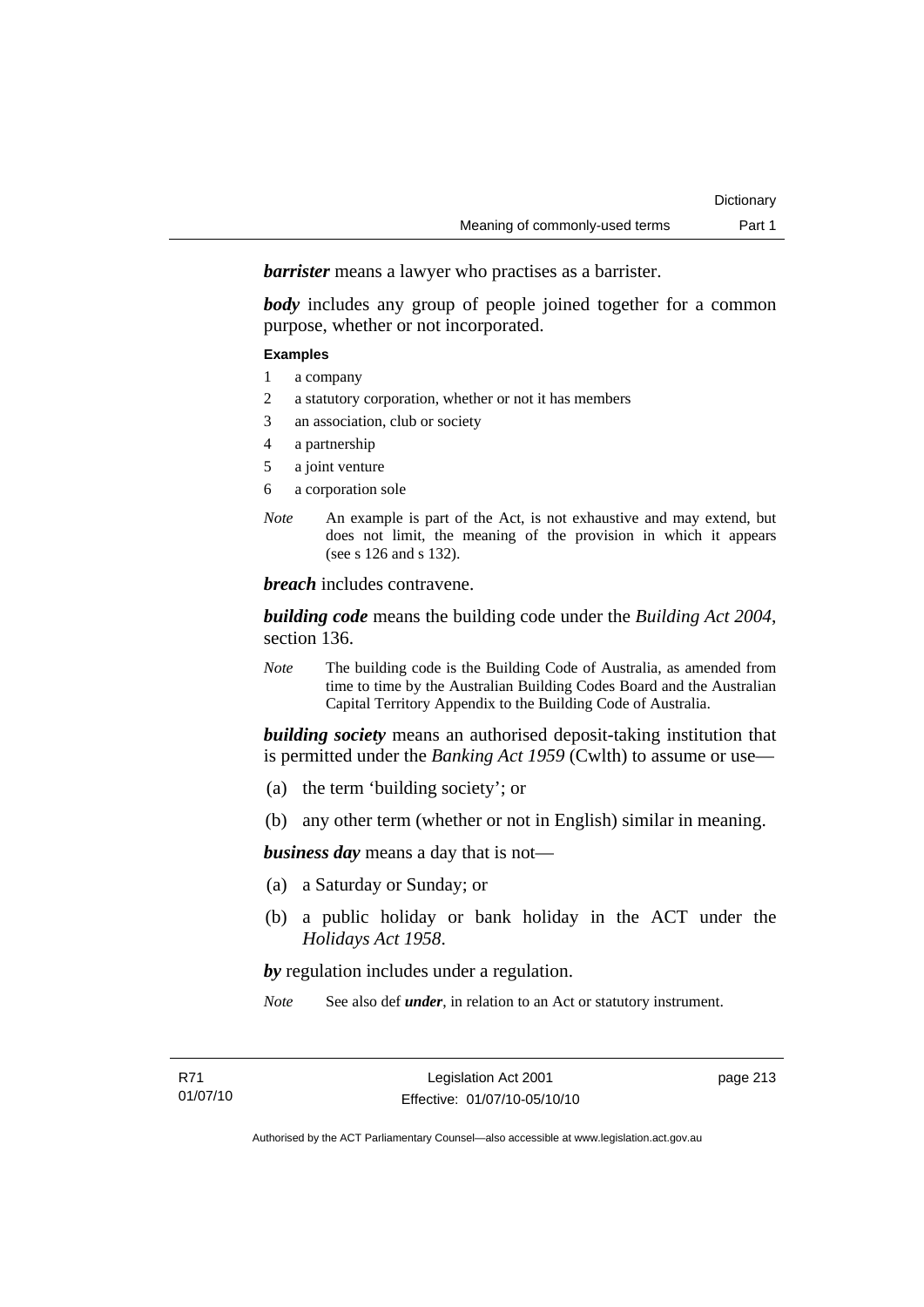***barrister*** means a lawyer who practises as a barrister.

***body*** includes any group of people joined together for a common purpose, whether or not incorporated.

**Examples**

1 a company
2 a statutory corporation, whether or not it has members
3 an association, club or society
4 a partnership
5 a joint venture
6 a corporation sole

*Note* An example is part of the Act, is not exhaustive and may extend, but does not limit, the meaning of the provision in which it appears (see s 126 and s 132).

***breach*** includes contravene.

***building code*** means the building code under the *Building Act 2004*, section 136.

*Note* The building code is the Building Code of Australia, as amended from time to time by the Australian Building Codes Board and the Australian Capital Territory Appendix to the Building Code of Australia.

***building society*** means an authorised deposit-taking institution that is permitted under the *Banking Act 1959* (Cwlth) to assume or use—

(a) the term 'building society'; or

(b) any other term (whether or not in English) similar in meaning.

***business day*** means a day that is not—

(a) a Saturday or Sunday; or

(b) a public holiday or bank holiday in the ACT under the *Holidays Act 1958*.

***by*** regulation includes under a regulation.

*Note* See also def ***under***, in relation to an Act or statutory instrument.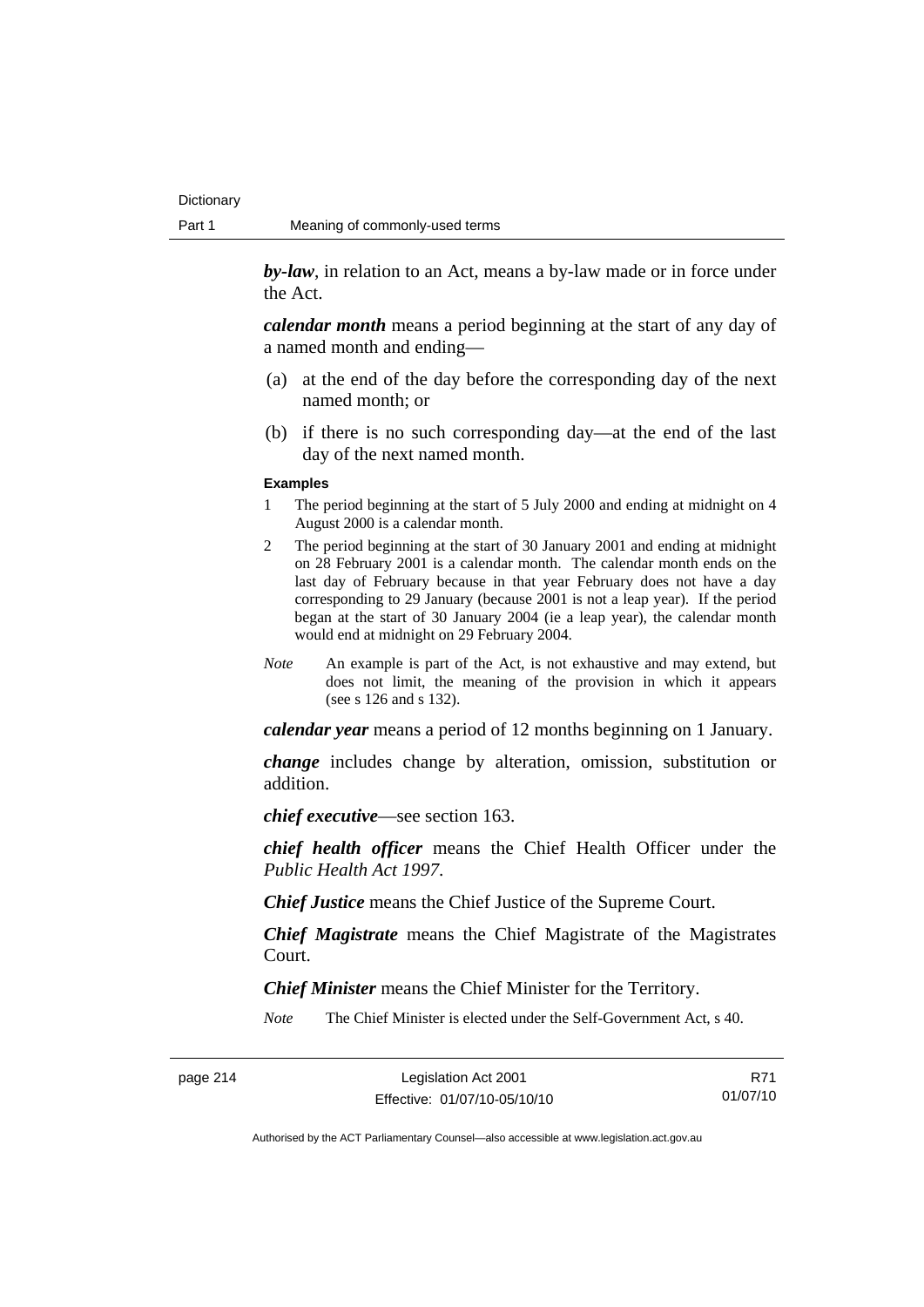***by-law***, in relation to an Act, means a by-law made or in force under the Act.

***calendar month*** means a period beginning at the start of any day of a named month and ending—

(a) at the end of the day before the corresponding day of the next named month; or

(b) if there is no such corresponding day—at the end of the last day of the next named month.

**Examples**

1 The period beginning at the start of 5 July 2000 and ending at midnight on 4 August 2000 is a calendar month.

2 The period beginning at the start of 30 January 2001 and ending at midnight on 28 February 2001 is a calendar month. The calendar month ends on the last day of February because in that year February does not have a day corresponding to 29 January (because 2001 is not a leap year). If the period began at the start of 30 January 2004 (ie a leap year), the calendar month would end at midnight on 29 February 2004.

*Note* An example is part of the Act, is not exhaustive and may extend, but does not limit, the meaning of the provision in which it appears (see s 126 and s 132).

***calendar year*** means a period of 12 months beginning on 1 January.

***change*** includes change by alteration, omission, substitution or addition.

***chief executive***—see section 163.

***chief health officer*** means the Chief Health Officer under the *Public Health Act 1997*.

***Chief Justice*** means the Chief Justice of the Supreme Court.

***Chief Magistrate*** means the Chief Magistrate of the Magistrates Court.

***Chief Minister*** means the Chief Minister for the Territory.

*Note* The Chief Minister is elected under the Self-Government Act, s 40.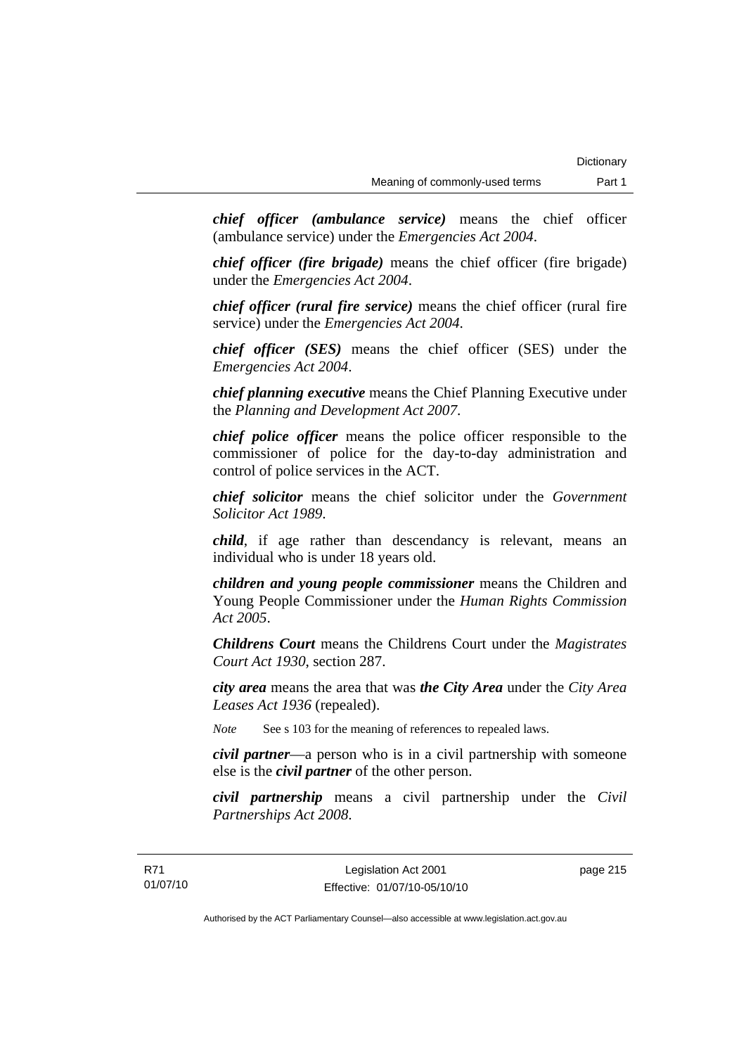***chief officer (ambulance service)*** means the chief officer (ambulance service) under the *Emergencies Act 2004*.

***chief officer (fire brigade)*** means the chief officer (fire brigade) under the *Emergencies Act 2004*.

***chief officer (rural fire service)*** means the chief officer (rural fire service) under the *Emergencies Act 2004*.

***chief officer (SES)*** means the chief officer (SES) under the *Emergencies Act 2004*.

***chief planning executive*** means the Chief Planning Executive under the *Planning and Development Act 2007*.

***chief police officer*** means the police officer responsible to the commissioner of police for the day-to-day administration and control of police services in the ACT.

***chief solicitor*** means the chief solicitor under the *Government Solicitor Act 1989*.

***child***, if age rather than descendancy is relevant, means an individual who is under 18 years old.

***children and young people commissioner*** means the Children and Young People Commissioner under the *Human Rights Commission Act 2005*.

***Childrens Court*** means the Childrens Court under the *Magistrates Court Act 1930*, section 287.

***city area*** means the area that was ***the City Area*** under the *City Area Leases Act 1936* (repealed).

*Note* See s 103 for the meaning of references to repealed laws.

***civil partner***—a person who is in a civil partnership with someone else is the ***civil partner*** of the other person.

***civil partnership*** means a civil partnership under the *Civil Partnerships Act 2008*.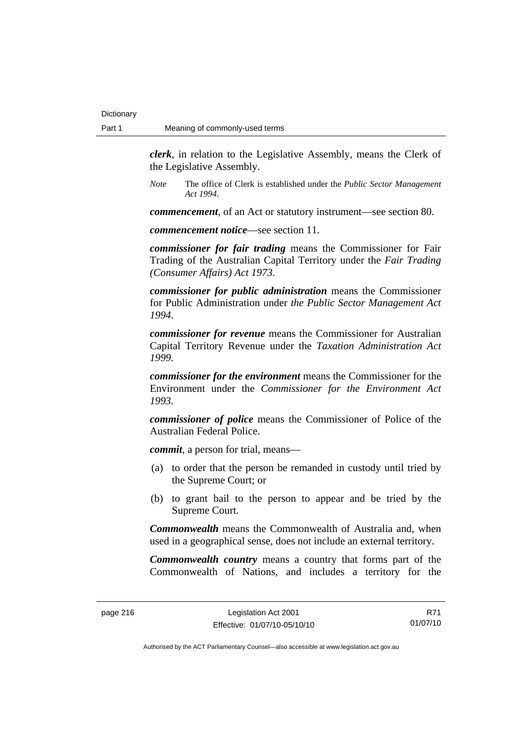***clerk***, in relation to the Legislative Assembly, means the Clerk of the Legislative Assembly.

*Note* The office of Clerk is established under the *Public Sector Management Act 1994*.

***commencement***, of an Act or statutory instrument—see section 80.

***commencement notice***—see section 11.

***commissioner for fair trading*** means the Commissioner for Fair Trading of the Australian Capital Territory under the *Fair Trading (Consumer Affairs) Act 1973*.

***commissioner for public administration*** means the Commissioner for Public Administration under *the Public Sector Management Act 1994*.

***commissioner for revenue*** means the Commissioner for Australian Capital Territory Revenue under the *Taxation Administration Act 1999*.

***commissioner for the environment*** means the Commissioner for the Environment under the *Commissioner for the Environment Act 1993*.

***commissioner of police*** means the Commissioner of Police of the Australian Federal Police.

***commit***, a person for trial, means—

(a) to order that the person be remanded in custody until tried by the Supreme Court; or

(b) to grant bail to the person to appear and be tried by the Supreme Court.

***Commonwealth*** means the Commonwealth of Australia and, when used in a geographical sense, does not include an external territory.

***Commonwealth country*** means a country that forms part of the Commonwealth of Nations, and includes a territory for the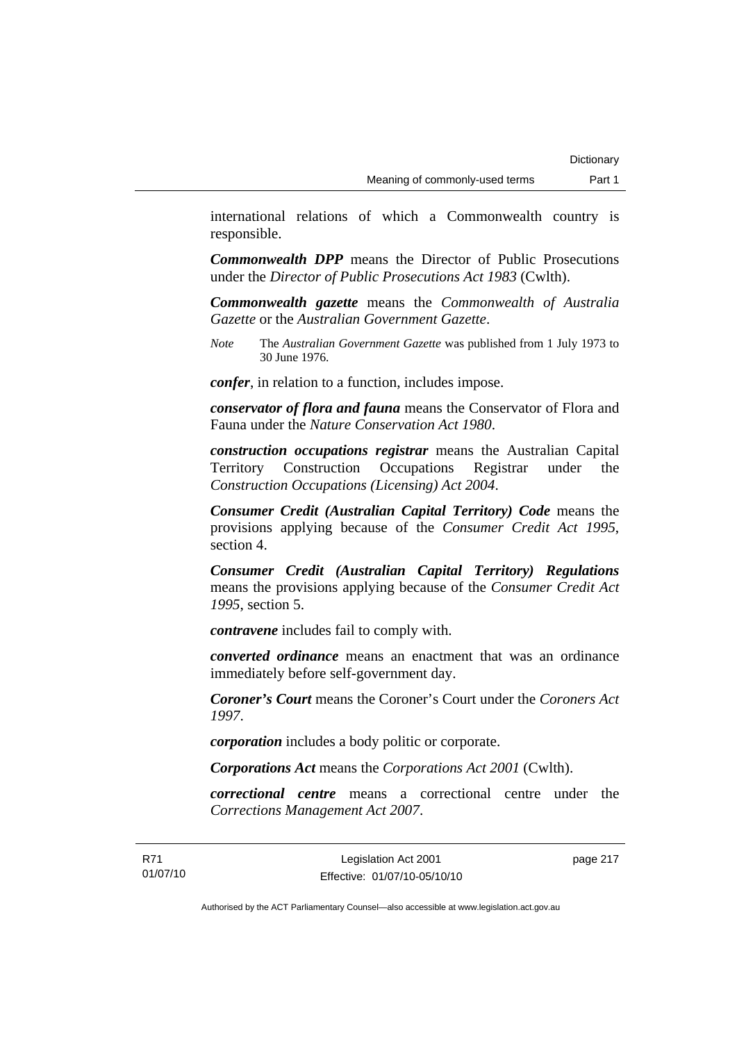international relations of which a Commonwealth country is responsible.

***Commonwealth DPP*** means the Director of Public Prosecutions under the *Director of Public Prosecutions Act 1983* (Cwlth).

***Commonwealth gazette*** means the *Commonwealth of Australia Gazette* or the *Australian Government Gazette*.

*Note* The *Australian Government Gazette* was published from 1 July 1973 to 30 June 1976.

***confer***, in relation to a function, includes impose.

***conservator of flora and fauna*** means the Conservator of Flora and Fauna under the *Nature Conservation Act 1980*.

***construction occupations registrar*** means the Australian Capital Territory Construction Occupations Registrar under the *Construction Occupations (Licensing) Act 2004*.

***Consumer Credit (Australian Capital Territory) Code*** means the provisions applying because of the *Consumer Credit Act 1995*, section 4.

***Consumer Credit (Australian Capital Territory) Regulations*** means the provisions applying because of the *Consumer Credit Act 1995*, section 5.

***contravene*** includes fail to comply with.

***converted ordinance*** means an enactment that was an ordinance immediately before self-government day.

***Coroner's Court*** means the Coroner's Court under the *Coroners Act 1997*.

***corporation*** includes a body politic or corporate.

***Corporations Act*** means the *Corporations Act 2001* (Cwlth).

***correctional centre*** means a correctional centre under the *Corrections Management Act 2007*.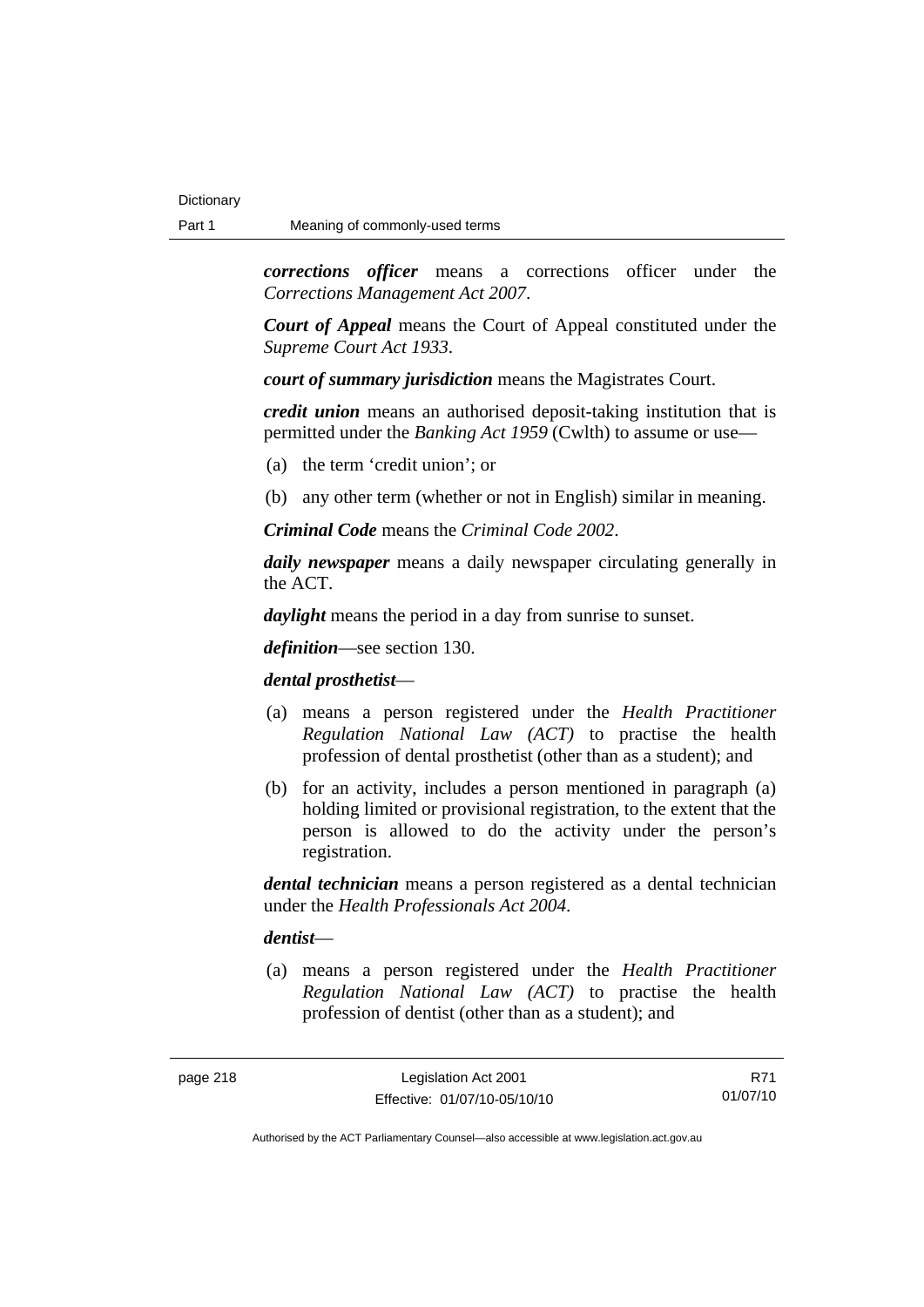***corrections officer*** means a corrections officer under the *Corrections Management Act 2007*.

***Court of Appeal*** means the Court of Appeal constituted under the *Supreme Court Act 1933*.

***court of summary jurisdiction*** means the Magistrates Court.

***credit union*** means an authorised deposit-taking institution that is permitted under the *Banking Act 1959* (Cwlth) to assume or use—

(a) the term 'credit union'; or

(b) any other term (whether or not in English) similar in meaning.

***Criminal Code*** means the *Criminal Code 2002*.

***daily newspaper*** means a daily newspaper circulating generally in the ACT.

***daylight*** means the period in a day from sunrise to sunset.

***definition***—see section 130.

***dental prosthetist***—

(a) means a person registered under the *Health Practitioner Regulation National Law (ACT)* to practise the health profession of dental prosthetist (other than as a student); and

(b) for an activity, includes a person mentioned in paragraph (a) holding limited or provisional registration, to the extent that the person is allowed to do the activity under the person's registration.

***dental technician*** means a person registered as a dental technician under the *Health Professionals Act 2004*.

***dentist***—

(a) means a person registered under the *Health Practitioner Regulation National Law (ACT)* to practise the health profession of dentist (other than as a student); and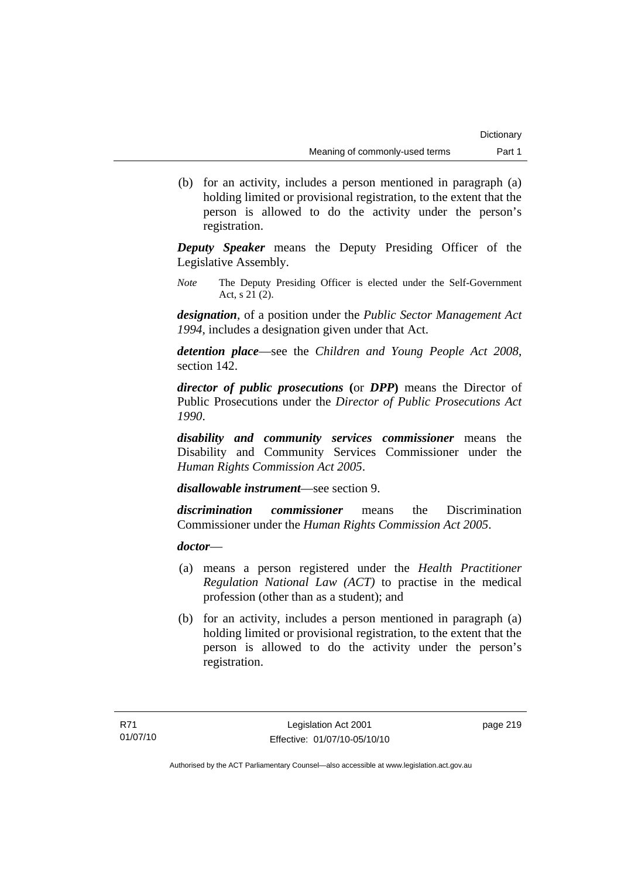(b) for an activity, includes a person mentioned in paragraph (a) holding limited or provisional registration, to the extent that the person is allowed to do the activity under the person's registration.

***Deputy Speaker*** means the Deputy Presiding Officer of the Legislative Assembly.

*Note* The Deputy Presiding Officer is elected under the Self-Government Act, s 21 (2).

***designation***, of a position under the *Public Sector Management Act 1994*, includes a designation given under that Act.

***detention place***—see the *Children and Young People Act 2008*, section 142.

***director of public prosecutions*** (or ***DPP***) means the Director of Public Prosecutions under the *Director of Public Prosecutions Act 1990*.

***disability and community services commissioner*** means the Disability and Community Services Commissioner under the *Human Rights Commission Act 2005*.

***disallowable instrument***—see section 9.

***discrimination commissioner*** means the Discrimination Commissioner under the *Human Rights Commission Act 2005*.

***doctor***—

(a) means a person registered under the *Health Practitioner Regulation National Law (ACT)* to practise in the medical profession (other than as a student); and

(b) for an activity, includes a person mentioned in paragraph (a) holding limited or provisional registration, to the extent that the person is allowed to do the activity under the person's registration.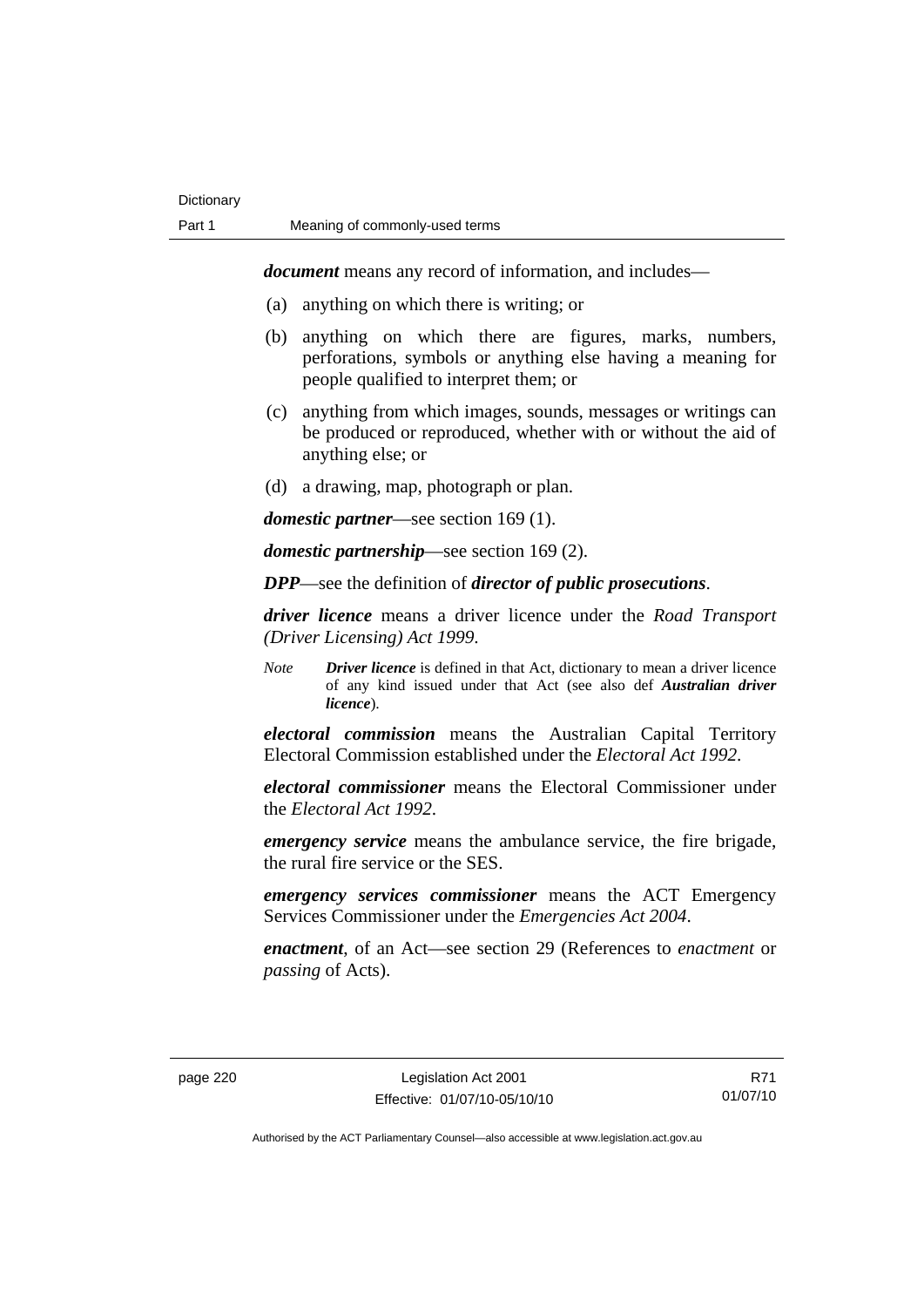***document*** means any record of information, and includes—

(a) anything on which there is writing; or

(b) anything on which there are figures, marks, numbers, perforations, symbols or anything else having a meaning for people qualified to interpret them; or

(c) anything from which images, sounds, messages or writings can be produced or reproduced, whether with or without the aid of anything else; or

(d) a drawing, map, photograph or plan.

***domestic partner***—see section 169 (1).

***domestic partnership***—see section 169 (2).

***DPP***—see the definition of ***director of public prosecutions***.

***driver licence*** means a driver licence under the *Road Transport (Driver Licensing) Act 1999*.

*Note* ***Driver licence*** is defined in that Act, dictionary to mean a driver licence of any kind issued under that Act (see also def ***Australian driver licence***).

***electoral commission*** means the Australian Capital Territory Electoral Commission established under the *Electoral Act 1992*.

***electoral commissioner*** means the Electoral Commissioner under the *Electoral Act 1992*.

***emergency service*** means the ambulance service, the fire brigade, the rural fire service or the SES.

***emergency services commissioner*** means the ACT Emergency Services Commissioner under the *Emergencies Act 2004*.

***enactment***, of an Act—see section 29 (References to *enactment* or *passing* of Acts).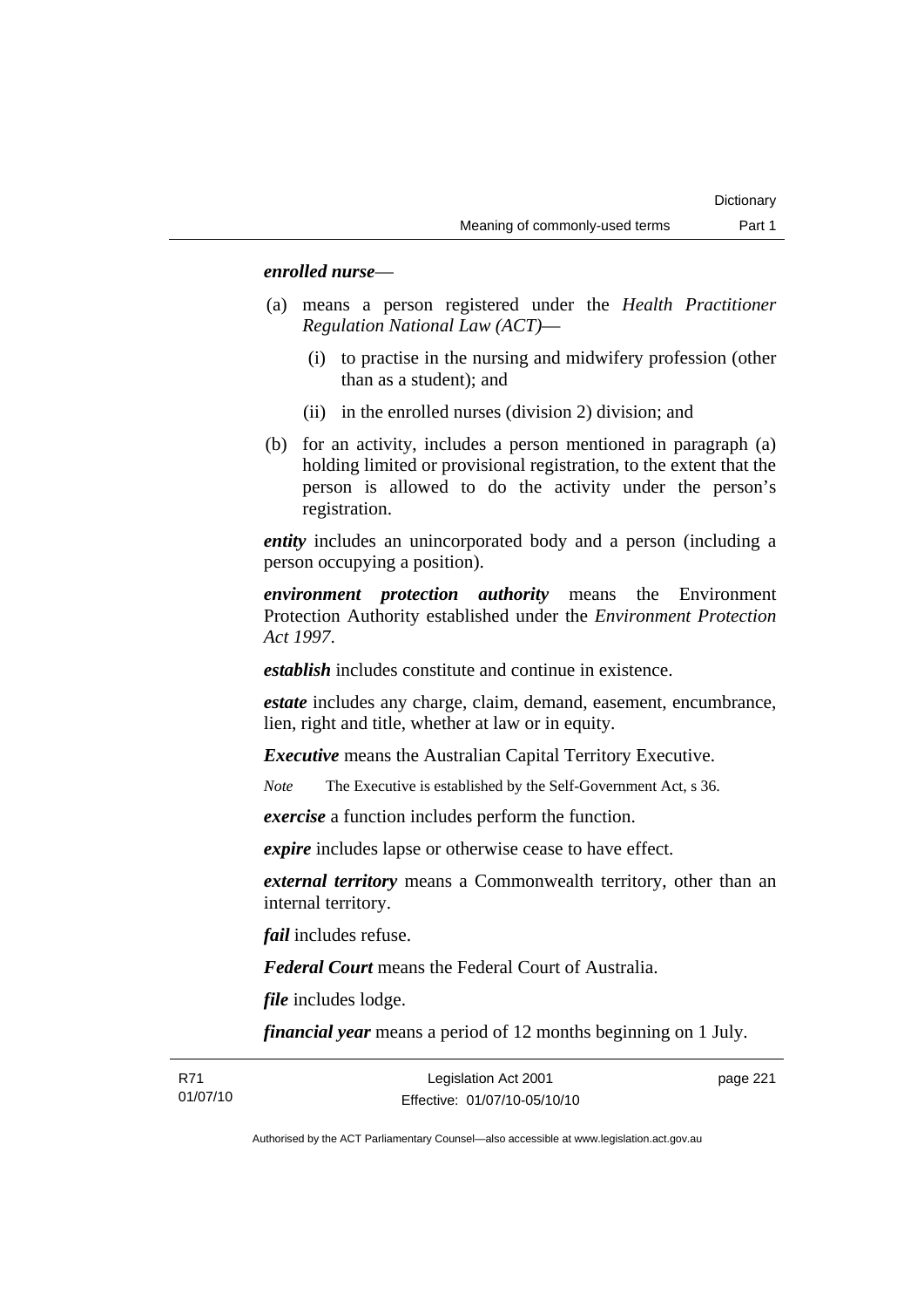***enrolled nurse***—

(a) means a person registered under the *Health Practitioner Regulation National Law (ACT)*—

  (i) to practise in the nursing and midwifery profession (other than as a student); and

  (ii) in the enrolled nurses (division 2) division; and

(b) for an activity, includes a person mentioned in paragraph (a) holding limited or provisional registration, to the extent that the person is allowed to do the activity under the person's registration.

***entity*** includes an unincorporated body and a person (including a person occupying a position).

***environment protection authority*** means the Environment Protection Authority established under the *Environment Protection Act 1997*.

***establish*** includes constitute and continue in existence.

***estate*** includes any charge, claim, demand, easement, encumbrance, lien, right and title, whether at law or in equity.

***Executive*** means the Australian Capital Territory Executive.

*Note* The Executive is established by the Self-Government Act, s 36.

***exercise*** a function includes perform the function.

***expire*** includes lapse or otherwise cease to have effect.

***external territory*** means a Commonwealth territory, other than an internal territory.

***fail*** includes refuse.

***Federal Court*** means the Federal Court of Australia.

***file*** includes lodge.

***financial year*** means a period of 12 months beginning on 1 July.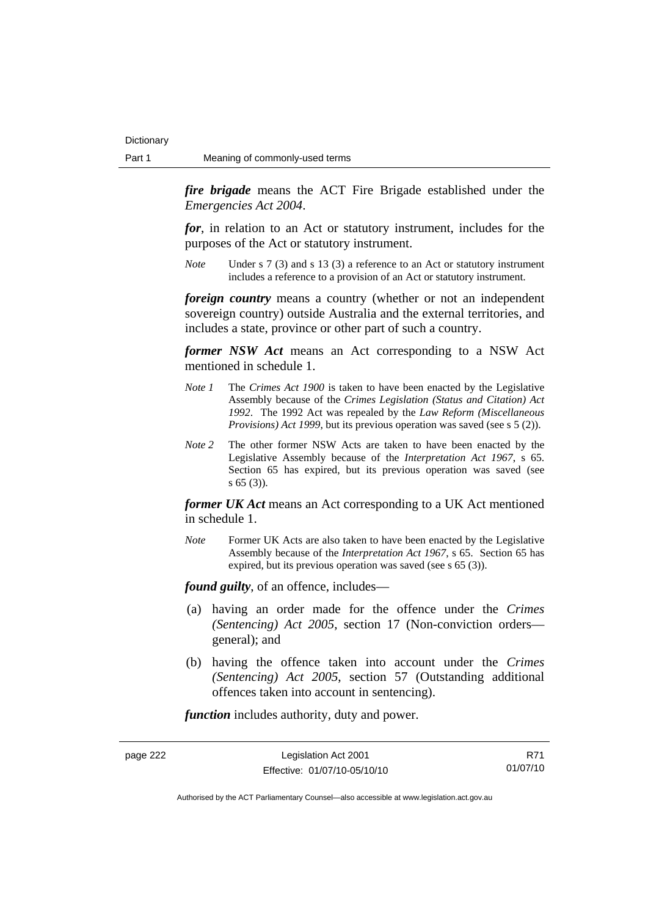***fire brigade*** means the ACT Fire Brigade established under the *Emergencies Act 2004*.

***for***, in relation to an Act or statutory instrument, includes for the purposes of the Act or statutory instrument.

*Note* Under s 7 (3) and s 13 (3) a reference to an Act or statutory instrument includes a reference to a provision of an Act or statutory instrument.

***foreign country*** means a country (whether or not an independent sovereign country) outside Australia and the external territories, and includes a state, province or other part of such a country.

***former NSW Act*** means an Act corresponding to a NSW Act mentioned in schedule 1.

*Note 1* The *Crimes Act 1900* is taken to have been enacted by the Legislative Assembly because of the *Crimes Legislation (Status and Citation) Act 1992*. The 1992 Act was repealed by the *Law Reform (Miscellaneous Provisions) Act 1999*, but its previous operation was saved (see s 5 (2)).

*Note 2* The other former NSW Acts are taken to have been enacted by the Legislative Assembly because of the *Interpretation Act 1967*, s 65. Section 65 has expired, but its previous operation was saved (see s 65 (3)).

***former UK Act*** means an Act corresponding to a UK Act mentioned in schedule 1.

*Note* Former UK Acts are also taken to have been enacted by the Legislative Assembly because of the *Interpretation Act 1967*, s 65. Section 65 has expired, but its previous operation was saved (see s 65 (3)).

***found guilty***, of an offence, includes—

(a) having an order made for the offence under the *Crimes (Sentencing) Act 2005*, section 17 (Non-conviction orders—general); and

(b) having the offence taken into account under the *Crimes (Sentencing) Act 2005*, section 57 (Outstanding additional offences taken into account in sentencing).

***function*** includes authority, duty and power.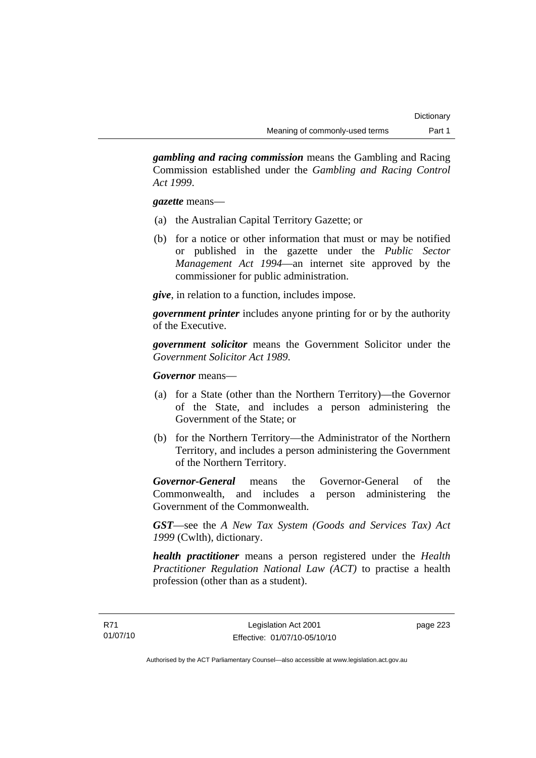***gambling and racing commission*** means the Gambling and Racing Commission established under the *Gambling and Racing Control Act 1999*.

***gazette*** means—

(a) the Australian Capital Territory Gazette; or

(b) for a notice or other information that must or may be notified or published in the gazette under the *Public Sector Management Act 1994*—an internet site approved by the commissioner for public administration.

***give***, in relation to a function, includes impose.

***government printer*** includes anyone printing for or by the authority of the Executive.

***government solicitor*** means the Government Solicitor under the *Government Solicitor Act 1989*.

***Governor*** means—

(a) for a State (other than the Northern Territory)—the Governor of the State, and includes a person administering the Government of the State; or

(b) for the Northern Territory—the Administrator of the Northern Territory, and includes a person administering the Government of the Northern Territory.

***Governor-General*** means the Governor-General of the Commonwealth, and includes a person administering the Government of the Commonwealth.

***GST***—see the *A New Tax System (Goods and Services Tax) Act 1999* (Cwlth), dictionary.

***health practitioner*** means a person registered under the *Health Practitioner Regulation National Law (ACT)* to practise a health profession (other than as a student).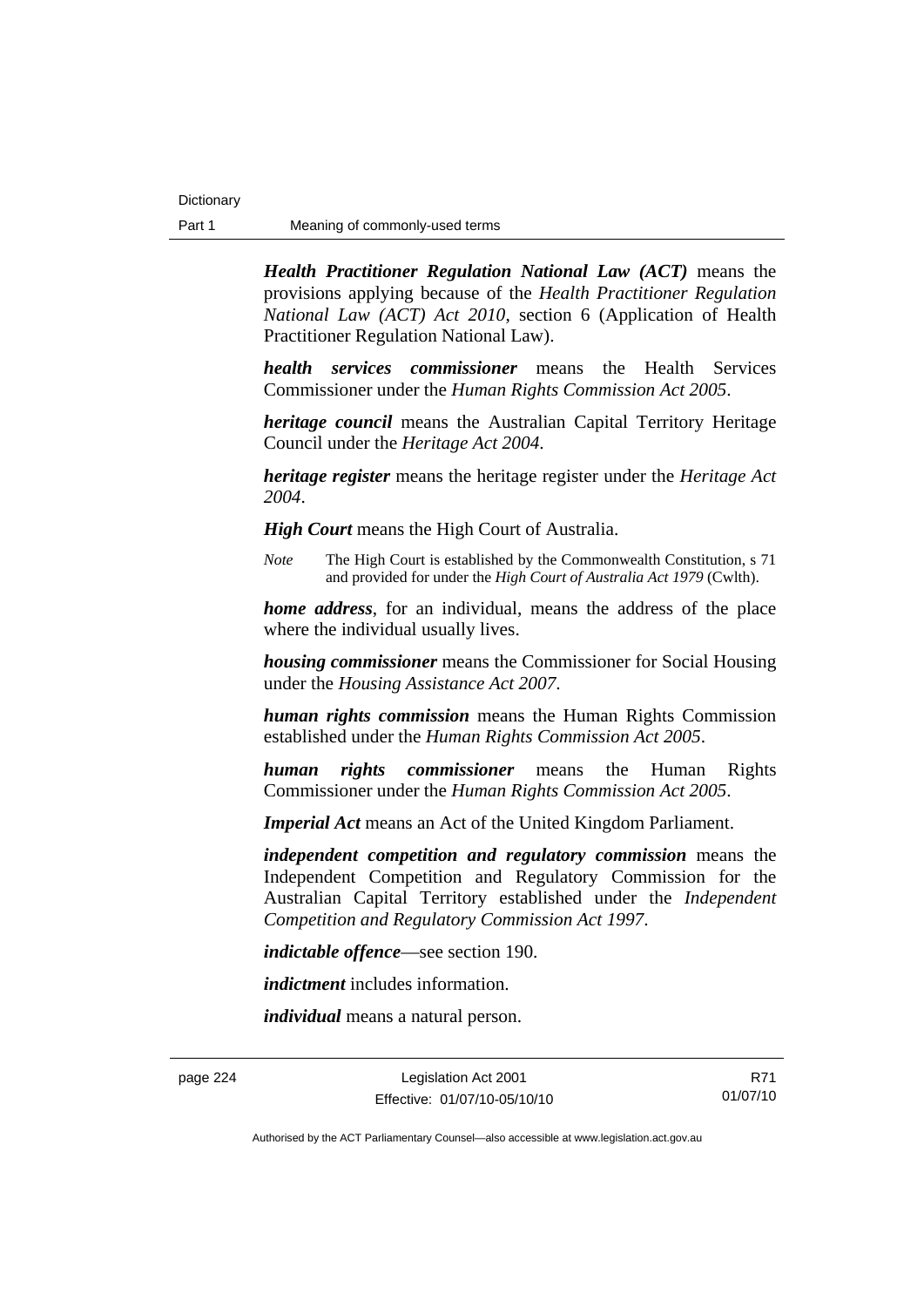***Health Practitioner Regulation National Law (ACT)*** means the provisions applying because of the *Health Practitioner Regulation National Law (ACT) Act 2010*, section 6 (Application of Health Practitioner Regulation National Law).

***health services commissioner*** means the Health Services Commissioner under the *Human Rights Commission Act 2005*.

***heritage council*** means the Australian Capital Territory Heritage Council under the *Heritage Act 2004*.

***heritage register*** means the heritage register under the *Heritage Act 2004*.

***High Court*** means the High Court of Australia.

*Note* The High Court is established by the Commonwealth Constitution, s 71 and provided for under the *High Court of Australia Act 1979* (Cwlth).

***home address***, for an individual, means the address of the place where the individual usually lives.

***housing commissioner*** means the Commissioner for Social Housing under the *Housing Assistance Act 2007*.

***human rights commission*** means the Human Rights Commission established under the *Human Rights Commission Act 2005*.

***human rights commissioner*** means the Human Rights Commissioner under the *Human Rights Commission Act 2005*.

***Imperial Act*** means an Act of the United Kingdom Parliament.

***independent competition and regulatory commission*** means the Independent Competition and Regulatory Commission for the Australian Capital Territory established under the *Independent Competition and Regulatory Commission Act 1997*.

***indictable offence***—see section 190.

***indictment*** includes information.

***individual*** means a natural person.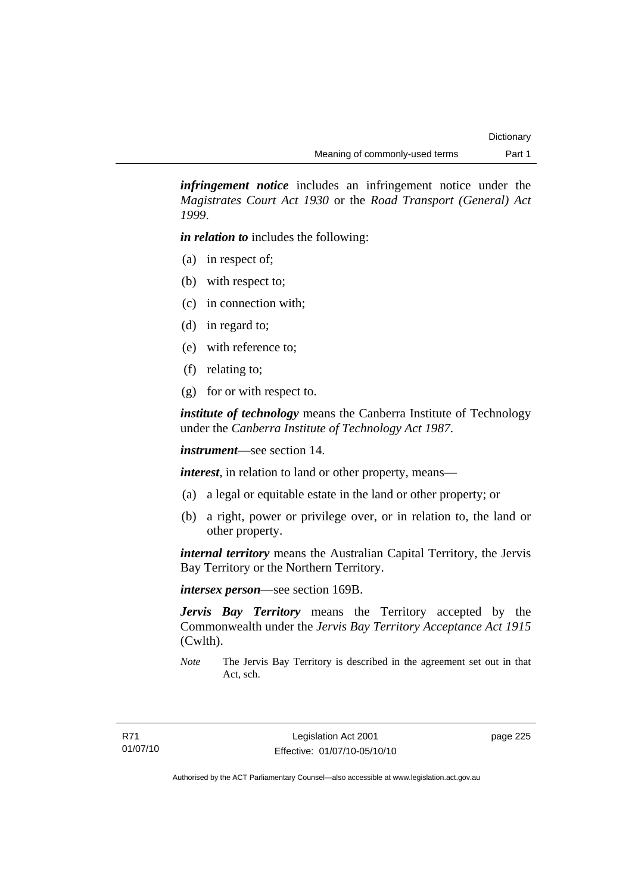***infringement notice*** includes an infringement notice under the *Magistrates Court Act 1930* or the *Road Transport (General) Act 1999*.

***in relation to*** includes the following:

(a) in respect of;

(b) with respect to;

(c) in connection with;

(d) in regard to;

(e) with reference to;

(f) relating to;

(g) for or with respect to.

***institute of technology*** means the Canberra Institute of Technology under the *Canberra Institute of Technology Act 1987*.

***instrument***—see section 14.

***interest***, in relation to land or other property, means—

(a) a legal or equitable estate in the land or other property; or

(b) a right, power or privilege over, or in relation to, the land or other property.

***internal territory*** means the Australian Capital Territory, the Jervis Bay Territory or the Northern Territory.

***intersex person***—see section 169B.

***Jervis Bay Territory*** means the Territory accepted by the Commonwealth under the *Jervis Bay Territory Acceptance Act 1915* (Cwlth).

*Note* The Jervis Bay Territory is described in the agreement set out in that Act, sch.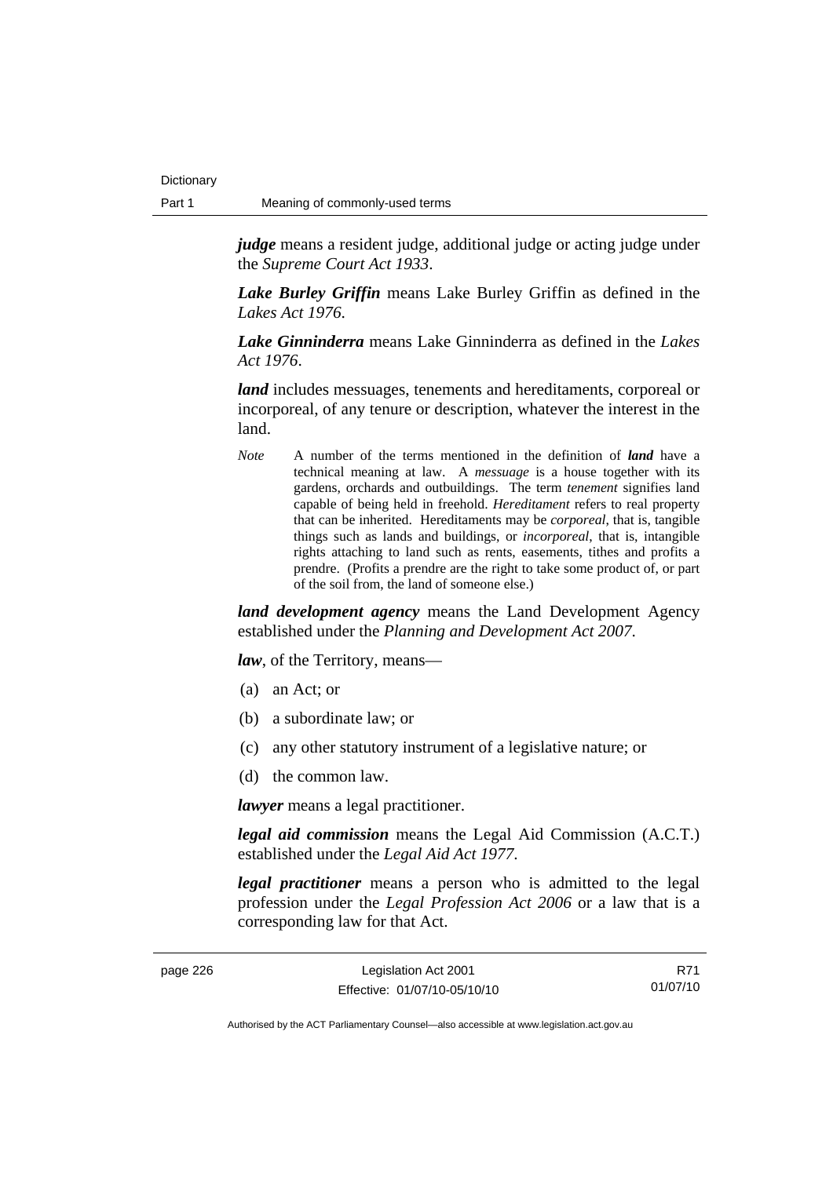***judge*** means a resident judge, additional judge or acting judge under the *Supreme Court Act 1933*.

***Lake Burley Griffin*** means Lake Burley Griffin as defined in the *Lakes Act 1976*.

***Lake Ginninderra*** means Lake Ginninderra as defined in the *Lakes Act 1976*.

***land*** includes messuages, tenements and hereditaments, corporeal or incorporeal, of any tenure or description, whatever the interest in the land.

*Note* A number of the terms mentioned in the definition of ***land*** have a technical meaning at law. A *messuage* is a house together with its gardens, orchards and outbuildings. The term *tenement* signifies land capable of being held in freehold. *Hereditament* refers to real property that can be inherited. Hereditaments may be *corporeal*, that is, tangible things such as lands and buildings, or *incorporeal*, that is, intangible rights attaching to land such as rents, easements, tithes and profits a prendre. (Profits a prendre are the right to take some product of, or part of the soil from, the land of someone else.)

***land development agency*** means the Land Development Agency established under the *Planning and Development Act 2007*.

***law***, of the Territory, means—

(a) an Act; or

(b) a subordinate law; or

(c) any other statutory instrument of a legislative nature; or

(d) the common law.

***lawyer*** means a legal practitioner.

***legal aid commission*** means the Legal Aid Commission (A.C.T.) established under the *Legal Aid Act 1977*.

***legal practitioner*** means a person who is admitted to the legal profession under the *Legal Profession Act 2006* or a law that is a corresponding law for that Act.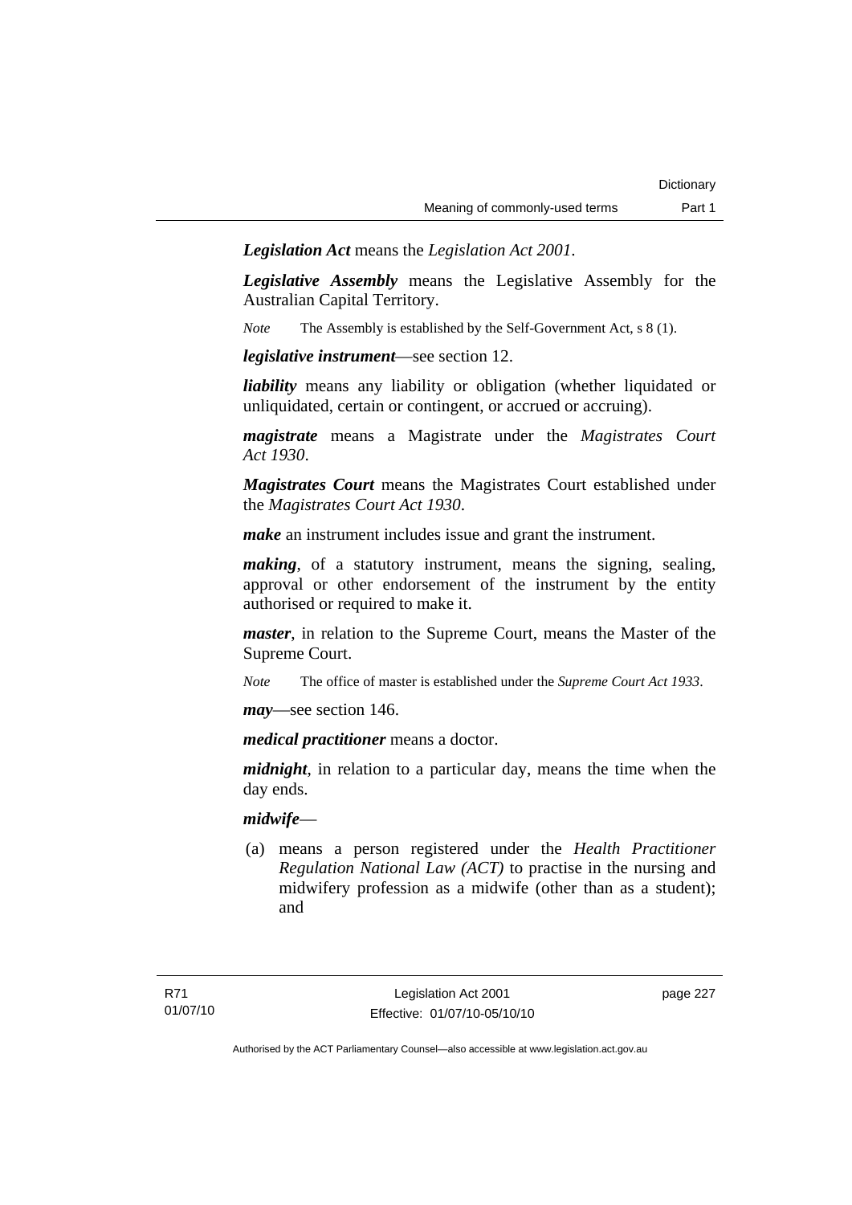***Legislation Act*** means the *Legislation Act 2001*.

***Legislative Assembly*** means the Legislative Assembly for the Australian Capital Territory.

*Note* The Assembly is established by the Self-Government Act, s 8 (1).

***legislative instrument***—see section 12.

***liability*** means any liability or obligation (whether liquidated or unliquidated, certain or contingent, or accrued or accruing).

***magistrate*** means a Magistrate under the *Magistrates Court Act 1930*.

***Magistrates Court*** means the Magistrates Court established under the *Magistrates Court Act 1930*.

***make*** an instrument includes issue and grant the instrument.

***making***, of a statutory instrument, means the signing, sealing, approval or other endorsement of the instrument by the entity authorised or required to make it.

***master***, in relation to the Supreme Court, means the Master of the Supreme Court.

*Note* The office of master is established under the *Supreme Court Act 1933*.

***may***—see section 146.

***medical practitioner*** means a doctor.

***midnight***, in relation to a particular day, means the time when the day ends.

***midwife***—

(a) means a person registered under the *Health Practitioner Regulation National Law (ACT)* to practise in the nursing and midwifery profession as a midwife (other than as a student); and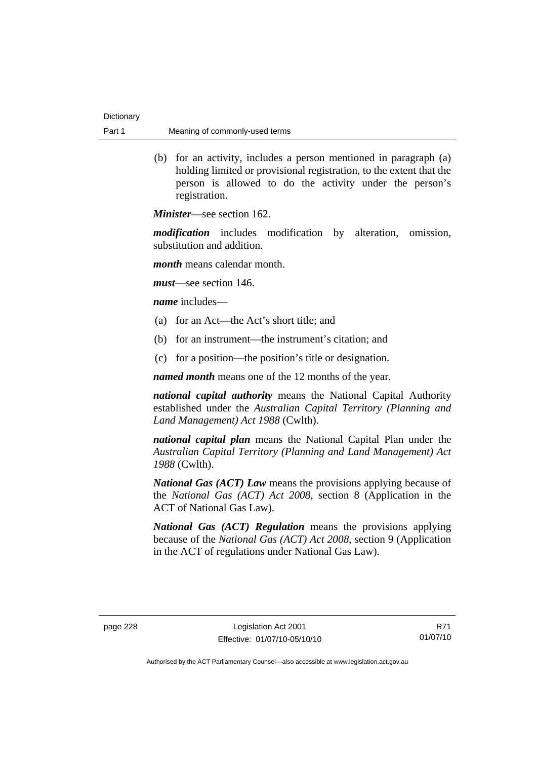(b) for an activity, includes a person mentioned in paragraph (a) holding limited or provisional registration, to the extent that the person is allowed to do the activity under the person's registration.

***Minister***—see section 162.

***modification*** includes modification by alteration, omission, substitution and addition.

***month*** means calendar month.

***must***—see section 146.

***name*** includes—

(a) for an Act—the Act's short title; and

(b) for an instrument—the instrument's citation; and

(c) for a position—the position's title or designation.

***named month*** means one of the 12 months of the year.

***national capital authority*** means the National Capital Authority established under the *Australian Capital Territory (Planning and Land Management) Act 1988* (Cwlth).

***national capital plan*** means the National Capital Plan under the *Australian Capital Territory (Planning and Land Management) Act 1988* (Cwlth).

***National Gas (ACT) Law*** means the provisions applying because of the *National Gas (ACT) Act 2008*, section 8 (Application in the ACT of National Gas Law).

***National Gas (ACT) Regulation*** means the provisions applying because of the *National Gas (ACT) Act 2008*, section 9 (Application in the ACT of regulations under National Gas Law).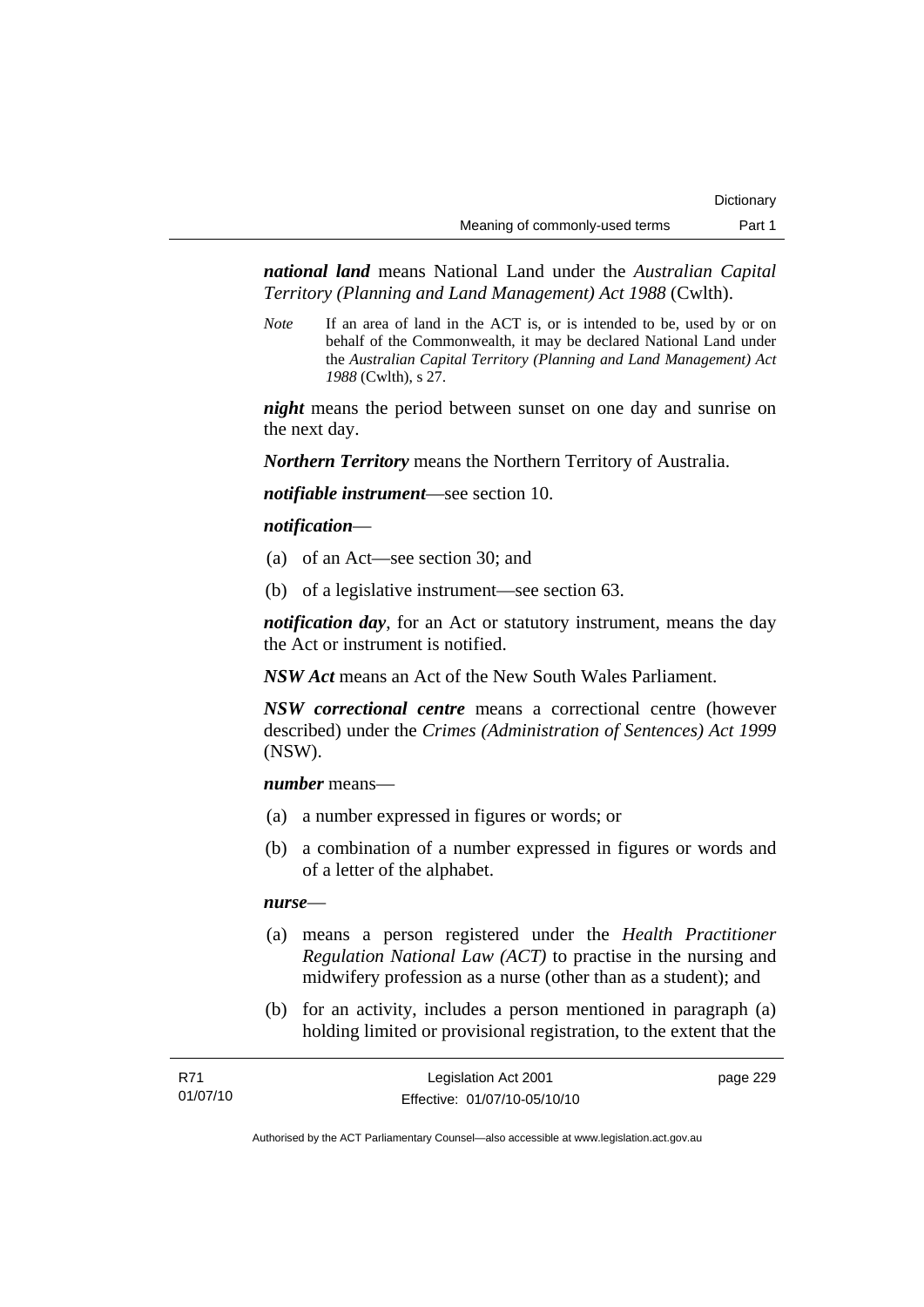***national land*** means National Land under the *Australian Capital Territory (Planning and Land Management) Act 1988* (Cwlth).

*Note* If an area of land in the ACT is, or is intended to be, used by or on behalf of the Commonwealth, it may be declared National Land under the *Australian Capital Territory (Planning and Land Management) Act 1988* (Cwlth), s 27.

***night*** means the period between sunset on one day and sunrise on the next day.

***Northern Territory*** means the Northern Territory of Australia.

***notifiable instrument***—see section 10.

***notification***—

(a) of an Act—see section 30; and

(b) of a legislative instrument—see section 63.

***notification day***, for an Act or statutory instrument, means the day the Act or instrument is notified.

***NSW Act*** means an Act of the New South Wales Parliament.

***NSW correctional centre*** means a correctional centre (however described) under the *Crimes (Administration of Sentences) Act 1999* (NSW).

***number*** means—

(a) a number expressed in figures or words; or

(b) a combination of a number expressed in figures or words and of a letter of the alphabet.

***nurse***—

(a) means a person registered under the *Health Practitioner Regulation National Law (ACT)* to practise in the nursing and midwifery profession as a nurse (other than as a student); and

(b) for an activity, includes a person mentioned in paragraph (a) holding limited or provisional registration, to the extent that the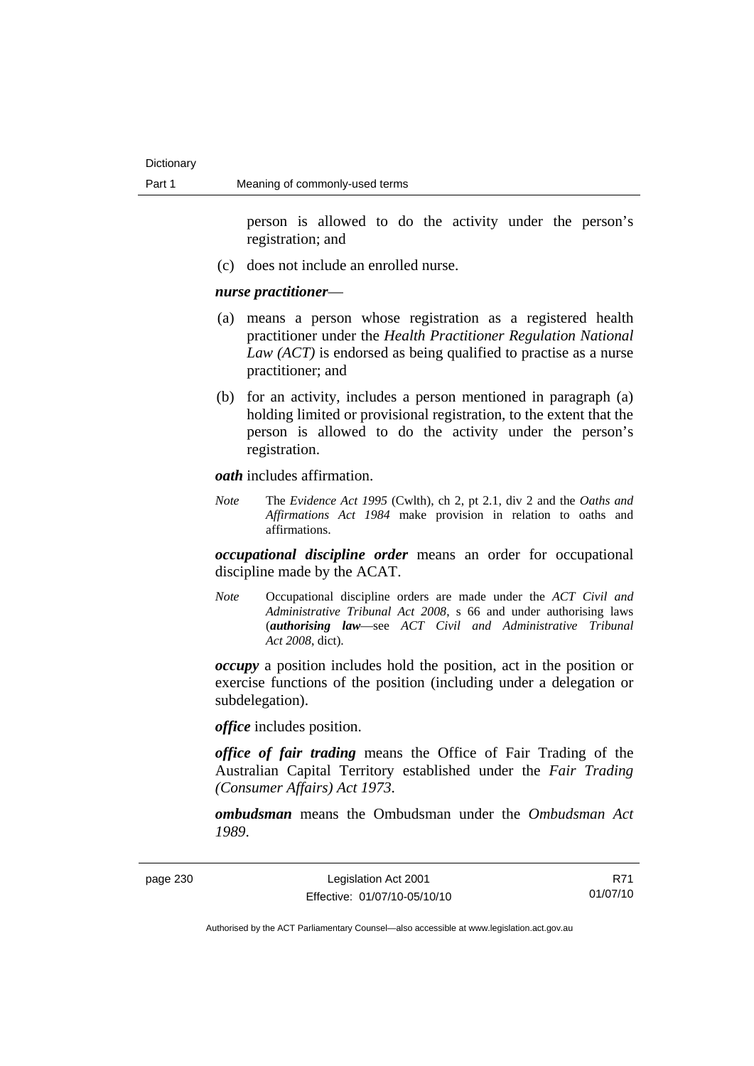person is allowed to do the activity under the person's registration; and

(c) does not include an enrolled nurse.

***nurse practitioner***—

(a) means a person whose registration as a registered health practitioner under the *Health Practitioner Regulation National Law (ACT)* is endorsed as being qualified to practise as a nurse practitioner; and

(b) for an activity, includes a person mentioned in paragraph (a) holding limited or provisional registration, to the extent that the person is allowed to do the activity under the person's registration.

***oath*** includes affirmation.

*Note* The *Evidence Act 1995* (Cwlth), ch 2, pt 2.1, div 2 and the *Oaths and Affirmations Act 1984* make provision in relation to oaths and affirmations.

***occupational discipline order*** means an order for occupational discipline made by the ACAT.

*Note* Occupational discipline orders are made under the *ACT Civil and Administrative Tribunal Act 2008*, s 66 and under authorising laws (***authorising law***—see *ACT Civil and Administrative Tribunal Act 2008*, dict).

***occupy*** a position includes hold the position, act in the position or exercise functions of the position (including under a delegation or subdelegation).

***office*** includes position.

***office of fair trading*** means the Office of Fair Trading of the Australian Capital Territory established under the *Fair Trading (Consumer Affairs) Act 1973*.

***ombudsman*** means the Ombudsman under the *Ombudsman Act 1989*.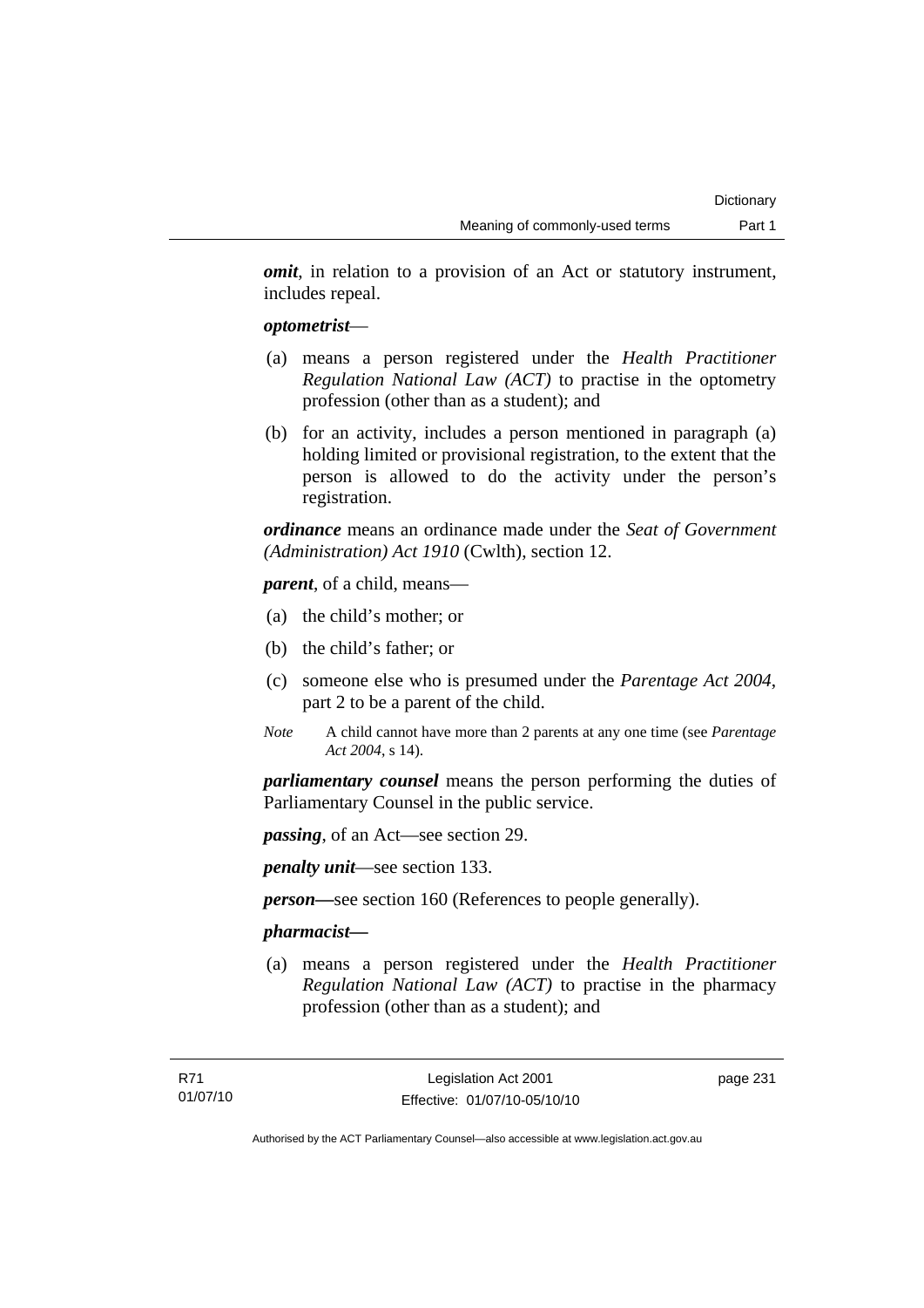***omit***, in relation to a provision of an Act or statutory instrument, includes repeal.

***optometrist***—

(a) means a person registered under the *Health Practitioner Regulation National Law (ACT)* to practise in the optometry profession (other than as a student); and

(b) for an activity, includes a person mentioned in paragraph (a) holding limited or provisional registration, to the extent that the person is allowed to do the activity under the person's registration.

***ordinance*** means an ordinance made under the *Seat of Government (Administration) Act 1910* (Cwlth), section 12.

***parent***, of a child, means—

(a) the child's mother; or

(b) the child's father; or

(c) someone else who is presumed under the *Parentage Act 2004*, part 2 to be a parent of the child.

*Note* A child cannot have more than 2 parents at any one time (see *Parentage Act 2004*, s 14).

***parliamentary counsel*** means the person performing the duties of Parliamentary Counsel in the public service.

***passing***, of an Act—see section 29.

***penalty unit***—see section 133.

***person—***see section 160 (References to people generally).

***pharmacist—***

(a) means a person registered under the *Health Practitioner Regulation National Law (ACT)* to practise in the pharmacy profession (other than as a student); and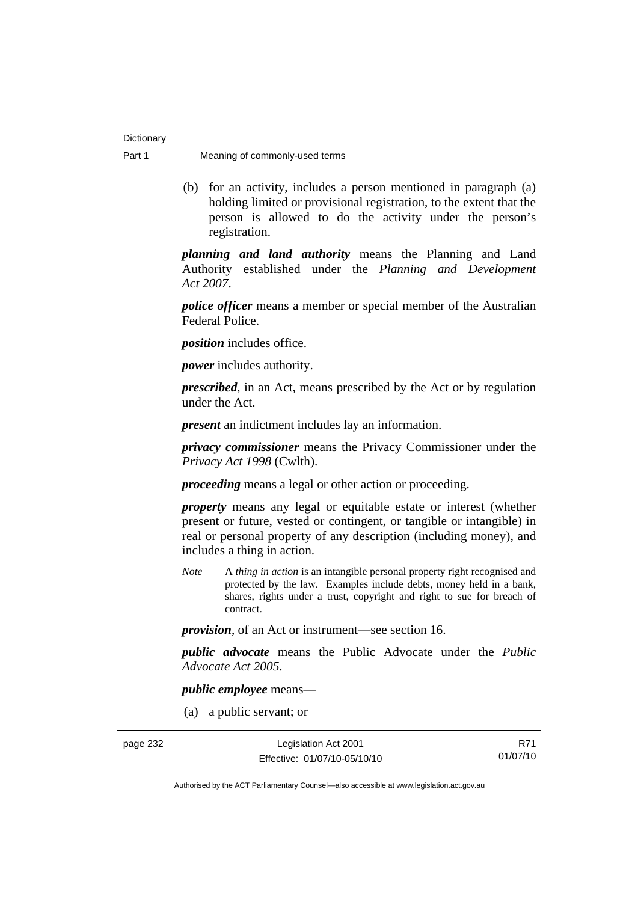(b) for an activity, includes a person mentioned in paragraph (a) holding limited or provisional registration, to the extent that the person is allowed to do the activity under the person's registration.

***planning and land authority*** means the Planning and Land Authority established under the *Planning and Development Act 2007*.

***police officer*** means a member or special member of the Australian Federal Police.

***position*** includes office.

***power*** includes authority.

***prescribed***, in an Act, means prescribed by the Act or by regulation under the Act.

***present*** an indictment includes lay an information.

***privacy commissioner*** means the Privacy Commissioner under the *Privacy Act 1998* (Cwlth).

***proceeding*** means a legal or other action or proceeding.

***property*** means any legal or equitable estate or interest (whether present or future, vested or contingent, or tangible or intangible) in real or personal property of any description (including money), and includes a thing in action.

*Note* A *thing in action* is an intangible personal property right recognised and protected by the law. Examples include debts, money held in a bank, shares, rights under a trust, copyright and right to sue for breach of contract.

***provision***, of an Act or instrument—see section 16.

***public advocate*** means the Public Advocate under the *Public Advocate Act 2005*.

***public employee*** means—

(a) a public servant; or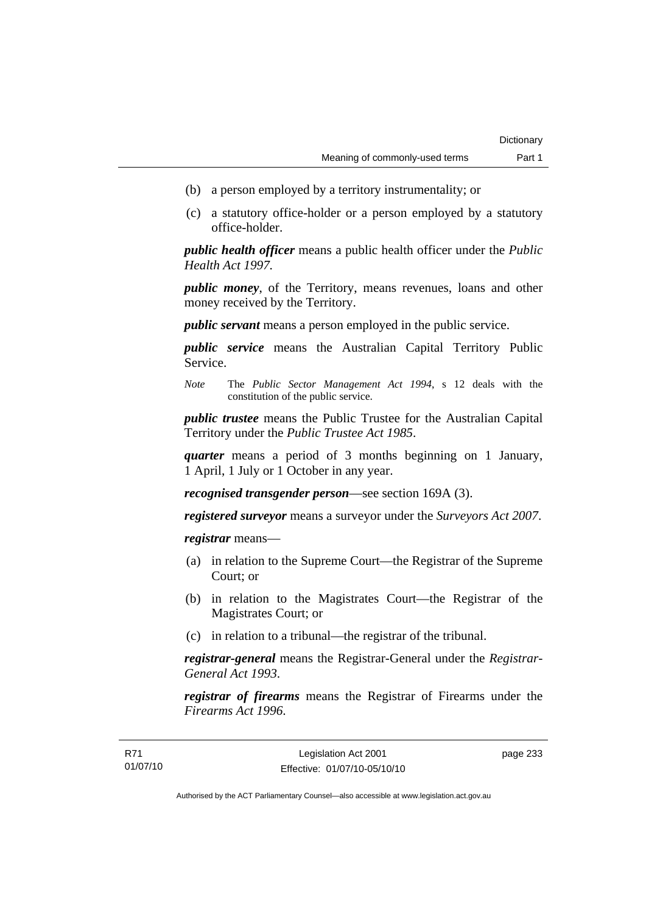(b) a person employed by a territory instrumentality; or

(c) a statutory office-holder or a person employed by a statutory office-holder.

***public health officer*** means a public health officer under the *Public Health Act 1997*.

***public money***, of the Territory, means revenues, loans and other money received by the Territory.

***public servant*** means a person employed in the public service.

***public service*** means the Australian Capital Territory Public Service.

*Note* The *Public Sector Management Act 1994*, s 12 deals with the constitution of the public service.

***public trustee*** means the Public Trustee for the Australian Capital Territory under the *Public Trustee Act 1985*.

***quarter*** means a period of 3 months beginning on 1 January, 1 April, 1 July or 1 October in any year.

***recognised transgender person***—see section 169A (3).

***registered surveyor*** means a surveyor under the *Surveyors Act 2007*.

***registrar*** means—

(a) in relation to the Supreme Court—the Registrar of the Supreme Court; or

(b) in relation to the Magistrates Court—the Registrar of the Magistrates Court; or

(c) in relation to a tribunal—the registrar of the tribunal.

***registrar-general*** means the Registrar-General under the *Registrar-General Act 1993*.

***registrar of firearms*** means the Registrar of Firearms under the *Firearms Act 1996*.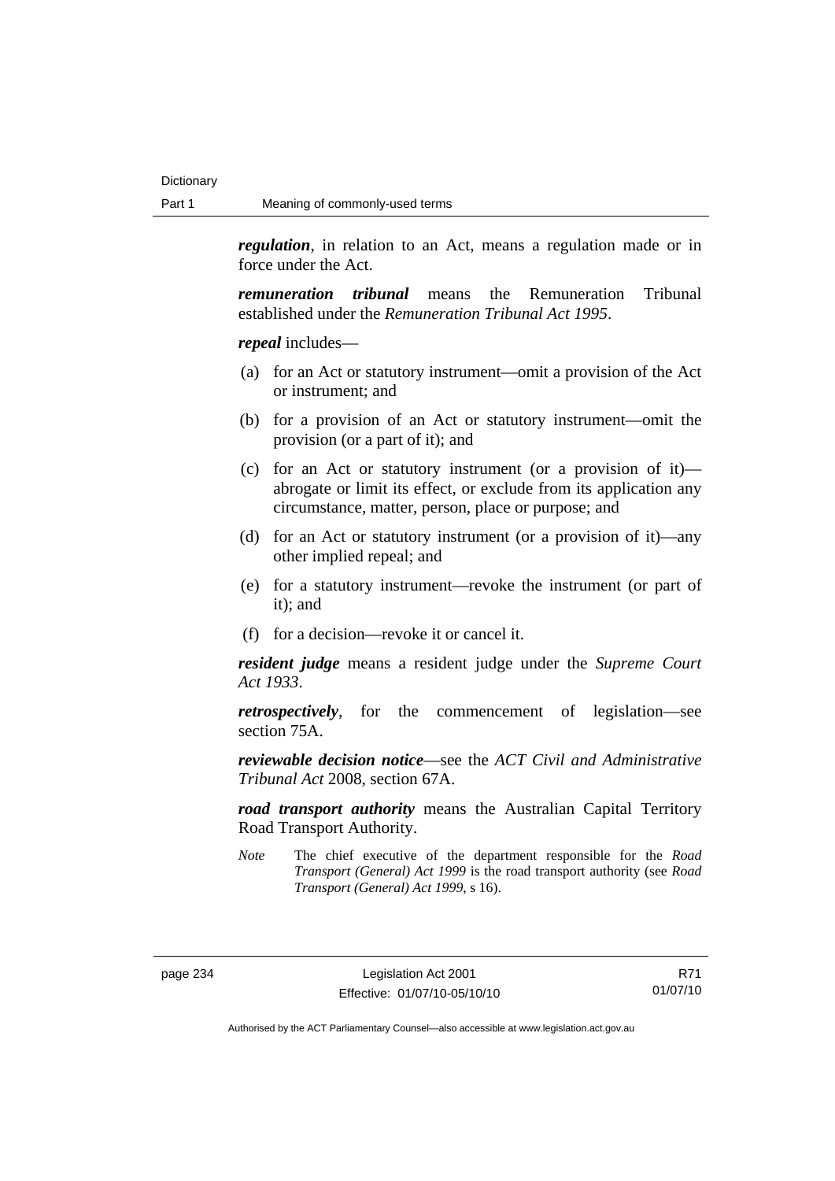***regulation***, in relation to an Act, means a regulation made or in force under the Act.

***remuneration tribunal*** means the Remuneration Tribunal established under the *Remuneration Tribunal Act 1995*.

***repeal*** includes—

(a) for an Act or statutory instrument—omit a provision of the Act or instrument; and

(b) for a provision of an Act or statutory instrument—omit the provision (or a part of it); and

(c) for an Act or statutory instrument (or a provision of it)—abrogate or limit its effect, or exclude from its application any circumstance, matter, person, place or purpose; and

(d) for an Act or statutory instrument (or a provision of it)—any other implied repeal; and

(e) for a statutory instrument—revoke the instrument (or part of it); and

(f) for a decision—revoke it or cancel it.

***resident judge*** means a resident judge under the *Supreme Court Act 1933*.

***retrospectively***, for the commencement of legislation—see section 75A.

***reviewable decision notice***—see the *ACT Civil and Administrative Tribunal Act* 2008, section 67A.

***road transport authority*** means the Australian Capital Territory Road Transport Authority.

*Note* The chief executive of the department responsible for the *Road Transport (General) Act 1999* is the road transport authority (see *Road Transport (General) Act 1999*, s 16).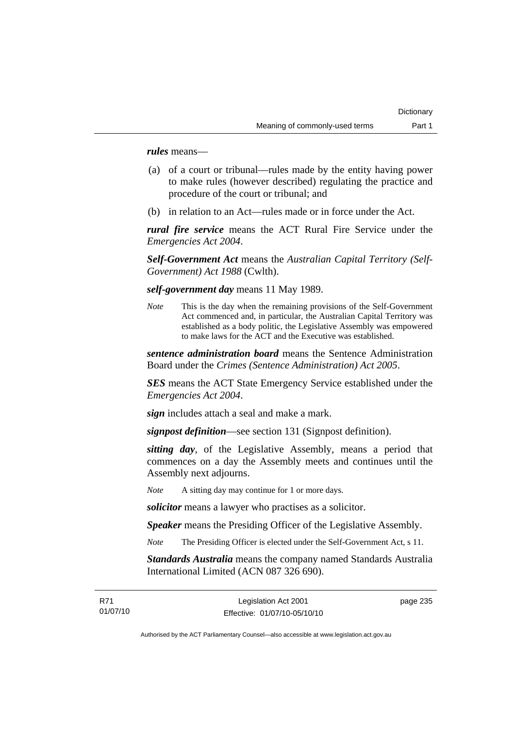***rules*** means—

(a) of a court or tribunal—rules made by the entity having power to make rules (however described) regulating the practice and procedure of the court or tribunal; and

(b) in relation to an Act—rules made or in force under the Act.

***rural fire service*** means the ACT Rural Fire Service under the *Emergencies Act 2004*.

***Self-Government Act*** means the *Australian Capital Territory (Self-Government) Act 1988* (Cwlth).

***self-government day*** means 11 May 1989.

*Note* This is the day when the remaining provisions of the Self-Government Act commenced and, in particular, the Australian Capital Territory was established as a body politic, the Legislative Assembly was empowered to make laws for the ACT and the Executive was established.

***sentence administration board*** means the Sentence Administration Board under the *Crimes (Sentence Administration) Act 2005*.

***SES*** means the ACT State Emergency Service established under the *Emergencies Act 2004*.

***sign*** includes attach a seal and make a mark.

***signpost definition***—see section 131 (Signpost definition).

***sitting day***, of the Legislative Assembly, means a period that commences on a day the Assembly meets and continues until the Assembly next adjourns.

*Note* A sitting day may continue for 1 or more days.

***solicitor*** means a lawyer who practises as a solicitor.

***Speaker*** means the Presiding Officer of the Legislative Assembly.

*Note* The Presiding Officer is elected under the Self-Government Act, s 11.

***Standards Australia*** means the company named Standards Australia International Limited (ACN 087 326 690).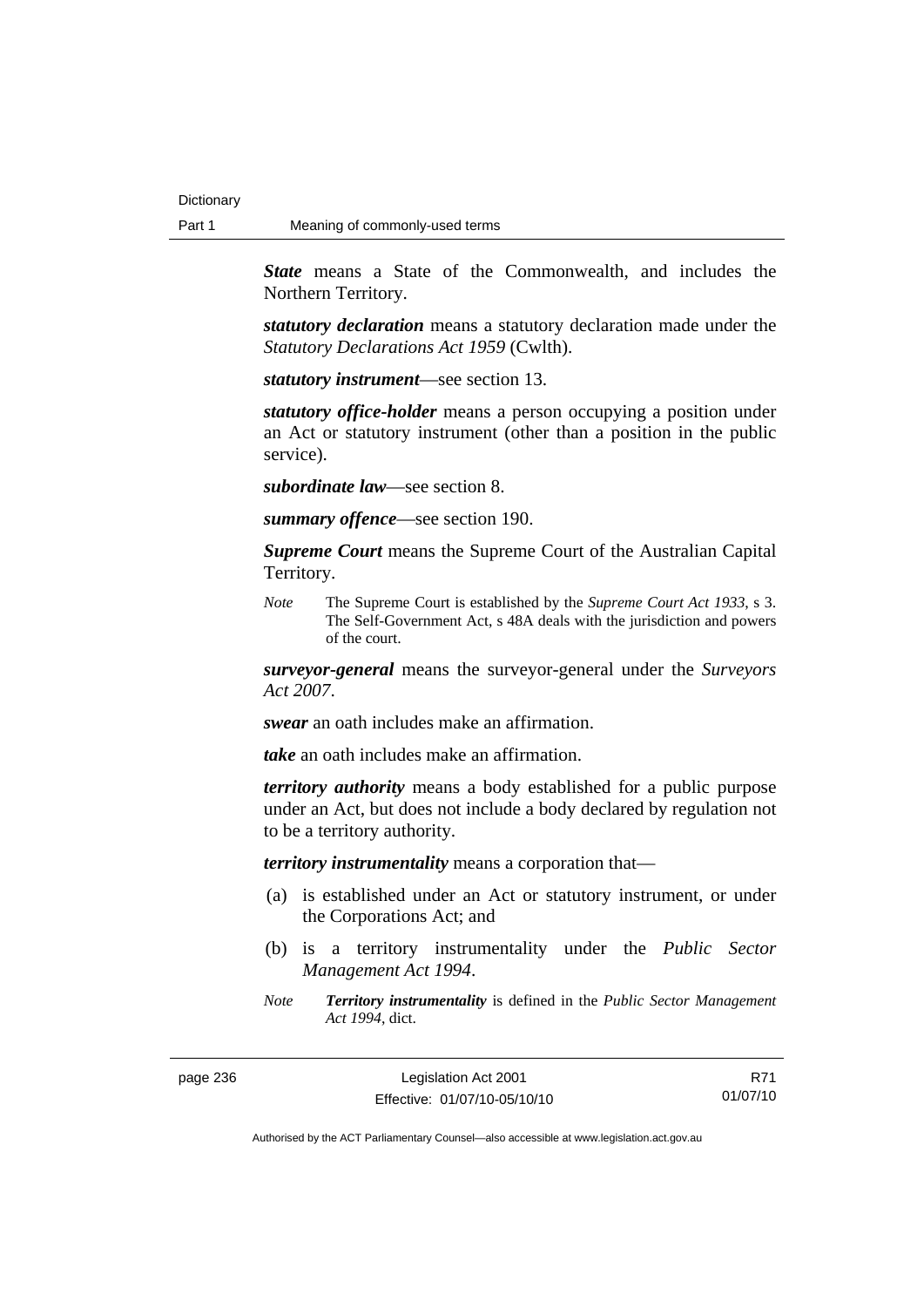***State*** means a State of the Commonwealth, and includes the Northern Territory.

***statutory declaration*** means a statutory declaration made under the *Statutory Declarations Act 1959* (Cwlth).

***statutory instrument***—see section 13.

***statutory office-holder*** means a person occupying a position under an Act or statutory instrument (other than a position in the public service).

***subordinate law***—see section 8.

***summary offence***—see section 190.

***Supreme Court*** means the Supreme Court of the Australian Capital Territory.

*Note* The Supreme Court is established by the *Supreme Court Act 1933*, s 3. The Self-Government Act, s 48A deals with the jurisdiction and powers of the court.

***surveyor-general*** means the surveyor-general under the *Surveyors Act 2007*.

***swear*** an oath includes make an affirmation.

***take*** an oath includes make an affirmation.

***territory authority*** means a body established for a public purpose under an Act, but does not include a body declared by regulation not to be a territory authority.

***territory instrumentality*** means a corporation that—

(a) is established under an Act or statutory instrument, or under the Corporations Act; and

(b) is a territory instrumentality under the *Public Sector Management Act 1994*.

*Note* ***Territory instrumentality*** is defined in the *Public Sector Management Act 1994*, dict.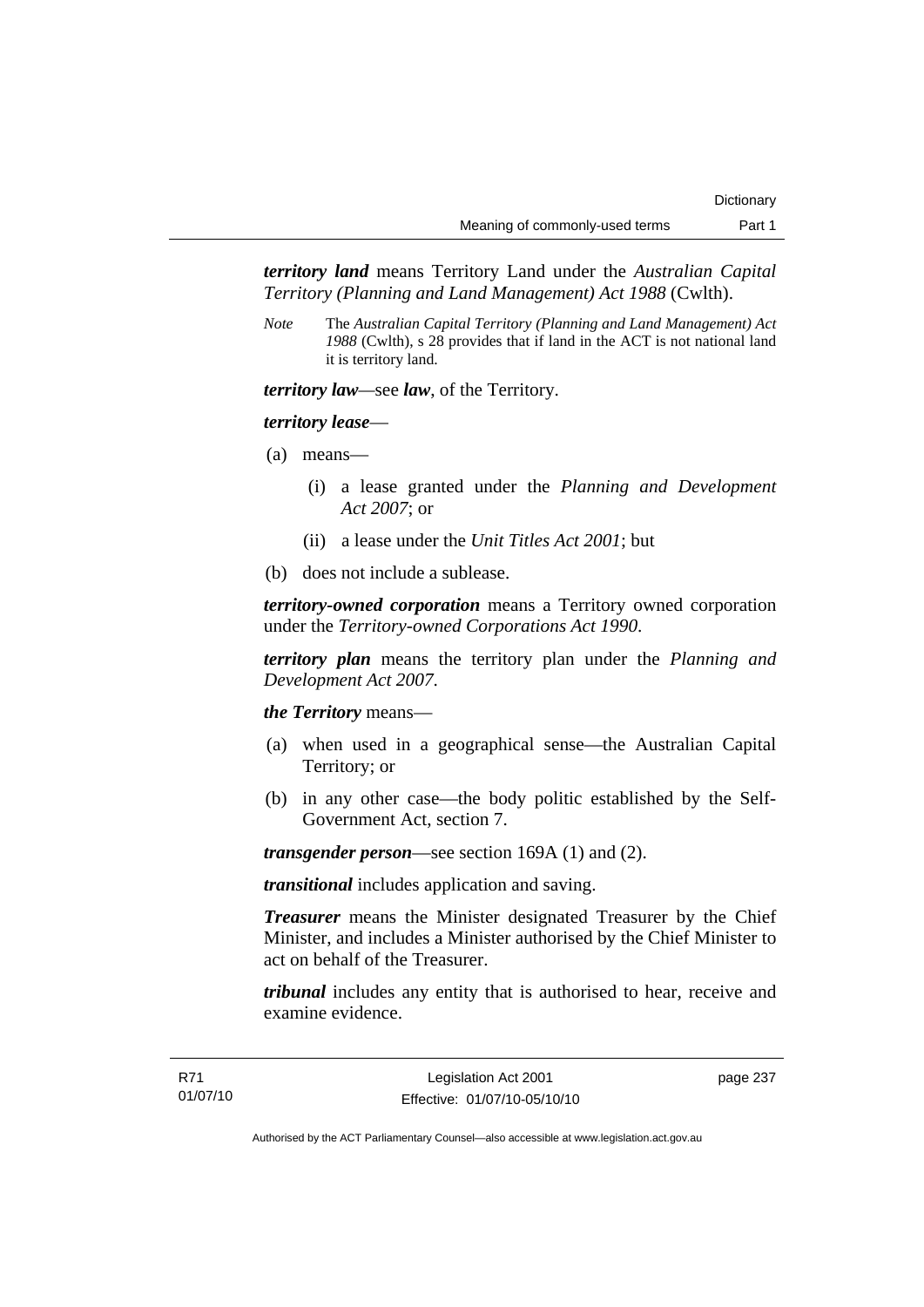***territory land*** means Territory Land under the *Australian Capital Territory (Planning and Land Management) Act 1988* (Cwlth).

*Note* The *Australian Capital Territory (Planning and Land Management) Act 1988* (Cwlth), s 28 provides that if land in the ACT is not national land it is territory land.

***territory law***—see ***law***, of the Territory.

***territory lease***—

(a) means—

   (i) a lease granted under the *Planning and Development Act 2007*; or

   (ii) a lease under the *Unit Titles Act 2001*; but

(b) does not include a sublease.

***territory-owned corporation*** means a Territory owned corporation under the *Territory-owned Corporations Act 1990*.

***territory plan*** means the territory plan under the *Planning and Development Act 2007*.

***the Territory*** means—

(a) when used in a geographical sense—the Australian Capital Territory; or

(b) in any other case—the body politic established by the Self-Government Act, section 7.

***transgender person***—see section 169A (1) and (2).

***transitional*** includes application and saving.

***Treasurer*** means the Minister designated Treasurer by the Chief Minister, and includes a Minister authorised by the Chief Minister to act on behalf of the Treasurer.

***tribunal*** includes any entity that is authorised to hear, receive and examine evidence.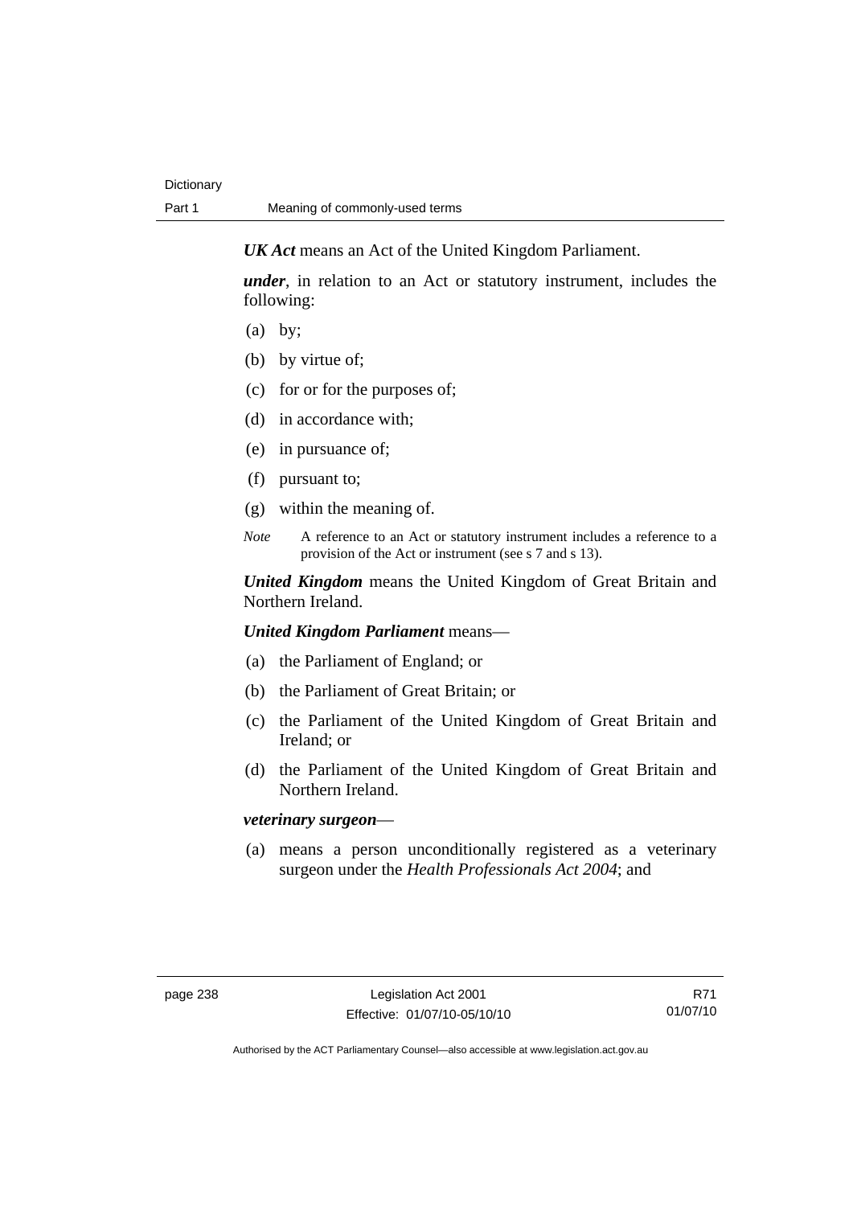***UK Act*** means an Act of the United Kingdom Parliament.

***under***, in relation to an Act or statutory instrument, includes the following:

(a) by;

(b) by virtue of;

(c) for or for the purposes of;

(d) in accordance with;

(e) in pursuance of;

(f) pursuant to;

(g) within the meaning of.

*Note* A reference to an Act or statutory instrument includes a reference to a provision of the Act or instrument (see s 7 and s 13).

***United Kingdom*** means the United Kingdom of Great Britain and Northern Ireland.

***United Kingdom Parliament*** means—

(a) the Parliament of England; or

(b) the Parliament of Great Britain; or

(c) the Parliament of the United Kingdom of Great Britain and Ireland; or

(d) the Parliament of the United Kingdom of Great Britain and Northern Ireland.

***veterinary surgeon***—

(a) means a person unconditionally registered as a veterinary surgeon under the *Health Professionals Act 2004*; and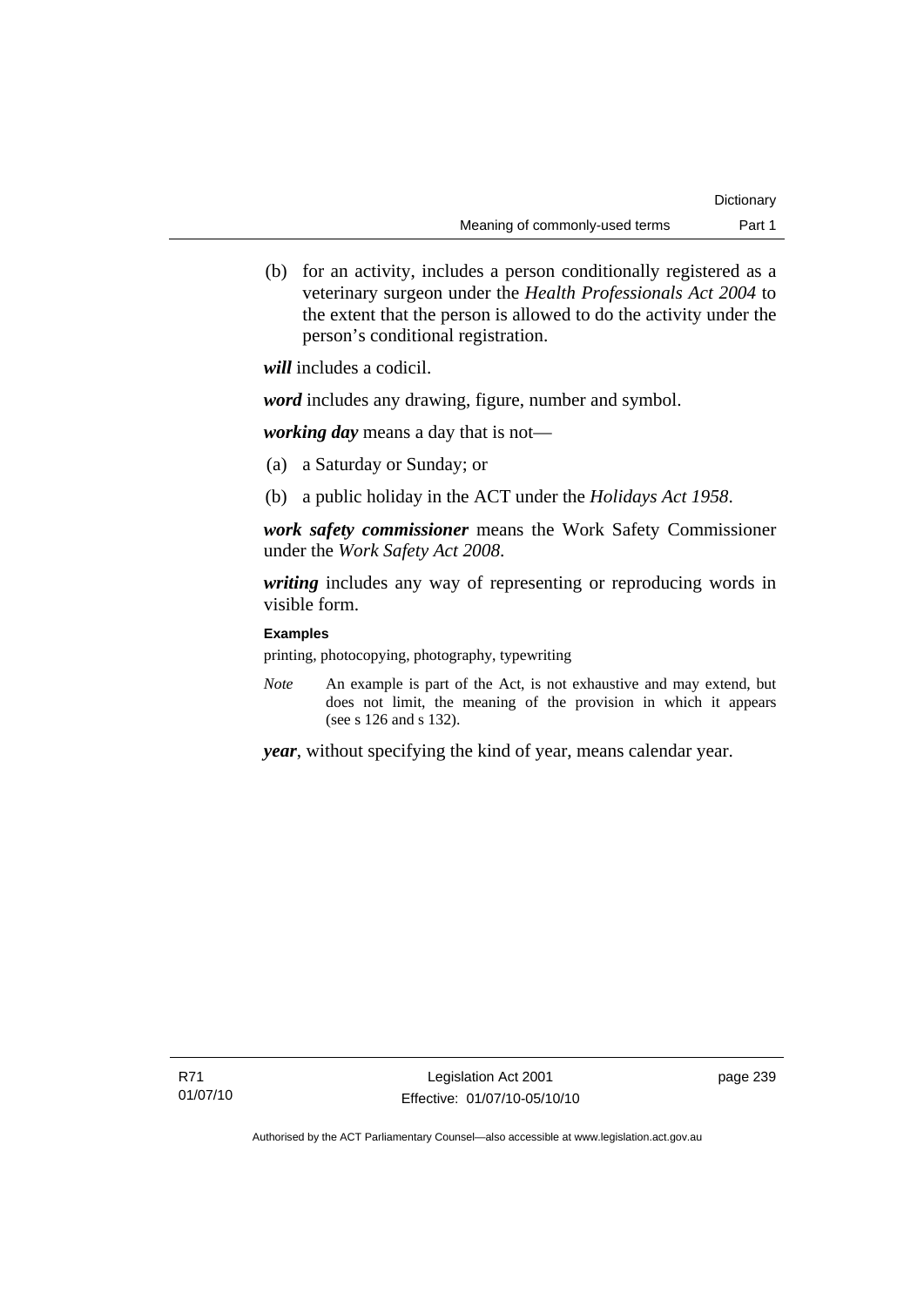(b) for an activity, includes a person conditionally registered as a veterinary surgeon under the *Health Professionals Act 2004* to the extent that the person is allowed to do the activity under the person's conditional registration.

***will*** includes a codicil.

***word*** includes any drawing, figure, number and symbol.

***working day*** means a day that is not—

(a) a Saturday or Sunday; or

(b) a public holiday in the ACT under the *Holidays Act 1958*.

***work safety commissioner*** means the Work Safety Commissioner under the *Work Safety Act 2008*.

***writing*** includes any way of representing or reproducing words in visible form.

**Examples**

printing, photocopying, photography, typewriting

*Note* An example is part of the Act, is not exhaustive and may extend, but does not limit, the meaning of the provision in which it appears (see s 126 and s 132).

***year***, without specifying the kind of year, means calendar year.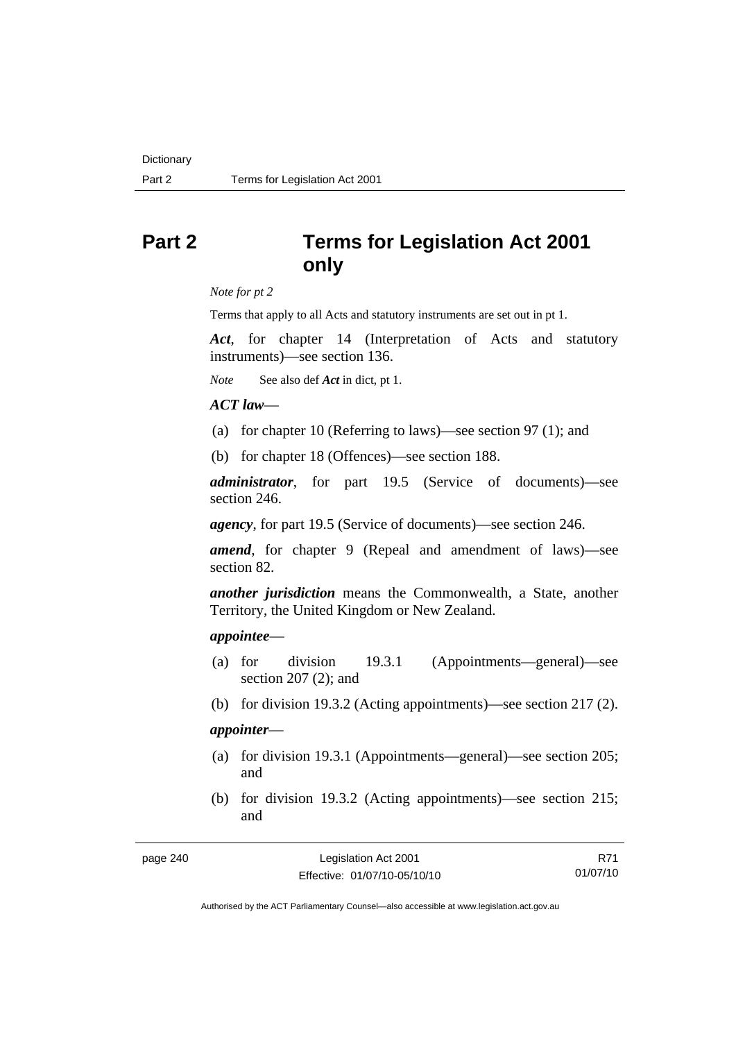# Part 2 Terms for Legislation Act 2001 only

*Note for pt 2*

Terms that apply to all Acts and statutory instruments are set out in pt 1.

***Act***, for chapter 14 (Interpretation of Acts and statutory instruments)—see section 136.

*Note* See also def ***Act*** in dict, pt 1.

***ACT law***—

(a) for chapter 10 (Referring to laws)—see section 97 (1); and

(b) for chapter 18 (Offences)—see section 188.

***administrator***, for part 19.5 (Service of documents)—see section 246.

***agency***, for part 19.5 (Service of documents)—see section 246.

***amend***, for chapter 9 (Repeal and amendment of laws)—see section 82.

***another jurisdiction*** means the Commonwealth, a State, another Territory, the United Kingdom or New Zealand.

***appointee***—

(a) for division 19.3.1 (Appointments—general)—see section 207 (2); and

(b) for division 19.3.2 (Acting appointments)—see section 217 (2).

***appointer***—

(a) for division 19.3.1 (Appointments—general)—see section 205; and

(b) for division 19.3.2 (Acting appointments)—see section 215; and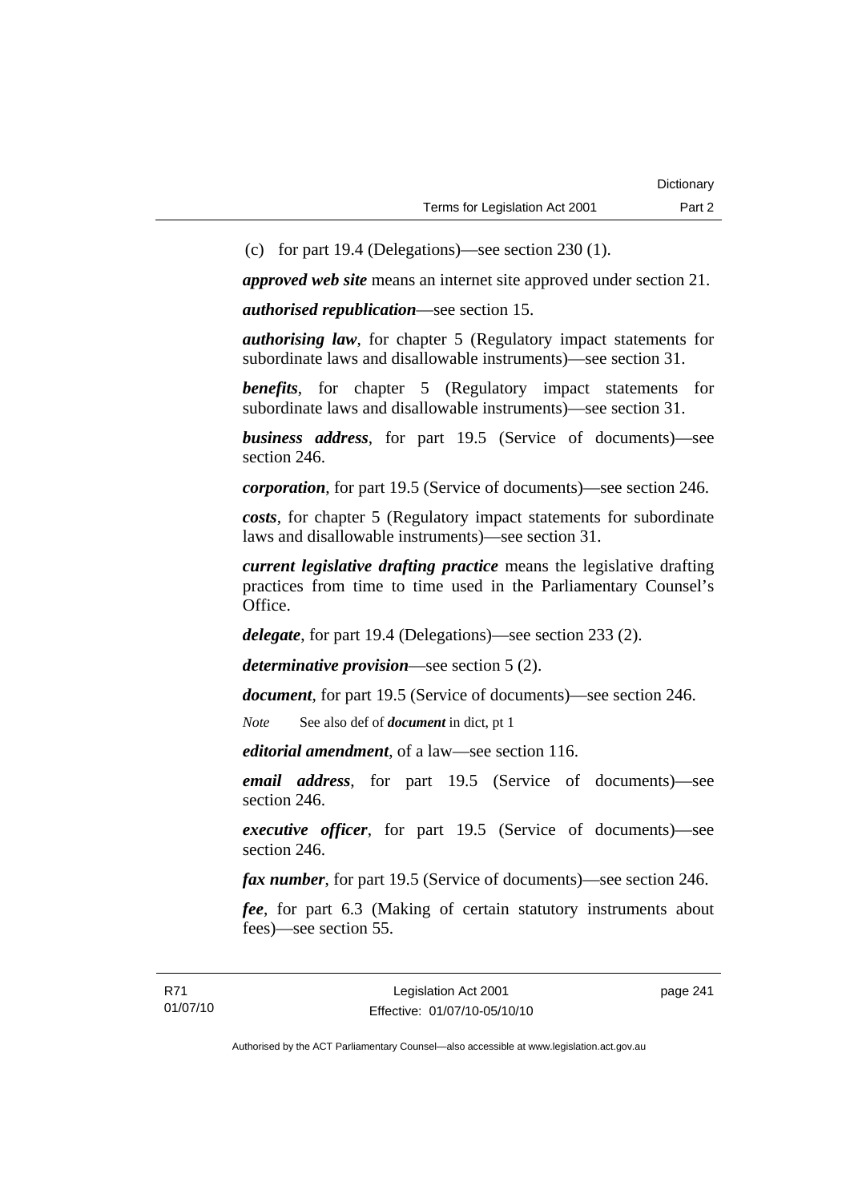(c) for part 19.4 (Delegations)—see section 230 (1).

***approved web site*** means an internet site approved under section 21.

***authorised republication***—see section 15.

***authorising law***, for chapter 5 (Regulatory impact statements for subordinate laws and disallowable instruments)—see section 31.

***benefits***, for chapter 5 (Regulatory impact statements for subordinate laws and disallowable instruments)—see section 31.

***business address***, for part 19.5 (Service of documents)—see section 246.

***corporation***, for part 19.5 (Service of documents)—see section 246.

***costs***, for chapter 5 (Regulatory impact statements for subordinate laws and disallowable instruments)—see section 31.

***current legislative drafting practice*** means the legislative drafting practices from time to time used in the Parliamentary Counsel's Office.

***delegate***, for part 19.4 (Delegations)—see section 233 (2).

***determinative provision***—see section 5 (2).

***document***, for part 19.5 (Service of documents)—see section 246.

*Note* See also def of ***document*** in dict, pt 1

***editorial amendment***, of a law—see section 116.

***email address***, for part 19.5 (Service of documents)—see section 246.

***executive officer***, for part 19.5 (Service of documents)—see section 246.

***fax number***, for part 19.5 (Service of documents)—see section 246.

***fee***, for part 6.3 (Making of certain statutory instruments about fees)—see section 55.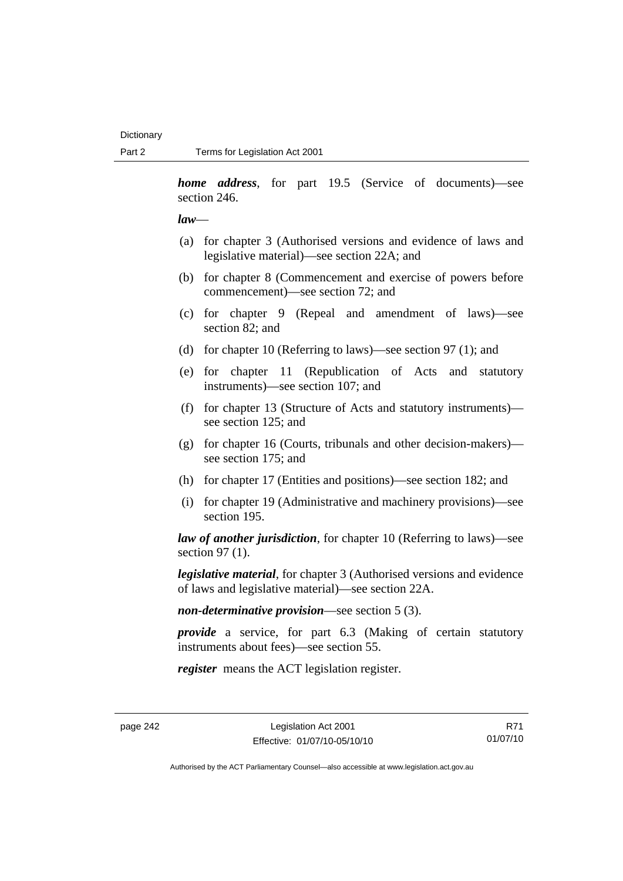***home address***, for part 19.5 (Service of documents)—see section 246.

***law***—

(a) for chapter 3 (Authorised versions and evidence of laws and legislative material)—see section 22A; and

(b) for chapter 8 (Commencement and exercise of powers before commencement)—see section 72; and

(c) for chapter 9 (Repeal and amendment of laws)—see section 82; and

(d) for chapter 10 (Referring to laws)—see section 97 (1); and

(e) for chapter 11 (Republication of Acts and statutory instruments)—see section 107; and

(f) for chapter 13 (Structure of Acts and statutory instruments)—see section 125; and

(g) for chapter 16 (Courts, tribunals and other decision-makers)—see section 175; and

(h) for chapter 17 (Entities and positions)—see section 182; and

(i) for chapter 19 (Administrative and machinery provisions)—see section 195.

***law of another jurisdiction***, for chapter 10 (Referring to laws)—see section 97 (1).

***legislative material***, for chapter 3 (Authorised versions and evidence of laws and legislative material)—see section 22A.

***non-determinative provision***—see section 5 (3).

***provide*** a service, for part 6.3 (Making of certain statutory instruments about fees)—see section 55.

***register*** means the ACT legislation register.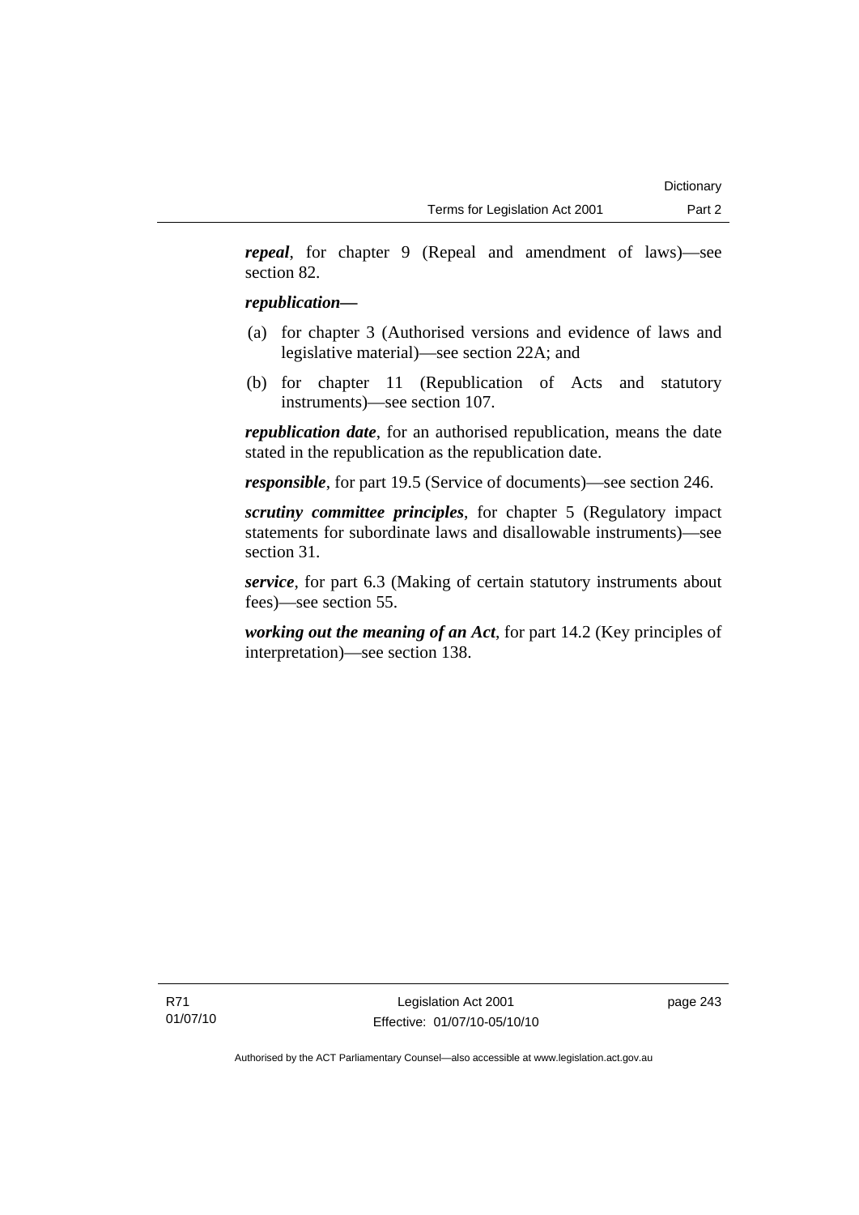***repeal***, for chapter 9 (Repeal and amendment of laws)—see section 82.

***republication***—

(a) for chapter 3 (Authorised versions and evidence of laws and legislative material)—see section 22A; and

(b) for chapter 11 (Republication of Acts and statutory instruments)—see section 107.

***republication date***, for an authorised republication, means the date stated in the republication as the republication date.

***responsible***, for part 19.5 (Service of documents)—see section 246.

***scrutiny committee principles***, for chapter 5 (Regulatory impact statements for subordinate laws and disallowable instruments)—see section 31.

***service***, for part 6.3 (Making of certain statutory instruments about fees)—see section 55.

***working out the meaning of an Act***, for part 14.2 (Key principles of interpretation)—see section 138.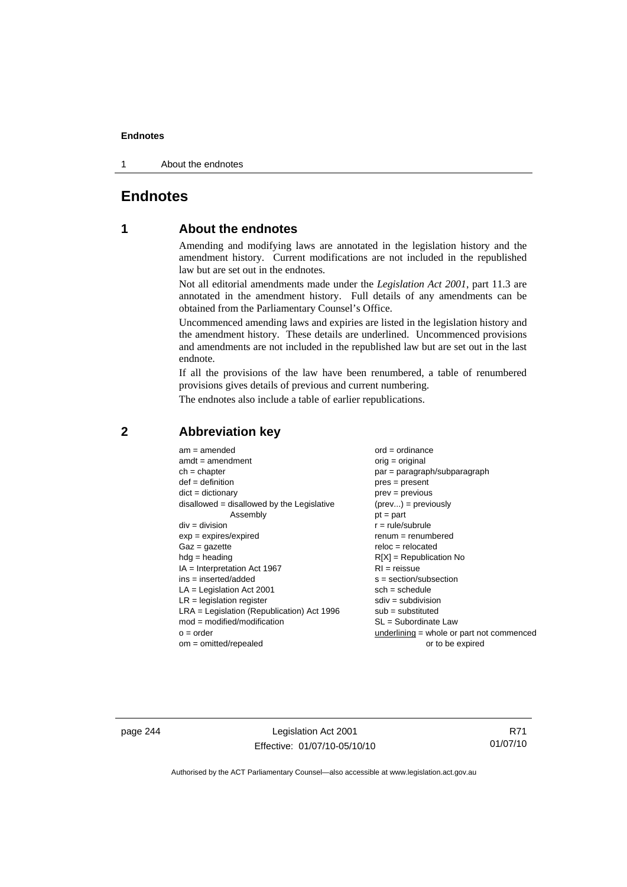# Endnotes

## 1 About the endnotes

Amending and modifying laws are annotated in the legislation history and the amendment history. Current modifications are not included in the republished law but are set out in the endnotes.

Not all editorial amendments made under the *Legislation Act 2001*, part 11.3 are annotated in the amendment history. Full details of any amendments can be obtained from the Parliamentary Counsel's Office.

Uncommenced amending laws and expiries are listed in the legislation history and the amendment history. These details are underlined. Uncommenced provisions and amendments are not included in the republished law but are set out in the last endnote.

If all the provisions of the law have been renumbered, a table of renumbered provisions gives details of previous and current numbering.

The endnotes also include a table of earlier republications.

## 2 Abbreviation key

am = amended
amdt = amendment
ch = chapter
def = definition
dict = dictionary
disallowed = disallowed by the Legislative Assembly
div = division
exp = expires/expired
Gaz = gazette
hdg = heading
IA = Interpretation Act 1967
ins = inserted/added
LA = Legislation Act 2001
LR = legislation register
LRA = Legislation (Republication) Act 1996
mod = modified/modification
o = order
om = omitted/repealed
ord = ordinance
orig = original
par = paragraph/subparagraph
pres = present
prev = previous
(prev...) = previously
pt = part
r = rule/subrule
renum = renumbered
reloc = relocated
R[X] = Republication No
RI = reissue
s = section/subsection
sch = schedule
sdiv = subdivision
sub = substituted
SL = Subordinate Law
underlining = whole or part not commenced or to be expired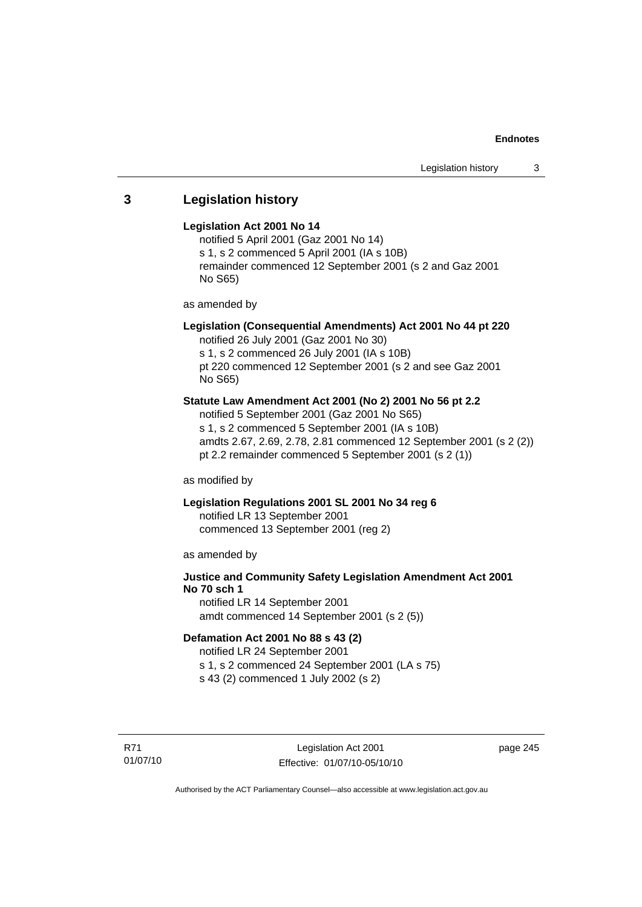## 3 Legislation history

**Legislation Act 2001 No 14**

notified 5 April 2001 (Gaz 2001 No 14)
s 1, s 2 commenced 5 April 2001 (IA s 10B)
remainder commenced 12 September 2001 (s 2 and Gaz 2001 No S65)

as amended by

**Legislation (Consequential Amendments) Act 2001 No 44 pt 220**

notified 26 July 2001 (Gaz 2001 No 30)
s 1, s 2 commenced 26 July 2001 (IA s 10B)
pt 220 commenced 12 September 2001 (s 2 and see Gaz 2001 No S65)

**Statute Law Amendment Act 2001 (No 2) 2001 No 56 pt 2.2**

notified 5 September 2001 (Gaz 2001 No S65)
s 1, s 2 commenced 5 September 2001 (IA s 10B)
amdts 2.67, 2.69, 2.78, 2.81 commenced 12 September 2001 (s 2 (2))
pt 2.2 remainder commenced 5 September 2001 (s 2 (1))

as modified by

**Legislation Regulations 2001 SL 2001 No 34 reg 6**

notified LR 13 September 2001
commenced 13 September 2001 (reg 2)

as amended by

**Justice and Community Safety Legislation Amendment Act 2001 No 70 sch 1**

notified LR 14 September 2001
amdt commenced 14 September 2001 (s 2 (5))

**Defamation Act 2001 No 88 s 43 (2)**

notified LR 24 September 2001
s 1, s 2 commenced 24 September 2001 (LA s 75)
s 43 (2) commenced 1 July 2002 (s 2)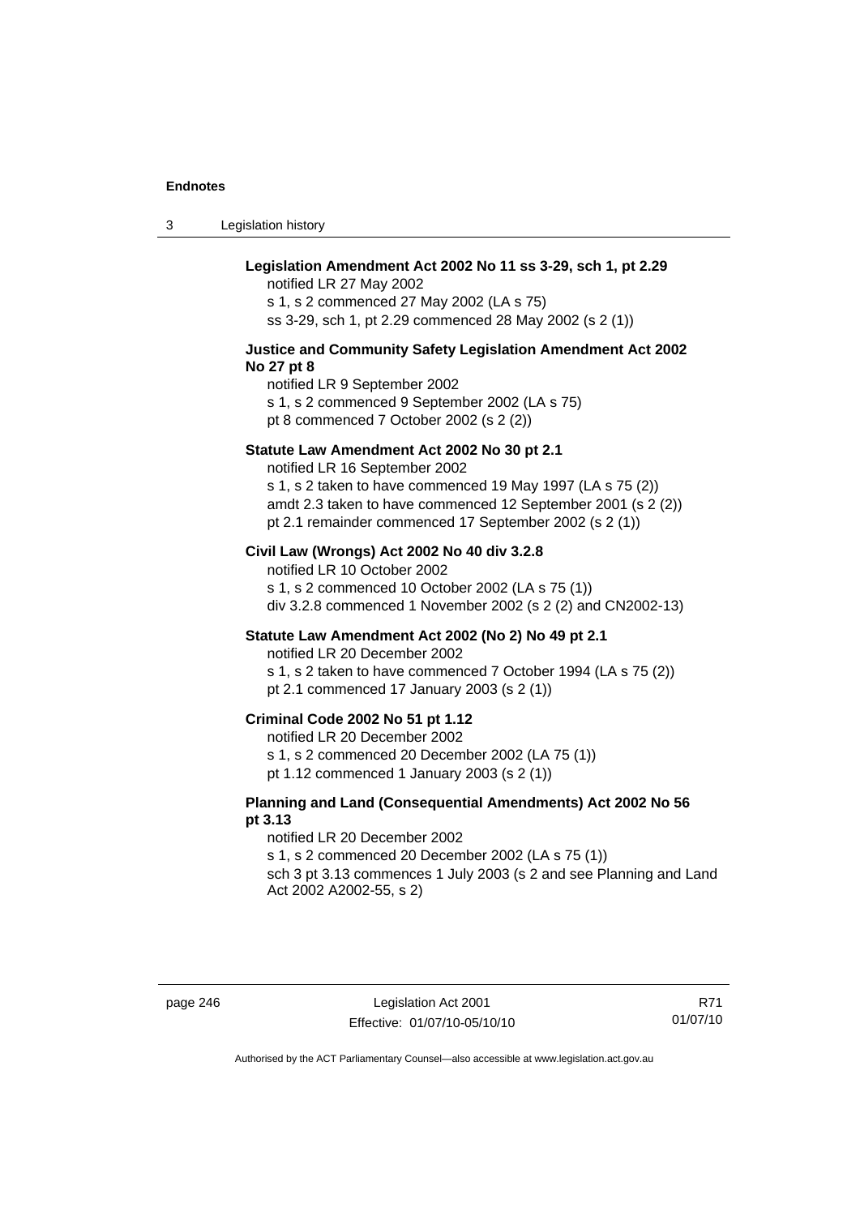**Legislation Amendment Act 2002 No 11 ss 3-29, sch 1, pt 2.29**

notified LR 27 May 2002
s 1, s 2 commenced 27 May 2002 (LA s 75)
ss 3-29, sch 1, pt 2.29 commenced 28 May 2002 (s 2 (1))

**Justice and Community Safety Legislation Amendment Act 2002 No 27 pt 8**

notified LR 9 September 2002
s 1, s 2 commenced 9 September 2002 (LA s 75)
pt 8 commenced 7 October 2002 (s 2 (2))

**Statute Law Amendment Act 2002 No 30 pt 2.1**

notified LR 16 September 2002
s 1, s 2 taken to have commenced 19 May 1997 (LA s 75 (2))
amdt 2.3 taken to have commenced 12 September 2001 (s 2 (2))
pt 2.1 remainder commenced 17 September 2002 (s 2 (1))

**Civil Law (Wrongs) Act 2002 No 40 div 3.2.8**

notified LR 10 October 2002
s 1, s 2 commenced 10 October 2002 (LA s 75 (1))
div 3.2.8 commenced 1 November 2002 (s 2 (2) and CN2002-13)

**Statute Law Amendment Act 2002 (No 2) No 49 pt 2.1**

notified LR 20 December 2002
s 1, s 2 taken to have commenced 7 October 1994 (LA s 75 (2))
pt 2.1 commenced 17 January 2003 (s 2 (1))

**Criminal Code 2002 No 51 pt 1.12**

notified LR 20 December 2002
s 1, s 2 commenced 20 December 2002 (LA 75 (1))
pt 1.12 commenced 1 January 2003 (s 2 (1))

**Planning and Land (Consequential Amendments) Act 2002 No 56 pt 3.13**

notified LR 20 December 2002
s 1, s 2 commenced 20 December 2002 (LA s 75 (1))
sch 3 pt 3.13 commences 1 July 2003 (s 2 and see Planning and Land Act 2002 A2002-55, s 2)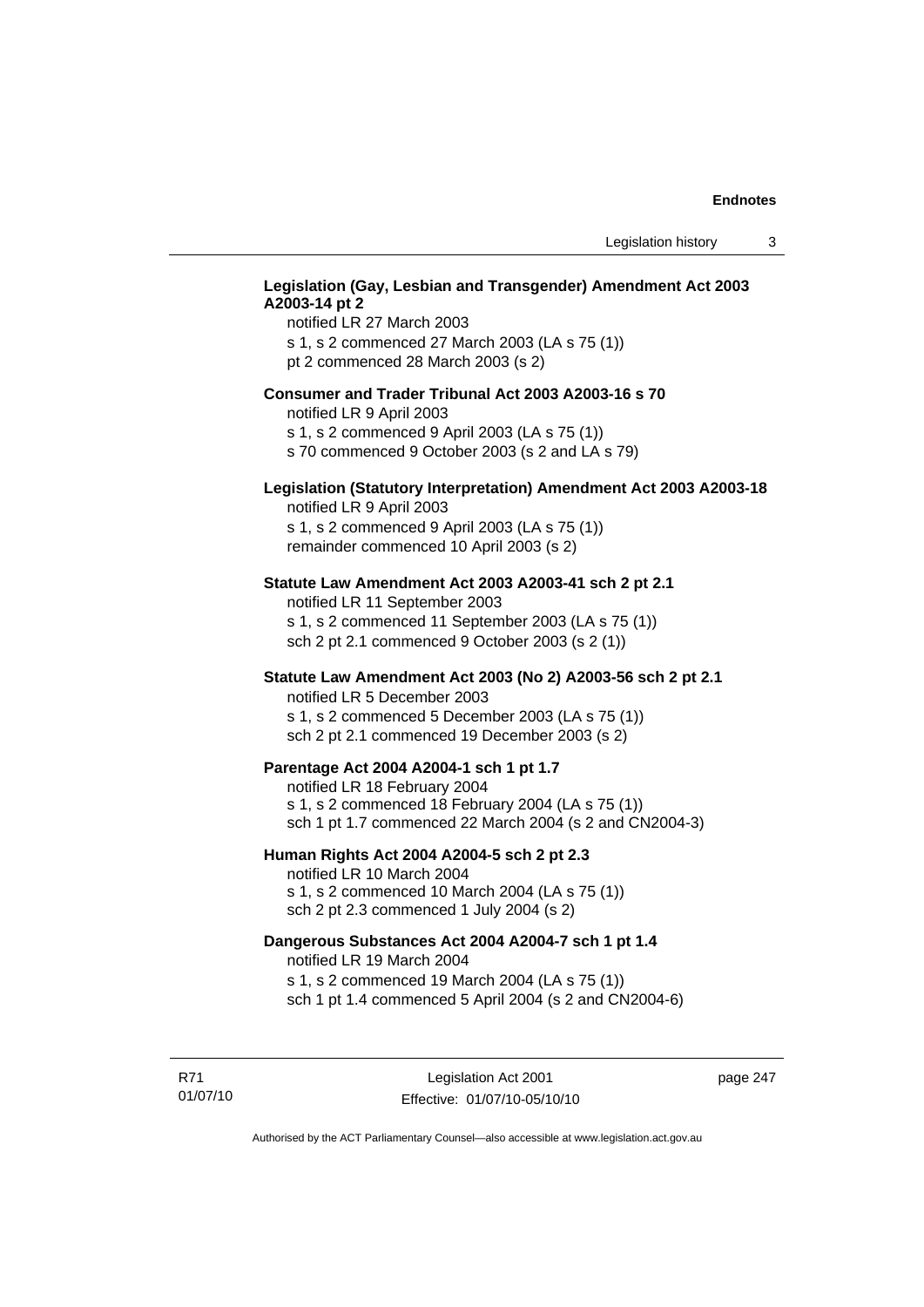**Legislation (Gay, Lesbian and Transgender) Amendment Act 2003 A2003-14 pt 2**
notified LR 27 March 2003
s 1, s 2 commenced 27 March 2003 (LA s 75 (1))
pt 2 commenced 28 March 2003 (s 2)

**Consumer and Trader Tribunal Act 2003 A2003-16 s 70**
notified LR 9 April 2003
s 1, s 2 commenced 9 April 2003 (LA s 75 (1))
s 70 commenced 9 October 2003 (s 2 and LA s 79)

**Legislation (Statutory Interpretation) Amendment Act 2003 A2003-18**
notified LR 9 April 2003
s 1, s 2 commenced 9 April 2003 (LA s 75 (1))
remainder commenced 10 April 2003 (s 2)

**Statute Law Amendment Act 2003 A2003-41 sch 2 pt 2.1**
notified LR 11 September 2003
s 1, s 2 commenced 11 September 2003 (LA s 75 (1))
sch 2 pt 2.1 commenced 9 October 2003 (s 2 (1))

**Statute Law Amendment Act 2003 (No 2) A2003-56 sch 2 pt 2.1**
notified LR 5 December 2003
s 1, s 2 commenced 5 December 2003 (LA s 75 (1))
sch 2 pt 2.1 commenced 19 December 2003 (s 2)

**Parentage Act 2004 A2004-1 sch 1 pt 1.7**
notified LR 18 February 2004
s 1, s 2 commenced 18 February 2004 (LA s 75 (1))
sch 1 pt 1.7 commenced 22 March 2004 (s 2 and CN2004-3)

**Human Rights Act 2004 A2004-5 sch 2 pt 2.3**
notified LR 10 March 2004
s 1, s 2 commenced 10 March 2004 (LA s 75 (1))
sch 2 pt 2.3 commenced 1 July 2004 (s 2)

**Dangerous Substances Act 2004 A2004-7 sch 1 pt 1.4**
notified LR 19 March 2004
s 1, s 2 commenced 19 March 2004 (LA s 75 (1))
sch 1 pt 1.4 commenced 5 April 2004 (s 2 and CN2004-6)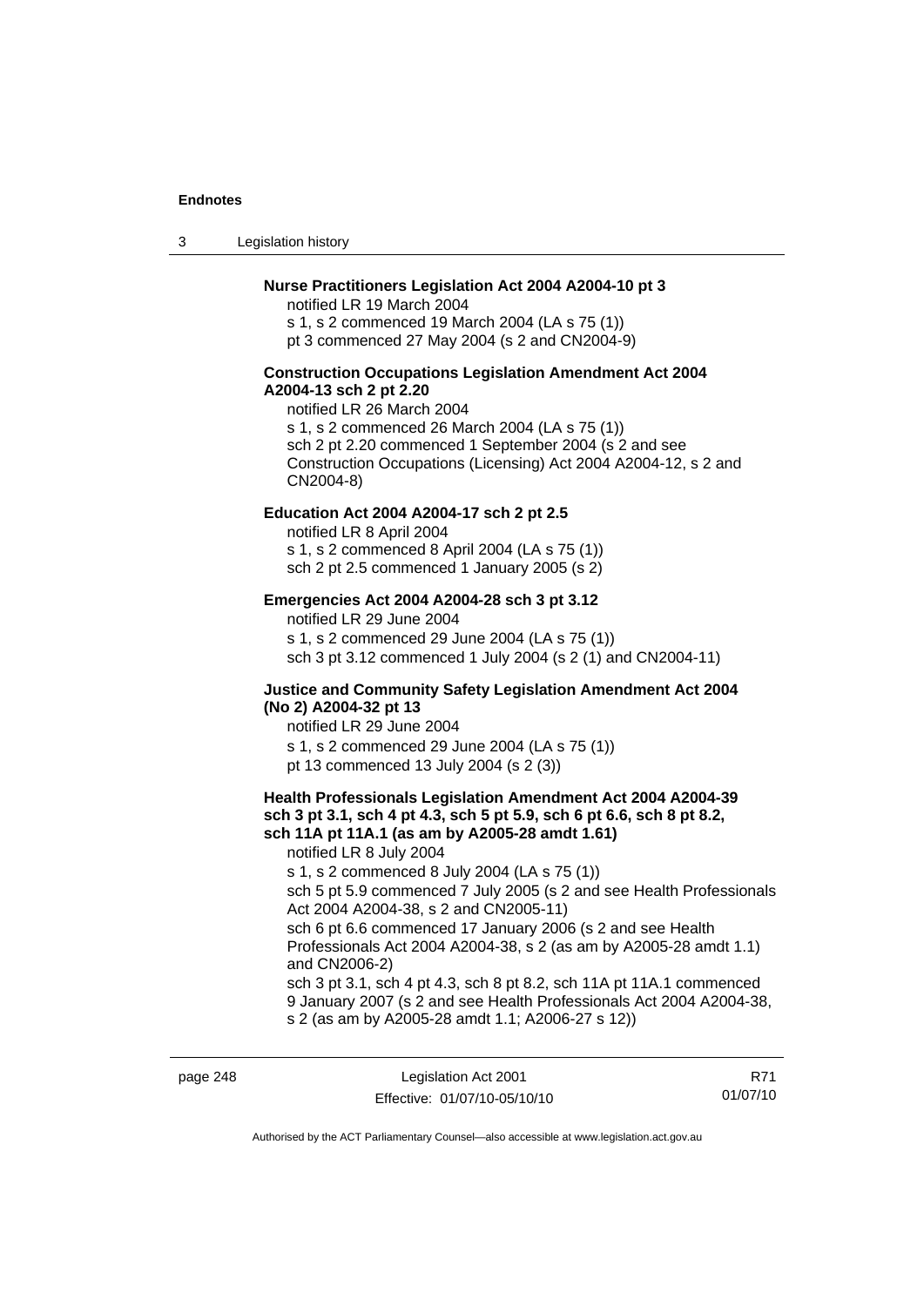**Nurse Practitioners Legislation Act 2004 A2004-10 pt 3**

notified LR 19 March 2004
s 1, s 2 commenced 19 March 2004 (LA s 75 (1))
pt 3 commenced 27 May 2004 (s 2 and CN2004-9)

**Construction Occupations Legislation Amendment Act 2004 A2004-13 sch 2 pt 2.20**

notified LR 26 March 2004
s 1, s 2 commenced 26 March 2004 (LA s 75 (1))
sch 2 pt 2.20 commenced 1 September 2004 (s 2 and see Construction Occupations (Licensing) Act 2004 A2004-12, s 2 and CN2004-8)

**Education Act 2004 A2004-17 sch 2 pt 2.5**

notified LR 8 April 2004
s 1, s 2 commenced 8 April 2004 (LA s 75 (1))
sch 2 pt 2.5 commenced 1 January 2005 (s 2)

**Emergencies Act 2004 A2004-28 sch 3 pt 3.12**

notified LR 29 June 2004
s 1, s 2 commenced 29 June 2004 (LA s 75 (1))
sch 3 pt 3.12 commenced 1 July 2004 (s 2 (1) and CN2004-11)

**Justice and Community Safety Legislation Amendment Act 2004 (No 2) A2004-32 pt 13**

notified LR 29 June 2004
s 1, s 2 commenced 29 June 2004 (LA s 75 (1))
pt 13 commenced 13 July 2004 (s 2 (3))

**Health Professionals Legislation Amendment Act 2004 A2004-39 sch 3 pt 3.1, sch 4 pt 4.3, sch 5 pt 5.9, sch 6 pt 6.6, sch 8 pt 8.2, sch 11A pt 11A.1 (as am by A2005-28 amdt 1.61)**

notified LR 8 July 2004
s 1, s 2 commenced 8 July 2004 (LA s 75 (1))
sch 5 pt 5.9 commenced 7 July 2005 (s 2 and see Health Professionals Act 2004 A2004-38, s 2 and CN2005-11)
sch 6 pt 6.6 commenced 17 January 2006 (s 2 and see Health Professionals Act 2004 A2004-38, s 2 (as am by A2005-28 amdt 1.1) and CN2006-2)
sch 3 pt 3.1, sch 4 pt 4.3, sch 8 pt 8.2, sch 11A pt 11A.1 commenced 9 January 2007 (s 2 and see Health Professionals Act 2004 A2004-38, s 2 (as am by A2005-28 amdt 1.1; A2006-27 s 12))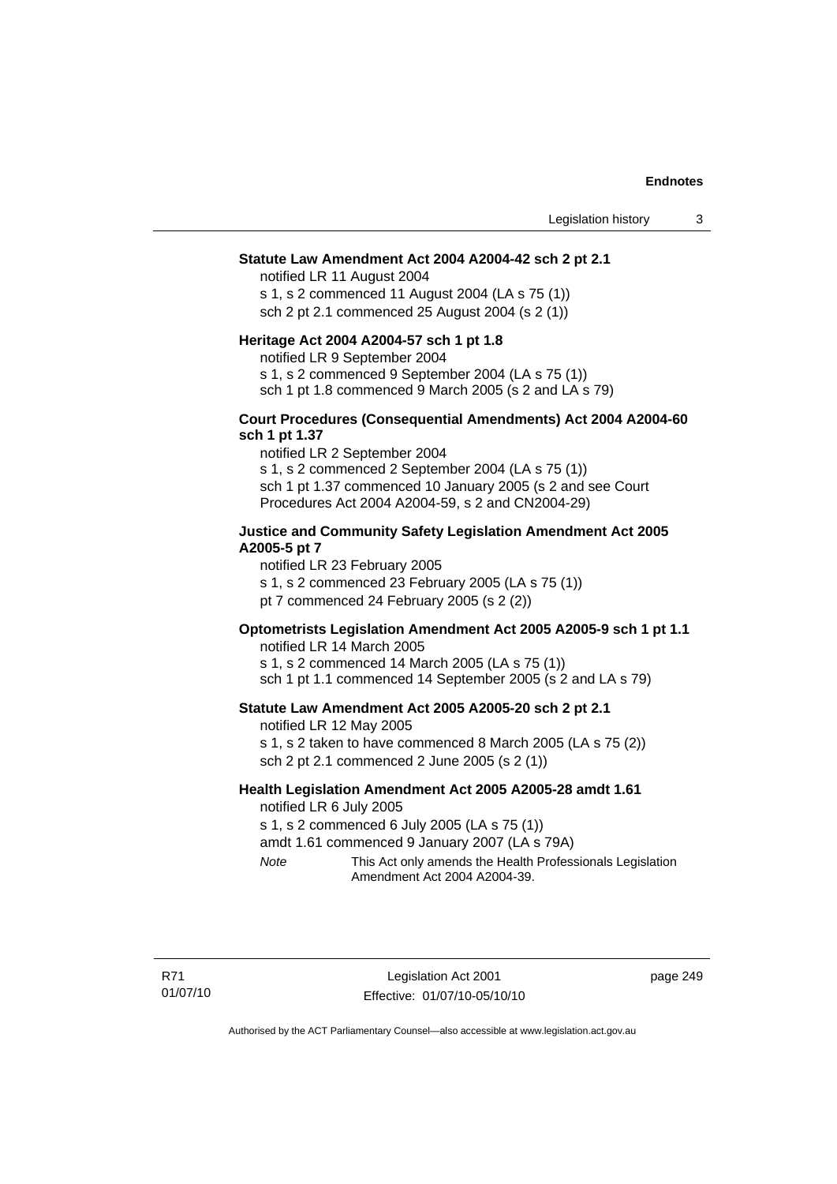**Statute Law Amendment Act 2004 A2004-42 sch 2 pt 2.1**

notified LR 11 August 2004

s 1, s 2 commenced 11 August 2004 (LA s 75 (1))

sch 2 pt 2.1 commenced 25 August 2004 (s 2 (1))

**Heritage Act 2004 A2004-57 sch 1 pt 1.8**

notified LR 9 September 2004

s 1, s 2 commenced 9 September 2004 (LA s 75 (1))

sch 1 pt 1.8 commenced 9 March 2005 (s 2 and LA s 79)

**Court Procedures (Consequential Amendments) Act 2004 A2004-60 sch 1 pt 1.37**

notified LR 2 September 2004

s 1, s 2 commenced 2 September 2004 (LA s 75 (1))

sch 1 pt 1.37 commenced 10 January 2005 (s 2 and see Court Procedures Act 2004 A2004-59, s 2 and CN2004-29)

**Justice and Community Safety Legislation Amendment Act 2005 A2005-5 pt 7**

notified LR 23 February 2005

s 1, s 2 commenced 23 February 2005 (LA s 75 (1))

pt 7 commenced 24 February 2005 (s 2 (2))

**Optometrists Legislation Amendment Act 2005 A2005-9 sch 1 pt 1.1**

notified LR 14 March 2005

s 1, s 2 commenced 14 March 2005 (LA s 75 (1))

sch 1 pt 1.1 commenced 14 September 2005 (s 2 and LA s 79)

**Statute Law Amendment Act 2005 A2005-20 sch 2 pt 2.1**

notified LR 12 May 2005

s 1, s 2 taken to have commenced 8 March 2005 (LA s 75 (2))

sch 2 pt 2.1 commenced 2 June 2005 (s 2 (1))

**Health Legislation Amendment Act 2005 A2005-28 amdt 1.61**

notified LR 6 July 2005

s 1, s 2 commenced 6 July 2005 (LA s 75 (1))

amdt 1.61 commenced 9 January 2007 (LA s 79A)

*Note* This Act only amends the Health Professionals Legislation Amendment Act 2004 A2004-39.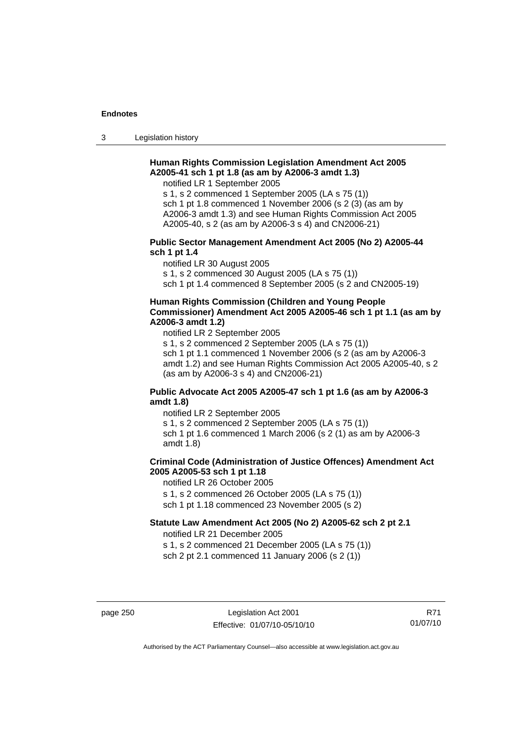**Human Rights Commission Legislation Amendment Act 2005 A2005-41 sch 1 pt 1.8 (as am by A2006-3 amdt 1.3)**

notified LR 1 September 2005

s 1, s 2 commenced 1 September 2005 (LA s 75 (1))

sch 1 pt 1.8 commenced 1 November 2006 (s 2 (3) (as am by A2006-3 amdt 1.3) and see Human Rights Commission Act 2005 A2005-40, s 2 (as am by A2006-3 s 4) and CN2006-21)

**Public Sector Management Amendment Act 2005 (No 2) A2005-44 sch 1 pt 1.4**

notified LR 30 August 2005

s 1, s 2 commenced 30 August 2005 (LA s 75 (1))

sch 1 pt 1.4 commenced 8 September 2005 (s 2 and CN2005-19)

**Human Rights Commission (Children and Young People Commissioner) Amendment Act 2005 A2005-46 sch 1 pt 1.1 (as am by A2006-3 amdt 1.2)**

notified LR 2 September 2005

s 1, s 2 commenced 2 September 2005 (LA s 75 (1))

sch 1 pt 1.1 commenced 1 November 2006 (s 2 (as am by A2006-3 amdt 1.2) and see Human Rights Commission Act 2005 A2005-40, s 2 (as am by A2006-3 s 4) and CN2006-21)

**Public Advocate Act 2005 A2005-47 sch 1 pt 1.6 (as am by A2006-3 amdt 1.8)**

notified LR 2 September 2005

s 1, s 2 commenced 2 September 2005 (LA s 75 (1))

sch 1 pt 1.6 commenced 1 March 2006 (s 2 (1) as am by A2006-3 amdt 1.8)

**Criminal Code (Administration of Justice Offences) Amendment Act 2005 A2005-53 sch 1 pt 1.18**

notified LR 26 October 2005

s 1, s 2 commenced 26 October 2005 (LA s 75 (1))

sch 1 pt 1.18 commenced 23 November 2005 (s 2)

**Statute Law Amendment Act 2005 (No 2) A2005-62 sch 2 pt 2.1**

notified LR 21 December 2005

s 1, s 2 commenced 21 December 2005 (LA s 75 (1))

sch 2 pt 2.1 commenced 11 January 2006 (s 2 (1))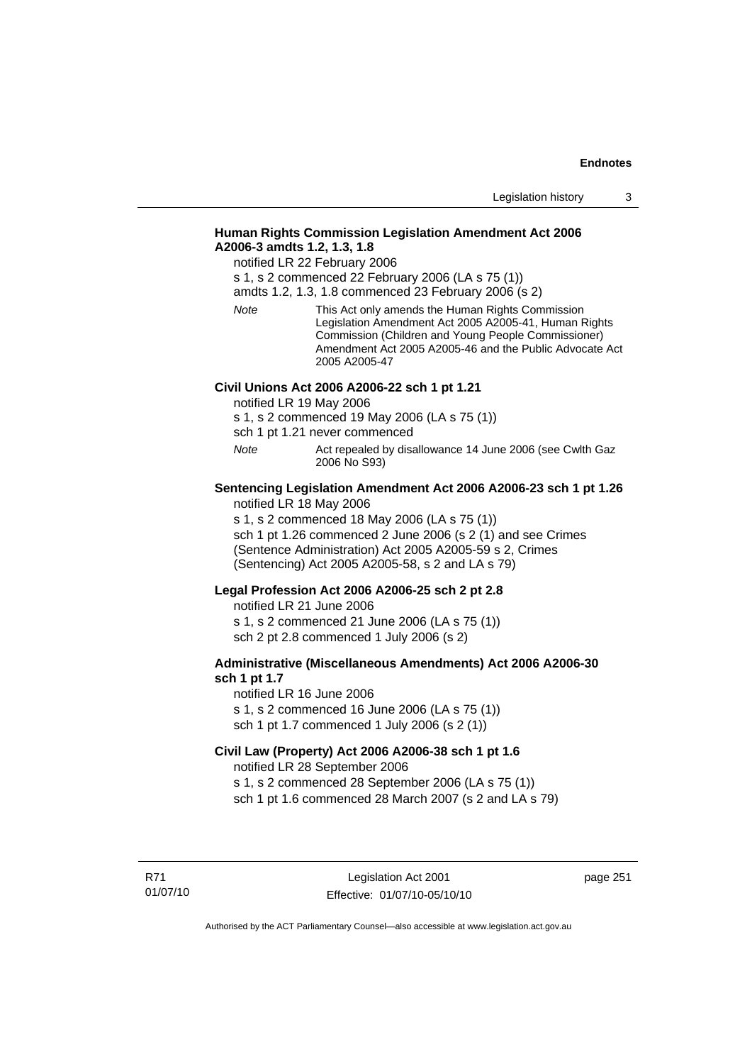**Human Rights Commission Legislation Amendment Act 2006 A2006-3 amdts 1.2, 1.3, 1.8**

notified LR 22 February 2006

s 1, s 2 commenced 22 February 2006 (LA s 75 (1))

amdts 1.2, 1.3, 1.8 commenced 23 February 2006 (s 2)

*Note* This Act only amends the Human Rights Commission Legislation Amendment Act 2005 A2005-41, Human Rights Commission (Children and Young People Commissioner) Amendment Act 2005 A2005-46 and the Public Advocate Act 2005 A2005-47

**Civil Unions Act 2006 A2006-22 sch 1 pt 1.21**

notified LR 19 May 2006

s 1, s 2 commenced 19 May 2006 (LA s 75 (1))

sch 1 pt 1.21 never commenced

*Note* Act repealed by disallowance 14 June 2006 (see Cwlth Gaz 2006 No S93)

**Sentencing Legislation Amendment Act 2006 A2006-23 sch 1 pt 1.26**

notified LR 18 May 2006

s 1, s 2 commenced 18 May 2006 (LA s 75 (1))

sch 1 pt 1.26 commenced 2 June 2006 (s 2 (1) and see Crimes (Sentence Administration) Act 2005 A2005-59 s 2, Crimes (Sentencing) Act 2005 A2005-58, s 2 and LA s 79)

**Legal Profession Act 2006 A2006-25 sch 2 pt 2.8**

notified LR 21 June 2006

s 1, s 2 commenced 21 June 2006 (LA s 75 (1))

sch 2 pt 2.8 commenced 1 July 2006 (s 2)

**Administrative (Miscellaneous Amendments) Act 2006 A2006-30 sch 1 pt 1.7**

notified LR 16 June 2006

s 1, s 2 commenced 16 June 2006 (LA s 75 (1))

sch 1 pt 1.7 commenced 1 July 2006 (s 2 (1))

**Civil Law (Property) Act 2006 A2006-38 sch 1 pt 1.6**

notified LR 28 September 2006

s 1, s 2 commenced 28 September 2006 (LA s 75 (1))

sch 1 pt 1.6 commenced 28 March 2007 (s 2 and LA s 79)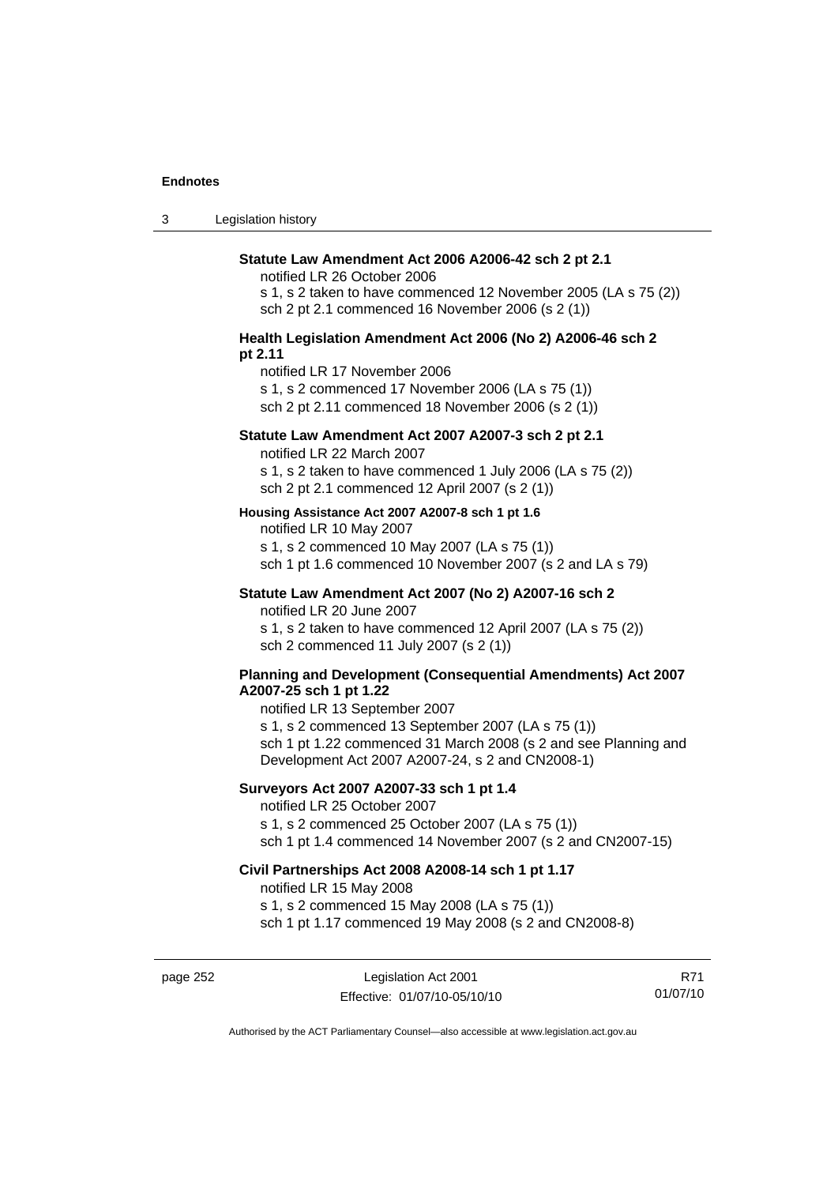**Statute Law Amendment Act 2006 A2006-42 sch 2 pt 2.1**

notified LR 26 October 2006

s 1, s 2 taken to have commenced 12 November 2005 (LA s 75 (2))

sch 2 pt 2.1 commenced 16 November 2006 (s 2 (1))

**Health Legislation Amendment Act 2006 (No 2) A2006-46 sch 2 pt 2.11**

notified LR 17 November 2006

s 1, s 2 commenced 17 November 2006 (LA s 75 (1))

sch 2 pt 2.11 commenced 18 November 2006 (s 2 (1))

**Statute Law Amendment Act 2007 A2007-3 sch 2 pt 2.1**

notified LR 22 March 2007

s 1, s 2 taken to have commenced 1 July 2006 (LA s 75 (2))

sch 2 pt 2.1 commenced 12 April 2007 (s 2 (1))

**Housing Assistance Act 2007 A2007-8 sch 1 pt 1.6**

notified LR 10 May 2007

s 1, s 2 commenced 10 May 2007 (LA s 75 (1))

sch 1 pt 1.6 commenced 10 November 2007 (s 2 and LA s 79)

**Statute Law Amendment Act 2007 (No 2) A2007-16 sch 2**

notified LR 20 June 2007

s 1, s 2 taken to have commenced 12 April 2007 (LA s 75 (2))

sch 2 commenced 11 July 2007 (s 2 (1))

**Planning and Development (Consequential Amendments) Act 2007 A2007-25 sch 1 pt 1.22**

notified LR 13 September 2007

s 1, s 2 commenced 13 September 2007 (LA s 75 (1))

sch 1 pt 1.22 commenced 31 March 2008 (s 2 and see Planning and Development Act 2007 A2007-24, s 2 and CN2008-1)

**Surveyors Act 2007 A2007-33 sch 1 pt 1.4**

notified LR 25 October 2007

s 1, s 2 commenced 25 October 2007 (LA s 75 (1))

sch 1 pt 1.4 commenced 14 November 2007 (s 2 and CN2007-15)

**Civil Partnerships Act 2008 A2008-14 sch 1 pt 1.17**

notified LR 15 May 2008

s 1, s 2 commenced 15 May 2008 (LA s 75 (1))

sch 1 pt 1.17 commenced 19 May 2008 (s 2 and CN2008-8)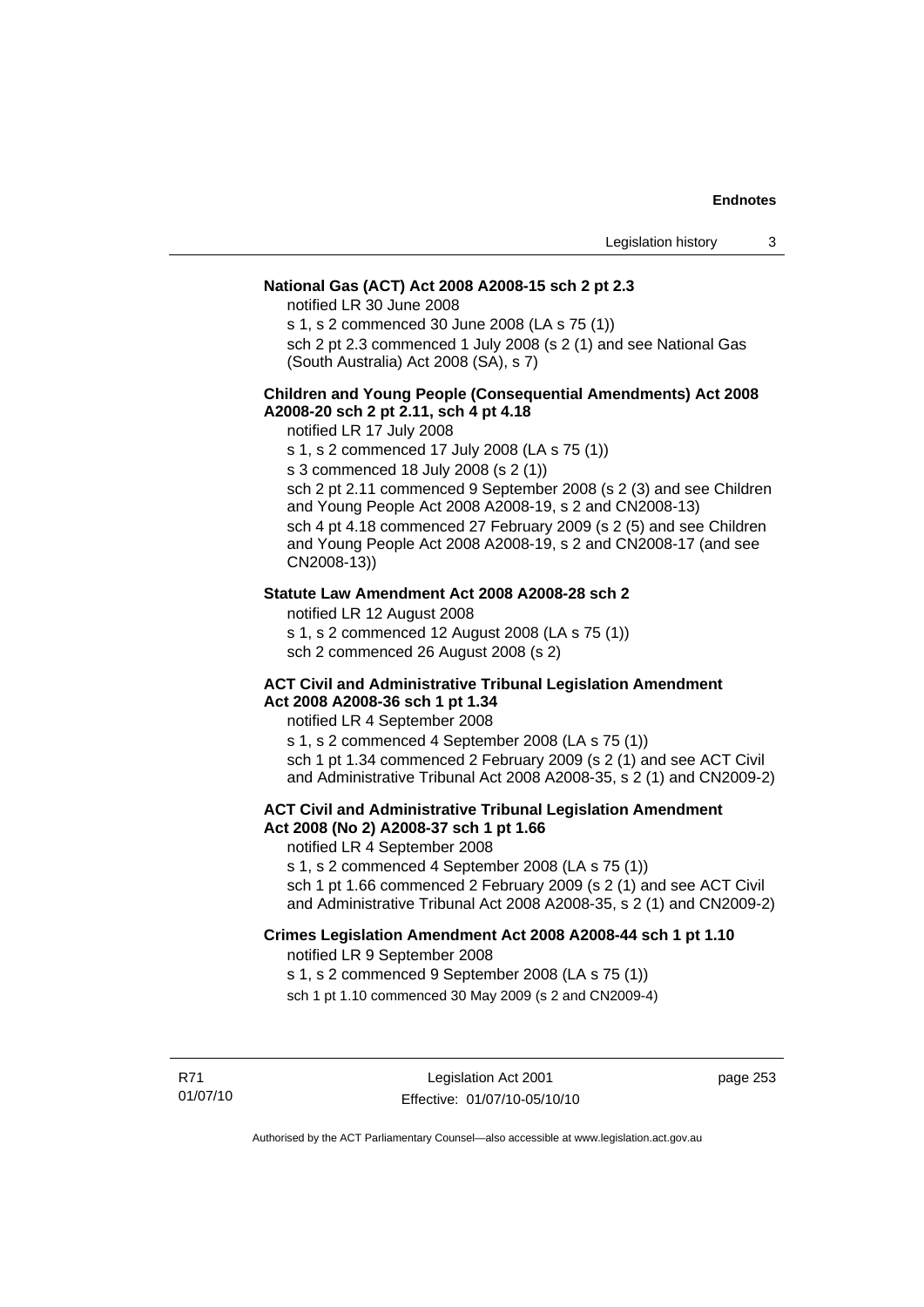**National Gas (ACT) Act 2008 A2008-15 sch 2 pt 2.3**

notified LR 30 June 2008

s 1, s 2 commenced 30 June 2008 (LA s 75 (1))

sch 2 pt 2.3 commenced 1 July 2008 (s 2 (1) and see National Gas (South Australia) Act 2008 (SA), s 7)

**Children and Young People (Consequential Amendments) Act 2008 A2008-20 sch 2 pt 2.11, sch 4 pt 4.18**

notified LR 17 July 2008

s 1, s 2 commenced 17 July 2008 (LA s 75 (1))

s 3 commenced 18 July 2008 (s 2 (1))

sch 2 pt 2.11 commenced 9 September 2008 (s 2 (3) and see Children and Young People Act 2008 A2008-19, s 2 and CN2008-13)

sch 4 pt 4.18 commenced 27 February 2009 (s 2 (5) and see Children and Young People Act 2008 A2008-19, s 2 and CN2008-17 (and see CN2008-13))

**Statute Law Amendment Act 2008 A2008-28 sch 2**

notified LR 12 August 2008

s 1, s 2 commenced 12 August 2008 (LA s 75 (1))

sch 2 commenced 26 August 2008 (s 2)

**ACT Civil and Administrative Tribunal Legislation Amendment Act 2008 A2008-36 sch 1 pt 1.34**

notified LR 4 September 2008

s 1, s 2 commenced 4 September 2008 (LA s 75 (1))

sch 1 pt 1.34 commenced 2 February 2009 (s 2 (1) and see ACT Civil and Administrative Tribunal Act 2008 A2008-35, s 2 (1) and CN2009-2)

**ACT Civil and Administrative Tribunal Legislation Amendment Act 2008 (No 2) A2008-37 sch 1 pt 1.66**

notified LR 4 September 2008

s 1, s 2 commenced 4 September 2008 (LA s 75 (1))

sch 1 pt 1.66 commenced 2 February 2009 (s 2 (1) and see ACT Civil and Administrative Tribunal Act 2008 A2008-35, s 2 (1) and CN2009-2)

**Crimes Legislation Amendment Act 2008 A2008-44 sch 1 pt 1.10**

notified LR 9 September 2008

s 1, s 2 commenced 9 September 2008 (LA s 75 (1))

sch 1 pt 1.10 commenced 30 May 2009 (s 2 and CN2009-4)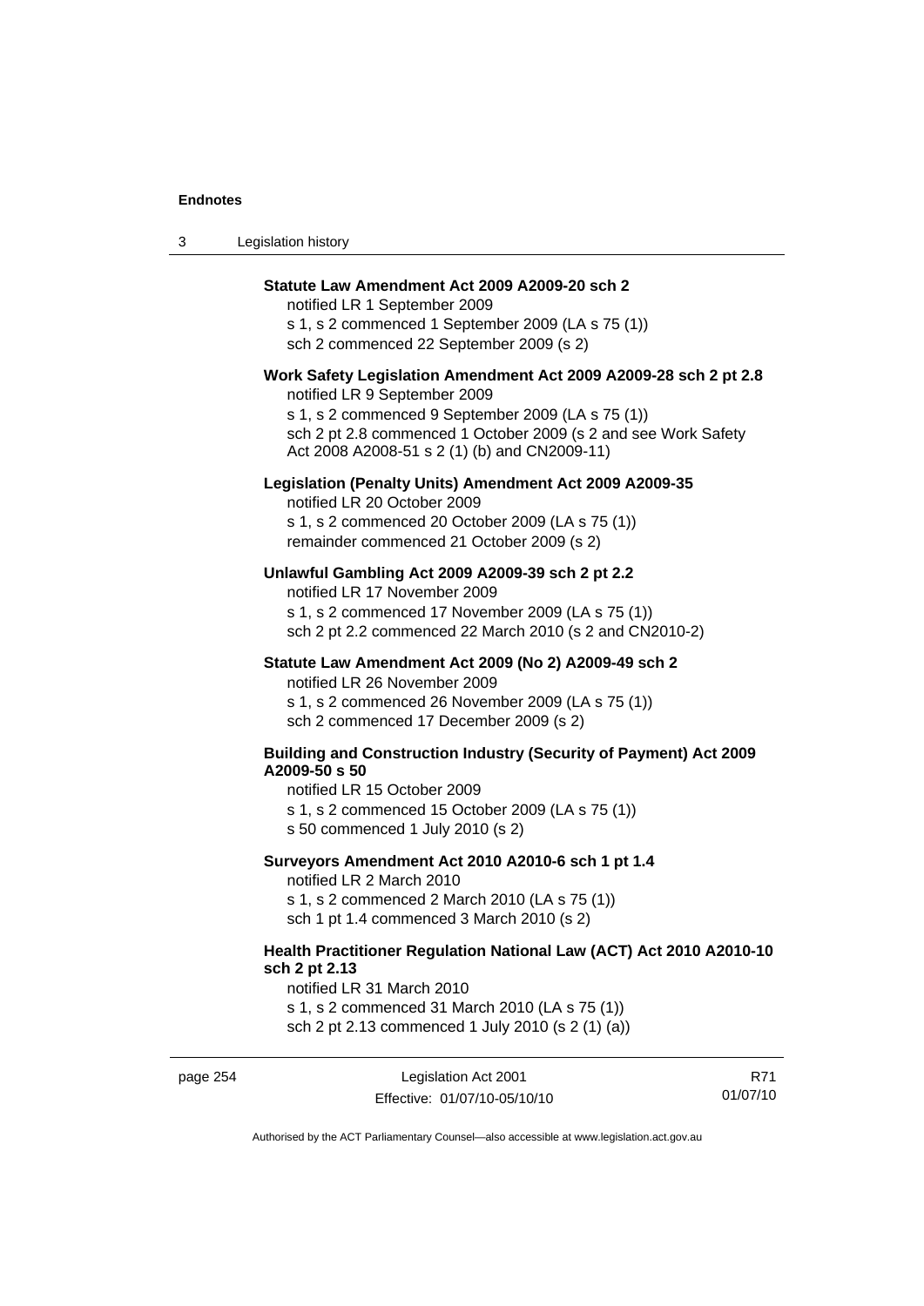**Statute Law Amendment Act 2009 A2009-20 sch 2**

notified LR 1 September 2009

s 1, s 2 commenced 1 September 2009 (LA s 75 (1))

sch 2 commenced 22 September 2009 (s 2)

**Work Safety Legislation Amendment Act 2009 A2009-28 sch 2 pt 2.8**

notified LR 9 September 2009

s 1, s 2 commenced 9 September 2009 (LA s 75 (1))

sch 2 pt 2.8 commenced 1 October 2009 (s 2 and see Work Safety Act 2008 A2008-51 s 2 (1) (b) and CN2009-11)

**Legislation (Penalty Units) Amendment Act 2009 A2009-35**

notified LR 20 October 2009

s 1, s 2 commenced 20 October 2009 (LA s 75 (1))

remainder commenced 21 October 2009 (s 2)

**Unlawful Gambling Act 2009 A2009-39 sch 2 pt 2.2**

notified LR 17 November 2009

s 1, s 2 commenced 17 November 2009 (LA s 75 (1))

sch 2 pt 2.2 commenced 22 March 2010 (s 2 and CN2010-2)

**Statute Law Amendment Act 2009 (No 2) A2009-49 sch 2**

notified LR 26 November 2009

s 1, s 2 commenced 26 November 2009 (LA s 75 (1))

sch 2 commenced 17 December 2009 (s 2)

**Building and Construction Industry (Security of Payment) Act 2009 A2009-50 s 50**

notified LR 15 October 2009

s 1, s 2 commenced 15 October 2009 (LA s 75 (1))

s 50 commenced 1 July 2010 (s 2)

**Surveyors Amendment Act 2010 A2010-6 sch 1 pt 1.4**

notified LR 2 March 2010

s 1, s 2 commenced 2 March 2010 (LA s 75 (1))

sch 1 pt 1.4 commenced 3 March 2010 (s 2)

**Health Practitioner Regulation National Law (ACT) Act 2010 A2010-10 sch 2 pt 2.13**

notified LR 31 March 2010

s 1, s 2 commenced 31 March 2010 (LA s 75 (1))

sch 2 pt 2.13 commenced 1 July 2010 (s 2 (1) (a))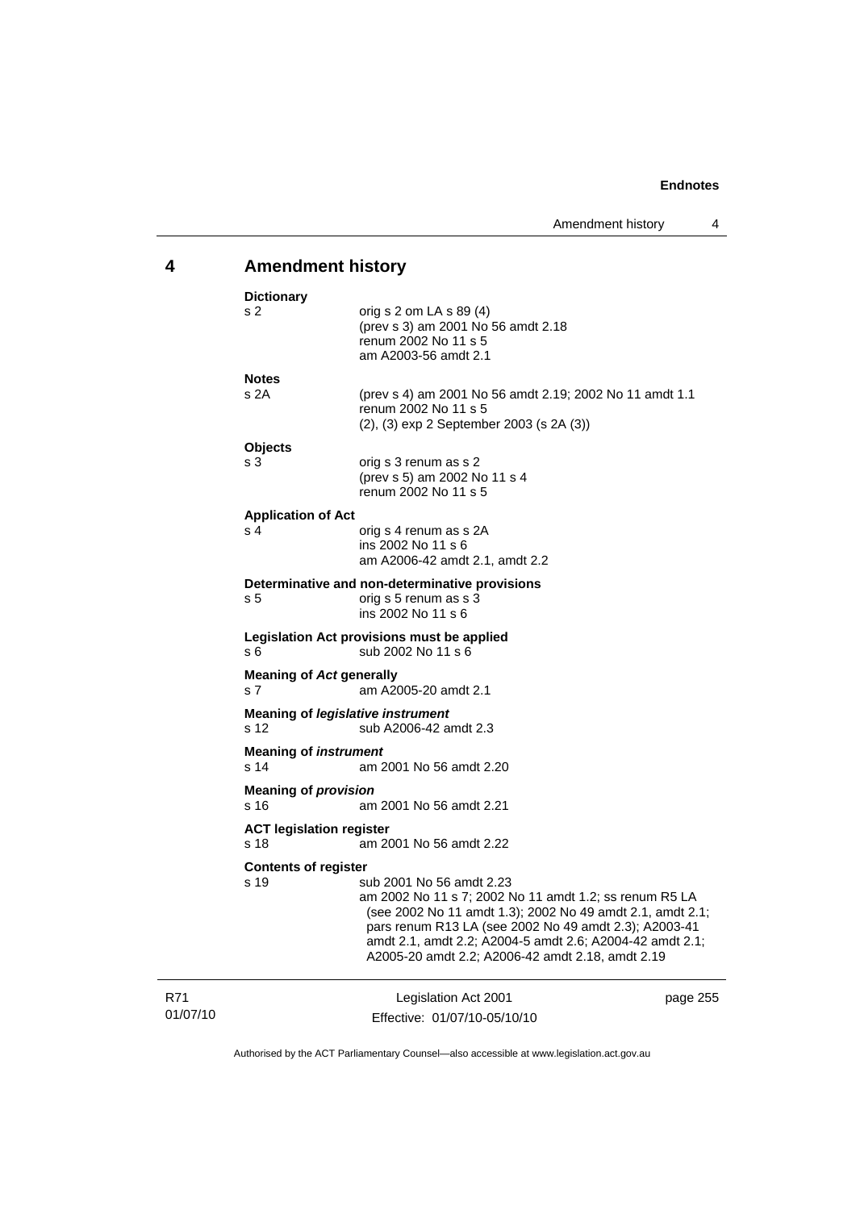## 4 Amendment history

**Dictionary**

s 2 orig s 2 om LA s 89 (4)
(prev s 3) am 2001 No 56 amdt 2.18
renum 2002 No 11 s 5
am A2003-56 amdt 2.1

**Notes**

s 2A (prev s 4) am 2001 No 56 amdt 2.19; 2002 No 11 amdt 1.1
renum 2002 No 11 s 5
(2), (3) exp 2 September 2003 (s 2A (3))

**Objects**

s 3 orig s 3 renum as s 2
(prev s 5) am 2002 No 11 s 4
renum 2002 No 11 s 5

**Application of Act**

s 4 orig s 4 renum as s 2A
ins 2002 No 11 s 6
am A2006-42 amdt 2.1, amdt 2.2

**Determinative and non-determinative provisions**

s 5 orig s 5 renum as s 3
ins 2002 No 11 s 6

**Legislation Act provisions must be applied**

s 6 sub 2002 No 11 s 6

**Meaning of *Act* generally**

s 7 am A2005-20 amdt 2.1

**Meaning of *legislative instrument***

s 12 sub A2006-42 amdt 2.3

**Meaning of *instrument***

s 14 am 2001 No 56 amdt 2.20

**Meaning of *provision***

s 16 am 2001 No 56 amdt 2.21

**ACT legislation register**

s 18 am 2001 No 56 amdt 2.22

**Contents of register**

s 19 sub 2001 No 56 amdt 2.23
am 2002 No 11 s 7; 2002 No 11 amdt 1.2; ss renum R5 LA (see 2002 No 11 amdt 1.3); 2002 No 49 amdt 2.1, amdt 2.1; pars renum R13 LA (see 2002 No 49 amdt 2.3); A2003-41 amdt 2.1, amdt 2.2; A2004-5 amdt 2.6; A2004-42 amdt 2.1; A2005-20 amdt 2.2; A2006-42 amdt 2.18, amdt 2.19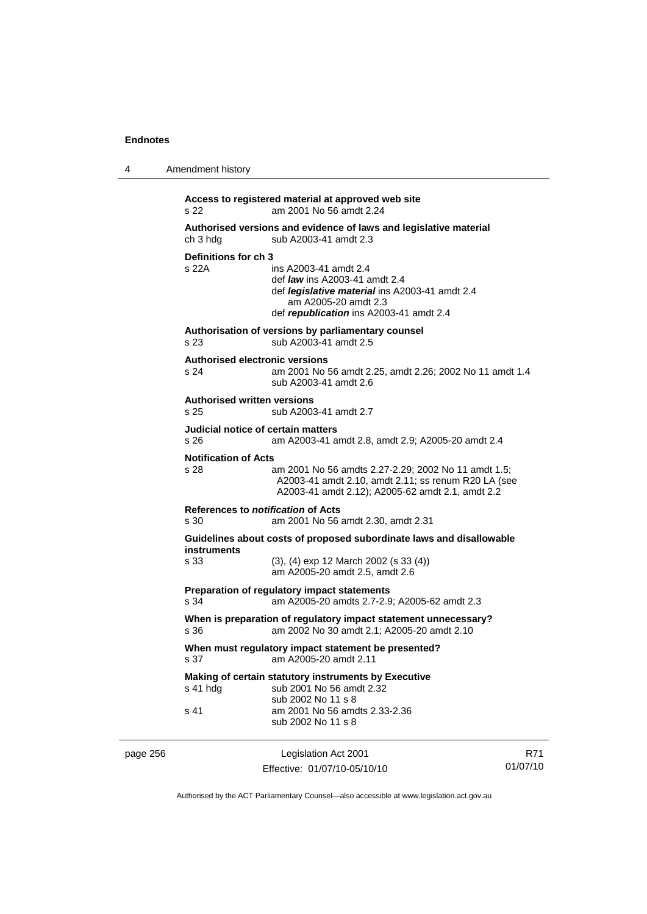**Access to registered material at approved web site**
s 22 am 2001 No 56 amdt 2.24

**Authorised versions and evidence of laws and legislative material**
ch 3 hdg sub A2003-41 amdt 2.3

**Definitions for ch 3**
s 22A ins A2003-41 amdt 2.4
def ***law*** ins A2003-41 amdt 2.4
def ***legislative material*** ins A2003-41 amdt 2.4
am A2005-20 amdt 2.3
def ***republication*** ins A2003-41 amdt 2.4

**Authorisation of versions by parliamentary counsel**
s 23 sub A2003-41 amdt 2.5

**Authorised electronic versions**
s 24 am 2001 No 56 amdt 2.25, amdt 2.26; 2002 No 11 amdt 1.4
sub A2003-41 amdt 2.6

**Authorised written versions**
s 25 sub A2003-41 amdt 2.7

**Judicial notice of certain matters**
s 26 am A2003-41 amdt 2.8, amdt 2.9; A2005-20 amdt 2.4

**Notification of Acts**
s 28 am 2001 No 56 amdts 2.27-2.29; 2002 No 11 amdt 1.5; A2003-41 amdt 2.10, amdt 2.11; ss renum R20 LA (see A2003-41 amdt 2.12); A2005-62 amdt 2.1, amdt 2.2

**References to *notification* of Acts**
s 30 am 2001 No 56 amdt 2.30, amdt 2.31

**Guidelines about costs of proposed subordinate laws and disallowable instruments**
s 33 (3), (4) exp 12 March 2002 (s 33 (4))
am A2005-20 amdt 2.5, amdt 2.6

**Preparation of regulatory impact statements**
s 34 am A2005-20 amdts 2.7-2.9; A2005-62 amdt 2.3

**When is preparation of regulatory impact statement unnecessary?**
s 36 am 2002 No 30 amdt 2.1; A2005-20 amdt 2.10

**When must regulatory impact statement be presented?**
s 37 am A2005-20 amdt 2.11

**Making of certain statutory instruments by Executive**
s 41 hdg sub 2001 No 56 amdt 2.32
sub 2002 No 11 s 8
s 41 am 2001 No 56 amdts 2.33-2.36
sub 2002 No 11 s 8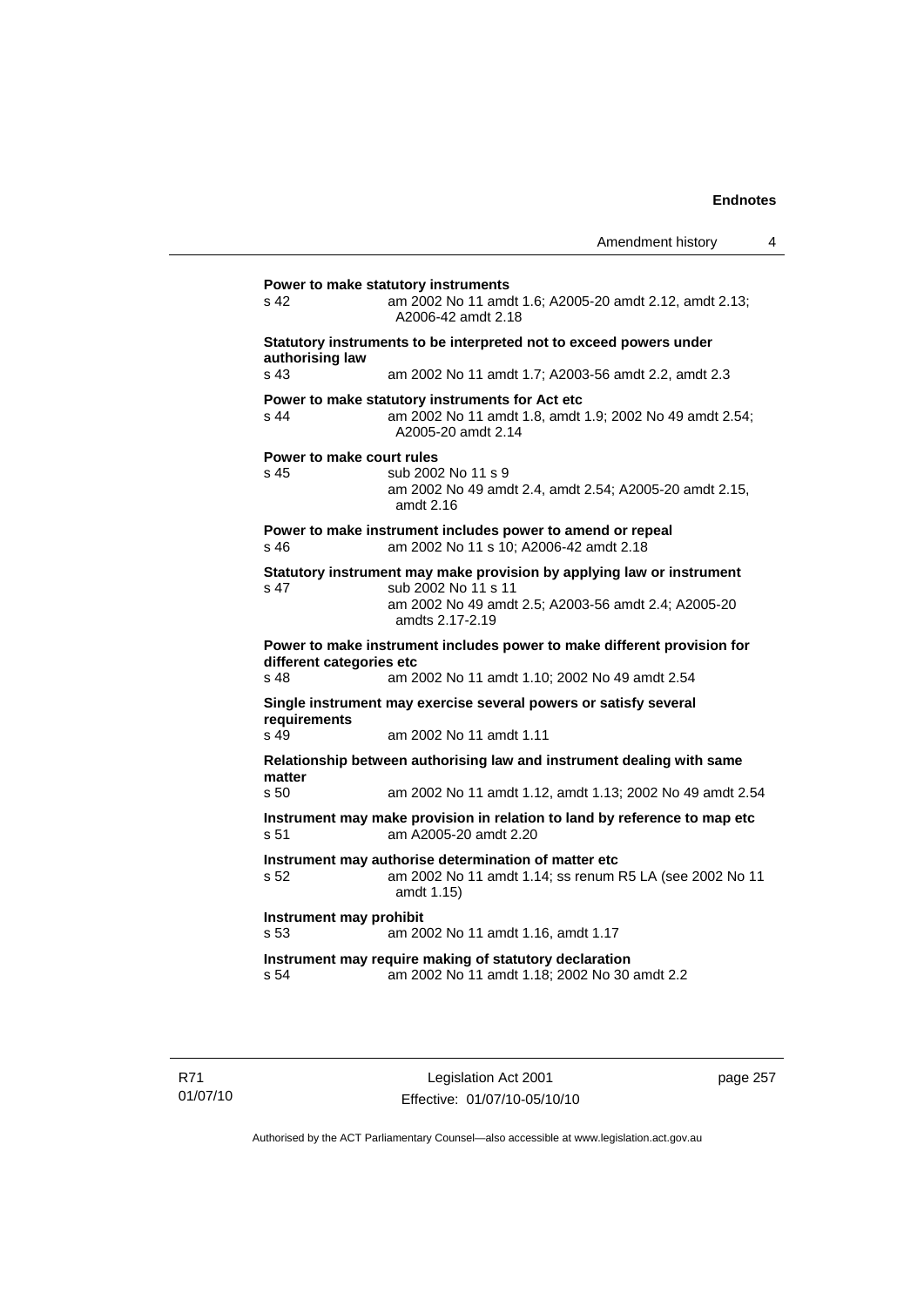**Power to make statutory instruments**

s 42 am 2002 No 11 amdt 1.6; A2005-20 amdt 2.12, amdt 2.13; A2006-42 amdt 2.18

**Statutory instruments to be interpreted not to exceed powers under authorising law**

s 43 am 2002 No 11 amdt 1.7; A2003-56 amdt 2.2, amdt 2.3

**Power to make statutory instruments for Act etc**

s 44 am 2002 No 11 amdt 1.8, amdt 1.9; 2002 No 49 amdt 2.54; A2005-20 amdt 2.14

**Power to make court rules**

s 45 sub 2002 No 11 s 9
am 2002 No 49 amdt 2.4, amdt 2.54; A2005-20 amdt 2.15, amdt 2.16

**Power to make instrument includes power to amend or repeal**

s 46 am 2002 No 11 s 10; A2006-42 amdt 2.18

**Statutory instrument may make provision by applying law or instrument**

s 47 sub 2002 No 11 s 11
am 2002 No 49 amdt 2.5; A2003-56 amdt 2.4; A2005-20 amdts 2.17-2.19

**Power to make instrument includes power to make different provision for different categories etc**

s 48 am 2002 No 11 amdt 1.10; 2002 No 49 amdt 2.54

**Single instrument may exercise several powers or satisfy several requirements**

s 49 am 2002 No 11 amdt 1.11

**Relationship between authorising law and instrument dealing with same matter**

s 50 am 2002 No 11 amdt 1.12, amdt 1.13; 2002 No 49 amdt 2.54

**Instrument may make provision in relation to land by reference to map etc**

s 51 am A2005-20 amdt 2.20

**Instrument may authorise determination of matter etc**

s 52 am 2002 No 11 amdt 1.14; ss renum R5 LA (see 2002 No 11 amdt 1.15)

**Instrument may prohibit**

s 53 am 2002 No 11 amdt 1.16, amdt 1.17

**Instrument may require making of statutory declaration**

s 54 am 2002 No 11 amdt 1.18; 2002 No 30 amdt 2.2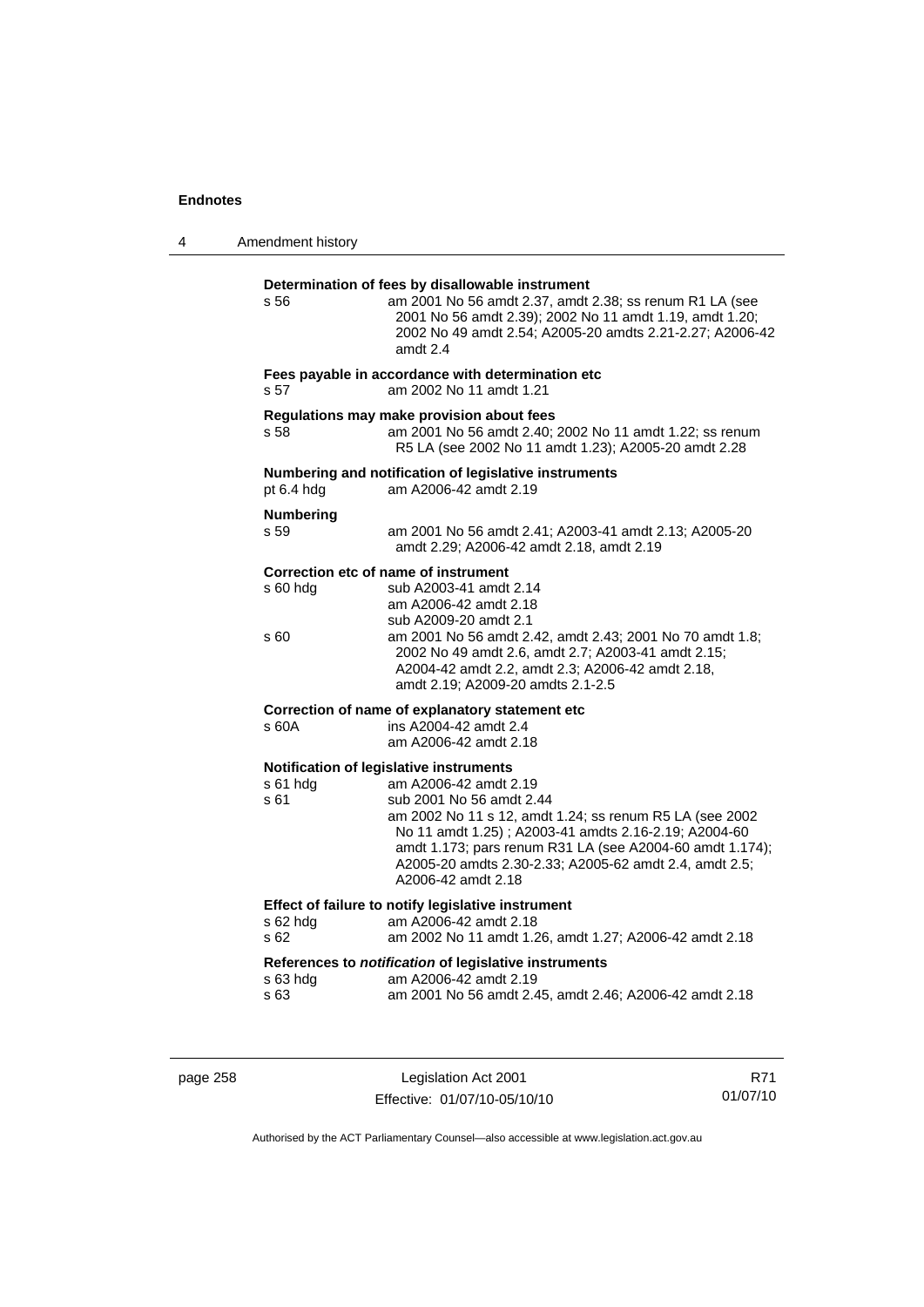**Determination of fees by disallowable instrument**

s 56 am 2001 No 56 amdt 2.37, amdt 2.38; ss renum R1 LA (see 2001 No 56 amdt 2.39); 2002 No 11 amdt 1.19, amdt 1.20; 2002 No 49 amdt 2.54; A2005-20 amdts 2.21-2.27; A2006-42 amdt 2.4

**Fees payable in accordance with determination etc**

s 57 am 2002 No 11 amdt 1.21

**Regulations may make provision about fees**

s 58 am 2001 No 56 amdt 2.40; 2002 No 11 amdt 1.22; ss renum R5 LA (see 2002 No 11 amdt 1.23); A2005-20 amdt 2.28

**Numbering and notification of legislative instruments**

pt 6.4 hdg am A2006-42 amdt 2.19

**Numbering**

s 59 am 2001 No 56 amdt 2.41; A2003-41 amdt 2.13; A2005-20 amdt 2.29; A2006-42 amdt 2.18, amdt 2.19

**Correction etc of name of instrument**

s 60 hdg sub A2003-41 amdt 2.14
am A2006-42 amdt 2.18
sub A2009-20 amdt 2.1

s 60 am 2001 No 56 amdt 2.42, amdt 2.43; 2001 No 70 amdt 1.8; 2002 No 49 amdt 2.6, amdt 2.7; A2003-41 amdt 2.15; A2004-42 amdt 2.2, amdt 2.3; A2006-42 amdt 2.18, amdt 2.19; A2009-20 amdts 2.1-2.5

**Correction of name of explanatory statement etc**

s 60A ins A2004-42 amdt 2.4
am A2006-42 amdt 2.18

**Notification of legislative instruments**

s 61 hdg am A2006-42 amdt 2.19

s 61 sub 2001 No 56 amdt 2.44
am 2002 No 11 s 12, amdt 1.24; ss renum R5 LA (see 2002 No 11 amdt 1.25) ; A2003-41 amdts 2.16-2.19; A2004-60 amdt 1.173; pars renum R31 LA (see A2004-60 amdt 1.174); A2005-20 amdts 2.30-2.33; A2005-62 amdt 2.4, amdt 2.5; A2006-42 amdt 2.18

**Effect of failure to notify legislative instrument**

s 62 hdg am A2006-42 amdt 2.18

s 62 am 2002 No 11 amdt 1.26, amdt 1.27; A2006-42 amdt 2.18

**References to *notification* of legislative instruments**

s 63 hdg am A2006-42 amdt 2.19

s 63 am 2001 No 56 amdt 2.45, amdt 2.46; A2006-42 amdt 2.18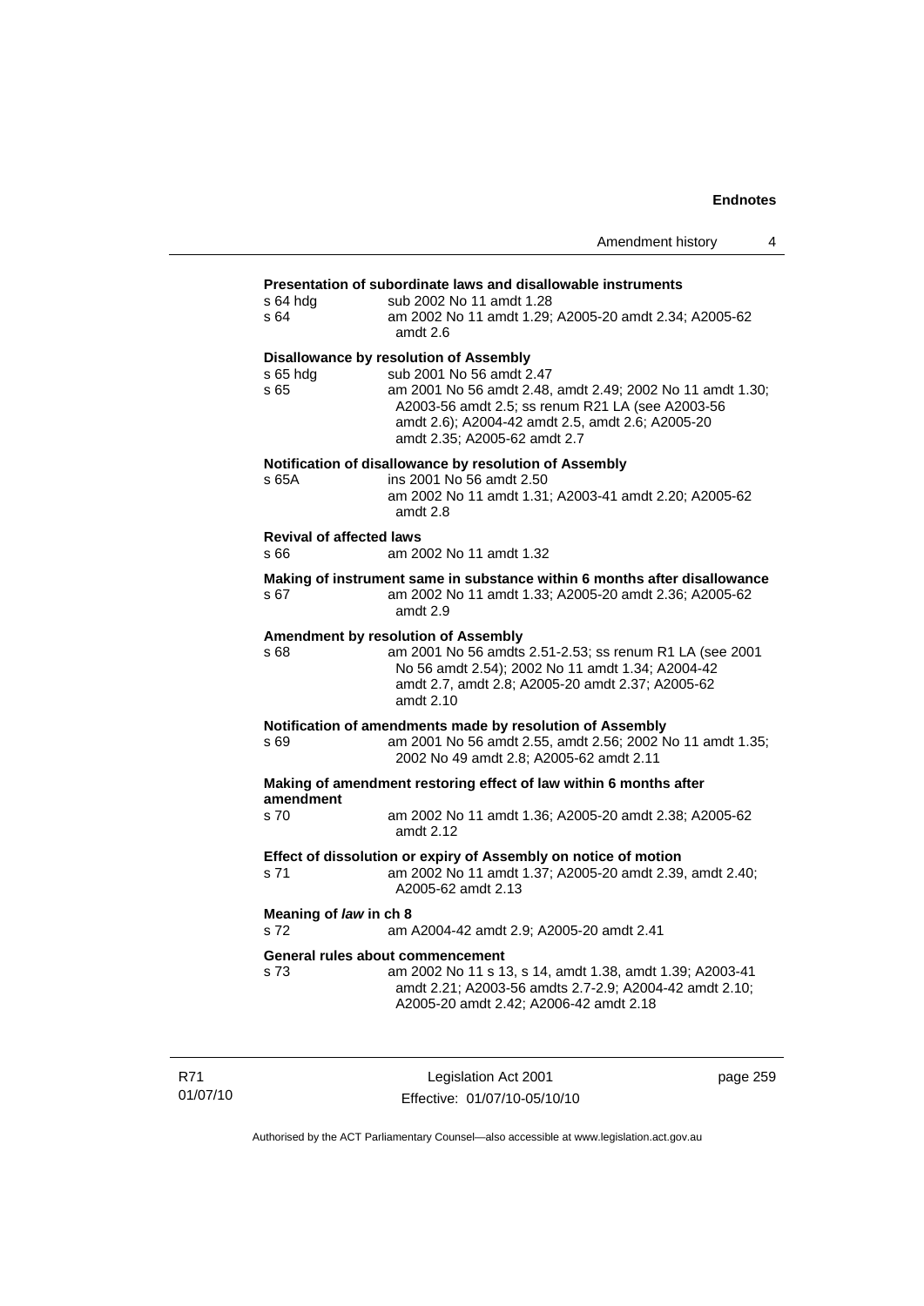**Presentation of subordinate laws and disallowable instruments**

s 64 hdg — sub 2002 No 11 amdt 1.28

s 64 — am 2002 No 11 amdt 1.29; A2005-20 amdt 2.34; A2005-62 amdt 2.6

**Disallowance by resolution of Assembly**

s 65 hdg — sub 2001 No 56 amdt 2.47

s 65 — am 2001 No 56 amdt 2.48, amdt 2.49; 2002 No 11 amdt 1.30; A2003-56 amdt 2.5; ss renum R21 LA (see A2003-56 amdt 2.6); A2004-42 amdt 2.5, amdt 2.6; A2005-20 amdt 2.35; A2005-62 amdt 2.7

**Notification of disallowance by resolution of Assembly**

s 65A — ins 2001 No 56 amdt 2.50
am 2002 No 11 amdt 1.31; A2003-41 amdt 2.20; A2005-62 amdt 2.8

**Revival of affected laws**

s 66 — am 2002 No 11 amdt 1.32

**Making of instrument same in substance within 6 months after disallowance**

s 67 — am 2002 No 11 amdt 1.33; A2005-20 amdt 2.36; A2005-62 amdt 2.9

**Amendment by resolution of Assembly**

s 68 — am 2001 No 56 amdts 2.51-2.53; ss renum R1 LA (see 2001 No 56 amdt 2.54); 2002 No 11 amdt 1.34; A2004-42 amdt 2.7, amdt 2.8; A2005-20 amdt 2.37; A2005-62 amdt 2.10

**Notification of amendments made by resolution of Assembly**

s 69 — am 2001 No 56 amdt 2.55, amdt 2.56; 2002 No 11 amdt 1.35; 2002 No 49 amdt 2.8; A2005-62 amdt 2.11

**Making of amendment restoring effect of law within 6 months after amendment**

s 70 — am 2002 No 11 amdt 1.36; A2005-20 amdt 2.38; A2005-62 amdt 2.12

**Effect of dissolution or expiry of Assembly on notice of motion**

s 71 — am 2002 No 11 amdt 1.37; A2005-20 amdt 2.39, amdt 2.40; A2005-62 amdt 2.13

**Meaning of *law* in ch 8**

s 72 — am A2004-42 amdt 2.9; A2005-20 amdt 2.41

**General rules about commencement**

s 73 — am 2002 No 11 s 13, s 14, amdt 1.38, amdt 1.39; A2003-41 amdt 2.21; A2003-56 amdts 2.7-2.9; A2004-42 amdt 2.10; A2005-20 amdt 2.42; A2006-42 amdt 2.18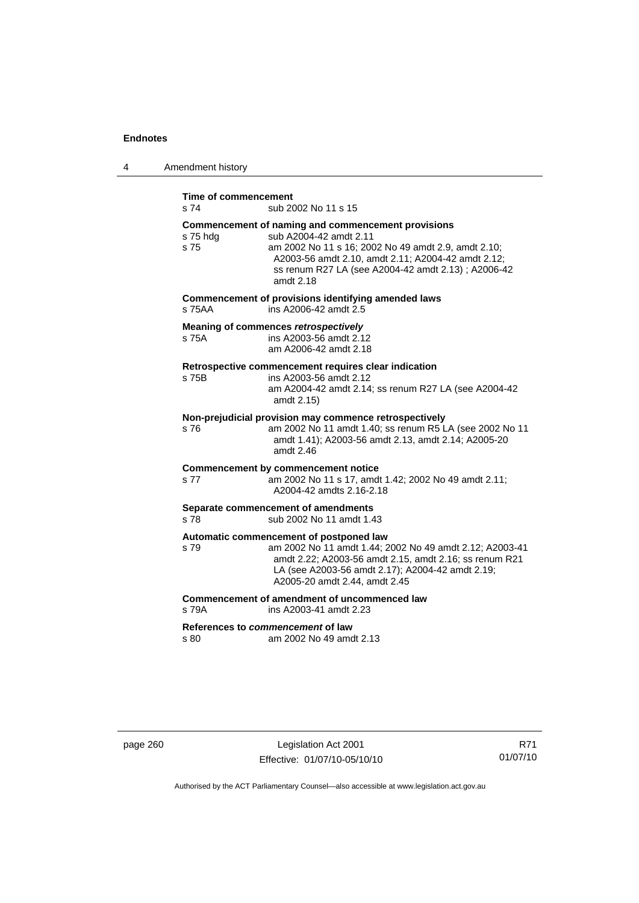**Time of commencement**

s 74 sub 2002 No 11 s 15

**Commencement of naming and commencement provisions**

s 75 hdg sub A2004-42 amdt 2.11

s 75 am 2002 No 11 s 16; 2002 No 49 amdt 2.9, amdt 2.10; A2003-56 amdt 2.10, amdt 2.11; A2004-42 amdt 2.12; ss renum R27 LA (see A2004-42 amdt 2.13) ; A2006-42 amdt 2.18

**Commencement of provisions identifying amended laws**

s 75AA ins A2006-42 amdt 2.5

**Meaning of commences *retrospectively***

s 75A ins A2003-56 amdt 2.12
am A2006-42 amdt 2.18

**Retrospective commencement requires clear indication**

s 75B ins A2003-56 amdt 2.12
am A2004-42 amdt 2.14; ss renum R27 LA (see A2004-42 amdt 2.15)

**Non-prejudicial provision may commence retrospectively**

s 76 am 2002 No 11 amdt 1.40; ss renum R5 LA (see 2002 No 11 amdt 1.41); A2003-56 amdt 2.13, amdt 2.14; A2005-20 amdt 2.46

**Commencement by commencement notice**

s 77 am 2002 No 11 s 17, amdt 1.42; 2002 No 49 amdt 2.11; A2004-42 amdts 2.16-2.18

**Separate commencement of amendments**

s 78 sub 2002 No 11 amdt 1.43

**Automatic commencement of postponed law**

s 79 am 2002 No 11 amdt 1.44; 2002 No 49 amdt 2.12; A2003-41 amdt 2.22; A2003-56 amdt 2.15, amdt 2.16; ss renum R21 LA (see A2003-56 amdt 2.17); A2004-42 amdt 2.19; A2005-20 amdt 2.44, amdt 2.45

**Commencement of amendment of uncommenced law**

s 79A ins A2003-41 amdt 2.23

**References to *commencement* of law**

s 80 am 2002 No 49 amdt 2.13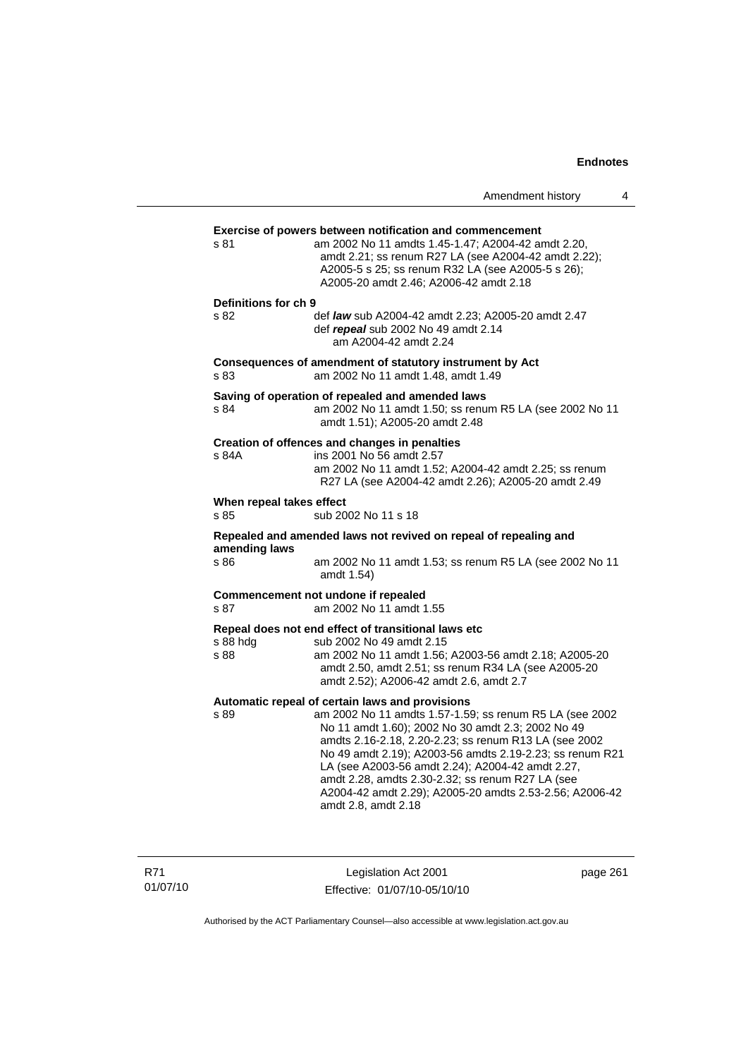**Exercise of powers between notification and commencement**

s 81 am 2002 No 11 amdts 1.45-1.47; A2004-42 amdt 2.20, amdt 2.21; ss renum R27 LA (see A2004-42 amdt 2.22); A2005-5 s 25; ss renum R32 LA (see A2005-5 s 26); A2005-20 amdt 2.46; A2006-42 amdt 2.18

**Definitions for ch 9**

s 82 def ***law*** sub A2004-42 amdt 2.23; A2005-20 amdt 2.47
def ***repeal*** sub 2002 No 49 amdt 2.14
am A2004-42 amdt 2.24

**Consequences of amendment of statutory instrument by Act**

s 83 am 2002 No 11 amdt 1.48, amdt 1.49

**Saving of operation of repealed and amended laws**

s 84 am 2002 No 11 amdt 1.50; ss renum R5 LA (see 2002 No 11 amdt 1.51); A2005-20 amdt 2.48

**Creation of offences and changes in penalties**

s 84A ins 2001 No 56 amdt 2.57
am 2002 No 11 amdt 1.52; A2004-42 amdt 2.25; ss renum R27 LA (see A2004-42 amdt 2.26); A2005-20 amdt 2.49

**When repeal takes effect**

s 85 sub 2002 No 11 s 18

**Repealed and amended laws not revived on repeal of repealing and amending laws**

s 86 am 2002 No 11 amdt 1.53; ss renum R5 LA (see 2002 No 11 amdt 1.54)

**Commencement not undone if repealed**

s 87 am 2002 No 11 amdt 1.55

**Repeal does not end effect of transitional laws etc**

s 88 hdg sub 2002 No 49 amdt 2.15
s 88 am 2002 No 11 amdt 1.56; A2003-56 amdt 2.18; A2005-20 amdt 2.50, amdt 2.51; ss renum R34 LA (see A2005-20 amdt 2.52); A2006-42 amdt 2.6, amdt 2.7

**Automatic repeal of certain laws and provisions**

s 89 am 2002 No 11 amdts 1.57-1.59; ss renum R5 LA (see 2002 No 11 amdt 1.60); 2002 No 30 amdt 2.3; 2002 No 49 amdts 2.16-2.18, 2.20-2.23; ss renum R13 LA (see 2002 No 49 amdt 2.19); A2003-56 amdts 2.19-2.23; ss renum R21 LA (see A2003-56 amdt 2.24); A2004-42 amdt 2.27, amdt 2.28, amdts 2.30-2.32; ss renum R27 LA (see A2004-42 amdt 2.29); A2005-20 amdts 2.53-2.56; A2006-42 amdt 2.8, amdt 2.18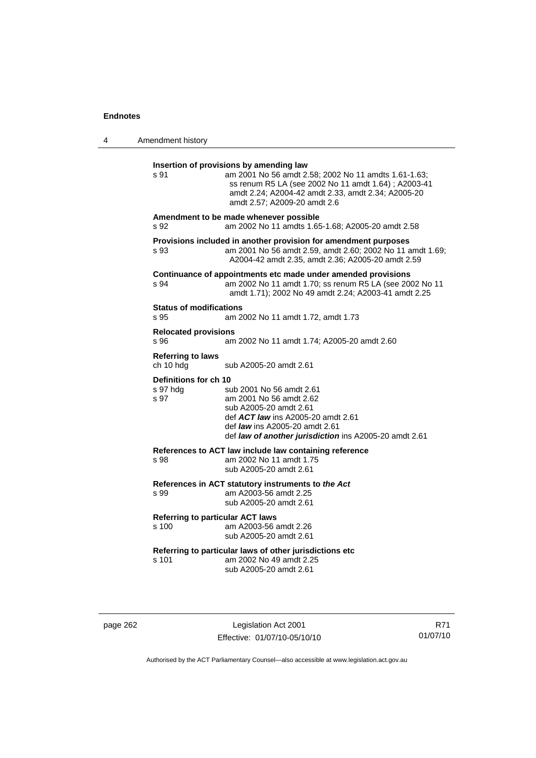**Insertion of provisions by amending law**

s 91 — am 2001 No 56 amdt 2.58; 2002 No 11 amdts 1.61-1.63; ss renum R5 LA (see 2002 No 11 amdt 1.64) ; A2003-41 amdt 2.24; A2004-42 amdt 2.33, amdt 2.34; A2005-20 amdt 2.57; A2009-20 amdt 2.6

**Amendment to be made whenever possible**

s 92 — am 2002 No 11 amdts 1.65-1.68; A2005-20 amdt 2.58

**Provisions included in another provision for amendment purposes**

s 93 — am 2001 No 56 amdt 2.59, amdt 2.60; 2002 No 11 amdt 1.69; A2004-42 amdt 2.35, amdt 2.36; A2005-20 amdt 2.59

**Continuance of appointments etc made under amended provisions**

s 94 — am 2002 No 11 amdt 1.70; ss renum R5 LA (see 2002 No 11 amdt 1.71); 2002 No 49 amdt 2.24; A2003-41 amdt 2.25

**Status of modifications**

s 95 — am 2002 No 11 amdt 1.72, amdt 1.73

**Relocated provisions**

s 96 — am 2002 No 11 amdt 1.74; A2005-20 amdt 2.60

**Referring to laws**

ch 10 hdg — sub A2005-20 amdt 2.61

**Definitions for ch 10**

s 97 hdg — sub 2001 No 56 amdt 2.61

s 97 — am 2001 No 56 amdt 2.62
sub A2005-20 amdt 2.61
def ***ACT law*** ins A2005-20 amdt 2.61
def ***law*** ins A2005-20 amdt 2.61
def ***law of another jurisdiction*** ins A2005-20 amdt 2.61

**References to ACT law include law containing reference**

s 98 — am 2002 No 11 amdt 1.75
sub A2005-20 amdt 2.61

**References in ACT statutory instruments to *the Act***

s 99 — am A2003-56 amdt 2.25
sub A2005-20 amdt 2.61

**Referring to particular ACT laws**

s 100 — am A2003-56 amdt 2.26
sub A2005-20 amdt 2.61

**Referring to particular laws of other jurisdictions etc**

s 101 — am 2002 No 49 amdt 2.25
sub A2005-20 amdt 2.61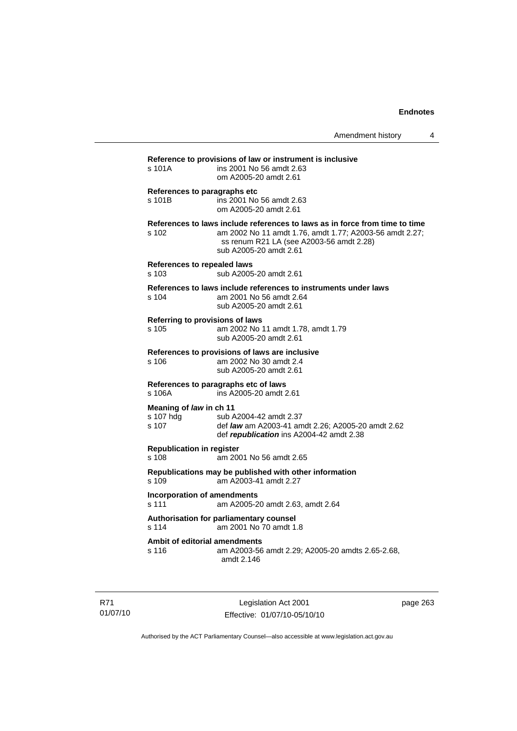**Reference to provisions of law or instrument is inclusive**

s 101A ins 2001 No 56 amdt 2.63
om A2005-20 amdt 2.61

**References to paragraphs etc**

s 101B ins 2001 No 56 amdt 2.63
om A2005-20 amdt 2.61

**References to laws include references to laws as in force from time to time**

s 102 am 2002 No 11 amdt 1.76, amdt 1.77; A2003-56 amdt 2.27; ss renum R21 LA (see A2003-56 amdt 2.28)
sub A2005-20 amdt 2.61

**References to repealed laws**

s 103 sub A2005-20 amdt 2.61

**References to laws include references to instruments under laws**

s 104 am 2001 No 56 amdt 2.64
sub A2005-20 amdt 2.61

**Referring to provisions of laws**

s 105 am 2002 No 11 amdt 1.78, amdt 1.79
sub A2005-20 amdt 2.61

**References to provisions of laws are inclusive**

s 106 am 2002 No 30 amdt 2.4
sub A2005-20 amdt 2.61

**References to paragraphs etc of laws**

s 106A ins A2005-20 amdt 2.61

**Meaning of *law* in ch 11**

s 107 hdg sub A2004-42 amdt 2.37
s 107 def ***law*** am A2003-41 amdt 2.26; A2005-20 amdt 2.62
def ***republication*** ins A2004-42 amdt 2.38

**Republication in register**

s 108 am 2001 No 56 amdt 2.65

**Republications may be published with other information**

s 109 am A2003-41 amdt 2.27

**Incorporation of amendments**

s 111 am A2005-20 amdt 2.63, amdt 2.64

**Authorisation for parliamentary counsel**

s 114 am 2001 No 70 amdt 1.8

**Ambit of editorial amendments**

s 116 am A2003-56 amdt 2.29; A2005-20 amdts 2.65-2.68, amdt 2.146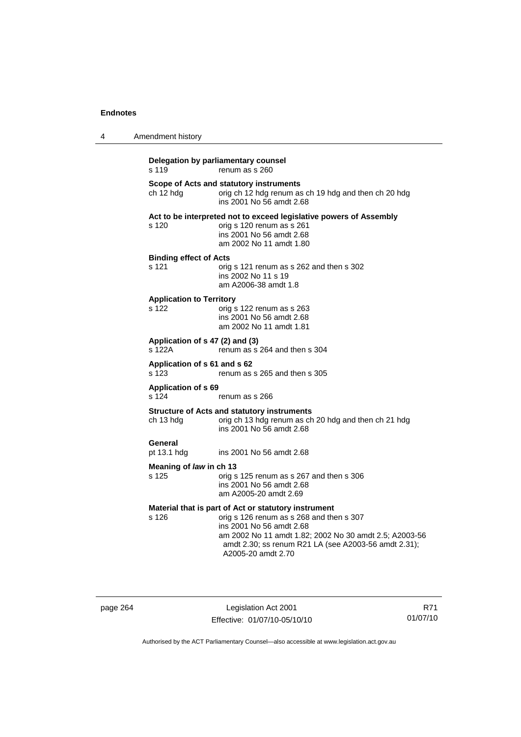**Delegation by parliamentary counsel**

s 119 renum as s 260

**Scope of Acts and statutory instruments**

ch 12 hdg orig ch 12 hdg renum as ch 19 hdg and then ch 20 hdg
ins 2001 No 56 amdt 2.68

**Act to be interpreted not to exceed legislative powers of Assembly**

s 120 orig s 120 renum as s 261
ins 2001 No 56 amdt 2.68
am 2002 No 11 amdt 1.80

**Binding effect of Acts**

s 121 orig s 121 renum as s 262 and then s 302
ins 2002 No 11 s 19
am A2006-38 amdt 1.8

**Application to Territory**

s 122 orig s 122 renum as s 263
ins 2001 No 56 amdt 2.68
am 2002 No 11 amdt 1.81

**Application of s 47 (2) and (3)**

s 122A renum as s 264 and then s 304

**Application of s 61 and s 62**

s 123 renum as s 265 and then s 305

**Application of s 69**

s 124 renum as s 266

**Structure of Acts and statutory instruments**

ch 13 hdg orig ch 13 hdg renum as ch 20 hdg and then ch 21 hdg
ins 2001 No 56 amdt 2.68

**General**

pt 13.1 hdg ins 2001 No 56 amdt 2.68

**Meaning of *law* in ch 13**

s 125 orig s 125 renum as s 267 and then s 306
ins 2001 No 56 amdt 2.68
am A2005-20 amdt 2.69

**Material that is part of Act or statutory instrument**

s 126 orig s 126 renum as s 268 and then s 307
ins 2001 No 56 amdt 2.68
am 2002 No 11 amdt 1.82; 2002 No 30 amdt 2.5; A2003-56 amdt 2.30; ss renum R21 LA (see A2003-56 amdt 2.31); A2005-20 amdt 2.70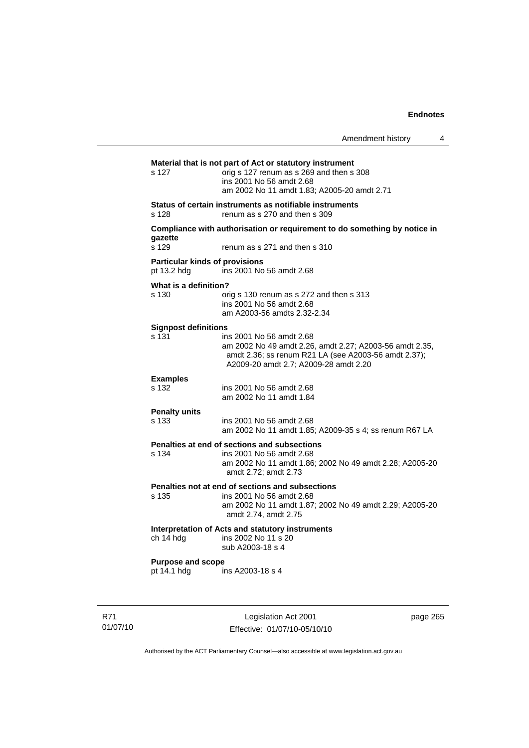**Material that is not part of Act or statutory instrument**

s 127 orig s 127 renum as s 269 and then s 308
ins 2001 No 56 amdt 2.68
am 2002 No 11 amdt 1.83; A2005-20 amdt 2.71

**Status of certain instruments as notifiable instruments**

s 128 renum as s 270 and then s 309

**Compliance with authorisation or requirement to do something by notice in gazette**

s 129 renum as s 271 and then s 310

**Particular kinds of provisions**

pt 13.2 hdg ins 2001 No 56 amdt 2.68

**What is a definition?**

s 130 orig s 130 renum as s 272 and then s 313
ins 2001 No 56 amdt 2.68
am A2003-56 amdts 2.32-2.34

**Signpost definitions**

s 131 ins 2001 No 56 amdt 2.68
am 2002 No 49 amdt 2.26, amdt 2.27; A2003-56 amdt 2.35, amdt 2.36; ss renum R21 LA (see A2003-56 amdt 2.37); A2009-20 amdt 2.7; A2009-28 amdt 2.20

**Examples**

s 132 ins 2001 No 56 amdt 2.68
am 2002 No 11 amdt 1.84

**Penalty units**

s 133 ins 2001 No 56 amdt 2.68
am 2002 No 11 amdt 1.85; A2009-35 s 4; ss renum R67 LA

**Penalties at end of sections and subsections**

s 134 ins 2001 No 56 amdt 2.68
am 2002 No 11 amdt 1.86; 2002 No 49 amdt 2.28; A2005-20 amdt 2.72; amdt 2.73

**Penalties not at end of sections and subsections**

s 135 ins 2001 No 56 amdt 2.68
am 2002 No 11 amdt 1.87; 2002 No 49 amdt 2.29; A2005-20 amdt 2.74, amdt 2.75

**Interpretation of Acts and statutory instruments**

ch 14 hdg ins 2002 No 11 s 20
sub A2003-18 s 4

**Purpose and scope**

pt 14.1 hdg ins A2003-18 s 4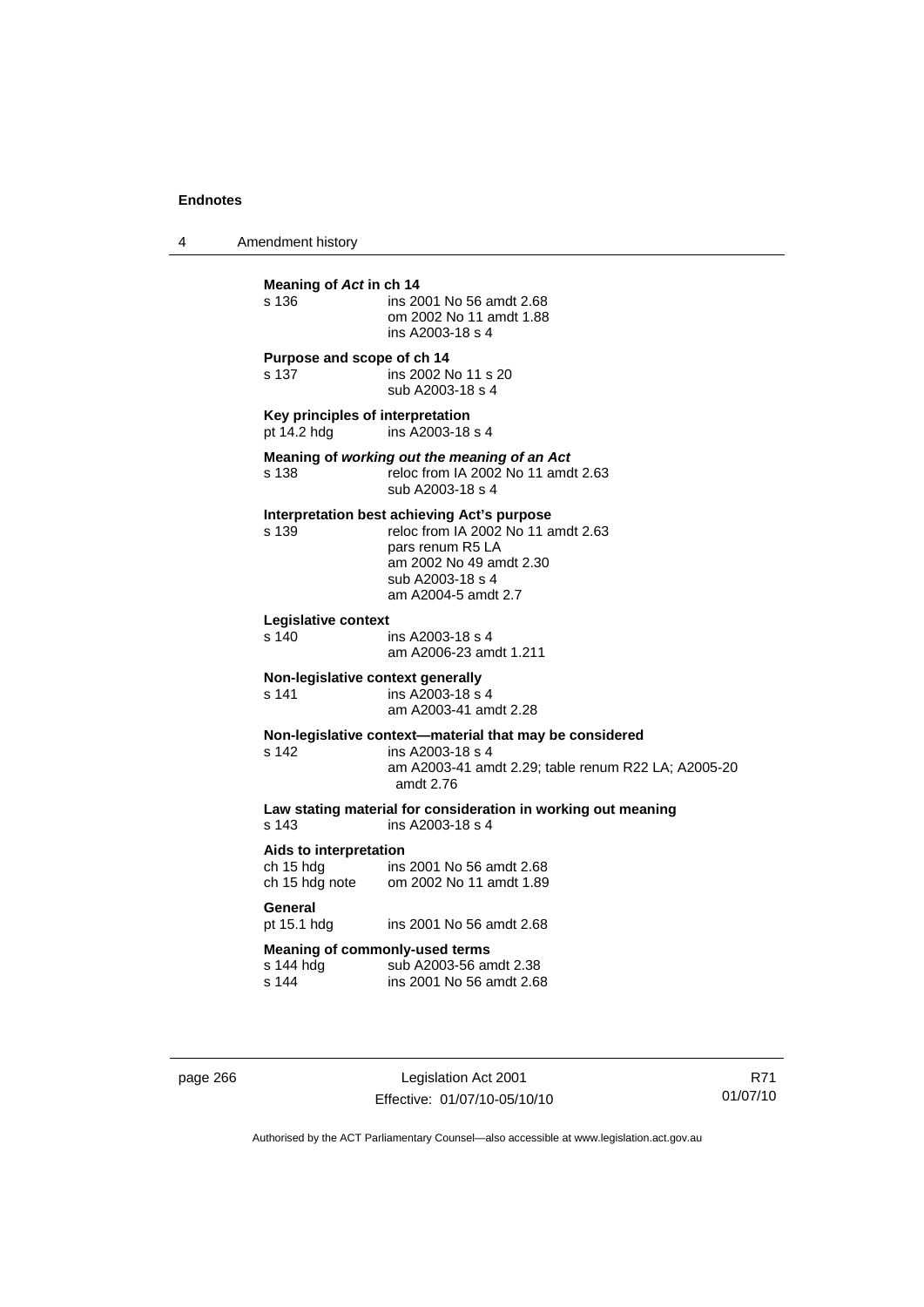**Meaning of *Act* in ch 14**

s 136 ins 2001 No 56 amdt 2.68
om 2002 No 11 amdt 1.88
ins A2003-18 s 4

**Purpose and scope of ch 14**

s 137 ins 2002 No 11 s 20
sub A2003-18 s 4

**Key principles of interpretation**

pt 14.2 hdg ins A2003-18 s 4

**Meaning of *working out the meaning of an Act***

s 138 reloc from IA 2002 No 11 amdt 2.63
sub A2003-18 s 4

**Interpretation best achieving Act's purpose**

s 139 reloc from IA 2002 No 11 amdt 2.63
pars renum R5 LA
am 2002 No 49 amdt 2.30
sub A2003-18 s 4
am A2004-5 amdt 2.7

**Legislative context**

s 140 ins A2003-18 s 4
am A2006-23 amdt 1.211

**Non-legislative context generally**

s 141 ins A2003-18 s 4
am A2003-41 amdt 2.28

**Non-legislative context—material that may be considered**

s 142 ins A2003-18 s 4
am A2003-41 amdt 2.29; table renum R22 LA; A2005-20 amdt 2.76

**Law stating material for consideration in working out meaning**

s 143 ins A2003-18 s 4

**Aids to interpretation**

ch 15 hdg ins 2001 No 56 amdt 2.68
ch 15 hdg note om 2002 No 11 amdt 1.89

**General**

pt 15.1 hdg ins 2001 No 56 amdt 2.68

**Meaning of commonly-used terms**

s 144 hdg sub A2003-56 amdt 2.38
s 144 ins 2001 No 56 amdt 2.68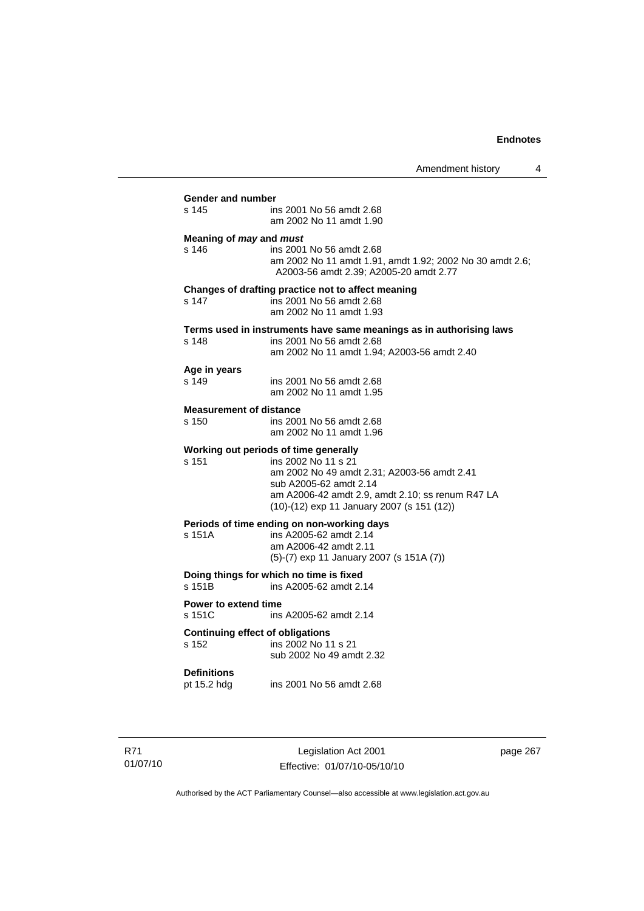**Gender and number**

| | |
|---|---|
| s 145 | ins 2001 No 56 amdt 2.68<br>am 2002 No 11 amdt 1.90 |

**Meaning of *may* and *must***

| | |
|---|---|
| s 146 | ins 2001 No 56 amdt 2.68<br>am 2002 No 11 amdt 1.91, amdt 1.92; 2002 No 30 amdt 2.6; A2003-56 amdt 2.39; A2005-20 amdt 2.77 |

**Changes of drafting practice not to affect meaning**

| | |
|---|---|
| s 147 | ins 2001 No 56 amdt 2.68<br>am 2002 No 11 amdt 1.93 |

**Terms used in instruments have same meanings as in authorising laws**

| | |
|---|---|
| s 148 | ins 2001 No 56 amdt 2.68<br>am 2002 No 11 amdt 1.94; A2003-56 amdt 2.40 |

**Age in years**

| | |
|---|---|
| s 149 | ins 2001 No 56 amdt 2.68<br>am 2002 No 11 amdt 1.95 |

**Measurement of distance**

| | |
|---|---|
| s 150 | ins 2001 No 56 amdt 2.68<br>am 2002 No 11 amdt 1.96 |

**Working out periods of time generally**

| | |
|---|---|
| s 151 | ins 2002 No 11 s 21<br>am 2002 No 49 amdt 2.31; A2003-56 amdt 2.41<br>sub A2005-62 amdt 2.14<br>am A2006-42 amdt 2.9, amdt 2.10; ss renum R47 LA<br>(10)-(12) exp 11 January 2007 (s 151 (12)) |

**Periods of time ending on non-working days**

| | |
|---|---|
| s 151A | ins A2005-62 amdt 2.14<br>am A2006-42 amdt 2.11<br>(5)-(7) exp 11 January 2007 (s 151A (7)) |

**Doing things for which no time is fixed**

| | |
|---|---|
| s 151B | ins A2005-62 amdt 2.14 |

**Power to extend time**

| | |
|---|---|
| s 151C | ins A2005-62 amdt 2.14 |

**Continuing effect of obligations**

| | |
|---|---|
| s 152 | ins 2002 No 11 s 21<br>sub 2002 No 49 amdt 2.32 |

**Definitions**

| | |
|---|---|
| pt 15.2 hdg | ins 2001 No 56 amdt 2.68 |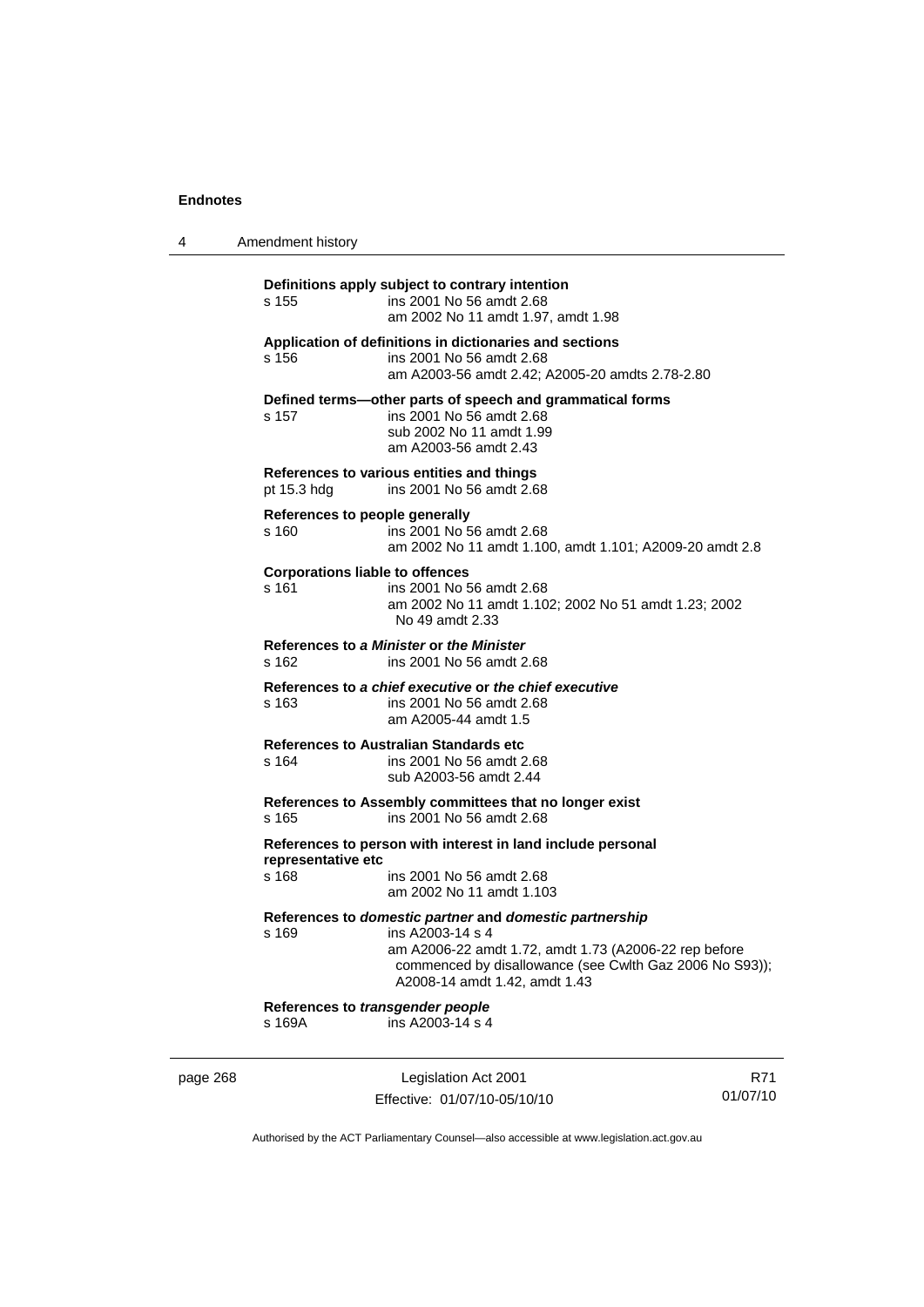**Definitions apply subject to contrary intention**

s 155 ins 2001 No 56 amdt 2.68
am 2002 No 11 amdt 1.97, amdt 1.98

**Application of definitions in dictionaries and sections**

s 156 ins 2001 No 56 amdt 2.68
am A2003-56 amdt 2.42; A2005-20 amdts 2.78-2.80

**Defined terms—other parts of speech and grammatical forms**

s 157 ins 2001 No 56 amdt 2.68
sub 2002 No 11 amdt 1.99
am A2003-56 amdt 2.43

**References to various entities and things**

pt 15.3 hdg ins 2001 No 56 amdt 2.68

**References to people generally**

s 160 ins 2001 No 56 amdt 2.68
am 2002 No 11 amdt 1.100, amdt 1.101; A2009-20 amdt 2.8

**Corporations liable to offences**

s 161 ins 2001 No 56 amdt 2.68
am 2002 No 11 amdt 1.102; 2002 No 51 amdt 1.23; 2002 No 49 amdt 2.33

**References to *a Minister* or *the Minister***

s 162 ins 2001 No 56 amdt 2.68

**References to *a chief executive* or *the chief executive***

s 163 ins 2001 No 56 amdt 2.68
am A2005-44 amdt 1.5

**References to Australian Standards etc**

s 164 ins 2001 No 56 amdt 2.68
sub A2003-56 amdt 2.44

**References to Assembly committees that no longer exist**

s 165 ins 2001 No 56 amdt 2.68

**References to person with interest in land include personal representative etc**

s 168 ins 2001 No 56 amdt 2.68
am 2002 No 11 amdt 1.103

**References to *domestic partner* and *domestic partnership***

s 169 ins A2003-14 s 4
am A2006-22 amdt 1.72, amdt 1.73 (A2006-22 rep before commenced by disallowance (see Cwlth Gaz 2006 No S93)); A2008-14 amdt 1.42, amdt 1.43

**References to *transgender people***

s 169A ins A2003-14 s 4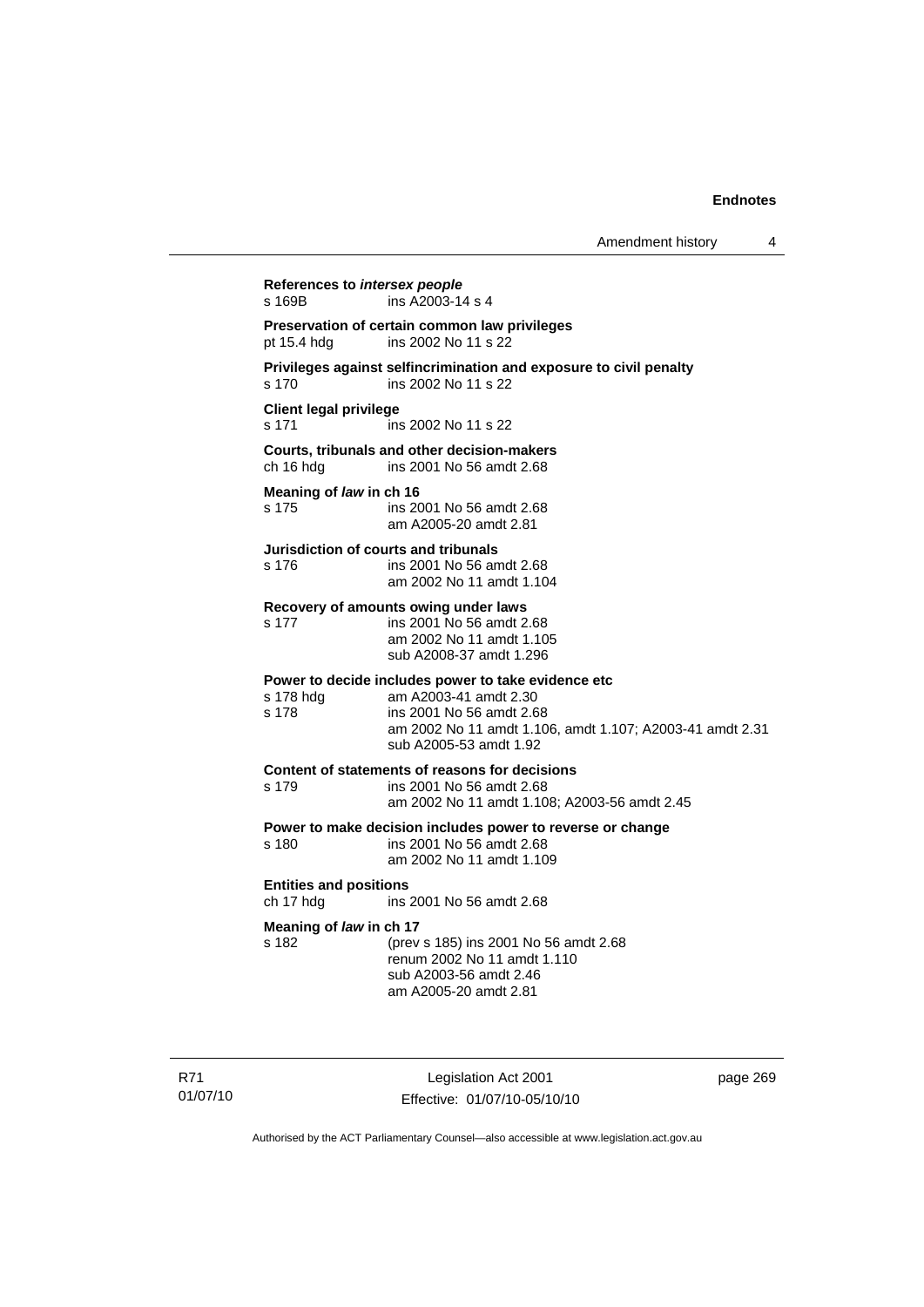**References to *intersex people***
s 169B ins A2003-14 s 4

**Preservation of certain common law privileges**
pt 15.4 hdg ins 2002 No 11 s 22

**Privileges against selfincrimination and exposure to civil penalty**
s 170 ins 2002 No 11 s 22

**Client legal privilege**
s 171 ins 2002 No 11 s 22

**Courts, tribunals and other decision-makers**
ch 16 hdg ins 2001 No 56 amdt 2.68

**Meaning of *law* in ch 16**
s 175 ins 2001 No 56 amdt 2.68
am A2005-20 amdt 2.81

**Jurisdiction of courts and tribunals**
s 176 ins 2001 No 56 amdt 2.68
am 2002 No 11 amdt 1.104

**Recovery of amounts owing under laws**
s 177 ins 2001 No 56 amdt 2.68
am 2002 No 11 amdt 1.105
sub A2008-37 amdt 1.296

**Power to decide includes power to take evidence etc**
s 178 hdg am A2003-41 amdt 2.30
s 178 ins 2001 No 56 amdt 2.68
am 2002 No 11 amdt 1.106, amdt 1.107; A2003-41 amdt 2.31
sub A2005-53 amdt 1.92

**Content of statements of reasons for decisions**
s 179 ins 2001 No 56 amdt 2.68
am 2002 No 11 amdt 1.108; A2003-56 amdt 2.45

**Power to make decision includes power to reverse or change**
s 180 ins 2001 No 56 amdt 2.68
am 2002 No 11 amdt 1.109

**Entities and positions**
ch 17 hdg ins 2001 No 56 amdt 2.68

**Meaning of *law* in ch 17**
s 182 (prev s 185) ins 2001 No 56 amdt 2.68
renum 2002 No 11 amdt 1.110
sub A2003-56 amdt 2.46
am A2005-20 amdt 2.81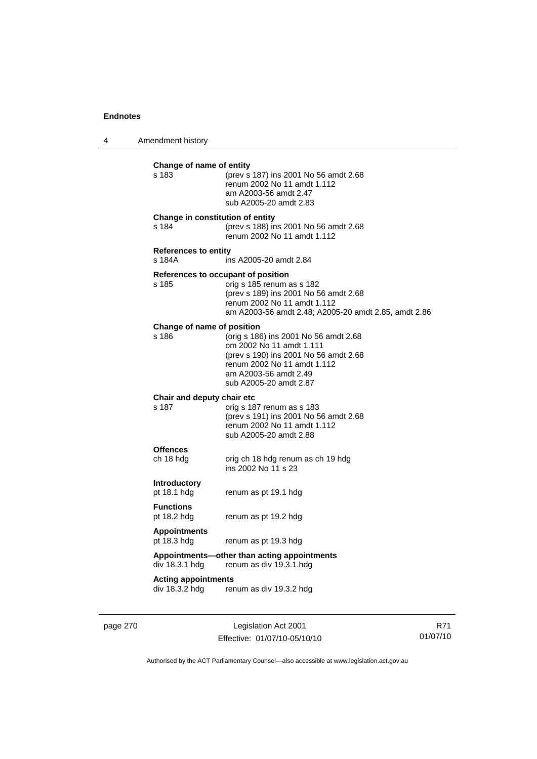**Change of name of entity**

| | |
|---|---|
| s 183 | (prev s 187) ins 2001 No 56 amdt 2.68<br>renum 2002 No 11 amdt 1.112<br>am A2003-56 amdt 2.47<br>sub A2005-20 amdt 2.83 |

**Change in constitution of entity**

| | |
|---|---|
| s 184 | (prev s 188) ins 2001 No 56 amdt 2.68<br>renum 2002 No 11 amdt 1.112 |

**References to entity**

| | |
|---|---|
| s 184A | ins A2005-20 amdt 2.84 |

**References to occupant of position**

| | |
|---|---|
| s 185 | orig s 185 renum as s 182<br>(prev s 189) ins 2001 No 56 amdt 2.68<br>renum 2002 No 11 amdt 1.112<br>am A2003-56 amdt 2.48; A2005-20 amdt 2.85, amdt 2.86 |

**Change of name of position**

| | |
|---|---|
| s 186 | (orig s 186) ins 2001 No 56 amdt 2.68<br>om 2002 No 11 amdt 1.111<br>(prev s 190) ins 2001 No 56 amdt 2.68<br>renum 2002 No 11 amdt 1.112<br>am A2003-56 amdt 2.49<br>sub A2005-20 amdt 2.87 |

**Chair and deputy chair etc**

| | |
|---|---|
| s 187 | orig s 187 renum as s 183<br>(prev s 191) ins 2001 No 56 amdt 2.68<br>renum 2002 No 11 amdt 1.112<br>sub A2005-20 amdt 2.88 |

**Offences**

| | |
|---|---|
| ch 18 hdg | orig ch 18 hdg renum as ch 19 hdg<br>ins 2002 No 11 s 23 |

**Introductory**

| | |
|---|---|
| pt 18.1 hdg | renum as pt 19.1 hdg |

**Functions**

| | |
|---|---|
| pt 18.2 hdg | renum as pt 19.2 hdg |

**Appointments**

| | |
|---|---|
| pt 18.3 hdg | renum as pt 19.3 hdg |

**Appointments—other than acting appointments**

| | |
|---|---|
| div 18.3.1 hdg | renum as div 19.3.1.hdg |

**Acting appointments**

| | |
|---|---|
| div 18.3.2 hdg | renum as div 19.3.2 hdg |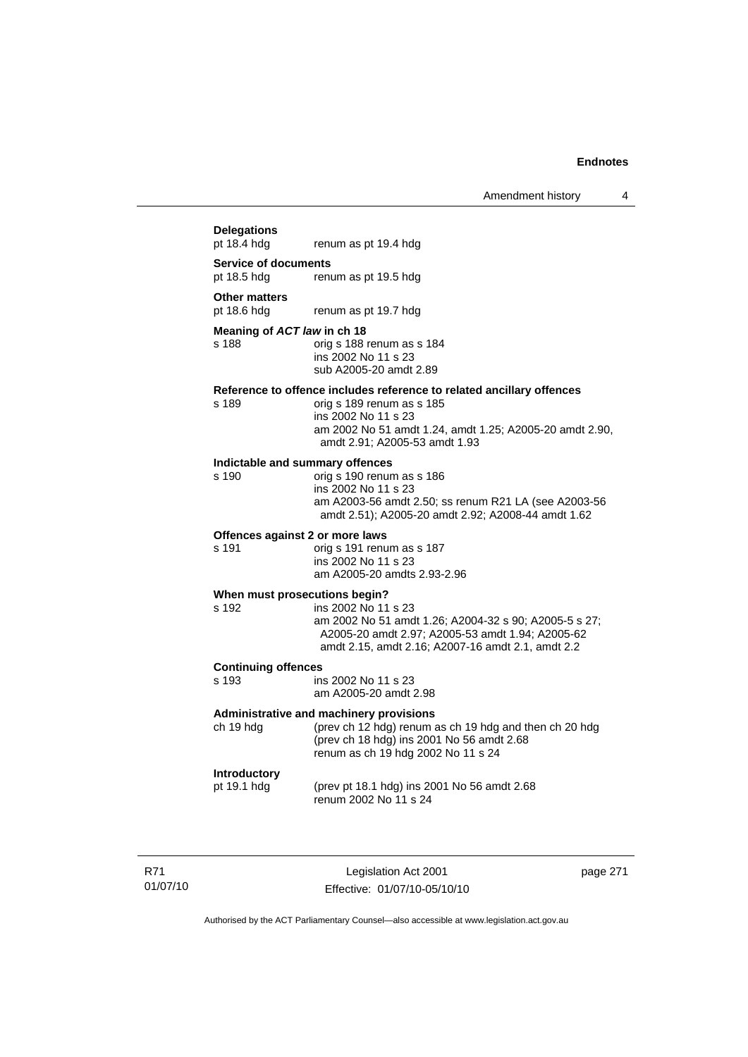**Delegations**

pt 18.4 hdg renum as pt 19.4 hdg

**Service of documents**

pt 18.5 hdg renum as pt 19.5 hdg

**Other matters**

pt 18.6 hdg renum as pt 19.7 hdg

**Meaning of *ACT law* in ch 18**

s 188 orig s 188 renum as s 184
ins 2002 No 11 s 23
sub A2005-20 amdt 2.89

**Reference to offence includes reference to related ancillary offences**

s 189 orig s 189 renum as s 185
ins 2002 No 11 s 23
am 2002 No 51 amdt 1.24, amdt 1.25; A2005-20 amdt 2.90, amdt 2.91; A2005-53 amdt 1.93

**Indictable and summary offences**

s 190 orig s 190 renum as s 186
ins 2002 No 11 s 23
am A2003-56 amdt 2.50; ss renum R21 LA (see A2003-56 amdt 2.51); A2005-20 amdt 2.92; A2008-44 amdt 1.62

**Offences against 2 or more laws**

s 191 orig s 191 renum as s 187
ins 2002 No 11 s 23
am A2005-20 amdts 2.93-2.96

**When must prosecutions begin?**

s 192 ins 2002 No 11 s 23
am 2002 No 51 amdt 1.26; A2004-32 s 90; A2005-5 s 27; A2005-20 amdt 2.97; A2005-53 amdt 1.94; A2005-62 amdt 2.15, amdt 2.16; A2007-16 amdt 2.1, amdt 2.2

**Continuing offences**

s 193 ins 2002 No 11 s 23
am A2005-20 amdt 2.98

**Administrative and machinery provisions**

ch 19 hdg (prev ch 12 hdg) renum as ch 19 hdg and then ch 20 hdg
(prev ch 18 hdg) ins 2001 No 56 amdt 2.68
renum as ch 19 hdg 2002 No 11 s 24

**Introductory**

pt 19.1 hdg (prev pt 18.1 hdg) ins 2001 No 56 amdt 2.68
renum 2002 No 11 s 24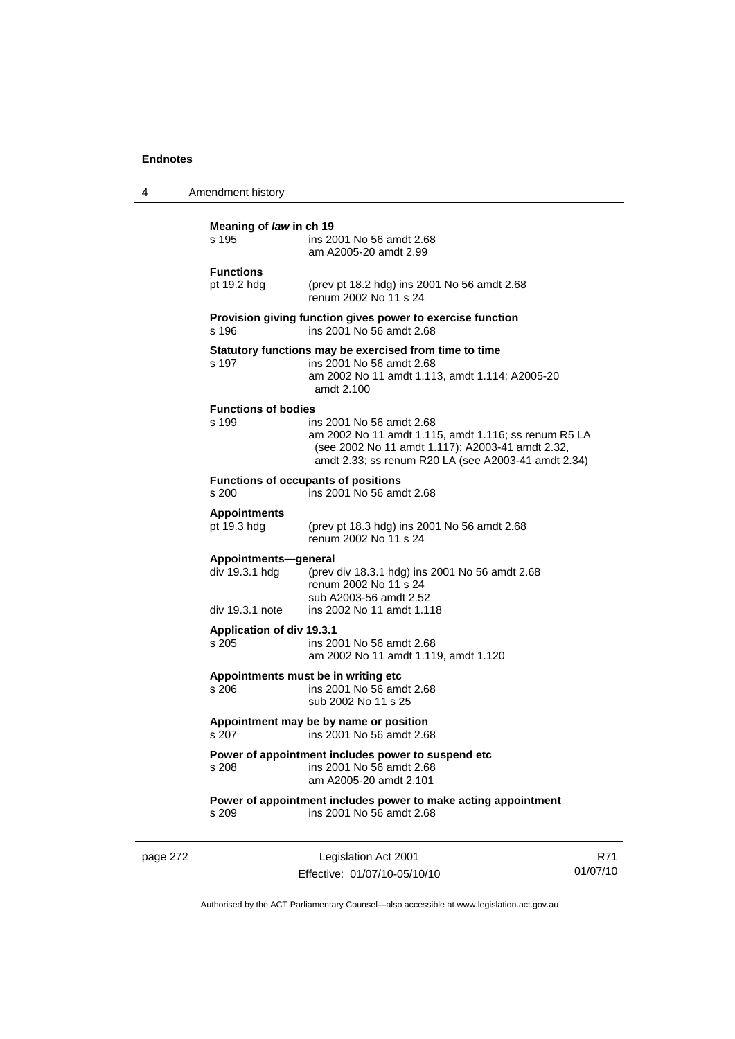**Meaning of *law* in ch 19**

s 195 ins 2001 No 56 amdt 2.68
am A2005-20 amdt 2.99

**Functions**

pt 19.2 hdg (prev pt 18.2 hdg) ins 2001 No 56 amdt 2.68
renum 2002 No 11 s 24

**Provision giving function gives power to exercise function**

s 196 ins 2001 No 56 amdt 2.68

**Statutory functions may be exercised from time to time**

s 197 ins 2001 No 56 amdt 2.68
am 2002 No 11 amdt 1.113, amdt 1.114; A2005-20 amdt 2.100

**Functions of bodies**

s 199 ins 2001 No 56 amdt 2.68
am 2002 No 11 amdt 1.115, amdt 1.116; ss renum R5 LA (see 2002 No 11 amdt 1.117); A2003-41 amdt 2.32, amdt 2.33; ss renum R20 LA (see A2003-41 amdt 2.34)

**Functions of occupants of positions**

s 200 ins 2001 No 56 amdt 2.68

**Appointments**

pt 19.3 hdg (prev pt 18.3 hdg) ins 2001 No 56 amdt 2.68
renum 2002 No 11 s 24

**Appointments—general**

div 19.3.1 hdg (prev div 18.3.1 hdg) ins 2001 No 56 amdt 2.68
renum 2002 No 11 s 24
sub A2003-56 amdt 2.52

div 19.3.1 note ins 2002 No 11 amdt 1.118

**Application of div 19.3.1**

s 205 ins 2001 No 56 amdt 2.68
am 2002 No 11 amdt 1.119, amdt 1.120

**Appointments must be in writing etc**

s 206 ins 2001 No 56 amdt 2.68
sub 2002 No 11 s 25

**Appointment may be by name or position**

s 207 ins 2001 No 56 amdt 2.68

**Power of appointment includes power to suspend etc**

s 208 ins 2001 No 56 amdt 2.68
am A2005-20 amdt 2.101

**Power of appointment includes power to make acting appointment**

s 209 ins 2001 No 56 amdt 2.68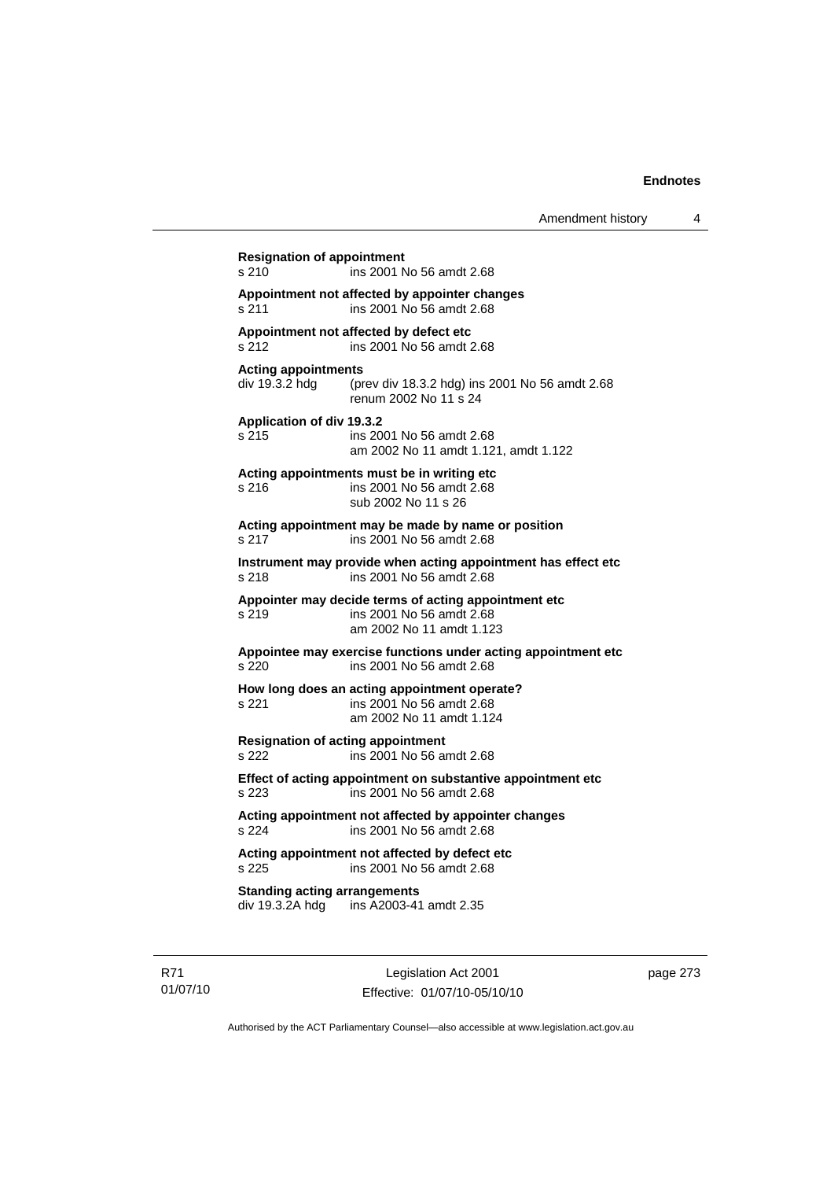**Resignation of appointment**
s 210 ins 2001 No 56 amdt 2.68

**Appointment not affected by appointer changes**
s 211 ins 2001 No 56 amdt 2.68

**Appointment not affected by defect etc**
s 212 ins 2001 No 56 amdt 2.68

**Acting appointments**
div 19.3.2 hdg (prev div 18.3.2 hdg) ins 2001 No 56 amdt 2.68
renum 2002 No 11 s 24

**Application of div 19.3.2**
s 215 ins 2001 No 56 amdt 2.68
am 2002 No 11 amdt 1.121, amdt 1.122

**Acting appointments must be in writing etc**
s 216 ins 2001 No 56 amdt 2.68
sub 2002 No 11 s 26

**Acting appointment may be made by name or position**
s 217 ins 2001 No 56 amdt 2.68

**Instrument may provide when acting appointment has effect etc**
s 218 ins 2001 No 56 amdt 2.68

**Appointer may decide terms of acting appointment etc**
s 219 ins 2001 No 56 amdt 2.68
am 2002 No 11 amdt 1.123

**Appointee may exercise functions under acting appointment etc**
s 220 ins 2001 No 56 amdt 2.68

**How long does an acting appointment operate?**
s 221 ins 2001 No 56 amdt 2.68
am 2002 No 11 amdt 1.124

**Resignation of acting appointment**
s 222 ins 2001 No 56 amdt 2.68

**Effect of acting appointment on substantive appointment etc**
s 223 ins 2001 No 56 amdt 2.68

**Acting appointment not affected by appointer changes**
s 224 ins 2001 No 56 amdt 2.68

**Acting appointment not affected by defect etc**
s 225 ins 2001 No 56 amdt 2.68

**Standing acting arrangements**
div 19.3.2A hdg ins A2003-41 amdt 2.35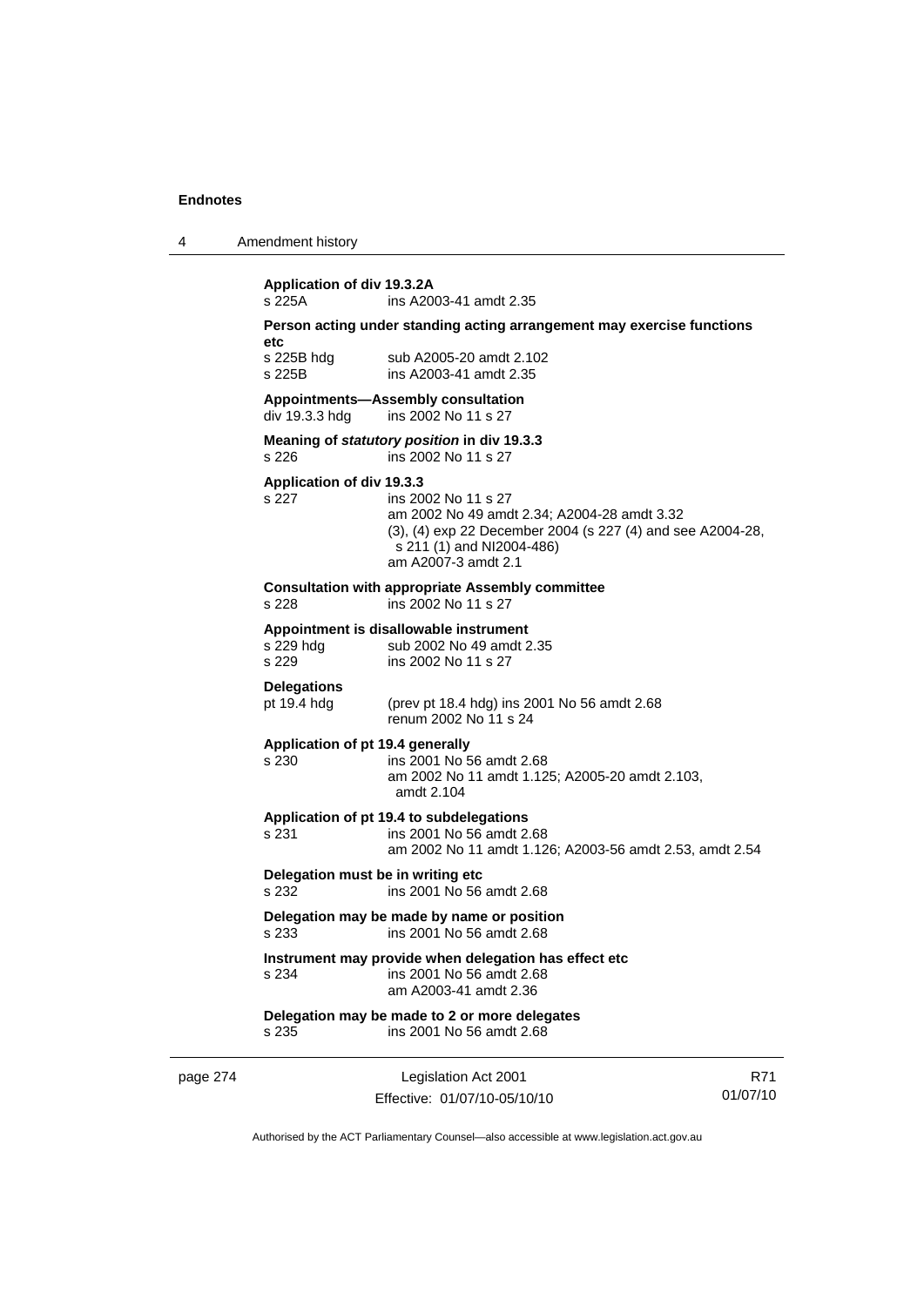**Application of div 19.3.2A**

s 225A ins A2003-41 amdt 2.35

**Person acting under standing acting arrangement may exercise functions etc**

s 225B hdg sub A2005-20 amdt 2.102
s 225B ins A2003-41 amdt 2.35

**Appointments—Assembly consultation**

div 19.3.3 hdg ins 2002 No 11 s 27

**Meaning of *statutory position* in div 19.3.3**

s 226 ins 2002 No 11 s 27

**Application of div 19.3.3**

s 227 ins 2002 No 11 s 27
am 2002 No 49 amdt 2.34; A2004-28 amdt 3.32
(3), (4) exp 22 December 2004 (s 227 (4) and see A2004-28, s 211 (1) and NI2004-486)
am A2007-3 amdt 2.1

**Consultation with appropriate Assembly committee**

s 228 ins 2002 No 11 s 27

**Appointment is disallowable instrument**

s 229 hdg sub 2002 No 49 amdt 2.35
s 229 ins 2002 No 11 s 27

**Delegations**

pt 19.4 hdg (prev pt 18.4 hdg) ins 2001 No 56 amdt 2.68
renum 2002 No 11 s 24

**Application of pt 19.4 generally**

s 230 ins 2001 No 56 amdt 2.68
am 2002 No 11 amdt 1.125; A2005-20 amdt 2.103, amdt 2.104

**Application of pt 19.4 to subdelegations**

s 231 ins 2001 No 56 amdt 2.68
am 2002 No 11 amdt 1.126; A2003-56 amdt 2.53, amdt 2.54

**Delegation must be in writing etc**

s 232 ins 2001 No 56 amdt 2.68

**Delegation may be made by name or position**

s 233 ins 2001 No 56 amdt 2.68

**Instrument may provide when delegation has effect etc**

s 234 ins 2001 No 56 amdt 2.68
am A2003-41 amdt 2.36

**Delegation may be made to 2 or more delegates**

s 235 ins 2001 No 56 amdt 2.68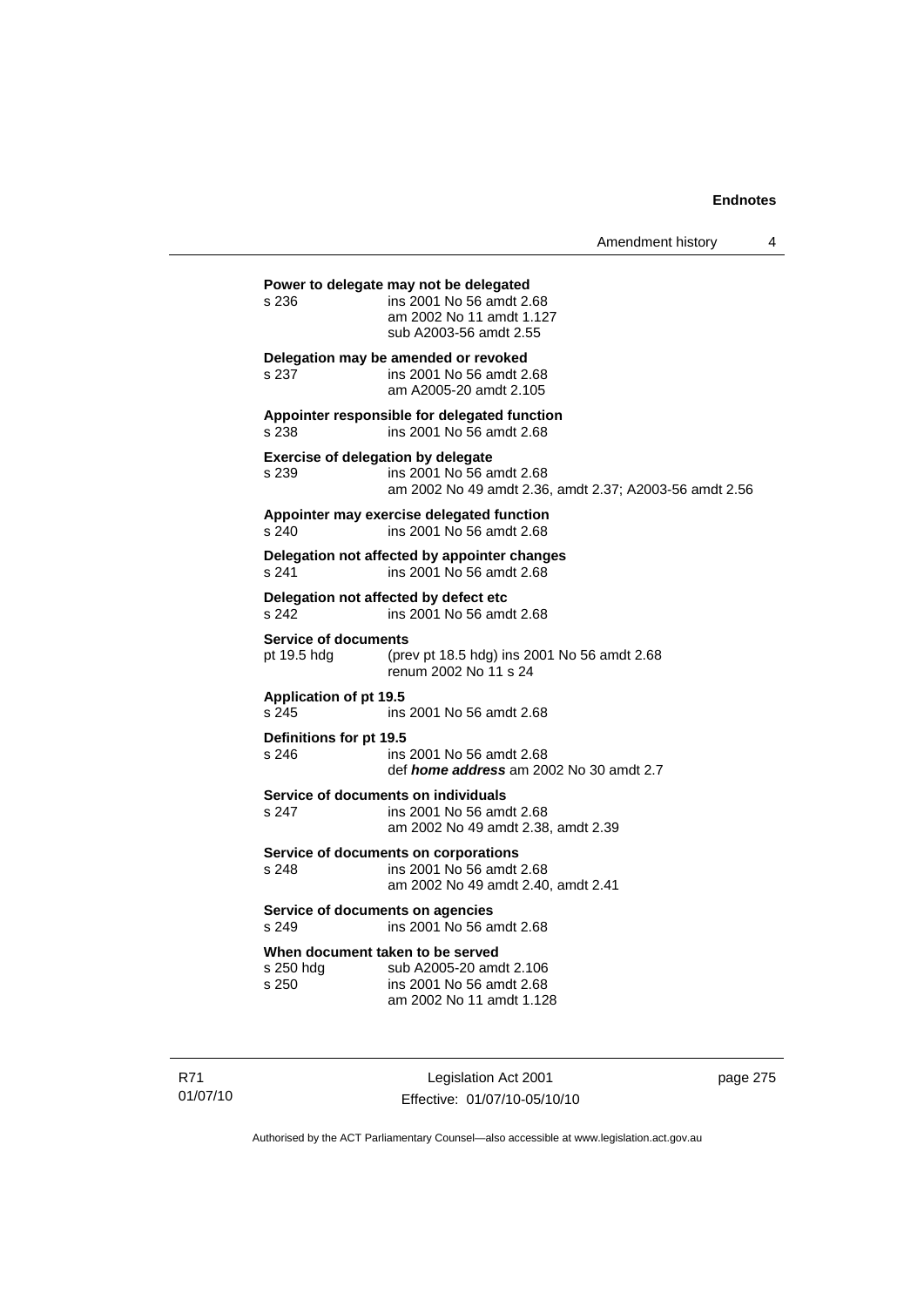**Power to delegate may not be delegated**

s 236 ins 2001 No 56 amdt 2.68
am 2002 No 11 amdt 1.127
sub A2003-56 amdt 2.55

**Delegation may be amended or revoked**

s 237 ins 2001 No 56 amdt 2.68
am A2005-20 amdt 2.105

**Appointer responsible for delegated function**

s 238 ins 2001 No 56 amdt 2.68

**Exercise of delegation by delegate**

s 239 ins 2001 No 56 amdt 2.68
am 2002 No 49 amdt 2.36, amdt 2.37; A2003-56 amdt 2.56

**Appointer may exercise delegated function**

s 240 ins 2001 No 56 amdt 2.68

**Delegation not affected by appointer changes**

s 241 ins 2001 No 56 amdt 2.68

**Delegation not affected by defect etc**

s 242 ins 2001 No 56 amdt 2.68

**Service of documents**

pt 19.5 hdg (prev pt 18.5 hdg) ins 2001 No 56 amdt 2.68
renum 2002 No 11 s 24

**Application of pt 19.5**

s 245 ins 2001 No 56 amdt 2.68

**Definitions for pt 19.5**

s 246 ins 2001 No 56 amdt 2.68
def ***home address*** am 2002 No 30 amdt 2.7

**Service of documents on individuals**

s 247 ins 2001 No 56 amdt 2.68
am 2002 No 49 amdt 2.38, amdt 2.39

**Service of documents on corporations**

s 248 ins 2001 No 56 amdt 2.68
am 2002 No 49 amdt 2.40, amdt 2.41

**Service of documents on agencies**

s 249 ins 2001 No 56 amdt 2.68

**When document taken to be served**

s 250 hdg sub A2005-20 amdt 2.106
s 250 ins 2001 No 56 amdt 2.68
am 2002 No 11 amdt 1.128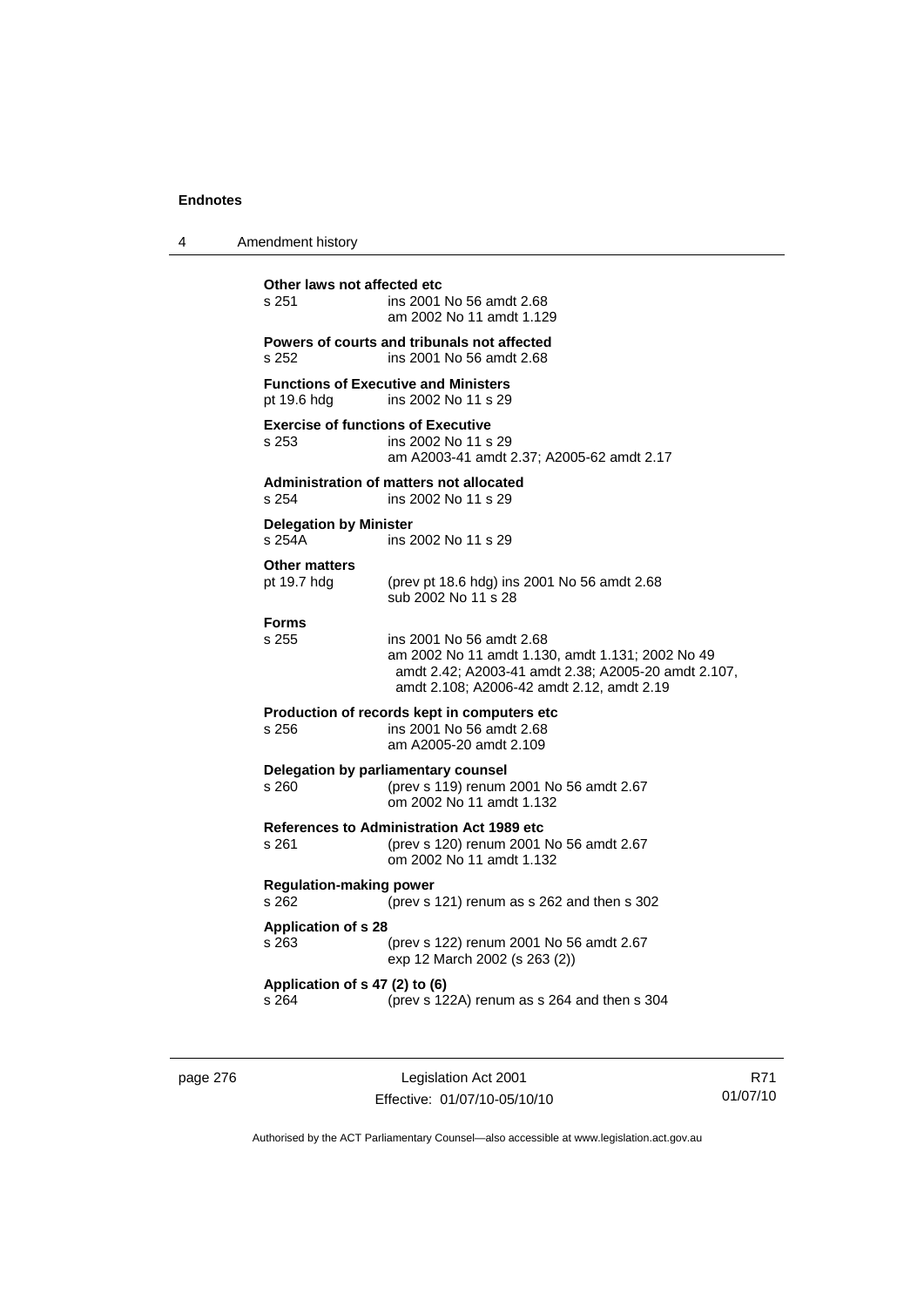**Other laws not affected etc**

s 251 ins 2001 No 56 amdt 2.68
am 2002 No 11 amdt 1.129

**Powers of courts and tribunals not affected**

s 252 ins 2001 No 56 amdt 2.68

**Functions of Executive and Ministers**

pt 19.6 hdg ins 2002 No 11 s 29

**Exercise of functions of Executive**

s 253 ins 2002 No 11 s 29
am A2003-41 amdt 2.37; A2005-62 amdt 2.17

**Administration of matters not allocated**

s 254 ins 2002 No 11 s 29

**Delegation by Minister**

s 254A ins 2002 No 11 s 29

**Other matters**

pt 19.7 hdg (prev pt 18.6 hdg) ins 2001 No 56 amdt 2.68
sub 2002 No 11 s 28

**Forms**

s 255 ins 2001 No 56 amdt 2.68
am 2002 No 11 amdt 1.130, amdt 1.131; 2002 No 49 amdt 2.42; A2003-41 amdt 2.38; A2005-20 amdt 2.107, amdt 2.108; A2006-42 amdt 2.12, amdt 2.19

**Production of records kept in computers etc**

s 256 ins 2001 No 56 amdt 2.68
am A2005-20 amdt 2.109

**Delegation by parliamentary counsel**

s 260 (prev s 119) renum 2001 No 56 amdt 2.67
om 2002 No 11 amdt 1.132

**References to Administration Act 1989 etc**

s 261 (prev s 120) renum 2001 No 56 amdt 2.67
om 2002 No 11 amdt 1.132

**Regulation-making power**

s 262 (prev s 121) renum as s 262 and then s 302

**Application of s 28**

s 263 (prev s 122) renum 2001 No 56 amdt 2.67
exp 12 March 2002 (s 263 (2))

**Application of s 47 (2) to (6)**

s 264 (prev s 122A) renum as s 264 and then s 304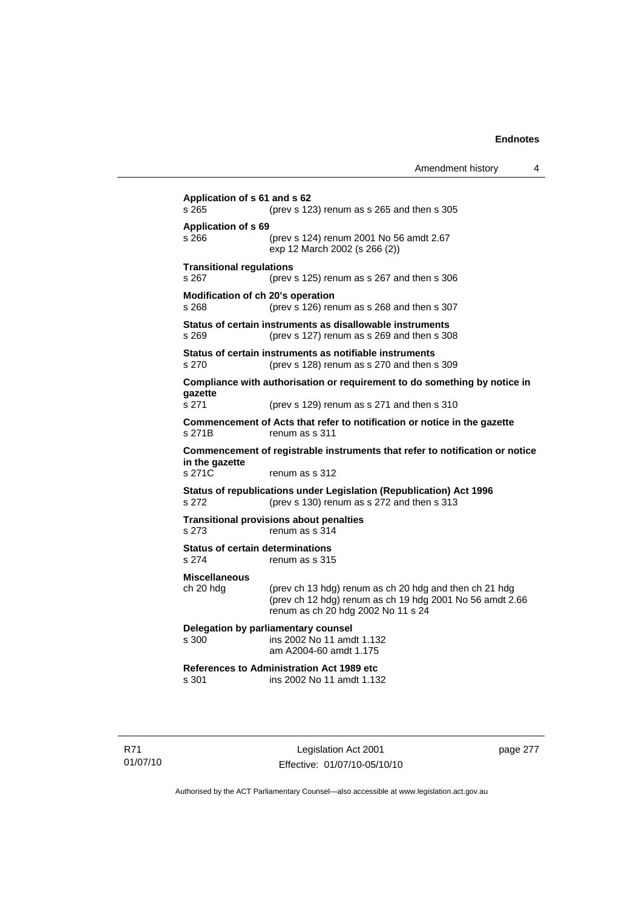**Application of s 61 and s 62**
s 265 (prev s 123) renum as s 265 and then s 305

**Application of s 69**
s 266 (prev s 124) renum 2001 No 56 amdt 2.67
exp 12 March 2002 (s 266 (2))

**Transitional regulations**
s 267 (prev s 125) renum as s 267 and then s 306

**Modification of ch 20's operation**
s 268 (prev s 126) renum as s 268 and then s 307

**Status of certain instruments as disallowable instruments**
s 269 (prev s 127) renum as s 269 and then s 308

**Status of certain instruments as notifiable instruments**
s 270 (prev s 128) renum as s 270 and then s 309

**Compliance with authorisation or requirement to do something by notice in gazette**
s 271 (prev s 129) renum as s 271 and then s 310

**Commencement of Acts that refer to notification or notice in the gazette**
s 271B renum as s 311

**Commencement of registrable instruments that refer to notification or notice in the gazette**
s 271C renum as s 312

**Status of republications under Legislation (Republication) Act 1996**
s 272 (prev s 130) renum as s 272 and then s 313

**Transitional provisions about penalties**
s 273 renum as s 314

**Status of certain determinations**
s 274 renum as s 315

**Miscellaneous**
ch 20 hdg (prev ch 13 hdg) renum as ch 20 hdg and then ch 21 hdg
(prev ch 12 hdg) renum as ch 19 hdg 2001 No 56 amdt 2.66
renum as ch 20 hdg 2002 No 11 s 24

**Delegation by parliamentary counsel**
s 300 ins 2002 No 11 amdt 1.132
am A2004-60 amdt 1.175

**References to Administration Act 1989 etc**
s 301 ins 2002 No 11 amdt 1.132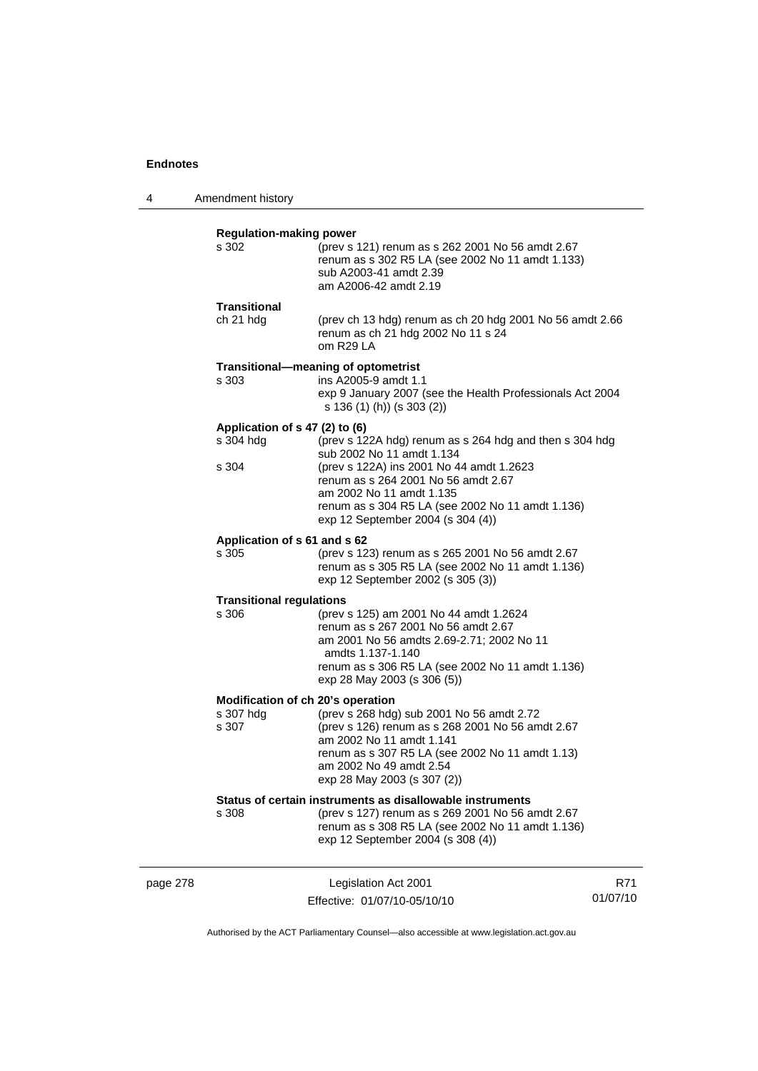**Regulation-making power**

s 302 (prev s 121) renum as s 262 2001 No 56 amdt 2.67
renum as s 302 R5 LA (see 2002 No 11 amdt 1.133)
sub A2003-41 amdt 2.39
am A2006-42 amdt 2.19

**Transitional**

ch 21 hdg (prev ch 13 hdg) renum as ch 20 hdg 2001 No 56 amdt 2.66
renum as ch 21 hdg 2002 No 11 s 24
om R29 LA

**Transitional—meaning of optometrist**

s 303 ins A2005-9 amdt 1.1
exp 9 January 2007 (see the Health Professionals Act 2004 s 136 (1) (h)) (s 303 (2))

**Application of s 47 (2) to (6)**

s 304 hdg (prev s 122A hdg) renum as s 264 hdg and then s 304 hdg
sub 2002 No 11 amdt 1.134

s 304 (prev s 122A) ins 2001 No 44 amdt 1.2623
renum as s 264 2001 No 56 amdt 2.67
am 2002 No 11 amdt 1.135
renum as s 304 R5 LA (see 2002 No 11 amdt 1.136)
exp 12 September 2004 (s 304 (4))

**Application of s 61 and s 62**

s 305 (prev s 123) renum as s 265 2001 No 56 amdt 2.67
renum as s 305 R5 LA (see 2002 No 11 amdt 1.136)
exp 12 September 2002 (s 305 (3))

**Transitional regulations**

s 306 (prev s 125) am 2001 No 44 amdt 1.2624
renum as s 267 2001 No 56 amdt 2.67
am 2001 No 56 amdts 2.69-2.71; 2002 No 11 amdts 1.137-1.140
renum as s 306 R5 LA (see 2002 No 11 amdt 1.136)
exp 28 May 2003 (s 306 (5))

**Modification of ch 20's operation**

s 307 hdg (prev s 268 hdg) sub 2001 No 56 amdt 2.72

s 307 (prev s 126) renum as s 268 2001 No 56 amdt 2.67
am 2002 No 11 amdt 1.141
renum as s 307 R5 LA (see 2002 No 11 amdt 1.13)
am 2002 No 49 amdt 2.54
exp 28 May 2003 (s 307 (2))

**Status of certain instruments as disallowable instruments**

s 308 (prev s 127) renum as s 269 2001 No 56 amdt 2.67
renum as s 308 R5 LA (see 2002 No 11 amdt 1.136)
exp 12 September 2004 (s 308 (4))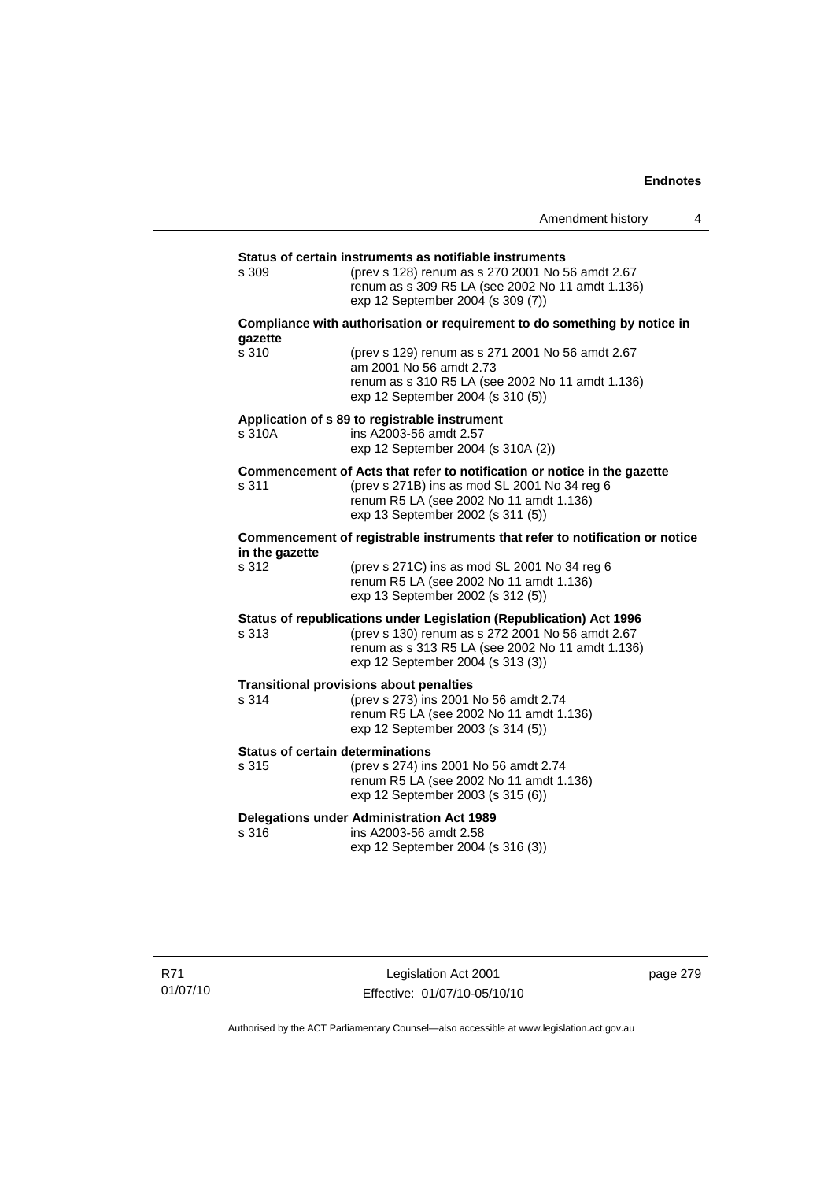**Status of certain instruments as notifiable instruments**

s 309 (prev s 128) renum as s 270 2001 No 56 amdt 2.67
renum as s 309 R5 LA (see 2002 No 11 amdt 1.136)
exp 12 September 2004 (s 309 (7))

**Compliance with authorisation or requirement to do something by notice in gazette**

s 310 (prev s 129) renum as s 271 2001 No 56 amdt 2.67
am 2001 No 56 amdt 2.73
renum as s 310 R5 LA (see 2002 No 11 amdt 1.136)
exp 12 September 2004 (s 310 (5))

**Application of s 89 to registrable instrument**

s 310A ins A2003-56 amdt 2.57
exp 12 September 2004 (s 310A (2))

**Commencement of Acts that refer to notification or notice in the gazette**

s 311 (prev s 271B) ins as mod SL 2001 No 34 reg 6
renum R5 LA (see 2002 No 11 amdt 1.136)
exp 13 September 2002 (s 311 (5))

**Commencement of registrable instruments that refer to notification or notice in the gazette**

s 312 (prev s 271C) ins as mod SL 2001 No 34 reg 6
renum R5 LA (see 2002 No 11 amdt 1.136)
exp 13 September 2002 (s 312 (5))

**Status of republications under Legislation (Republication) Act 1996**

s 313 (prev s 130) renum as s 272 2001 No 56 amdt 2.67
renum as s 313 R5 LA (see 2002 No 11 amdt 1.136)
exp 12 September 2004 (s 313 (3))

**Transitional provisions about penalties**

s 314 (prev s 273) ins 2001 No 56 amdt 2.74
renum R5 LA (see 2002 No 11 amdt 1.136)
exp 12 September 2003 (s 314 (5))

**Status of certain determinations**

s 315 (prev s 274) ins 2001 No 56 amdt 2.74
renum R5 LA (see 2002 No 11 amdt 1.136)
exp 12 September 2003 (s 315 (6))

**Delegations under Administration Act 1989**

s 316 ins A2003-56 amdt 2.58
exp 12 September 2004 (s 316 (3))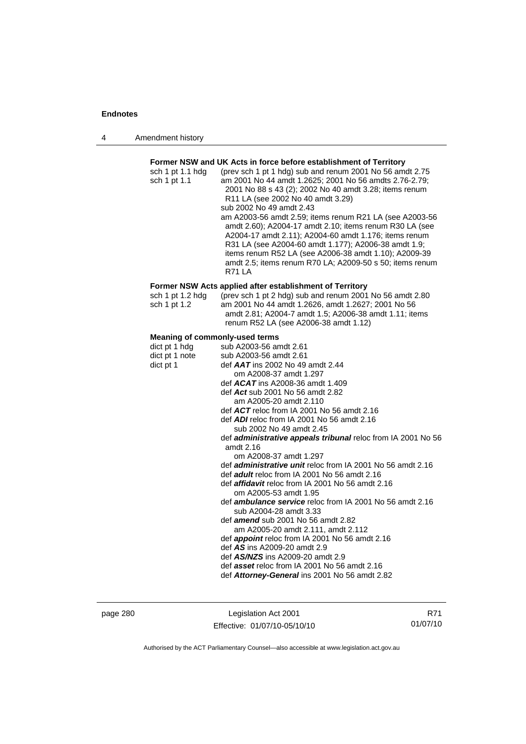**Former NSW and UK Acts in force before establishment of Territory**

sch 1 pt 1.1 hdg (prev sch 1 pt 1 hdg) sub and renum 2001 No 56 amdt 2.75

sch 1 pt 1.1 am 2001 No 44 amdt 1.2625; 2001 No 56 amdts 2.76-2.79; 2001 No 88 s 43 (2); 2002 No 40 amdt 3.28; items renum R11 LA (see 2002 No 40 amdt 3.29)
sub 2002 No 49 amdt 2.43
am A2003-56 amdt 2.59; items renum R21 LA (see A2003-56 amdt 2.60); A2004-17 amdt 2.10; items renum R30 LA (see A2004-17 amdt 2.11); A2004-60 amdt 1.176; items renum R31 LA (see A2004-60 amdt 1.177); A2006-38 amdt 1.9; items renum R52 LA (see A2006-38 amdt 1.10); A2009-39 amdt 2.5; items renum R70 LA; A2009-50 s 50; items renum R71 LA

**Former NSW Acts applied after establishment of Territory**

sch 1 pt 1.2 hdg (prev sch 1 pt 2 hdg) sub and renum 2001 No 56 amdt 2.80

sch 1 pt 1.2 am 2001 No 44 amdt 1.2626, amdt 1.2627; 2001 No 56 amdt 2.81; A2004-7 amdt 1.5; A2006-38 amdt 1.11; items renum R52 LA (see A2006-38 amdt 1.12)

**Meaning of commonly-used terms**

dict pt 1 hdg sub A2003-56 amdt 2.61

dict pt 1 note sub A2003-56 amdt 2.61

dict pt 1 def ***AAT*** ins 2002 No 49 amdt 2.44
om A2008-37 amdt 1.297
def ***ACAT*** ins A2008-36 amdt 1.409
def ***Act*** sub 2001 No 56 amdt 2.82
am A2005-20 amdt 2.110
def ***ACT*** reloc from IA 2001 No 56 amdt 2.16
def ***ADI*** reloc from IA 2001 No 56 amdt 2.16
sub 2002 No 49 amdt 2.45
def ***administrative appeals tribunal*** reloc from IA 2001 No 56 amdt 2.16
om A2008-37 amdt 1.297
def ***administrative unit*** reloc from IA 2001 No 56 amdt 2.16
def ***adult*** reloc from IA 2001 No 56 amdt 2.16
def ***affidavit*** reloc from IA 2001 No 56 amdt 2.16
om A2005-53 amdt 1.95
def ***ambulance service*** reloc from IA 2001 No 56 amdt 2.16
sub A2004-28 amdt 3.33
def ***amend*** sub 2001 No 56 amdt 2.82
am A2005-20 amdt 2.111, amdt 2.112
def ***appoint*** reloc from IA 2001 No 56 amdt 2.16
def ***AS*** ins A2009-20 amdt 2.9
def ***AS/NZS*** ins A2009-20 amdt 2.9
def ***asset*** reloc from IA 2001 No 56 amdt 2.16
def ***Attorney-General*** ins 2001 No 56 amdt 2.82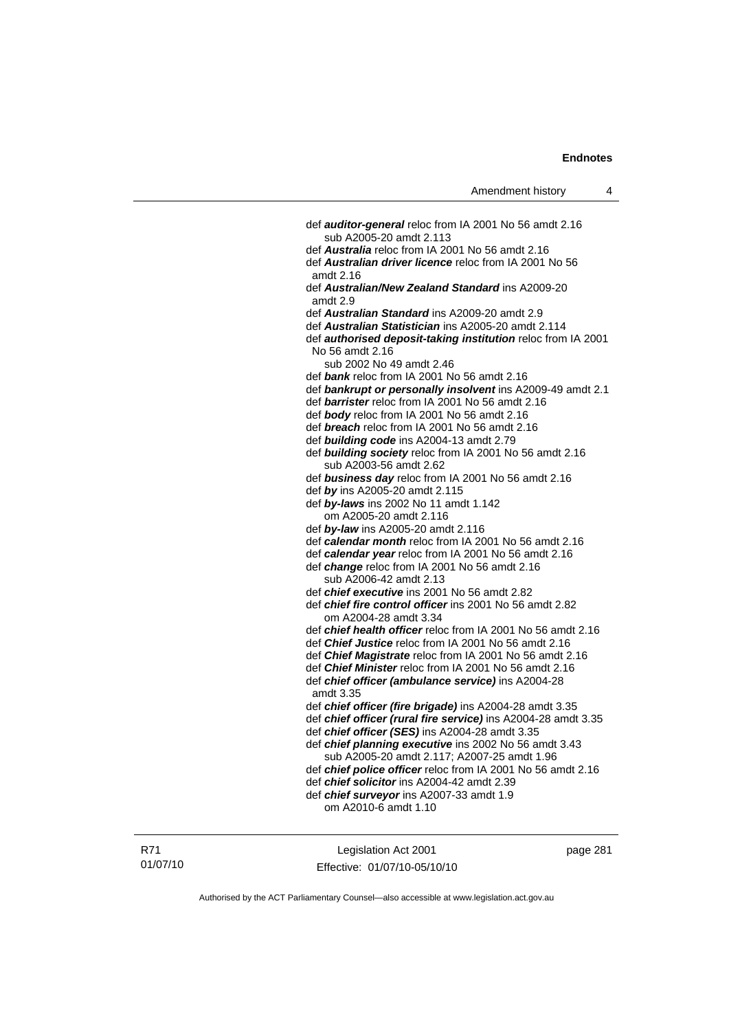def ***auditor-general*** reloc from IA 2001 No 56 amdt 2.16
  sub A2005-20 amdt 2.113
def ***Australia*** reloc from IA 2001 No 56 amdt 2.16
def ***Australian driver licence*** reloc from IA 2001 No 56 amdt 2.16
def ***Australian/New Zealand Standard*** ins A2009-20 amdt 2.9
def ***Australian Standard*** ins A2009-20 amdt 2.9
def ***Australian Statistician*** ins A2005-20 amdt 2.114
def ***authorised deposit-taking institution*** reloc from IA 2001 No 56 amdt 2.16
  sub 2002 No 49 amdt 2.46
def ***bank*** reloc from IA 2001 No 56 amdt 2.16
def ***bankrupt or personally insolvent*** ins A2009-49 amdt 2.1
def ***barrister*** reloc from IA 2001 No 56 amdt 2.16
def ***body*** reloc from IA 2001 No 56 amdt 2.16
def ***breach*** reloc from IA 2001 No 56 amdt 2.16
def ***building code*** ins A2004-13 amdt 2.79
def ***building society*** reloc from IA 2001 No 56 amdt 2.16
  sub A2003-56 amdt 2.62
def ***business day*** reloc from IA 2001 No 56 amdt 2.16
def ***by*** ins A2005-20 amdt 2.115
def ***by-laws*** ins 2002 No 11 amdt 1.142
  om A2005-20 amdt 2.116
def ***by-law*** ins A2005-20 amdt 2.116
def ***calendar month*** reloc from IA 2001 No 56 amdt 2.16
def ***calendar year*** reloc from IA 2001 No 56 amdt 2.16
def ***change*** reloc from IA 2001 No 56 amdt 2.16
  sub A2006-42 amdt 2.13
def ***chief executive*** ins 2001 No 56 amdt 2.82
def ***chief fire control officer*** ins 2001 No 56 amdt 2.82
  om A2004-28 amdt 3.34
def ***chief health officer*** reloc from IA 2001 No 56 amdt 2.16
def ***Chief Justice*** reloc from IA 2001 No 56 amdt 2.16
def ***Chief Magistrate*** reloc from IA 2001 No 56 amdt 2.16
def ***Chief Minister*** reloc from IA 2001 No 56 amdt 2.16
def ***chief officer (ambulance service)*** ins A2004-28 amdt 3.35
def ***chief officer (fire brigade)*** ins A2004-28 amdt 3.35
def ***chief officer (rural fire service)*** ins A2004-28 amdt 3.35
def ***chief officer (SES)*** ins A2004-28 amdt 3.35
def ***chief planning executive*** ins 2002 No 56 amdt 3.43
  sub A2005-20 amdt 2.117; A2007-25 amdt 1.96
def ***chief police officer*** reloc from IA 2001 No 56 amdt 2.16
def ***chief solicitor*** ins A2004-42 amdt 2.39
def ***chief surveyor*** ins A2007-33 amdt 1.9
  om A2010-6 amdt 1.10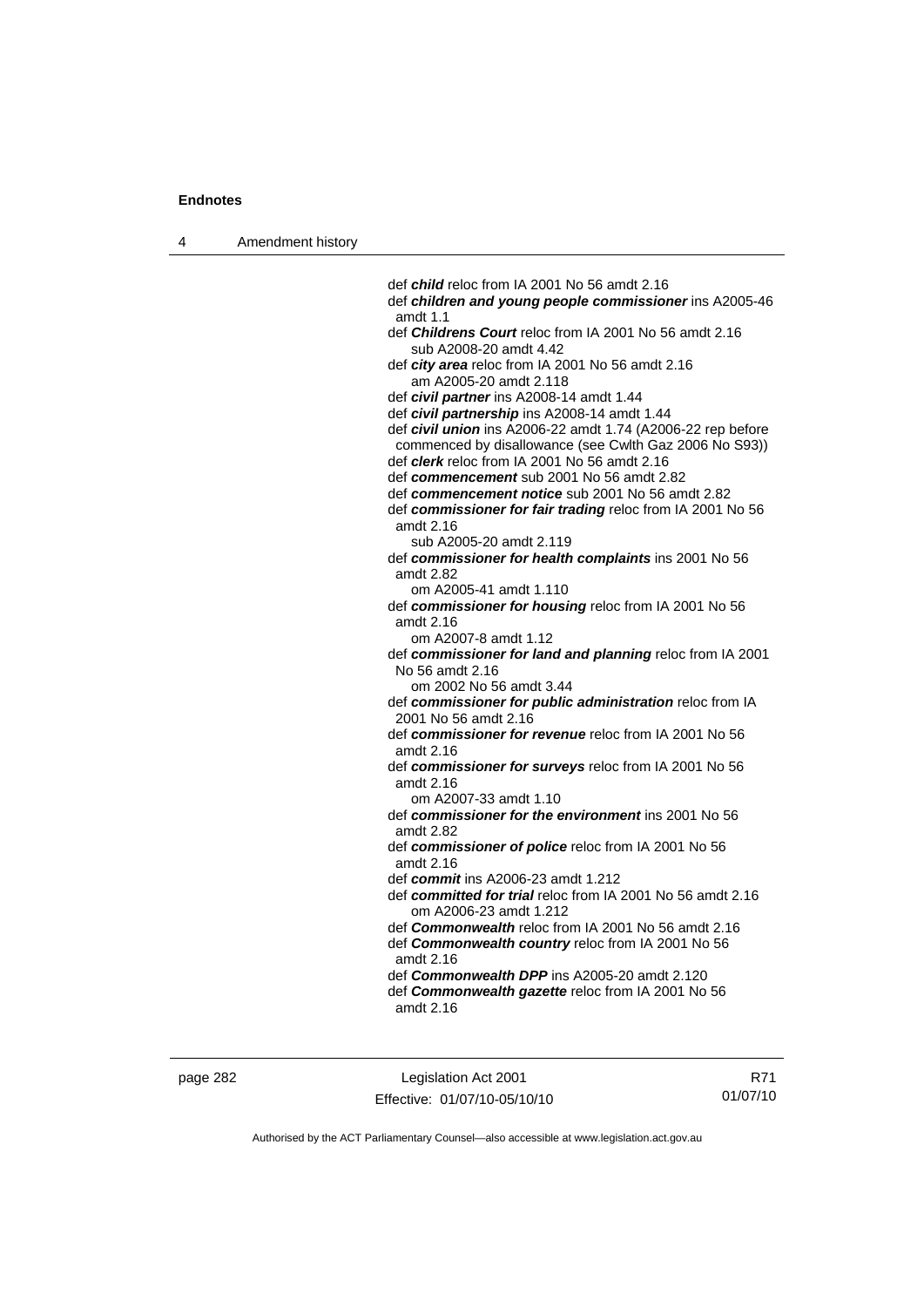def ***child*** reloc from IA 2001 No 56 amdt 2.16

def ***children and young people commissioner*** ins A2005-46 amdt 1.1

def ***Childrens Court*** reloc from IA 2001 No 56 amdt 2.16
  sub A2008-20 amdt 4.42

def ***city area*** reloc from IA 2001 No 56 amdt 2.16
  am A2005-20 amdt 2.118

def ***civil partner*** ins A2008-14 amdt 1.44

def ***civil partnership*** ins A2008-14 amdt 1.44

def ***civil union*** ins A2006-22 amdt 1.74 (A2006-22 rep before commenced by disallowance (see Cwlth Gaz 2006 No S93))

def ***clerk*** reloc from IA 2001 No 56 amdt 2.16

def ***commencement*** sub 2001 No 56 amdt 2.82

def ***commencement notice*** sub 2001 No 56 amdt 2.82

def ***commissioner for fair trading*** reloc from IA 2001 No 56 amdt 2.16
  sub A2005-20 amdt 2.119

def ***commissioner for health complaints*** ins 2001 No 56 amdt 2.82
  om A2005-41 amdt 1.110

def ***commissioner for housing*** reloc from IA 2001 No 56 amdt 2.16
  om A2007-8 amdt 1.12

def ***commissioner for land and planning*** reloc from IA 2001 No 56 amdt 2.16
  om 2002 No 56 amdt 3.44

def ***commissioner for public administration*** reloc from IA 2001 No 56 amdt 2.16

def ***commissioner for revenue*** reloc from IA 2001 No 56 amdt 2.16

def ***commissioner for surveys*** reloc from IA 2001 No 56 amdt 2.16
  om A2007-33 amdt 1.10

def ***commissioner for the environment*** ins 2001 No 56 amdt 2.82

def ***commissioner of police*** reloc from IA 2001 No 56 amdt 2.16

def ***commit*** ins A2006-23 amdt 1.212

def ***committed for trial*** reloc from IA 2001 No 56 amdt 2.16
  om A2006-23 amdt 1.212

def ***Commonwealth*** reloc from IA 2001 No 56 amdt 2.16

def ***Commonwealth country*** reloc from IA 2001 No 56 amdt 2.16

def ***Commonwealth DPP*** ins A2005-20 amdt 2.120

def ***Commonwealth gazette*** reloc from IA 2001 No 56 amdt 2.16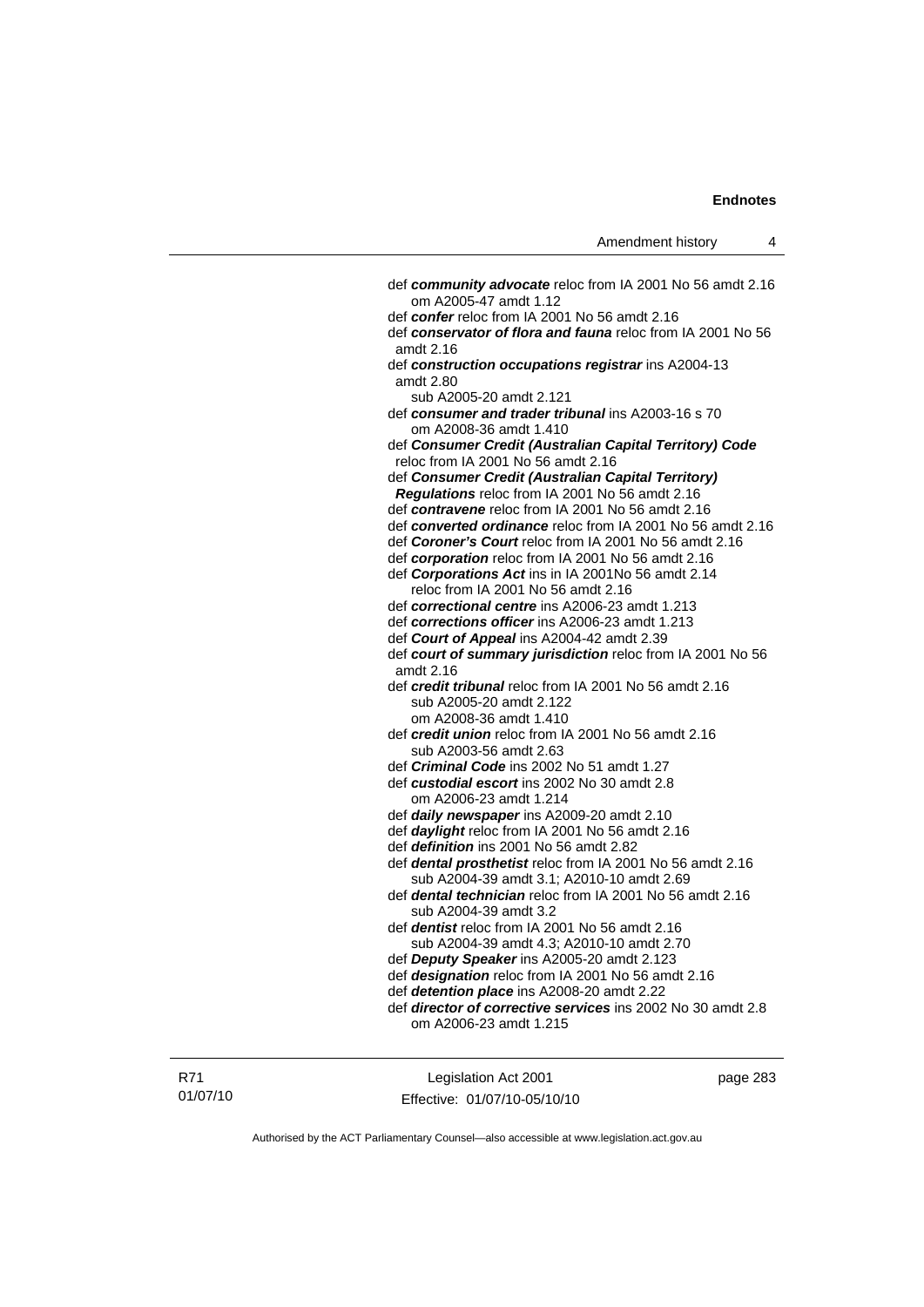def ***community advocate*** reloc from IA 2001 No 56 amdt 2.16
om A2005-47 amdt 1.12

def ***confer*** reloc from IA 2001 No 56 amdt 2.16

def ***conservator of flora and fauna*** reloc from IA 2001 No 56 amdt 2.16

def ***construction occupations registrar*** ins A2004-13 amdt 2.80
sub A2005-20 amdt 2.121

def ***consumer and trader tribunal*** ins A2003-16 s 70
om A2008-36 amdt 1.410

def ***Consumer Credit (Australian Capital Territory) Code*** reloc from IA 2001 No 56 amdt 2.16

def ***Consumer Credit (Australian Capital Territory) Regulations*** reloc from IA 2001 No 56 amdt 2.16

def ***contravene*** reloc from IA 2001 No 56 amdt 2.16

def ***converted ordinance*** reloc from IA 2001 No 56 amdt 2.16

def ***Coroner's Court*** reloc from IA 2001 No 56 amdt 2.16

def ***corporation*** reloc from IA 2001 No 56 amdt 2.16

def ***Corporations Act*** ins in IA 2001No 56 amdt 2.14
reloc from IA 2001 No 56 amdt 2.16

def ***correctional centre*** ins A2006-23 amdt 1.213

def ***corrections officer*** ins A2006-23 amdt 1.213

def ***Court of Appeal*** ins A2004-42 amdt 2.39

def ***court of summary jurisdiction*** reloc from IA 2001 No 56 amdt 2.16

def ***credit tribunal*** reloc from IA 2001 No 56 amdt 2.16
sub A2005-20 amdt 2.122
om A2008-36 amdt 1.410

def ***credit union*** reloc from IA 2001 No 56 amdt 2.16
sub A2003-56 amdt 2.63

def ***Criminal Code*** ins 2002 No 51 amdt 1.27

def ***custodial escort*** ins 2002 No 30 amdt 2.8
om A2006-23 amdt 1.214

def ***daily newspaper*** ins A2009-20 amdt 2.10

def ***daylight*** reloc from IA 2001 No 56 amdt 2.16

def ***definition*** ins 2001 No 56 amdt 2.82

def ***dental prosthetist*** reloc from IA 2001 No 56 amdt 2.16
sub A2004-39 amdt 3.1; A2010-10 amdt 2.69

def ***dental technician*** reloc from IA 2001 No 56 amdt 2.16
sub A2004-39 amdt 3.2

def ***dentist*** reloc from IA 2001 No 56 amdt 2.16
sub A2004-39 amdt 4.3; A2010-10 amdt 2.70

def ***Deputy Speaker*** ins A2005-20 amdt 2.123

def ***designation*** reloc from IA 2001 No 56 amdt 2.16

def ***detention place*** ins A2008-20 amdt 2.22

def ***director of corrective services*** ins 2002 No 30 amdt 2.8
om A2006-23 amdt 1.215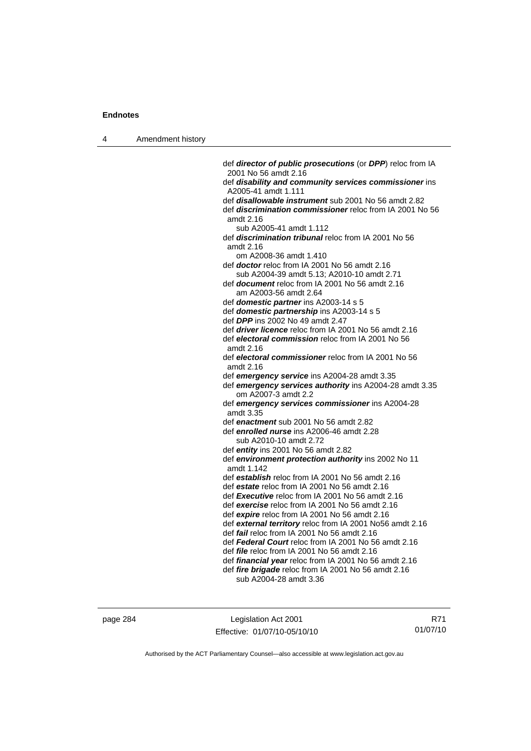def ***director of public prosecutions*** (or ***DPP***) reloc from IA 2001 No 56 amdt 2.16

def ***disability and community services commissioner*** ins A2005-41 amdt 1.111

def ***disallowable instrument*** sub 2001 No 56 amdt 2.82

def ***discrimination commissioner*** reloc from IA 2001 No 56 amdt 2.16

sub A2005-41 amdt 1.112

def ***discrimination tribunal*** reloc from IA 2001 No 56 amdt 2.16

om A2008-36 amdt 1.410

def ***doctor*** reloc from IA 2001 No 56 amdt 2.16

sub A2004-39 amdt 5.13; A2010-10 amdt 2.71

def ***document*** reloc from IA 2001 No 56 amdt 2.16

am A2003-56 amdt 2.64

def ***domestic partner*** ins A2003-14 s 5

def ***domestic partnership*** ins A2003-14 s 5

def ***DPP*** ins 2002 No 49 amdt 2.47

def ***driver licence*** reloc from IA 2001 No 56 amdt 2.16

def ***electoral commission*** reloc from IA 2001 No 56 amdt 2.16

def ***electoral commissioner*** reloc from IA 2001 No 56 amdt 2.16

def ***emergency service*** ins A2004-28 amdt 3.35

def ***emergency services authority*** ins A2004-28 amdt 3.35

om A2007-3 amdt 2.2

def ***emergency services commissioner*** ins A2004-28 amdt 3.35

def ***enactment*** sub 2001 No 56 amdt 2.82

def ***enrolled nurse*** ins A2006-46 amdt 2.28

sub A2010-10 amdt 2.72

def ***entity*** ins 2001 No 56 amdt 2.82

def ***environment protection authority*** ins 2002 No 11 amdt 1.142

def ***establish*** reloc from IA 2001 No 56 amdt 2.16

def ***estate*** reloc from IA 2001 No 56 amdt 2.16

def ***Executive*** reloc from IA 2001 No 56 amdt 2.16

def ***exercise*** reloc from IA 2001 No 56 amdt 2.16

def ***expire*** reloc from IA 2001 No 56 amdt 2.16

def ***external territory*** reloc from IA 2001 No56 amdt 2.16

def ***fail*** reloc from IA 2001 No 56 amdt 2.16

def ***Federal Court*** reloc from IA 2001 No 56 amdt 2.16

def ***file*** reloc from IA 2001 No 56 amdt 2.16

def ***financial year*** reloc from IA 2001 No 56 amdt 2.16

def ***fire brigade*** reloc from IA 2001 No 56 amdt 2.16

sub A2004-28 amdt 3.36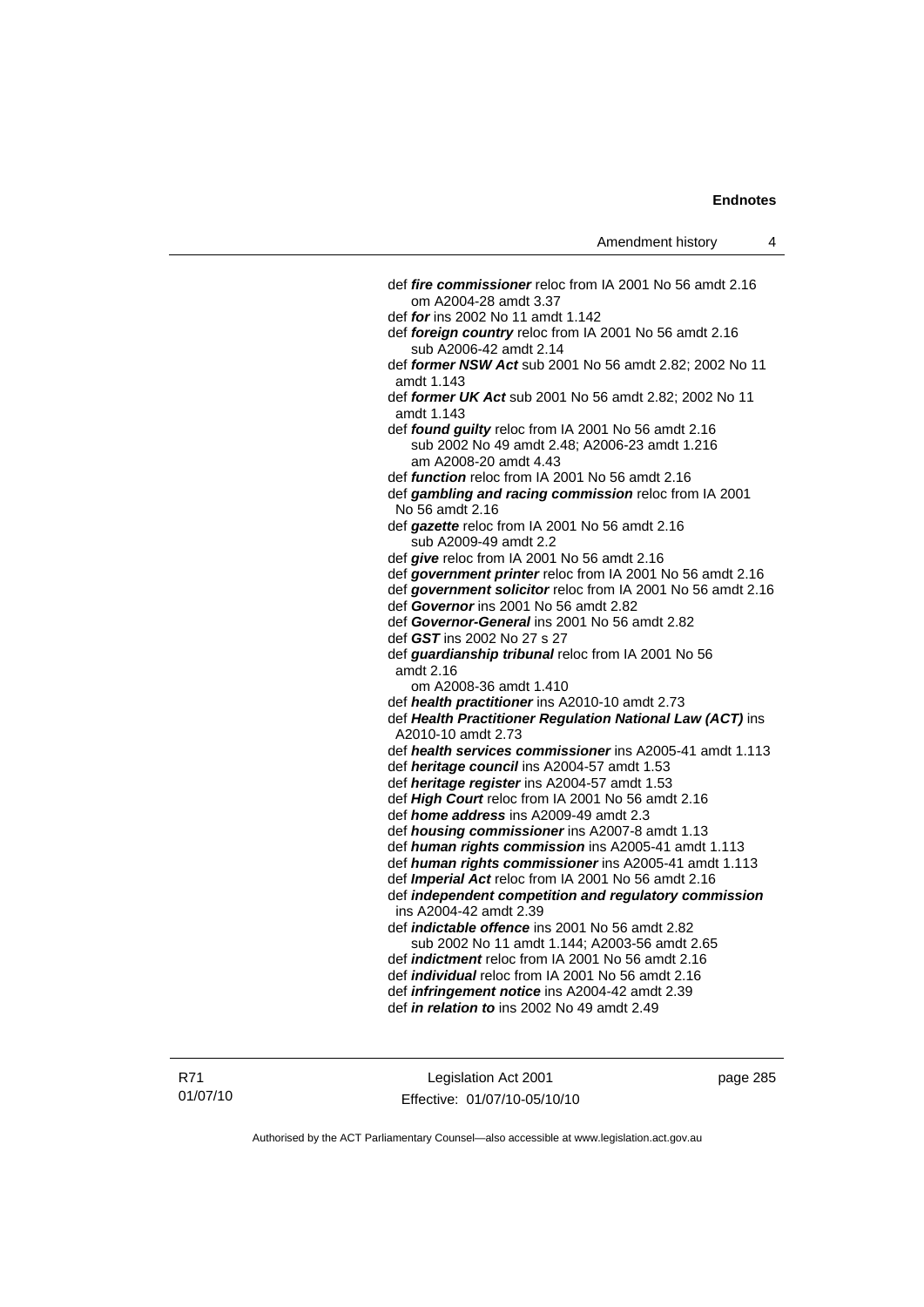def ***fire commissioner*** reloc from IA 2001 No 56 amdt 2.16
  om A2004-28 amdt 3.37

def ***for*** ins 2002 No 11 amdt 1.142

def ***foreign country*** reloc from IA 2001 No 56 amdt 2.16
  sub A2006-42 amdt 2.14

def ***former NSW Act*** sub 2001 No 56 amdt 2.82; 2002 No 11 amdt 1.143

def ***former UK Act*** sub 2001 No 56 amdt 2.82; 2002 No 11 amdt 1.143

def ***found guilty*** reloc from IA 2001 No 56 amdt 2.16
  sub 2002 No 49 amdt 2.48; A2006-23 amdt 1.216
  am A2008-20 amdt 4.43

def ***function*** reloc from IA 2001 No 56 amdt 2.16

def ***gambling and racing commission*** reloc from IA 2001 No 56 amdt 2.16

def ***gazette*** reloc from IA 2001 No 56 amdt 2.16
  sub A2009-49 amdt 2.2

def ***give*** reloc from IA 2001 No 56 amdt 2.16

def ***government printer*** reloc from IA 2001 No 56 amdt 2.16

def ***government solicitor*** reloc from IA 2001 No 56 amdt 2.16

def ***Governor*** ins 2001 No 56 amdt 2.82

def ***Governor-General*** ins 2001 No 56 amdt 2.82

def ***GST*** ins 2002 No 27 s 27

def ***guardianship tribunal*** reloc from IA 2001 No 56 amdt 2.16
  om A2008-36 amdt 1.410

def ***health practitioner*** ins A2010-10 amdt 2.73

def ***Health Practitioner Regulation National Law (ACT)*** ins A2010-10 amdt 2.73

def ***health services commissioner*** ins A2005-41 amdt 1.113

def ***heritage council*** ins A2004-57 amdt 1.53

def ***heritage register*** ins A2004-57 amdt 1.53

def ***High Court*** reloc from IA 2001 No 56 amdt 2.16

def ***home address*** ins A2009-49 amdt 2.3

def ***housing commissioner*** ins A2007-8 amdt 1.13

def ***human rights commission*** ins A2005-41 amdt 1.113

def ***human rights commissioner*** ins A2005-41 amdt 1.113

def ***Imperial Act*** reloc from IA 2001 No 56 amdt 2.16

def ***independent competition and regulatory commission*** ins A2004-42 amdt 2.39

def ***indictable offence*** ins 2001 No 56 amdt 2.82
  sub 2002 No 11 amdt 1.144; A2003-56 amdt 2.65

def ***indictment*** reloc from IA 2001 No 56 amdt 2.16

def ***individual*** reloc from IA 2001 No 56 amdt 2.16

def ***infringement notice*** ins A2004-42 amdt 2.39

def ***in relation to*** ins 2002 No 49 amdt 2.49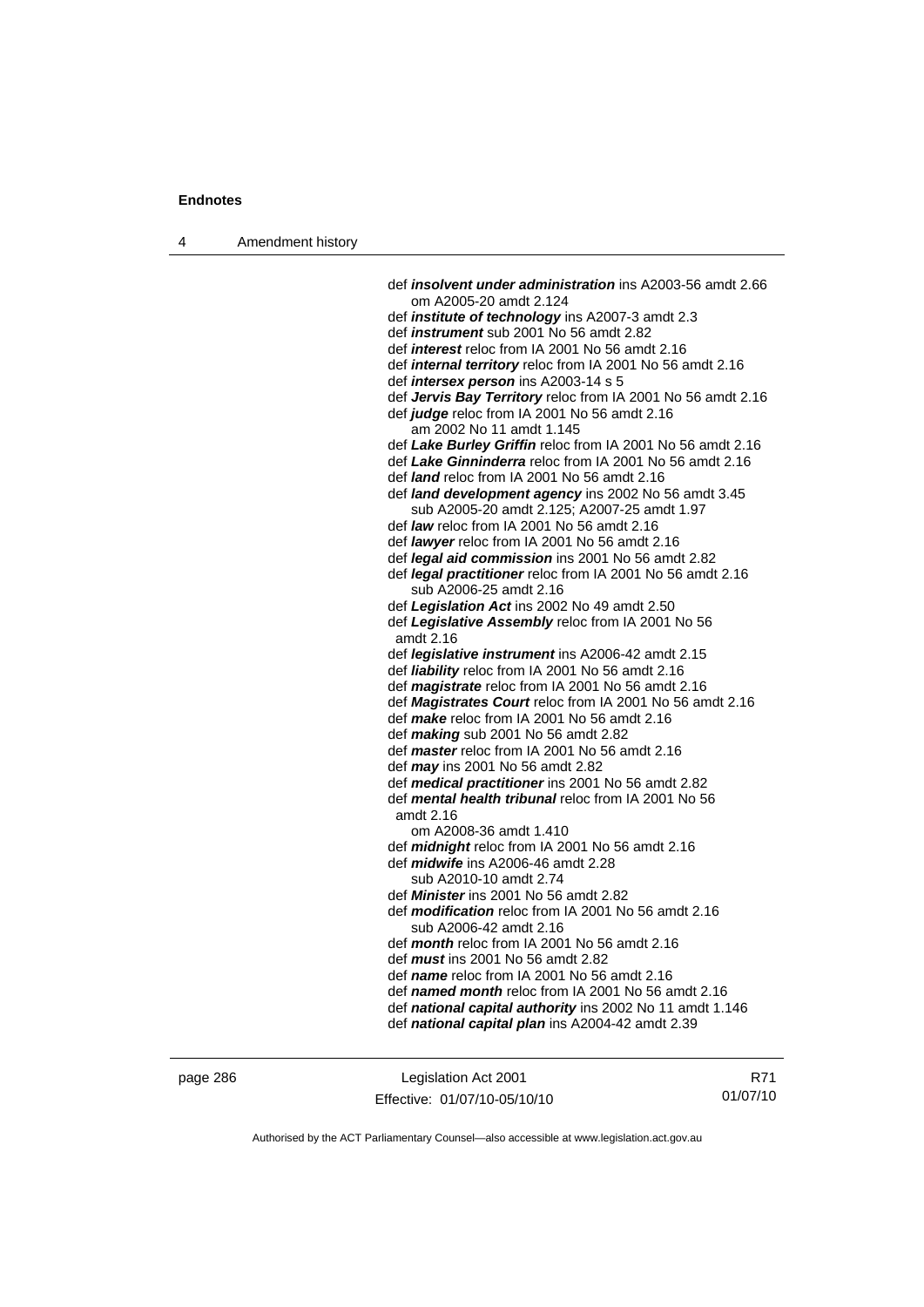def ***insolvent under administration*** ins A2003-56 amdt 2.66
om A2005-20 amdt 2.124
def ***institute of technology*** ins A2007-3 amdt 2.3
def ***instrument*** sub 2001 No 56 amdt 2.82
def ***interest*** reloc from IA 2001 No 56 amdt 2.16
def ***internal territory*** reloc from IA 2001 No 56 amdt 2.16
def ***intersex person*** ins A2003-14 s 5
def ***Jervis Bay Territory*** reloc from IA 2001 No 56 amdt 2.16
def ***judge*** reloc from IA 2001 No 56 amdt 2.16
am 2002 No 11 amdt 1.145
def ***Lake Burley Griffin*** reloc from IA 2001 No 56 amdt 2.16
def ***Lake Ginninderra*** reloc from IA 2001 No 56 amdt 2.16
def ***land*** reloc from IA 2001 No 56 amdt 2.16
def ***land development agency*** ins 2002 No 56 amdt 3.45
sub A2005-20 amdt 2.125; A2007-25 amdt 1.97
def ***law*** reloc from IA 2001 No 56 amdt 2.16
def ***lawyer*** reloc from IA 2001 No 56 amdt 2.16
def ***legal aid commission*** ins 2001 No 56 amdt 2.82
def ***legal practitioner*** reloc from IA 2001 No 56 amdt 2.16
sub A2006-25 amdt 2.16
def ***Legislation Act*** ins 2002 No 49 amdt 2.50
def ***Legislative Assembly*** reloc from IA 2001 No 56
amdt 2.16
def ***legislative instrument*** ins A2006-42 amdt 2.15
def ***liability*** reloc from IA 2001 No 56 amdt 2.16
def ***magistrate*** reloc from IA 2001 No 56 amdt 2.16
def ***Magistrates Court*** reloc from IA 2001 No 56 amdt 2.16
def ***make*** reloc from IA 2001 No 56 amdt 2.16
def ***making*** sub 2001 No 56 amdt 2.82
def ***master*** reloc from IA 2001 No 56 amdt 2.16
def ***may*** ins 2001 No 56 amdt 2.82
def ***medical practitioner*** ins 2001 No 56 amdt 2.82
def ***mental health tribunal*** reloc from IA 2001 No 56
amdt 2.16
om A2008-36 amdt 1.410
def ***midnight*** reloc from IA 2001 No 56 amdt 2.16
def ***midwife*** ins A2006-46 amdt 2.28
sub A2010-10 amdt 2.74
def ***Minister*** ins 2001 No 56 amdt 2.82
def ***modification*** reloc from IA 2001 No 56 amdt 2.16
sub A2006-42 amdt 2.16
def ***month*** reloc from IA 2001 No 56 amdt 2.16
def ***must*** ins 2001 No 56 amdt 2.82
def ***name*** reloc from IA 2001 No 56 amdt 2.16
def ***named month*** reloc from IA 2001 No 56 amdt 2.16
def ***national capital authority*** ins 2002 No 11 amdt 1.146
def ***national capital plan*** ins A2004-42 amdt 2.39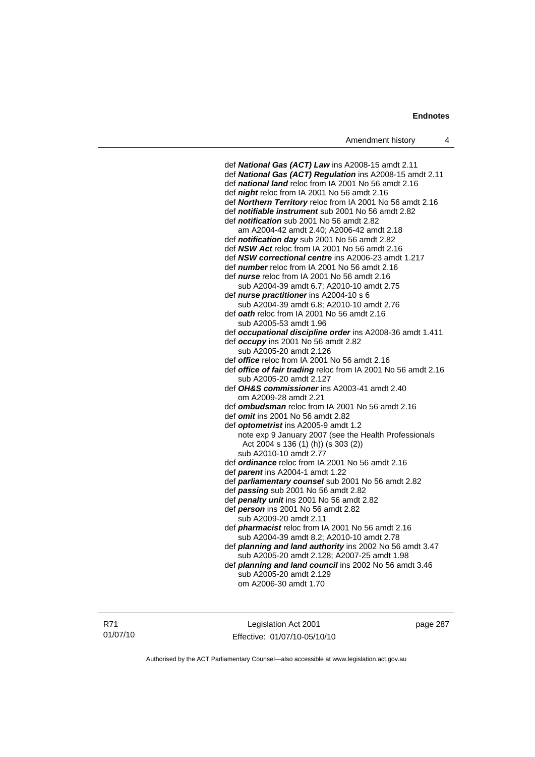def ***National Gas (ACT) Law*** ins A2008-15 amdt 2.11
def ***National Gas (ACT) Regulation*** ins A2008-15 amdt 2.11
def ***national land*** reloc from IA 2001 No 56 amdt 2.16
def ***night*** reloc from IA 2001 No 56 amdt 2.16
def ***Northern Territory*** reloc from IA 2001 No 56 amdt 2.16
def ***notifiable instrument*** sub 2001 No 56 amdt 2.82
def ***notification*** sub 2001 No 56 amdt 2.82
    am A2004-42 amdt 2.40; A2006-42 amdt 2.18
def ***notification day*** sub 2001 No 56 amdt 2.82
def ***NSW Act*** reloc from IA 2001 No 56 amdt 2.16
def ***NSW correctional centre*** ins A2006-23 amdt 1.217
def ***number*** reloc from IA 2001 No 56 amdt 2.16
def ***nurse*** reloc from IA 2001 No 56 amdt 2.16
    sub A2004-39 amdt 6.7; A2010-10 amdt 2.75
def ***nurse practitioner*** ins A2004-10 s 6
    sub A2004-39 amdt 6.8; A2010-10 amdt 2.76
def ***oath*** reloc from IA 2001 No 56 amdt 2.16
    sub A2005-53 amdt 1.96
def ***occupational discipline order*** ins A2008-36 amdt 1.411
def ***occupy*** ins 2001 No 56 amdt 2.82
    sub A2005-20 amdt 2.126
def ***office*** reloc from IA 2001 No 56 amdt 2.16
def ***office of fair trading*** reloc from IA 2001 No 56 amdt 2.16
    sub A2005-20 amdt 2.127
def ***OH&S commissioner*** ins A2003-41 amdt 2.40
    om A2009-28 amdt 2.21
def ***ombudsman*** reloc from IA 2001 No 56 amdt 2.16
def ***omit*** ins 2001 No 56 amdt 2.82
def ***optometrist*** ins A2005-9 amdt 1.2
    note exp 9 January 2007 (see the Health Professionals Act 2004 s 136 (1) (h)) (s 303 (2))
    sub A2010-10 amdt 2.77
def ***ordinance*** reloc from IA 2001 No 56 amdt 2.16
def ***parent*** ins A2004-1 amdt 1.22
def ***parliamentary counsel*** sub 2001 No 56 amdt 2.82
def ***passing*** sub 2001 No 56 amdt 2.82
def ***penalty unit*** ins 2001 No 56 amdt 2.82
def ***person*** ins 2001 No 56 amdt 2.82
    sub A2009-20 amdt 2.11
def ***pharmacist*** reloc from IA 2001 No 56 amdt 2.16
    sub A2004-39 amdt 8.2; A2010-10 amdt 2.78
def ***planning and land authority*** ins 2002 No 56 amdt 3.47
    sub A2005-20 amdt 2.128; A2007-25 amdt 1.98
def ***planning and land council*** ins 2002 No 56 amdt 3.46
    sub A2005-20 amdt 2.129
    om A2006-30 amdt 1.70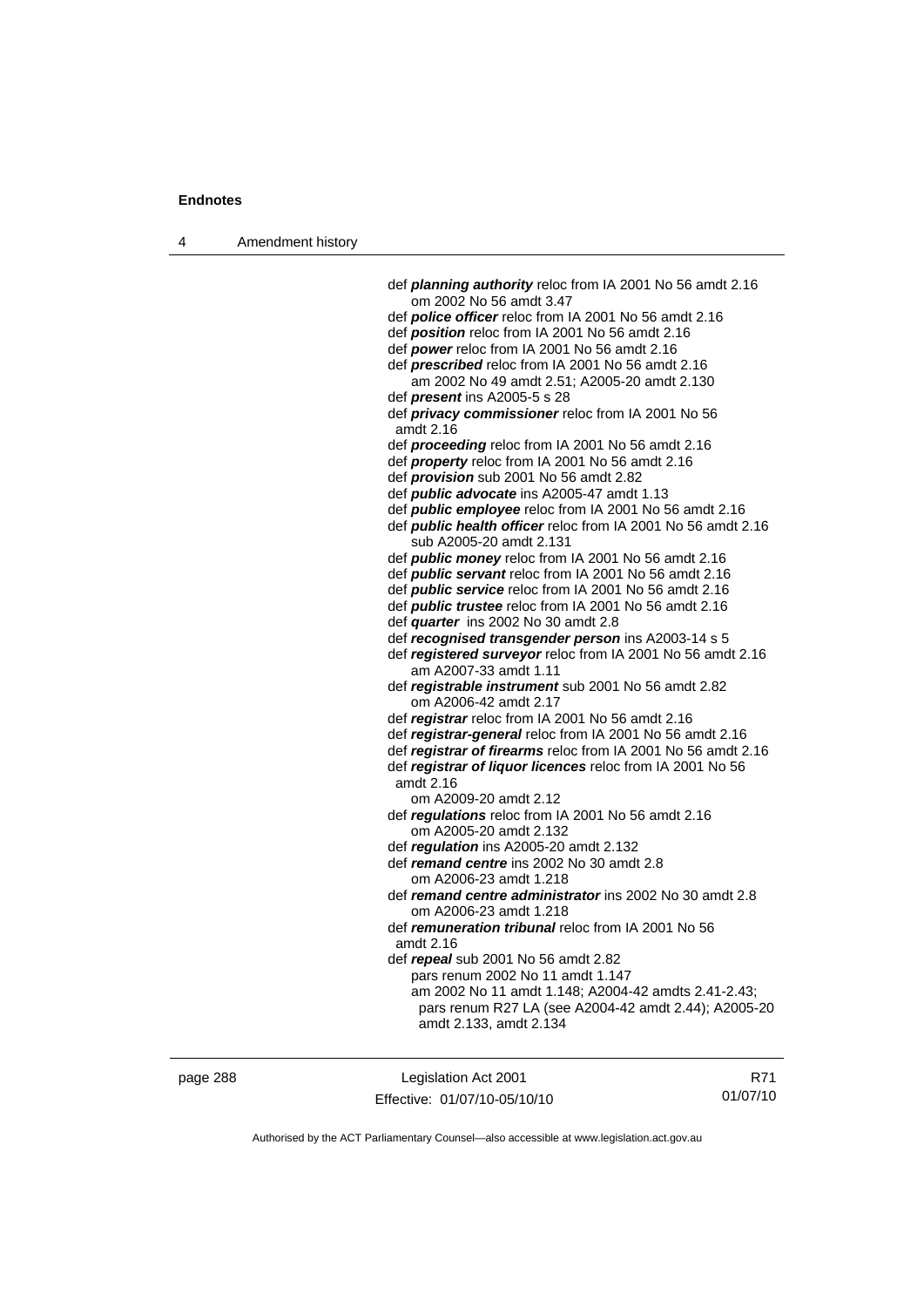def ***planning authority*** reloc from IA 2001 No 56 amdt 2.16
  om 2002 No 56 amdt 3.47
def ***police officer*** reloc from IA 2001 No 56 amdt 2.16
def ***position*** reloc from IA 2001 No 56 amdt 2.16
def ***power*** reloc from IA 2001 No 56 amdt 2.16
def ***prescribed*** reloc from IA 2001 No 56 amdt 2.16
  am 2002 No 49 amdt 2.51; A2005-20 amdt 2.130
def ***present*** ins A2005-5 s 28
def ***privacy commissioner*** reloc from IA 2001 No 56 amdt 2.16
def ***proceeding*** reloc from IA 2001 No 56 amdt 2.16
def ***property*** reloc from IA 2001 No 56 amdt 2.16
def ***provision*** sub 2001 No 56 amdt 2.82
def ***public advocate*** ins A2005-47 amdt 1.13
def ***public employee*** reloc from IA 2001 No 56 amdt 2.16
def ***public health officer*** reloc from IA 2001 No 56 amdt 2.16
  sub A2005-20 amdt 2.131
def ***public money*** reloc from IA 2001 No 56 amdt 2.16
def ***public servant*** reloc from IA 2001 No 56 amdt 2.16
def ***public service*** reloc from IA 2001 No 56 amdt 2.16
def ***public trustee*** reloc from IA 2001 No 56 amdt 2.16
def ***quarter*** ins 2002 No 30 amdt 2.8
def ***recognised transgender person*** ins A2003-14 s 5
def ***registered surveyor*** reloc from IA 2001 No 56 amdt 2.16
  am A2007-33 amdt 1.11
def ***registrable instrument*** sub 2001 No 56 amdt 2.82
  om A2006-42 amdt 2.17
def ***registrar*** reloc from IA 2001 No 56 amdt 2.16
def ***registrar-general*** reloc from IA 2001 No 56 amdt 2.16
def ***registrar of firearms*** reloc from IA 2001 No 56 amdt 2.16
def ***registrar of liquor licences*** reloc from IA 2001 No 56 amdt 2.16
  om A2009-20 amdt 2.12
def ***regulations*** reloc from IA 2001 No 56 amdt 2.16
  om A2005-20 amdt 2.132
def ***regulation*** ins A2005-20 amdt 2.132
def ***remand centre*** ins 2002 No 30 amdt 2.8
  om A2006-23 amdt 1.218
def ***remand centre administrator*** ins 2002 No 30 amdt 2.8
  om A2006-23 amdt 1.218
def ***remuneration tribunal*** reloc from IA 2001 No 56 amdt 2.16
def ***repeal*** sub 2001 No 56 amdt 2.82
  pars renum 2002 No 11 amdt 1.147
  am 2002 No 11 amdt 1.148; A2004-42 amdts 2.41-2.43; pars renum R27 LA (see A2004-42 amdt 2.44); A2005-20 amdt 2.133, amdt 2.134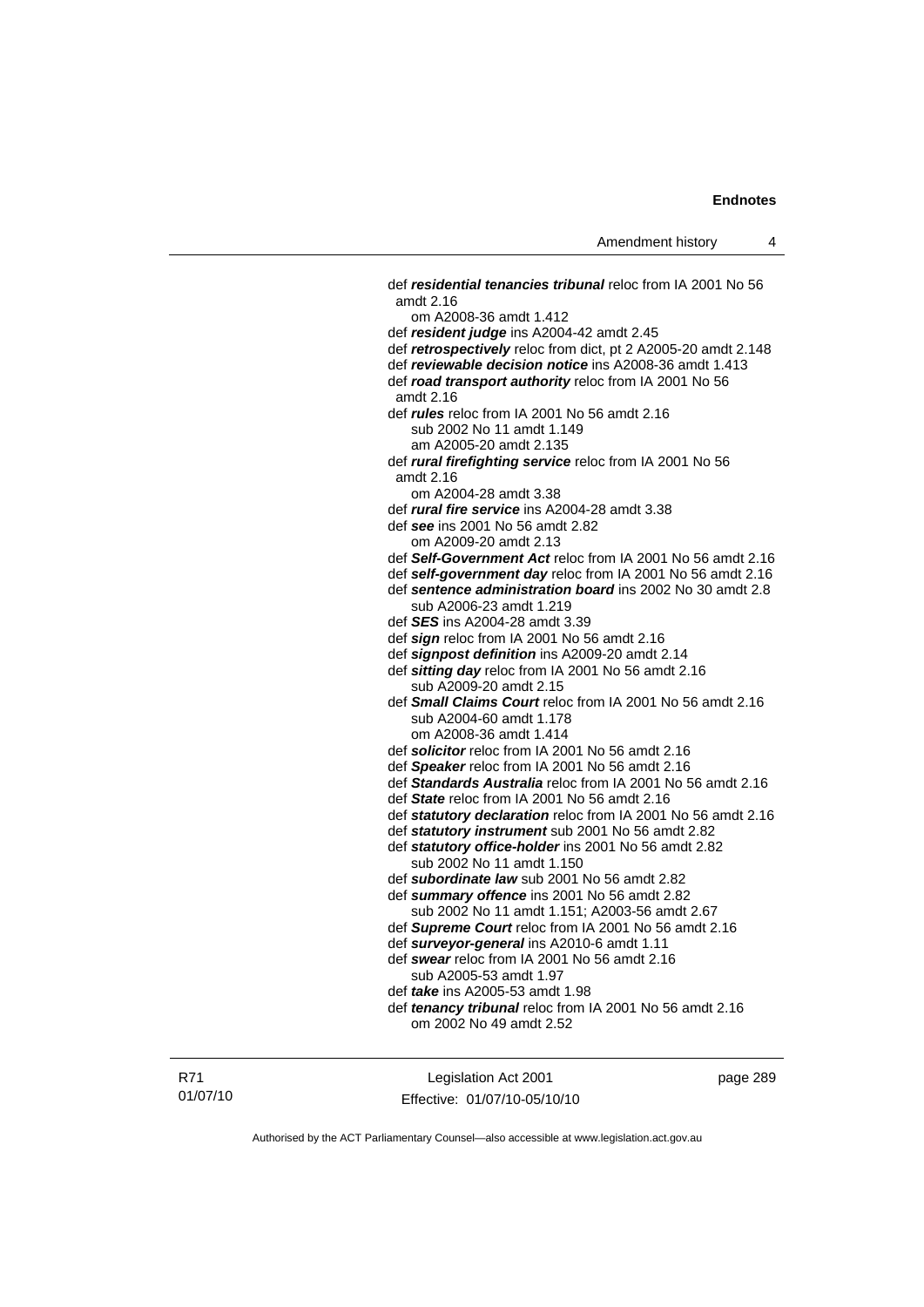def ***residential tenancies tribunal*** reloc from IA 2001 No 56 amdt 2.16
om A2008-36 amdt 1.412
def ***resident judge*** ins A2004-42 amdt 2.45
def ***retrospectively*** reloc from dict, pt 2 A2005-20 amdt 2.148
def ***reviewable decision notice*** ins A2008-36 amdt 1.413
def ***road transport authority*** reloc from IA 2001 No 56 amdt 2.16
def ***rules*** reloc from IA 2001 No 56 amdt 2.16
sub 2002 No 11 amdt 1.149
am A2005-20 amdt 2.135
def ***rural firefighting service*** reloc from IA 2001 No 56 amdt 2.16
om A2004-28 amdt 3.38
def ***rural fire service*** ins A2004-28 amdt 3.38
def ***see*** ins 2001 No 56 amdt 2.82
om A2009-20 amdt 2.13
def ***Self-Government Act*** reloc from IA 2001 No 56 amdt 2.16
def ***self-government day*** reloc from IA 2001 No 56 amdt 2.16
def ***sentence administration board*** ins 2002 No 30 amdt 2.8
sub A2006-23 amdt 1.219
def ***SES*** ins A2004-28 amdt 3.39
def ***sign*** reloc from IA 2001 No 56 amdt 2.16
def ***signpost definition*** ins A2009-20 amdt 2.14
def ***sitting day*** reloc from IA 2001 No 56 amdt 2.16
sub A2009-20 amdt 2.15
def ***Small Claims Court*** reloc from IA 2001 No 56 amdt 2.16
sub A2004-60 amdt 1.178
om A2008-36 amdt 1.414
def ***solicitor*** reloc from IA 2001 No 56 amdt 2.16
def ***Speaker*** reloc from IA 2001 No 56 amdt 2.16
def ***Standards Australia*** reloc from IA 2001 No 56 amdt 2.16
def ***State*** reloc from IA 2001 No 56 amdt 2.16
def ***statutory declaration*** reloc from IA 2001 No 56 amdt 2.16
def ***statutory instrument*** sub 2001 No 56 amdt 2.82
def ***statutory office-holder*** ins 2001 No 56 amdt 2.82
sub 2002 No 11 amdt 1.150
def ***subordinate law*** sub 2001 No 56 amdt 2.82
def ***summary offence*** ins 2001 No 56 amdt 2.82
sub 2002 No 11 amdt 1.151; A2003-56 amdt 2.67
def ***Supreme Court*** reloc from IA 2001 No 56 amdt 2.16
def ***surveyor-general*** ins A2010-6 amdt 1.11
def ***swear*** reloc from IA 2001 No 56 amdt 2.16
sub A2005-53 amdt 1.97
def ***take*** ins A2005-53 amdt 1.98
def ***tenancy tribunal*** reloc from IA 2001 No 56 amdt 2.16
om 2002 No 49 amdt 2.52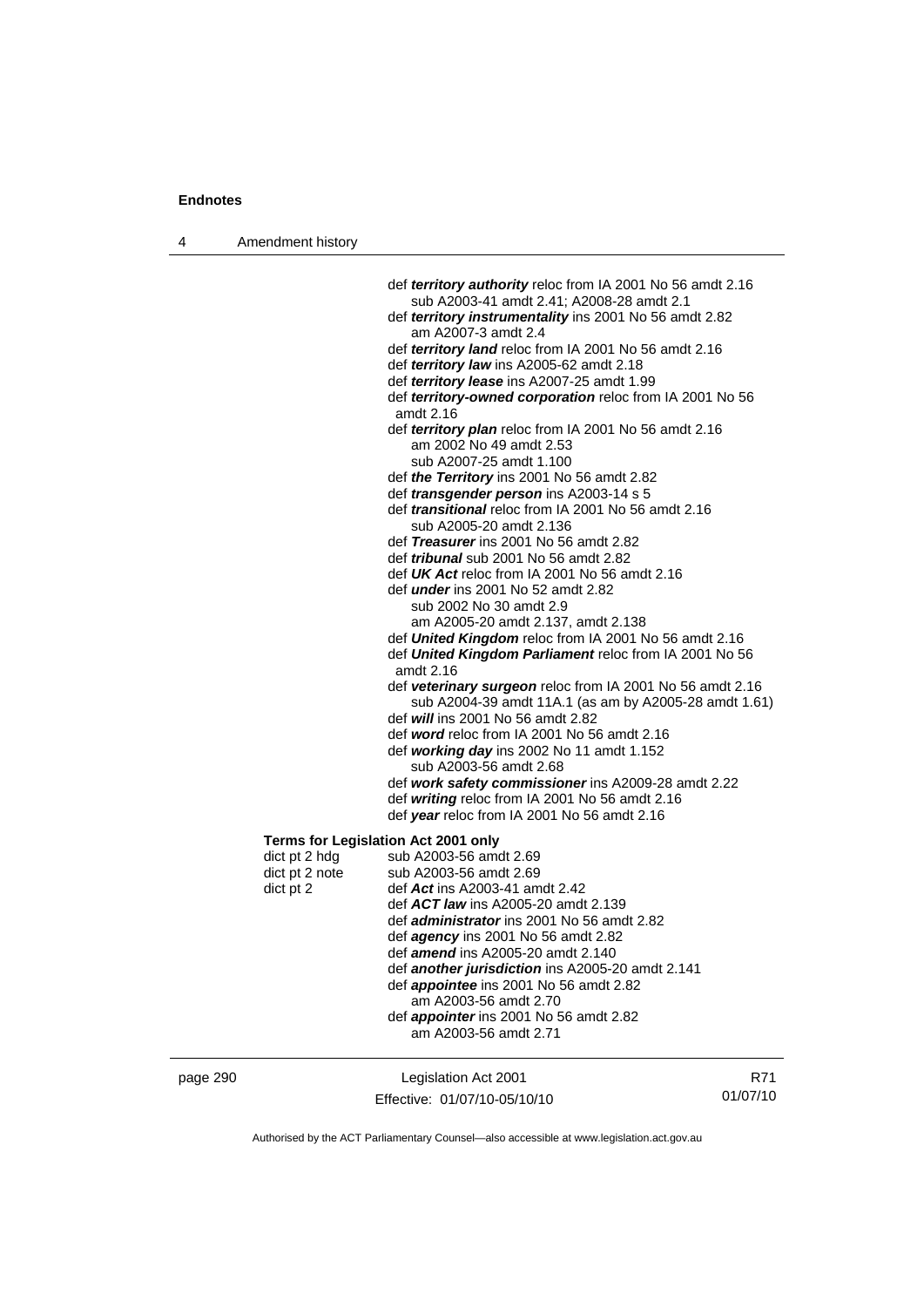def ***territory authority*** reloc from IA 2001 No 56 amdt 2.16
sub A2003-41 amdt 2.41; A2008-28 amdt 2.1
def ***territory instrumentality*** ins 2001 No 56 amdt 2.82
am A2007-3 amdt 2.4
def ***territory land*** reloc from IA 2001 No 56 amdt 2.16
def ***territory law*** ins A2005-62 amdt 2.18
def ***territory lease*** ins A2007-25 amdt 1.99
def ***territory-owned corporation*** reloc from IA 2001 No 56 amdt 2.16
def ***territory plan*** reloc from IA 2001 No 56 amdt 2.16
am 2002 No 49 amdt 2.53
sub A2007-25 amdt 1.100
def ***the Territory*** ins 2001 No 56 amdt 2.82
def ***transgender person*** ins A2003-14 s 5
def ***transitional*** reloc from IA 2001 No 56 amdt 2.16
sub A2005-20 amdt 2.136
def ***Treasurer*** ins 2001 No 56 amdt 2.82
def ***tribunal*** sub 2001 No 56 amdt 2.82
def ***UK Act*** reloc from IA 2001 No 56 amdt 2.16
def ***under*** ins 2001 No 52 amdt 2.82
sub 2002 No 30 amdt 2.9
am A2005-20 amdt 2.137, amdt 2.138
def ***United Kingdom*** reloc from IA 2001 No 56 amdt 2.16
def ***United Kingdom Parliament*** reloc from IA 2001 No 56 amdt 2.16
def ***veterinary surgeon*** reloc from IA 2001 No 56 amdt 2.16
sub A2004-39 amdt 11A.1 (as am by A2005-28 amdt 1.61)
def ***will*** ins 2001 No 56 amdt 2.82
def ***word*** reloc from IA 2001 No 56 amdt 2.16
def ***working day*** ins 2002 No 11 amdt 1.152
sub A2003-56 amdt 2.68
def ***work safety commissioner*** ins A2009-28 amdt 2.22
def ***writing*** reloc from IA 2001 No 56 amdt 2.16
def ***year*** reloc from IA 2001 No 56 amdt 2.16

**Terms for Legislation Act 2001 only**

dict pt 2 hdg sub A2003-56 amdt 2.69
dict pt 2 note sub A2003-56 amdt 2.69
dict pt 2 def ***Act*** ins A2003-41 amdt 2.42
def ***ACT law*** ins A2005-20 amdt 2.139
def ***administrator*** ins 2001 No 56 amdt 2.82
def ***agency*** ins 2001 No 56 amdt 2.82
def ***amend*** ins A2005-20 amdt 2.140
def ***another jurisdiction*** ins A2005-20 amdt 2.141
def ***appointee*** ins 2001 No 56 amdt 2.82
am A2003-56 amdt 2.70
def ***appointer*** ins 2001 No 56 amdt 2.82
am A2003-56 amdt 2.71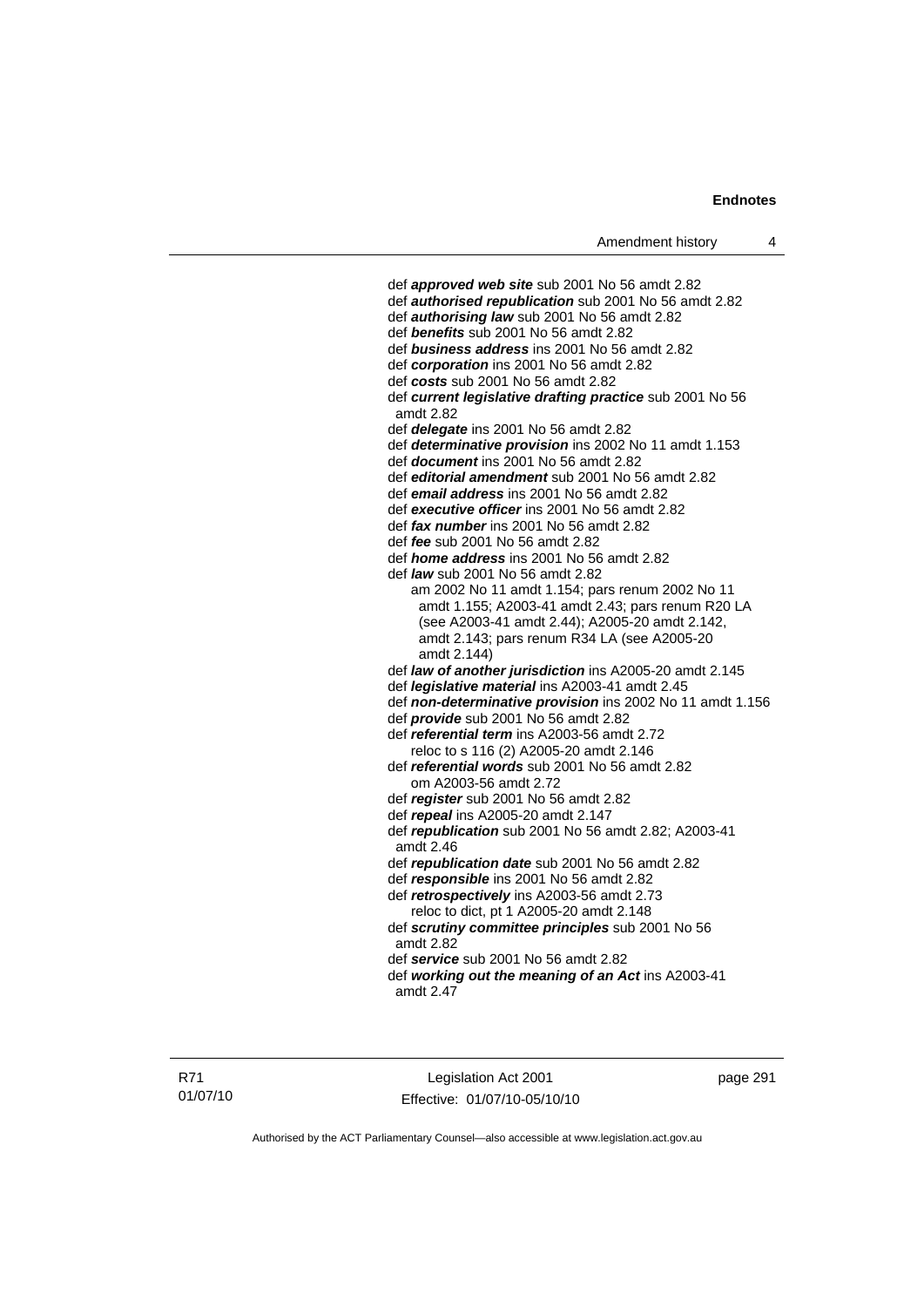def ***approved web site*** sub 2001 No 56 amdt 2.82
def ***authorised republication*** sub 2001 No 56 amdt 2.82
def ***authorising law*** sub 2001 No 56 amdt 2.82
def ***benefits*** sub 2001 No 56 amdt 2.82
def ***business address*** ins 2001 No 56 amdt 2.82
def ***corporation*** ins 2001 No 56 amdt 2.82
def ***costs*** sub 2001 No 56 amdt 2.82
def ***current legislative drafting practice*** sub 2001 No 56 amdt 2.82
def ***delegate*** ins 2001 No 56 amdt 2.82
def ***determinative provision*** ins 2002 No 11 amdt 1.153
def ***document*** ins 2001 No 56 amdt 2.82
def ***editorial amendment*** sub 2001 No 56 amdt 2.82
def ***email address*** ins 2001 No 56 amdt 2.82
def ***executive officer*** ins 2001 No 56 amdt 2.82
def ***fax number*** ins 2001 No 56 amdt 2.82
def ***fee*** sub 2001 No 56 amdt 2.82
def ***home address*** ins 2001 No 56 amdt 2.82
def ***law*** sub 2001 No 56 amdt 2.82
am 2002 No 11 amdt 1.154; pars renum 2002 No 11 amdt 1.155; A2003-41 amdt 2.43; pars renum R20 LA (see A2003-41 amdt 2.44); A2005-20 amdt 2.142, amdt 2.143; pars renum R34 LA (see A2005-20 amdt 2.144)
def ***law of another jurisdiction*** ins A2005-20 amdt 2.145
def ***legislative material*** ins A2003-41 amdt 2.45
def ***non-determinative provision*** ins 2002 No 11 amdt 1.156
def ***provide*** sub 2001 No 56 amdt 2.82
def ***referential term*** ins A2003-56 amdt 2.72
reloc to s 116 (2) A2005-20 amdt 2.146
def ***referential words*** sub 2001 No 56 amdt 2.82
om A2003-56 amdt 2.72
def ***register*** sub 2001 No 56 amdt 2.82
def ***repeal*** ins A2005-20 amdt 2.147
def ***republication*** sub 2001 No 56 amdt 2.82; A2003-41 amdt 2.46
def ***republication date*** sub 2001 No 56 amdt 2.82
def ***responsible*** ins 2001 No 56 amdt 2.82
def ***retrospectively*** ins A2003-56 amdt 2.73
reloc to dict, pt 1 A2005-20 amdt 2.148
def ***scrutiny committee principles*** sub 2001 No 56 amdt 2.82
def ***service*** sub 2001 No 56 amdt 2.82
def ***working out the meaning of an Act*** ins A2003-41 amdt 2.47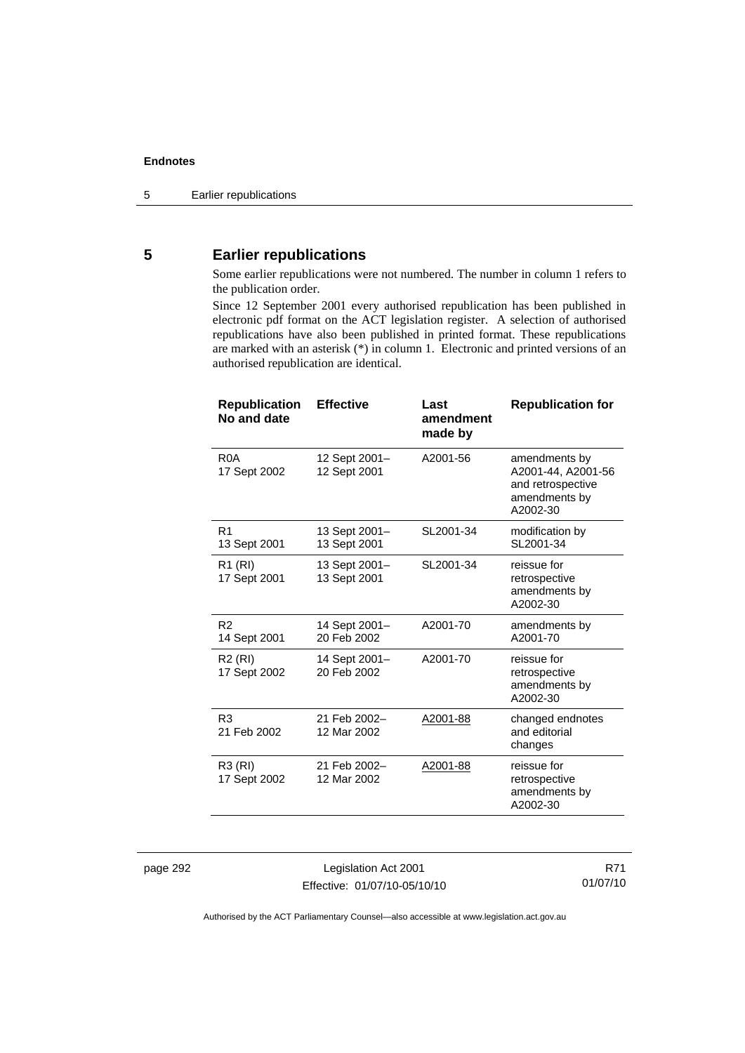## 5 Earlier republications

Some earlier republications were not numbered. The number in column 1 refers to the publication order.

Since 12 September 2001 every authorised republication has been published in electronic pdf format on the ACT legislation register. A selection of authorised republications have also been published in printed format. These republications are marked with an asterisk (*) in column 1. Electronic and printed versions of an authorised republication are identical.

| Republication No and date | Effective | Last amendment made by | Republication for |
|---|---|---|---|
| R0A 17 Sept 2002 | 12 Sept 2001– 12 Sept 2001 | A2001-56 | amendments by A2001-44, A2001-56 and retrospective amendments by A2002-30 |
| R1 13 Sept 2001 | 13 Sept 2001– 13 Sept 2001 | SL2001-34 | modification by SL2001-34 |
| R1 (RI) 17 Sept 2001 | 13 Sept 2001– 13 Sept 2001 | SL2001-34 | reissue for retrospective amendments by A2002-30 |
| R2 14 Sept 2001 | 14 Sept 2001– 20 Feb 2002 | A2001-70 | amendments by A2001-70 |
| R2 (RI) 17 Sept 2002 | 14 Sept 2001– 20 Feb 2002 | A2001-70 | reissue for retrospective amendments by A2002-30 |
| R3 21 Feb 2002 | 21 Feb 2002– 12 Mar 2002 | A2001-88 | changed endnotes and editorial changes |
| R3 (RI) 17 Sept 2002 | 21 Feb 2002– 12 Mar 2002 | A2001-88 | reissue for retrospective amendments by A2002-30 |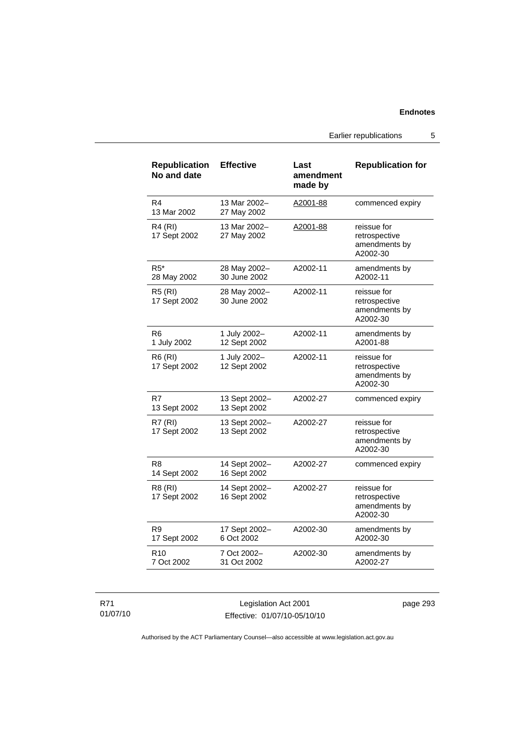| Republication No and date | Effective | Last amendment made by | Republication for |
| --- | --- | --- | --- |
| R4<br>13 Mar 2002 | 13 Mar 2002–<br>27 May 2002 | A2001-88 | commenced expiry |
| R4 (RI)<br>17 Sept 2002 | 13 Mar 2002–<br>27 May 2002 | A2001-88 | reissue for retrospective amendments by A2002-30 |
| R5*<br>28 May 2002 | 28 May 2002–<br>30 June 2002 | A2002-11 | amendments by A2002-11 |
| R5 (RI)<br>17 Sept 2002 | 28 May 2002–<br>30 June 2002 | A2002-11 | reissue for retrospective amendments by A2002-30 |
| R6<br>1 July 2002 | 1 July 2002–<br>12 Sept 2002 | A2002-11 | amendments by A2001-88 |
| R6 (RI)<br>17 Sept 2002 | 1 July 2002–<br>12 Sept 2002 | A2002-11 | reissue for retrospective amendments by A2002-30 |
| R7<br>13 Sept 2002 | 13 Sept 2002–<br>13 Sept 2002 | A2002-27 | commenced expiry |
| R7 (RI)<br>17 Sept 2002 | 13 Sept 2002–<br>13 Sept 2002 | A2002-27 | reissue for retrospective amendments by A2002-30 |
| R8<br>14 Sept 2002 | 14 Sept 2002–<br>16 Sept 2002 | A2002-27 | commenced expiry |
| R8 (RI)<br>17 Sept 2002 | 14 Sept 2002–<br>16 Sept 2002 | A2002-27 | reissue for retrospective amendments by A2002-30 |
| R9<br>17 Sept 2002 | 17 Sept 2002–<br>6 Oct 2002 | A2002-30 | amendments by A2002-30 |
| R10<br>7 Oct 2002 | 7 Oct 2002–<br>31 Oct 2002 | A2002-30 | amendments by A2002-27 |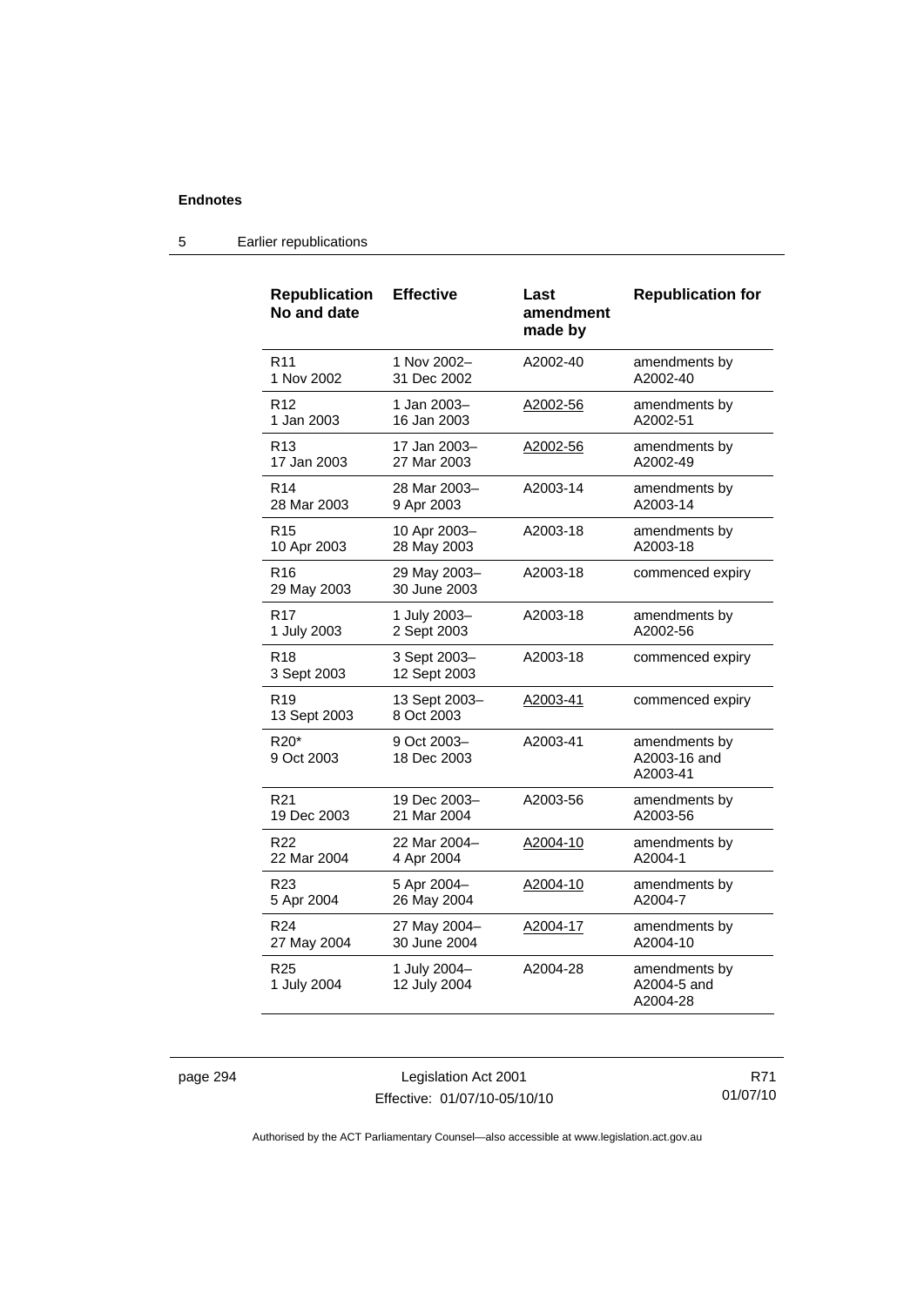## 5 Earlier republications

| Republication No and date | Effective | Last amendment made by | Republication for |
|---|---|---|---|
| R11<br>1 Nov 2002 | 1 Nov 2002–<br>31 Dec 2002 | A2002-40 | amendments by A2002-40 |
| R12<br>1 Jan 2003 | 1 Jan 2003–<br>16 Jan 2003 | A2002-56 | amendments by A2002-51 |
| R13<br>17 Jan 2003 | 17 Jan 2003–<br>27 Mar 2003 | A2002-56 | amendments by A2002-49 |
| R14<br>28 Mar 2003 | 28 Mar 2003–<br>9 Apr 2003 | A2003-14 | amendments by A2003-14 |
| R15<br>10 Apr 2003 | 10 Apr 2003–<br>28 May 2003 | A2003-18 | amendments by A2003-18 |
| R16<br>29 May 2003 | 29 May 2003–<br>30 June 2003 | A2003-18 | commenced expiry |
| R17<br>1 July 2003 | 1 July 2003–<br>2 Sept 2003 | A2003-18 | amendments by A2002-56 |
| R18<br>3 Sept 2003 | 3 Sept 2003–<br>12 Sept 2003 | A2003-18 | commenced expiry |
| R19<br>13 Sept 2003 | 13 Sept 2003–<br>8 Oct 2003 | A2003-41 | commenced expiry |
| R20*<br>9 Oct 2003 | 9 Oct 2003–<br>18 Dec 2003 | A2003-41 | amendments by A2003-16 and A2003-41 |
| R21<br>19 Dec 2003 | 19 Dec 2003–<br>21 Mar 2004 | A2003-56 | amendments by A2003-56 |
| R22<br>22 Mar 2004 | 22 Mar 2004–<br>4 Apr 2004 | A2004-10 | amendments by A2004-1 |
| R23<br>5 Apr 2004 | 5 Apr 2004–<br>26 May 2004 | A2004-10 | amendments by A2004-7 |
| R24<br>27 May 2004 | 27 May 2004–<br>30 June 2004 | A2004-17 | amendments by A2004-10 |
| R25<br>1 July 2004 | 1 July 2004–<br>12 July 2004 | A2004-28 | amendments by A2004-5 and A2004-28 |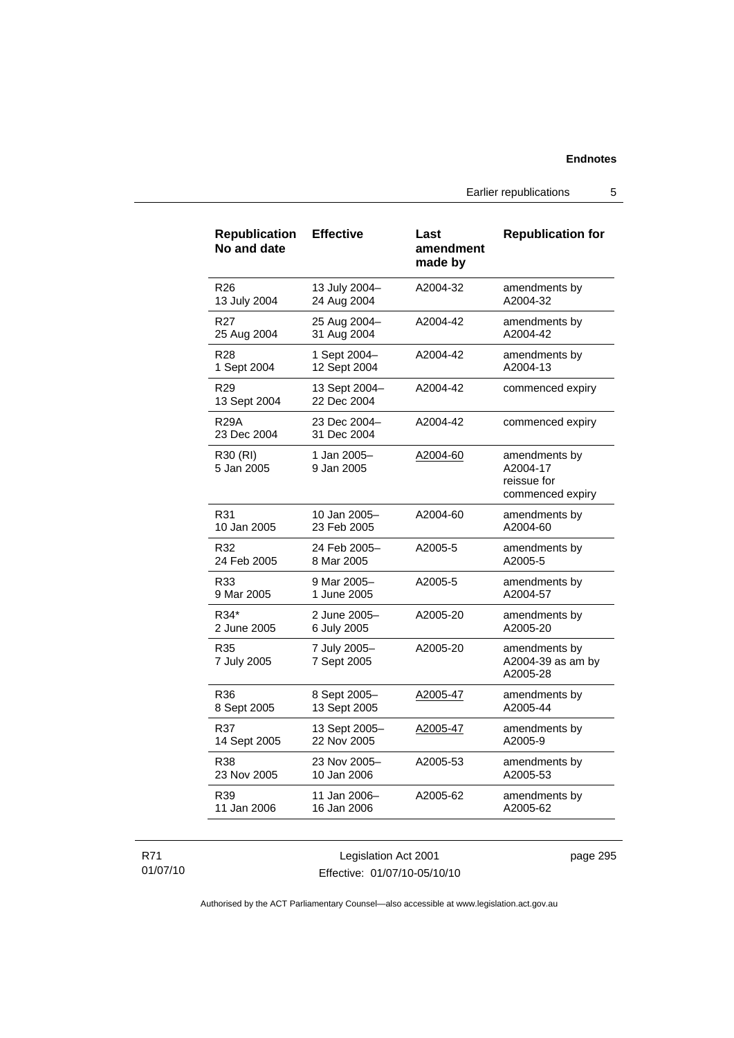| Republication No and date | Effective | Last amendment made by | Republication for |
| --- | --- | --- | --- |
| R26<br>13 July 2004 | 13 July 2004–<br>24 Aug 2004 | A2004-32 | amendments by A2004-32 |
| R27<br>25 Aug 2004 | 25 Aug 2004–<br>31 Aug 2004 | A2004-42 | amendments by A2004-42 |
| R28<br>1 Sept 2004 | 1 Sept 2004–<br>12 Sept 2004 | A2004-42 | amendments by A2004-13 |
| R29<br>13 Sept 2004 | 13 Sept 2004–<br>22 Dec 2004 | A2004-42 | commenced expiry |
| R29A<br>23 Dec 2004 | 23 Dec 2004–<br>31 Dec 2004 | A2004-42 | commenced expiry |
| R30 (RI)<br>5 Jan 2005 | 1 Jan 2005–<br>9 Jan 2005 | A2004-60 | amendments by A2004-17<br>reissue for commenced expiry |
| R31<br>10 Jan 2005 | 10 Jan 2005–<br>23 Feb 2005 | A2004-60 | amendments by A2004-60 |
| R32<br>24 Feb 2005 | 24 Feb 2005–<br>8 Mar 2005 | A2005-5 | amendments by A2005-5 |
| R33<br>9 Mar 2005 | 9 Mar 2005–<br>1 June 2005 | A2005-5 | amendments by A2004-57 |
| R34*<br>2 June 2005 | 2 June 2005–<br>6 July 2005 | A2005-20 | amendments by A2005-20 |
| R35<br>7 July 2005 | 7 July 2005–<br>7 Sept 2005 | A2005-20 | amendments by A2004-39 as am by A2005-28 |
| R36<br>8 Sept 2005 | 8 Sept 2005–<br>13 Sept 2005 | A2005-47 | amendments by A2005-44 |
| R37<br>14 Sept 2005 | 13 Sept 2005–<br>22 Nov 2005 | A2005-47 | amendments by A2005-9 |
| R38<br>23 Nov 2005 | 23 Nov 2005–<br>10 Jan 2006 | A2005-53 | amendments by A2005-53 |
| R39<br>11 Jan 2006 | 11 Jan 2006–<br>16 Jan 2006 | A2005-62 | amendments by A2005-62 |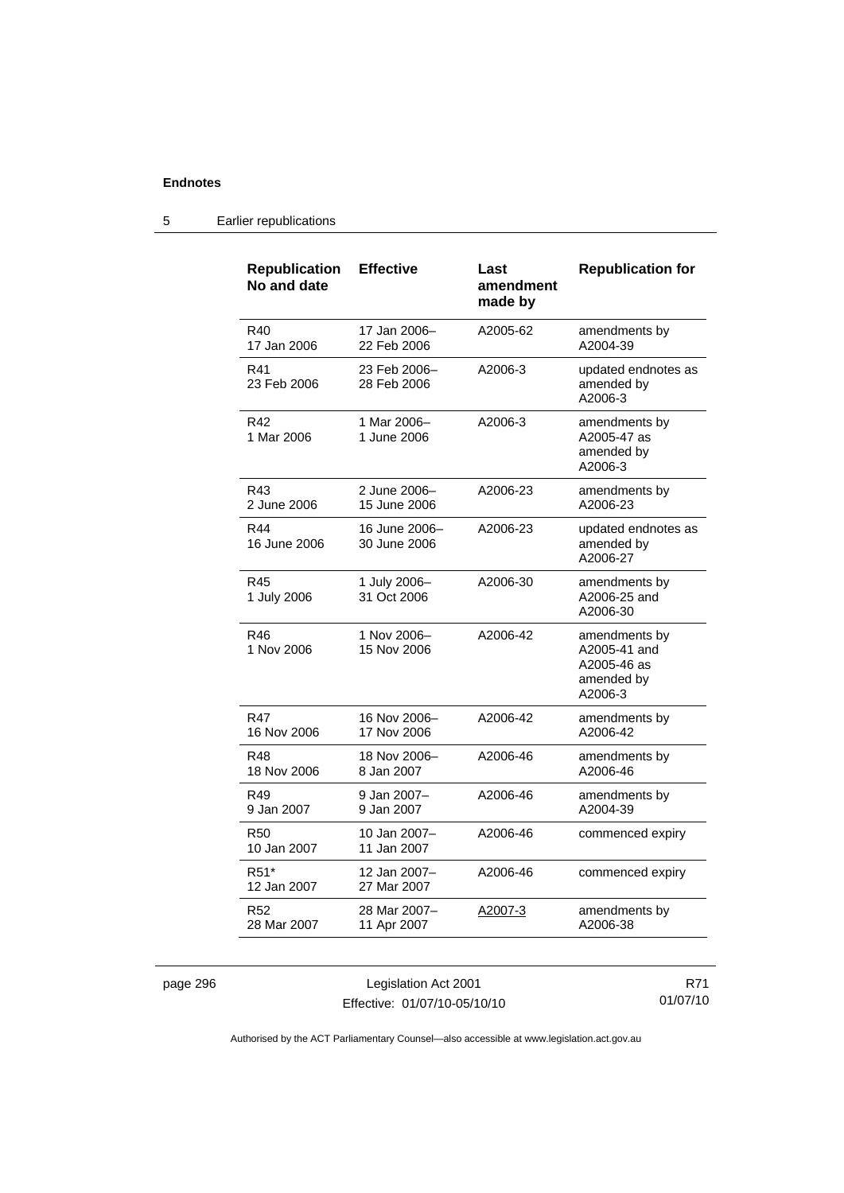| Republication No and date | Effective | Last amendment made by | Republication for |
|---|---|---|---|
| R40 17 Jan 2006 | 17 Jan 2006– 22 Feb 2006 | A2005-62 | amendments by A2004-39 |
| R41 23 Feb 2006 | 23 Feb 2006– 28 Feb 2006 | A2006-3 | updated endnotes as amended by A2006-3 |
| R42 1 Mar 2006 | 1 Mar 2006– 1 June 2006 | A2006-3 | amendments by A2005-47 as amended by A2006-3 |
| R43 2 June 2006 | 2 June 2006– 15 June 2006 | A2006-23 | amendments by A2006-23 |
| R44 16 June 2006 | 16 June 2006– 30 June 2006 | A2006-23 | updated endnotes as amended by A2006-27 |
| R45 1 July 2006 | 1 July 2006– 31 Oct 2006 | A2006-30 | amendments by A2006-25 and A2006-30 |
| R46 1 Nov 2006 | 1 Nov 2006– 15 Nov 2006 | A2006-42 | amendments by A2005-41 and A2005-46 as amended by A2006-3 |
| R47 16 Nov 2006 | 16 Nov 2006– 17 Nov 2006 | A2006-42 | amendments by A2006-42 |
| R48 18 Nov 2006 | 18 Nov 2006– 8 Jan 2007 | A2006-46 | amendments by A2006-46 |
| R49 9 Jan 2007 | 9 Jan 2007– 9 Jan 2007 | A2006-46 | amendments by A2004-39 |
| R50 10 Jan 2007 | 10 Jan 2007– 11 Jan 2007 | A2006-46 | commenced expiry |
| R51* 12 Jan 2007 | 12 Jan 2007– 27 Mar 2007 | A2006-46 | commenced expiry |
| R52 28 Mar 2007 | 28 Mar 2007– 11 Apr 2007 | A2007-3 | amendments by A2006-38 |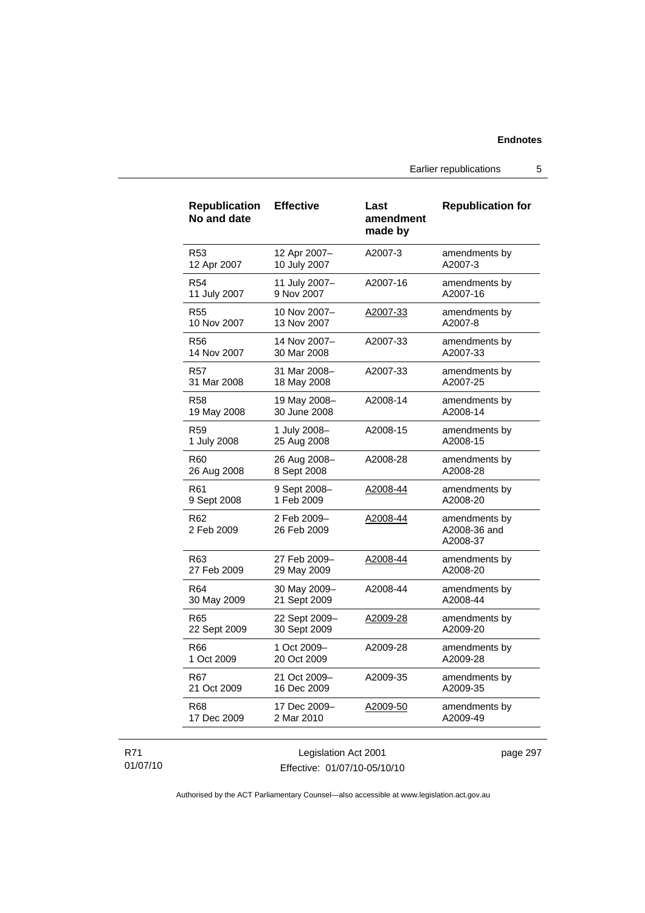| Republication No and date | Effective | Last amendment made by | Republication for |
|---|---|---|---|
| R53 12 Apr 2007 | 12 Apr 2007– 10 July 2007 | A2007-3 | amendments by A2007-3 |
| R54 11 July 2007 | 11 July 2007– 9 Nov 2007 | A2007-16 | amendments by A2007-16 |
| R55 10 Nov 2007 | 10 Nov 2007– 13 Nov 2007 | A2007-33 | amendments by A2007-8 |
| R56 14 Nov 2007 | 14 Nov 2007– 30 Mar 2008 | A2007-33 | amendments by A2007-33 |
| R57 31 Mar 2008 | 31 Mar 2008– 18 May 2008 | A2007-33 | amendments by A2007-25 |
| R58 19 May 2008 | 19 May 2008– 30 June 2008 | A2008-14 | amendments by A2008-14 |
| R59 1 July 2008 | 1 July 2008– 25 Aug 2008 | A2008-15 | amendments by A2008-15 |
| R60 26 Aug 2008 | 26 Aug 2008– 8 Sept 2008 | A2008-28 | amendments by A2008-28 |
| R61 9 Sept 2008 | 9 Sept 2008– 1 Feb 2009 | A2008-44 | amendments by A2008-20 |
| R62 2 Feb 2009 | 2 Feb 2009– 26 Feb 2009 | A2008-44 | amendments by A2008-36 and A2008-37 |
| R63 27 Feb 2009 | 27 Feb 2009– 29 May 2009 | A2008-44 | amendments by A2008-20 |
| R64 30 May 2009 | 30 May 2009– 21 Sept 2009 | A2008-44 | amendments by A2008-44 |
| R65 22 Sept 2009 | 22 Sept 2009– 30 Sept 2009 | A2009-28 | amendments by A2009-20 |
| R66 1 Oct 2009 | 1 Oct 2009– 20 Oct 2009 | A2009-28 | amendments by A2009-28 |
| R67 21 Oct 2009 | 21 Oct 2009– 16 Dec 2009 | A2009-35 | amendments by A2009-35 |
| R68 17 Dec 2009 | 17 Dec 2009– 2 Mar 2010 | A2009-50 | amendments by A2009-49 |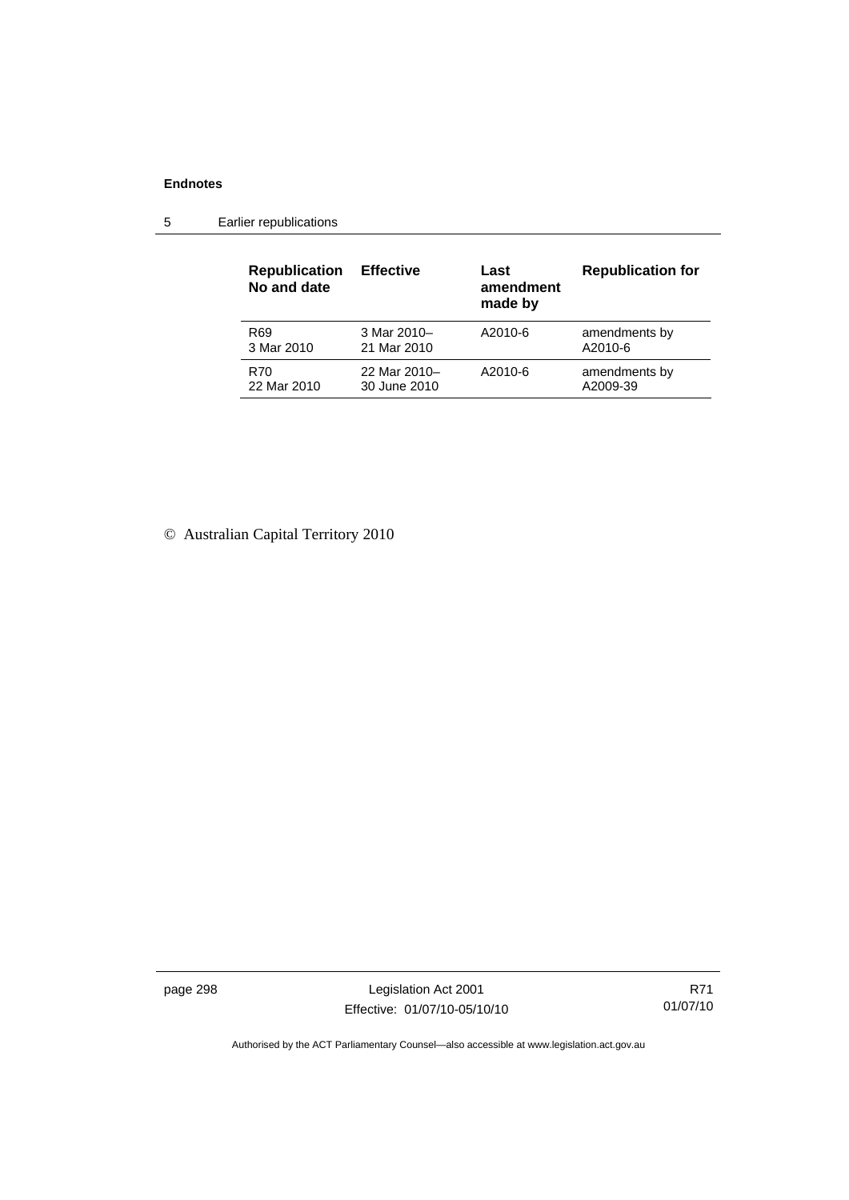## 5 Earlier republications

| Republication No and date | Effective | Last amendment made by | Republication for |
| --- | --- | --- | --- |
| R69<br>3 Mar 2010 | 3 Mar 2010–<br>21 Mar 2010 | A2010-6 | amendments by<br>A2010-6 |
| R70<br>22 Mar 2010 | 22 Mar 2010–<br>30 June 2010 | A2010-6 | amendments by<br>A2009-39 |

© Australian Capital Territory 2010